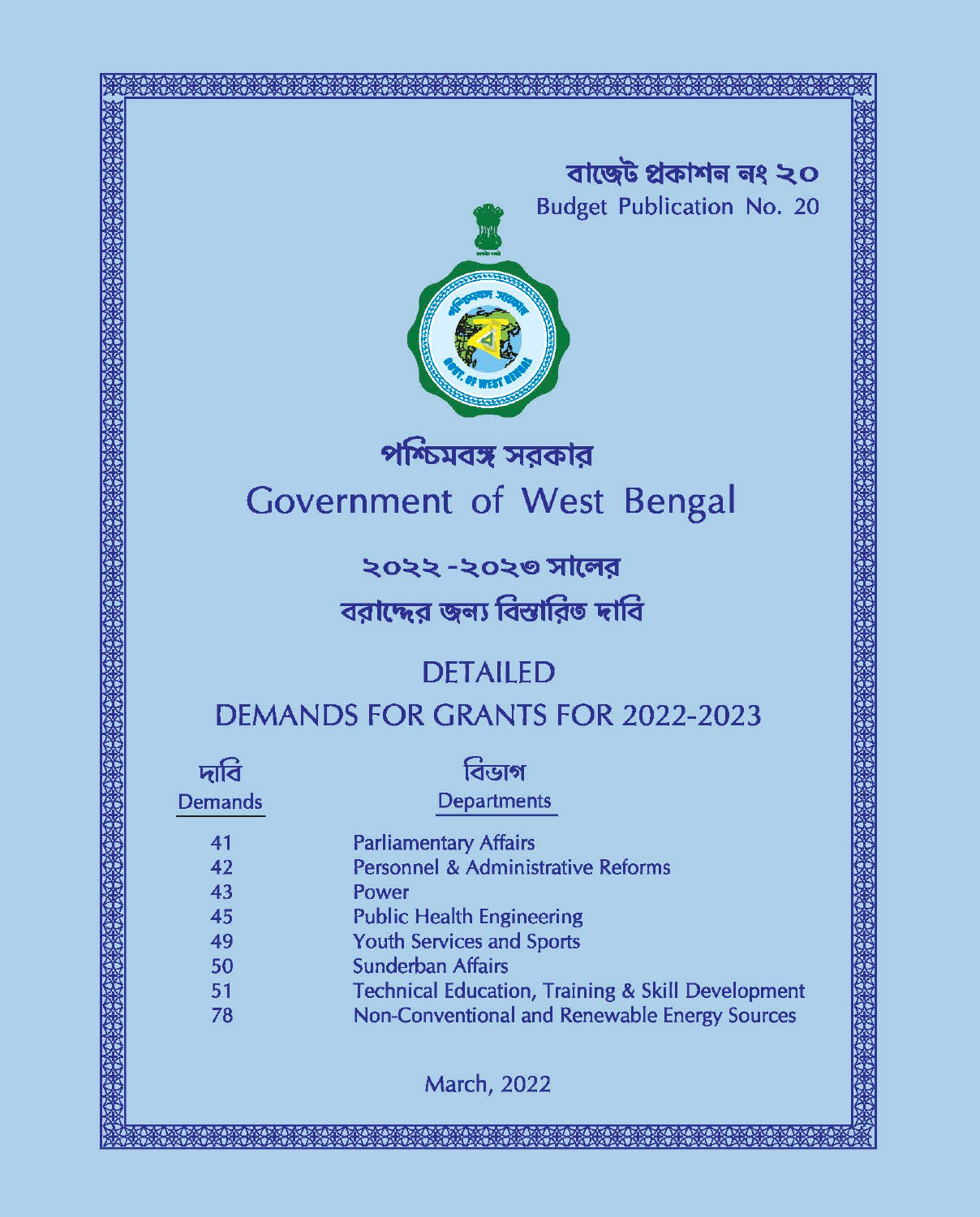বাজেট প্রকাশন নং ২০

Budget Publication No. 20

# পশ্চিমবঙ্গ সরকার

# Government of West Bengal

## ২০২২ -২০২৩ সালের

## বরাদ্দের জন্য বিস্তারিত দাবি

## DETAILED

## DEMANDS FOR GRANTS FOR 2022-2023

| দাবি<br>Demands | বিভাগ<br>Departments |
|---|---|
| 41 | Parliamentary Affairs |
| 42 | Personnel & Administrative Reforms |
| 43 | Power |
| 45 | Public Health Engineering |
| 49 | Youth Services and Sports |
| 50 | Sunderban Affairs |
| 51 | Technical Education, Training & Skill Development |
| 78 | Non-Conventional and Renewable Energy Sources |

March, 2022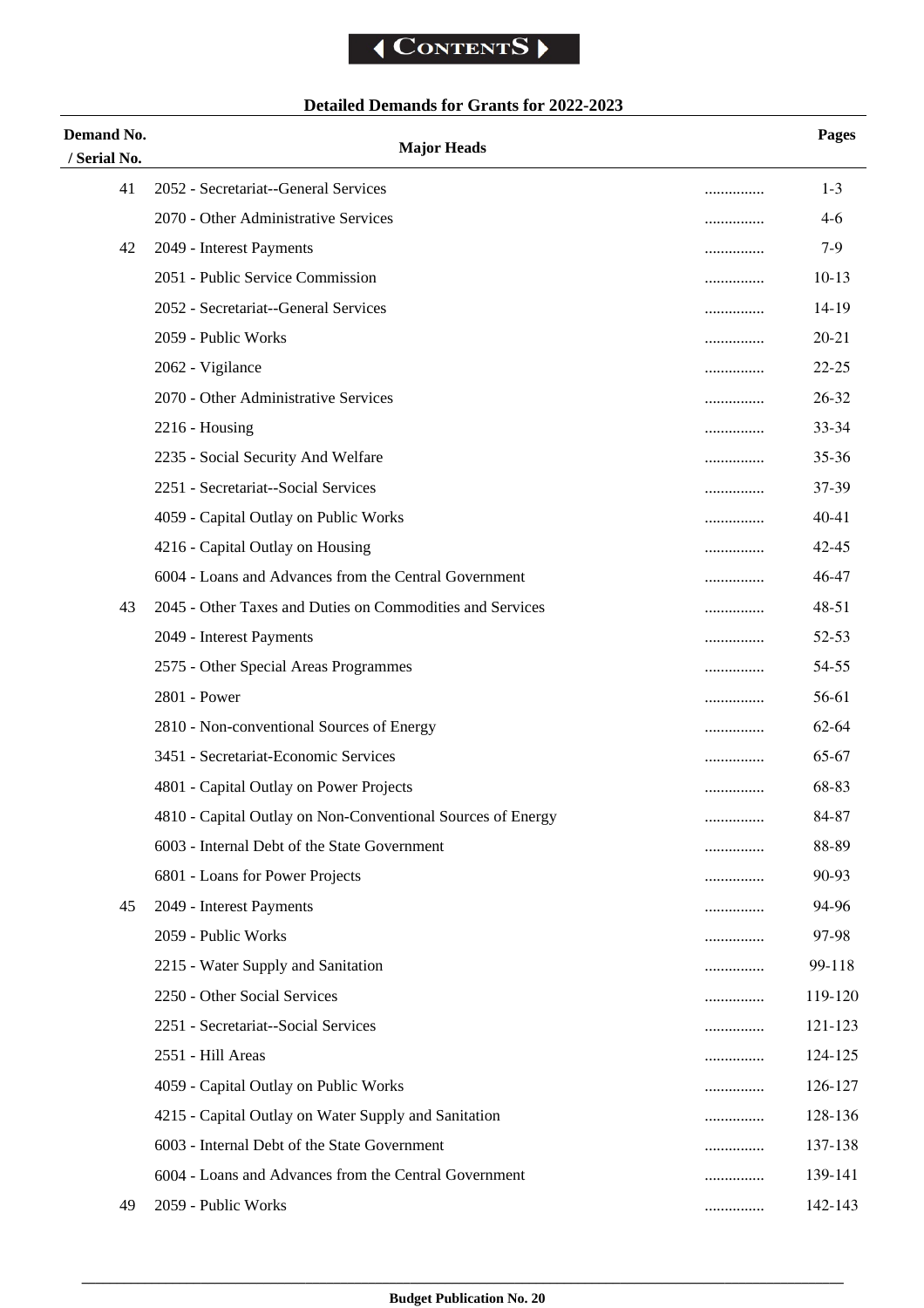# Contents

## Detailed Demands for Grants for 2022-2023

| Demand No. / Serial No. | Major Heads | | Pages |
|---|---|---|---|
| 41 | 2052 - Secretariat--General Services | ............... | 1-3 |
| | 2070 - Other Administrative Services | ............... | 4-6 |
| 42 | 2049 - Interest Payments | ............... | 7-9 |
| | 2051 - Public Service Commission | ............... | 10-13 |
| | 2052 - Secretariat--General Services | ............... | 14-19 |
| | 2059 - Public Works | ............... | 20-21 |
| | 2062 - Vigilance | ............... | 22-25 |
| | 2070 - Other Administrative Services | ............... | 26-32 |
| | 2216 - Housing | ............... | 33-34 |
| | 2235 - Social Security And Welfare | ............... | 35-36 |
| | 2251 - Secretariat--Social Services | ............... | 37-39 |
| | 4059 - Capital Outlay on Public Works | ............... | 40-41 |
| | 4216 - Capital Outlay on Housing | ............... | 42-45 |
| | 6004 - Loans and Advances from the Central Government | ............... | 46-47 |
| 43 | 2045 - Other Taxes and Duties on Commodities and Services | ............... | 48-51 |
| | 2049 - Interest Payments | ............... | 52-53 |
| | 2575 - Other Special Areas Programmes | ............... | 54-55 |
| | 2801 - Power | ............... | 56-61 |
| | 2810 - Non-conventional Sources of Energy | ............... | 62-64 |
| | 3451 - Secretariat-Economic Services | ............... | 65-67 |
| | 4801 - Capital Outlay on Power Projects | ............... | 68-83 |
| | 4810 - Capital Outlay on Non-Conventional Sources of Energy | ............... | 84-87 |
| | 6003 - Internal Debt of the State Government | ............... | 88-89 |
| | 6801 - Loans for Power Projects | ............... | 90-93 |
| 45 | 2049 - Interest Payments | ............... | 94-96 |
| | 2059 - Public Works | ............... | 97-98 |
| | 2215 - Water Supply and Sanitation | ............... | 99-118 |
| | 2250 - Other Social Services | ............... | 119-120 |
| | 2251 - Secretariat--Social Services | ............... | 121-123 |
| | 2551 - Hill Areas | ............... | 124-125 |
| | 4059 - Capital Outlay on Public Works | ............... | 126-127 |
| | 4215 - Capital Outlay on Water Supply and Sanitation | ............... | 128-136 |
| | 6003 - Internal Debt of the State Government | ............... | 137-138 |
| | 6004 - Loans and Advances from the Central Government | ............... | 139-141 |
| 49 | 2059 - Public Works | ............... | 142-143 |

**Budget Publication No. 20**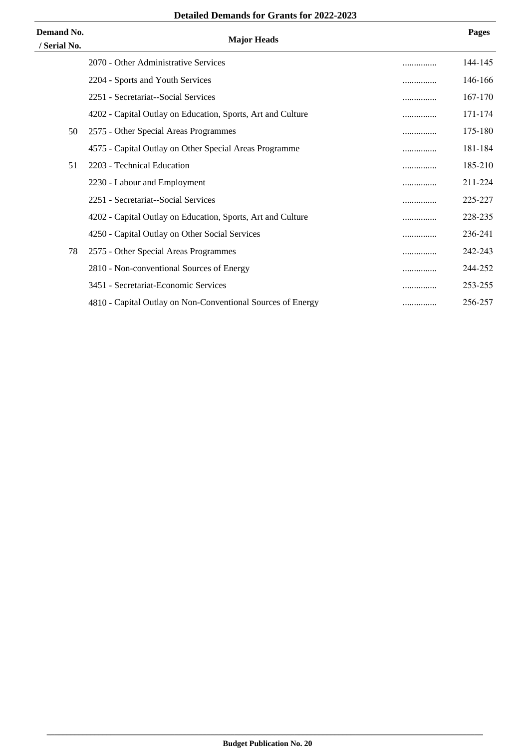**Detailed Demands for Grants for 2022-2023**

| Demand No. / Serial No. | Major Heads | | Pages |
|---|---|---|---|
| | 2070 - Other Administrative Services | ............... | 144-145 |
| | 2204 - Sports and Youth Services | ............... | 146-166 |
| | 2251 - Secretariat--Social Services | ............... | 167-170 |
| | 4202 - Capital Outlay on Education, Sports, Art and Culture | ............... | 171-174 |
| 50 | 2575 - Other Special Areas Programmes | ............... | 175-180 |
| | 4575 - Capital Outlay on Other Special Areas Programme | ............... | 181-184 |
| 51 | 2203 - Technical Education | ............... | 185-210 |
| | 2230 - Labour and Employment | ............... | 211-224 |
| | 2251 - Secretariat--Social Services | ............... | 225-227 |
| | 4202 - Capital Outlay on Education, Sports, Art and Culture | ............... | 228-235 |
| | 4250 - Capital Outlay on Other Social Services | ............... | 236-241 |
| 78 | 2575 - Other Special Areas Programmes | ............... | 242-243 |
| | 2810 - Non-conventional Sources of Energy | ............... | 244-252 |
| | 3451 - Secretariat-Economic Services | ............... | 253-255 |
| | 4810 - Capital Outlay on Non-Conventional Sources of Energy | ............... | 256-257 |

**Budget Publication No. 20**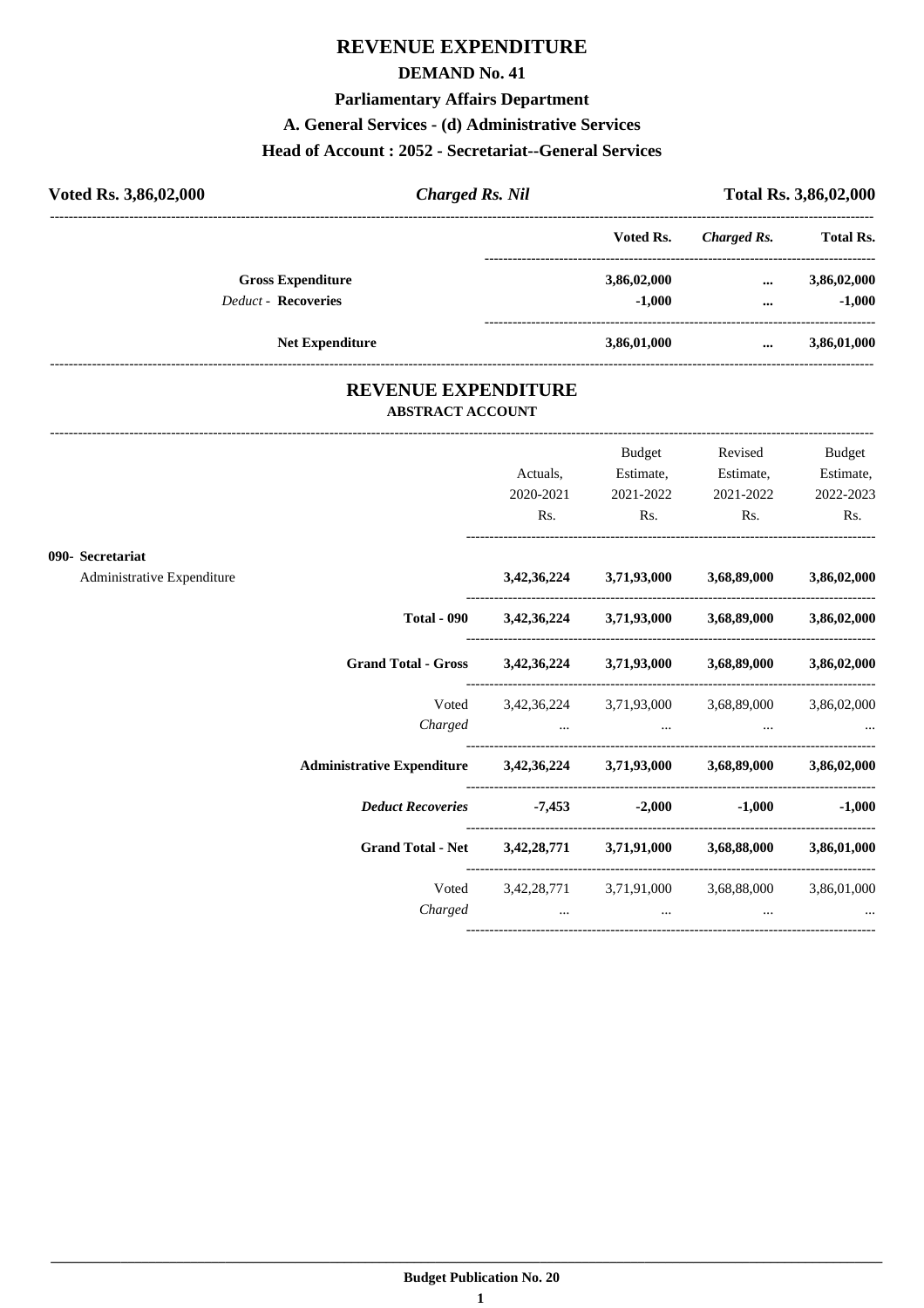# REVENUE EXPENDITURE

## DEMAND No. 41

### Parliamentary Affairs Department

### A. General Services - (d) Administrative Services

### Head of Account : 2052 - Secretariat--General Services

**Voted Rs. 3,86,02,000** | ***Charged Rs. Nil*** | **Total Rs. 3,86,02,000**

| | Voted Rs. | *Charged Rs.* | Total Rs. |
|---|---|---|---|
| **Gross Expenditure** | **3,86,02,000** | **...** | **3,86,02,000** |
| *Deduct* - **Recoveries** | **-1,000** | **...** | **-1,000** |
| **Net Expenditure** | **3,86,01,000** | **...** | **3,86,01,000** |

# REVENUE EXPENDITURE

### ABSTRACT ACCOUNT

| | Actuals, 2020-2021 Rs. | Budget Estimate, 2021-2022 Rs. | Revised Estimate, 2021-2022 Rs. | Budget Estimate, 2022-2023 Rs. |
|---|---|---|---|---|
| **090- Secretariat** | | | | |
| Administrative Expenditure | **3,42,36,224** | **3,71,93,000** | **3,68,89,000** | **3,86,02,000** |
| **Total - 090** | **3,42,36,224** | **3,71,93,000** | **3,68,89,000** | **3,86,02,000** |
| **Grand Total - Gross** | **3,42,36,224** | **3,71,93,000** | **3,68,89,000** | **3,86,02,000** |
| Voted | 3,42,36,224 | 3,71,93,000 | 3,68,89,000 | 3,86,02,000 |
| *Charged* | ... | ... | ... | ... |
| **Administrative Expenditure** | **3,42,36,224** | **3,71,93,000** | **3,68,89,000** | **3,86,02,000** |
| ***Deduct Recoveries*** | **-7,453** | **-2,000** | **-1,000** | **-1,000** |
| **Grand Total - Net** | **3,42,28,771** | **3,71,91,000** | **3,68,88,000** | **3,86,01,000** |
| Voted | 3,42,28,771 | 3,71,91,000 | 3,68,88,000 | 3,86,01,000 |
| *Charged* | ... | ... | ... | ... |

**Budget Publication No. 20**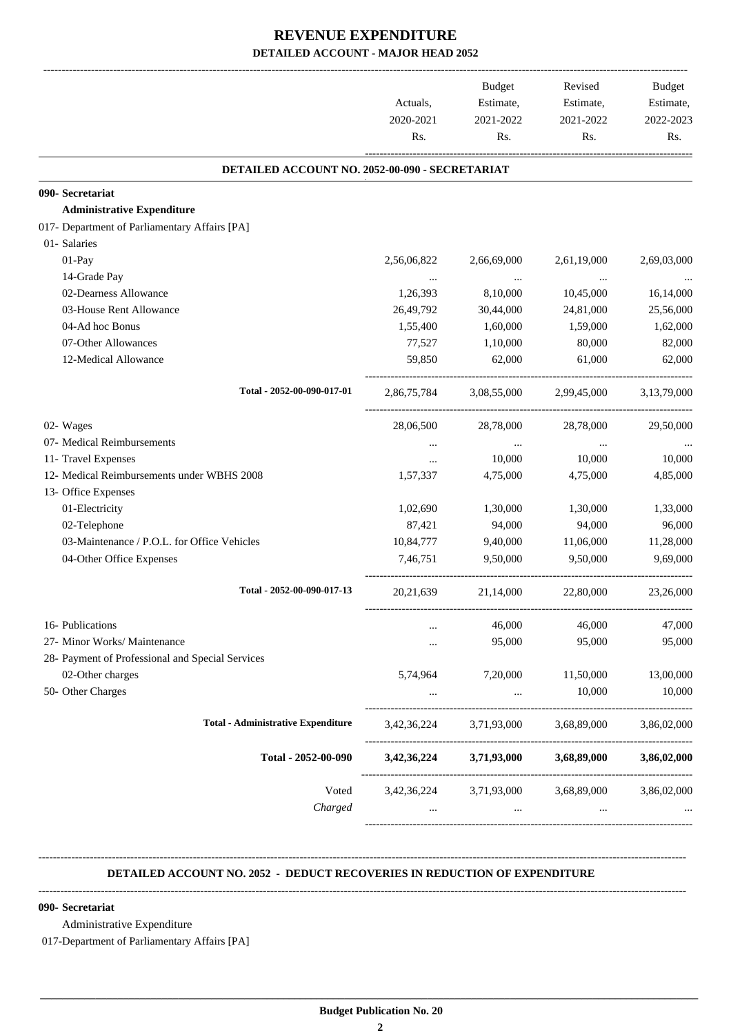# REVENUE EXPENDITURE

## DETAILED ACCOUNT - MAJOR HEAD 2052

| | Actuals, 2020-2021 Rs. | Budget Estimate, 2021-2022 Rs. | Revised Estimate, 2021-2022 Rs. | Budget Estimate, 2022-2023 Rs. |
|---|---|---|---|---|
| **DETAILED ACCOUNT NO. 2052-00-090 - SECRETARIAT** | | | | |
| **090- Secretariat** | | | | |
| **Administrative Expenditure** | | | | |
| 017- Department of Parliamentary Affairs [PA] | | | | |
| 01- Salaries | | | | |
| 01-Pay | 2,56,06,822 | 2,66,69,000 | 2,61,19,000 | 2,69,03,000 |
| 14-Grade Pay | ... | ... | ... | ... |
| 02-Dearness Allowance | 1,26,393 | 8,10,000 | 10,45,000 | 16,14,000 |
| 03-House Rent Allowance | 26,49,792 | 30,44,000 | 24,81,000 | 25,56,000 |
| 04-Ad hoc Bonus | 1,55,400 | 1,60,000 | 1,59,000 | 1,62,000 |
| 07-Other Allowances | 77,527 | 1,10,000 | 80,000 | 82,000 |
| 12-Medical Allowance | 59,850 | 62,000 | 61,000 | 62,000 |
| Total - 2052-00-090-017-01 | 2,86,75,784 | 3,08,55,000 | 2,99,45,000 | 3,13,79,000 |
| 02- Wages | 28,06,500 | 28,78,000 | 28,78,000 | 29,50,000 |
| 07- Medical Reimbursements | ... | ... | ... | ... |
| 11- Travel Expenses | ... | 10,000 | 10,000 | 10,000 |
| 12- Medical Reimbursements under WBHS 2008 | 1,57,337 | 4,75,000 | 4,75,000 | 4,85,000 |
| 13- Office Expenses | | | | |
| 01-Electricity | 1,02,690 | 1,30,000 | 1,30,000 | 1,33,000 |
| 02-Telephone | 87,421 | 94,000 | 94,000 | 96,000 |
| 03-Maintenance / P.O.L. for Office Vehicles | 10,84,777 | 9,40,000 | 11,06,000 | 11,28,000 |
| 04-Other Office Expenses | 7,46,751 | 9,50,000 | 9,50,000 | 9,69,000 |
| Total - 2052-00-090-017-13 | 20,21,639 | 21,14,000 | 22,80,000 | 23,26,000 |
| 16- Publications | ... | 46,000 | 46,000 | 47,000 |
| 27- Minor Works/ Maintenance | ... | 95,000 | 95,000 | 95,000 |
| 28- Payment of Professional and Special Services | | | | |
| 02-Other charges | 5,74,964 | 7,20,000 | 11,50,000 | 13,00,000 |
| 50- Other Charges | ... | ... | 10,000 | 10,000 |
| **Total - Administrative Expenditure** | 3,42,36,224 | 3,71,93,000 | 3,68,89,000 | 3,86,02,000 |
| **Total - 2052-00-090** | **3,42,36,224** | **3,71,93,000** | **3,68,89,000** | **3,86,02,000** |
| Voted | 3,42,36,224 | 3,71,93,000 | 3,68,89,000 | 3,86,02,000 |
| *Charged* | ... | ... | ... | ... |

**DETAILED ACCOUNT NO. 2052 - DEDUCT RECOVERIES IN REDUCTION OF EXPENDITURE**

**090- Secretariat**

Administrative Expenditure

017-Department of Parliamentary Affairs [PA]

**Budget Publication No. 20**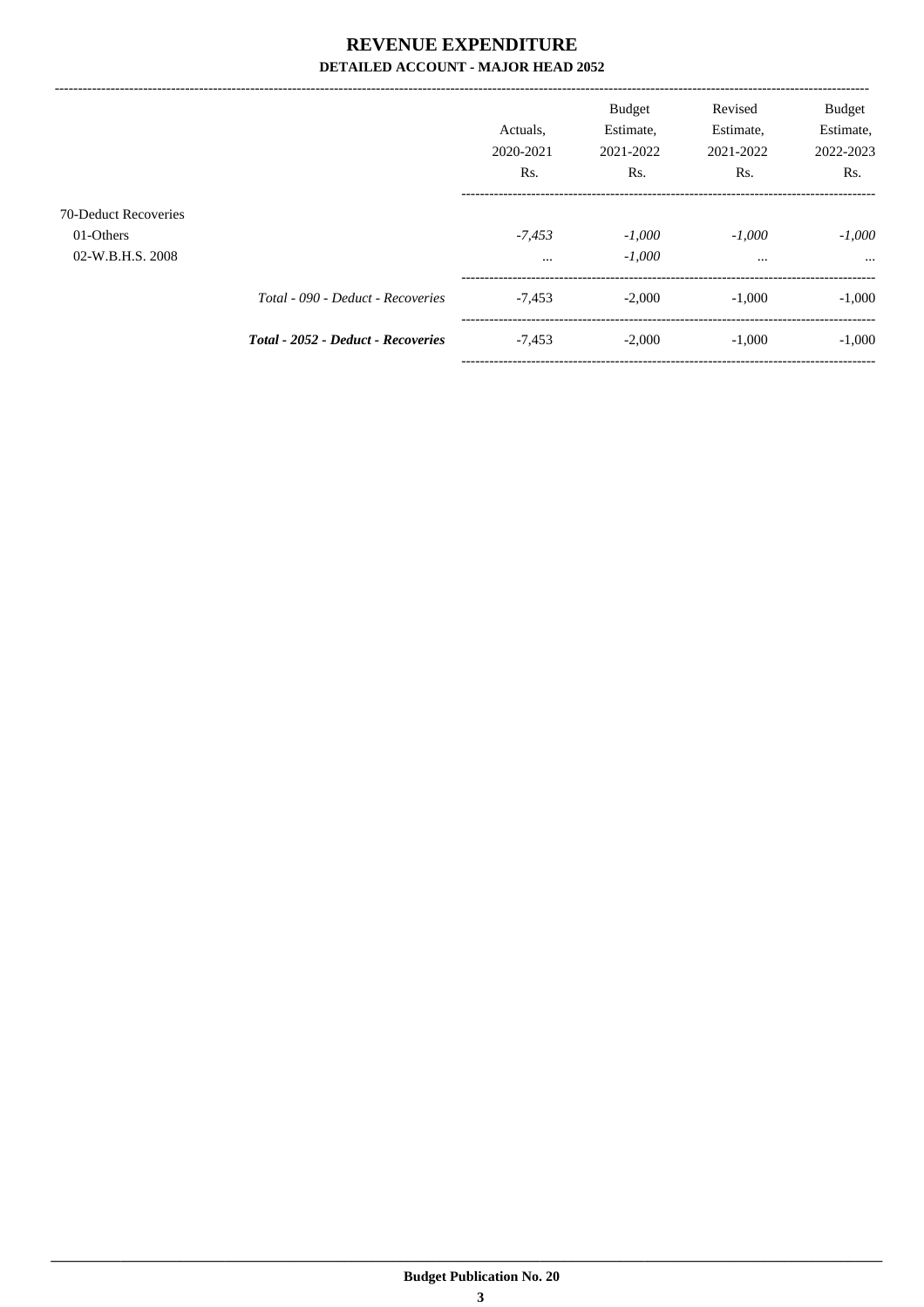# REVENUE EXPENDITURE

### DETAILED ACCOUNT - MAJOR HEAD 2052

| | | Actuals, 2020-2021 Rs. | Budget Estimate, 2021-2022 Rs. | Revised Estimate, 2021-2022 Rs. | Budget Estimate, 2022-2023 Rs. |
|---|---|---|---|---|---|
| 70-Deduct Recoveries | | | | | |
| 01-Others | | *-7,453* | *-1,000* | *-1,000* | *-1,000* |
| 02-W.B.H.S. 2008 | | ... | *-1,000* | ... | ... |
| | *Total - 090 - Deduct - Recoveries* | -7,453 | -2,000 | -1,000 | -1,000 |
| | ***Total - 2052 - Deduct - Recoveries*** | -7,453 | -2,000 | -1,000 | -1,000 |

**Budget Publication No. 20**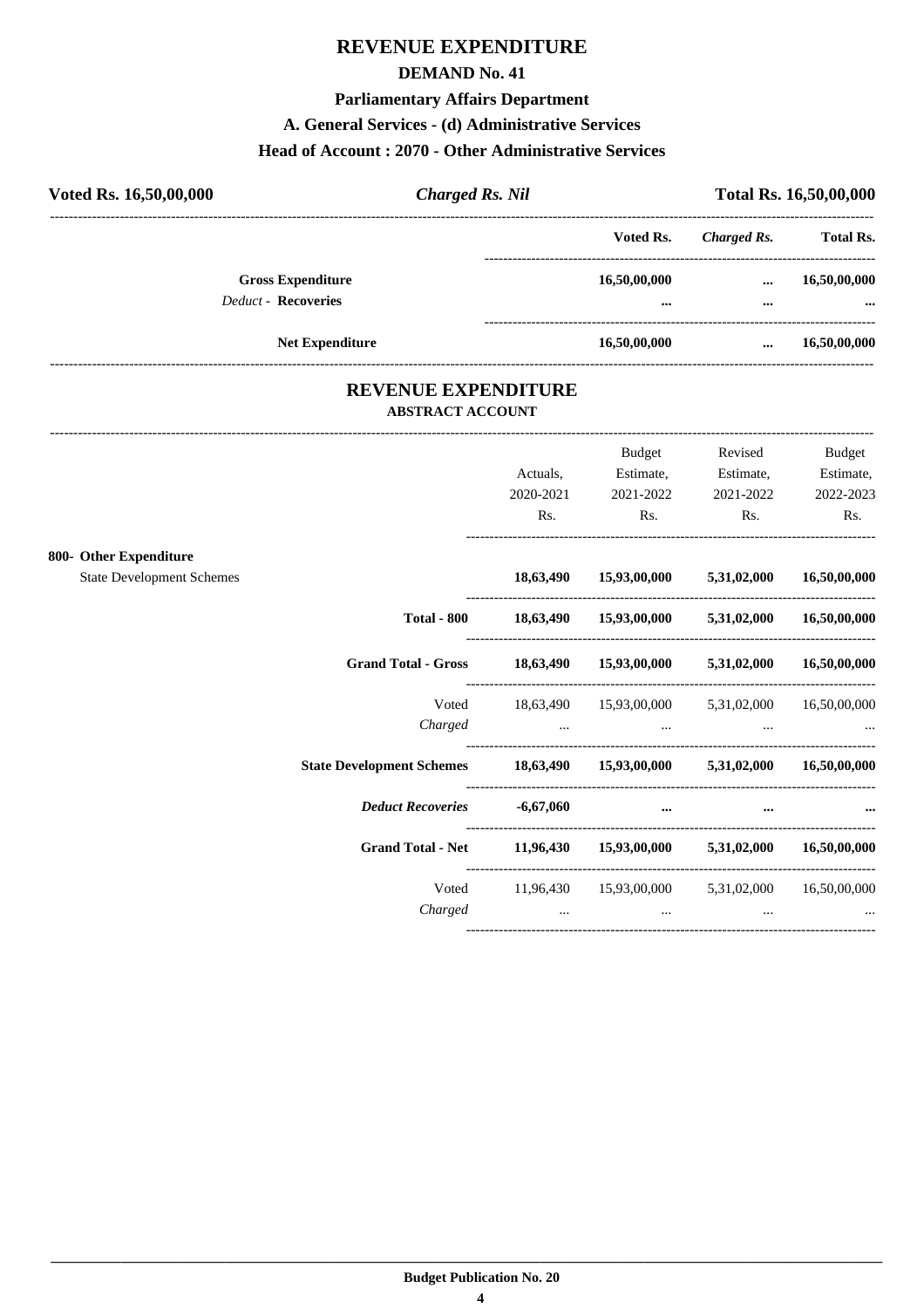# REVENUE EXPENDITURE

## DEMAND No. 41

### Parliamentary Affairs Department

### A. General Services - (d) Administrative Services

### Head of Account : 2070 - Other Administrative Services

**Voted Rs. 16,50,00,000** | ***Charged Rs. Nil*** | **Total Rs. 16,50,00,000**

| | Voted Rs. | *Charged Rs.* | Total Rs. |
|---|---|---|---|
| **Gross Expenditure** | **16,50,00,000** | **...** | **16,50,00,000** |
| *Deduct* - **Recoveries** | **...** | **...** | **...** |
| **Net Expenditure** | **16,50,00,000** | **...** | **16,50,00,000** |

## REVENUE EXPENDITURE

### ABSTRACT ACCOUNT

| | Actuals, 2020-2021 Rs. | Budget Estimate, 2021-2022 Rs. | Revised Estimate, 2021-2022 Rs. | Budget Estimate, 2022-2023 Rs. |
|---|---|---|---|---|
| **800- Other Expenditure** | | | | |
| State Development Schemes | **18,63,490** | **15,93,00,000** | **5,31,02,000** | **16,50,00,000** |
| **Total - 800** | **18,63,490** | **15,93,00,000** | **5,31,02,000** | **16,50,00,000** |
| **Grand Total - Gross** | **18,63,490** | **15,93,00,000** | **5,31,02,000** | **16,50,00,000** |
| Voted | 18,63,490 | 15,93,00,000 | 5,31,02,000 | 16,50,00,000 |
| *Charged* | ... | ... | ... | ... |
| **State Development Schemes** | **18,63,490** | **15,93,00,000** | **5,31,02,000** | **16,50,00,000** |
| ***Deduct Recoveries*** | **-6,67,060** | **...** | **...** | **...** |
| **Grand Total - Net** | **11,96,430** | **15,93,00,000** | **5,31,02,000** | **16,50,00,000** |
| Voted | 11,96,430 | 15,93,00,000 | 5,31,02,000 | 16,50,00,000 |
| *Charged* | ... | ... | ... | ... |

**Budget Publication No. 20**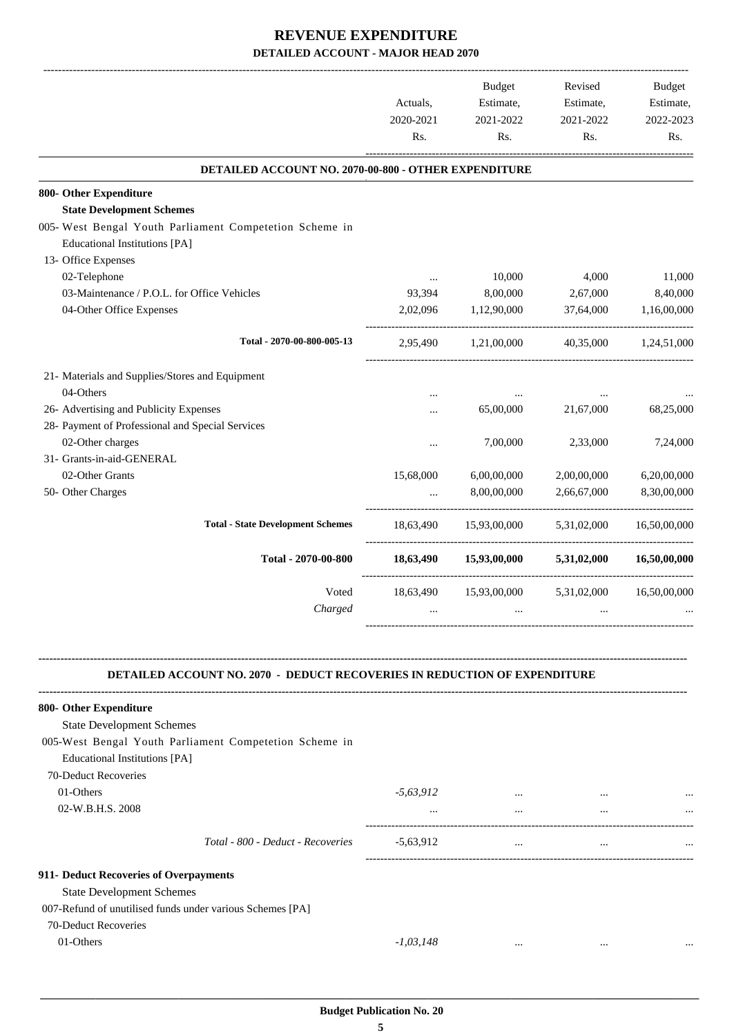# REVENUE EXPENDITURE

## DETAILED ACCOUNT - MAJOR HEAD 2070

| | Actuals, 2020-2021 Rs. | Budget Estimate, 2021-2022 Rs. | Revised Estimate, 2021-2022 Rs. | Budget Estimate, 2022-2023 Rs. |
|---|---|---|---|---|
| **DETAILED ACCOUNT NO. 2070-00-800 - OTHER EXPENDITURE** | | | | |
| **800- Other Expenditure** | | | | |
| **State Development Schemes** | | | | |
| 005- West Bengal Youth Parliament Competetion Scheme in Educational Institutions [PA] | | | | |
| 13- Office Expenses | | | | |
| 02-Telephone | ... | 10,000 | 4,000 | 11,000 |
| 03-Maintenance / P.O.L. for Office Vehicles | 93,394 | 8,00,000 | 2,67,000 | 8,40,000 |
| 04-Other Office Expenses | 2,02,096 | 1,12,90,000 | 37,64,000 | 1,16,00,000 |
| **Total - 2070-00-800-005-13** | 2,95,490 | 1,21,00,000 | 40,35,000 | 1,24,51,000 |
| 21- Materials and Supplies/Stores and Equipment | | | | |
| 04-Others | ... | ... | ... | ... |
| 26- Advertising and Publicity Expenses | ... | 65,00,000 | 21,67,000 | 68,25,000 |
| 28- Payment of Professional and Special Services | | | | |
| 02-Other charges | ... | 7,00,000 | 2,33,000 | 7,24,000 |
| 31- Grants-in-aid-GENERAL | | | | |
| 02-Other Grants | 15,68,000 | 6,00,00,000 | 2,00,00,000 | 6,20,00,000 |
| 50- Other Charges | ... | 8,00,00,000 | 2,66,67,000 | 8,30,00,000 |
| **Total - State Development Schemes** | 18,63,490 | 15,93,00,000 | 5,31,02,000 | 16,50,00,000 |
| **Total - 2070-00-800** | **18,63,490** | **15,93,00,000** | **5,31,02,000** | **16,50,00,000** |
| Voted | 18,63,490 | 15,93,00,000 | 5,31,02,000 | 16,50,00,000 |
| *Charged* | ... | ... | ... | ... |

| | Actuals, 2020-2021 Rs. | Budget Estimate, 2021-2022 Rs. | Revised Estimate, 2021-2022 Rs. | Budget Estimate, 2022-2023 Rs. |
|---|---|---|---|---|
| **DETAILED ACCOUNT NO. 2070 - DEDUCT RECOVERIES IN REDUCTION OF EXPENDITURE** | | | | |
| **800- Other Expenditure** | | | | |
| State Development Schemes | | | | |
| 005-West Bengal Youth Parliament Competetion Scheme in Educational Institutions [PA] | | | | |
| 70-Deduct Recoveries | | | | |
| 01-Others | *-5,63,912* | ... | ... | ... |
| 02-W.B.H.S. 2008 | ... | ... | ... | ... |
| *Total - 800 - Deduct - Recoveries* | -5,63,912 | ... | ... | ... |
| **911- Deduct Recoveries of Overpayments** | | | | |
| State Development Schemes | | | | |
| 007-Refund of unutilised funds under various Schemes [PA] | | | | |
| 70-Deduct Recoveries | | | | |
| 01-Others | *-1,03,148* | ... | ... | ... |

**Budget Publication No. 20**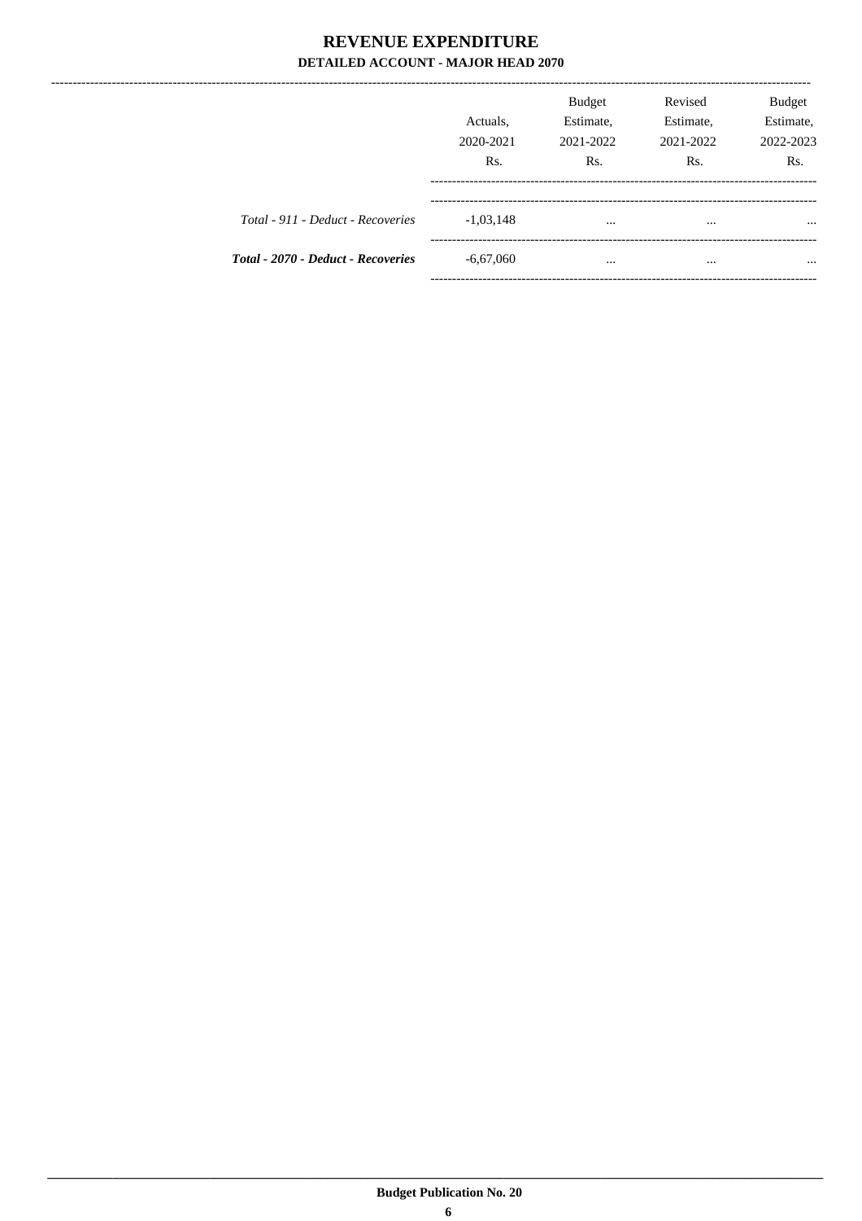# REVENUE EXPENDITURE

## DETAILED ACCOUNT - MAJOR HEAD 2070

| | Actuals, 2020-2021 Rs. | Budget Estimate, 2021-2022 Rs. | Revised Estimate, 2021-2022 Rs. | Budget Estimate, 2022-2023 Rs. |
|---|---|---|---|---|
| *Total - 911 - Deduct - Recoveries* | -1,03,148 | ... | ... | ... |
| ***Total - 2070 - Deduct - Recoveries*** | -6,67,060 | ... | ... | ... |

**Budget Publication No. 20**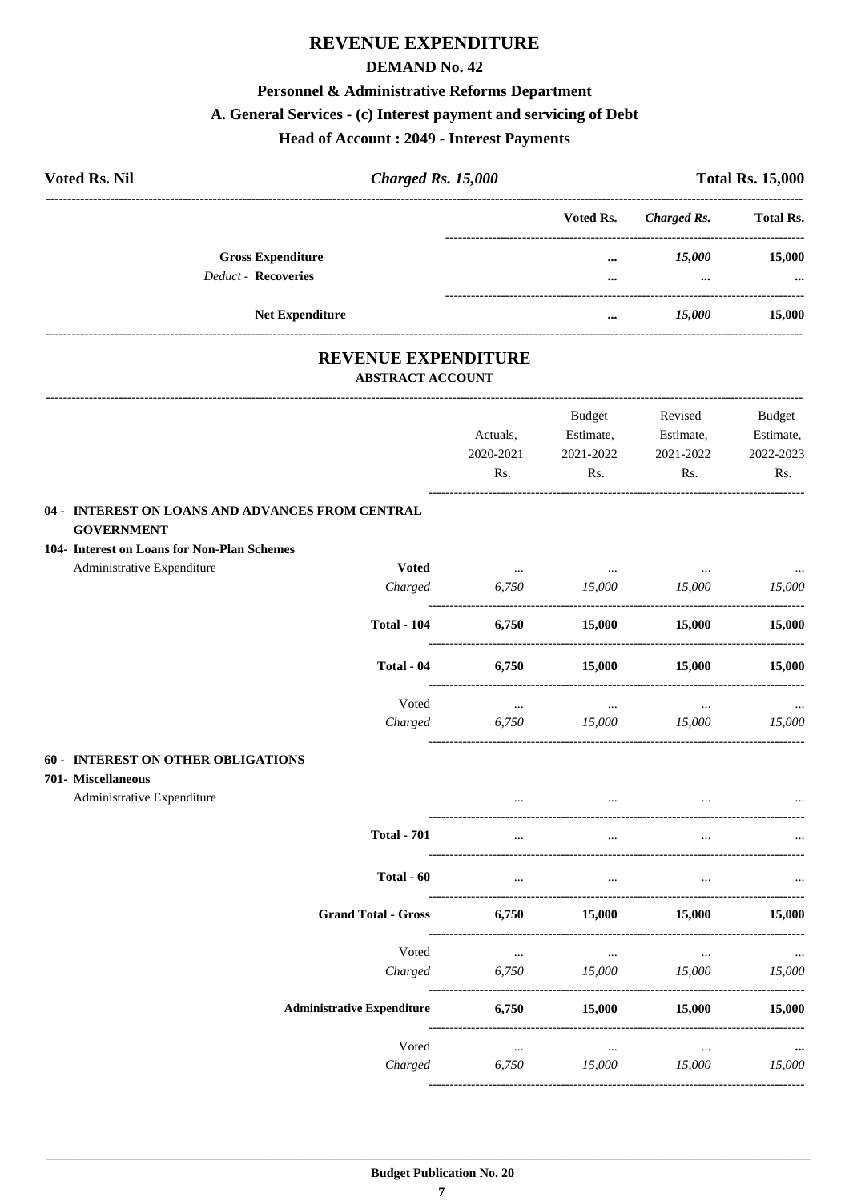# REVENUE EXPENDITURE

## DEMAND No. 42

### Personnel & Administrative Reforms Department

### A. General Services - (c) Interest payment and servicing of Debt

### Head of Account : 2049 - Interest Payments

| Voted Rs. Nil | *Charged Rs. 15,000* | Total Rs. 15,000 |
|---|---|---|

| | Voted Rs. | *Charged Rs.* | Total Rs. |
|---|---|---|---|
| **Gross Expenditure** | ... | *15,000* | 15,000 |
| *Deduct* - **Recoveries** | ... | ... | ... |
| **Net Expenditure** | ... | *15,000* | 15,000 |

## REVENUE EXPENDITURE

### ABSTRACT ACCOUNT

| | | Actuals, 2020-2021 Rs. | Budget Estimate, 2021-2022 Rs. | Revised Estimate, 2021-2022 Rs. | Budget Estimate, 2022-2023 Rs. |
|---|---|---|---|---|---|
| **04 - INTEREST ON LOANS AND ADVANCES FROM CENTRAL GOVERNMENT** | | | | | |
| **104- Interest on Loans for Non-Plan Schemes** | | | | | |
| Administrative Expenditure | **Voted** | ... | ... | ... | ... |
| | *Charged* | *6,750* | *15,000* | *15,000* | *15,000* |
| | **Total - 104** | **6,750** | **15,000** | **15,000** | **15,000** |
| | **Total - 04** | **6,750** | **15,000** | **15,000** | **15,000** |
| | Voted | ... | ... | ... | ... |
| | *Charged* | *6,750* | *15,000* | *15,000* | *15,000* |
| **60 - INTEREST ON OTHER OBLIGATIONS** | | | | | |
| **701- Miscellaneous** | | | | | |
| Administrative Expenditure | | ... | ... | ... | ... |
| | **Total - 701** | ... | ... | ... | ... |
| | **Total - 60** | ... | ... | ... | ... |
| | **Grand Total - Gross** | **6,750** | **15,000** | **15,000** | **15,000** |
| | Voted | ... | ... | ... | ... |
| | *Charged* | *6,750* | *15,000* | *15,000* | *15,000* |
| | **Administrative Expenditure** | **6,750** | **15,000** | **15,000** | **15,000** |
| | Voted | ... | ... | ... | ... |
| | *Charged* | *6,750* | *15,000* | *15,000* | *15,000* |

**Budget Publication No. 20**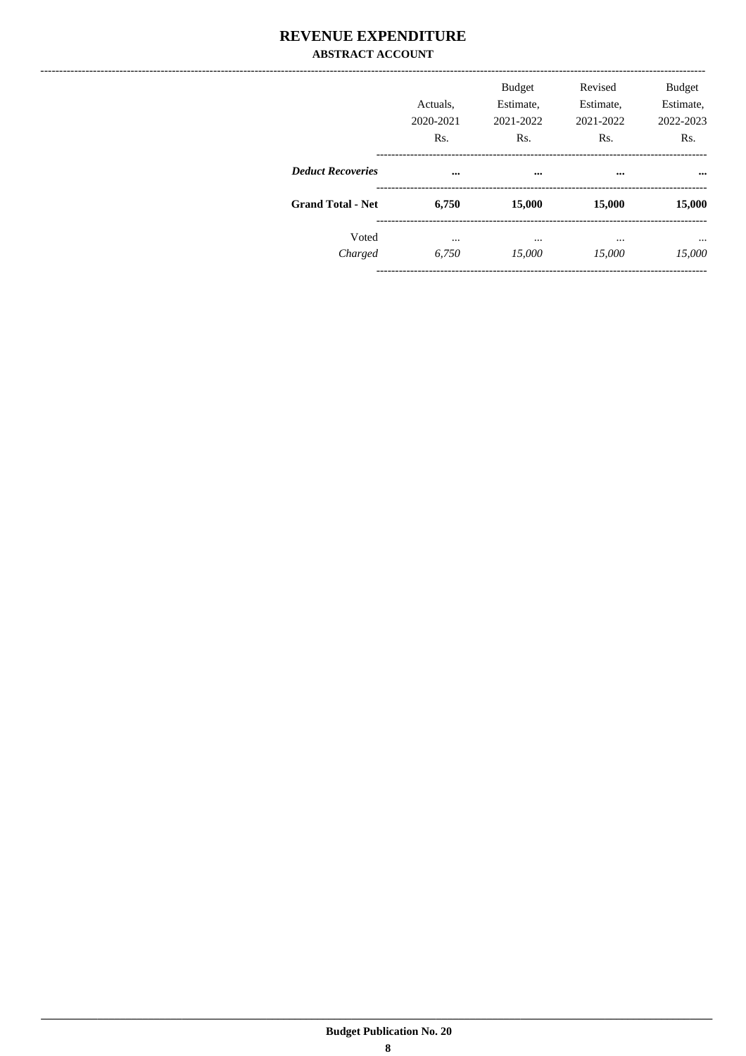# REVENUE EXPENDITURE

## ABSTRACT ACCOUNT

| | Actuals, 2020-2021 Rs. | Budget Estimate, 2021-2022 Rs. | Revised Estimate, 2021-2022 Rs. | Budget Estimate, 2022-2023 Rs. |
|---|---|---|---|---|
| ***Deduct Recoveries*** | **...** | **...** | **...** | **...** |
| **Grand Total - Net** | **6,750** | **15,000** | **15,000** | **15,000** |
| Voted | ... | ... | ... | ... |
| *Charged* | *6,750* | *15,000* | *15,000* | *15,000* |

**Budget Publication No. 20**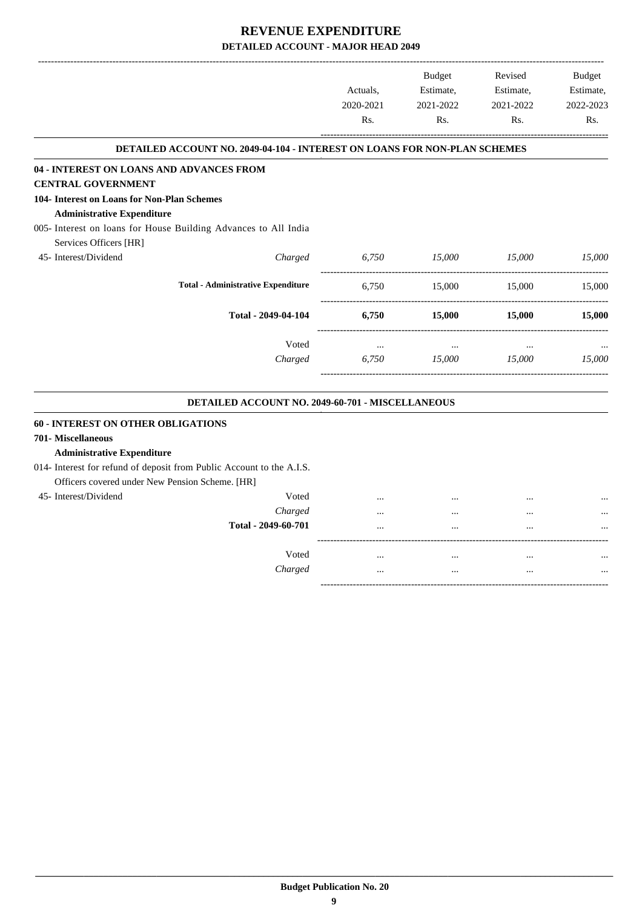# REVENUE EXPENDITURE

**DETAILED ACCOUNT - MAJOR HEAD 2049**

| | | Actuals, 2020-2021 Rs. | Budget Estimate, 2021-2022 Rs. | Revised Estimate, 2021-2022 Rs. | Budget Estimate, 2022-2023 Rs. |
|---|---|---|---|---|---|
| **DETAILED ACCOUNT NO. 2049-04-104 - INTEREST ON LOANS FOR NON-PLAN SCHEMES** | | | | | |
| **04 - INTEREST ON LOANS AND ADVANCES FROM CENTRAL GOVERNMENT** | | | | | |
| **104- Interest on Loans for Non-Plan Schemes** | | | | | |
| **Administrative Expenditure** | | | | | |
| 005- Interest on loans for House Building Advances to All India Services Officers [HR] | | | | | |
| 45- Interest/Dividend | *Charged* | *6,750* | *15,000* | *15,000* | *15,000* |
| **Total - Administrative Expenditure** | | 6,750 | 15,000 | 15,000 | 15,000 |
| **Total - 2049-04-104** | | **6,750** | **15,000** | **15,000** | **15,000** |
| | Voted | ... | ... | ... | ... |
| | *Charged* | *6,750* | *15,000* | *15,000* | *15,000* |
| **DETAILED ACCOUNT NO. 2049-60-701 - MISCELLANEOUS** | | | | | |
| **60 - INTEREST ON OTHER OBLIGATIONS** | | | | | |
| **701- Miscellaneous** | | | | | |
| **Administrative Expenditure** | | | | | |
| 014- Interest for refund of deposit from Public Account to the A.I.S. Officers covered under New Pension Scheme. [HR] | | | | | |
| 45- Interest/Dividend | Voted | ... | ... | ... | ... |
| | *Charged* | ... | ... | ... | ... |
| **Total - 2049-60-701** | | ... | ... | ... | ... |
| | Voted | ... | ... | ... | ... |
| | *Charged* | ... | ... | ... | ... |

**Budget Publication No. 20**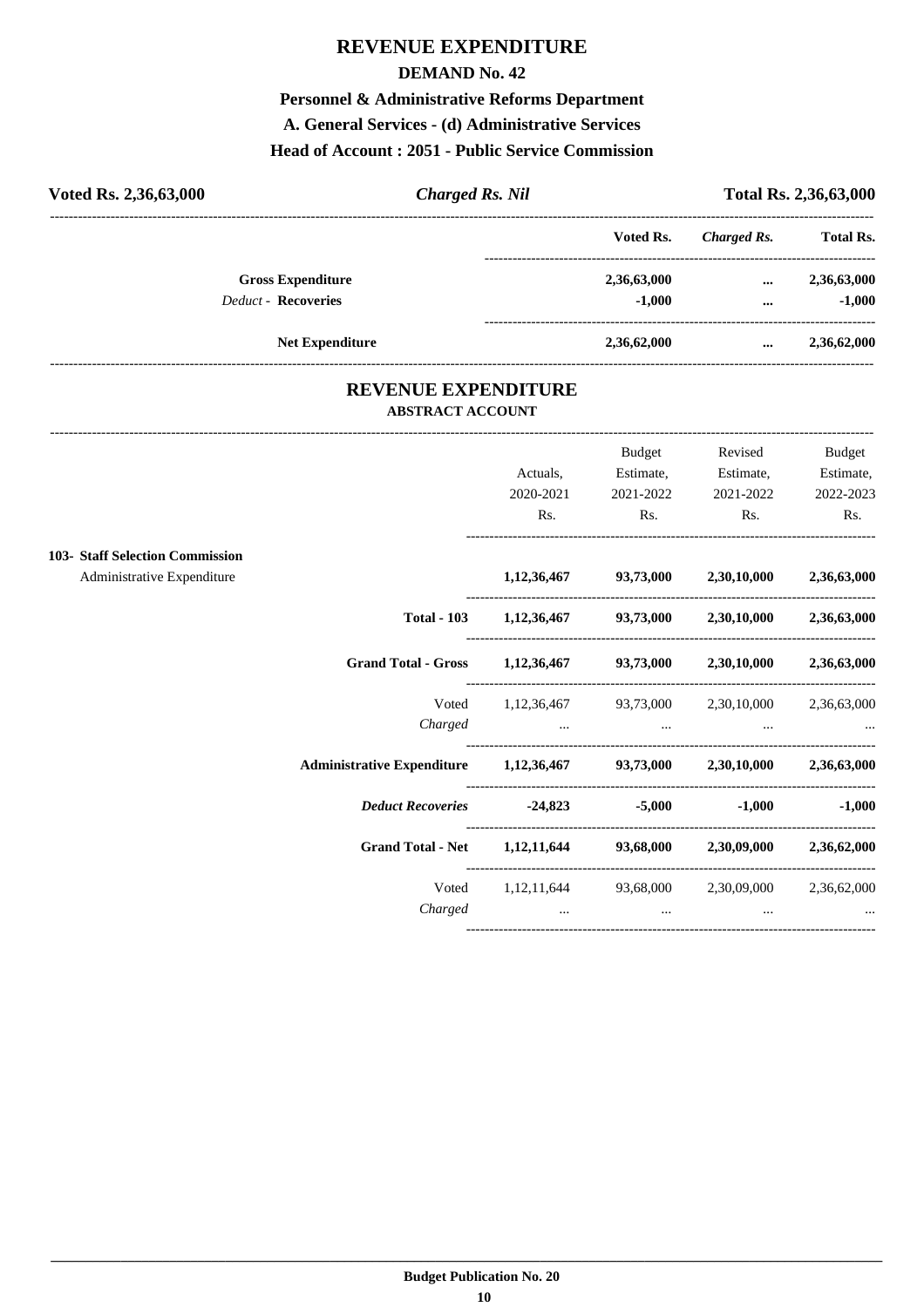# REVENUE EXPENDITURE

## DEMAND No. 42

### Personnel & Administrative Reforms Department

### A. General Services - (d) Administrative Services

### Head of Account : 2051 - Public Service Commission

**Voted Rs. 2,36,63,000** | ***Charged Rs. Nil*** | **Total Rs. 2,36,63,000**

| | Voted Rs. | *Charged Rs.* | Total Rs. |
|---|---|---|---|
| **Gross Expenditure** | **2,36,63,000** | **...** | **2,36,63,000** |
| *Deduct -* **Recoveries** | **-1,000** | **...** | **-1,000** |
| **Net Expenditure** | **2,36,62,000** | **...** | **2,36,62,000** |

## REVENUE EXPENDITURE

### ABSTRACT ACCOUNT

| | Actuals, 2020-2021 Rs. | Budget Estimate, 2021-2022 Rs. | Revised Estimate, 2021-2022 Rs. | Budget Estimate, 2022-2023 Rs. |
|---|---|---|---|---|
| **103- Staff Selection Commission** | | | | |
| Administrative Expenditure | **1,12,36,467** | **93,73,000** | **2,30,10,000** | **2,36,63,000** |
| **Total - 103** | **1,12,36,467** | **93,73,000** | **2,30,10,000** | **2,36,63,000** |
| **Grand Total - Gross** | **1,12,36,467** | **93,73,000** | **2,30,10,000** | **2,36,63,000** |
| Voted | 1,12,36,467 | 93,73,000 | 2,30,10,000 | 2,36,63,000 |
| *Charged* | ... | ... | ... | ... |
| **Administrative Expenditure** | **1,12,36,467** | **93,73,000** | **2,30,10,000** | **2,36,63,000** |
| ***Deduct Recoveries*** | **-24,823** | **-5,000** | **-1,000** | **-1,000** |
| **Grand Total - Net** | **1,12,11,644** | **93,68,000** | **2,30,09,000** | **2,36,62,000** |
| Voted | 1,12,11,644 | 93,68,000 | 2,30,09,000 | 2,36,62,000 |
| *Charged* | ... | ... | ... | ... |

**Budget Publication No. 20**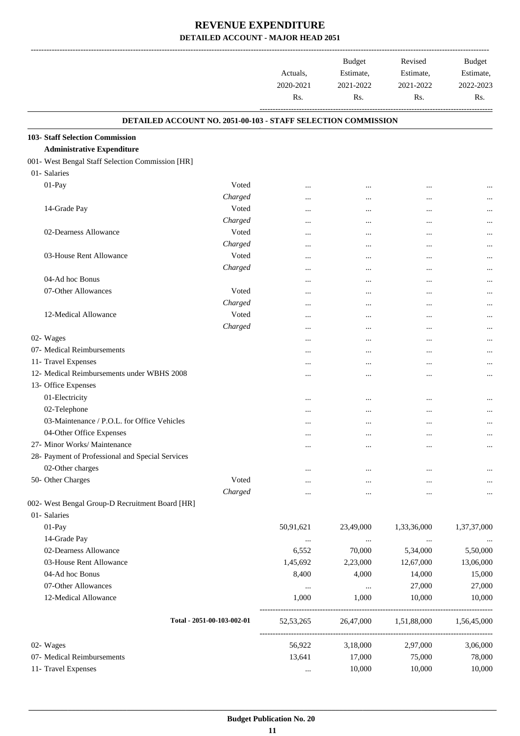# REVENUE EXPENDITURE
## DETAILED ACCOUNT - MAJOR HEAD 2051

| | | Actuals, 2020-2021 Rs. | Budget Estimate, 2021-2022 Rs. | Revised Estimate, 2021-2022 Rs. | Budget Estimate, 2022-2023 Rs. |
|---|---|---|---|---|---|
| **DETAILED ACCOUNT NO. 2051-00-103 - STAFF SELECTION COMMISSION** | | | | | |
| **103- Staff Selection Commission** | | | | | |
| **Administrative Expenditure** | | | | | |
| 001- West Bengal Staff Selection Commission [HR] | | | | | |
| 01- Salaries | | | | | |
| 01-Pay | Voted | ... | ... | ... | ... |
| | *Charged* | ... | ... | ... | ... |
| 14-Grade Pay | Voted | ... | ... | ... | ... |
| | *Charged* | ... | ... | ... | ... |
| 02-Dearness Allowance | Voted | ... | ... | ... | ... |
| | *Charged* | ... | ... | ... | ... |
| 03-House Rent Allowance | Voted | ... | ... | ... | ... |
| | *Charged* | ... | ... | ... | ... |
| 04-Ad hoc Bonus | | ... | ... | ... | ... |
| 07-Other Allowances | Voted | ... | ... | ... | ... |
| | *Charged* | ... | ... | ... | ... |
| 12-Medical Allowance | Voted | ... | ... | ... | ... |
| | *Charged* | ... | ... | ... | ... |
| 02- Wages | | ... | ... | ... | ... |
| 07- Medical Reimbursements | | ... | ... | ... | ... |
| 11- Travel Expenses | | ... | ... | ... | ... |
| 12- Medical Reimbursements under WBHS 2008 | | ... | ... | ... | ... |
| 13- Office Expenses | | | | | |
| 01-Electricity | | ... | ... | ... | ... |
| 02-Telephone | | ... | ... | ... | ... |
| 03-Maintenance / P.O.L. for Office Vehicles | | ... | ... | ... | ... |
| 04-Other Office Expenses | | ... | ... | ... | ... |
| 27- Minor Works/ Maintenance | | ... | ... | ... | ... |
| 28- Payment of Professional and Special Services | | | | | |
| 02-Other charges | | ... | ... | ... | ... |
| 50- Other Charges | Voted | ... | ... | ... | ... |
| | *Charged* | ... | ... | ... | ... |
| 002- West Bengal Group-D Recruitment Board [HR] | | | | | |
| 01- Salaries | | | | | |
| 01-Pay | | 50,91,621 | 23,49,000 | 1,33,36,000 | 1,37,37,000 |
| 14-Grade Pay | | ... | ... | ... | ... |
| 02-Dearness Allowance | | 6,552 | 70,000 | 5,34,000 | 5,50,000 |
| 03-House Rent Allowance | | 1,45,692 | 2,23,000 | 12,67,000 | 13,06,000 |
| 04-Ad hoc Bonus | | 8,400 | 4,000 | 14,000 | 15,000 |
| 07-Other Allowances | | ... | ... | 27,000 | 27,000 |
| 12-Medical Allowance | | 1,000 | 1,000 | 10,000 | 10,000 |
| **Total - 2051-00-103-002-01** | | 52,53,265 | 26,47,000 | 1,51,88,000 | 1,56,45,000 |
| 02- Wages | | 56,922 | 3,18,000 | 2,97,000 | 3,06,000 |
| 07- Medical Reimbursements | | 13,641 | 17,000 | 75,000 | 78,000 |
| 11- Travel Expenses | | ... | 10,000 | 10,000 | 10,000 |

Budget Publication No. 20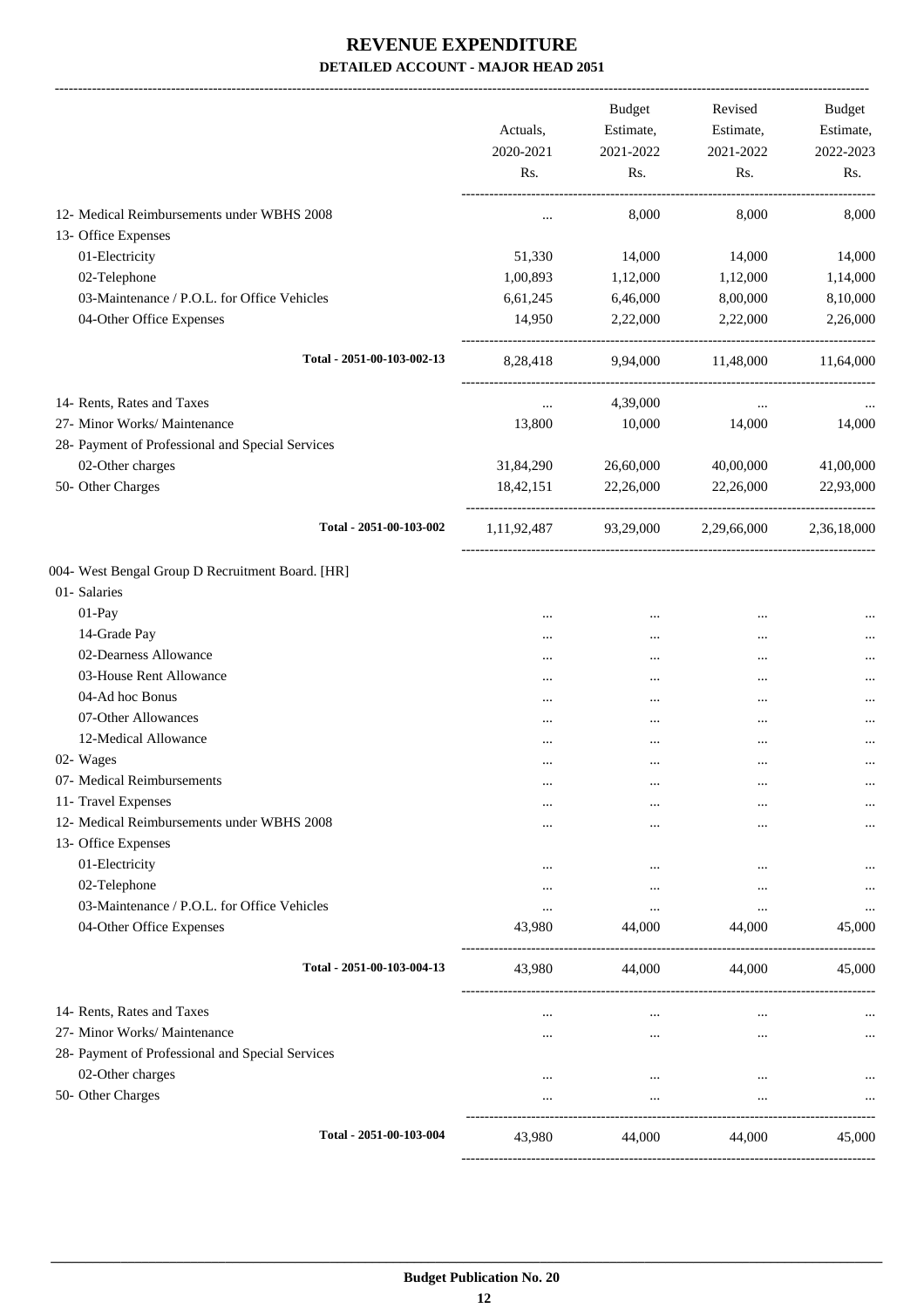# REVENUE EXPENDITURE

## DETAILED ACCOUNT - MAJOR HEAD 2051

| | Actuals, 2020-2021 Rs. | Budget Estimate, 2021-2022 Rs. | Revised Estimate, 2021-2022 Rs. | Budget Estimate, 2022-2023 Rs. |
|---|---|---|---|---|
| 12- Medical Reimbursements under WBHS 2008 | ... | 8,000 | 8,000 | 8,000 |
| 13- Office Expenses | | | | |
| 01-Electricity | 51,330 | 14,000 | 14,000 | 14,000 |
| 02-Telephone | 1,00,893 | 1,12,000 | 1,12,000 | 1,14,000 |
| 03-Maintenance / P.O.L. for Office Vehicles | 6,61,245 | 6,46,000 | 8,00,000 | 8,10,000 |
| 04-Other Office Expenses | 14,950 | 2,22,000 | 2,22,000 | 2,26,000 |
| Total - 2051-00-103-002-13 | 8,28,418 | 9,94,000 | 11,48,000 | 11,64,000 |
| 14- Rents, Rates and Taxes | ... | 4,39,000 | ... | ... |
| 27- Minor Works/ Maintenance | 13,800 | 10,000 | 14,000 | 14,000 |
| 28- Payment of Professional and Special Services | | | | |
| 02-Other charges | 31,84,290 | 26,60,000 | 40,00,000 | 41,00,000 |
| 50- Other Charges | 18,42,151 | 22,26,000 | 22,26,000 | 22,93,000 |
| Total - 2051-00-103-002 | 1,11,92,487 | 93,29,000 | 2,29,66,000 | 2,36,18,000 |
| 004- West Bengal Group D Recruitment Board. [HR] | | | | |
| 01- Salaries | | | | |
| 01-Pay | ... | ... | ... | ... |
| 14-Grade Pay | ... | ... | ... | ... |
| 02-Dearness Allowance | ... | ... | ... | ... |
| 03-House Rent Allowance | ... | ... | ... | ... |
| 04-Ad hoc Bonus | ... | ... | ... | ... |
| 07-Other Allowances | ... | ... | ... | ... |
| 12-Medical Allowance | ... | ... | ... | ... |
| 02- Wages | ... | ... | ... | ... |
| 07- Medical Reimbursements | ... | ... | ... | ... |
| 11- Travel Expenses | ... | ... | ... | ... |
| 12- Medical Reimbursements under WBHS 2008 | ... | ... | ... | ... |
| 13- Office Expenses | | | | |
| 01-Electricity | ... | ... | ... | ... |
| 02-Telephone | ... | ... | ... | ... |
| 03-Maintenance / P.O.L. for Office Vehicles | ... | ... | ... | ... |
| 04-Other Office Expenses | 43,980 | 44,000 | 44,000 | 45,000 |
| Total - 2051-00-103-004-13 | 43,980 | 44,000 | 44,000 | 45,000 |
| 14- Rents, Rates and Taxes | ... | ... | ... | ... |
| 27- Minor Works/ Maintenance | ... | ... | ... | ... |
| 28- Payment of Professional and Special Services | | | | |
| 02-Other charges | ... | ... | ... | ... |
| 50- Other Charges | ... | ... | ... | ... |
| Total - 2051-00-103-004 | 43,980 | 44,000 | 44,000 | 45,000 |

Budget Publication No. 20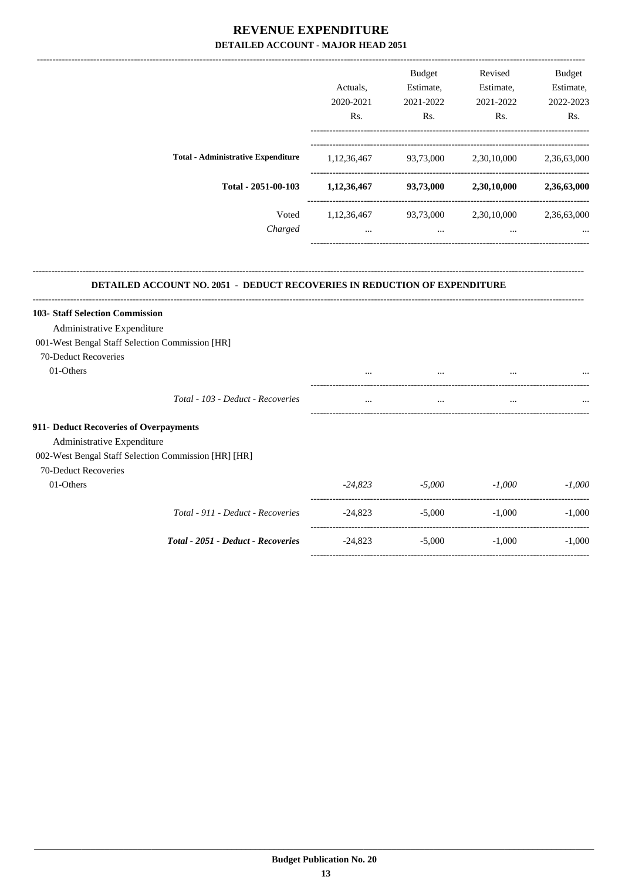# REVENUE EXPENDITURE
## DETAILED ACCOUNT - MAJOR HEAD 2051

| | Actuals, 2020-2021 Rs. | Budget Estimate, 2021-2022 Rs. | Revised Estimate, 2021-2022 Rs. | Budget Estimate, 2022-2023 Rs. |
|---|---|---|---|---|
| **Total - Administrative Expenditure** | 1,12,36,467 | 93,73,000 | 2,30,10,000 | 2,36,63,000 |
| **Total - 2051-00-103** | **1,12,36,467** | **93,73,000** | **2,30,10,000** | **2,36,63,000** |
| Voted | 1,12,36,467 | 93,73,000 | 2,30,10,000 | 2,36,63,000 |
| *Charged* | ... | ... | ... | ... |

**DETAILED ACCOUNT NO. 2051 - DEDUCT RECOVERIES IN REDUCTION OF EXPENDITURE**

| | Actuals, 2020-2021 Rs. | Budget Estimate, 2021-2022 Rs. | Revised Estimate, 2021-2022 Rs. | Budget Estimate, 2022-2023 Rs. |
|---|---|---|---|---|
| **103- Staff Selection Commission** | | | | |
| Administrative Expenditure | | | | |
| 001-West Bengal Staff Selection Commission [HR] | | | | |
| 70-Deduct Recoveries | | | | |
| 01-Others | ... | ... | ... | ... |
| *Total - 103 - Deduct - Recoveries* | ... | ... | ... | ... |
| **911- Deduct Recoveries of Overpayments** | | | | |
| Administrative Expenditure | | | | |
| 002-West Bengal Staff Selection Commission [HR] [HR] | | | | |
| 70-Deduct Recoveries | | | | |
| 01-Others | *-24,823* | *-5,000* | *-1,000* | *-1,000* |
| *Total - 911 - Deduct - Recoveries* | -24,823 | -5,000 | -1,000 | -1,000 |
| ***Total - 2051 - Deduct - Recoveries*** | -24,823 | -5,000 | -1,000 | -1,000 |

**Budget Publication No. 20**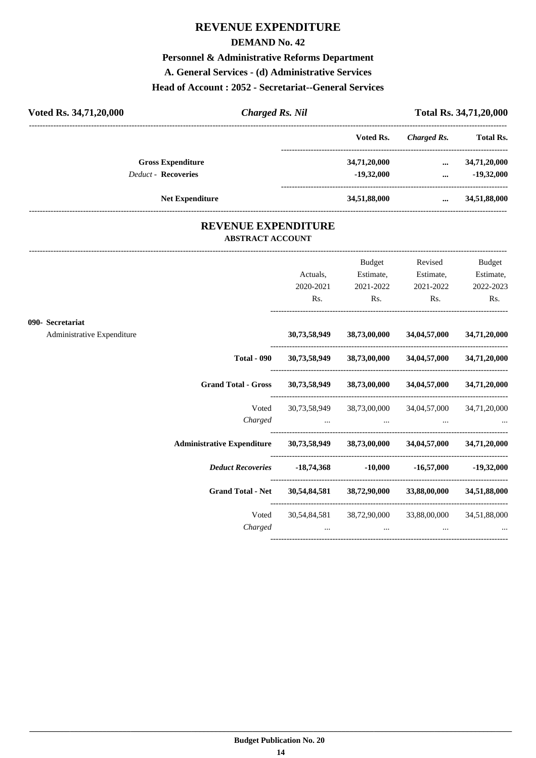# REVENUE EXPENDITURE

## DEMAND No. 42

### Personnel & Administrative Reforms Department

### A. General Services - (d) Administrative Services

### Head of Account : 2052 - Secretariat--General Services

**Voted Rs. 34,71,20,000** &nbsp;&nbsp;&nbsp; ***Charged Rs. Nil*** &nbsp;&nbsp;&nbsp; **Total Rs. 34,71,20,000**

| | Voted Rs. | *Charged Rs.* | Total Rs. |
|---|---|---|---|
| **Gross Expenditure** | 34,71,20,000 | ... | 34,71,20,000 |
| *Deduct* - **Recoveries** | -19,32,000 | ... | -19,32,000 |
| **Net Expenditure** | 34,51,88,000 | ... | 34,51,88,000 |

## REVENUE EXPENDITURE

### ABSTRACT ACCOUNT

| | Actuals, 2020-2021 Rs. | Budget Estimate, 2021-2022 Rs. | Revised Estimate, 2021-2022 Rs. | Budget Estimate, 2022-2023 Rs. |
|---|---|---|---|---|
| **090- Secretariat** | | | | |
| Administrative Expenditure | **30,73,58,949** | **38,73,00,000** | **34,04,57,000** | **34,71,20,000** |
| **Total - 090** | **30,73,58,949** | **38,73,00,000** | **34,04,57,000** | **34,71,20,000** |
| **Grand Total - Gross** | **30,73,58,949** | **38,73,00,000** | **34,04,57,000** | **34,71,20,000** |
| Voted | 30,73,58,949 | 38,73,00,000 | 34,04,57,000 | 34,71,20,000 |
| *Charged* | ... | ... | ... | ... |
| **Administrative Expenditure** | **30,73,58,949** | **38,73,00,000** | **34,04,57,000** | **34,71,20,000** |
| ***Deduct Recoveries*** | **-18,74,368** | **-10,000** | **-16,57,000** | **-19,32,000** |
| **Grand Total - Net** | **30,54,84,581** | **38,72,90,000** | **33,88,00,000** | **34,51,88,000** |
| Voted | 30,54,84,581 | 38,72,90,000 | 33,88,00,000 | 34,51,88,000 |
| *Charged* | ... | ... | ... | ... |

**Budget Publication No. 20**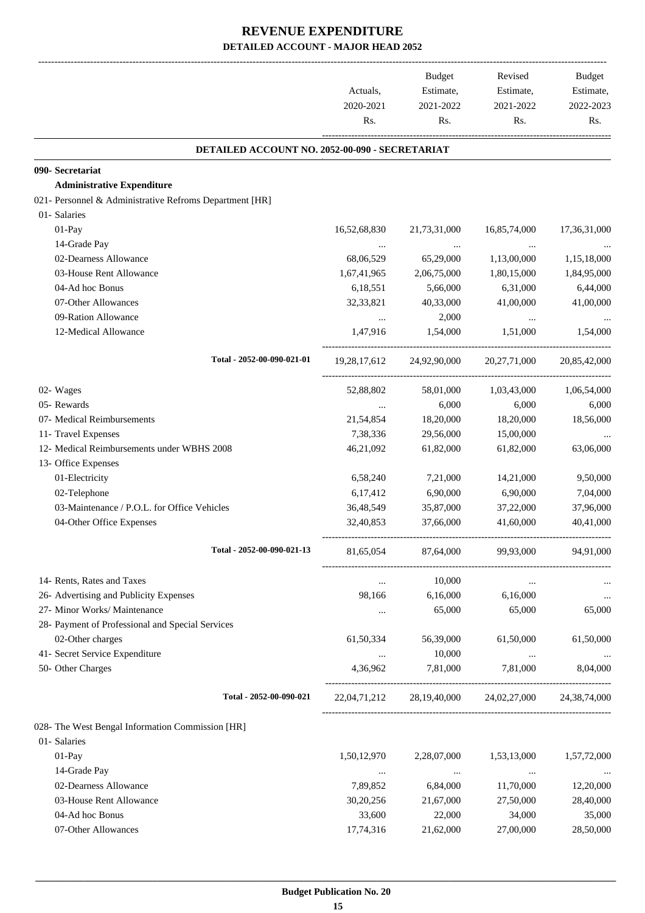# REVENUE EXPENDITURE
## DETAILED ACCOUNT - MAJOR HEAD 2052

| | Actuals, 2020-2021 Rs. | Budget Estimate, 2021-2022 Rs. | Revised Estimate, 2021-2022 Rs. | Budget Estimate, 2022-2023 Rs. |
|---|---|---|---|---|
| **DETAILED ACCOUNT NO. 2052-00-090 - SECRETARIAT** | | | | |
| **090- Secretariat** | | | | |
| **Administrative Expenditure** | | | | |
| 021- Personnel & Administrative Refroms Department [HR] | | | | |
| 01- Salaries | | | | |
| 01-Pay | 16,52,68,830 | 21,73,31,000 | 16,85,74,000 | 17,36,31,000 |
| 14-Grade Pay | ... | ... | ... | ... |
| 02-Dearness Allowance | 68,06,529 | 65,29,000 | 1,13,00,000 | 1,15,18,000 |
| 03-House Rent Allowance | 1,67,41,965 | 2,06,75,000 | 1,80,15,000 | 1,84,95,000 |
| 04-Ad hoc Bonus | 6,18,551 | 5,66,000 | 6,31,000 | 6,44,000 |
| 07-Other Allowances | 32,33,821 | 40,33,000 | 41,00,000 | 41,00,000 |
| 09-Ration Allowance | ... | 2,000 | ... | ... |
| 12-Medical Allowance | 1,47,916 | 1,54,000 | 1,51,000 | 1,54,000 |
| Total - 2052-00-090-021-01 | 19,28,17,612 | 24,92,90,000 | 20,27,71,000 | 20,85,42,000 |
| 02- Wages | 52,88,802 | 58,01,000 | 1,03,43,000 | 1,06,54,000 |
| 05- Rewards | ... | 6,000 | 6,000 | 6,000 |
| 07- Medical Reimbursements | 21,54,854 | 18,20,000 | 18,20,000 | 18,56,000 |
| 11- Travel Expenses | 7,38,336 | 29,56,000 | 15,00,000 | ... |
| 12- Medical Reimbursements under WBHS 2008 | 46,21,092 | 61,82,000 | 61,82,000 | 63,06,000 |
| 13- Office Expenses | | | | |
| 01-Electricity | 6,58,240 | 7,21,000 | 14,21,000 | 9,50,000 |
| 02-Telephone | 6,17,412 | 6,90,000 | 6,90,000 | 7,04,000 |
| 03-Maintenance / P.O.L. for Office Vehicles | 36,48,549 | 35,87,000 | 37,22,000 | 37,96,000 |
| 04-Other Office Expenses | 32,40,853 | 37,66,000 | 41,60,000 | 40,41,000 |
| Total - 2052-00-090-021-13 | 81,65,054 | 87,64,000 | 99,93,000 | 94,91,000 |
| 14- Rents, Rates and Taxes | ... | 10,000 | ... | ... |
| 26- Advertising and Publicity Expenses | 98,166 | 6,16,000 | 6,16,000 | ... |
| 27- Minor Works/ Maintenance | ... | 65,000 | 65,000 | 65,000 |
| 28- Payment of Professional and Special Services | | | | |
| 02-Other charges | 61,50,334 | 56,39,000 | 61,50,000 | 61,50,000 |
| 41- Secret Service Expenditure | ... | 10,000 | ... | ... |
| 50- Other Charges | 4,36,962 | 7,81,000 | 7,81,000 | 8,04,000 |
| Total - 2052-00-090-021 | 22,04,71,212 | 28,19,40,000 | 24,02,27,000 | 24,38,74,000 |
| 028- The West Bengal Information Commission [HR] | | | | |
| 01- Salaries | | | | |
| 01-Pay | 1,50,12,970 | 2,28,07,000 | 1,53,13,000 | 1,57,72,000 |
| 14-Grade Pay | ... | ... | ... | ... |
| 02-Dearness Allowance | 7,89,852 | 6,84,000 | 11,70,000 | 12,20,000 |
| 03-House Rent Allowance | 30,20,256 | 21,67,000 | 27,50,000 | 28,40,000 |
| 04-Ad hoc Bonus | 33,600 | 22,000 | 34,000 | 35,000 |
| 07-Other Allowances | 17,74,316 | 21,62,000 | 27,00,000 | 28,50,000 |

**Budget Publication No. 20**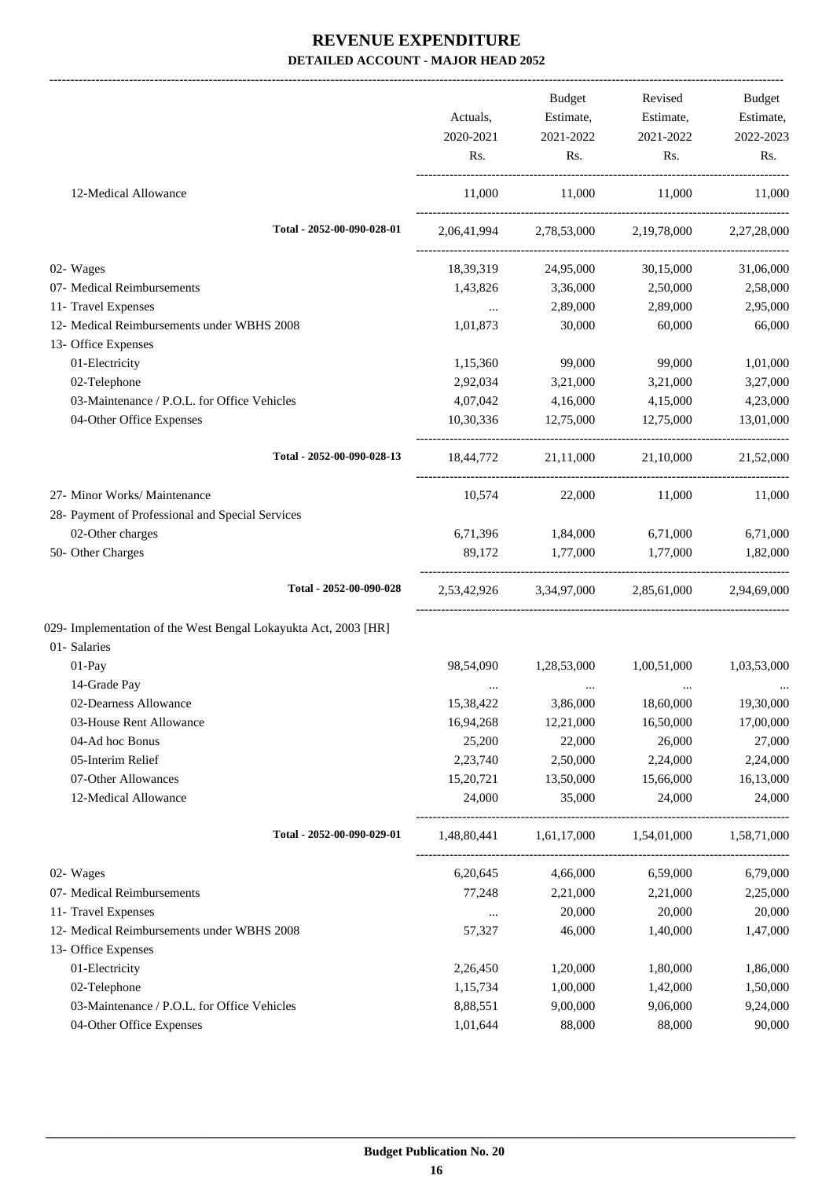# REVENUE EXPENDITURE

## DETAILED ACCOUNT - MAJOR HEAD 2052

| | Actuals, 2020-2021 Rs. | Budget Estimate, 2021-2022 Rs. | Revised Estimate, 2021-2022 Rs. | Budget Estimate, 2022-2023 Rs. |
|---|---|---|---|---|
| 12-Medical Allowance | 11,000 | 11,000 | 11,000 | 11,000 |
| **Total - 2052-00-090-028-01** | 2,06,41,994 | 2,78,53,000 | 2,19,78,000 | 2,27,28,000 |
| 02- Wages | 18,39,319 | 24,95,000 | 30,15,000 | 31,06,000 |
| 07- Medical Reimbursements | 1,43,826 | 3,36,000 | 2,50,000 | 2,58,000 |
| 11- Travel Expenses | ... | 2,89,000 | 2,89,000 | 2,95,000 |
| 12- Medical Reimbursements under WBHS 2008 | 1,01,873 | 30,000 | 60,000 | 66,000 |
| 13- Office Expenses | | | | |
| 01-Electricity | 1,15,360 | 99,000 | 99,000 | 1,01,000 |
| 02-Telephone | 2,92,034 | 3,21,000 | 3,21,000 | 3,27,000 |
| 03-Maintenance / P.O.L. for Office Vehicles | 4,07,042 | 4,16,000 | 4,15,000 | 4,23,000 |
| 04-Other Office Expenses | 10,30,336 | 12,75,000 | 12,75,000 | 13,01,000 |
| **Total - 2052-00-090-028-13** | 18,44,772 | 21,11,000 | 21,10,000 | 21,52,000 |
| 27- Minor Works/ Maintenance | 10,574 | 22,000 | 11,000 | 11,000 |
| 28- Payment of Professional and Special Services | | | | |
| 02-Other charges | 6,71,396 | 1,84,000 | 6,71,000 | 6,71,000 |
| 50- Other Charges | 89,172 | 1,77,000 | 1,77,000 | 1,82,000 |
| **Total - 2052-00-090-028** | 2,53,42,926 | 3,34,97,000 | 2,85,61,000 | 2,94,69,000 |
| 029- Implementation of the West Bengal Lokayukta Act, 2003 [HR] | | | | |
| 01- Salaries | | | | |
| 01-Pay | 98,54,090 | 1,28,53,000 | 1,00,51,000 | 1,03,53,000 |
| 14-Grade Pay | ... | ... | ... | ... |
| 02-Dearness Allowance | 15,38,422 | 3,86,000 | 18,60,000 | 19,30,000 |
| 03-House Rent Allowance | 16,94,268 | 12,21,000 | 16,50,000 | 17,00,000 |
| 04-Ad hoc Bonus | 25,200 | 22,000 | 26,000 | 27,000 |
| 05-Interim Relief | 2,23,740 | 2,50,000 | 2,24,000 | 2,24,000 |
| 07-Other Allowances | 15,20,721 | 13,50,000 | 15,66,000 | 16,13,000 |
| 12-Medical Allowance | 24,000 | 35,000 | 24,000 | 24,000 |
| **Total - 2052-00-090-029-01** | 1,48,80,441 | 1,61,17,000 | 1,54,01,000 | 1,58,71,000 |
| 02- Wages | 6,20,645 | 4,66,000 | 6,59,000 | 6,79,000 |
| 07- Medical Reimbursements | 77,248 | 2,21,000 | 2,21,000 | 2,25,000 |
| 11- Travel Expenses | ... | 20,000 | 20,000 | 20,000 |
| 12- Medical Reimbursements under WBHS 2008 | 57,327 | 46,000 | 1,40,000 | 1,47,000 |
| 13- Office Expenses | | | | |
| 01-Electricity | 2,26,450 | 1,20,000 | 1,80,000 | 1,86,000 |
| 02-Telephone | 1,15,734 | 1,00,000 | 1,42,000 | 1,50,000 |
| 03-Maintenance / P.O.L. for Office Vehicles | 8,88,551 | 9,00,000 | 9,06,000 | 9,24,000 |
| 04-Other Office Expenses | 1,01,644 | 88,000 | 88,000 | 90,000 |

Budget Publication No. 20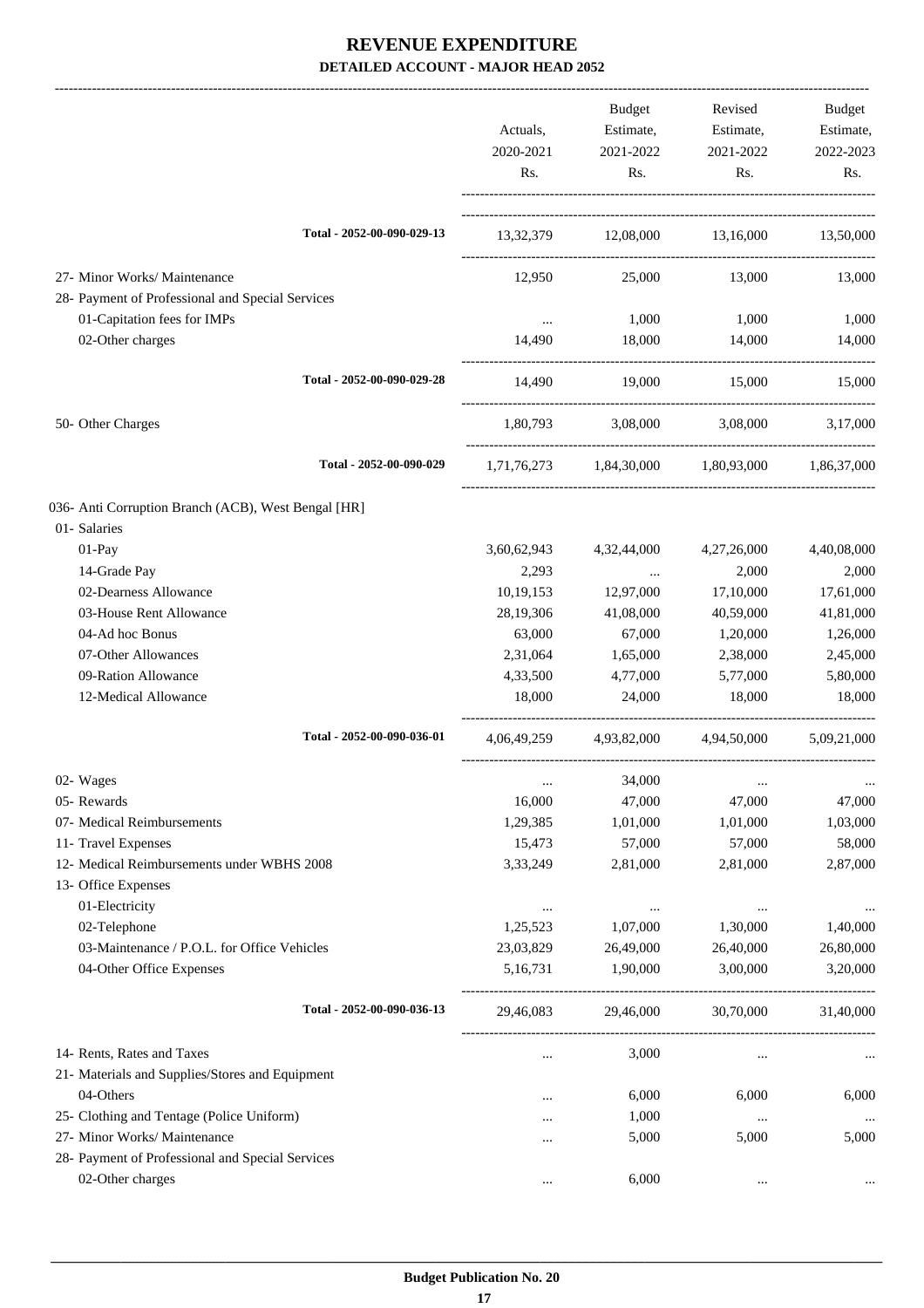# REVENUE EXPENDITURE

## DETAILED ACCOUNT - MAJOR HEAD 2052

| | Actuals, 2020-2021 Rs. | Budget Estimate, 2021-2022 Rs. | Revised Estimate, 2021-2022 Rs. | Budget Estimate, 2022-2023 Rs. |
|---|---|---|---|---|
| Total - 2052-00-090-029-13 | 13,32,379 | 12,08,000 | 13,16,000 | 13,50,000 |
| 27- Minor Works/ Maintenance | 12,950 | 25,000 | 13,000 | 13,000 |
| 28- Payment of Professional and Special Services | | | | |
| 01-Capitation fees for IMPs | ... | 1,000 | 1,000 | 1,000 |
| 02-Other charges | 14,490 | 18,000 | 14,000 | 14,000 |
| Total - 2052-00-090-029-28 | 14,490 | 19,000 | 15,000 | 15,000 |
| 50- Other Charges | 1,80,793 | 3,08,000 | 3,08,000 | 3,17,000 |
| Total - 2052-00-090-029 | 1,71,76,273 | 1,84,30,000 | 1,80,93,000 | 1,86,37,000 |
| 036- Anti Corruption Branch (ACB), West Bengal [HR] | | | | |
| 01- Salaries | | | | |
| 01-Pay | 3,60,62,943 | 4,32,44,000 | 4,27,26,000 | 4,40,08,000 |
| 14-Grade Pay | 2,293 | ... | 2,000 | 2,000 |
| 02-Dearness Allowance | 10,19,153 | 12,97,000 | 17,10,000 | 17,61,000 |
| 03-House Rent Allowance | 28,19,306 | 41,08,000 | 40,59,000 | 41,81,000 |
| 04-Ad hoc Bonus | 63,000 | 67,000 | 1,20,000 | 1,26,000 |
| 07-Other Allowances | 2,31,064 | 1,65,000 | 2,38,000 | 2,45,000 |
| 09-Ration Allowance | 4,33,500 | 4,77,000 | 5,77,000 | 5,80,000 |
| 12-Medical Allowance | 18,000 | 24,000 | 18,000 | 18,000 |
| Total - 2052-00-090-036-01 | 4,06,49,259 | 4,93,82,000 | 4,94,50,000 | 5,09,21,000 |
| 02- Wages | ... | 34,000 | ... | ... |
| 05- Rewards | 16,000 | 47,000 | 47,000 | 47,000 |
| 07- Medical Reimbursements | 1,29,385 | 1,01,000 | 1,01,000 | 1,03,000 |
| 11- Travel Expenses | 15,473 | 57,000 | 57,000 | 58,000 |
| 12- Medical Reimbursements under WBHS 2008 | 3,33,249 | 2,81,000 | 2,81,000 | 2,87,000 |
| 13- Office Expenses | | | | |
| 01-Electricity | ... | ... | ... | ... |
| 02-Telephone | 1,25,523 | 1,07,000 | 1,30,000 | 1,40,000 |
| 03-Maintenance / P.O.L. for Office Vehicles | 23,03,829 | 26,49,000 | 26,40,000 | 26,80,000 |
| 04-Other Office Expenses | 5,16,731 | 1,90,000 | 3,00,000 | 3,20,000 |
| Total - 2052-00-090-036-13 | 29,46,083 | 29,46,000 | 30,70,000 | 31,40,000 |
| 14- Rents, Rates and Taxes | ... | 3,000 | ... | ... |
| 21- Materials and Supplies/Stores and Equipment | | | | |
| 04-Others | ... | 6,000 | 6,000 | 6,000 |
| 25- Clothing and Tentage (Police Uniform) | ... | 1,000 | ... | ... |
| 27- Minor Works/ Maintenance | ... | 5,000 | 5,000 | 5,000 |
| 28- Payment of Professional and Special Services | | | | |
| 02-Other charges | ... | 6,000 | ... | ... |

Budget Publication No. 20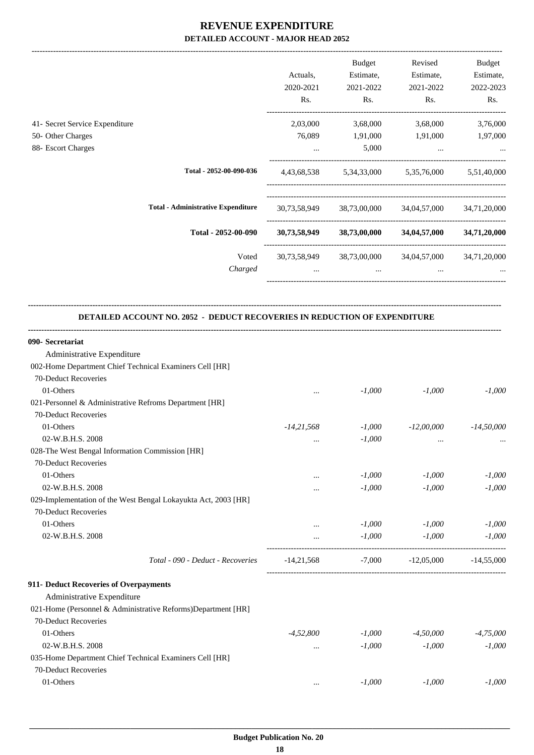# REVENUE EXPENDITURE

## DETAILED ACCOUNT - MAJOR HEAD 2052

| | Actuals, 2020-2021 Rs. | Budget Estimate, 2021-2022 Rs. | Revised Estimate, 2021-2022 Rs. | Budget Estimate, 2022-2023 Rs. |
|---|---|---|---|---|
| 41- Secret Service Expenditure | 2,03,000 | 3,68,000 | 3,68,000 | 3,76,000 |
| 50- Other Charges | 76,089 | 1,91,000 | 1,91,000 | 1,97,000 |
| 88- Escort Charges | ... | 5,000 | ... | ... |
| Total - 2052-00-090-036 | 4,43,68,538 | 5,34,33,000 | 5,35,76,000 | 5,51,40,000 |
| **Total - Administrative Expenditure** | 30,73,58,949 | 38,73,00,000 | 34,04,57,000 | 34,71,20,000 |
| **Total - 2052-00-090** | **30,73,58,949** | **38,73,00,000** | **34,04,57,000** | **34,71,20,000** |
| Voted | 30,73,58,949 | 38,73,00,000 | 34,04,57,000 | 34,71,20,000 |
| *Charged* | ... | ... | ... | ... |

### DETAILED ACCOUNT NO. 2052 - DEDUCT RECOVERIES IN REDUCTION OF EXPENDITURE

| | Actuals, 2020-2021 Rs. | Budget Estimate, 2021-2022 Rs. | Revised Estimate, 2021-2022 Rs. | Budget Estimate, 2022-2023 Rs. |
|---|---|---|---|---|
| **090- Secretariat** | | | | |
| Administrative Expenditure | | | | |
| 002-Home Department Chief Technical Examiners Cell [HR] | | | | |
| 70-Deduct Recoveries | | | | |
| 01-Others | ... | *-1,000* | *-1,000* | *-1,000* |
| 021-Personnel & Administrative Refroms Department [HR] | | | | |
| 70-Deduct Recoveries | | | | |
| 01-Others | *-14,21,568* | *-1,000* | *-12,00,000* | *-14,50,000* |
| 02-W.B.H.S. 2008 | ... | *-1,000* | ... | ... |
| 028-The West Bengal Information Commission [HR] | | | | |
| 70-Deduct Recoveries | | | | |
| 01-Others | ... | *-1,000* | *-1,000* | *-1,000* |
| 02-W.B.H.S. 2008 | ... | *-1,000* | *-1,000* | *-1,000* |
| 029-Implementation of the West Bengal Lokayukta Act, 2003 [HR] | | | | |
| 70-Deduct Recoveries | | | | |
| 01-Others | ... | *-1,000* | *-1,000* | *-1,000* |
| 02-W.B.H.S. 2008 | ... | *-1,000* | *-1,000* | *-1,000* |
| *Total - 090 - Deduct - Recoveries* | -14,21,568 | -7,000 | -12,05,000 | -14,55,000 |
| **911- Deduct Recoveries of Overpayments** | | | | |
| Administrative Expenditure | | | | |
| 021-Home (Personnel & Administrative Reforms)Department [HR] | | | | |
| 70-Deduct Recoveries | | | | |
| 01-Others | *-4,52,800* | *-1,000* | *-4,50,000* | *-4,75,000* |
| 02-W.B.H.S. 2008 | ... | *-1,000* | *-1,000* | *-1,000* |
| 035-Home Department Chief Technical Examiners Cell [HR] | | | | |
| 70-Deduct Recoveries | | | | |
| 01-Others | ... | *-1,000* | *-1,000* | *-1,000* |

**Budget Publication No. 20**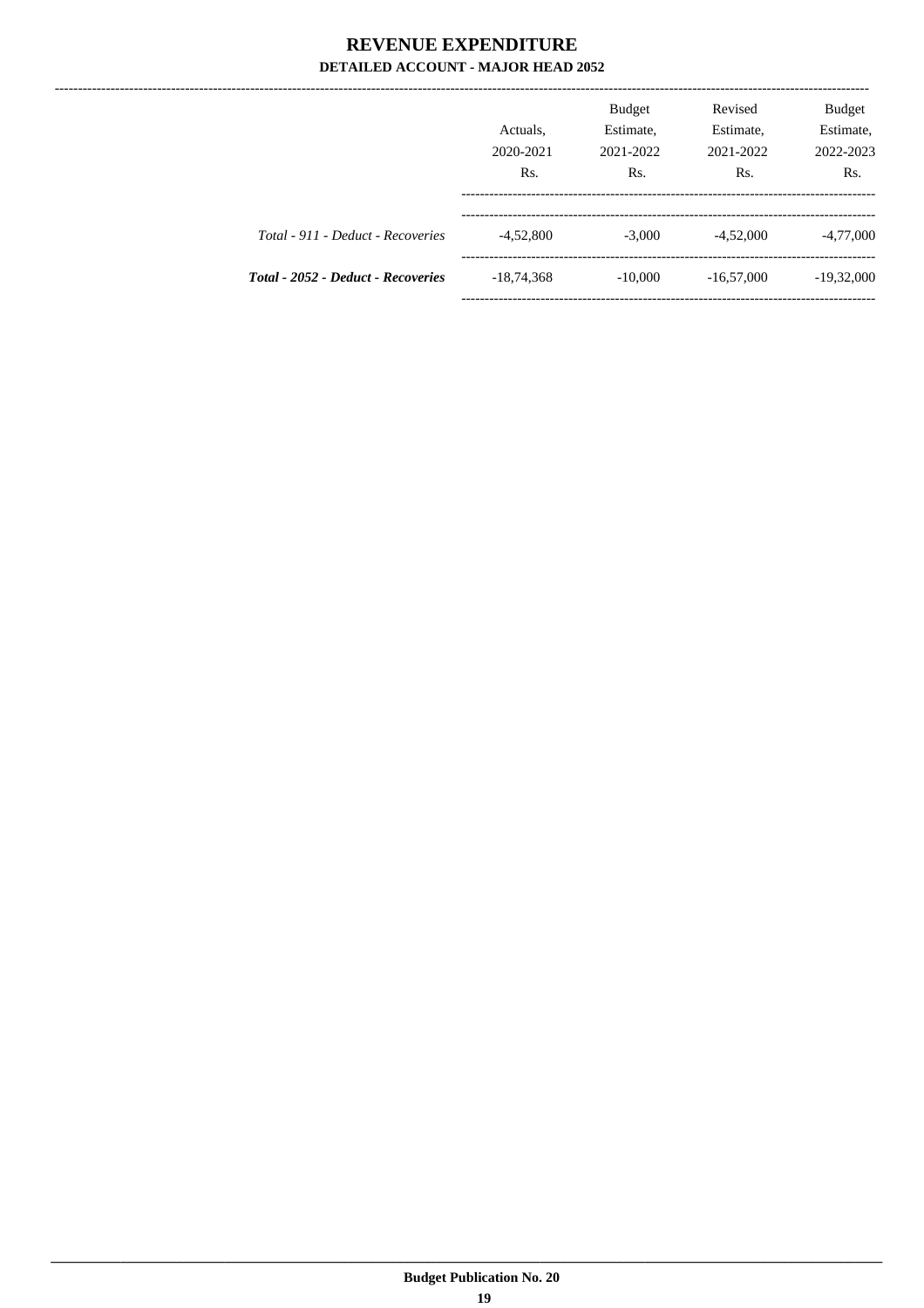# REVENUE EXPENDITURE

## DETAILED ACCOUNT - MAJOR HEAD 2052

| | Actuals, 2020-2021 Rs. | Budget Estimate, 2021-2022 Rs. | Revised Estimate, 2021-2022 Rs. | Budget Estimate, 2022-2023 Rs. |
|---|---|---|---|---|
| *Total - 911 - Deduct - Recoveries* | -4,52,800 | -3,000 | -4,52,000 | -4,77,000 |
| ***Total - 2052 - Deduct - Recoveries*** | -18,74,368 | -10,000 | -16,57,000 | -19,32,000 |

**Budget Publication No. 20**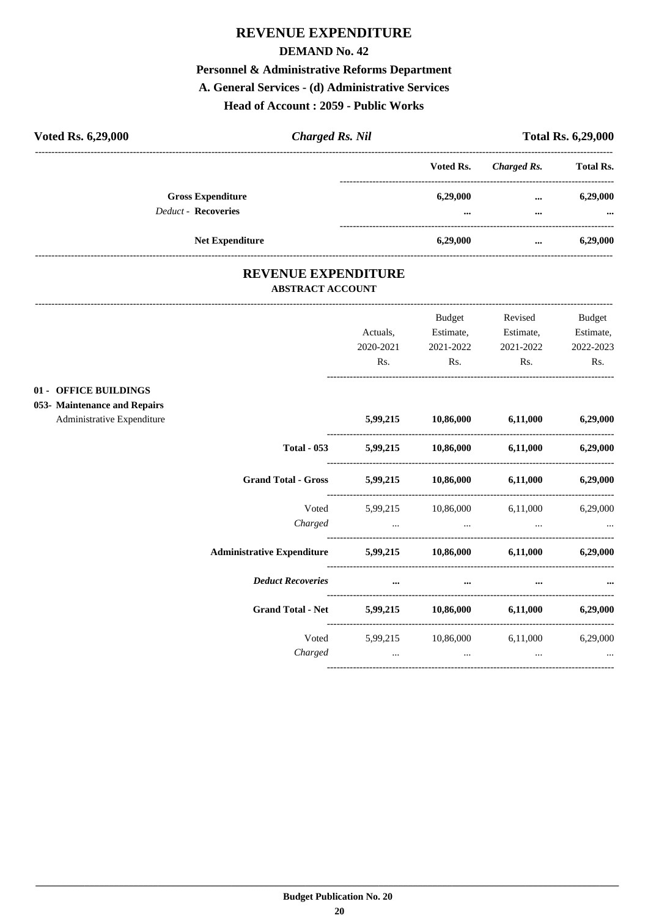# REVENUE EXPENDITURE

## DEMAND No. 42

### Personnel & Administrative Reforms Department

### A. General Services - (d) Administrative Services

### Head of Account : 2059 - Public Works

**Voted Rs. 6,29,000** | ***Charged Rs. Nil*** | **Total Rs. 6,29,000**

| | Voted Rs. | *Charged Rs.* | Total Rs. |
|---|---|---|---|
| **Gross Expenditure** | **6,29,000** | **...** | **6,29,000** |
| *Deduct* - **Recoveries** | **...** | **...** | **...** |
| **Net Expenditure** | **6,29,000** | **...** | **6,29,000** |

## REVENUE EXPENDITURE

### ABSTRACT ACCOUNT

| | Actuals, 2020-2021 Rs. | Budget Estimate, 2021-2022 Rs. | Revised Estimate, 2021-2022 Rs. | Budget Estimate, 2022-2023 Rs. |
|---|---|---|---|---|
| **01 - OFFICE BUILDINGS** | | | | |
| **053- Maintenance and Repairs** | | | | |
| Administrative Expenditure | **5,99,215** | **10,86,000** | **6,11,000** | **6,29,000** |
| **Total - 053** | **5,99,215** | **10,86,000** | **6,11,000** | **6,29,000** |
| **Grand Total - Gross** | **5,99,215** | **10,86,000** | **6,11,000** | **6,29,000** |
| Voted | 5,99,215 | 10,86,000 | 6,11,000 | 6,29,000 |
| *Charged* | ... | ... | ... | ... |
| **Administrative Expenditure** | **5,99,215** | **10,86,000** | **6,11,000** | **6,29,000** |
| ***Deduct Recoveries*** | **...** | **...** | **...** | **...** |
| **Grand Total - Net** | **5,99,215** | **10,86,000** | **6,11,000** | **6,29,000** |
| Voted | 5,99,215 | 10,86,000 | 6,11,000 | 6,29,000 |
| *Charged* | ... | ... | ... | ... |

**Budget Publication No. 20**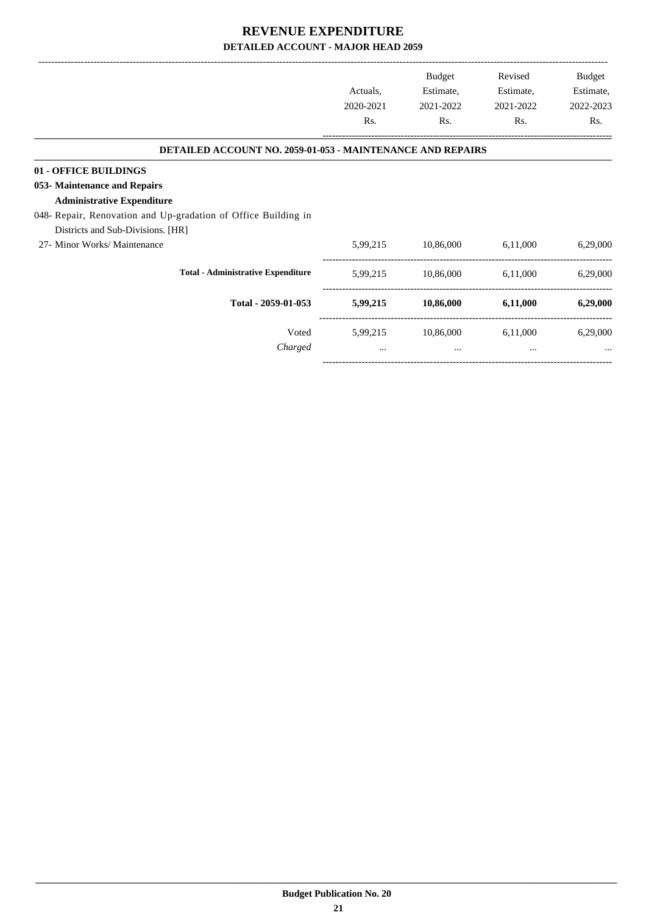# REVENUE EXPENDITURE

## DETAILED ACCOUNT - MAJOR HEAD 2059

| | Actuals, 2020-2021 Rs. | Budget Estimate, 2021-2022 Rs. | Revised Estimate, 2021-2022 Rs. | Budget Estimate, 2022-2023 Rs. |
|---|---|---|---|---|
| **DETAILED ACCOUNT NO. 2059-01-053 - MAINTENANCE AND REPAIRS** | | | | |
| **01 - OFFICE BUILDINGS** | | | | |
| **053- Maintenance and Repairs** | | | | |
| **Administrative Expenditure** | | | | |
| 048- Repair, Renovation and Up-gradation of Office Building in Districts and Sub-Divisions. [HR] | | | | |
| 27- Minor Works/ Maintenance | 5,99,215 | 10,86,000 | 6,11,000 | 6,29,000 |
| **Total - Administrative Expenditure** | 5,99,215 | 10,86,000 | 6,11,000 | 6,29,000 |
| **Total - 2059-01-053** | **5,99,215** | **10,86,000** | **6,11,000** | **6,29,000** |
| Voted | 5,99,215 | 10,86,000 | 6,11,000 | 6,29,000 |
| *Charged* | ... | ... | ... | ... |

Budget Publication No. 20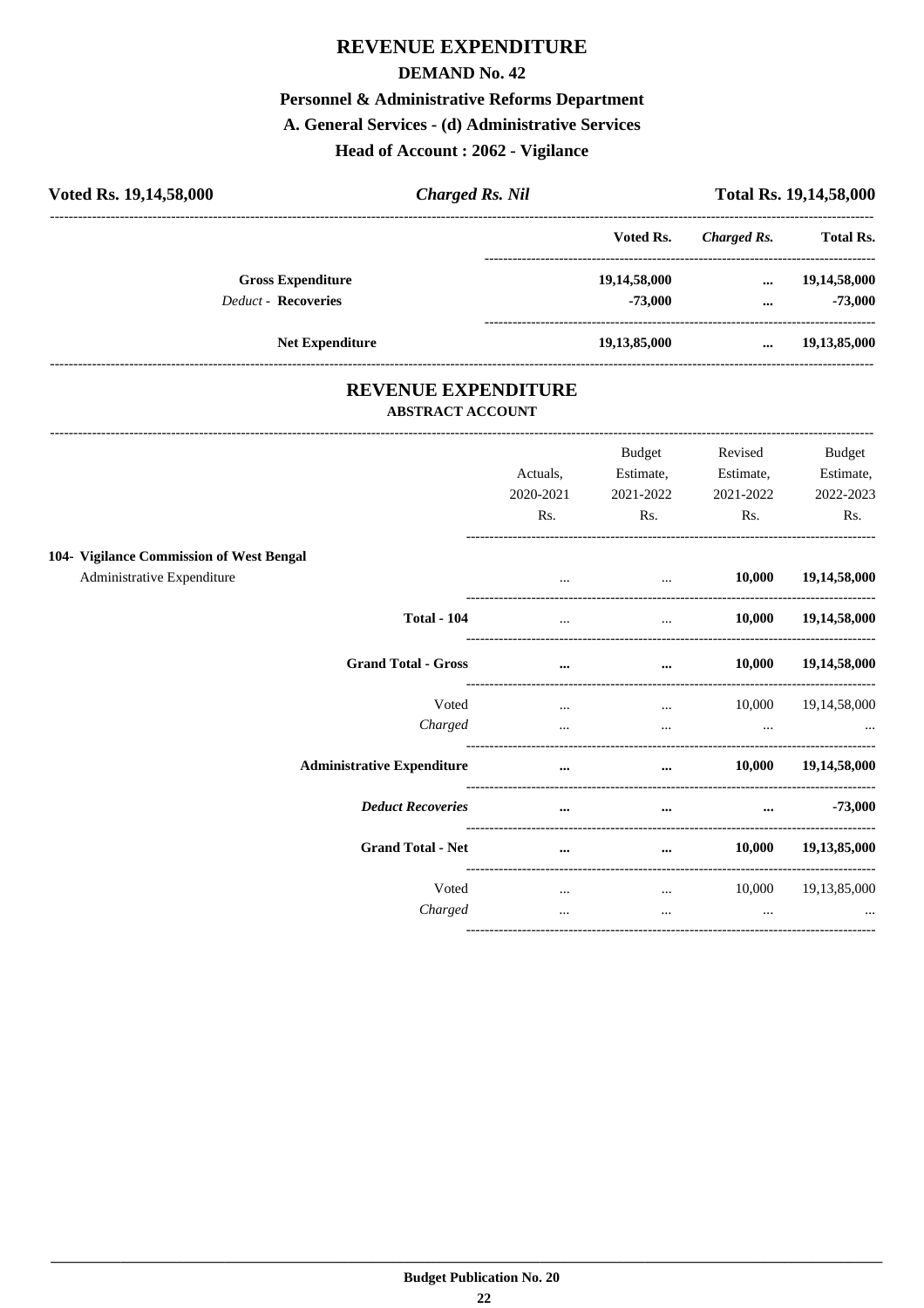# REVENUE EXPENDITURE

## DEMAND No. 42

### Personnel & Administrative Reforms Department

### A. General Services - (d) Administrative Services

### Head of Account : 2062 - Vigilance

**Voted Rs. 19,14,58,000** | ***Charged Rs. Nil*** | **Total Rs. 19,14,58,000**

| | Voted Rs. | *Charged Rs.* | Total Rs. |
|---|---|---|---|
| **Gross Expenditure** | 19,14,58,000 | ... | 19,14,58,000 |
| *Deduct* - **Recoveries** | -73,000 | ... | -73,000 |
| **Net Expenditure** | 19,13,85,000 | ... | 19,13,85,000 |

## REVENUE EXPENDITURE

### ABSTRACT ACCOUNT

| | Actuals, 2020-2021 Rs. | Budget Estimate, 2021-2022 Rs. | Revised Estimate, 2021-2022 Rs. | Budget Estimate, 2022-2023 Rs. |
|---|---|---|---|---|
| **104- Vigilance Commission of West Bengal** | | | | |
| Administrative Expenditure | ... | ... | **10,000** | **19,14,58,000** |
| **Total - 104** | ... | ... | **10,000** | **19,14,58,000** |
| **Grand Total - Gross** | **...** | **...** | **10,000** | **19,14,58,000** |
| Voted | ... | ... | 10,000 | 19,14,58,000 |
| *Charged* | ... | ... | ... | ... |
| **Administrative Expenditure** | **...** | **...** | **10,000** | **19,14,58,000** |
| ***Deduct Recoveries*** | **...** | **...** | **...** | **-73,000** |
| **Grand Total - Net** | **...** | **...** | **10,000** | **19,13,85,000** |
| Voted | ... | ... | 10,000 | 19,13,85,000 |
| *Charged* | ... | ... | ... | ... |

**Budget Publication No. 20**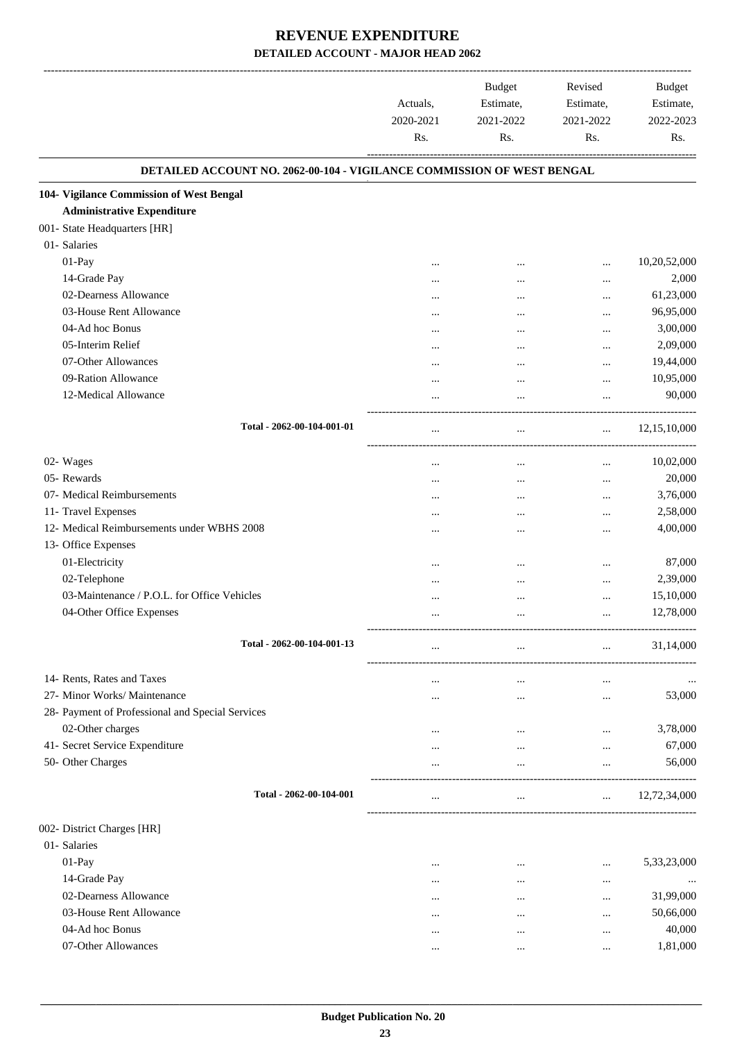# REVENUE EXPENDITURE

## DETAILED ACCOUNT - MAJOR HEAD 2062

| | Actuals, 2020-2021 Rs. | Budget Estimate, 2021-2022 Rs. | Revised Estimate, 2021-2022 Rs. | Budget Estimate, 2022-2023 Rs. |
|---|---|---|---|---|
| **DETAILED ACCOUNT NO. 2062-00-104 - VIGILANCE COMMISSION OF WEST BENGAL** | | | | |
| **104- Vigilance Commission of West Bengal** | | | | |
| **Administrative Expenditure** | | | | |
| 001- State Headquarters [HR] | | | | |
| 01- Salaries | | | | |
| 01-Pay | ... | ... | ... | 10,20,52,000 |
| 14-Grade Pay | ... | ... | ... | 2,000 |
| 02-Dearness Allowance | ... | ... | ... | 61,23,000 |
| 03-House Rent Allowance | ... | ... | ... | 96,95,000 |
| 04-Ad hoc Bonus | ... | ... | ... | 3,00,000 |
| 05-Interim Relief | ... | ... | ... | 2,09,000 |
| 07-Other Allowances | ... | ... | ... | 19,44,000 |
| 09-Ration Allowance | ... | ... | ... | 10,95,000 |
| 12-Medical Allowance | ... | ... | ... | 90,000 |
| Total - 2062-00-104-001-01 | ... | ... | ... | 12,15,10,000 |
| 02- Wages | ... | ... | ... | 10,02,000 |
| 05- Rewards | ... | ... | ... | 20,000 |
| 07- Medical Reimbursements | ... | ... | ... | 3,76,000 |
| 11- Travel Expenses | ... | ... | ... | 2,58,000 |
| 12- Medical Reimbursements under WBHS 2008 | ... | ... | ... | 4,00,000 |
| 13- Office Expenses | | | | |
| 01-Electricity | ... | ... | ... | 87,000 |
| 02-Telephone | ... | ... | ... | 2,39,000 |
| 03-Maintenance / P.O.L. for Office Vehicles | ... | ... | ... | 15,10,000 |
| 04-Other Office Expenses | ... | ... | ... | 12,78,000 |
| Total - 2062-00-104-001-13 | ... | ... | ... | 31,14,000 |
| 14- Rents, Rates and Taxes | ... | ... | ... | ... |
| 27- Minor Works/ Maintenance | ... | ... | ... | 53,000 |
| 28- Payment of Professional and Special Services | | | | |
| 02-Other charges | ... | ... | ... | 3,78,000 |
| 41- Secret Service Expenditure | ... | ... | ... | 67,000 |
| 50- Other Charges | ... | ... | ... | 56,000 |
| Total - 2062-00-104-001 | ... | ... | ... | 12,72,34,000 |
| 002- District Charges [HR] | | | | |
| 01- Salaries | | | | |
| 01-Pay | ... | ... | ... | 5,33,23,000 |
| 14-Grade Pay | ... | ... | ... | ... |
| 02-Dearness Allowance | ... | ... | ... | 31,99,000 |
| 03-House Rent Allowance | ... | ... | ... | 50,66,000 |
| 04-Ad hoc Bonus | ... | ... | ... | 40,000 |
| 07-Other Allowances | ... | ... | ... | 1,81,000 |

Budget Publication No. 20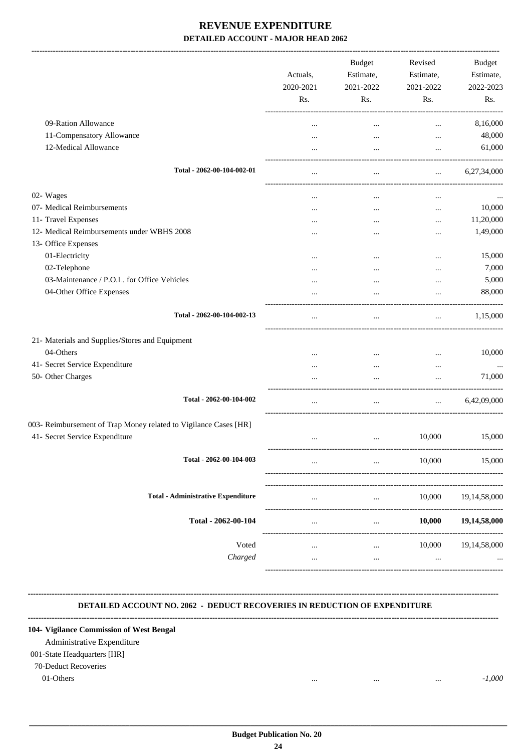# REVENUE EXPENDITURE

## DETAILED ACCOUNT - MAJOR HEAD 2062

| | Actuals, 2020-2021 Rs. | Budget Estimate, 2021-2022 Rs. | Revised Estimate, 2021-2022 Rs. | Budget Estimate, 2022-2023 Rs. |
|---|---|---|---|---|
| 09-Ration Allowance | ... | ... | ... | 8,16,000 |
| 11-Compensatory Allowance | ... | ... | ... | 48,000 |
| 12-Medical Allowance | ... | ... | ... | 61,000 |
| **Total - 2062-00-104-002-01** | ... | ... | ... | 6,27,34,000 |
| 02- Wages | ... | ... | ... | ... |
| 07- Medical Reimbursements | ... | ... | ... | 10,000 |
| 11- Travel Expenses | ... | ... | ... | 11,20,000 |
| 12- Medical Reimbursements under WBHS 2008 | ... | ... | ... | 1,49,000 |
| 13- Office Expenses | | | | |
| 01-Electricity | ... | ... | ... | 15,000 |
| 02-Telephone | ... | ... | ... | 7,000 |
| 03-Maintenance / P.O.L. for Office Vehicles | ... | ... | ... | 5,000 |
| 04-Other Office Expenses | ... | ... | ... | 88,000 |
| **Total - 2062-00-104-002-13** | ... | ... | ... | 1,15,000 |
| 21- Materials and Supplies/Stores and Equipment | | | | |
| 04-Others | ... | ... | ... | 10,000 |
| 41- Secret Service Expenditure | ... | ... | ... | ... |
| 50- Other Charges | ... | ... | ... | 71,000 |
| **Total - 2062-00-104-002** | ... | ... | ... | 6,42,09,000 |
| 003- Reimbursement of Trap Money related to Vigilance Cases [HR] | | | | |
| 41- Secret Service Expenditure | ... | ... | 10,000 | 15,000 |
| **Total - 2062-00-104-003** | ... | ... | 10,000 | 15,000 |
| **Total - Administrative Expenditure** | ... | ... | 10,000 | 19,14,58,000 |
| **Total - 2062-00-104** | ... | ... | **10,000** | **19,14,58,000** |
| Voted | ... | ... | 10,000 | 19,14,58,000 |
| *Charged* | ... | ... | ... | ... |

### DETAILED ACCOUNT NO. 2062 - DEDUCT RECOVERIES IN REDUCTION OF EXPENDITURE

| | Actuals, 2020-2021 Rs. | Budget Estimate, 2021-2022 Rs. | Revised Estimate, 2021-2022 Rs. | Budget Estimate, 2022-2023 Rs. |
|---|---|---|---|---|
| **104- Vigilance Commission of West Bengal** | | | | |
| Administrative Expenditure | | | | |
| 001-State Headquarters [HR] | | | | |
| 70-Deduct Recoveries | | | | |
| 01-Others | ... | ... | ... | *-1,000* |

**Budget Publication No. 20**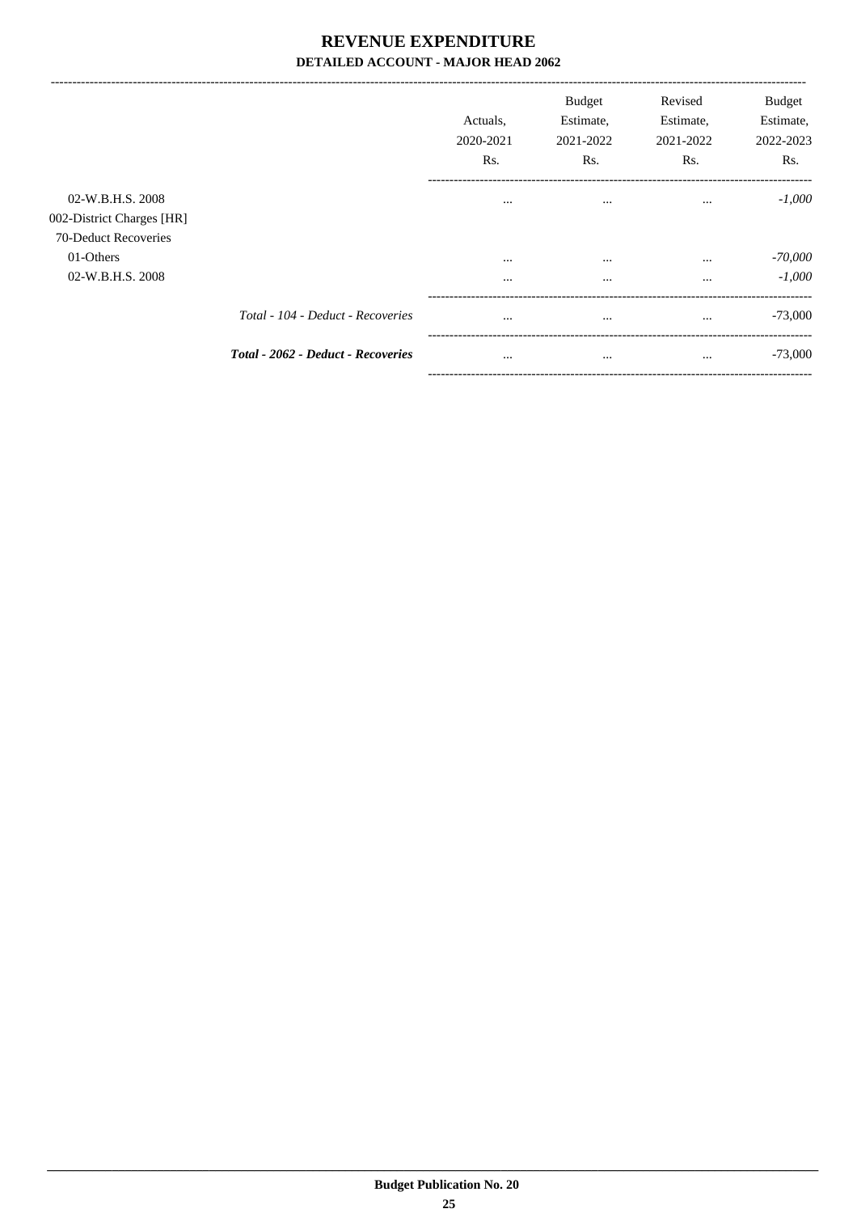# REVENUE EXPENDITURE

**DETAILED ACCOUNT - MAJOR HEAD 2062**

| | Actuals, 2020-2021 Rs. | Budget Estimate, 2021-2022 Rs. | Revised Estimate, 2021-2022 Rs. | Budget Estimate, 2022-2023 Rs. |
|---|---|---|---|---|
| 02-W.B.H.S. 2008 | ... | ... | ... | *-1,000* |
| 002-District Charges [HR] | | | | |
| 70-Deduct Recoveries | | | | |
| 01-Others | ... | ... | ... | *-70,000* |
| 02-W.B.H.S. 2008 | ... | ... | ... | *-1,000* |
| *Total - 104 - Deduct - Recoveries* | ... | ... | ... | -73,000 |
| ***Total - 2062 - Deduct - Recoveries*** | ... | ... | ... | -73,000 |

**Budget Publication No. 20**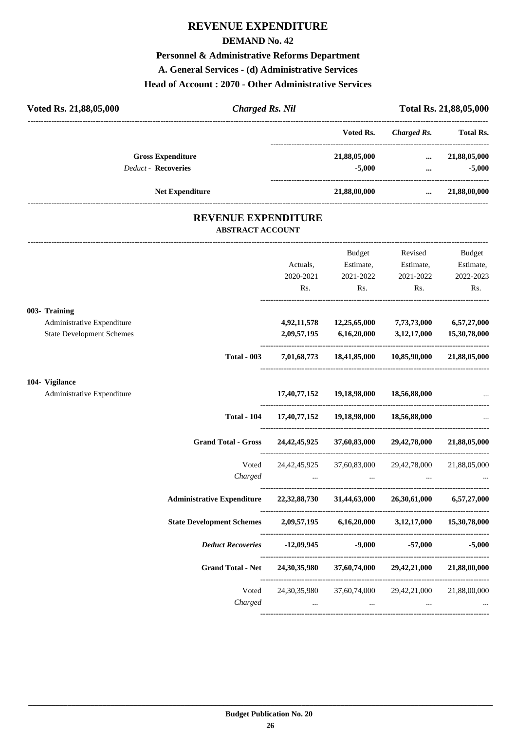# REVENUE EXPENDITURE

## DEMAND No. 42

### Personnel & Administrative Reforms Department

### A. General Services - (d) Administrative Services

### Head of Account : 2070 - Other Administrative Services

| **Voted Rs. 21,88,05,000** | ***Charged Rs. Nil*** | **Total Rs. 21,88,05,000** |
|---|---|---|

| | Voted Rs. | *Charged Rs.* | Total Rs. |
|---|---|---|---|
| **Gross Expenditure** | **21,88,05,000** | **...** | **21,88,05,000** |
| *Deduct -* **Recoveries** | **-5,000** | **...** | **-5,000** |
| **Net Expenditure** | **21,88,00,000** | **...** | **21,88,00,000** |

# REVENUE EXPENDITURE

## ABSTRACT ACCOUNT

| | Actuals, 2020-2021 Rs. | Budget Estimate, 2021-2022 Rs. | Revised Estimate, 2021-2022 Rs. | Budget Estimate, 2022-2023 Rs. |
|---|---|---|---|---|
| **003- Training** | | | | |
| Administrative Expenditure | **4,92,11,578** | **12,25,65,000** | **7,73,73,000** | **6,57,27,000** |
| State Development Schemes | **2,09,57,195** | **6,16,20,000** | **3,12,17,000** | **15,30,78,000** |
| **Total - 003** | **7,01,68,773** | **18,41,85,000** | **10,85,90,000** | **21,88,05,000** |
| **104- Vigilance** | | | | |
| Administrative Expenditure | **17,40,77,152** | **19,18,98,000** | **18,56,88,000** | ... |
| **Total - 104** | **17,40,77,152** | **19,18,98,000** | **18,56,88,000** | ... |
| **Grand Total - Gross** | **24,42,45,925** | **37,60,83,000** | **29,42,78,000** | **21,88,05,000** |
| Voted | 24,42,45,925 | 37,60,83,000 | 29,42,78,000 | 21,88,05,000 |
| *Charged* | ... | ... | ... | ... |
| **Administrative Expenditure** | **22,32,88,730** | **31,44,63,000** | **26,30,61,000** | **6,57,27,000** |
| **State Development Schemes** | **2,09,57,195** | **6,16,20,000** | **3,12,17,000** | **15,30,78,000** |
| ***Deduct Recoveries*** | **-12,09,945** | **-9,000** | **-57,000** | **-5,000** |
| **Grand Total - Net** | **24,30,35,980** | **37,60,74,000** | **29,42,21,000** | **21,88,00,000** |
| Voted | 24,30,35,980 | 37,60,74,000 | 29,42,21,000 | 21,88,00,000 |
| *Charged* | ... | ... | ... | ... |

**Budget Publication No. 20**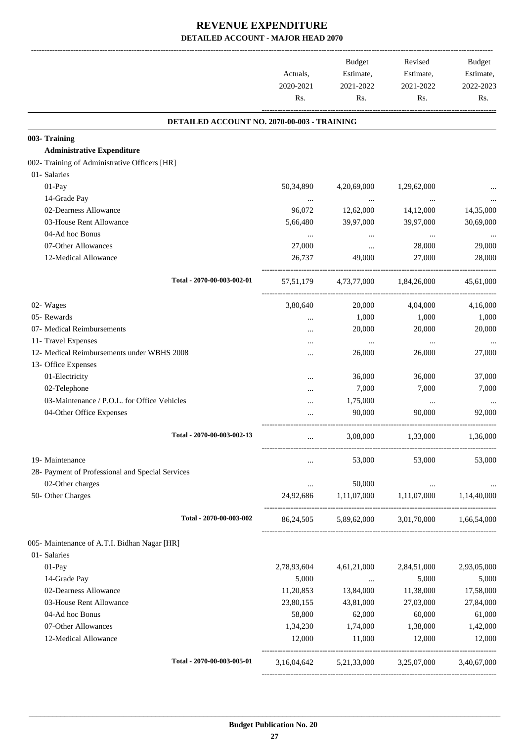# REVENUE EXPENDITURE

## DETAILED ACCOUNT - MAJOR HEAD 2070

| | Actuals, 2020-2021 Rs. | Budget Estimate, 2021-2022 Rs. | Revised Estimate, 2021-2022 Rs. | Budget Estimate, 2022-2023 Rs. |
|---|---|---|---|---|
| **DETAILED ACCOUNT NO. 2070-00-003 - TRAINING** | | | | |
| **003- Training** | | | | |
| **Administrative Expenditure** | | | | |
| 002- Training of Administrative Officers [HR] | | | | |
| 01- Salaries | | | | |
| 01-Pay | 50,34,890 | 4,20,69,000 | 1,29,62,000 | ... |
| 14-Grade Pay | ... | ... | ... | ... |
| 02-Dearness Allowance | 96,072 | 12,62,000 | 14,12,000 | 14,35,000 |
| 03-House Rent Allowance | 5,66,480 | 39,97,000 | 39,97,000 | 30,69,000 |
| 04-Ad hoc Bonus | ... | ... | ... | ... |
| 07-Other Allowances | 27,000 | ... | 28,000 | 29,000 |
| 12-Medical Allowance | 26,737 | 49,000 | 27,000 | 28,000 |
| Total - 2070-00-003-002-01 | 57,51,179 | 4,73,77,000 | 1,84,26,000 | 45,61,000 |
| 02- Wages | 3,80,640 | 20,000 | 4,04,000 | 4,16,000 |
| 05- Rewards | ... | 1,000 | 1,000 | 1,000 |
| 07- Medical Reimbursements | ... | 20,000 | 20,000 | 20,000 |
| 11- Travel Expenses | ... | ... | ... | ... |
| 12- Medical Reimbursements under WBHS 2008 | ... | 26,000 | 26,000 | 27,000 |
| 13- Office Expenses | | | | |
| 01-Electricity | ... | 36,000 | 36,000 | 37,000 |
| 02-Telephone | ... | 7,000 | 7,000 | 7,000 |
| 03-Maintenance / P.O.L. for Office Vehicles | ... | 1,75,000 | ... | ... |
| 04-Other Office Expenses | ... | 90,000 | 90,000 | 92,000 |
| Total - 2070-00-003-002-13 | ... | 3,08,000 | 1,33,000 | 1,36,000 |
| 19- Maintenance | ... | 53,000 | 53,000 | 53,000 |
| 28- Payment of Professional and Special Services | | | | |
| 02-Other charges | ... | 50,000 | ... | ... |
| 50- Other Charges | 24,92,686 | 1,11,07,000 | 1,11,07,000 | 1,14,40,000 |
| Total - 2070-00-003-002 | 86,24,505 | 5,89,62,000 | 3,01,70,000 | 1,66,54,000 |
| 005- Maintenance of A.T.I. Bidhan Nagar [HR] | | | | |
| 01- Salaries | | | | |
| 01-Pay | 2,78,93,604 | 4,61,21,000 | 2,84,51,000 | 2,93,05,000 |
| 14-Grade Pay | 5,000 | ... | 5,000 | 5,000 |
| 02-Dearness Allowance | 11,20,853 | 13,84,000 | 11,38,000 | 17,58,000 |
| 03-House Rent Allowance | 23,80,155 | 43,81,000 | 27,03,000 | 27,84,000 |
| 04-Ad hoc Bonus | 58,800 | 62,000 | 60,000 | 61,000 |
| 07-Other Allowances | 1,34,230 | 1,74,000 | 1,38,000 | 1,42,000 |
| 12-Medical Allowance | 12,000 | 11,000 | 12,000 | 12,000 |
| Total - 2070-00-003-005-01 | 3,16,04,642 | 5,21,33,000 | 3,25,07,000 | 3,40,67,000 |

Budget Publication No. 20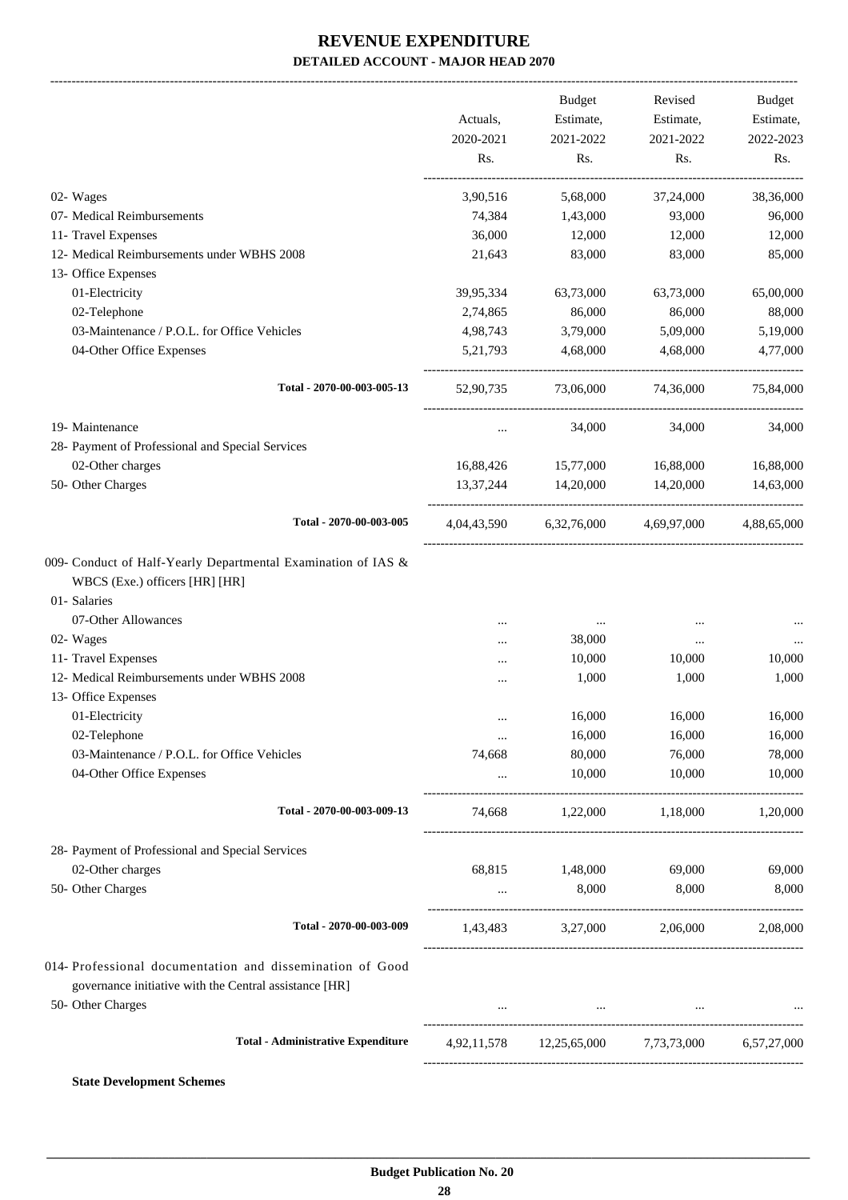# REVENUE EXPENDITURE

## DETAILED ACCOUNT - MAJOR HEAD 2070

| | Actuals, 2020-2021 Rs. | Budget Estimate, 2021-2022 Rs. | Revised Estimate, 2021-2022 Rs. | Budget Estimate, 2022-2023 Rs. |
|---|---|---|---|---|
| 02- Wages | 3,90,516 | 5,68,000 | 37,24,000 | 38,36,000 |
| 07- Medical Reimbursements | 74,384 | 1,43,000 | 93,000 | 96,000 |
| 11- Travel Expenses | 36,000 | 12,000 | 12,000 | 12,000 |
| 12- Medical Reimbursements under WBHS 2008 | 21,643 | 83,000 | 83,000 | 85,000 |
| 13- Office Expenses | | | | |
| 01-Electricity | 39,95,334 | 63,73,000 | 63,73,000 | 65,00,000 |
| 02-Telephone | 2,74,865 | 86,000 | 86,000 | 88,000 |
| 03-Maintenance / P.O.L. for Office Vehicles | 4,98,743 | 3,79,000 | 5,09,000 | 5,19,000 |
| 04-Other Office Expenses | 5,21,793 | 4,68,000 | 4,68,000 | 4,77,000 |
| Total - 2070-00-003-005-13 | 52,90,735 | 73,06,000 | 74,36,000 | 75,84,000 |
| 19- Maintenance | ... | 34,000 | 34,000 | 34,000 |
| 28- Payment of Professional and Special Services | | | | |
| 02-Other charges | 16,88,426 | 15,77,000 | 16,88,000 | 16,88,000 |
| 50- Other Charges | 13,37,244 | 14,20,000 | 14,20,000 | 14,63,000 |
| Total - 2070-00-003-005 | 4,04,43,590 | 6,32,76,000 | 4,69,97,000 | 4,88,65,000 |
| 009- Conduct of Half-Yearly Departmental Examination of IAS & WBCS (Exe.) officers [HR] [HR] | | | | |
| 01- Salaries | | | | |
| 07-Other Allowances | ... | ... | ... | ... |
| 02- Wages | ... | 38,000 | ... | ... |
| 11- Travel Expenses | ... | 10,000 | 10,000 | 10,000 |
| 12- Medical Reimbursements under WBHS 2008 | ... | 1,000 | 1,000 | 1,000 |
| 13- Office Expenses | | | | |
| 01-Electricity | ... | 16,000 | 16,000 | 16,000 |
| 02-Telephone | ... | 16,000 | 16,000 | 16,000 |
| 03-Maintenance / P.O.L. for Office Vehicles | 74,668 | 80,000 | 76,000 | 78,000 |
| 04-Other Office Expenses | ... | 10,000 | 10,000 | 10,000 |
| Total - 2070-00-003-009-13 | 74,668 | 1,22,000 | 1,18,000 | 1,20,000 |
| 28- Payment of Professional and Special Services | | | | |
| 02-Other charges | 68,815 | 1,48,000 | 69,000 | 69,000 |
| 50- Other Charges | ... | 8,000 | 8,000 | 8,000 |
| Total - 2070-00-003-009 | 1,43,483 | 3,27,000 | 2,06,000 | 2,08,000 |
| 014- Professional documentation and dissemination of Good governance initiative with the Central assistance [HR] | | | | |
| 50- Other Charges | ... | ... | ... | ... |
| Total - Administrative Expenditure | 4,92,11,578 | 12,25,65,000 | 7,73,73,000 | 6,57,27,000 |

**State Development Schemes**

Budget Publication No. 20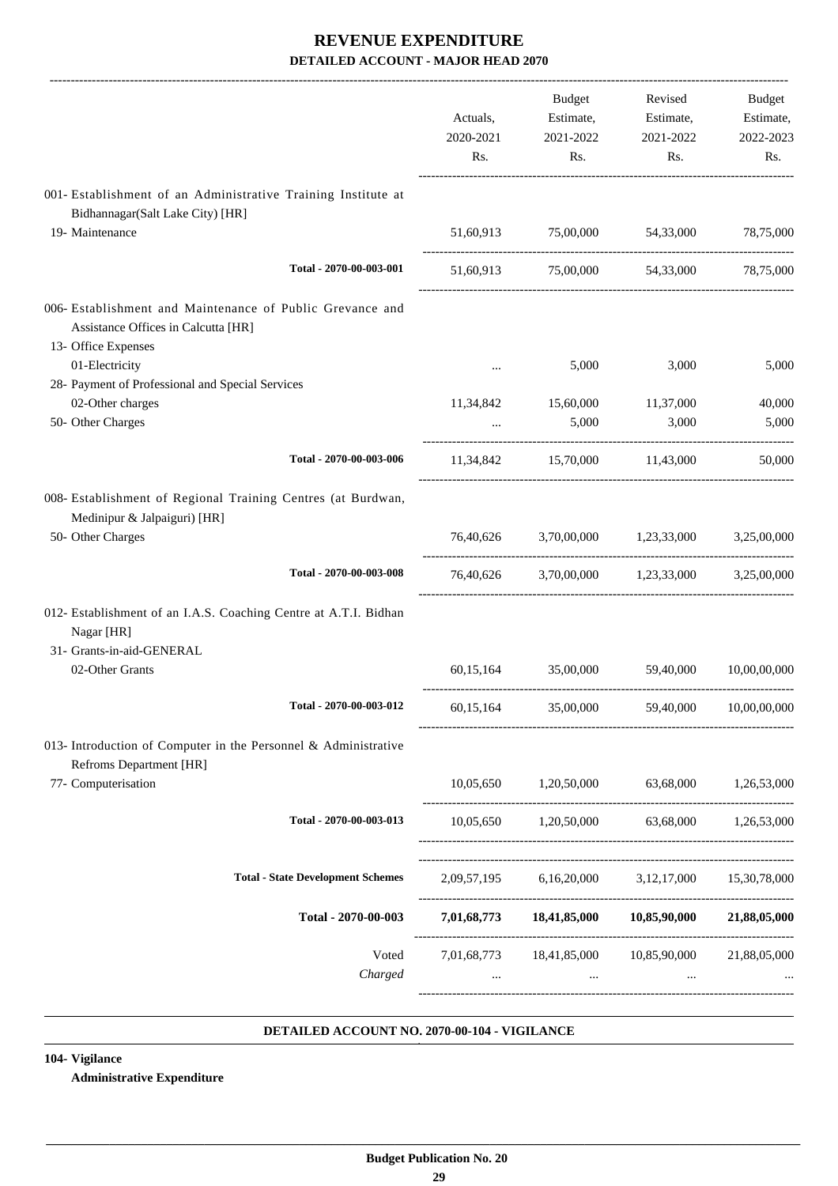# REVENUE EXPENDITURE

## DETAILED ACCOUNT - MAJOR HEAD 2070

| | Actuals, 2020-2021 Rs. | Budget Estimate, 2021-2022 Rs. | Revised Estimate, 2021-2022 Rs. | Budget Estimate, 2022-2023 Rs. |
|---|---|---|---|---|
| 001- Establishment of an Administrative Training Institute at Bidhannagar(Salt Lake City) [HR] | | | | |
| 19- Maintenance | 51,60,913 | 75,00,000 | 54,33,000 | 78,75,000 |
| Total - 2070-00-003-001 | 51,60,913 | 75,00,000 | 54,33,000 | 78,75,000 |
| 006- Establishment and Maintenance of Public Grevance and Assistance Offices in Calcutta [HR] | | | | |
| 13- Office Expenses | | | | |
| 01-Electricity | ... | 5,000 | 3,000 | 5,000 |
| 28- Payment of Professional and Special Services | | | | |
| 02-Other charges | 11,34,842 | 15,60,000 | 11,37,000 | 40,000 |
| 50- Other Charges | ... | 5,000 | 3,000 | 5,000 |
| Total - 2070-00-003-006 | 11,34,842 | 15,70,000 | 11,43,000 | 50,000 |
| 008- Establishment of Regional Training Centres (at Burdwan, Medinipur & Jalpaiguri) [HR] | | | | |
| 50- Other Charges | 76,40,626 | 3,70,00,000 | 1,23,33,000 | 3,25,00,000 |
| Total - 2070-00-003-008 | 76,40,626 | 3,70,00,000 | 1,23,33,000 | 3,25,00,000 |
| 012- Establishment of an I.A.S. Coaching Centre at A.T.I. Bidhan Nagar [HR] | | | | |
| 31- Grants-in-aid-GENERAL | | | | |
| 02-Other Grants | 60,15,164 | 35,00,000 | 59,40,000 | 10,00,00,000 |
| Total - 2070-00-003-012 | 60,15,164 | 35,00,000 | 59,40,000 | 10,00,00,000 |
| 013- Introduction of Computer in the Personnel & Administrative Refroms Department [HR] | | | | |
| 77- Computerisation | 10,05,650 | 1,20,50,000 | 63,68,000 | 1,26,53,000 |
| Total - 2070-00-003-013 | 10,05,650 | 1,20,50,000 | 63,68,000 | 1,26,53,000 |
| Total - State Development Schemes | 2,09,57,195 | 6,16,20,000 | 3,12,17,000 | 15,30,78,000 |
| **Total - 2070-00-003** | **7,01,68,773** | **18,41,85,000** | **10,85,90,000** | **21,88,05,000** |
| Voted | 7,01,68,773 | 18,41,85,000 | 10,85,90,000 | 21,88,05,000 |
| *Charged* | ... | ... | ... | ... |

### DETAILED ACCOUNT NO. 2070-00-104 - VIGILANCE

**104- Vigilance**

**Administrative Expenditure**

**Budget Publication No. 20**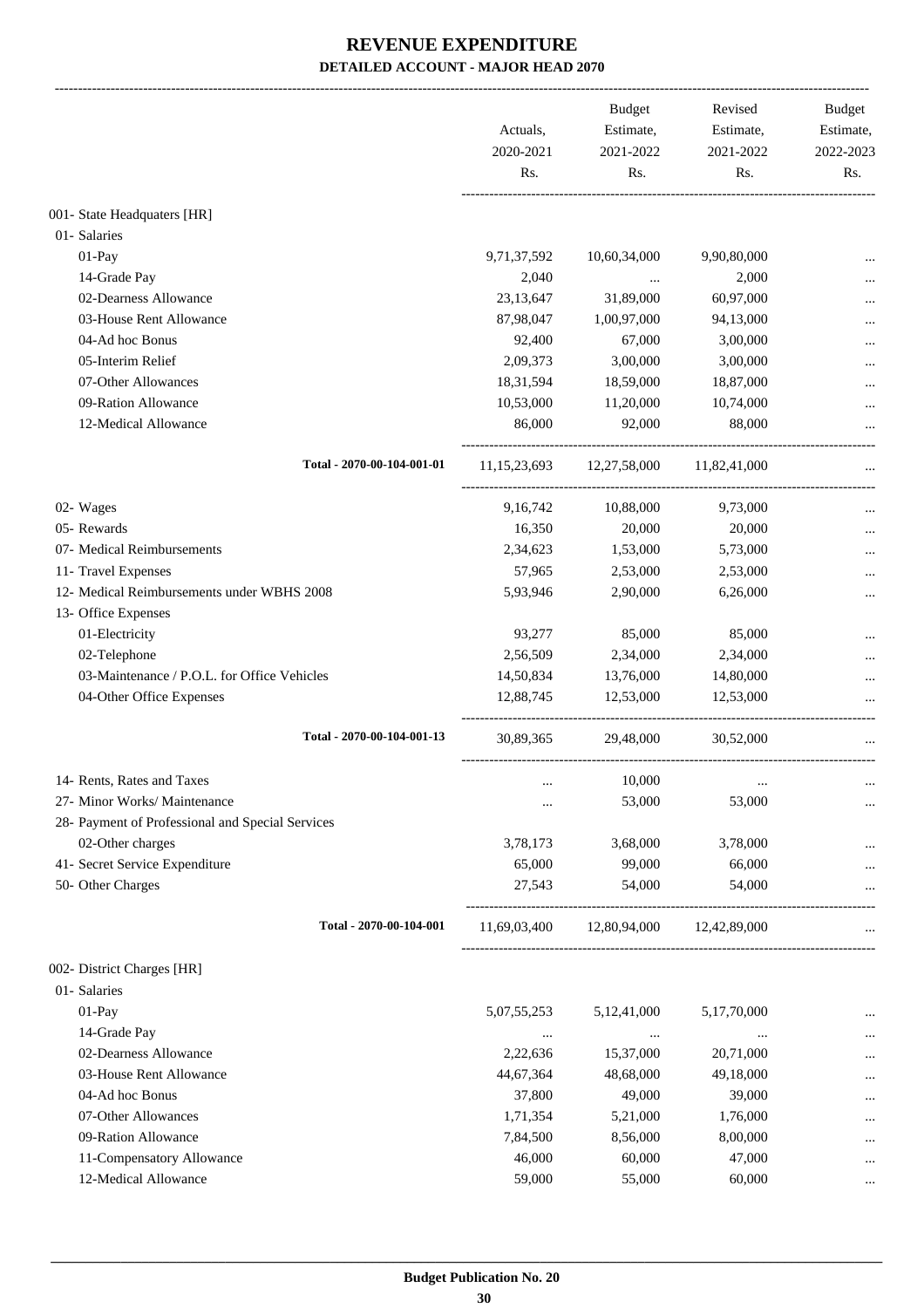# REVENUE EXPENDITURE

## DETAILED ACCOUNT - MAJOR HEAD 2070

| | Actuals, 2020-2021 Rs. | Budget Estimate, 2021-2022 Rs. | Revised Estimate, 2021-2022 Rs. | Budget Estimate, 2022-2023 Rs. |
|---|---|---|---|---|
| 001- State Headquaters [HR] | | | | |
| 01- Salaries | | | | |
| 01-Pay | 9,71,37,592 | 10,60,34,000 | 9,90,80,000 | ... |
| 14-Grade Pay | 2,040 | ... | 2,000 | ... |
| 02-Dearness Allowance | 23,13,647 | 31,89,000 | 60,97,000 | ... |
| 03-House Rent Allowance | 87,98,047 | 1,00,97,000 | 94,13,000 | ... |
| 04-Ad hoc Bonus | 92,400 | 67,000 | 3,00,000 | ... |
| 05-Interim Relief | 2,09,373 | 3,00,000 | 3,00,000 | ... |
| 07-Other Allowances | 18,31,594 | 18,59,000 | 18,87,000 | ... |
| 09-Ration Allowance | 10,53,000 | 11,20,000 | 10,74,000 | ... |
| 12-Medical Allowance | 86,000 | 92,000 | 88,000 | ... |
| Total - 2070-00-104-001-01 | 11,15,23,693 | 12,27,58,000 | 11,82,41,000 | ... |
| 02- Wages | 9,16,742 | 10,88,000 | 9,73,000 | ... |
| 05- Rewards | 16,350 | 20,000 | 20,000 | ... |
| 07- Medical Reimbursements | 2,34,623 | 1,53,000 | 5,73,000 | ... |
| 11- Travel Expenses | 57,965 | 2,53,000 | 2,53,000 | ... |
| 12- Medical Reimbursements under WBHS 2008 | 5,93,946 | 2,90,000 | 6,26,000 | ... |
| 13- Office Expenses | | | | |
| 01-Electricity | 93,277 | 85,000 | 85,000 | ... |
| 02-Telephone | 2,56,509 | 2,34,000 | 2,34,000 | ... |
| 03-Maintenance / P.O.L. for Office Vehicles | 14,50,834 | 13,76,000 | 14,80,000 | ... |
| 04-Other Office Expenses | 12,88,745 | 12,53,000 | 12,53,000 | ... |
| Total - 2070-00-104-001-13 | 30,89,365 | 29,48,000 | 30,52,000 | ... |
| 14- Rents, Rates and Taxes | ... | 10,000 | ... | ... |
| 27- Minor Works/ Maintenance | ... | 53,000 | 53,000 | ... |
| 28- Payment of Professional and Special Services | | | | |
| 02-Other charges | 3,78,173 | 3,68,000 | 3,78,000 | ... |
| 41- Secret Service Expenditure | 65,000 | 99,000 | 66,000 | ... |
| 50- Other Charges | 27,543 | 54,000 | 54,000 | ... |
| Total - 2070-00-104-001 | 11,69,03,400 | 12,80,94,000 | 12,42,89,000 | ... |
| 002- District Charges [HR] | | | | |
| 01- Salaries | | | | |
| 01-Pay | 5,07,55,253 | 5,12,41,000 | 5,17,70,000 | ... |
| 14-Grade Pay | ... | ... | ... | ... |
| 02-Dearness Allowance | 2,22,636 | 15,37,000 | 20,71,000 | ... |
| 03-House Rent Allowance | 44,67,364 | 48,68,000 | 49,18,000 | ... |
| 04-Ad hoc Bonus | 37,800 | 49,000 | 39,000 | ... |
| 07-Other Allowances | 1,71,354 | 5,21,000 | 1,76,000 | ... |
| 09-Ration Allowance | 7,84,500 | 8,56,000 | 8,00,000 | ... |
| 11-Compensatory Allowance | 46,000 | 60,000 | 47,000 | ... |
| 12-Medical Allowance | 59,000 | 55,000 | 60,000 | ... |

**Budget Publication No. 20**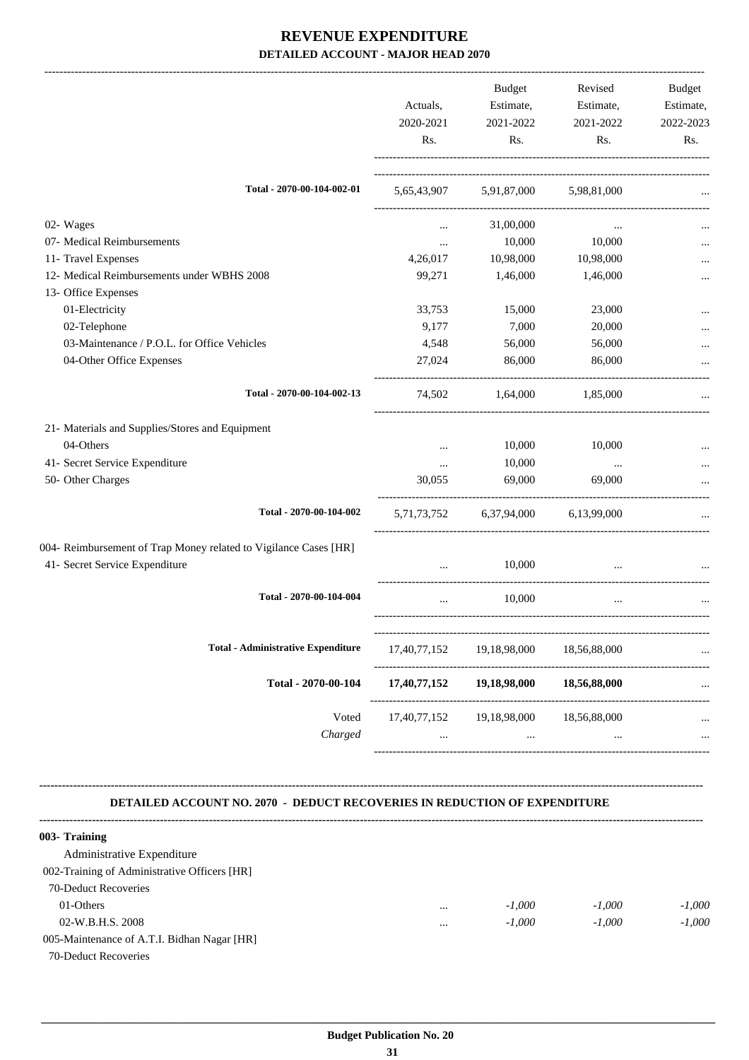# REVENUE EXPENDITURE

## DETAILED ACCOUNT - MAJOR HEAD 2070

| | Actuals, 2020-2021 Rs. | Budget Estimate, 2021-2022 Rs. | Revised Estimate, 2021-2022 Rs. | Budget Estimate, 2022-2023 Rs. |
|---|---|---|---|---|
| **Total - 2070-00-104-002-01** | 5,65,43,907 | 5,91,87,000 | 5,98,81,000 | ... |
| 02- Wages | ... | 31,00,000 | ... | ... |
| 07- Medical Reimbursements | ... | 10,000 | 10,000 | ... |
| 11- Travel Expenses | 4,26,017 | 10,98,000 | 10,98,000 | ... |
| 12- Medical Reimbursements under WBHS 2008 | 99,271 | 1,46,000 | 1,46,000 | ... |
| 13- Office Expenses | | | | |
| 01-Electricity | 33,753 | 15,000 | 23,000 | ... |
| 02-Telephone | 9,177 | 7,000 | 20,000 | ... |
| 03-Maintenance / P.O.L. for Office Vehicles | 4,548 | 56,000 | 56,000 | ... |
| 04-Other Office Expenses | 27,024 | 86,000 | 86,000 | ... |
| **Total - 2070-00-104-002-13** | 74,502 | 1,64,000 | 1,85,000 | ... |
| 21- Materials and Supplies/Stores and Equipment | | | | |
| 04-Others | ... | 10,000 | 10,000 | ... |
| 41- Secret Service Expenditure | ... | 10,000 | ... | ... |
| 50- Other Charges | 30,055 | 69,000 | 69,000 | ... |
| **Total - 2070-00-104-002** | 5,71,73,752 | 6,37,94,000 | 6,13,99,000 | ... |
| 004- Reimbursement of Trap Money related to Vigilance Cases [HR] | | | | |
| 41- Secret Service Expenditure | ... | 10,000 | ... | ... |
| **Total - 2070-00-104-004** | ... | 10,000 | ... | ... |
| **Total - Administrative Expenditure** | 17,40,77,152 | 19,18,98,000 | 18,56,88,000 | ... |
| **Total - 2070-00-104** | **17,40,77,152** | **19,18,98,000** | **18,56,88,000** | ... |
| Voted | 17,40,77,152 | 19,18,98,000 | 18,56,88,000 | ... |
| *Charged* | ... | ... | ... | ... |

### DETAILED ACCOUNT NO. 2070 - DEDUCT RECOVERIES IN REDUCTION OF EXPENDITURE

| | | | | |
|---|---|---|---|---|
| **003- Training** | | | | |
| Administrative Expenditure | | | | |
| 002-Training of Administrative Officers [HR] | | | | |
| 70-Deduct Recoveries | | | | |
| 01-Others | ... | *-1,000* | *-1,000* | *-1,000* |
| 02-W.B.H.S. 2008 | ... | *-1,000* | *-1,000* | *-1,000* |
| 005-Maintenance of A.T.I. Bidhan Nagar [HR] | | | | |
| 70-Deduct Recoveries | | | | |

**Budget Publication No. 20**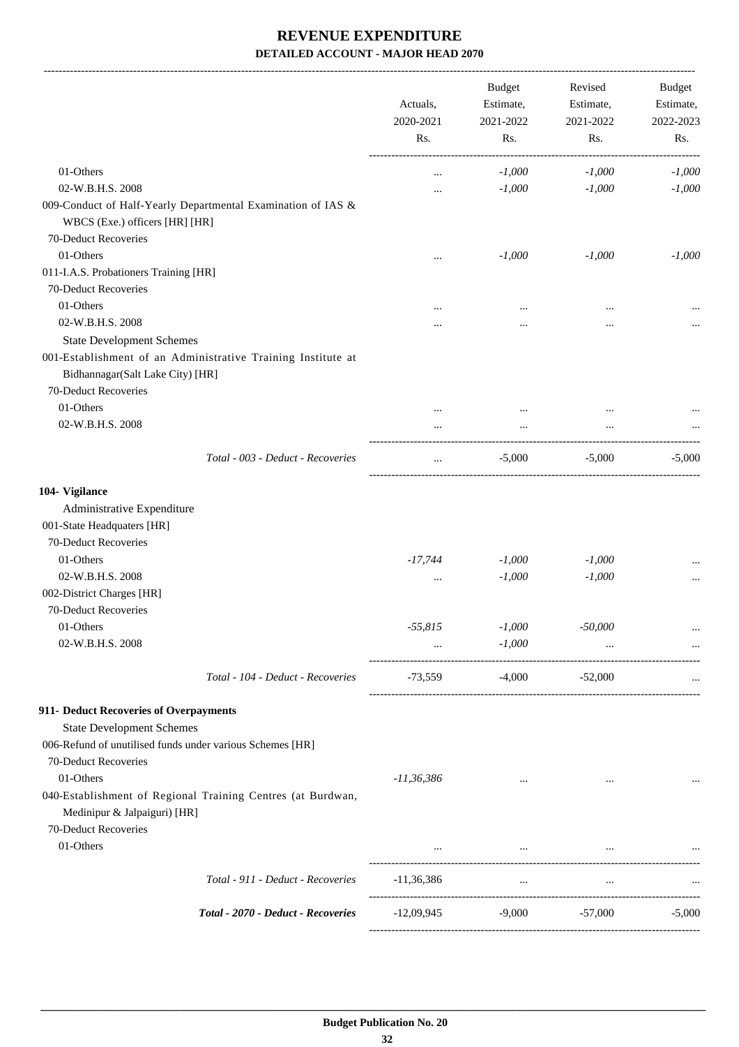## REVENUE EXPENDITURE

### DETAILED ACCOUNT - MAJOR HEAD 2070

| | Actuals, 2020-2021 Rs. | Budget Estimate, 2021-2022 Rs. | Revised Estimate, 2021-2022 Rs. | Budget Estimate, 2022-2023 Rs. |
|---|---|---|---|---|
| 01-Others | ... | *-1,000* | *-1,000* | *-1,000* |
| 02-W.B.H.S. 2008 | ... | *-1,000* | *-1,000* | *-1,000* |
| 009-Conduct of Half-Yearly Departmental Examination of IAS & WBCS (Exe.) officers [HR] [HR] | | | | |
| 70-Deduct Recoveries | | | | |
| 01-Others | ... | *-1,000* | *-1,000* | *-1,000* |
| 011-I.A.S. Probationers Training [HR] | | | | |
| 70-Deduct Recoveries | | | | |
| 01-Others | ... | ... | ... | ... |
| 02-W.B.H.S. 2008 | ... | ... | ... | ... |
| State Development Schemes | | | | |
| 001-Establishment of an Administrative Training Institute at Bidhannagar(Salt Lake City) [HR] | | | | |
| 70-Deduct Recoveries | | | | |
| 01-Others | ... | ... | ... | ... |
| 02-W.B.H.S. 2008 | ... | ... | ... | ... |
| *Total - 003 - Deduct - Recoveries* | ... | -5,000 | -5,000 | -5,000 |
| **104- Vigilance** | | | | |
| Administrative Expenditure | | | | |
| 001-State Headquaters [HR] | | | | |
| 70-Deduct Recoveries | | | | |
| 01-Others | *-17,744* | *-1,000* | *-1,000* | ... |
| 02-W.B.H.S. 2008 | ... | *-1,000* | *-1,000* | ... |
| 002-District Charges [HR] | | | | |
| 70-Deduct Recoveries | | | | |
| 01-Others | *-55,815* | *-1,000* | *-50,000* | ... |
| 02-W.B.H.S. 2008 | ... | *-1,000* | ... | ... |
| *Total - 104 - Deduct - Recoveries* | -73,559 | -4,000 | -52,000 | ... |
| **911- Deduct Recoveries of Overpayments** | | | | |
| State Development Schemes | | | | |
| 006-Refund of unutilised funds under various Schemes [HR] | | | | |
| 70-Deduct Recoveries | | | | |
| 01-Others | *-11,36,386* | ... | ... | ... |
| 040-Establishment of Regional Training Centres (at Burdwan, Medinipur & Jalpaiguri) [HR] | | | | |
| 70-Deduct Recoveries | | | | |
| 01-Others | ... | ... | ... | ... |
| *Total - 911 - Deduct - Recoveries* | -11,36,386 | ... | ... | ... |
| ***Total - 2070 - Deduct - Recoveries*** | -12,09,945 | -9,000 | -57,000 | -5,000 |

**Budget Publication No. 20**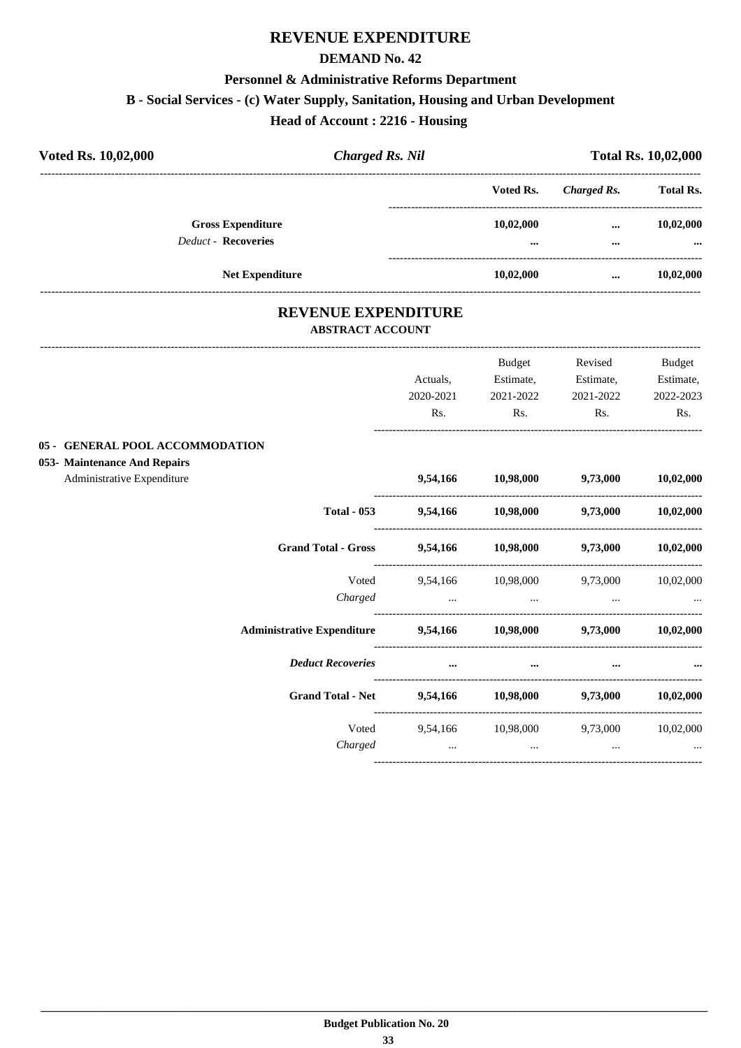# REVENUE EXPENDITURE

## DEMAND No. 42

### Personnel & Administrative Reforms Department

### B - Social Services - (c) Water Supply, Sanitation, Housing and Urban Development

### Head of Account : 2216 - Housing

**Voted Rs. 10,02,000** | ***Charged Rs. Nil*** | **Total Rs. 10,02,000**

| | Voted Rs. | *Charged Rs.* | Total Rs. |
|---|---|---|---|
| **Gross Expenditure** | **10,02,000** | **...** | **10,02,000** |
| *Deduct* - **Recoveries** | **...** | **...** | **...** |
| **Net Expenditure** | **10,02,000** | **...** | **10,02,000** |

## REVENUE EXPENDITURE

### ABSTRACT ACCOUNT

| | Actuals, 2020-2021 Rs. | Budget Estimate, 2021-2022 Rs. | Revised Estimate, 2021-2022 Rs. | Budget Estimate, 2022-2023 Rs. |
|---|---|---|---|---|
| **05 - GENERAL POOL ACCOMMODATION** | | | | |
| **053- Maintenance And Repairs** | | | | |
| Administrative Expenditure | **9,54,166** | **10,98,000** | **9,73,000** | **10,02,000** |
| **Total - 053** | **9,54,166** | **10,98,000** | **9,73,000** | **10,02,000** |
| **Grand Total - Gross** | **9,54,166** | **10,98,000** | **9,73,000** | **10,02,000** |
| Voted | 9,54,166 | 10,98,000 | 9,73,000 | 10,02,000 |
| *Charged* | ... | ... | ... | ... |
| **Administrative Expenditure** | **9,54,166** | **10,98,000** | **9,73,000** | **10,02,000** |
| ***Deduct Recoveries*** | **...** | **...** | **...** | **...** |
| **Grand Total - Net** | **9,54,166** | **10,98,000** | **9,73,000** | **10,02,000** |
| Voted | 9,54,166 | 10,98,000 | 9,73,000 | 10,02,000 |
| *Charged* | ... | ... | ... | ... |

**Budget Publication No. 20**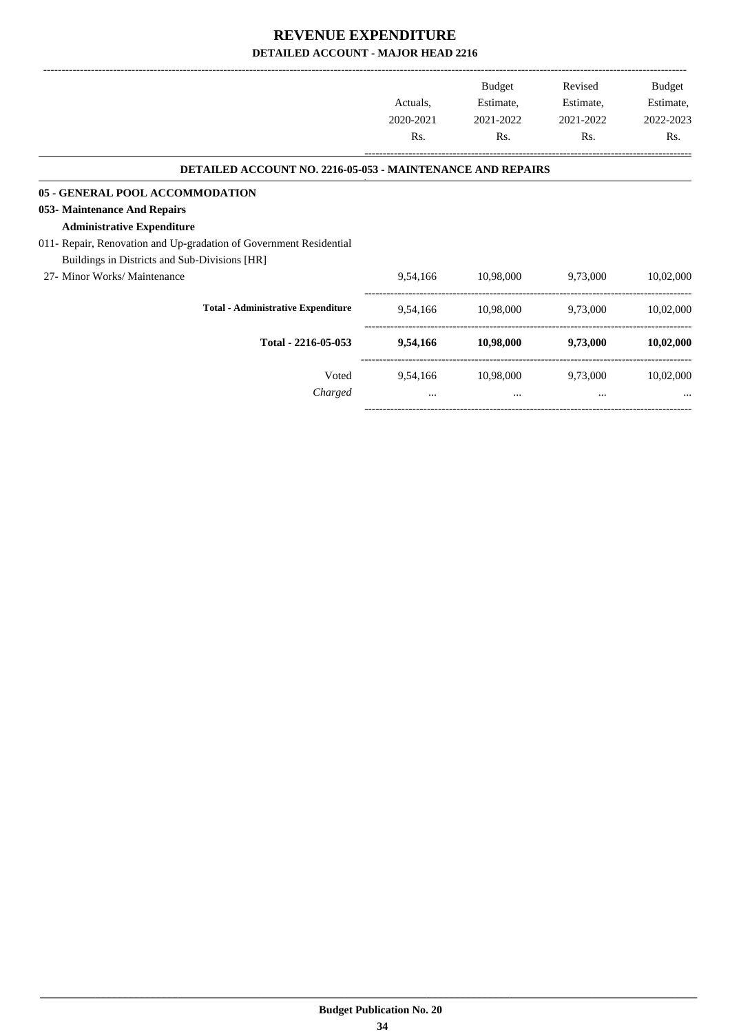# REVENUE EXPENDITURE

## DETAILED ACCOUNT - MAJOR HEAD 2216

| | Actuals, 2020-2021 Rs. | Budget Estimate, 2021-2022 Rs. | Revised Estimate, 2021-2022 Rs. | Budget Estimate, 2022-2023 Rs. |
|---|---|---|---|---|
| **DETAILED ACCOUNT NO. 2216-05-053 - MAINTENANCE AND REPAIRS** | | | | |
| **05 - GENERAL POOL ACCOMMODATION** | | | | |
| **053- Maintenance And Repairs** | | | | |
| **Administrative Expenditure** | | | | |
| 011- Repair, Renovation and Up-gradation of Government Residential Buildings in Districts and Sub-Divisions [HR] | | | | |
| 27- Minor Works/ Maintenance | 9,54,166 | 10,98,000 | 9,73,000 | 10,02,000 |
| **Total - Administrative Expenditure** | 9,54,166 | 10,98,000 | 9,73,000 | 10,02,000 |
| **Total - 2216-05-053** | **9,54,166** | **10,98,000** | **9,73,000** | **10,02,000** |
| Voted | 9,54,166 | 10,98,000 | 9,73,000 | 10,02,000 |
| *Charged* | ... | ... | ... | ... |

**Budget Publication No. 20**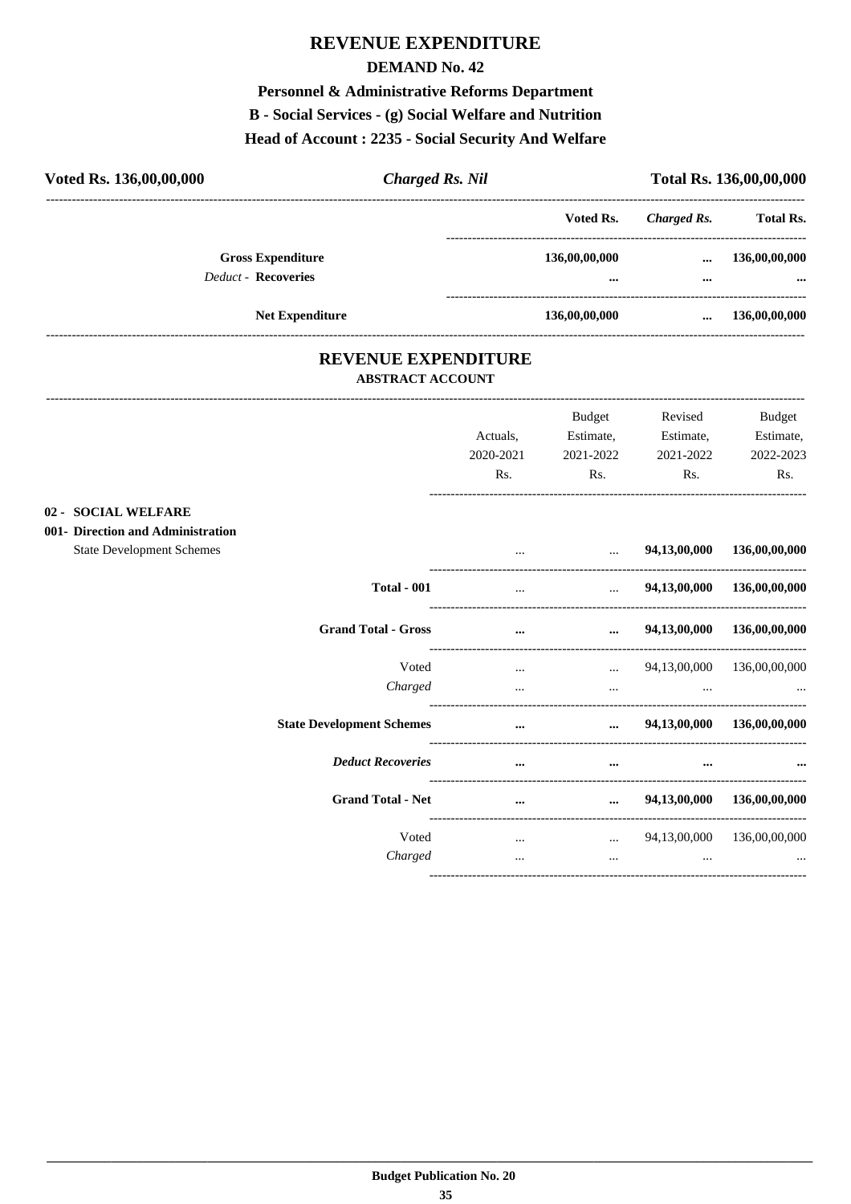# REVENUE EXPENDITURE

## DEMAND No. 42

### Personnel & Administrative Reforms Department

### B - Social Services - (g) Social Welfare and Nutrition

### Head of Account : 2235 - Social Security And Welfare

| Voted Rs. 136,00,00,000 | *Charged Rs. Nil* | Total Rs. 136,00,00,000 |
|---|---|---|

| | Voted Rs. | *Charged Rs.* | Total Rs. |
|---|---|---|---|
| **Gross Expenditure** | **136,00,00,000** | **...** | **136,00,00,000** |
| *Deduct* - **Recoveries** | **...** | **...** | **...** |
| **Net Expenditure** | **136,00,00,000** | **...** | **136,00,00,000** |

## REVENUE EXPENDITURE

### ABSTRACT ACCOUNT

| | Actuals, 2020-2021 Rs. | Budget Estimate, 2021-2022 Rs. | Revised Estimate, 2021-2022 Rs. | Budget Estimate, 2022-2023 Rs. |
|---|---|---|---|---|
| **02 - SOCIAL WELFARE** | | | | |
| **001- Direction and Administration** | | | | |
| State Development Schemes | ... | ... | **94,13,00,000** | **136,00,00,000** |
| **Total - 001** | ... | ... | **94,13,00,000** | **136,00,00,000** |
| **Grand Total - Gross** | **...** | **...** | **94,13,00,000** | **136,00,00,000** |
| Voted | ... | ... | 94,13,00,000 | 136,00,00,000 |
| *Charged* | ... | ... | ... | ... |
| **State Development Schemes** | **...** | **...** | **94,13,00,000** | **136,00,00,000** |
| ***Deduct Recoveries*** | **...** | **...** | **...** | **...** |
| **Grand Total - Net** | **...** | **...** | **94,13,00,000** | **136,00,00,000** |
| Voted | ... | ... | 94,13,00,000 | 136,00,00,000 |
| *Charged* | ... | ... | ... | ... |

**Budget Publication No. 20**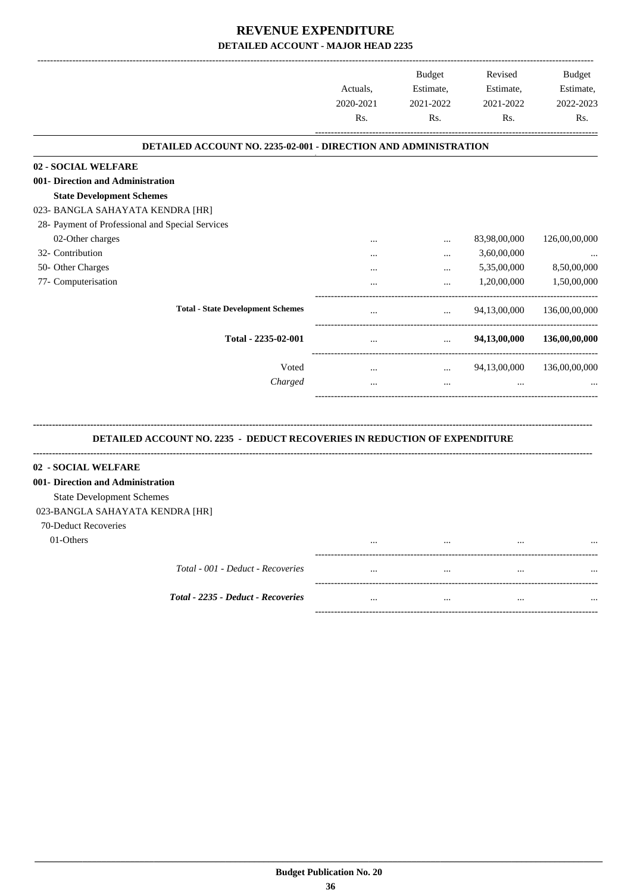# REVENUE EXPENDITURE

## DETAILED ACCOUNT - MAJOR HEAD 2235

| | Actuals, 2020-2021 Rs. | Budget Estimate, 2021-2022 Rs. | Revised Estimate, 2021-2022 Rs. | Budget Estimate, 2022-2023 Rs. |
|---|---|---|---|---|
| **DETAILED ACCOUNT NO. 2235-02-001 - DIRECTION AND ADMINISTRATION** | | | | |
| **02 - SOCIAL WELFARE** | | | | |
| **001- Direction and Administration** | | | | |
| **State Development Schemes** | | | | |
| 023- BANGLA SAHAYATA KENDRA [HR] | | | | |
| 28- Payment of Professional and Special Services | | | | |
| 02-Other charges | ... | ... | 83,98,00,000 | 126,00,00,000 |
| 32- Contribution | ... | ... | 3,60,00,000 | ... |
| 50- Other Charges | ... | ... | 5,35,00,000 | 8,50,00,000 |
| 77- Computerisation | ... | ... | 1,20,00,000 | 1,50,00,000 |
| **Total - State Development Schemes** | ... | ... | 94,13,00,000 | 136,00,00,000 |
| **Total - 2235-02-001** | ... | ... | **94,13,00,000** | **136,00,00,000** |
| Voted | ... | ... | 94,13,00,000 | 136,00,00,000 |
| *Charged* | ... | ... | ... | ... |

| | Actuals, 2020-2021 Rs. | Budget Estimate, 2021-2022 Rs. | Revised Estimate, 2021-2022 Rs. | Budget Estimate, 2022-2023 Rs. |
|---|---|---|---|---|
| **DETAILED ACCOUNT NO. 2235 - DEDUCT RECOVERIES IN REDUCTION OF EXPENDITURE** | | | | |
| **02 - SOCIAL WELFARE** | | | | |
| **001- Direction and Administration** | | | | |
| State Development Schemes | | | | |
| 023-BANGLA SAHAYATA KENDRA [HR] | | | | |
| 70-Deduct Recoveries | | | | |
| 01-Others | ... | ... | ... | ... |
| *Total - 001 - Deduct - Recoveries* | ... | ... | ... | ... |
| ***Total - 2235 - Deduct - Recoveries*** | ... | ... | ... | ... |

**Budget Publication No. 20**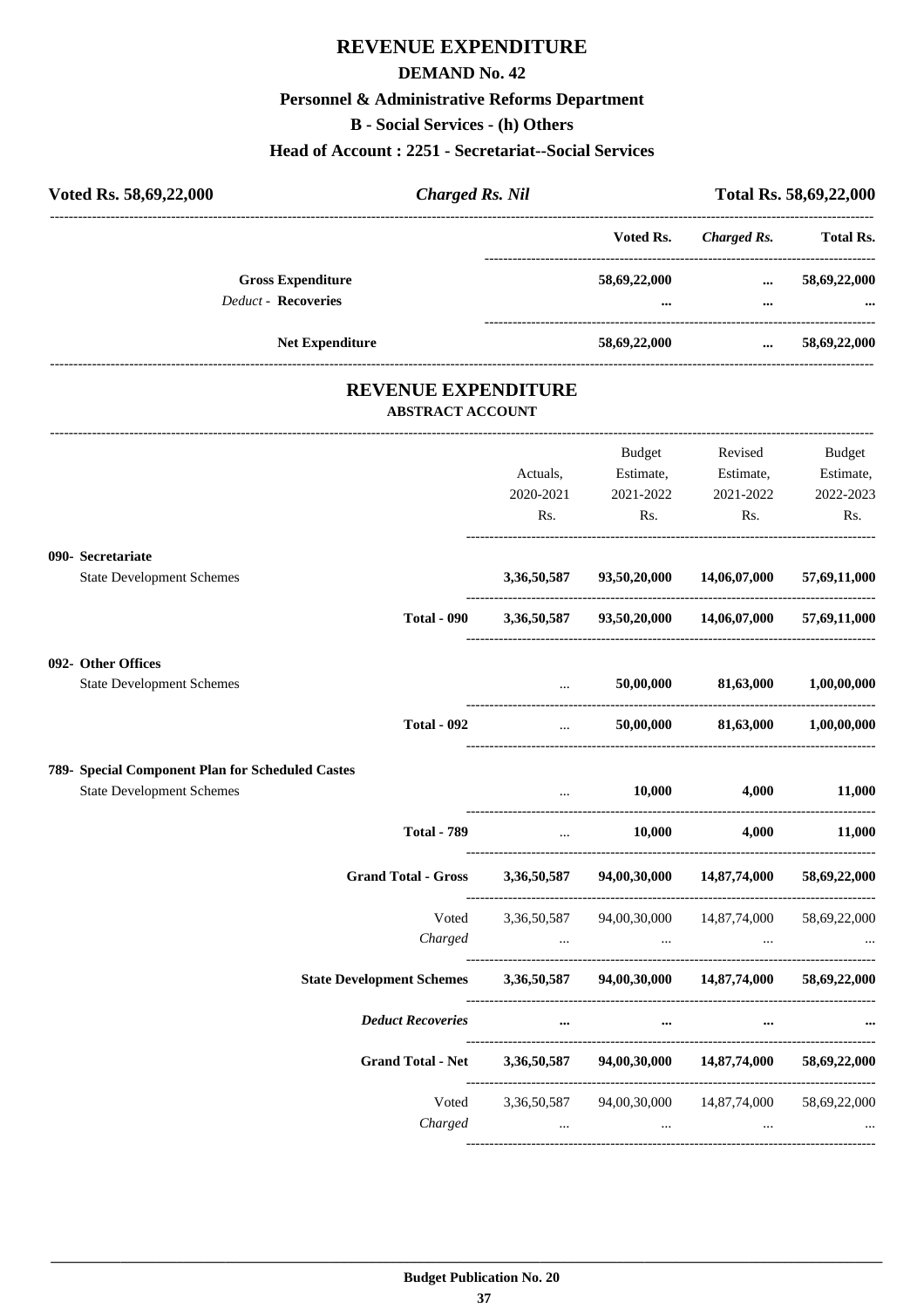# REVENUE EXPENDITURE

## DEMAND No. 42

### Personnel & Administrative Reforms Department

### B - Social Services - (h) Others

### Head of Account : 2251 - Secretariat--Social Services

**Voted Rs. 58,69,22,000** | ***Charged Rs. Nil*** | **Total Rs. 58,69,22,000**

| | Voted Rs. | *Charged Rs.* | Total Rs. |
|---|---|---|---|
| **Gross Expenditure** | **58,69,22,000** | **...** | **58,69,22,000** |
| *Deduct* - **Recoveries** | **...** | **...** | **...** |
| **Net Expenditure** | **58,69,22,000** | **...** | **58,69,22,000** |

## REVENUE EXPENDITURE

### ABSTRACT ACCOUNT

| | Actuals, 2020-2021 Rs. | Budget Estimate, 2021-2022 Rs. | Revised Estimate, 2021-2022 Rs. | Budget Estimate, 2022-2023 Rs. |
|---|---|---|---|---|
| **090- Secretariat** | | | | |
| State Development Schemes | **3,36,50,587** | **93,50,20,000** | **14,06,07,000** | **57,69,11,000** |
| **Total - 090** | **3,36,50,587** | **93,50,20,000** | **14,06,07,000** | **57,69,11,000** |
| **092- Other Offices** | | | | |
| State Development Schemes | ... | **50,00,000** | **81,63,000** | **1,00,00,000** |
| **Total - 092** | ... | **50,00,000** | **81,63,000** | **1,00,00,000** |
| **789- Special Component Plan for Scheduled Castes** | | | | |
| State Development Schemes | ... | **10,000** | **4,000** | **11,000** |
| **Total - 789** | ... | **10,000** | **4,000** | **11,000** |
| **Grand Total - Gross** | **3,36,50,587** | **94,00,30,000** | **14,87,74,000** | **58,69,22,000** |
| Voted | 3,36,50,587 | 94,00,30,000 | 14,87,74,000 | 58,69,22,000 |
| *Charged* | ... | ... | ... | ... |
| **State Development Schemes** | **3,36,50,587** | **94,00,30,000** | **14,87,74,000** | **58,69,22,000** |
| ***Deduct Recoveries*** | **...** | **...** | **...** | **...** |
| **Grand Total - Net** | **3,36,50,587** | **94,00,30,000** | **14,87,74,000** | **58,69,22,000** |
| Voted | 3,36,50,587 | 94,00,30,000 | 14,87,74,000 | 58,69,22,000 |
| *Charged* | ... | ... | ... | ... |

**Budget Publication No. 20**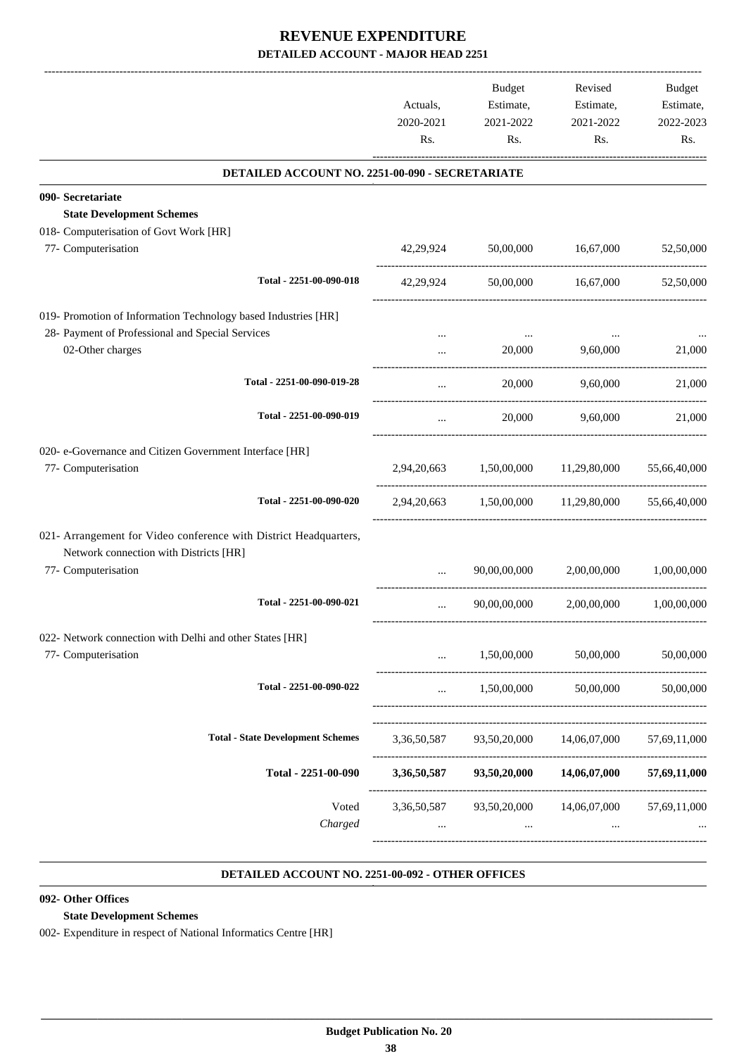# REVENUE EXPENDITURE

## DETAILED ACCOUNT - MAJOR HEAD 2251

| | Actuals, 2020-2021 Rs. | Budget Estimate, 2021-2022 Rs. | Revised Estimate, 2021-2022 Rs. | Budget Estimate, 2022-2023 Rs. |
|---|---|---|---|---|
| **DETAILED ACCOUNT NO. 2251-00-090 - SECRETARIATE** | | | | |
| **090- Secretariate** | | | | |
| **State Development Schemes** | | | | |
| 018- Computerisation of Govt Work [HR] | | | | |
| 77- Computerisation | 42,29,924 | 50,00,000 | 16,67,000 | 52,50,000 |
| Total - 2251-00-090-018 | 42,29,924 | 50,00,000 | 16,67,000 | 52,50,000 |
| 019- Promotion of Information Technology based Industries [HR] | | | | |
| 28- Payment of Professional and Special Services | ... | ... | ... | ... |
| 02-Other charges | ... | 20,000 | 9,60,000 | 21,000 |
| Total - 2251-00-090-019-28 | ... | 20,000 | 9,60,000 | 21,000 |
| Total - 2251-00-090-019 | ... | 20,000 | 9,60,000 | 21,000 |
| 020- e-Governance and Citizen Government Interface [HR] | | | | |
| 77- Computerisation | 2,94,20,663 | 1,50,00,000 | 11,29,80,000 | 55,66,40,000 |
| Total - 2251-00-090-020 | 2,94,20,663 | 1,50,00,000 | 11,29,80,000 | 55,66,40,000 |
| 021- Arrangement for Video conference with District Headquarters, Network connection with Districts [HR] | | | | |
| 77- Computerisation | ... | 90,00,00,000 | 2,00,00,000 | 1,00,00,000 |
| Total - 2251-00-090-021 | ... | 90,00,00,000 | 2,00,00,000 | 1,00,00,000 |
| 022- Network connection with Delhi and other States [HR] | | | | |
| 77- Computerisation | ... | 1,50,00,000 | 50,00,000 | 50,00,000 |
| Total - 2251-00-090-022 | ... | 1,50,00,000 | 50,00,000 | 50,00,000 |
| Total - State Development Schemes | 3,36,50,587 | 93,50,20,000 | 14,06,07,000 | 57,69,11,000 |
| **Total - 2251-00-090** | **3,36,50,587** | **93,50,20,000** | **14,06,07,000** | **57,69,11,000** |
| Voted | 3,36,50,587 | 93,50,20,000 | 14,06,07,000 | 57,69,11,000 |
| *Charged* | ... | ... | ... | ... |

**DETAILED ACCOUNT NO. 2251-00-092 - OTHER OFFICES**

**092- Other Offices**

**State Development Schemes**

002- Expenditure in respect of National Informatics Centre [HR]

**Budget Publication No. 20**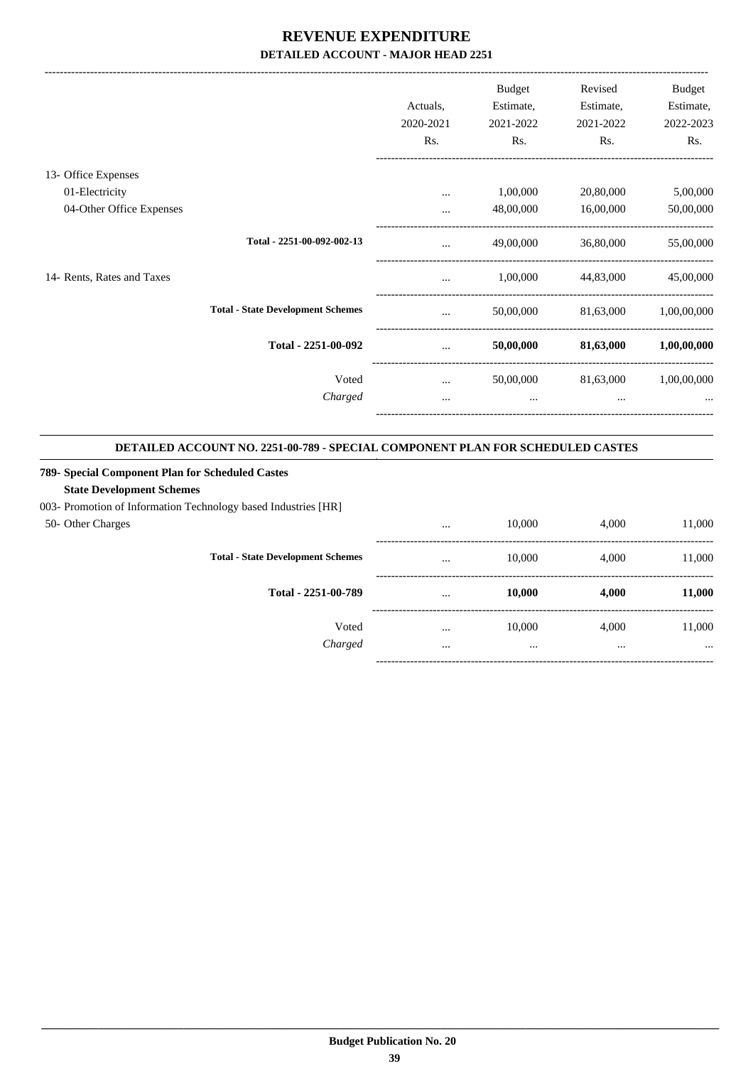# REVENUE EXPENDITURE
## DETAILED ACCOUNT - MAJOR HEAD 2251

| | Actuals, 2020-2021 Rs. | Budget Estimate, 2021-2022 Rs. | Revised Estimate, 2021-2022 Rs. | Budget Estimate, 2022-2023 Rs. |
|---|---|---|---|---|
| 13- Office Expenses | | | | |
| 01-Electricity | ... | 1,00,000 | 20,80,000 | 5,00,000 |
| 04-Other Office Expenses | ... | 48,00,000 | 16,00,000 | 50,00,000 |
| **Total - 2251-00-092-002-13** | ... | 49,00,000 | 36,80,000 | 55,00,000 |
| 14- Rents, Rates and Taxes | ... | 1,00,000 | 44,83,000 | 45,00,000 |
| **Total - State Development Schemes** | ... | 50,00,000 | 81,63,000 | 1,00,00,000 |
| **Total - 2251-00-092** | ... | **50,00,000** | **81,63,000** | **1,00,00,000** |
| Voted | ... | 50,00,000 | 81,63,000 | 1,00,00,000 |
| *Charged* | ... | ... | ... | ... |

**DETAILED ACCOUNT NO. 2251-00-789 - SPECIAL COMPONENT PLAN FOR SCHEDULED CASTES**

**789- Special Component Plan for Scheduled Castes**

**State Development Schemes**

| | Actuals, 2020-2021 Rs. | Budget Estimate, 2021-2022 Rs. | Revised Estimate, 2021-2022 Rs. | Budget Estimate, 2022-2023 Rs. |
|---|---|---|---|---|
| 003- Promotion of Information Technology based Industries [HR] | | | | |
| 50- Other Charges | ... | 10,000 | 4,000 | 11,000 |
| **Total - State Development Schemes** | ... | 10,000 | 4,000 | 11,000 |
| **Total - 2251-00-789** | ... | **10,000** | **4,000** | **11,000** |
| Voted | ... | 10,000 | 4,000 | 11,000 |
| *Charged* | ... | ... | ... | ... |

**Budget Publication No. 20**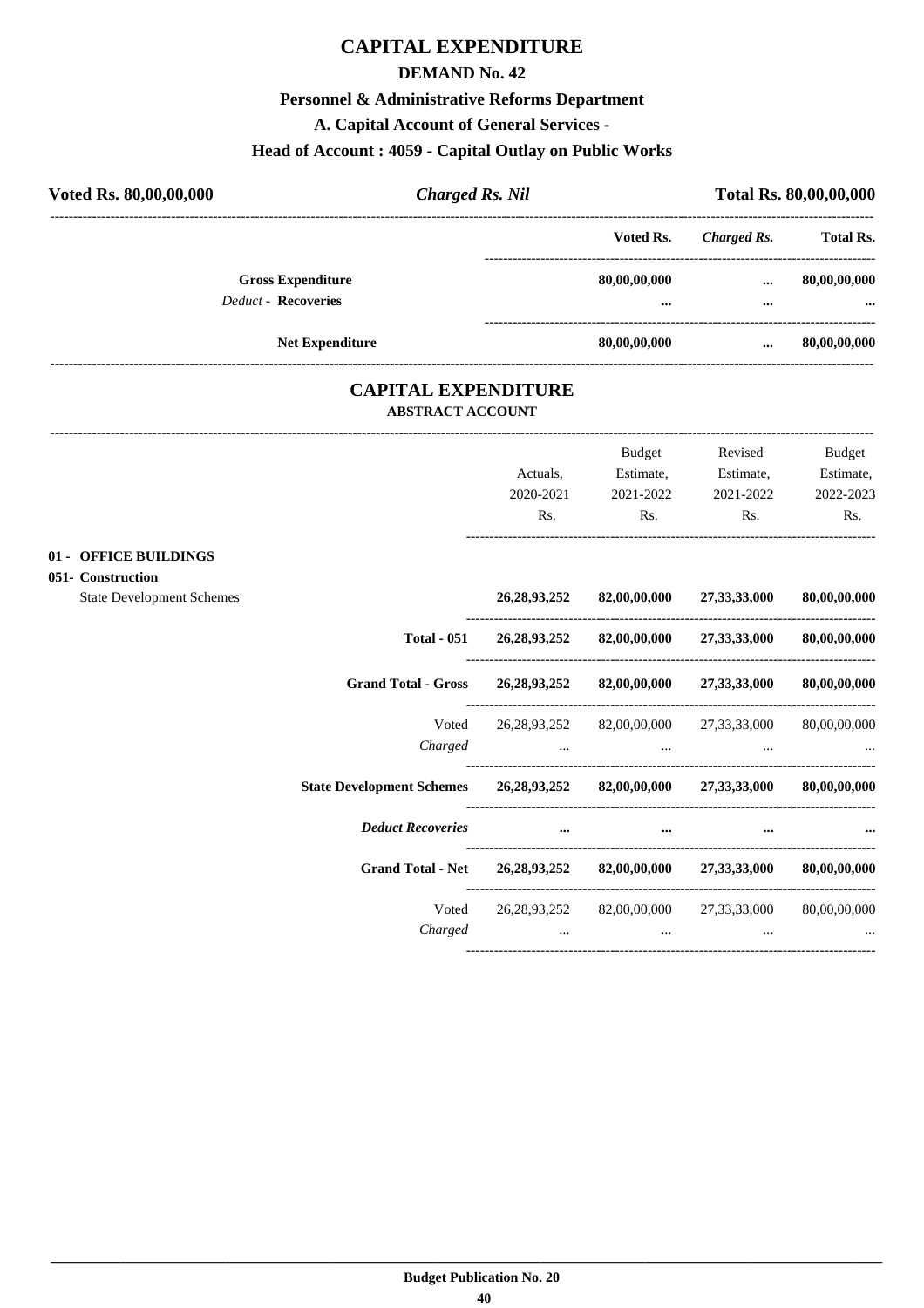# CAPITAL EXPENDITURE

## DEMAND No. 42

### Personnel & Administrative Reforms Department

### A. Capital Account of General Services -

### Head of Account : 4059 - Capital Outlay on Public Works

| **Voted Rs. 80,00,00,000** | ***Charged Rs. Nil*** | **Total Rs. 80,00,00,000** |
|---|---|---|

| | Voted Rs. | *Charged Rs.* | Total Rs. |
|---|---|---|---|
| **Gross Expenditure** | **80,00,00,000** | **...** | **80,00,00,000** |
| *Deduct* - **Recoveries** | **...** | **...** | **...** |
| **Net Expenditure** | **80,00,00,000** | **...** | **80,00,00,000** |

## CAPITAL EXPENDITURE

### ABSTRACT ACCOUNT

| | Actuals, 2020-2021 Rs. | Budget Estimate, 2021-2022 Rs. | Revised Estimate, 2021-2022 Rs. | Budget Estimate, 2022-2023 Rs. |
|---|---|---|---|---|
| **01 - OFFICE BUILDINGS** | | | | |
| **051- Construction** | | | | |
| State Development Schemes | **26,28,93,252** | **82,00,00,000** | **27,33,33,000** | **80,00,00,000** |
| **Total - 051** | **26,28,93,252** | **82,00,00,000** | **27,33,33,000** | **80,00,00,000** |
| **Grand Total - Gross** | **26,28,93,252** | **82,00,00,000** | **27,33,33,000** | **80,00,00,000** |
| Voted | 26,28,93,252 | 82,00,00,000 | 27,33,33,000 | 80,00,00,000 |
| *Charged* | ... | ... | ... | ... |
| **State Development Schemes** | **26,28,93,252** | **82,00,00,000** | **27,33,33,000** | **80,00,00,000** |
| ***Deduct Recoveries*** | **...** | **...** | **...** | **...** |
| **Grand Total - Net** | **26,28,93,252** | **82,00,00,000** | **27,33,33,000** | **80,00,00,000** |
| Voted | 26,28,93,252 | 82,00,00,000 | 27,33,33,000 | 80,00,00,000 |
| *Charged* | ... | ... | ... | ... |

**Budget Publication No. 20**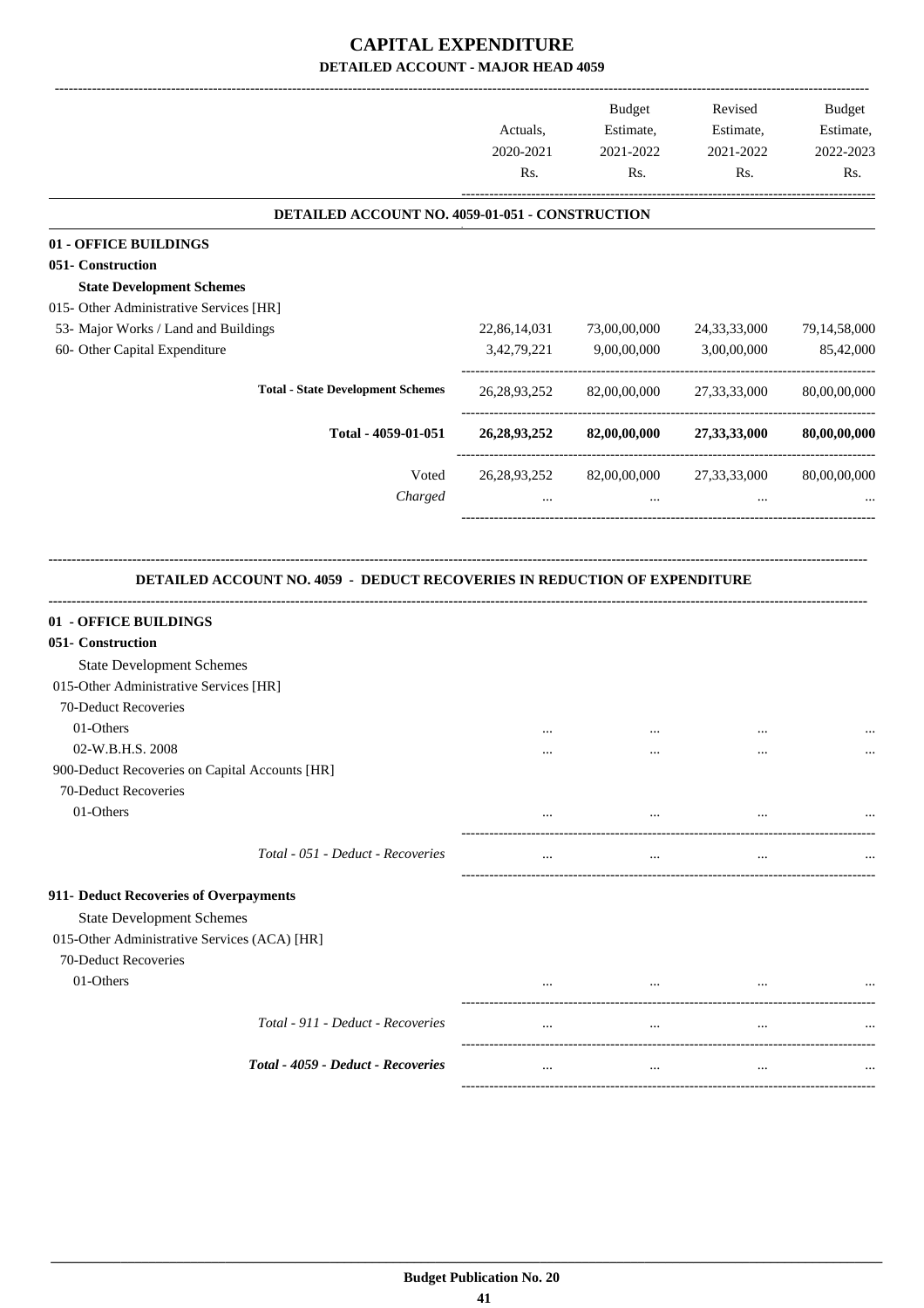# CAPITAL EXPENDITURE

## DETAILED ACCOUNT - MAJOR HEAD 4059

| | Actuals, 2020-2021 Rs. | Budget Estimate, 2021-2022 Rs. | Revised Estimate, 2021-2022 Rs. | Budget Estimate, 2022-2023 Rs. |
|---|---|---|---|---|
| **DETAILED ACCOUNT NO. 4059-01-051 - CONSTRUCTION** | | | | |
| **01 - OFFICE BUILDINGS** | | | | |
| **051- Construction** | | | | |
| **State Development Schemes** | | | | |
| 015- Other Administrative Services [HR] | | | | |
| 53- Major Works / Land and Buildings | 22,86,14,031 | 73,00,00,000 | 24,33,33,000 | 79,14,58,000 |
| 60- Other Capital Expenditure | 3,42,79,221 | 9,00,00,000 | 3,00,00,000 | 85,42,000 |
| **Total - State Development Schemes** | 26,28,93,252 | 82,00,00,000 | 27,33,33,000 | 80,00,00,000 |
| **Total - 4059-01-051** | **26,28,93,252** | **82,00,00,000** | **27,33,33,000** | **80,00,00,000** |
| Voted | 26,28,93,252 | 82,00,00,000 | 27,33,33,000 | 80,00,00,000 |
| *Charged* | ... | ... | ... | ... |

### DETAILED ACCOUNT NO. 4059 - DEDUCT RECOVERIES IN REDUCTION OF EXPENDITURE

| | Actuals, 2020-2021 Rs. | Budget Estimate, 2021-2022 Rs. | Revised Estimate, 2021-2022 Rs. | Budget Estimate, 2022-2023 Rs. |
|---|---|---|---|---|
| **01 - OFFICE BUILDINGS** | | | | |
| **051- Construction** | | | | |
| State Development Schemes | | | | |
| 015-Other Administrative Services [HR] | | | | |
| 70-Deduct Recoveries | | | | |
| 01-Others | ... | ... | ... | ... |
| 02-W.B.H.S. 2008 | ... | ... | ... | ... |
| 900-Deduct Recoveries on Capital Accounts [HR] | | | | |
| 70-Deduct Recoveries | | | | |
| 01-Others | ... | ... | ... | ... |
| *Total - 051 - Deduct - Recoveries* | ... | ... | ... | ... |
| **911- Deduct Recoveries of Overpayments** | | | | |
| State Development Schemes | | | | |
| 015-Other Administrative Services (ACA) [HR] | | | | |
| 70-Deduct Recoveries | | | | |
| 01-Others | ... | ... | ... | ... |
| *Total - 911 - Deduct - Recoveries* | ... | ... | ... | ... |
| ***Total - 4059 - Deduct - Recoveries*** | ... | ... | ... | ... |

Budget Publication No. 20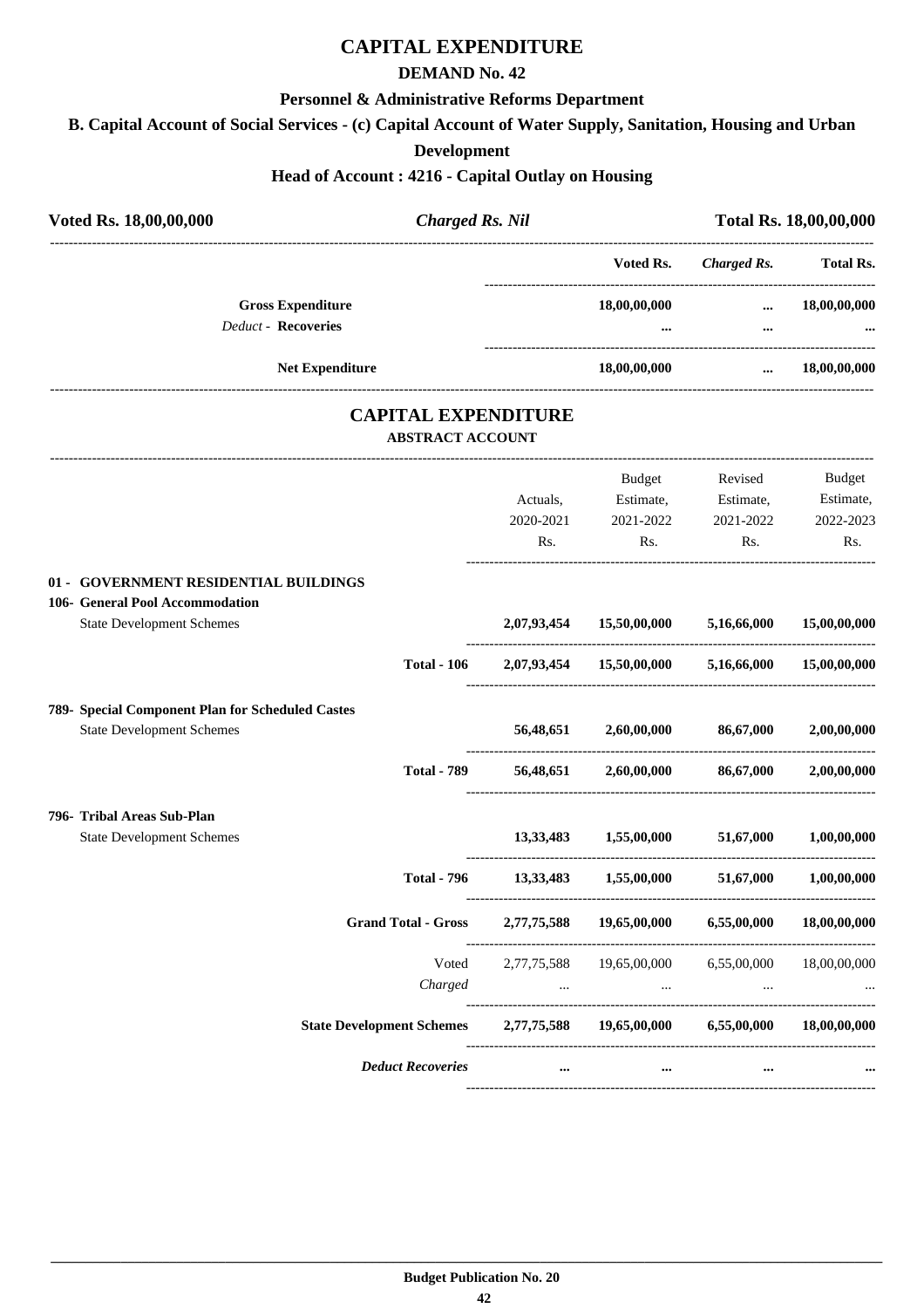# CAPITAL EXPENDITURE

## DEMAND No. 42

### Personnel & Administrative Reforms Department

### B. Capital Account of Social Services - (c) Capital Account of Water Supply, Sanitation, Housing and Urban Development

### Head of Account : 4216 - Capital Outlay on Housing

| **Voted Rs. 18,00,00,000** | ***Charged Rs. Nil*** | **Total Rs. 18,00,00,000** |
|---|---|---|

| | Voted Rs. | *Charged Rs.* | Total Rs. |
|---|---|---|---|
| **Gross Expenditure** | **18,00,00,000** | **...** | **18,00,00,000** |
| *Deduct* - **Recoveries** | **...** | **...** | **...** |
| **Net Expenditure** | **18,00,00,000** | **...** | **18,00,00,000** |

## CAPITAL EXPENDITURE

### ABSTRACT ACCOUNT

| | Actuals, 2020-2021 Rs. | Budget Estimate, 2021-2022 Rs. | Revised Estimate, 2021-2022 Rs. | Budget Estimate, 2022-2023 Rs. |
|---|---|---|---|---|
| **01 - GOVERNMENT RESIDENTIAL BUILDINGS** | | | | |
| **106- General Pool Accommodation** | | | | |
| State Development Schemes | **2,07,93,454** | **15,50,00,000** | **5,16,66,000** | **15,00,00,000** |
| **Total - 106** | **2,07,93,454** | **15,50,00,000** | **5,16,66,000** | **15,00,00,000** |
| **789- Special Component Plan for Scheduled Castes** | | | | |
| State Development Schemes | **56,48,651** | **2,60,00,000** | **86,67,000** | **2,00,00,000** |
| **Total - 789** | **56,48,651** | **2,60,00,000** | **86,67,000** | **2,00,00,000** |
| **796- Tribal Areas Sub-Plan** | | | | |
| State Development Schemes | **13,33,483** | **1,55,00,000** | **51,67,000** | **1,00,00,000** |
| **Total - 796** | **13,33,483** | **1,55,00,000** | **51,67,000** | **1,00,00,000** |
| **Grand Total - Gross** | **2,77,75,588** | **19,65,00,000** | **6,55,00,000** | **18,00,00,000** |
| Voted | 2,77,75,588 | 19,65,00,000 | 6,55,00,000 | 18,00,00,000 |
| *Charged* | ... | ... | ... | ... |
| **State Development Schemes** | **2,77,75,588** | **19,65,00,000** | **6,55,00,000** | **18,00,00,000** |
| ***Deduct Recoveries*** | **...** | **...** | **...** | **...** |

**Budget Publication No. 20**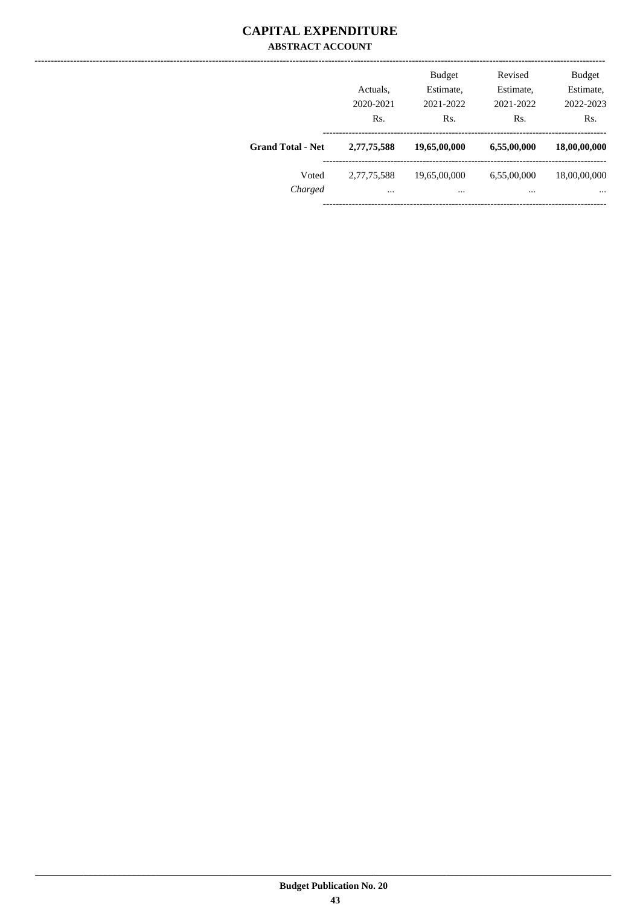# CAPITAL EXPENDITURE

## ABSTRACT ACCOUNT

| | Actuals, 2020-2021 Rs. | Budget Estimate, 2021-2022 Rs. | Revised Estimate, 2021-2022 Rs. | Budget Estimate, 2022-2023 Rs. |
|---|---|---|---|---|
| **Grand Total - Net** | **2,77,75,588** | **19,65,00,000** | **6,55,00,000** | **18,00,00,000** |
| Voted | 2,77,75,588 | 19,65,00,000 | 6,55,00,000 | 18,00,00,000 |
| *Charged* | ... | ... | ... | ... |

Budget Publication No. 20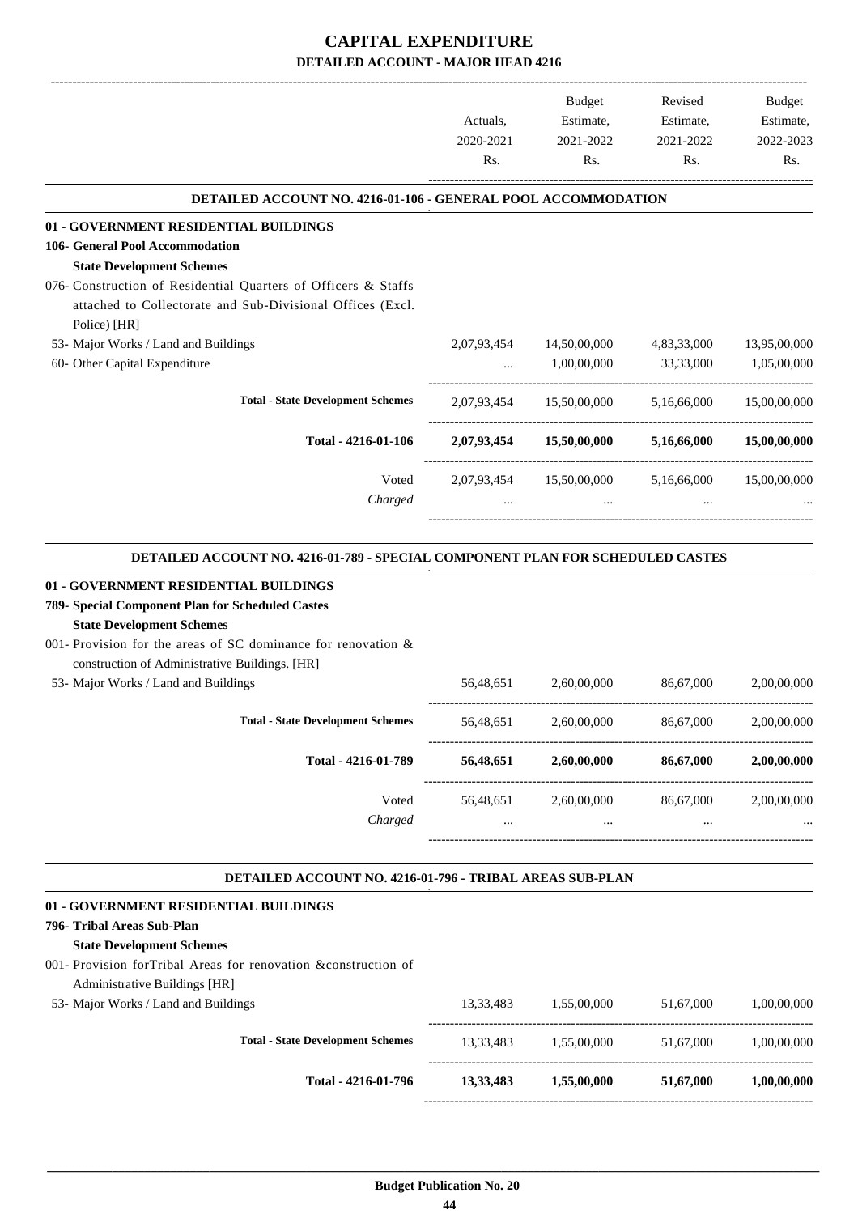# CAPITAL EXPENDITURE

## DETAILED ACCOUNT - MAJOR HEAD 4216

| | Actuals, 2020-2021 Rs. | Budget Estimate, 2021-2022 Rs. | Revised Estimate, 2021-2022 Rs. | Budget Estimate, 2022-2023 Rs. |
|---|---|---|---|---|
| **DETAILED ACCOUNT NO. 4216-01-106 - GENERAL POOL ACCOMMODATION** | | | | |
| **01 - GOVERNMENT RESIDENTIAL BUILDINGS** | | | | |
| **106- General Pool Accommodation** | | | | |
| **State Development Schemes** | | | | |
| 076- Construction of Residential Quarters of Officers & Staffs attached to Collectorate and Sub-Divisional Offices (Excl. Police) [HR] | | | | |
| 53- Major Works / Land and Buildings | 2,07,93,454 | 14,50,00,000 | 4,83,33,000 | 13,95,00,000 |
| 60- Other Capital Expenditure | ... | 1,00,00,000 | 33,33,000 | 1,05,00,000 |
| **Total - State Development Schemes** | 2,07,93,454 | 15,50,00,000 | 5,16,66,000 | 15,00,00,000 |
| **Total - 4216-01-106** | **2,07,93,454** | **15,50,00,000** | **5,16,66,000** | **15,00,00,000** |
| Voted | 2,07,93,454 | 15,50,00,000 | 5,16,66,000 | 15,00,00,000 |
| *Charged* | ... | ... | ... | ... |
| **DETAILED ACCOUNT NO. 4216-01-789 - SPECIAL COMPONENT PLAN FOR SCHEDULED CASTES** | | | | |
| **01 - GOVERNMENT RESIDENTIAL BUILDINGS** | | | | |
| **789- Special Component Plan for Scheduled Castes** | | | | |
| **State Development Schemes** | | | | |
| 001- Provision for the areas of SC dominance for renovation & construction of Administrative Buildings. [HR] | | | | |
| 53- Major Works / Land and Buildings | 56,48,651 | 2,60,00,000 | 86,67,000 | 2,00,00,000 |
| **Total - State Development Schemes** | 56,48,651 | 2,60,00,000 | 86,67,000 | 2,00,00,000 |
| **Total - 4216-01-789** | **56,48,651** | **2,60,00,000** | **86,67,000** | **2,00,00,000** |
| Voted | 56,48,651 | 2,60,00,000 | 86,67,000 | 2,00,00,000 |
| *Charged* | ... | ... | ... | ... |
| **DETAILED ACCOUNT NO. 4216-01-796 - TRIBAL AREAS SUB-PLAN** | | | | |
| **01 - GOVERNMENT RESIDENTIAL BUILDINGS** | | | | |
| **796- Tribal Areas Sub-Plan** | | | | |
| **State Development Schemes** | | | | |
| 001- Provision forTribal Areas for renovation &construction of Administrative Buildings [HR] | | | | |
| 53- Major Works / Land and Buildings | 13,33,483 | 1,55,00,000 | 51,67,000 | 1,00,00,000 |
| **Total - State Development Schemes** | 13,33,483 | 1,55,00,000 | 51,67,000 | 1,00,00,000 |
| **Total - 4216-01-796** | **13,33,483** | **1,55,00,000** | **51,67,000** | **1,00,00,000** |

**Budget Publication No. 20**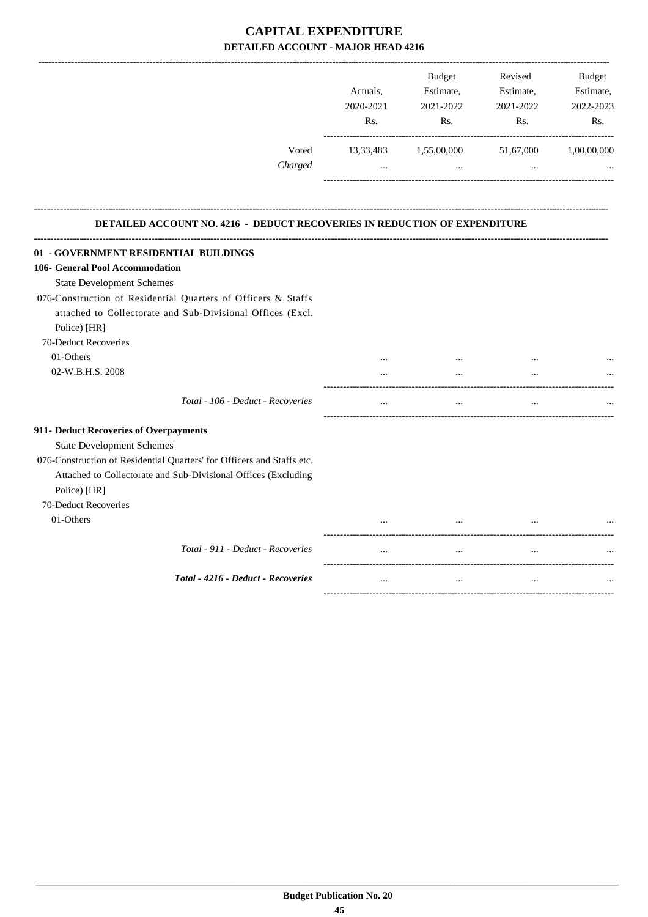# CAPITAL EXPENDITURE

## DETAILED ACCOUNT - MAJOR HEAD 4216

| | Actuals, 2020-2021 Rs. | Budget Estimate, 2021-2022 Rs. | Revised Estimate, 2021-2022 Rs. | Budget Estimate, 2022-2023 Rs. |
|---|---|---|---|---|
| Voted | 13,33,483 | 1,55,00,000 | 51,67,000 | 1,00,00,000 |
| *Charged* | ... | ... | ... | ... |

### DETAILED ACCOUNT NO. 4216 - DEDUCT RECOVERIES IN REDUCTION OF EXPENDITURE

| | Actuals, 2020-2021 Rs. | Budget Estimate, 2021-2022 Rs. | Revised Estimate, 2021-2022 Rs. | Budget Estimate, 2022-2023 Rs. |
|---|---|---|---|---|
| **01 - GOVERNMENT RESIDENTIAL BUILDINGS** | | | | |
| **106- General Pool Accommodation** | | | | |
| State Development Schemes | | | | |
| 076-Construction of Residential Quarters of Officers & Staffs attached to Collectorate and Sub-Divisional Offices (Excl. Police) [HR] | | | | |
| 70-Deduct Recoveries | | | | |
| 01-Others | ... | ... | ... | ... |
| 02-W.B.H.S. 2008 | ... | ... | ... | ... |
| *Total - 106 - Deduct - Recoveries* | ... | ... | ... | ... |
| **911- Deduct Recoveries of Overpayments** | | | | |
| State Development Schemes | | | | |
| 076-Construction of Residential Quarters' for Officers and Staffs etc. Attached to Collectorate and Sub-Divisional Offices (Excluding Police) [HR] | | | | |
| 70-Deduct Recoveries | | | | |
| 01-Others | ... | ... | ... | ... |
| *Total - 911 - Deduct - Recoveries* | ... | ... | ... | ... |
| ***Total - 4216 - Deduct - Recoveries*** | ... | ... | ... | ... |

**Budget Publication No. 20**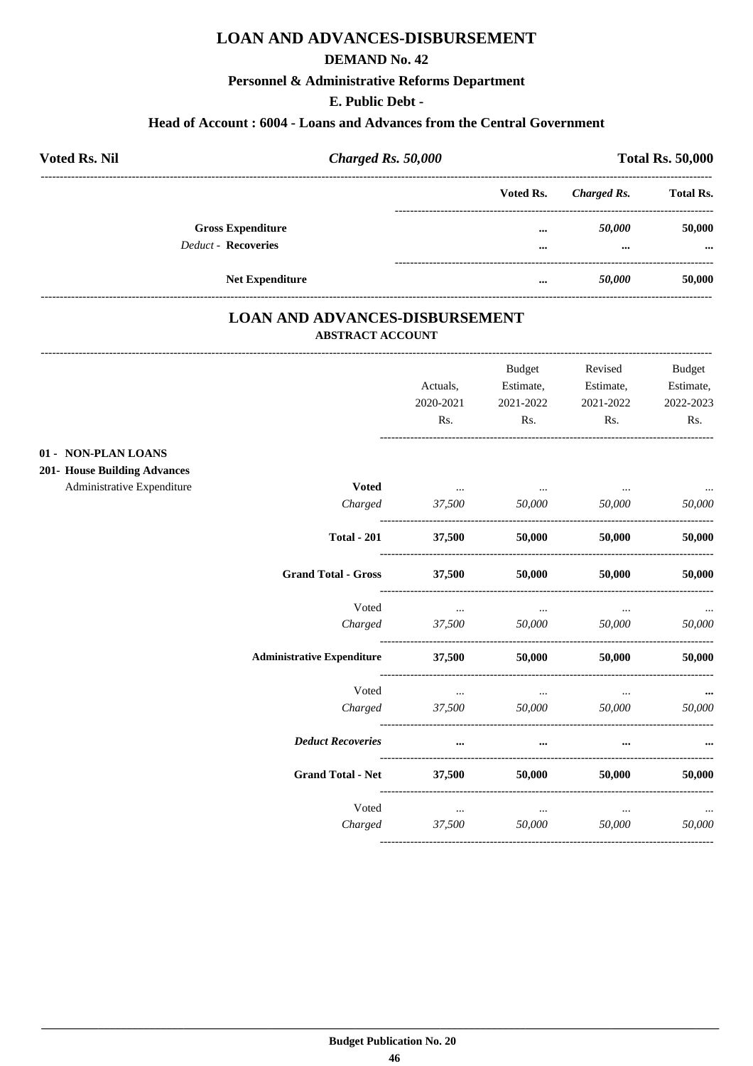# LOAN AND ADVANCES-DISBURSEMENT

## DEMAND No. 42

### Personnel & Administrative Reforms Department

### E. Public Debt -

### Head of Account : 6004 - Loans and Advances from the Central Government

| Voted Rs. Nil | *Charged Rs. 50,000* | Total Rs. 50,000 |
|---|---|---|

| | Voted Rs. | *Charged Rs.* | Total Rs. |
|---|---|---|---|
| **Gross Expenditure** | ... | *50,000* | 50,000 |
| *Deduct* - **Recoveries** | ... | ... | ... |
| **Net Expenditure** | ... | *50,000* | 50,000 |

## LOAN AND ADVANCES-DISBURSEMENT

### ABSTRACT ACCOUNT

| | | Actuals, 2020-2021 Rs. | Budget Estimate, 2021-2022 Rs. | Revised Estimate, 2021-2022 Rs. | Budget Estimate, 2022-2023 Rs. |
|---|---|---|---|---|---|
| **01 - NON-PLAN LOANS** | | | | | |
| **201- House Building Advances** | | | | | |
| Administrative Expenditure | **Voted** | ... | ... | ... | ... |
| | *Charged* | *37,500* | *50,000* | *50,000* | *50,000* |
| | **Total - 201** | **37,500** | **50,000** | **50,000** | **50,000** |
| | **Grand Total - Gross** | **37,500** | **50,000** | **50,000** | **50,000** |
| | Voted | ... | ... | ... | ... |
| | *Charged* | *37,500* | *50,000* | *50,000* | *50,000* |
| | **Administrative Expenditure** | **37,500** | **50,000** | **50,000** | **50,000** |
| | Voted | ... | ... | ... | ... |
| | *Charged* | *37,500* | *50,000* | *50,000* | *50,000* |
| | ***Deduct Recoveries*** | ... | ... | ... | ... |
| | **Grand Total - Net** | **37,500** | **50,000** | **50,000** | **50,000** |
| | Voted | ... | ... | ... | ... |
| | *Charged* | *37,500* | *50,000* | *50,000* | *50,000* |

**Budget Publication No. 20**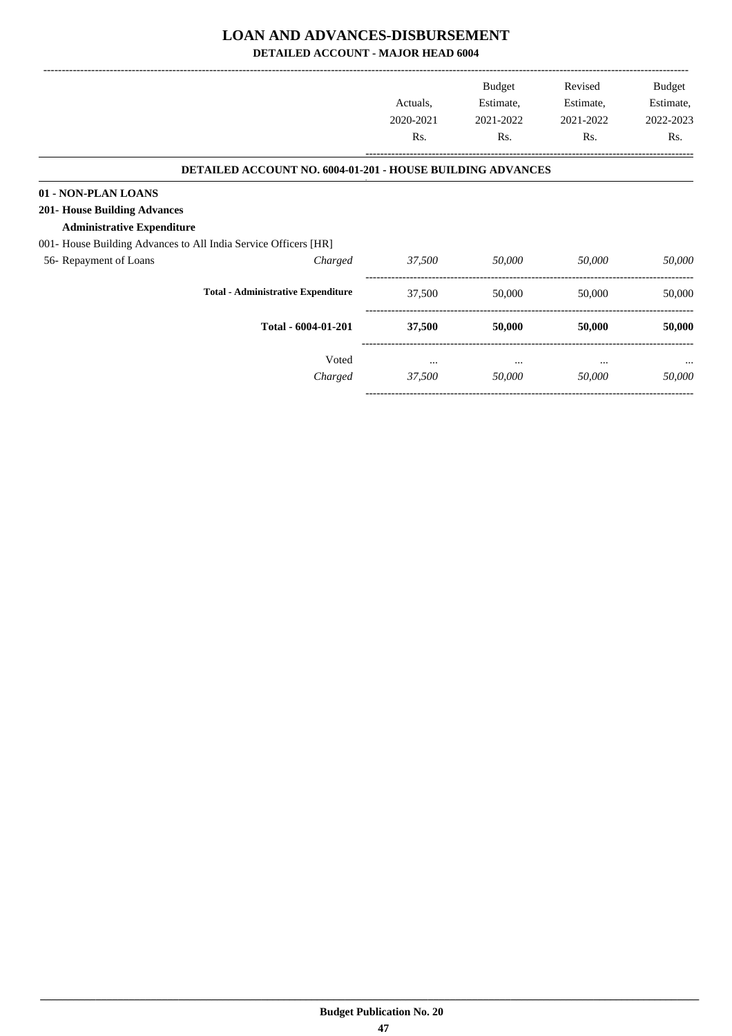# LOAN AND ADVANCES-DISBURSEMENT

## DETAILED ACCOUNT - MAJOR HEAD 6004

| | | Actuals, 2020-2021 Rs. | Budget Estimate, 2021-2022 Rs. | Revised Estimate, 2021-2022 Rs. | Budget Estimate, 2022-2023 Rs. |
|---|---|---|---|---|---|
| **DETAILED ACCOUNT NO. 6004-01-201 - HOUSE BUILDING ADVANCES** | | | | | |
| **01 - NON-PLAN LOANS** | | | | | |
| **201- House Building Advances** | | | | | |
| **Administrative Expenditure** | | | | | |
| 001- House Building Advances to All India Service Officers [HR] | | | | | |
| 56- Repayment of Loans | *Charged* | *37,500* | *50,000* | *50,000* | *50,000* |
| **Total - Administrative Expenditure** | | 37,500 | 50,000 | 50,000 | 50,000 |
| **Total - 6004-01-201** | | **37,500** | **50,000** | **50,000** | **50,000** |
| | Voted | ... | ... | ... | ... |
| | *Charged* | *37,500* | *50,000* | *50,000* | *50,000* |

**Budget Publication No. 20**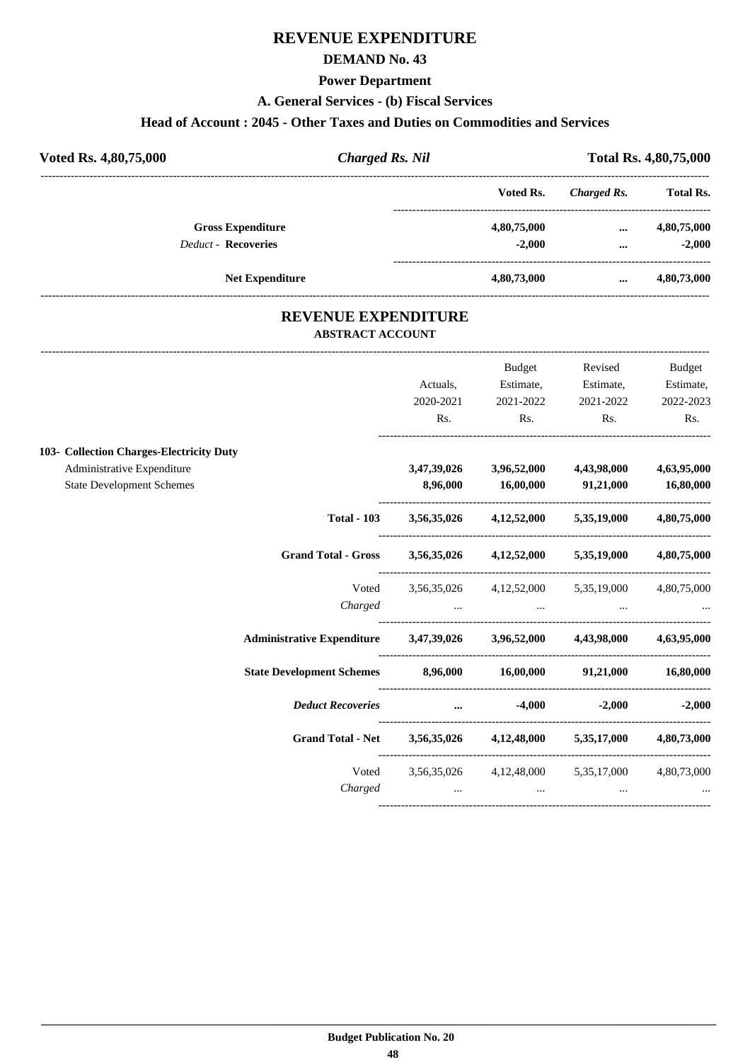# REVENUE EXPENDITURE

## DEMAND No. 43

### Power Department

### A. General Services - (b) Fiscal Services

### Head of Account : 2045 - Other Taxes and Duties on Commodities and Services

**Voted Rs. 4,80,75,000** | ***Charged Rs. Nil*** | **Total Rs. 4,80,75,000**

| | Voted Rs. | *Charged Rs.* | Total Rs. |
|---|---|---|---|
| **Gross Expenditure** | **4,80,75,000** | **...** | **4,80,75,000** |
| *Deduct* - **Recoveries** | **-2,000** | **...** | **-2,000** |
| **Net Expenditure** | **4,80,73,000** | **...** | **4,80,73,000** |

## REVENUE EXPENDITURE

### ABSTRACT ACCOUNT

| | Actuals, 2020-2021 Rs. | Budget Estimate, 2021-2022 Rs. | Revised Estimate, 2021-2022 Rs. | Budget Estimate, 2022-2023 Rs. |
|---|---|---|---|---|
| **103- Collection Charges-Electricity Duty** | | | | |
| Administrative Expenditure | **3,47,39,026** | **3,96,52,000** | **4,43,98,000** | **4,63,95,000** |
| State Development Schemes | **8,96,000** | **16,00,000** | **91,21,000** | **16,80,000** |
| **Total - 103** | **3,56,35,026** | **4,12,52,000** | **5,35,19,000** | **4,80,75,000** |
| **Grand Total - Gross** | **3,56,35,026** | **4,12,52,000** | **5,35,19,000** | **4,80,75,000** |
| Voted | 3,56,35,026 | 4,12,52,000 | 5,35,19,000 | 4,80,75,000 |
| *Charged* | ... | ... | ... | ... |
| **Administrative Expenditure** | **3,47,39,026** | **3,96,52,000** | **4,43,98,000** | **4,63,95,000** |
| **State Development Schemes** | **8,96,000** | **16,00,000** | **91,21,000** | **16,80,000** |
| ***Deduct Recoveries*** | **...** | **-4,000** | **-2,000** | **-2,000** |
| **Grand Total - Net** | **3,56,35,026** | **4,12,48,000** | **5,35,17,000** | **4,80,73,000** |
| Voted | 3,56,35,026 | 4,12,48,000 | 5,35,17,000 | 4,80,73,000 |
| *Charged* | ... | ... | ... | ... |

**Budget Publication No. 20**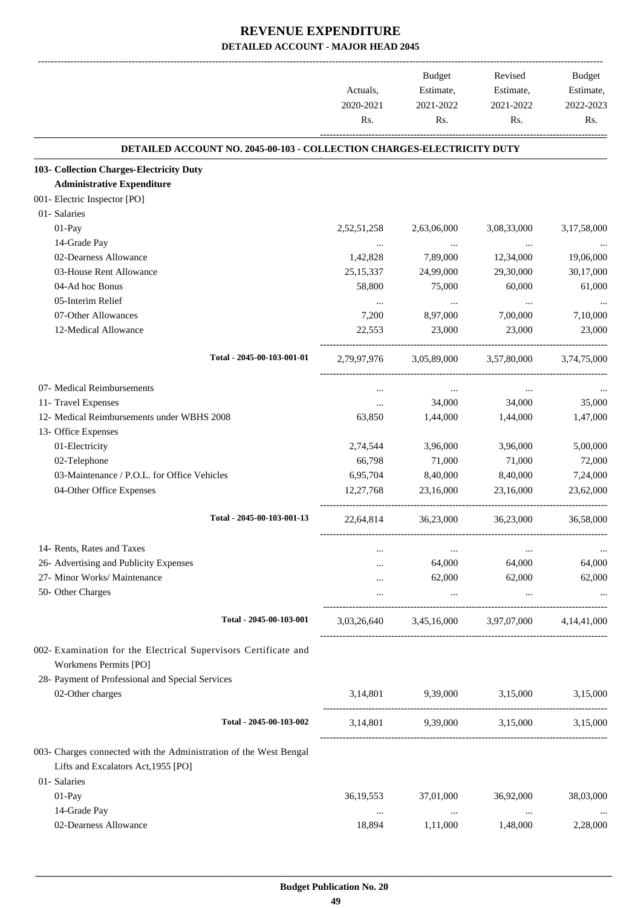# REVENUE EXPENDITURE

## DETAILED ACCOUNT - MAJOR HEAD 2045

| | Actuals, 2020-2021 Rs. | Budget Estimate, 2021-2022 Rs. | Revised Estimate, 2021-2022 Rs. | Budget Estimate, 2022-2023 Rs. |
|---|---|---|---|---|
| **DETAILED ACCOUNT NO. 2045-00-103 - COLLECTION CHARGES-ELECTRICITY DUTY** | | | | |
| **103- Collection Charges-Electricity Duty** | | | | |
| **Administrative Expenditure** | | | | |
| 001- Electric Inspector [PO] | | | | |
| 01- Salaries | | | | |
| 01-Pay | 2,52,51,258 | 2,63,06,000 | 3,08,33,000 | 3,17,58,000 |
| 14-Grade Pay | ... | ... | ... | ... |
| 02-Dearness Allowance | 1,42,828 | 7,89,000 | 12,34,000 | 19,06,000 |
| 03-House Rent Allowance | 25,15,337 | 24,99,000 | 29,30,000 | 30,17,000 |
| 04-Ad hoc Bonus | 58,800 | 75,000 | 60,000 | 61,000 |
| 05-Interim Relief | ... | ... | ... | ... |
| 07-Other Allowances | 7,200 | 8,97,000 | 7,00,000 | 7,10,000 |
| 12-Medical Allowance | 22,553 | 23,000 | 23,000 | 23,000 |
| Total - 2045-00-103-001-01 | 2,79,97,976 | 3,05,89,000 | 3,57,80,000 | 3,74,75,000 |
| 07- Medical Reimbursements | ... | ... | ... | ... |
| 11- Travel Expenses | ... | 34,000 | 34,000 | 35,000 |
| 12- Medical Reimbursements under WBHS 2008 | 63,850 | 1,44,000 | 1,44,000 | 1,47,000 |
| 13- Office Expenses | | | | |
| 01-Electricity | 2,74,544 | 3,96,000 | 3,96,000 | 5,00,000 |
| 02-Telephone | 66,798 | 71,000 | 71,000 | 72,000 |
| 03-Maintenance / P.O.L. for Office Vehicles | 6,95,704 | 8,40,000 | 8,40,000 | 7,24,000 |
| 04-Other Office Expenses | 12,27,768 | 23,16,000 | 23,16,000 | 23,62,000 |
| Total - 2045-00-103-001-13 | 22,64,814 | 36,23,000 | 36,23,000 | 36,58,000 |
| 14- Rents, Rates and Taxes | ... | ... | ... | ... |
| 26- Advertising and Publicity Expenses | ... | 64,000 | 64,000 | 64,000 |
| 27- Minor Works/ Maintenance | ... | 62,000 | 62,000 | 62,000 |
| 50- Other Charges | ... | ... | ... | ... |
| Total - 2045-00-103-001 | 3,03,26,640 | 3,45,16,000 | 3,97,07,000 | 4,14,41,000 |
| 002- Examination for the Electrical Supervisors Certificate and Workmens Permits [PO] | | | | |
| 28- Payment of Professional and Special Services | | | | |
| 02-Other charges | 3,14,801 | 9,39,000 | 3,15,000 | 3,15,000 |
| Total - 2045-00-103-002 | 3,14,801 | 9,39,000 | 3,15,000 | 3,15,000 |
| 003- Charges connected with the Administration of the West Bengal Lifts and Excalators Act,1955 [PO] | | | | |
| 01- Salaries | | | | |
| 01-Pay | 36,19,553 | 37,01,000 | 36,92,000 | 38,03,000 |
| 14-Grade Pay | ... | ... | ... | ... |
| 02-Dearness Allowance | 18,894 | 1,11,000 | 1,48,000 | 2,28,000 |

Budget Publication No. 20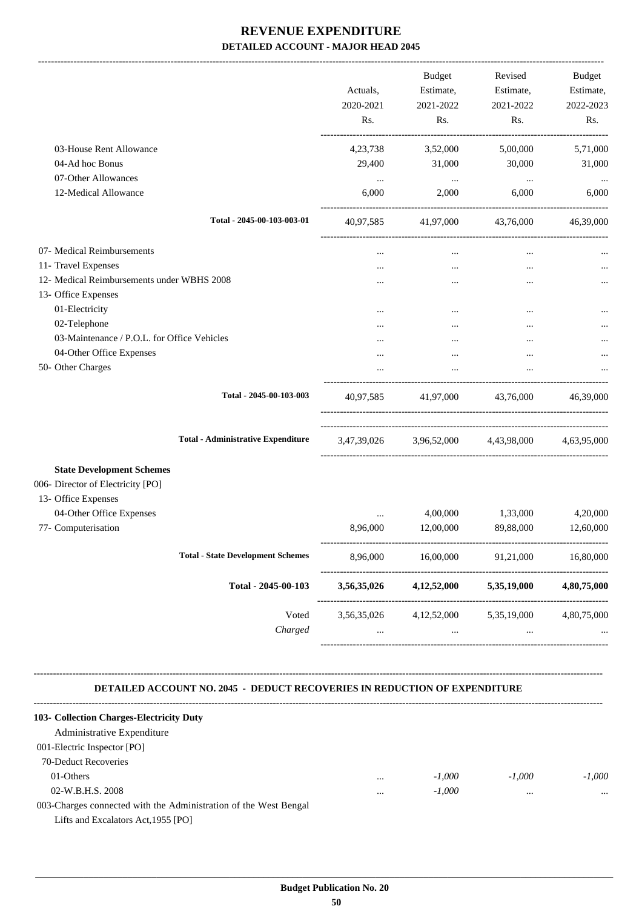# REVENUE EXPENDITURE

## DETAILED ACCOUNT - MAJOR HEAD 2045

| | Actuals, 2020-2021 Rs. | Budget Estimate, 2021-2022 Rs. | Revised Estimate, 2021-2022 Rs. | Budget Estimate, 2022-2023 Rs. |
|---|---|---|---|---|
| 03-House Rent Allowance | 4,23,738 | 3,52,000 | 5,00,000 | 5,71,000 |
| 04-Ad hoc Bonus | 29,400 | 31,000 | 30,000 | 31,000 |
| 07-Other Allowances | ... | ... | ... | ... |
| 12-Medical Allowance | 6,000 | 2,000 | 6,000 | 6,000 |
| Total - 2045-00-103-003-01 | 40,97,585 | 41,97,000 | 43,76,000 | 46,39,000 |
| 07- Medical Reimbursements | ... | ... | ... | ... |
| 11- Travel Expenses | ... | ... | ... | ... |
| 12- Medical Reimbursements under WBHS 2008 | ... | ... | ... | ... |
| 13- Office Expenses | | | | |
| 01-Electricity | ... | ... | ... | ... |
| 02-Telephone | ... | ... | ... | ... |
| 03-Maintenance / P.O.L. for Office Vehicles | ... | ... | ... | ... |
| 04-Other Office Expenses | ... | ... | ... | ... |
| 50- Other Charges | ... | ... | ... | ... |
| Total - 2045-00-103-003 | 40,97,585 | 41,97,000 | 43,76,000 | 46,39,000 |
| Total - Administrative Expenditure | 3,47,39,026 | 3,96,52,000 | 4,43,98,000 | 4,63,95,000 |
| **State Development Schemes** | | | | |
| 006- Director of Electricity [PO] | | | | |
| 13- Office Expenses | | | | |
| 04-Other Office Expenses | ... | 4,00,000 | 1,33,000 | 4,20,000 |
| 77- Computerisation | 8,96,000 | 12,00,000 | 89,88,000 | 12,60,000 |
| Total - State Development Schemes | 8,96,000 | 16,00,000 | 91,21,000 | 16,80,000 |
| **Total - 2045-00-103** | **3,56,35,026** | **4,12,52,000** | **5,35,19,000** | **4,80,75,000** |
| Voted | 3,56,35,026 | 4,12,52,000 | 5,35,19,000 | 4,80,75,000 |
| *Charged* | ... | ... | ... | ... |

### DETAILED ACCOUNT NO. 2045 - DEDUCT RECOVERIES IN REDUCTION OF EXPENDITURE

| | | | | |
|---|---|---|---|---|
| **103- Collection Charges-Electricity Duty** | | | | |
| Administrative Expenditure | | | | |
| 001-Electric Inspector [PO] | | | | |
| 70-Deduct Recoveries | | | | |
| 01-Others | ... | *-1,000* | *-1,000* | *-1,000* |
| 02-W.B.H.S. 2008 | ... | *-1,000* | ... | ... |
| 003-Charges connected with the Administration of the West Bengal Lifts and Excalators Act,1955 [PO] | | | | |

Budget Publication No. 20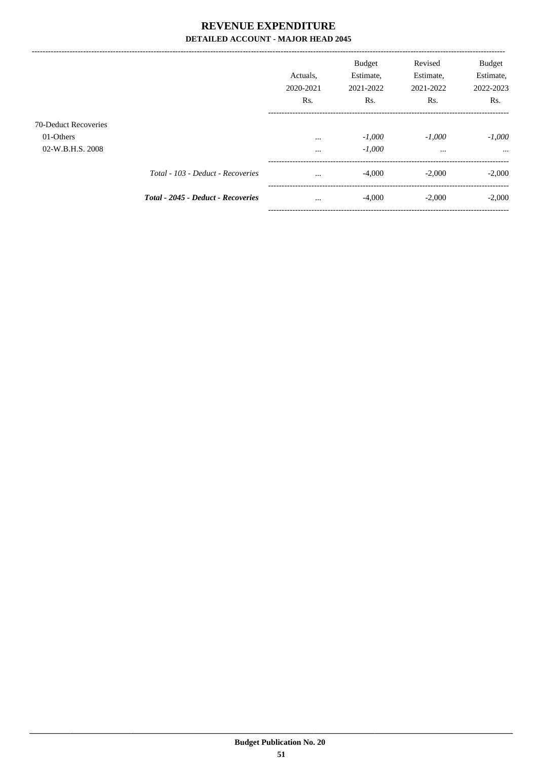# REVENUE EXPENDITURE

## DETAILED ACCOUNT - MAJOR HEAD 2045

| | | Actuals, 2020-2021 Rs. | Budget Estimate, 2021-2022 Rs. | Revised Estimate, 2021-2022 Rs. | Budget Estimate, 2022-2023 Rs. |
|---|---|---|---|---|---|
| 70-Deduct Recoveries | | | | | |
| 01-Others | | ... | *-1,000* | *-1,000* | *-1,000* |
| 02-W.B.H.S. 2008 | | ... | *-1,000* | ... | ... |
| | *Total - 103 - Deduct - Recoveries* | ... | -4,000 | -2,000 | -2,000 |
| | ***Total - 2045 - Deduct - Recoveries*** | ... | -4,000 | -2,000 | -2,000 |

**Budget Publication No. 20**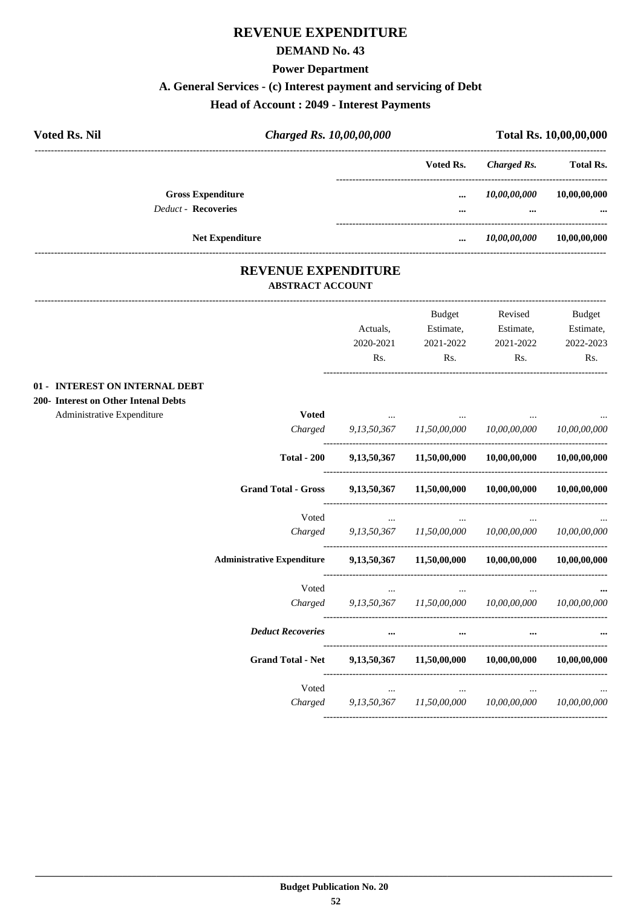# REVENUE EXPENDITURE

## DEMAND No. 43

### Power Department

### A. General Services - (c) Interest payment and servicing of Debt

### Head of Account : 2049 - Interest Payments

| Voted Rs. Nil | *Charged Rs. 10,00,00,000* | Total Rs. 10,00,00,000 |
|---|---|---|

| | Voted Rs. | *Charged Rs.* | Total Rs. |
|---|---|---|---|
| **Gross Expenditure** | ... | *10,00,00,000* | 10,00,00,000 |
| *Deduct* - **Recoveries** | ... | ... | ... |
| **Net Expenditure** | ... | *10,00,00,000* | 10,00,00,000 |

## REVENUE EXPENDITURE

### ABSTRACT ACCOUNT

| | | Actuals, 2020-2021 Rs. | Budget Estimate, 2021-2022 Rs. | Revised Estimate, 2021-2022 Rs. | Budget Estimate, 2022-2023 Rs. |
|---|---|---|---|---|---|
| **01 - INTEREST ON INTERNAL DEBT** | | | | | |
| **200- Interest on Other Intenal Debts** | | | | | |
| Administrative Expenditure | **Voted** | ... | ... | ... | ... |
| | *Charged* | *9,13,50,367* | *11,50,00,000* | *10,00,00,000* | *10,00,00,000* |
| | **Total - 200** | **9,13,50,367** | **11,50,00,000** | **10,00,00,000** | **10,00,00,000** |
| | **Grand Total - Gross** | **9,13,50,367** | **11,50,00,000** | **10,00,00,000** | **10,00,00,000** |
| | Voted | ... | ... | ... | ... |
| | *Charged* | *9,13,50,367* | *11,50,00,000* | *10,00,00,000* | *10,00,00,000* |
| | **Administrative Expenditure** | **9,13,50,367** | **11,50,00,000** | **10,00,00,000** | **10,00,00,000** |
| | Voted | ... | ... | ... | ... |
| | *Charged* | *9,13,50,367* | *11,50,00,000* | *10,00,00,000* | *10,00,00,000* |
| | ***Deduct Recoveries*** | ... | ... | ... | ... |
| | **Grand Total - Net** | **9,13,50,367** | **11,50,00,000** | **10,00,00,000** | **10,00,00,000** |
| | Voted | ... | ... | ... | ... |
| | *Charged* | *9,13,50,367* | *11,50,00,000* | *10,00,00,000* | *10,00,00,000* |

**Budget Publication No. 20**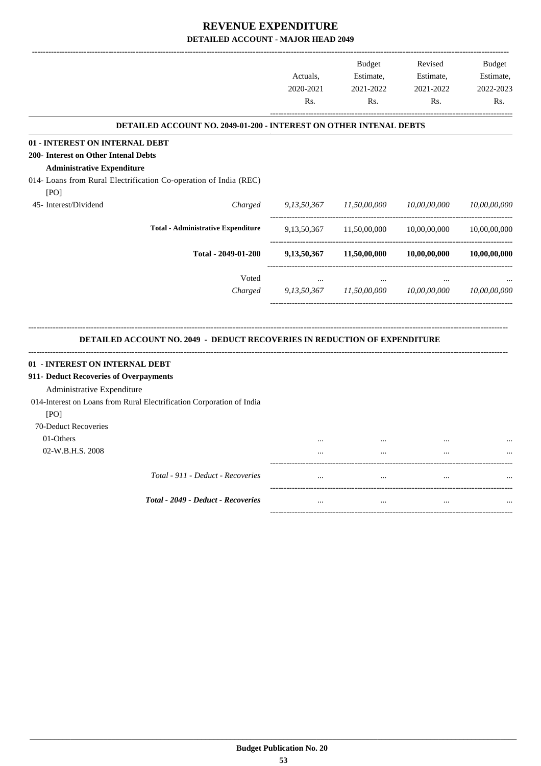# REVENUE EXPENDITURE

## DETAILED ACCOUNT - MAJOR HEAD 2049

| | | Actuals, 2020-2021 Rs. | Budget Estimate, 2021-2022 Rs. | Revised Estimate, 2021-2022 Rs. | Budget Estimate, 2022-2023 Rs. |
|---|---|---|---|---|---|
| **DETAILED ACCOUNT NO. 2049-01-200 - INTEREST ON OTHER INTENAL DEBTS** | | | | | |
| **01 - INTEREST ON INTERNAL DEBT** | | | | | |
| **200- Interest on Other Intenal Debts** | | | | | |
| **Administrative Expenditure** | | | | | |
| 014- Loans from Rural Electrification Co-operation of India (REC) [PO] | | | | | |
| 45- Interest/Dividend | *Charged* | *9,13,50,367* | *11,50,00,000* | *10,00,00,000* | *10,00,00,000* |
| | **Total - Administrative Expenditure** | 9,13,50,367 | 11,50,00,000 | 10,00,00,000 | 10,00,00,000 |
| | **Total - 2049-01-200** | **9,13,50,367** | **11,50,00,000** | **10,00,00,000** | **10,00,00,000** |
| | Voted | ... | ... | ... | ... |
| | *Charged* | *9,13,50,367* | *11,50,00,000* | *10,00,00,000* | *10,00,00,000* |

| | | Actuals, 2020-2021 Rs. | Budget Estimate, 2021-2022 Rs. | Revised Estimate, 2021-2022 Rs. | Budget Estimate, 2022-2023 Rs. |
|---|---|---|---|---|---|
| **DETAILED ACCOUNT NO. 2049 - DEDUCT RECOVERIES IN REDUCTION OF EXPENDITURE** | | | | | |
| **01 - INTEREST ON INTERNAL DEBT** | | | | | |
| **911- Deduct Recoveries of Overpayments** | | | | | |
| Administrative Expenditure | | | | | |
| 014-Interest on Loans from Rural Electrification Corporation of India [PO] | | | | | |
| 70-Deduct Recoveries | | | | | |
| 01-Others | | ... | ... | ... | ... |
| 02-W.B.H.S. 2008 | | ... | ... | ... | ... |
| | *Total - 911 - Deduct - Recoveries* | ... | ... | ... | ... |
| | ***Total - 2049 - Deduct - Recoveries*** | ... | ... | ... | ... |

**Budget Publication No. 20**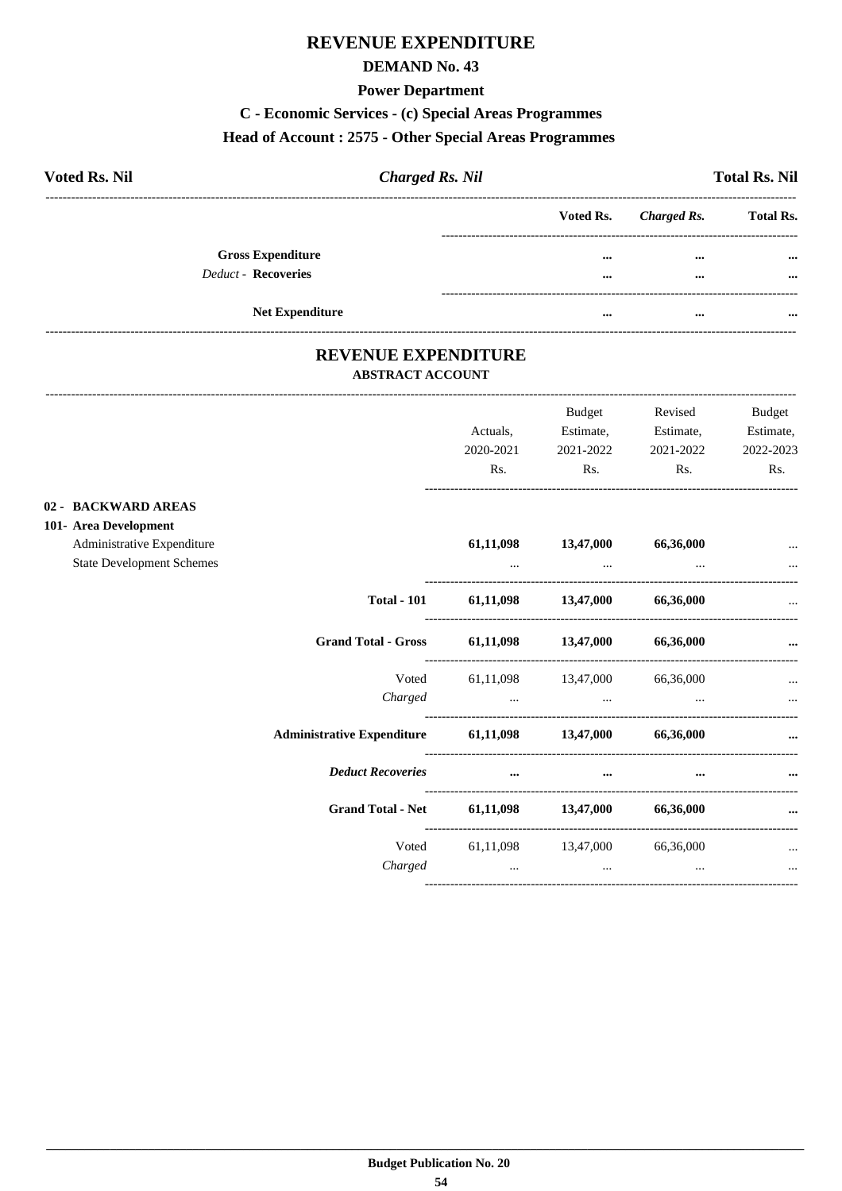# REVENUE EXPENDITURE

## DEMAND No. 43

### Power Department

### C - Economic Services - (c) Special Areas Programmes

### Head of Account : 2575 - Other Special Areas Programmes

| **Voted Rs. Nil** | ***Charged Rs. Nil*** | **Total Rs. Nil** |
|---|---|---|

| | Voted Rs. | *Charged Rs.* | Total Rs. |
|---|---|---|---|
| **Gross Expenditure** | ... | ... | ... |
| *Deduct* - **Recoveries** | ... | ... | ... |
| **Net Expenditure** | ... | ... | ... |

## REVENUE EXPENDITURE

### ABSTRACT ACCOUNT

| | Actuals, 2020-2021 Rs. | Budget Estimate, 2021-2022 Rs. | Revised Estimate, 2021-2022 Rs. | Budget Estimate, 2022-2023 Rs. |
|---|---|---|---|---|
| **02 - BACKWARD AREAS** | | | | |
| **101- Area Development** | | | | |
| Administrative Expenditure | **61,11,098** | **13,47,000** | **66,36,000** | ... |
| State Development Schemes | ... | ... | ... | ... |
| **Total - 101** | **61,11,098** | **13,47,000** | **66,36,000** | ... |
| **Grand Total - Gross** | **61,11,098** | **13,47,000** | **66,36,000** | **...** |
| Voted | 61,11,098 | 13,47,000 | 66,36,000 | ... |
| *Charged* | ... | ... | ... | ... |
| **Administrative Expenditure** | **61,11,098** | **13,47,000** | **66,36,000** | **...** |
| ***Deduct Recoveries*** | **...** | **...** | **...** | **...** |
| **Grand Total - Net** | **61,11,098** | **13,47,000** | **66,36,000** | **...** |
| Voted | 61,11,098 | 13,47,000 | 66,36,000 | ... |
| *Charged* | ... | ... | ... | ... |

**Budget Publication No. 20**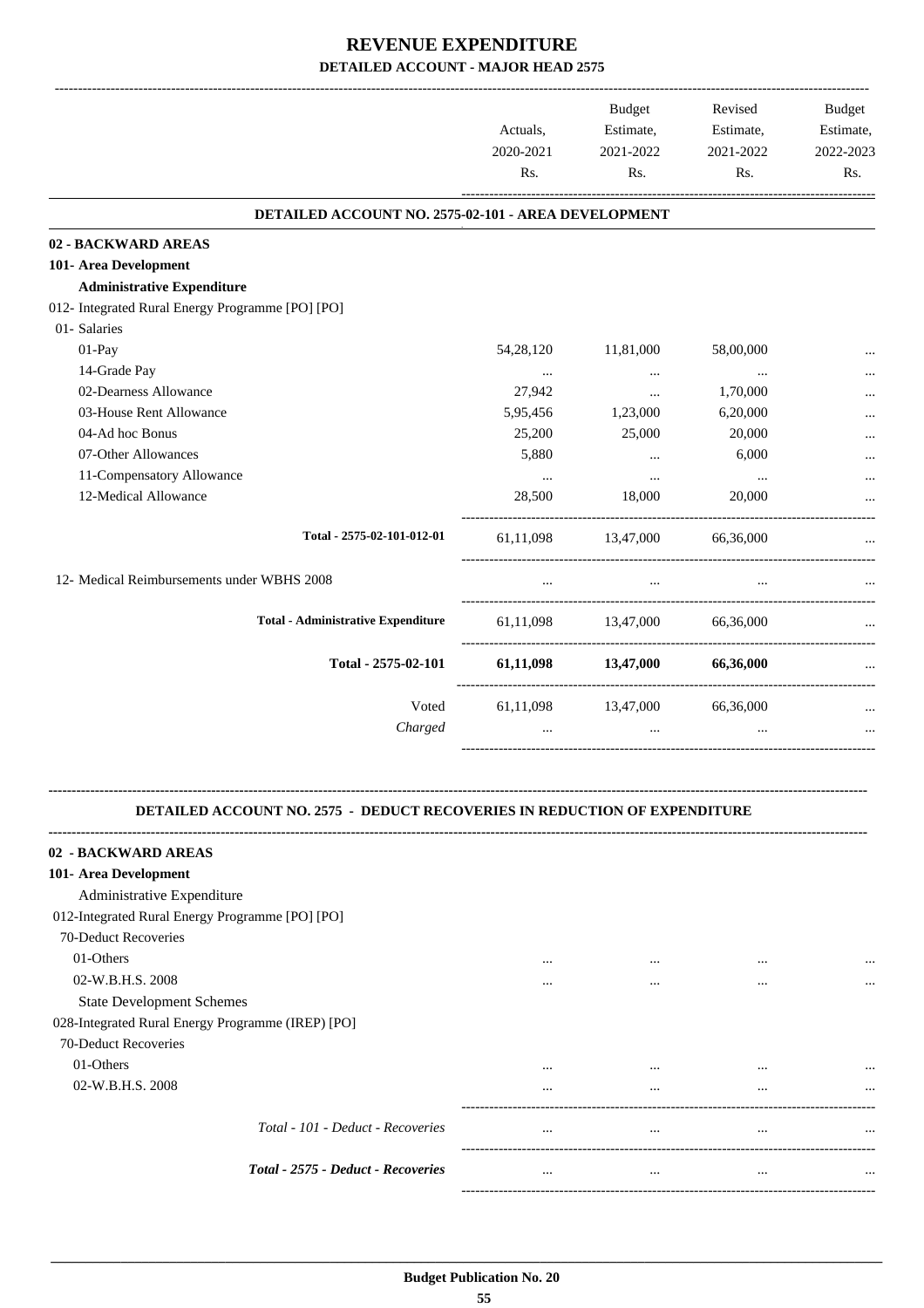# REVENUE EXPENDITURE

## DETAILED ACCOUNT - MAJOR HEAD 2575

| | Actuals, 2020-2021 Rs. | Budget Estimate, 2021-2022 Rs. | Revised Estimate, 2021-2022 Rs. | Budget Estimate, 2022-2023 Rs. |
|---|---|---|---|---|
| **DETAILED ACCOUNT NO. 2575-02-101 - AREA DEVELOPMENT** | | | | |
| **02 - BACKWARD AREAS** | | | | |
| **101- Area Development** | | | | |
| **Administrative Expenditure** | | | | |
| 012- Integrated Rural Energy Programme [PO] [PO] | | | | |
| 01- Salaries | | | | |
| 01-Pay | 54,28,120 | 11,81,000 | 58,00,000 | ... |
| 14-Grade Pay | ... | ... | ... | ... |
| 02-Dearness Allowance | 27,942 | ... | 1,70,000 | ... |
| 03-House Rent Allowance | 5,95,456 | 1,23,000 | 6,20,000 | ... |
| 04-Ad hoc Bonus | 25,200 | 25,000 | 20,000 | ... |
| 07-Other Allowances | 5,880 | ... | 6,000 | ... |
| 11-Compensatory Allowance | ... | ... | ... | ... |
| 12-Medical Allowance | 28,500 | 18,000 | 20,000 | ... |
| **Total - 2575-02-101-012-01** | 61,11,098 | 13,47,000 | 66,36,000 | ... |
| 12- Medical Reimbursements under WBHS 2008 | ... | ... | ... | ... |
| **Total - Administrative Expenditure** | 61,11,098 | 13,47,000 | 66,36,000 | ... |
| **Total - 2575-02-101** | **61,11,098** | **13,47,000** | **66,36,000** | ... |
| Voted | 61,11,098 | 13,47,000 | 66,36,000 | ... |
| *Charged* | ... | ... | ... | ... |

| | Actuals, 2020-2021 Rs. | Budget Estimate, 2021-2022 Rs. | Revised Estimate, 2021-2022 Rs. | Budget Estimate, 2022-2023 Rs. |
|---|---|---|---|---|
| **DETAILED ACCOUNT NO. 2575 - DEDUCT RECOVERIES IN REDUCTION OF EXPENDITURE** | | | | |
| **02 - BACKWARD AREAS** | | | | |
| **101- Area Development** | | | | |
| Administrative Expenditure | | | | |
| 012-Integrated Rural Energy Programme [PO] [PO] | | | | |
| 70-Deduct Recoveries | | | | |
| 01-Others | ... | ... | ... | ... |
| 02-W.B.H.S. 2008 | ... | ... | ... | ... |
| State Development Schemes | | | | |
| 028-Integrated Rural Energy Programme (IREP) [PO] | | | | |
| 70-Deduct Recoveries | | | | |
| 01-Others | ... | ... | ... | ... |
| 02-W.B.H.S. 2008 | ... | ... | ... | ... |
| *Total - 101 - Deduct - Recoveries* | ... | ... | ... | ... |
| ***Total - 2575 - Deduct - Recoveries*** | ... | ... | ... | ... |

**Budget Publication No. 20**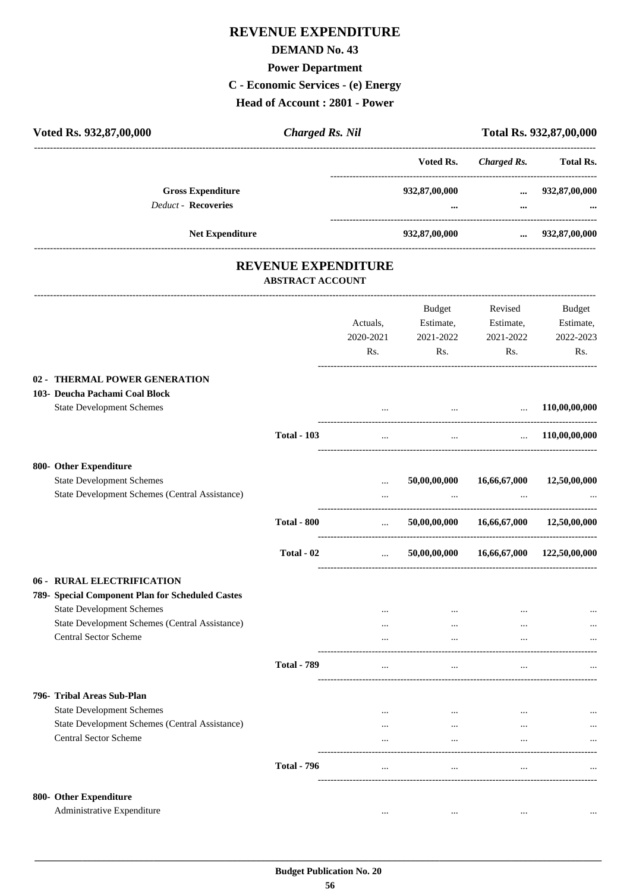# REVENUE EXPENDITURE

## DEMAND No. 43

### Power Department

### C - Economic Services - (e) Energy

### Head of Account : 2801 - Power

| Voted Rs. 932,87,00,000 | *Charged Rs. Nil* | Total Rs. 932,87,00,000 |
|---|---|---|

| | Voted Rs. | *Charged Rs.* | Total Rs. |
|---|---|---|---|
| **Gross Expenditure** | 932,87,00,000 | ... | 932,87,00,000 |
| *Deduct* - **Recoveries** | ... | ... | ... |
| **Net Expenditure** | 932,87,00,000 | ... | 932,87,00,000 |

## REVENUE EXPENDITURE

### ABSTRACT ACCOUNT

| | | Actuals, 2020-2021 Rs. | Budget Estimate, 2021-2022 Rs. | Revised Estimate, 2021-2022 Rs. | Budget Estimate, 2022-2023 Rs. |
|---|---|---|---|---|---|
| **02 - THERMAL POWER GENERATION** | | | | | |
| **103- Deucha Pachami Coal Block** | | | | | |
| State Development Schemes | | ... | ... | ... | 110,00,00,000 |
| | **Total - 103** | ... | ... | ... | 110,00,00,000 |
| **800- Other Expenditure** | | | | | |
| State Development Schemes | | ... | 50,00,00,000 | 16,66,67,000 | 12,50,00,000 |
| State Development Schemes (Central Assistance) | | ... | ... | ... | ... |
| | **Total - 800** | ... | 50,00,00,000 | 16,66,67,000 | 12,50,00,000 |
| | **Total - 02** | ... | 50,00,00,000 | 16,66,67,000 | 122,50,00,000 |
| **06 - RURAL ELECTRIFICATION** | | | | | |
| **789- Special Component Plan for Scheduled Castes** | | | | | |
| State Development Schemes | | ... | ... | ... | ... |
| State Development Schemes (Central Assistance) | | ... | ... | ... | ... |
| Central Sector Scheme | | ... | ... | ... | ... |
| | **Total - 789** | ... | ... | ... | ... |
| **796- Tribal Areas Sub-Plan** | | | | | |
| State Development Schemes | | ... | ... | ... | ... |
| State Development Schemes (Central Assistance) | | ... | ... | ... | ... |
| Central Sector Scheme | | ... | ... | ... | ... |
| | **Total - 796** | ... | ... | ... | ... |
| **800- Other Expenditure** | | | | | |
| Administrative Expenditure | | ... | ... | ... | ... |

**Budget Publication No. 20**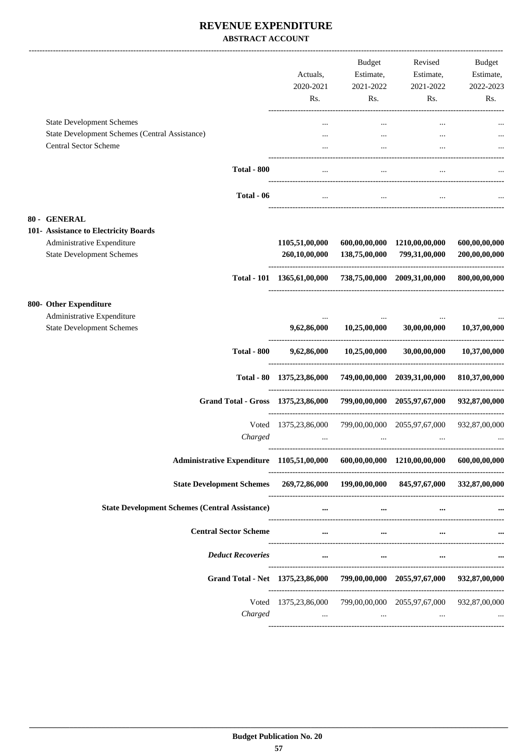# REVENUE EXPENDITURE

**ABSTRACT ACCOUNT**

| | Actuals, 2020-2021 Rs. | Budget Estimate, 2021-2022 Rs. | Revised Estimate, 2021-2022 Rs. | Budget Estimate, 2022-2023 Rs. |
|---|---|---|---|---|
| State Development Schemes | ... | ... | ... | ... |
| State Development Schemes (Central Assistance) | ... | ... | ... | ... |
| Central Sector Scheme | ... | ... | ... | ... |
| **Total - 800** | ... | ... | ... | ... |
| **Total - 06** | ... | ... | ... | ... |
| **80 - GENERAL** | | | | |
| **101- Assistance to Electricity Boards** | | | | |
| Administrative Expenditure | **1105,51,00,000** | **600,00,00,000** | **1210,00,00,000** | **600,00,00,000** |
| State Development Schemes | **260,10,00,000** | **138,75,00,000** | **799,31,00,000** | **200,00,00,000** |
| **Total - 101** | **1365,61,00,000** | **738,75,00,000** | **2009,31,00,000** | **800,00,00,000** |
| **800- Other Expenditure** | | | | |
| Administrative Expenditure | ... | ... | ... | ... |
| State Development Schemes | **9,62,86,000** | **10,25,00,000** | **30,00,00,000** | **10,37,00,000** |
| **Total - 800** | **9,62,86,000** | **10,25,00,000** | **30,00,00,000** | **10,37,00,000** |
| **Total - 80** | **1375,23,86,000** | **749,00,00,000** | **2039,31,00,000** | **810,37,00,000** |
| **Grand Total - Gross** | **1375,23,86,000** | **799,00,00,000** | **2055,97,67,000** | **932,87,00,000** |
| Voted | 1375,23,86,000 | 799,00,00,000 | 2055,97,67,000 | 932,87,00,000 |
| *Charged* | ... | ... | ... | ... |
| **Administrative Expenditure** | **1105,51,00,000** | **600,00,00,000** | **1210,00,00,000** | **600,00,00,000** |
| **State Development Schemes** | **269,72,86,000** | **199,00,00,000** | **845,97,67,000** | **332,87,00,000** |
| **State Development Schemes (Central Assistance)** | **...** | **...** | **...** | **...** |
| **Central Sector Scheme** | **...** | **...** | **...** | **...** |
| ***Deduct Recoveries*** | **...** | **...** | **...** | **...** |
| **Grand Total - Net** | **1375,23,86,000** | **799,00,00,000** | **2055,97,67,000** | **932,87,00,000** |
| Voted | 1375,23,86,000 | 799,00,00,000 | 2055,97,67,000 | 932,87,00,000 |
| *Charged* | ... | ... | ... | ... |

**Budget Publication No. 20**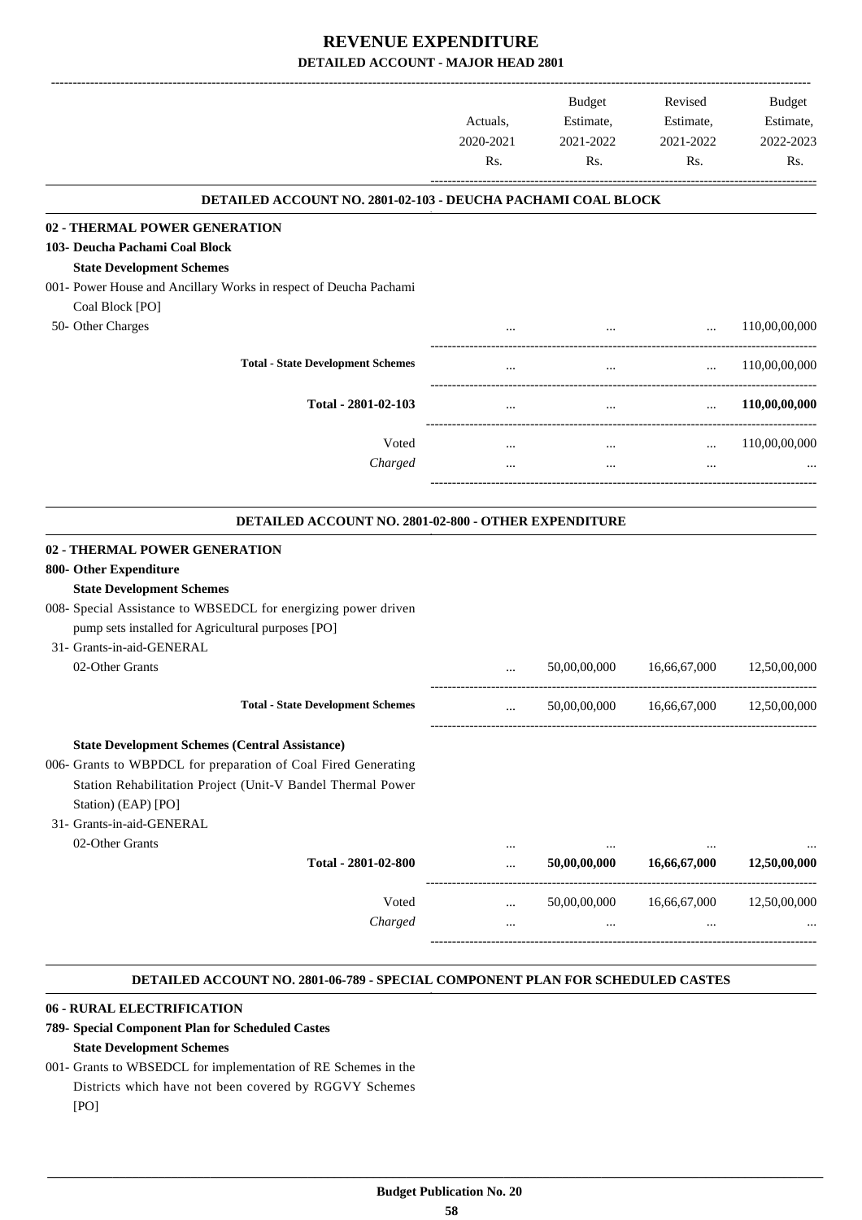# REVENUE EXPENDITURE

## DETAILED ACCOUNT - MAJOR HEAD 2801

| | Actuals, 2020-2021 Rs. | Budget Estimate, 2021-2022 Rs. | Revised Estimate, 2021-2022 Rs. | Budget Estimate, 2022-2023 Rs. |
|---|---|---|---|---|
| **DETAILED ACCOUNT NO. 2801-02-103 - DEUCHA PACHAMI COAL BLOCK** | | | | |
| **02 - THERMAL POWER GENERATION** | | | | |
| **103- Deucha Pachami Coal Block** | | | | |
| **State Development Schemes** | | | | |
| 001- Power House and Ancillary Works in respect of Deucha Pachami Coal Block [PO] | | | | |
| 50- Other Charges | ... | ... | ... | 110,00,00,000 |
| **Total - State Development Schemes** | ... | ... | ... | 110,00,00,000 |
| **Total - 2801-02-103** | ... | ... | ... | **110,00,00,000** |
| Voted | ... | ... | ... | 110,00,00,000 |
| *Charged* | ... | ... | ... | ... |
| **DETAILED ACCOUNT NO. 2801-02-800 - OTHER EXPENDITURE** | | | | |
| **02 - THERMAL POWER GENERATION** | | | | |
| **800- Other Expenditure** | | | | |
| **State Development Schemes** | | | | |
| 008- Special Assistance to WBSEDCL for energizing power driven pump sets installed for Agricultural purposes [PO] | | | | |
| 31- Grants-in-aid-GENERAL | | | | |
| 02-Other Grants | ... | 50,00,00,000 | 16,66,67,000 | 12,50,00,000 |
| **Total - State Development Schemes** | ... | 50,00,00,000 | 16,66,67,000 | 12,50,00,000 |
| **State Development Schemes (Central Assistance)** | | | | |
| 006- Grants to WBPDCL for preparation of Coal Fired Generating Station Rehabilitation Project (Unit-V Bandel Thermal Power Station) (EAP) [PO] | | | | |
| 31- Grants-in-aid-GENERAL | | | | |
| 02-Other Grants | ... | ... | ... | ... |
| **Total - 2801-02-800** | ... | **50,00,00,000** | **16,66,67,000** | **12,50,00,000** |
| Voted | ... | 50,00,00,000 | 16,66,67,000 | 12,50,00,000 |
| *Charged* | ... | ... | ... | ... |

**DETAILED ACCOUNT NO. 2801-06-789 - SPECIAL COMPONENT PLAN FOR SCHEDULED CASTES**

**06 - RURAL ELECTRIFICATION**

**789- Special Component Plan for Scheduled Castes**

**State Development Schemes**

001- Grants to WBSEDCL for implementation of RE Schemes in the Districts which have not been covered by RGGVY Schemes [PO]

Budget Publication No. 20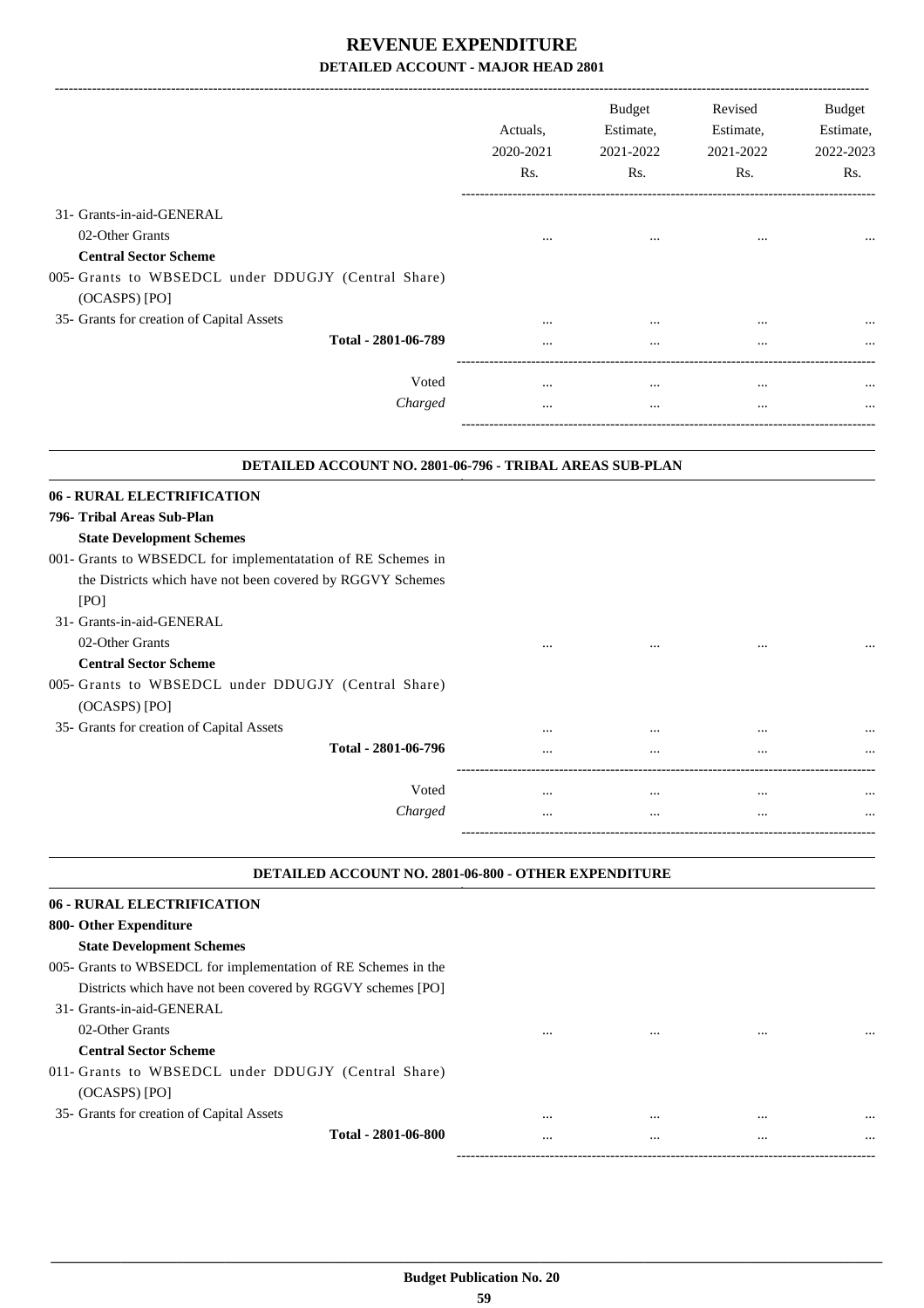# REVENUE EXPENDITURE

## DETAILED ACCOUNT - MAJOR HEAD 2801

| | Actuals, 2020-2021 Rs. | Budget Estimate, 2021-2022 Rs. | Revised Estimate, 2021-2022 Rs. | Budget Estimate, 2022-2023 Rs. |
|---|---|---|---|---|
| 31- Grants-in-aid-GENERAL | | | | |
| 02-Other Grants | ... | ... | ... | ... |
| **Central Sector Scheme** | | | | |
| 005- Grants to WBSEDCL under DDUGJY (Central Share) (OCASPS) [PO] | | | | |
| 35- Grants for creation of Capital Assets | ... | ... | ... | ... |
| **Total - 2801-06-789** | ... | ... | ... | ... |
| Voted | ... | ... | ... | ... |
| *Charged* | ... | ... | ... | ... |

### DETAILED ACCOUNT NO. 2801-06-796 - TRIBAL AREAS SUB-PLAN

| | Actuals, 2020-2021 Rs. | Budget Estimate, 2021-2022 Rs. | Revised Estimate, 2021-2022 Rs. | Budget Estimate, 2022-2023 Rs. |
|---|---|---|---|---|
| **06 - RURAL ELECTRIFICATION** | | | | |
| **796- Tribal Areas Sub-Plan** | | | | |
| **State Development Schemes** | | | | |
| 001- Grants to WBSEDCL for implementatation of RE Schemes in the Districts which have not been covered by RGGVY Schemes [PO] | | | | |
| 31- Grants-in-aid-GENERAL | | | | |
| 02-Other Grants | ... | ... | ... | ... |
| **Central Sector Scheme** | | | | |
| 005- Grants to WBSEDCL under DDUGJY (Central Share) (OCASPS) [PO] | | | | |
| 35- Grants for creation of Capital Assets | ... | ... | ... | ... |
| **Total - 2801-06-796** | ... | ... | ... | ... |
| Voted | ... | ... | ... | ... |
| *Charged* | ... | ... | ... | ... |

### DETAILED ACCOUNT NO. 2801-06-800 - OTHER EXPENDITURE

| | Actuals, 2020-2021 Rs. | Budget Estimate, 2021-2022 Rs. | Revised Estimate, 2021-2022 Rs. | Budget Estimate, 2022-2023 Rs. |
|---|---|---|---|---|
| **06 - RURAL ELECTRIFICATION** | | | | |
| **800- Other Expenditure** | | | | |
| **State Development Schemes** | | | | |
| 005- Grants to WBSEDCL for implementation of RE Schemes in the Districts which have not been covered by RGGVY schemes [PO] | | | | |
| 31- Grants-in-aid-GENERAL | | | | |
| 02-Other Grants | ... | ... | ... | ... |
| **Central Sector Scheme** | | | | |
| 011- Grants to WBSEDCL under DDUGJY (Central Share) (OCASPS) [PO] | | | | |
| 35- Grants for creation of Capital Assets | ... | ... | ... | ... |
| **Total - 2801-06-800** | ... | ... | ... | ... |

**Budget Publication No. 20**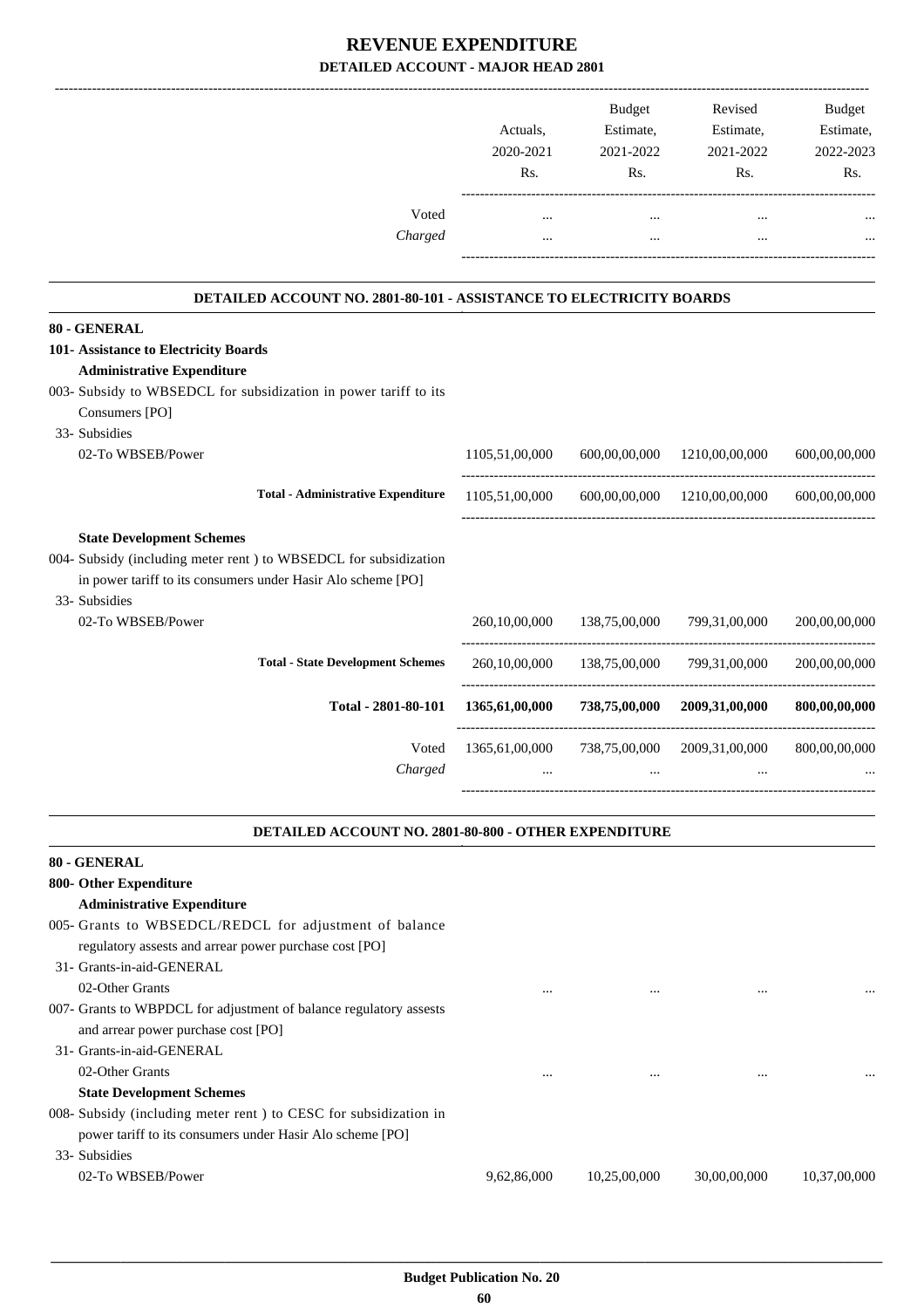# REVENUE EXPENDITURE

## DETAILED ACCOUNT - MAJOR HEAD 2801

| | Actuals, 2020-2021 Rs. | Budget Estimate, 2021-2022 Rs. | Revised Estimate, 2021-2022 Rs. | Budget Estimate, 2022-2023 Rs. |
|---|---|---|---|---|
| Voted | ... | ... | ... | ... |
| *Charged* | ... | ... | ... | ... |

### DETAILED ACCOUNT NO. 2801-80-101 - ASSISTANCE TO ELECTRICITY BOARDS

| | Actuals, 2020-2021 Rs. | Budget Estimate, 2021-2022 Rs. | Revised Estimate, 2021-2022 Rs. | Budget Estimate, 2022-2023 Rs. |
|---|---|---|---|---|
| **80 - GENERAL** | | | | |
| **101- Assistance to Electricity Boards** | | | | |
| **Administrative Expenditure** | | | | |
| 003- Subsidy to WBSEDCL for subsidization in power tariff to its Consumers [PO] | | | | |
| 33- Subsidies | | | | |
| 02-To WBSEB/Power | 1105,51,00,000 | 600,00,00,000 | 1210,00,00,000 | 600,00,00,000 |
| **Total - Administrative Expenditure** | 1105,51,00,000 | 600,00,00,000 | 1210,00,00,000 | 600,00,00,000 |
| **State Development Schemes** | | | | |
| 004- Subsidy (including meter rent ) to WBSEDCL for subsidization in power tariff to its consumers under Hasir Alo scheme [PO] | | | | |
| 33- Subsidies | | | | |
| 02-To WBSEB/Power | 260,10,00,000 | 138,75,00,000 | 799,31,00,000 | 200,00,00,000 |
| **Total - State Development Schemes** | 260,10,00,000 | 138,75,00,000 | 799,31,00,000 | 200,00,00,000 |
| **Total - 2801-80-101** | **1365,61,00,000** | **738,75,00,000** | **2009,31,00,000** | **800,00,00,000** |
| Voted | 1365,61,00,000 | 738,75,00,000 | 2009,31,00,000 | 800,00,00,000 |
| *Charged* | ... | ... | ... | ... |

### DETAILED ACCOUNT NO. 2801-80-800 - OTHER EXPENDITURE

| | Actuals, 2020-2021 Rs. | Budget Estimate, 2021-2022 Rs. | Revised Estimate, 2021-2022 Rs. | Budget Estimate, 2022-2023 Rs. |
|---|---|---|---|---|
| **80 - GENERAL** | | | | |
| **800- Other Expenditure** | | | | |
| **Administrative Expenditure** | | | | |
| 005- Grants to WBSEDCL/REDCL for adjustment of balance regulatory assests and arrear power purchase cost [PO] | | | | |
| 31- Grants-in-aid-GENERAL | | | | |
| 02-Other Grants | ... | ... | ... | ... |
| 007- Grants to WBPDCL for adjustment of balance regulatory assests and arrear power purchase cost [PO] | | | | |
| 31- Grants-in-aid-GENERAL | | | | |
| 02-Other Grants | ... | ... | ... | ... |
| **State Development Schemes** | | | | |
| 008- Subsidy (including meter rent ) to CESC for subsidization in power tariff to its consumers under Hasir Alo scheme [PO] | | | | |
| 33- Subsidies | | | | |
| 02-To WBSEB/Power | 9,62,86,000 | 10,25,00,000 | 30,00,00,000 | 10,37,00,000 |

**Budget Publication No. 20**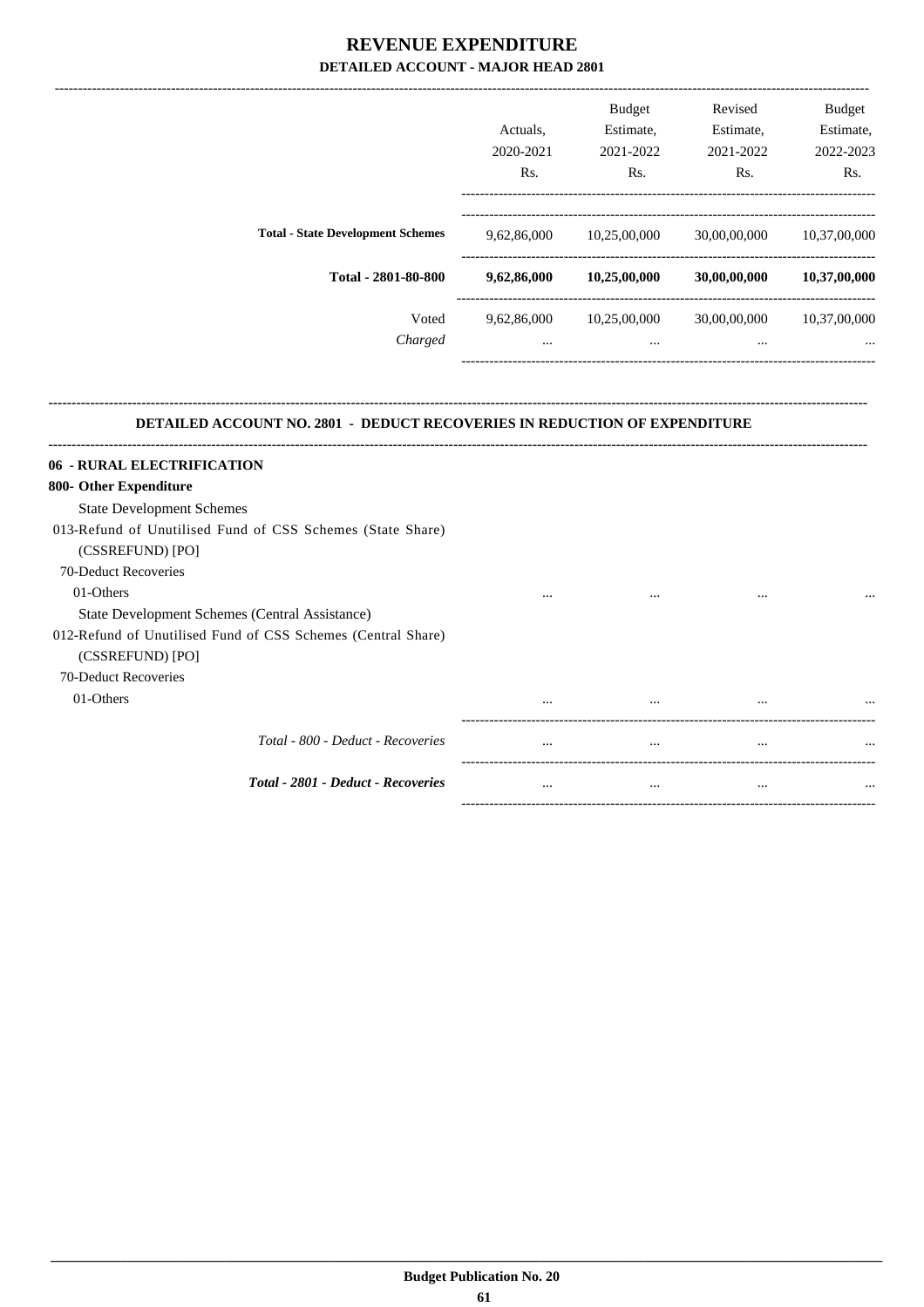# REVENUE EXPENDITURE

## DETAILED ACCOUNT - MAJOR HEAD 2801

| | Actuals, 2020-2021 Rs. | Budget Estimate, 2021-2022 Rs. | Revised Estimate, 2021-2022 Rs. | Budget Estimate, 2022-2023 Rs. |
|---|---|---|---|---|
| **Total - State Development Schemes** | 9,62,86,000 | 10,25,00,000 | 30,00,00,000 | 10,37,00,000 |
| **Total - 2801-80-800** | **9,62,86,000** | **10,25,00,000** | **30,00,00,000** | **10,37,00,000** |
| Voted | 9,62,86,000 | 10,25,00,000 | 30,00,00,000 | 10,37,00,000 |
| *Charged* | ... | ... | ... | ... |

### DETAILED ACCOUNT NO. 2801 - DEDUCT RECOVERIES IN REDUCTION OF EXPENDITURE

| | Actuals, 2020-2021 Rs. | Budget Estimate, 2021-2022 Rs. | Revised Estimate, 2021-2022 Rs. | Budget Estimate, 2022-2023 Rs. |
|---|---|---|---|---|
| **06 - RURAL ELECTRIFICATION** | | | | |
| **800- Other Expenditure** | | | | |
| State Development Schemes | | | | |
| 013-Refund of Unutilised Fund of CSS Schemes (State Share) (CSSREFUND) [PO] | | | | |
| 70-Deduct Recoveries | | | | |
| 01-Others | ... | ... | ... | ... |
| State Development Schemes (Central Assistance) | | | | |
| 012-Refund of Unutilised Fund of CSS Schemes (Central Share) (CSSREFUND) [PO] | | | | |
| 70-Deduct Recoveries | | | | |
| 01-Others | ... | ... | ... | ... |
| *Total - 800 - Deduct - Recoveries* | ... | ... | ... | ... |
| ***Total - 2801 - Deduct - Recoveries*** | ... | ... | ... | ... |

Budget Publication No. 20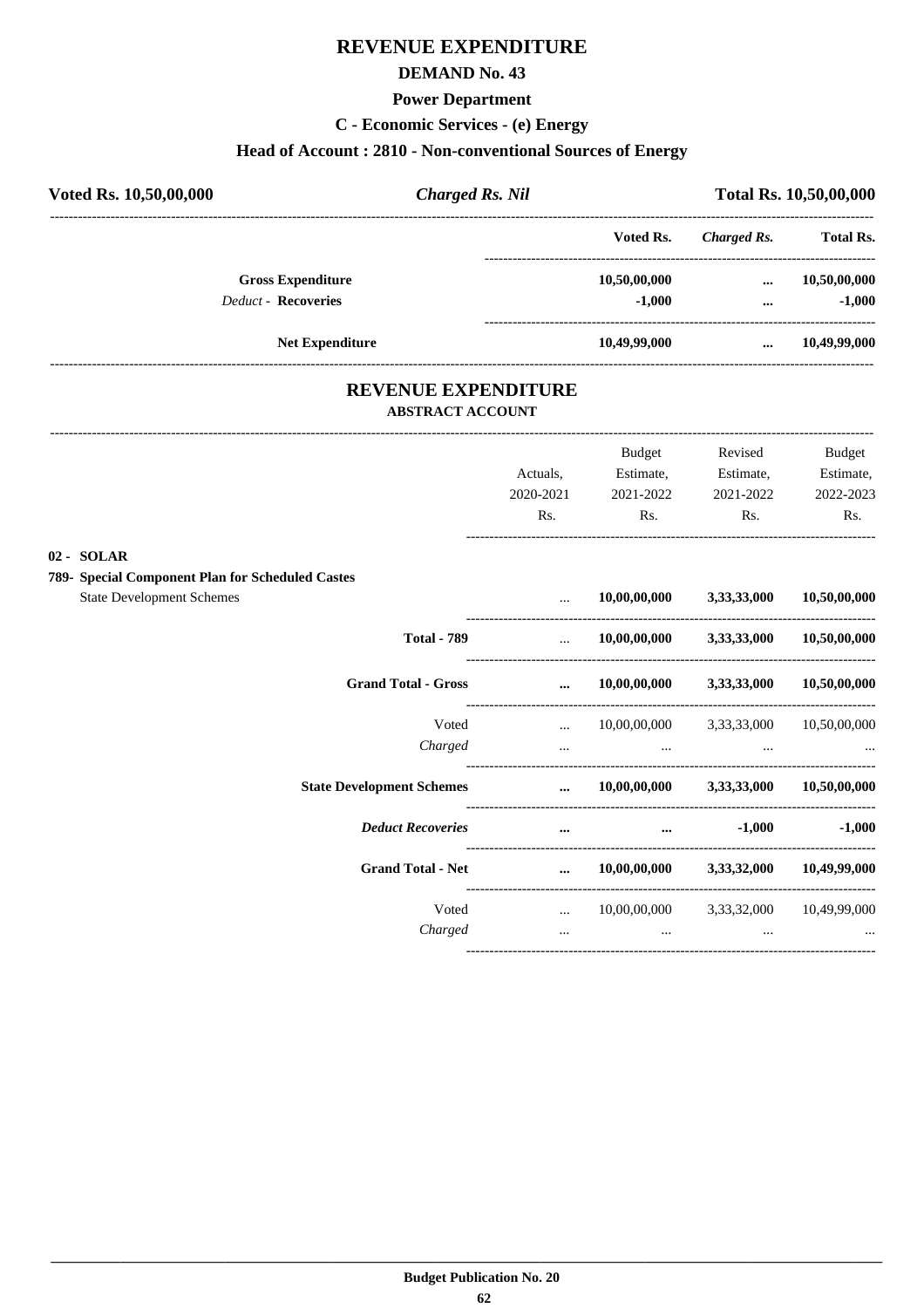# REVENUE EXPENDITURE

## DEMAND No. 43

### Power Department

### C - Economic Services - (e) Energy

### Head of Account : 2810 - Non-conventional Sources of Energy

**Voted Rs. 10,50,00,000** | ***Charged Rs. Nil*** | **Total Rs. 10,50,00,000**

| | Voted Rs. | *Charged Rs.* | Total Rs. |
|---|---|---|---|
| **Gross Expenditure** | 10,50,00,000 | ... | 10,50,00,000 |
| *Deduct* - **Recoveries** | -1,000 | ... | -1,000 |
| **Net Expenditure** | 10,49,99,000 | ... | 10,49,99,000 |

## REVENUE EXPENDITURE

### ABSTRACT ACCOUNT

| | Actuals, 2020-2021 Rs. | Budget Estimate, 2021-2022 Rs. | Revised Estimate, 2021-2022 Rs. | Budget Estimate, 2022-2023 Rs. |
|---|---|---|---|---|
| **02 - SOLAR** | | | | |
| **789- Special Component Plan for Scheduled Castes** | | | | |
| State Development Schemes | ... | 10,00,00,000 | 3,33,33,000 | 10,50,00,000 |
| **Total - 789** | ... | 10,00,00,000 | 3,33,33,000 | 10,50,00,000 |
| **Grand Total - Gross** | ... | 10,00,00,000 | 3,33,33,000 | 10,50,00,000 |
| Voted | ... | 10,00,00,000 | 3,33,33,000 | 10,50,00,000 |
| *Charged* | ... | ... | ... | ... |
| **State Development Schemes** | ... | 10,00,00,000 | 3,33,33,000 | 10,50,00,000 |
| ***Deduct Recoveries*** | ... | ... | -1,000 | -1,000 |
| **Grand Total - Net** | ... | 10,00,00,000 | 3,33,32,000 | 10,49,99,000 |
| Voted | ... | 10,00,00,000 | 3,33,32,000 | 10,49,99,000 |
| *Charged* | ... | ... | ... | ... |

**Budget Publication No. 20**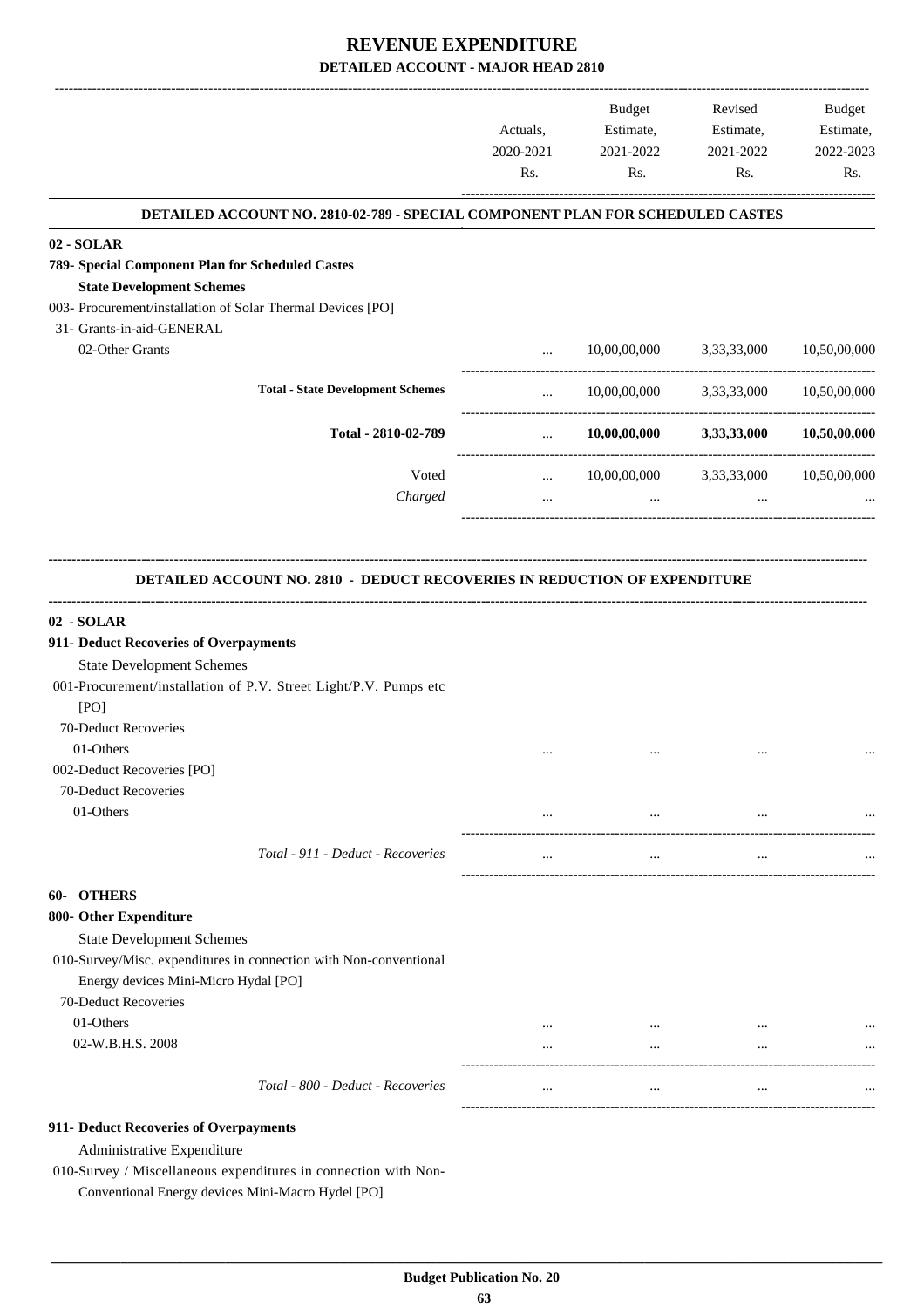# REVENUE EXPENDITURE

## DETAILED ACCOUNT - MAJOR HEAD 2810

| | Actuals, 2020-2021 Rs. | Budget Estimate, 2021-2022 Rs. | Revised Estimate, 2021-2022 Rs. | Budget Estimate, 2022-2023 Rs. |
|---|---|---|---|---|
| **DETAILED ACCOUNT NO. 2810-02-789 - SPECIAL COMPONENT PLAN FOR SCHEDULED CASTES** | | | | |
| **02 - SOLAR** | | | | |
| **789- Special Component Plan for Scheduled Castes** | | | | |
| **State Development Schemes** | | | | |
| 003- Procurement/installation of Solar Thermal Devices [PO] | | | | |
| 31- Grants-in-aid-GENERAL | | | | |
| 02-Other Grants | ... | 10,00,00,000 | 3,33,33,000 | 10,50,00,000 |
| **Total - State Development Schemes** | ... | 10,00,00,000 | 3,33,33,000 | 10,50,00,000 |
| **Total - 2810-02-789** | ... | **10,00,00,000** | **3,33,33,000** | **10,50,00,000** |
| Voted | ... | 10,00,00,000 | 3,33,33,000 | 10,50,00,000 |
| *Charged* | ... | ... | ... | ... |

| | Actuals, 2020-2021 Rs. | Budget Estimate, 2021-2022 Rs. | Revised Estimate, 2021-2022 Rs. | Budget Estimate, 2022-2023 Rs. |
|---|---|---|---|---|
| **DETAILED ACCOUNT NO. 2810 - DEDUCT RECOVERIES IN REDUCTION OF EXPENDITURE** | | | | |
| **02 - SOLAR** | | | | |
| **911- Deduct Recoveries of Overpayments** | | | | |
| State Development Schemes | | | | |
| 001-Procurement/installation of P.V. Street Light/P.V. Pumps etc [PO] | | | | |
| 70-Deduct Recoveries | | | | |
| 01-Others | ... | ... | ... | ... |
| 002-Deduct Recoveries [PO] | | | | |
| 70-Deduct Recoveries | | | | |
| 01-Others | ... | ... | ... | ... |
| *Total - 911 - Deduct - Recoveries* | ... | ... | ... | ... |
| **60- OTHERS** | | | | |
| **800- Other Expenditure** | | | | |
| State Development Schemes | | | | |
| 010-Survey/Misc. expenditures in connection with Non-conventional Energy devices Mini-Micro Hydal [PO] | | | | |
| 70-Deduct Recoveries | | | | |
| 01-Others | ... | ... | ... | ... |
| 02-W.B.H.S. 2008 | ... | ... | ... | ... |
| *Total - 800 - Deduct - Recoveries* | ... | ... | ... | ... |
| **911- Deduct Recoveries of Overpayments** | | | | |
| Administrative Expenditure | | | | |
| 010-Survey / Miscellaneous expenditures in connection with Non-Conventional Energy devices Mini-Macro Hydel [PO] | | | | |

**Budget Publication No. 20**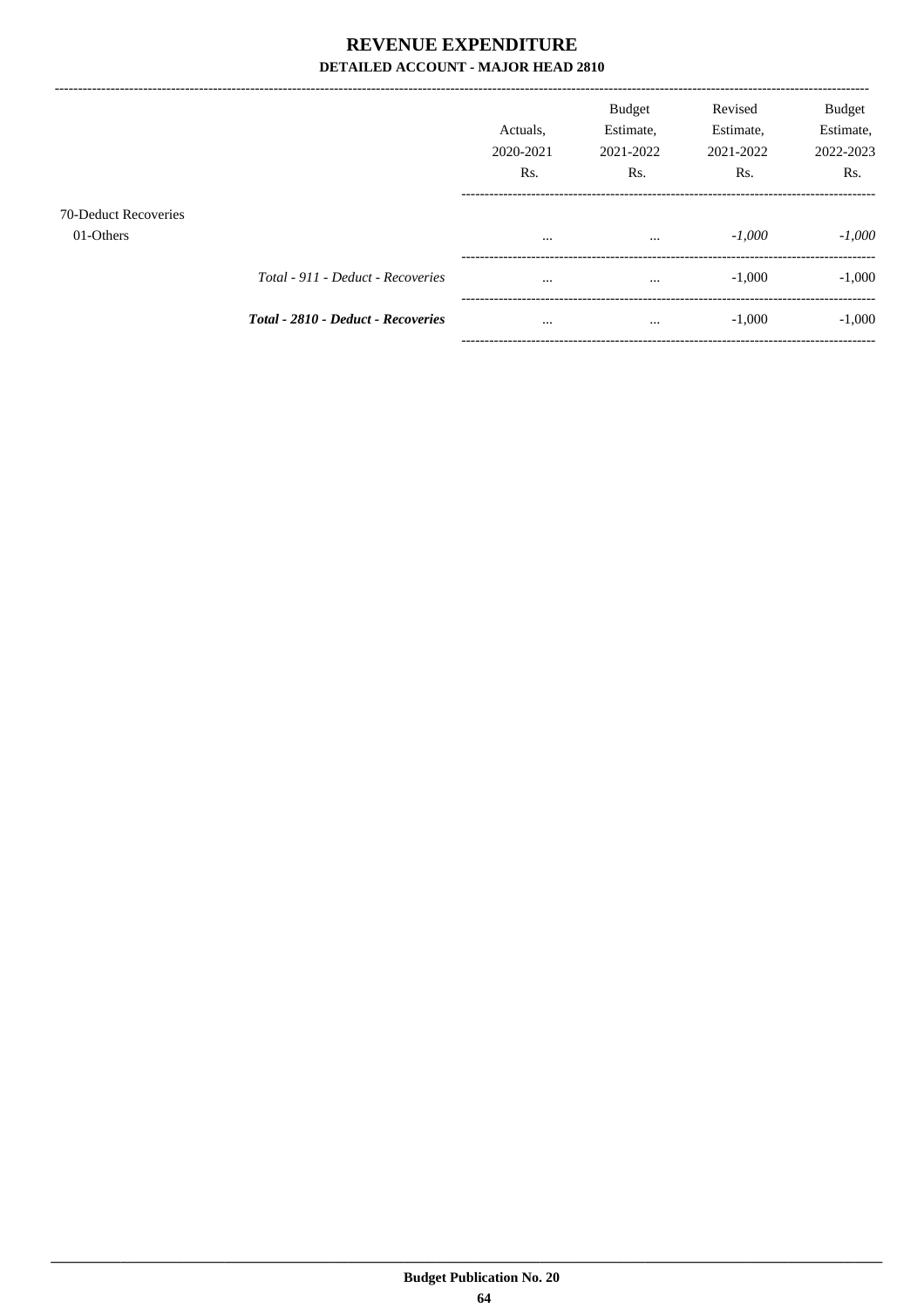# REVENUE EXPENDITURE

## DETAILED ACCOUNT - MAJOR HEAD 2810

| | Actuals, 2020-2021 Rs. | Budget Estimate, 2021-2022 Rs. | Revised Estimate, 2021-2022 Rs. | Budget Estimate, 2022-2023 Rs. |
|---|---|---|---|---|
| 70-Deduct Recoveries | | | | |
| 01-Others | ... | ... | *-1,000* | *-1,000* |
| *Total - 911 - Deduct - Recoveries* | ... | ... | -1,000 | -1,000 |
| ***Total - 2810 - Deduct - Recoveries*** | ... | ... | -1,000 | -1,000 |

**Budget Publication No. 20**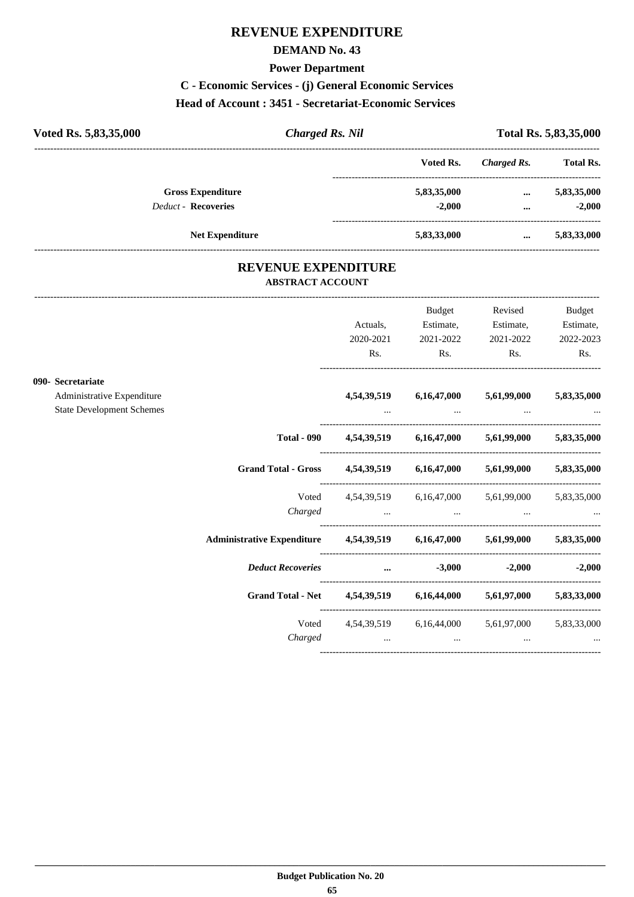# REVENUE EXPENDITURE

## DEMAND No. 43

### Power Department

### C - Economic Services - (j) General Economic Services

### Head of Account : 3451 - Secretariat-Economic Services

**Voted Rs. 5,83,35,000** — ***Charged Rs. Nil*** — **Total Rs. 5,83,35,000**

| | Voted Rs. | *Charged Rs.* | Total Rs. |
|---|---|---|---|
| **Gross Expenditure** | **5,83,35,000** | **...** | **5,83,35,000** |
| *Deduct* - **Recoveries** | **-2,000** | **...** | **-2,000** |
| **Net Expenditure** | **5,83,33,000** | **...** | **5,83,33,000** |

## REVENUE EXPENDITURE

### ABSTRACT ACCOUNT

| | Actuals, 2020-2021 Rs. | Budget Estimate, 2021-2022 Rs. | Revised Estimate, 2021-2022 Rs. | Budget Estimate, 2022-2023 Rs. |
|---|---|---|---|---|
| **090- Secretariat** | | | | |
| Administrative Expenditure | **4,54,39,519** | **6,16,47,000** | **5,61,99,000** | **5,83,35,000** |
| State Development Schemes | ... | ... | ... | ... |
| **Total - 090** | **4,54,39,519** | **6,16,47,000** | **5,61,99,000** | **5,83,35,000** |
| **Grand Total - Gross** | **4,54,39,519** | **6,16,47,000** | **5,61,99,000** | **5,83,35,000** |
| Voted | 4,54,39,519 | 6,16,47,000 | 5,61,99,000 | 5,83,35,000 |
| *Charged* | ... | ... | ... | ... |
| **Administrative Expenditure** | **4,54,39,519** | **6,16,47,000** | **5,61,99,000** | **5,83,35,000** |
| ***Deduct Recoveries*** | **...** | **-3,000** | **-2,000** | **-2,000** |
| **Grand Total - Net** | **4,54,39,519** | **6,16,44,000** | **5,61,97,000** | **5,83,33,000** |
| Voted | 4,54,39,519 | 6,16,44,000 | 5,61,97,000 | 5,83,33,000 |
| *Charged* | ... | ... | ... | ... |

**Budget Publication No. 20**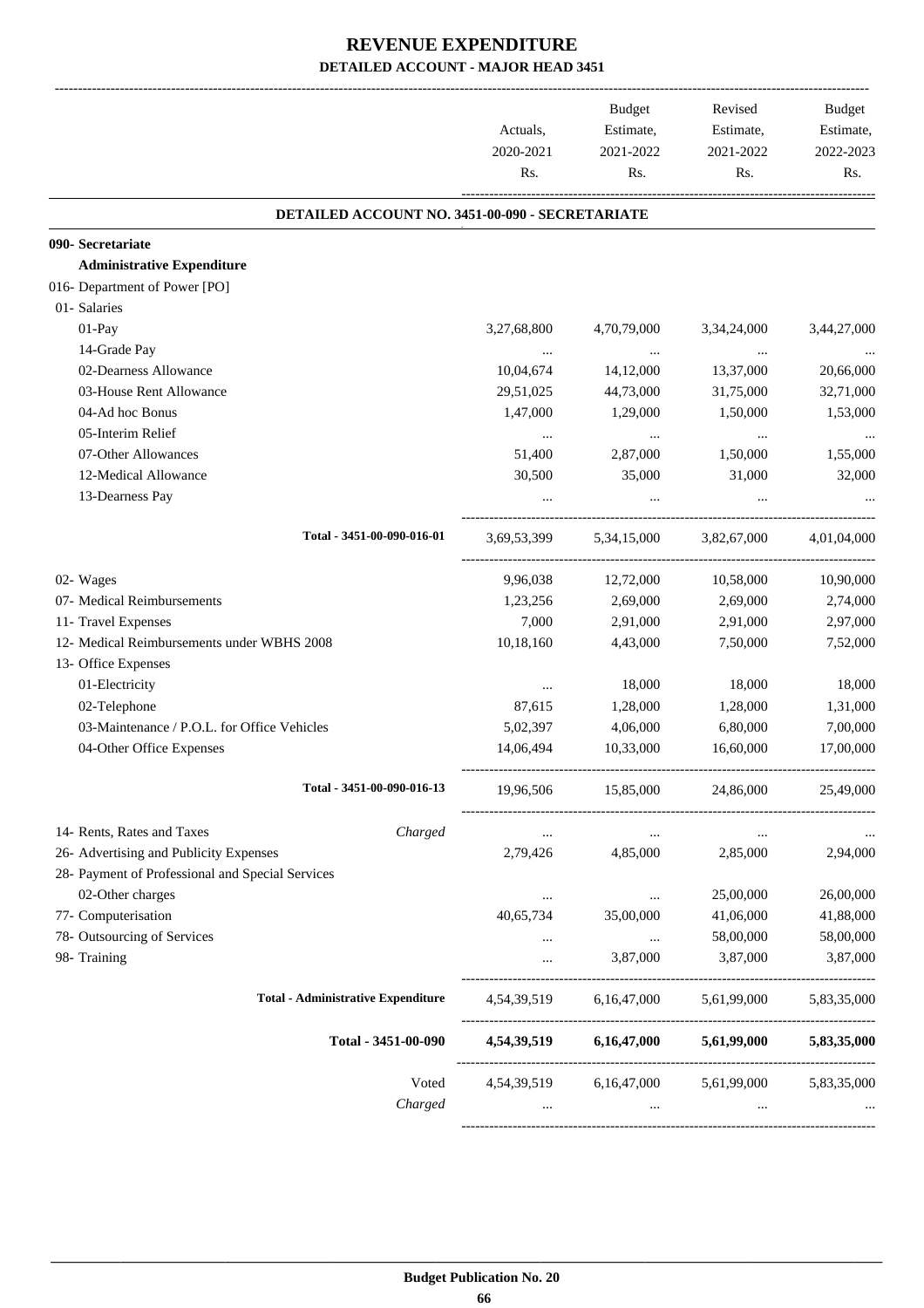# REVENUE EXPENDITURE

## DETAILED ACCOUNT - MAJOR HEAD 3451

| | | Actuals, 2020-2021 Rs. | Budget Estimate, 2021-2022 Rs. | Revised Estimate, 2021-2022 Rs. | Budget Estimate, 2022-2023 Rs. |
|---|---|---|---|---|---|
| **DETAILED ACCOUNT NO. 3451-00-090 - SECRETARIATE** | | | | | |
| **090- Secretariate** | | | | | |
| **Administrative Expenditure** | | | | | |
| 016- Department of Power [PO] | | | | | |
| 01- Salaries | | | | | |
| 01-Pay | | 3,27,68,800 | 4,70,79,000 | 3,34,24,000 | 3,44,27,000 |
| 14-Grade Pay | | ... | ... | ... | ... |
| 02-Dearness Allowance | | 10,04,674 | 14,12,000 | 13,37,000 | 20,66,000 |
| 03-House Rent Allowance | | 29,51,025 | 44,73,000 | 31,75,000 | 32,71,000 |
| 04-Ad hoc Bonus | | 1,47,000 | 1,29,000 | 1,50,000 | 1,53,000 |
| 05-Interim Relief | | ... | ... | ... | ... |
| 07-Other Allowances | | 51,400 | 2,87,000 | 1,50,000 | 1,55,000 |
| 12-Medical Allowance | | 30,500 | 35,000 | 31,000 | 32,000 |
| 13-Dearness Pay | | ... | ... | ... | ... |
| Total - 3451-00-090-016-01 | | 3,69,53,399 | 5,34,15,000 | 3,82,67,000 | 4,01,04,000 |
| 02- Wages | | 9,96,038 | 12,72,000 | 10,58,000 | 10,90,000 |
| 07- Medical Reimbursements | | 1,23,256 | 2,69,000 | 2,69,000 | 2,74,000 |
| 11- Travel Expenses | | 7,000 | 2,91,000 | 2,91,000 | 2,97,000 |
| 12- Medical Reimbursements under WBHS 2008 | | 10,18,160 | 4,43,000 | 7,50,000 | 7,52,000 |
| 13- Office Expenses | | | | | |
| 01-Electricity | | ... | 18,000 | 18,000 | 18,000 |
| 02-Telephone | | 87,615 | 1,28,000 | 1,28,000 | 1,31,000 |
| 03-Maintenance / P.O.L. for Office Vehicles | | 5,02,397 | 4,06,000 | 6,80,000 | 7,00,000 |
| 04-Other Office Expenses | | 14,06,494 | 10,33,000 | 16,60,000 | 17,00,000 |
| Total - 3451-00-090-016-13 | | 19,96,506 | 15,85,000 | 24,86,000 | 25,49,000 |
| 14- Rents, Rates and Taxes | *Charged* | ... | ... | ... | ... |
| 26- Advertising and Publicity Expenses | | 2,79,426 | 4,85,000 | 2,85,000 | 2,94,000 |
| 28- Payment of Professional and Special Services | | | | | |
| 02-Other charges | | ... | ... | 25,00,000 | 26,00,000 |
| 77- Computerisation | | 40,65,734 | 35,00,000 | 41,06,000 | 41,88,000 |
| 78- Outsourcing of Services | | ... | ... | 58,00,000 | 58,00,000 |
| 98- Training | | ... | 3,87,000 | 3,87,000 | 3,87,000 |
| **Total - Administrative Expenditure** | | 4,54,39,519 | 6,16,47,000 | 5,61,99,000 | 5,83,35,000 |
| **Total - 3451-00-090** | | **4,54,39,519** | **6,16,47,000** | **5,61,99,000** | **5,83,35,000** |
| | Voted | 4,54,39,519 | 6,16,47,000 | 5,61,99,000 | 5,83,35,000 |
| | *Charged* | ... | ... | ... | ... |

**Budget Publication No. 20**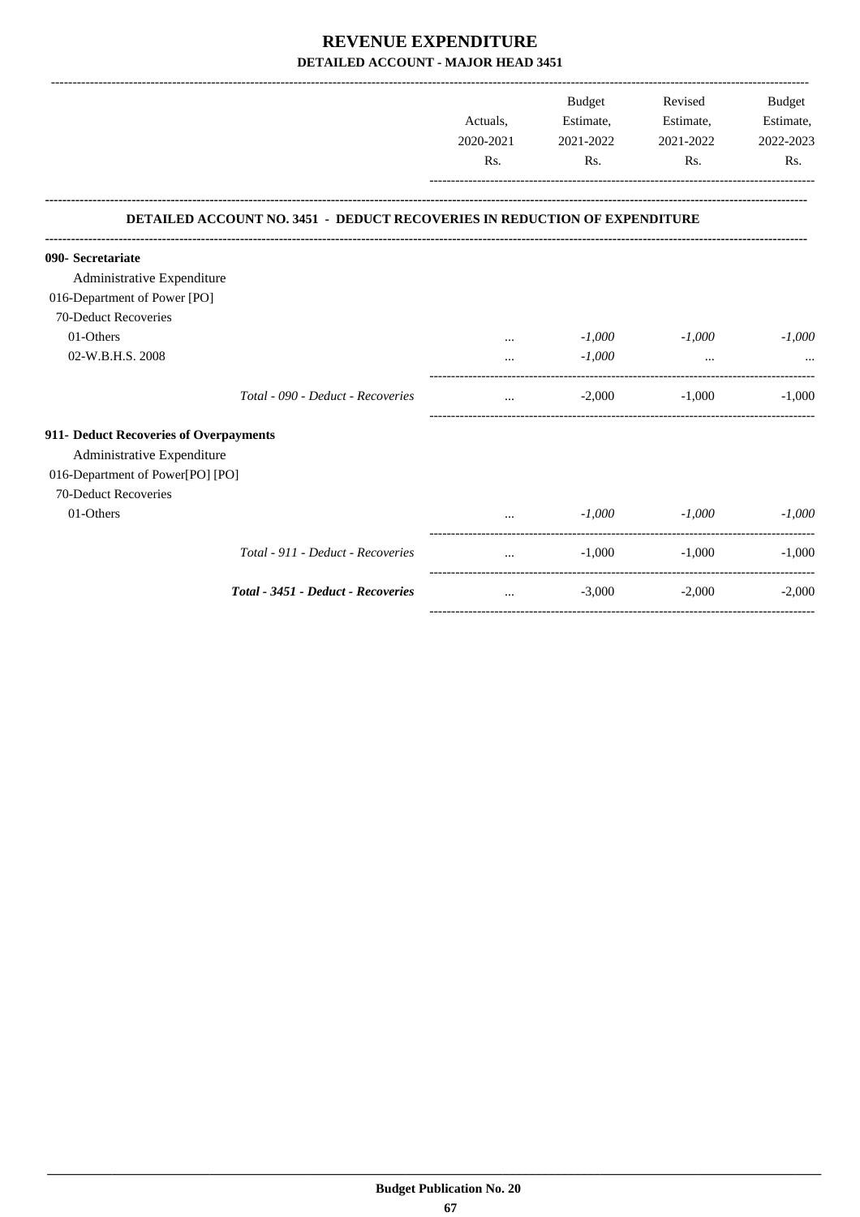# REVENUE EXPENDITURE

## DETAILED ACCOUNT - MAJOR HEAD 3451

| | Actuals, 2020-2021 Rs. | Budget Estimate, 2021-2022 Rs. | Revised Estimate, 2021-2022 Rs. | Budget Estimate, 2022-2023 Rs. |
|---|---|---|---|---|
| **DETAILED ACCOUNT NO. 3451 - DEDUCT RECOVERIES IN REDUCTION OF EXPENDITURE** | | | | |
| **090- Secretariate** | | | | |
| Administrative Expenditure | | | | |
| 016-Department of Power [PO] | | | | |
| 70-Deduct Recoveries | | | | |
| 01-Others | ... | *-1,000* | *-1,000* | *-1,000* |
| 02-W.B.H.S. 2008 | ... | *-1,000* | ... | ... |
| *Total - 090 - Deduct - Recoveries* | ... | -2,000 | -1,000 | -1,000 |
| **911- Deduct Recoveries of Overpayments** | | | | |
| Administrative Expenditure | | | | |
| 016-Department of Power[PO] [PO] | | | | |
| 70-Deduct Recoveries | | | | |
| 01-Others | ... | *-1,000* | *-1,000* | *-1,000* |
| *Total - 911 - Deduct - Recoveries* | ... | -1,000 | -1,000 | -1,000 |
| ***Total - 3451 - Deduct - Recoveries*** | ... | -3,000 | -2,000 | -2,000 |

**Budget Publication No. 20**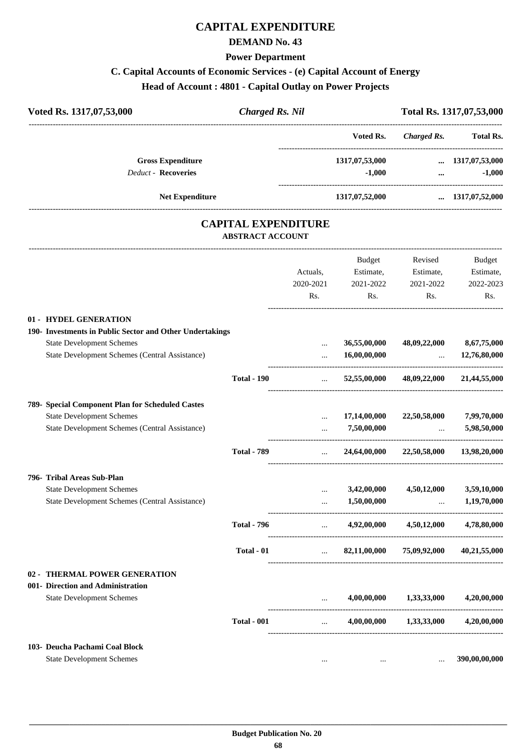# CAPITAL EXPENDITURE

## DEMAND No. 43

### Power Department

### C. Capital Accounts of Economic Services - (e) Capital Account of Energy

### Head of Account : 4801 - Capital Outlay on Power Projects

| Voted Rs. 1317,07,53,000 | *Charged Rs. Nil* | Total Rs. 1317,07,53,000 |
|---|---|---|

| | Voted Rs. | *Charged Rs.* | Total Rs. |
|---|---|---|---|
| **Gross Expenditure** | 1317,07,53,000 | ... | 1317,07,53,000 |
| *Deduct* - **Recoveries** | -1,000 | ... | -1,000 |
| **Net Expenditure** | 1317,07,52,000 | ... | 1317,07,52,000 |

## CAPITAL EXPENDITURE

### ABSTRACT ACCOUNT

| | | Actuals, 2020-2021 Rs. | Budget Estimate, 2021-2022 Rs. | Revised Estimate, 2021-2022 Rs. | Budget Estimate, 2022-2023 Rs. |
|---|---|---|---|---|---|
| **01 - HYDEL GENERATION** | | | | | |
| **190- Investments in Public Sector and Other Undertakings** | | | | | |
| State Development Schemes | | ... | 36,55,00,000 | 48,09,22,000 | 8,67,75,000 |
| State Development Schemes (Central Assistance) | | ... | 16,00,00,000 | ... | 12,76,80,000 |
| | **Total - 190** | ... | 52,55,00,000 | 48,09,22,000 | 21,44,55,000 |
| **789- Special Component Plan for Scheduled Castes** | | | | | |
| State Development Schemes | | ... | 17,14,00,000 | 22,50,58,000 | 7,99,70,000 |
| State Development Schemes (Central Assistance) | | ... | 7,50,00,000 | ... | 5,98,50,000 |
| | **Total - 789** | ... | 24,64,00,000 | 22,50,58,000 | 13,98,20,000 |
| **796- Tribal Areas Sub-Plan** | | | | | |
| State Development Schemes | | ... | 3,42,00,000 | 4,50,12,000 | 3,59,10,000 |
| State Development Schemes (Central Assistance) | | ... | 1,50,00,000 | ... | 1,19,70,000 |
| | **Total - 796** | ... | 4,92,00,000 | 4,50,12,000 | 4,78,80,000 |
| | **Total - 01** | ... | 82,11,00,000 | 75,09,92,000 | 40,21,55,000 |
| **02 - THERMAL POWER GENERATION** | | | | | |
| **001- Direction and Administration** | | | | | |
| State Development Schemes | | ... | 4,00,00,000 | 1,33,33,000 | 4,20,00,000 |
| | **Total - 001** | ... | 4,00,00,000 | 1,33,33,000 | 4,20,00,000 |
| **103- Deucha Pachami Coal Block** | | | | | |
| State Development Schemes | | ... | ... | ... | 390,00,00,000 |

**Budget Publication No. 20**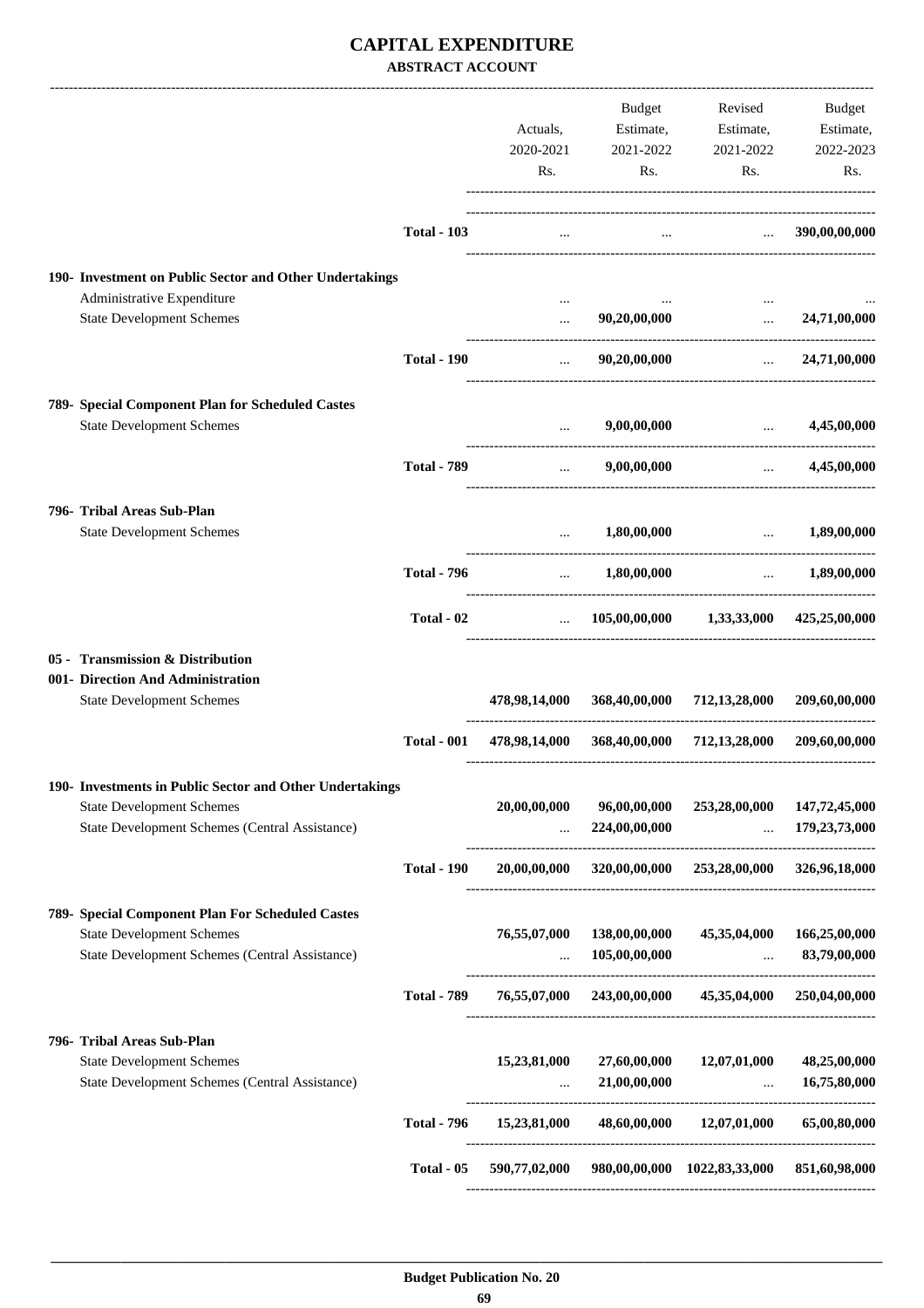# CAPITAL EXPENDITURE

**ABSTRACT ACCOUNT**

| | | Actuals, 2020-2021 Rs. | Budget Estimate, 2021-2022 Rs. | Revised Estimate, 2021-2022 Rs. | Budget Estimate, 2022-2023 Rs. |
|---|---|---|---|---|---|
| | **Total - 103** | ... | ... | ... | **390,00,00,000** |
| **190- Investment on Public Sector and Other Undertakings** | | | | | |
| Administrative Expenditure | | ... | ... | ... | ... |
| State Development Schemes | | ... | 90,20,00,000 | ... | 24,71,00,000 |
| | **Total - 190** | ... | **90,20,00,000** | ... | **24,71,00,000** |
| **789- Special Component Plan for Scheduled Castes** | | | | | |
| State Development Schemes | | ... | 9,00,00,000 | ... | 4,45,00,000 |
| | **Total - 789** | ... | **9,00,00,000** | ... | **4,45,00,000** |
| **796- Tribal Areas Sub-Plan** | | | | | |
| State Development Schemes | | ... | 1,80,00,000 | ... | 1,89,00,000 |
| | **Total - 796** | ... | **1,80,00,000** | ... | **1,89,00,000** |
| | **Total - 02** | ... | **105,00,00,000** | **1,33,33,000** | **425,25,00,000** |
| **05 - Transmission & Distribution** | | | | | |
| **001- Direction And Administration** | | | | | |
| State Development Schemes | | 478,98,14,000 | 368,40,00,000 | 712,13,28,000 | 209,60,00,000 |
| | **Total - 001** | **478,98,14,000** | **368,40,00,000** | **712,13,28,000** | **209,60,00,000** |
| **190- Investments in Public Sector and Other Undertakings** | | | | | |
| State Development Schemes | | 20,00,00,000 | 96,00,00,000 | 253,28,00,000 | 147,72,45,000 |
| State Development Schemes (Central Assistance) | | ... | 224,00,00,000 | ... | 179,23,73,000 |
| | **Total - 190** | **20,00,00,000** | **320,00,00,000** | **253,28,00,000** | **326,96,18,000** |
| **789- Special Component Plan For Scheduled Castes** | | | | | |
| State Development Schemes | | 76,55,07,000 | 138,00,00,000 | 45,35,04,000 | 166,25,00,000 |
| State Development Schemes (Central Assistance) | | ... | 105,00,00,000 | ... | 83,79,00,000 |
| | **Total - 789** | **76,55,07,000** | **243,00,00,000** | **45,35,04,000** | **250,04,00,000** |
| **796- Tribal Areas Sub-Plan** | | | | | |
| State Development Schemes | | 15,23,81,000 | 27,60,00,000 | 12,07,01,000 | 48,25,00,000 |
| State Development Schemes (Central Assistance) | | ... | 21,00,00,000 | ... | 16,75,80,000 |
| | **Total - 796** | **15,23,81,000** | **48,60,00,000** | **12,07,01,000** | **65,00,80,000** |
| | **Total - 05** | **590,77,02,000** | **980,00,00,000** | **1022,83,33,000** | **851,60,98,000** |

**Budget Publication No. 20**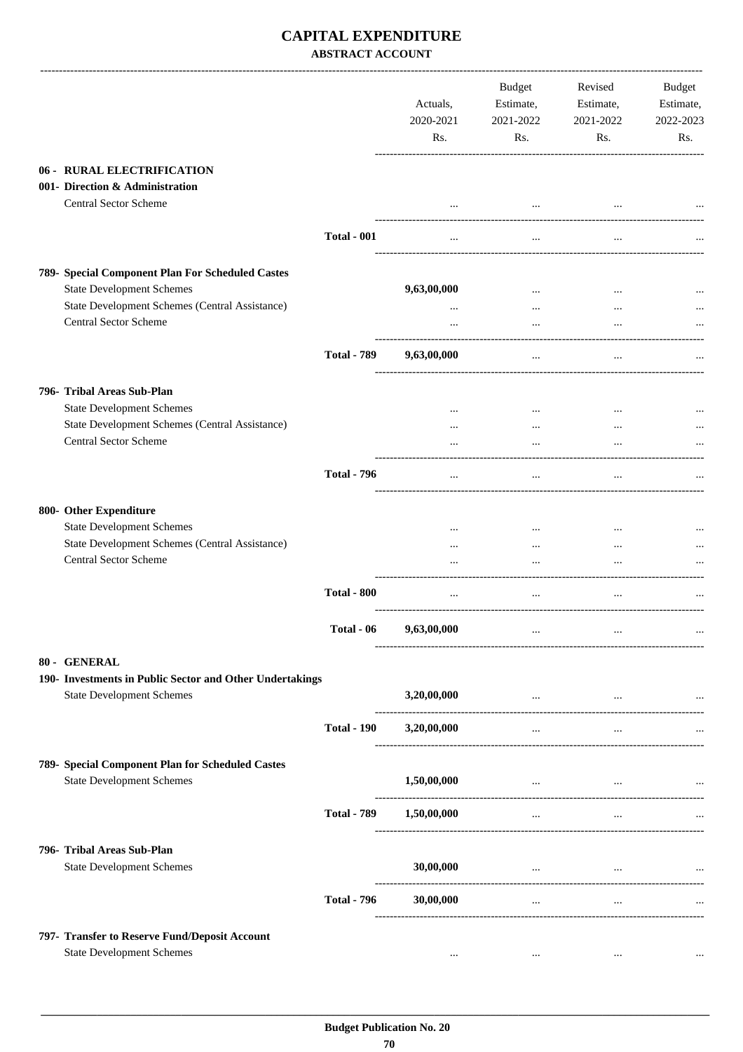# CAPITAL EXPENDITURE

## ABSTRACT ACCOUNT

| | | Actuals, 2020-2021 Rs. | Budget Estimate, 2021-2022 Rs. | Revised Estimate, 2021-2022 Rs. | Budget Estimate, 2022-2023 Rs. |
|---|---|---|---|---|---|
| **06 - RURAL ELECTRIFICATION** | | | | | |
| **001- Direction & Administration** | | | | | |
| Central Sector Scheme | | ... | ... | ... | ... |
| | **Total - 001** | ... | ... | ... | ... |
| **789- Special Component Plan For Scheduled Castes** | | | | | |
| State Development Schemes | | **9,63,00,000** | ... | ... | ... |
| State Development Schemes (Central Assistance) | | ... | ... | ... | ... |
| Central Sector Scheme | | ... | ... | ... | ... |
| | **Total - 789** | **9,63,00,000** | ... | ... | ... |
| **796- Tribal Areas Sub-Plan** | | | | | |
| State Development Schemes | | ... | ... | ... | ... |
| State Development Schemes (Central Assistance) | | ... | ... | ... | ... |
| Central Sector Scheme | | ... | ... | ... | ... |
| | **Total - 796** | ... | ... | ... | ... |
| **800- Other Expenditure** | | | | | |
| State Development Schemes | | ... | ... | ... | ... |
| State Development Schemes (Central Assistance) | | ... | ... | ... | ... |
| Central Sector Scheme | | ... | ... | ... | ... |
| | **Total - 800** | ... | ... | ... | ... |
| | **Total - 06** | **9,63,00,000** | ... | ... | ... |
| **80 - GENERAL** | | | | | |
| **190- Investments in Public Sector and Other Undertakings** | | | | | |
| State Development Schemes | | **3,20,00,000** | ... | ... | ... |
| | **Total - 190** | **3,20,00,000** | ... | ... | ... |
| **789- Special Component Plan for Scheduled Castes** | | | | | |
| State Development Schemes | | **1,50,00,000** | ... | ... | ... |
| | **Total - 789** | **1,50,00,000** | ... | ... | ... |
| **796- Tribal Areas Sub-Plan** | | | | | |
| State Development Schemes | | **30,00,000** | ... | ... | ... |
| | **Total - 796** | **30,00,000** | ... | ... | ... |
| **797- Transfer to Reserve Fund/Deposit Account** | | | | | |
| State Development Schemes | | ... | ... | ... | ... |

**Budget Publication No. 20**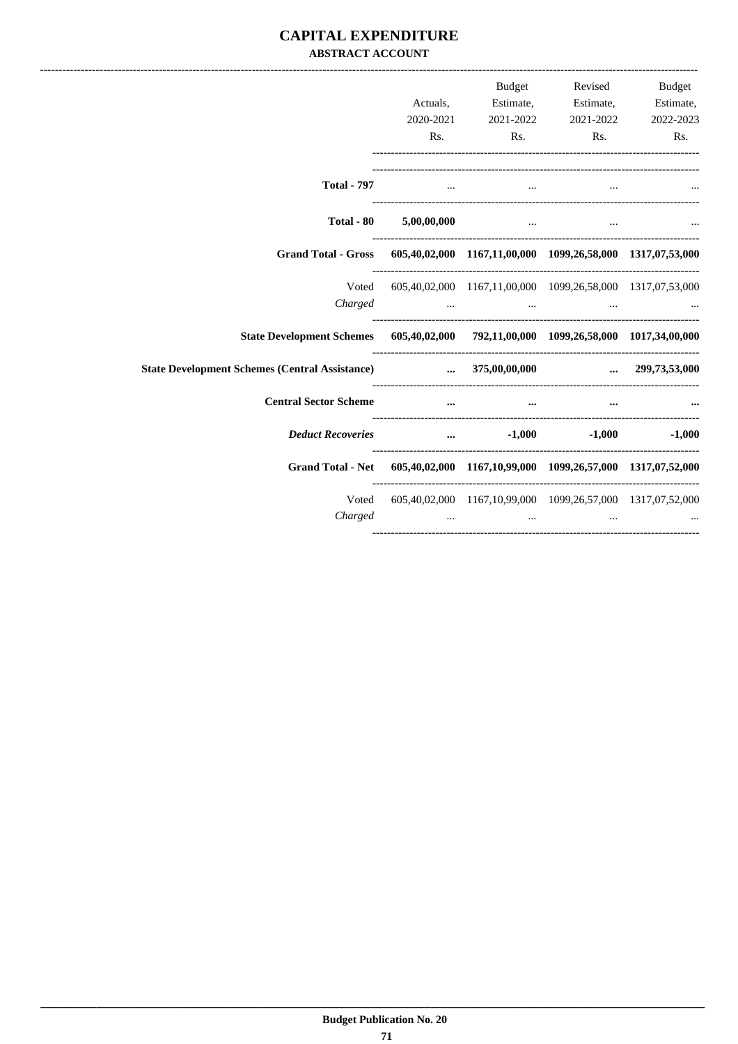# CAPITAL EXPENDITURE

## ABSTRACT ACCOUNT

| | Actuals, 2020-2021 Rs. | Budget Estimate, 2021-2022 Rs. | Revised Estimate, 2021-2022 Rs. | Budget Estimate, 2022-2023 Rs. |
|---|---|---|---|---|
| **Total - 797** | ... | ... | ... | ... |
| **Total - 80** | **5,00,00,000** | ... | ... | ... |
| **Grand Total - Gross** | **605,40,02,000** | **1167,11,00,000** | **1099,26,58,000** | **1317,07,53,000** |
| Voted | 605,40,02,000 | 1167,11,00,000 | 1099,26,58,000 | 1317,07,53,000 |
| *Charged* | ... | ... | ... | ... |
| **State Development Schemes** | **605,40,02,000** | **792,11,00,000** | **1099,26,58,000** | **1017,34,00,000** |
| **State Development Schemes (Central Assistance)** | **...** | **375,00,00,000** | **...** | **299,73,53,000** |
| **Central Sector Scheme** | **...** | **...** | **...** | **...** |
| ***Deduct Recoveries*** | **...** | **-1,000** | **-1,000** | **-1,000** |
| **Grand Total - Net** | **605,40,02,000** | **1167,10,99,000** | **1099,26,57,000** | **1317,07,52,000** |
| Voted | 605,40,02,000 | 1167,10,99,000 | 1099,26,57,000 | 1317,07,52,000 |
| *Charged* | ... | ... | ... | ... |

**Budget Publication No. 20**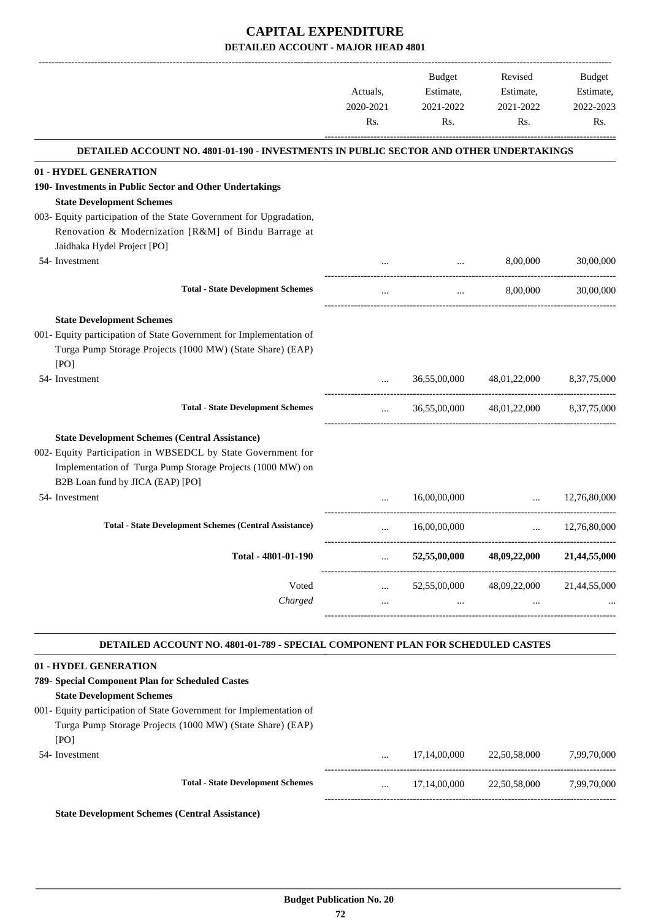# CAPITAL EXPENDITURE

## DETAILED ACCOUNT - MAJOR HEAD 4801

| | Actuals, 2020-2021 Rs. | Budget Estimate, 2021-2022 Rs. | Revised Estimate, 2021-2022 Rs. | Budget Estimate, 2022-2023 Rs. |
|---|---|---|---|---|
| **DETAILED ACCOUNT NO. 4801-01-190 - INVESTMENTS IN PUBLIC SECTOR AND OTHER UNDERTAKINGS** | | | | |
| **01 - HYDEL GENERATION** | | | | |
| **190- Investments in Public Sector and Other Undertakings** | | | | |
| **State Development Schemes** | | | | |
| 003- Equity participation of the State Government for Upgradation, Renovation & Modernization [R&M] of Bindu Barrage at Jaidhaka Hydel Project [PO] | | | | |
| 54- Investment | ... | ... | 8,00,000 | 30,00,000 |
| **Total - State Development Schemes** | ... | ... | 8,00,000 | 30,00,000 |
| **State Development Schemes** | | | | |
| 001- Equity participation of State Government for Implementation of Turga Pump Storage Projects (1000 MW) (State Share) (EAP) [PO] | | | | |
| 54- Investment | ... | 36,55,00,000 | 48,01,22,000 | 8,37,75,000 |
| **Total - State Development Schemes** | ... | 36,55,00,000 | 48,01,22,000 | 8,37,75,000 |
| **State Development Schemes (Central Assistance)** | | | | |
| 002- Equity Participation in WBSEDCL by State Government for Implementation of Turga Pump Storage Projects (1000 MW) on B2B Loan fund by JICA (EAP) [PO] | | | | |
| 54- Investment | ... | 16,00,00,000 | ... | 12,76,80,000 |
| **Total - State Development Schemes (Central Assistance)** | ... | 16,00,00,000 | ... | 12,76,80,000 |
| **Total - 4801-01-190** | ... | **52,55,00,000** | **48,09,22,000** | **21,44,55,000** |
| Voted | ... | 52,55,00,000 | 48,09,22,000 | 21,44,55,000 |
| *Charged* | ... | ... | ... | ... |
| **DETAILED ACCOUNT NO. 4801-01-789 - SPECIAL COMPONENT PLAN FOR SCHEDULED CASTES** | | | | |
| **01 - HYDEL GENERATION** | | | | |
| **789- Special Component Plan for Scheduled Castes** | | | | |
| **State Development Schemes** | | | | |
| 001- Equity participation of State Government for Implementation of Turga Pump Storage Projects (1000 MW) (State Share) (EAP) [PO] | | | | |
| 54- Investment | ... | 17,14,00,000 | 22,50,58,000 | 7,99,70,000 |
| **Total - State Development Schemes** | ... | 17,14,00,000 | 22,50,58,000 | 7,99,70,000 |
| **State Development Schemes (Central Assistance)** | | | | |

Budget Publication No. 20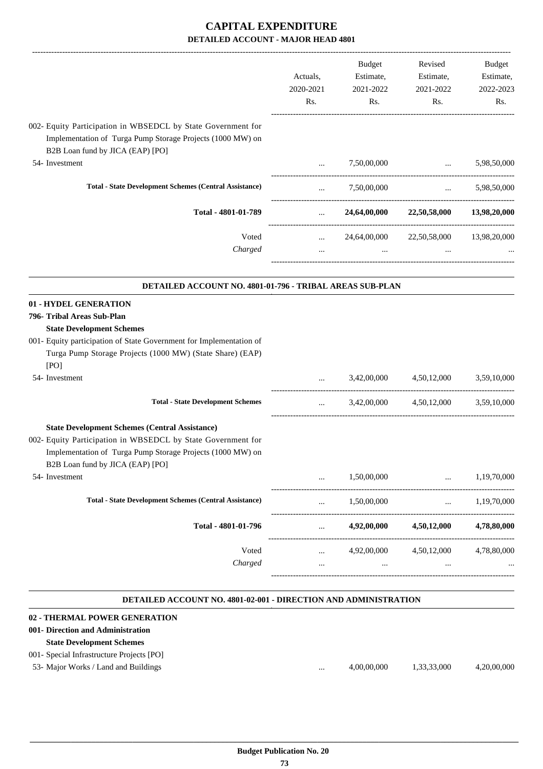# CAPITAL EXPENDITURE

## DETAILED ACCOUNT - MAJOR HEAD 4801

| | Actuals, 2020-2021 Rs. | Budget Estimate, 2021-2022 Rs. | Revised Estimate, 2021-2022 Rs. | Budget Estimate, 2022-2023 Rs. |
|---|---|---|---|---|
| 002- Equity Participation in WBSEDCL by State Government for Implementation of Turga Pump Storage Projects (1000 MW) on B2B Loan fund by JICA (EAP) [PO] | | | | |
| 54- Investment | ... | 7,50,00,000 | ... | 5,98,50,000 |
| **Total - State Development Schemes (Central Assistance)** | ... | 7,50,00,000 | ... | 5,98,50,000 |
| **Total - 4801-01-789** | ... | **24,64,00,000** | **22,50,58,000** | **13,98,20,000** |
| Voted | ... | 24,64,00,000 | 22,50,58,000 | 13,98,20,000 |
| *Charged* | ... | ... | ... | ... |

### DETAILED ACCOUNT NO. 4801-01-796 - TRIBAL AREAS SUB-PLAN

| | Actuals, 2020-2021 Rs. | Budget Estimate, 2021-2022 Rs. | Revised Estimate, 2021-2022 Rs. | Budget Estimate, 2022-2023 Rs. |
|---|---|---|---|---|
| **01 - HYDEL GENERATION** | | | | |
| **796- Tribal Areas Sub-Plan** | | | | |
| **State Development Schemes** | | | | |
| 001- Equity participation of State Government for Implementation of Turga Pump Storage Projects (1000 MW) (State Share) (EAP) [PO] | | | | |
| 54- Investment | ... | 3,42,00,000 | 4,50,12,000 | 3,59,10,000 |
| **Total - State Development Schemes** | ... | 3,42,00,000 | 4,50,12,000 | 3,59,10,000 |
| **State Development Schemes (Central Assistance)** | | | | |
| 002- Equity Participation in WBSEDCL by State Government for Implementation of Turga Pump Storage Projects (1000 MW) on B2B Loan fund by JICA (EAP) [PO] | | | | |
| 54- Investment | ... | 1,50,00,000 | ... | 1,19,70,000 |
| **Total - State Development Schemes (Central Assistance)** | ... | 1,50,00,000 | ... | 1,19,70,000 |
| **Total - 4801-01-796** | ... | **4,92,00,000** | **4,50,12,000** | **4,78,80,000** |
| Voted | ... | 4,92,00,000 | 4,50,12,000 | 4,78,80,000 |
| *Charged* | ... | ... | ... | ... |

### DETAILED ACCOUNT NO. 4801-02-001 - DIRECTION AND ADMINISTRATION

| | Actuals, 2020-2021 Rs. | Budget Estimate, 2021-2022 Rs. | Revised Estimate, 2021-2022 Rs. | Budget Estimate, 2022-2023 Rs. |
|---|---|---|---|---|
| **02 - THERMAL POWER GENERATION** | | | | |
| **001- Direction and Administration** | | | | |
| **State Development Schemes** | | | | |
| 001- Special Infrastructure Projects [PO] | | | | |
| 53- Major Works / Land and Buildings | ... | 4,00,00,000 | 1,33,33,000 | 4,20,00,000 |

**Budget Publication No. 20**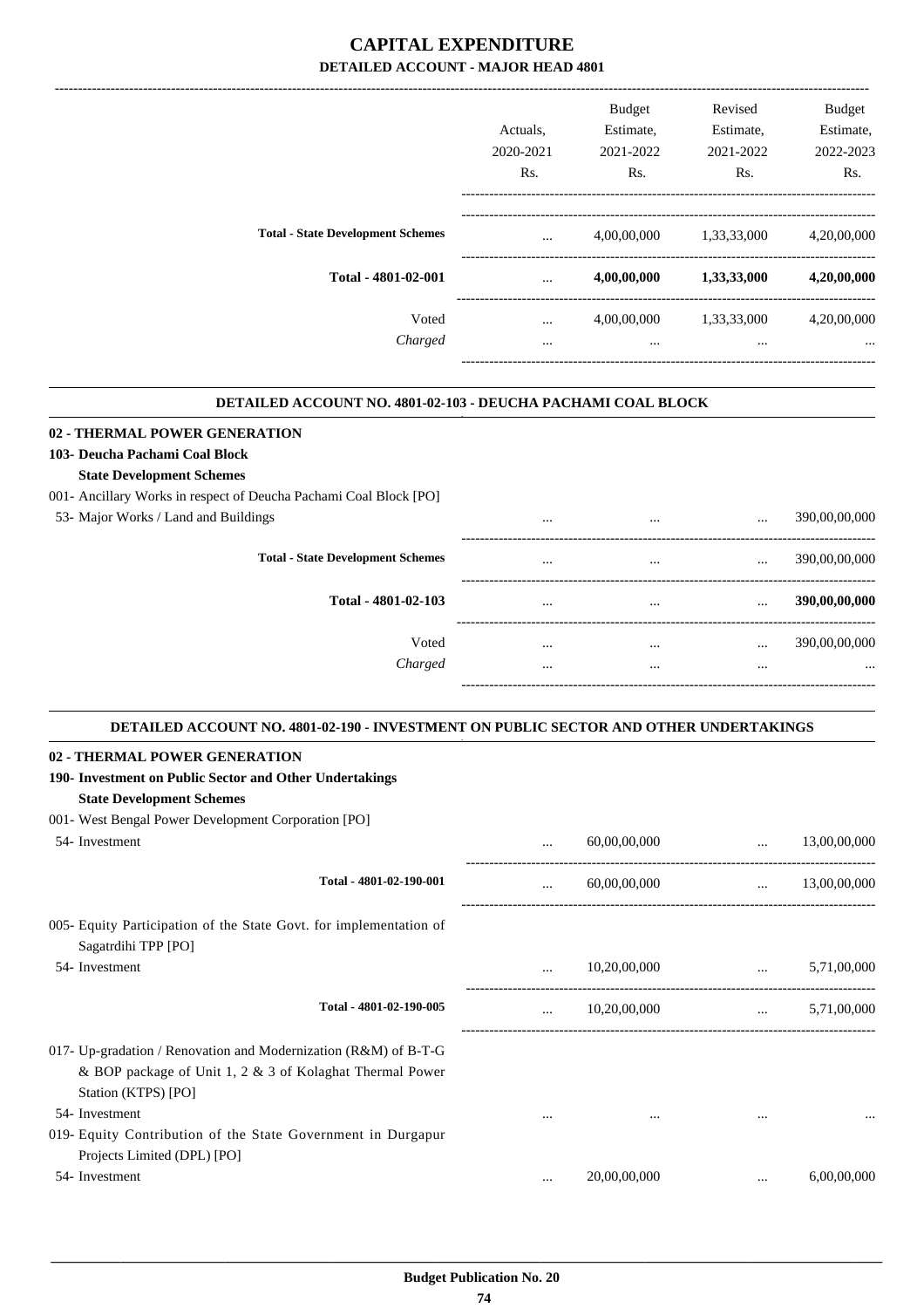# CAPITAL EXPENDITURE

## DETAILED ACCOUNT - MAJOR HEAD 4801

| | Actuals, 2020-2021 Rs. | Budget Estimate, 2021-2022 Rs. | Revised Estimate, 2021-2022 Rs. | Budget Estimate, 2022-2023 Rs. |
|---|---|---|---|---|
| **Total - State Development Schemes** | ... | 4,00,00,000 | 1,33,33,000 | 4,20,00,000 |
| **Total - 4801-02-001** | ... | **4,00,00,000** | **1,33,33,000** | **4,20,00,000** |
| Voted | ... | 4,00,00,000 | 1,33,33,000 | 4,20,00,000 |
| *Charged* | ... | ... | ... | ... |

### DETAILED ACCOUNT NO. 4801-02-103 - DEUCHA PACHAMI COAL BLOCK

| | Actuals, 2020-2021 Rs. | Budget Estimate, 2021-2022 Rs. | Revised Estimate, 2021-2022 Rs. | Budget Estimate, 2022-2023 Rs. |
|---|---|---|---|---|
| **02 - THERMAL POWER GENERATION** | | | | |
| **103- Deucha Pachami Coal Block** | | | | |
| **State Development Schemes** | | | | |
| 001- Ancillary Works in respect of Deucha Pachami Coal Block [PO] | | | | |
| 53- Major Works / Land and Buildings | ... | ... | ... | 390,00,00,000 |
| **Total - State Development Schemes** | ... | ... | ... | 390,00,00,000 |
| **Total - 4801-02-103** | ... | ... | ... | **390,00,00,000** |
| Voted | ... | ... | ... | 390,00,00,000 |
| *Charged* | ... | ... | ... | ... |

### DETAILED ACCOUNT NO. 4801-02-190 - INVESTMENT ON PUBLIC SECTOR AND OTHER UNDERTAKINGS

| | Actuals, 2020-2021 Rs. | Budget Estimate, 2021-2022 Rs. | Revised Estimate, 2021-2022 Rs. | Budget Estimate, 2022-2023 Rs. |
|---|---|---|---|---|
| **02 - THERMAL POWER GENERATION** | | | | |
| **190- Investment on Public Sector and Other Undertakings** | | | | |
| **State Development Schemes** | | | | |
| 001- West Bengal Power Development Corporation [PO] | | | | |
| 54- Investment | ... | 60,00,00,000 | ... | 13,00,00,000 |
| **Total - 4801-02-190-001** | ... | 60,00,00,000 | ... | 13,00,00,000 |
| 005- Equity Participation of the State Govt. for implementation of Sagatrdihi TPP [PO] | | | | |
| 54- Investment | ... | 10,20,00,000 | ... | 5,71,00,000 |
| **Total - 4801-02-190-005** | ... | 10,20,00,000 | ... | 5,71,00,000 |
| 017- Up-gradation / Renovation and Modernization (R&M) of B-T-G & BOP package of Unit 1, 2 & 3 of Kolaghat Thermal Power Station (KTPS) [PO] | | | | |
| 54- Investment | ... | ... | ... | ... |
| 019- Equity Contribution of the State Government in Durgapur Projects Limited (DPL) [PO] | | | | |
| 54- Investment | ... | 20,00,00,000 | ... | 6,00,00,000 |

Budget Publication No. 20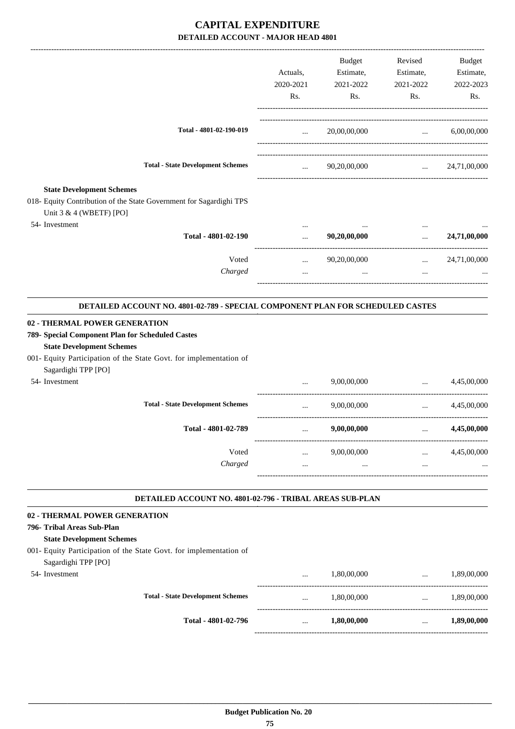# CAPITAL EXPENDITURE
## DETAILED ACCOUNT - MAJOR HEAD 4801

| | Actuals, 2020-2021 Rs. | Budget Estimate, 2021-2022 Rs. | Revised Estimate, 2021-2022 Rs. | Budget Estimate, 2022-2023 Rs. |
|---|---|---|---|---|
| **Total - 4801-02-190-019** | ... | 20,00,00,000 | ... | 6,00,00,000 |
| **Total - State Development Schemes** | ... | 90,20,00,000 | ... | 24,71,00,000 |
| **State Development Schemes** | | | | |
| 018- Equity Contribution of the State Government for Sagardighi TPS Unit 3 & 4 (WBETF) [PO] | | | | |
| 54- Investment | ... | ... | ... | ... |
| **Total - 4801-02-190** | ... | **90,20,00,000** | ... | **24,71,00,000** |
| Voted | ... | 90,20,00,000 | ... | 24,71,00,000 |
| *Charged* | ... | ... | ... | ... |

### DETAILED ACCOUNT NO. 4801-02-789 - SPECIAL COMPONENT PLAN FOR SCHEDULED CASTES

| | Actuals, 2020-2021 Rs. | Budget Estimate, 2021-2022 Rs. | Revised Estimate, 2021-2022 Rs. | Budget Estimate, 2022-2023 Rs. |
|---|---|---|---|---|
| **02 - THERMAL POWER GENERATION** | | | | |
| **789- Special Component Plan for Scheduled Castes** | | | | |
| **State Development Schemes** | | | | |
| 001- Equity Participation of the State Govt. for implementation of Sagardighi TPP [PO] | | | | |
| 54- Investment | ... | 9,00,00,000 | ... | 4,45,00,000 |
| **Total - State Development Schemes** | ... | 9,00,00,000 | ... | 4,45,00,000 |
| **Total - 4801-02-789** | ... | **9,00,00,000** | ... | **4,45,00,000** |
| Voted | ... | 9,00,00,000 | ... | 4,45,00,000 |
| *Charged* | ... | ... | ... | ... |

### DETAILED ACCOUNT NO. 4801-02-796 - TRIBAL AREAS SUB-PLAN

| | Actuals, 2020-2021 Rs. | Budget Estimate, 2021-2022 Rs. | Revised Estimate, 2021-2022 Rs. | Budget Estimate, 2022-2023 Rs. |
|---|---|---|---|---|
| **02 - THERMAL POWER GENERATION** | | | | |
| **796- Tribal Areas Sub-Plan** | | | | |
| **State Development Schemes** | | | | |
| 001- Equity Participation of the State Govt. for implementation of Sagardighi TPP [PO] | | | | |
| 54- Investment | ... | 1,80,00,000 | ... | 1,89,00,000 |
| **Total - State Development Schemes** | ... | 1,80,00,000 | ... | 1,89,00,000 |
| **Total - 4801-02-796** | ... | **1,80,00,000** | ... | **1,89,00,000** |

**Budget Publication No. 20**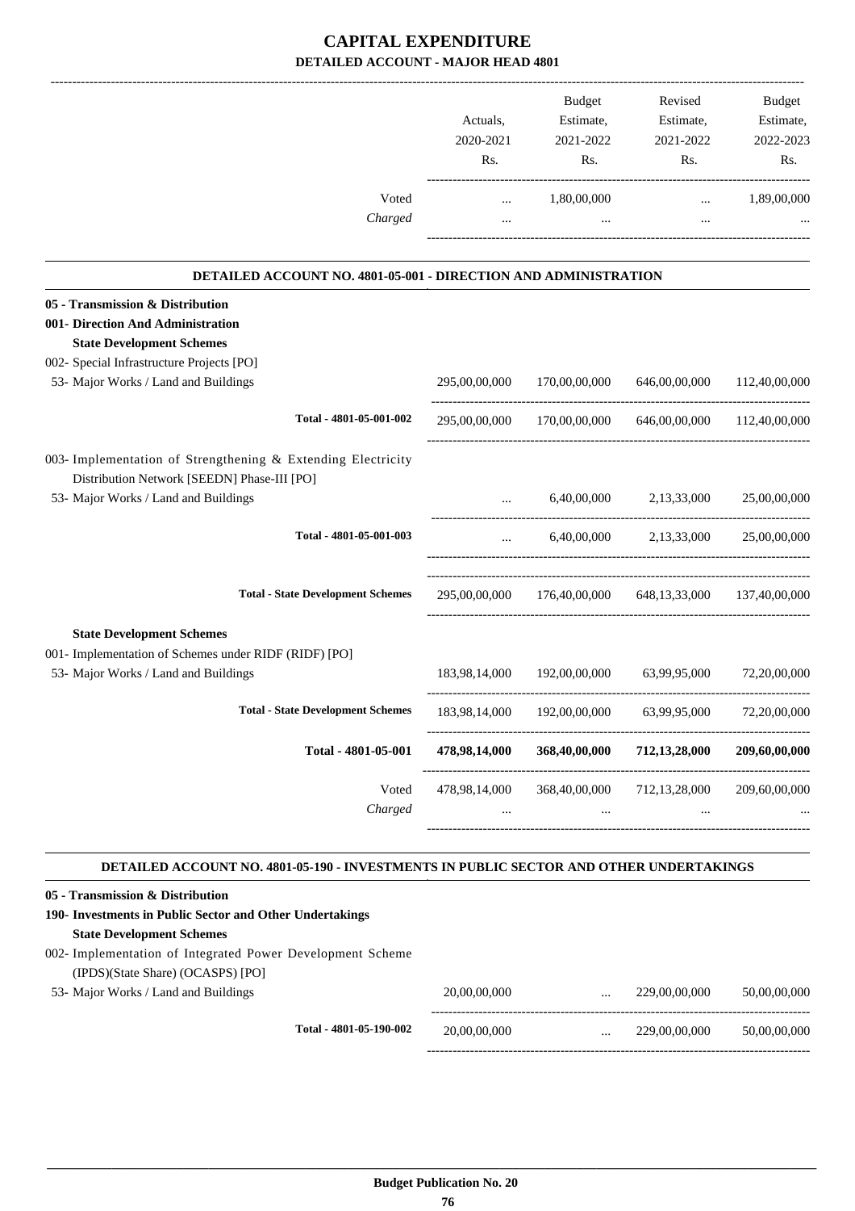# CAPITAL EXPENDITURE

## DETAILED ACCOUNT - MAJOR HEAD 4801

| | Actuals, 2020-2021 Rs. | Budget Estimate, 2021-2022 Rs. | Revised Estimate, 2021-2022 Rs. | Budget Estimate, 2022-2023 Rs. |
|---|---|---|---|---|
| Voted | ... | 1,80,00,000 | ... | 1,89,00,000 |
| *Charged* | ... | ... | ... | ... |

### DETAILED ACCOUNT NO. 4801-05-001 - DIRECTION AND ADMINISTRATION

| | Actuals, 2020-2021 Rs. | Budget Estimate, 2021-2022 Rs. | Revised Estimate, 2021-2022 Rs. | Budget Estimate, 2022-2023 Rs. |
|---|---|---|---|---|
| **05 - Transmission & Distribution** | | | | |
| **001- Direction And Administration** | | | | |
| **State Development Schemes** | | | | |
| 002- Special Infrastructure Projects [PO] | | | | |
| 53- Major Works / Land and Buildings | 295,00,00,000 | 170,00,00,000 | 646,00,00,000 | 112,40,00,000 |
| Total - 4801-05-001-002 | 295,00,00,000 | 170,00,00,000 | 646,00,00,000 | 112,40,00,000 |
| 003- Implementation of Strengthening & Extending Electricity Distribution Network [SEEDN] Phase-III [PO] | | | | |
| 53- Major Works / Land and Buildings | ... | 6,40,00,000 | 2,13,33,000 | 25,00,00,000 |
| Total - 4801-05-001-003 | ... | 6,40,00,000 | 2,13,33,000 | 25,00,00,000 |
| Total - State Development Schemes | 295,00,00,000 | 176,40,00,000 | 648,13,33,000 | 137,40,00,000 |
| **State Development Schemes** | | | | |
| 001- Implementation of Schemes under RIDF (RIDF) [PO] | | | | |
| 53- Major Works / Land and Buildings | 183,98,14,000 | 192,00,00,000 | 63,99,95,000 | 72,20,00,000 |
| Total - State Development Schemes | 183,98,14,000 | 192,00,00,000 | 63,99,95,000 | 72,20,00,000 |
| **Total - 4801-05-001** | **478,98,14,000** | **368,40,00,000** | **712,13,28,000** | **209,60,00,000** |
| Voted | 478,98,14,000 | 368,40,00,000 | 712,13,28,000 | 209,60,00,000 |
| *Charged* | ... | ... | ... | ... |

### DETAILED ACCOUNT NO. 4801-05-190 - INVESTMENTS IN PUBLIC SECTOR AND OTHER UNDERTAKINGS

| | Actuals, 2020-2021 Rs. | Budget Estimate, 2021-2022 Rs. | Revised Estimate, 2021-2022 Rs. | Budget Estimate, 2022-2023 Rs. |
|---|---|---|---|---|
| **05 - Transmission & Distribution** | | | | |
| **190- Investments in Public Sector and Other Undertakings** | | | | |
| **State Development Schemes** | | | | |
| 002- Implementation of Integrated Power Development Scheme (IPDS)(State Share) (OCASPS) [PO] | | | | |
| 53- Major Works / Land and Buildings | 20,00,00,000 | ... | 229,00,00,000 | 50,00,00,000 |
| Total - 4801-05-190-002 | 20,00,00,000 | ... | 229,00,00,000 | 50,00,00,000 |

Budget Publication No. 20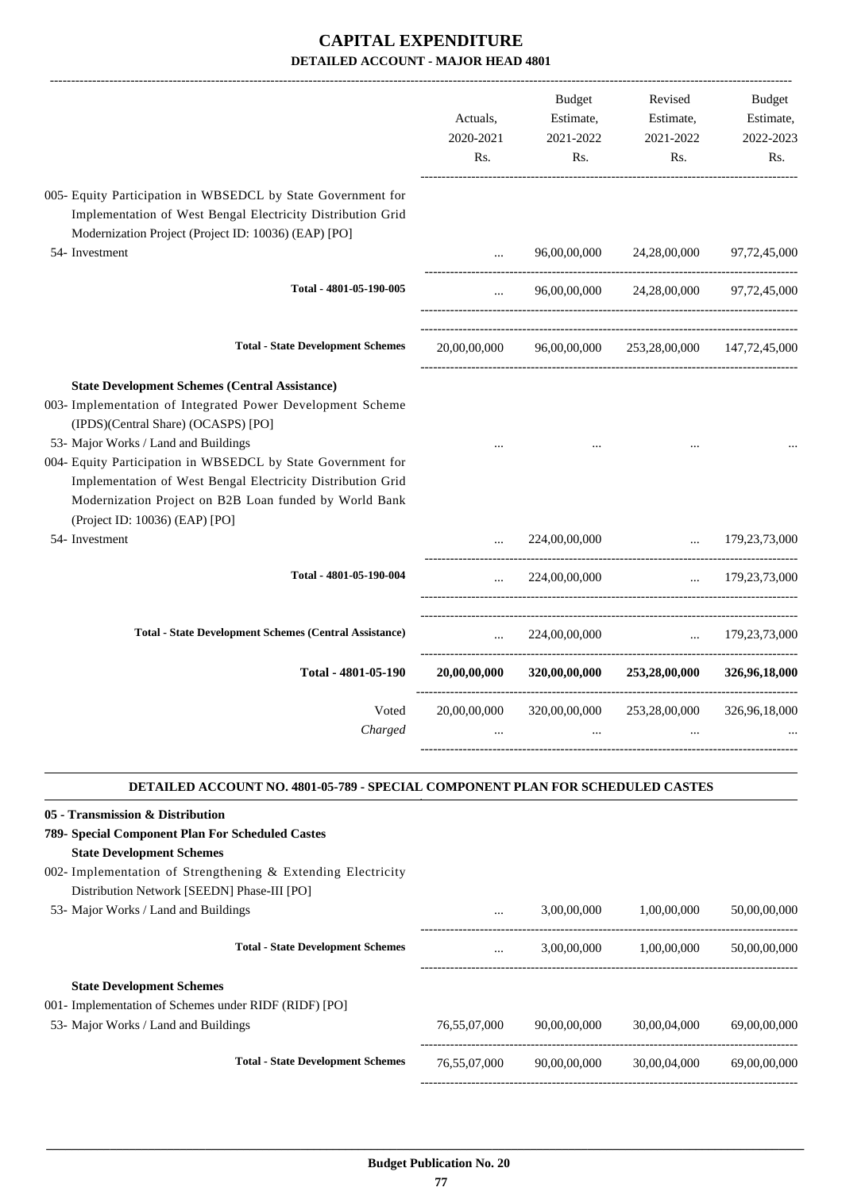# CAPITAL EXPENDITURE

## DETAILED ACCOUNT - MAJOR HEAD 4801

| | Actuals, 2020-2021 Rs. | Budget Estimate, 2021-2022 Rs. | Revised Estimate, 2021-2022 Rs. | Budget Estimate, 2022-2023 Rs. |
|---|---|---|---|---|
| 005- Equity Participation in WBSEDCL by State Government for Implementation of West Bengal Electricity Distribution Grid Modernization Project (Project ID: 10036) (EAP) [PO] | | | | |
| 54- Investment | ... | 96,00,00,000 | 24,28,00,000 | 97,72,45,000 |
| **Total - 4801-05-190-005** | ... | 96,00,00,000 | 24,28,00,000 | 97,72,45,000 |
| **Total - State Development Schemes** | 20,00,00,000 | 96,00,00,000 | 253,28,00,000 | 147,72,45,000 |
| **State Development Schemes (Central Assistance)** | | | | |
| 003- Implementation of Integrated Power Development Scheme (IPDS)(Central Share) (OCASPS) [PO] | | | | |
| 53- Major Works / Land and Buildings | ... | ... | ... | ... |
| 004- Equity Participation in WBSEDCL by State Government for Implementation of West Bengal Electricity Distribution Grid Modernization Project on B2B Loan funded by World Bank (Project ID: 10036) (EAP) [PO] | | | | |
| 54- Investment | ... | 224,00,00,000 | ... | 179,23,73,000 |
| **Total - 4801-05-190-004** | ... | 224,00,00,000 | ... | 179,23,73,000 |
| **Total - State Development Schemes (Central Assistance)** | ... | 224,00,00,000 | ... | 179,23,73,000 |
| **Total - 4801-05-190** | **20,00,00,000** | **320,00,00,000** | **253,28,00,000** | **326,96,18,000** |
| Voted | 20,00,00,000 | 320,00,00,000 | 253,28,00,000 | 326,96,18,000 |
| *Charged* | ... | ... | ... | ... |

### DETAILED ACCOUNT NO. 4801-05-789 - SPECIAL COMPONENT PLAN FOR SCHEDULED CASTES

| | Actuals, 2020-2021 Rs. | Budget Estimate, 2021-2022 Rs. | Revised Estimate, 2021-2022 Rs. | Budget Estimate, 2022-2023 Rs. |
|---|---|---|---|---|
| **05 - Transmission & Distribution** | | | | |
| **789- Special Component Plan For Scheduled Castes** | | | | |
| **State Development Schemes** | | | | |
| 002- Implementation of Strengthening & Extending Electricity Distribution Network [SEEDN] Phase-III [PO] | | | | |
| 53- Major Works / Land and Buildings | ... | 3,00,00,000 | 1,00,00,000 | 50,00,00,000 |
| **Total - State Development Schemes** | ... | 3,00,00,000 | 1,00,00,000 | 50,00,00,000 |
| **State Development Schemes** | | | | |
| 001- Implementation of Schemes under RIDF (RIDF) [PO] | | | | |
| 53- Major Works / Land and Buildings | 76,55,07,000 | 90,00,00,000 | 30,00,04,000 | 69,00,00,000 |
| **Total - State Development Schemes** | 76,55,07,000 | 90,00,00,000 | 30,00,04,000 | 69,00,00,000 |

**Budget Publication No. 20**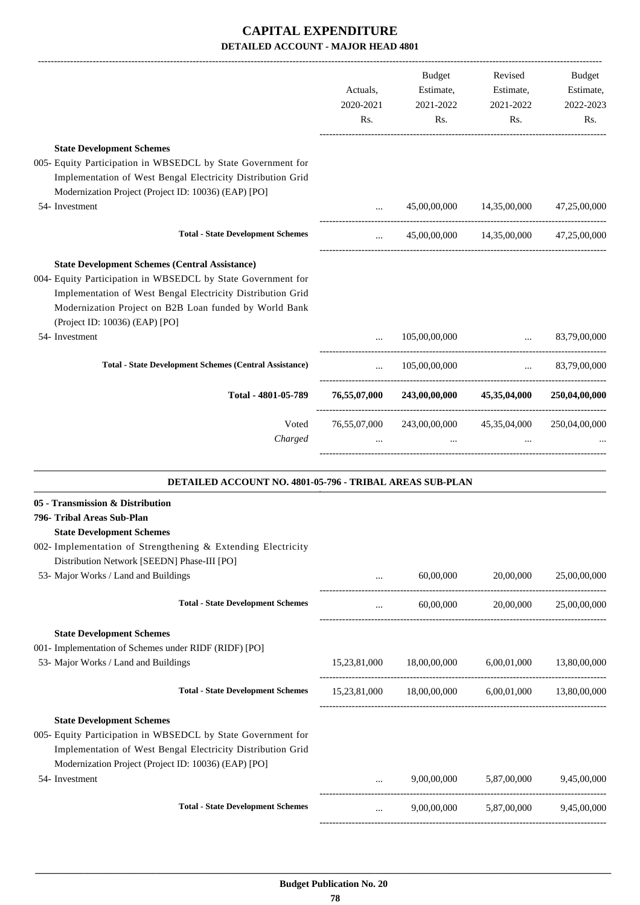# CAPITAL EXPENDITURE

## DETAILED ACCOUNT - MAJOR HEAD 4801

| | Actuals, 2020-2021 Rs. | Budget Estimate, 2021-2022 Rs. | Revised Estimate, 2021-2022 Rs. | Budget Estimate, 2022-2023 Rs. |
|---|---|---|---|---|
| **State Development Schemes** | | | | |
| 005- Equity Participation in WBSEDCL by State Government for Implementation of West Bengal Electricity Distribution Grid Modernization Project (Project ID: 10036) (EAP) [PO] | | | | |
| 54- Investment | ... | 45,00,00,000 | 14,35,00,000 | 47,25,00,000 |
| **Total - State Development Schemes** | ... | 45,00,00,000 | 14,35,00,000 | 47,25,00,000 |
| **State Development Schemes (Central Assistance)** | | | | |
| 004- Equity Participation in WBSEDCL by State Government for Implementation of West Bengal Electricity Distribution Grid Modernization Project on B2B Loan funded by World Bank (Project ID: 10036) (EAP) [PO] | | | | |
| 54- Investment | ... | 105,00,00,000 | ... | 83,79,00,000 |
| **Total - State Development Schemes (Central Assistance)** | ... | 105,00,00,000 | ... | 83,79,00,000 |
| **Total - 4801-05-789** | **76,55,07,000** | **243,00,00,000** | **45,35,04,000** | **250,04,00,000** |
| Voted | 76,55,07,000 | 243,00,00,000 | 45,35,04,000 | 250,04,00,000 |
| *Charged* | ... | ... | ... | ... |

### DETAILED ACCOUNT NO. 4801-05-796 - TRIBAL AREAS SUB-PLAN

| | Actuals, 2020-2021 Rs. | Budget Estimate, 2021-2022 Rs. | Revised Estimate, 2021-2022 Rs. | Budget Estimate, 2022-2023 Rs. |
|---|---|---|---|---|
| **05 - Transmission & Distribution** | | | | |
| **796- Tribal Areas Sub-Plan** | | | | |
| **State Development Schemes** | | | | |
| 002- Implementation of Strengthening & Extending Electricity Distribution Network [SEEDN] Phase-III [PO] | | | | |
| 53- Major Works / Land and Buildings | ... | 60,00,000 | 20,00,000 | 25,00,00,000 |
| **Total - State Development Schemes** | ... | 60,00,000 | 20,00,000 | 25,00,00,000 |
| **State Development Schemes** | | | | |
| 001- Implementation of Schemes under RIDF (RIDF) [PO] | | | | |
| 53- Major Works / Land and Buildings | 15,23,81,000 | 18,00,00,000 | 6,00,01,000 | 13,80,00,000 |
| **Total - State Development Schemes** | 15,23,81,000 | 18,00,00,000 | 6,00,01,000 | 13,80,00,000 |
| **State Development Schemes** | | | | |
| 005- Equity Participation in WBSEDCL by State Government for Implementation of West Bengal Electricity Distribution Grid Modernization Project (Project ID: 10036) (EAP) [PO] | | | | |
| 54- Investment | ... | 9,00,00,000 | 5,87,00,000 | 9,45,00,000 |
| **Total - State Development Schemes** | ... | 9,00,00,000 | 5,87,00,000 | 9,45,00,000 |

**Budget Publication No. 20**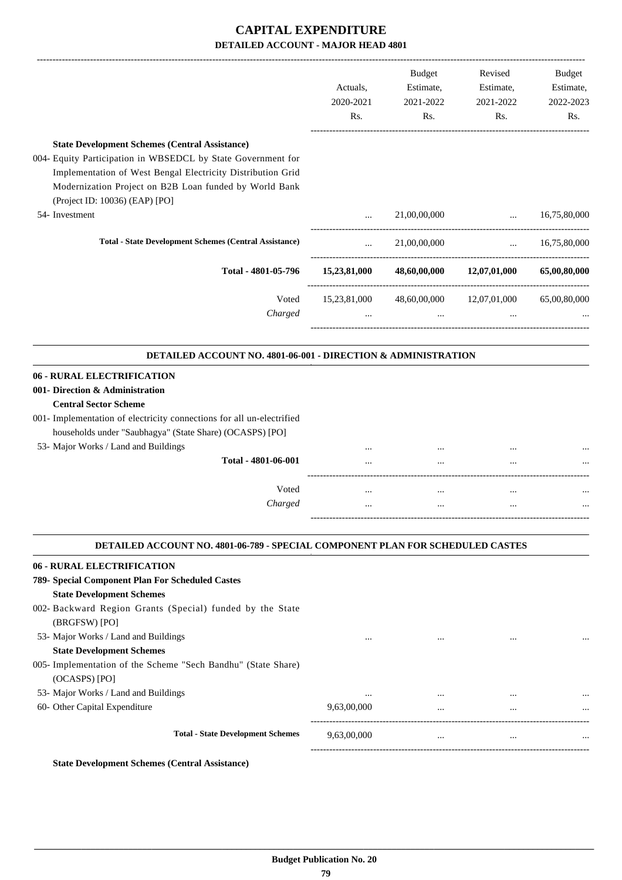# CAPITAL EXPENDITURE

## DETAILED ACCOUNT - MAJOR HEAD 4801

| | Actuals, 2020-2021 Rs. | Budget Estimate, 2021-2022 Rs. | Revised Estimate, 2021-2022 Rs. | Budget Estimate, 2022-2023 Rs. |
|---|---|---|---|---|
| **State Development Schemes (Central Assistance)** | | | | |
| 004- Equity Participation in WBSEDCL by State Government for Implementation of West Bengal Electricity Distribution Grid Modernization Project on B2B Loan funded by World Bank (Project ID: 10036) (EAP) [PO] | | | | |
| 54- Investment | ... | 21,00,00,000 | ... | 16,75,80,000 |
| **Total - State Development Schemes (Central Assistance)** | ... | 21,00,00,000 | ... | 16,75,80,000 |
| **Total - 4801-05-796** | **15,23,81,000** | **48,60,00,000** | **12,07,01,000** | **65,00,80,000** |
| Voted | 15,23,81,000 | 48,60,00,000 | 12,07,01,000 | 65,00,80,000 |
| *Charged* | ... | ... | ... | ... |

### DETAILED ACCOUNT NO. 4801-06-001 - DIRECTION & ADMINISTRATION

| | Actuals, 2020-2021 Rs. | Budget Estimate, 2021-2022 Rs. | Revised Estimate, 2021-2022 Rs. | Budget Estimate, 2022-2023 Rs. |
|---|---|---|---|---|
| **06 - RURAL ELECTRIFICATION** | | | | |
| **001- Direction & Administration** | | | | |
| **Central Sector Scheme** | | | | |
| 001- Implementation of electricity connections for all un-electrified households under "Saubhagya" (State Share) (OCASPS) [PO] | | | | |
| 53- Major Works / Land and Buildings | ... | ... | ... | ... |
| **Total - 4801-06-001** | ... | ... | ... | ... |
| Voted | ... | ... | ... | ... |
| *Charged* | ... | ... | ... | ... |

### DETAILED ACCOUNT NO. 4801-06-789 - SPECIAL COMPONENT PLAN FOR SCHEDULED CASTES

| | Actuals, 2020-2021 Rs. | Budget Estimate, 2021-2022 Rs. | Revised Estimate, 2021-2022 Rs. | Budget Estimate, 2022-2023 Rs. |
|---|---|---|---|---|
| **06 - RURAL ELECTRIFICATION** | | | | |
| **789- Special Component Plan For Scheduled Castes** | | | | |
| **State Development Schemes** | | | | |
| 002- Backward Region Grants (Special) funded by the State (BRGFSW) [PO] | | | | |
| 53- Major Works / Land and Buildings | ... | ... | ... | ... |
| **State Development Schemes** | | | | |
| 005- Implementation of the Scheme "Sech Bandhu" (State Share) (OCASPS) [PO] | | | | |
| 53- Major Works / Land and Buildings | ... | ... | ... | ... |
| 60- Other Capital Expenditure | 9,63,00,000 | ... | ... | ... |
| **Total - State Development Schemes** | 9,63,00,000 | ... | ... | ... |

**State Development Schemes (Central Assistance)**

Budget Publication No. 20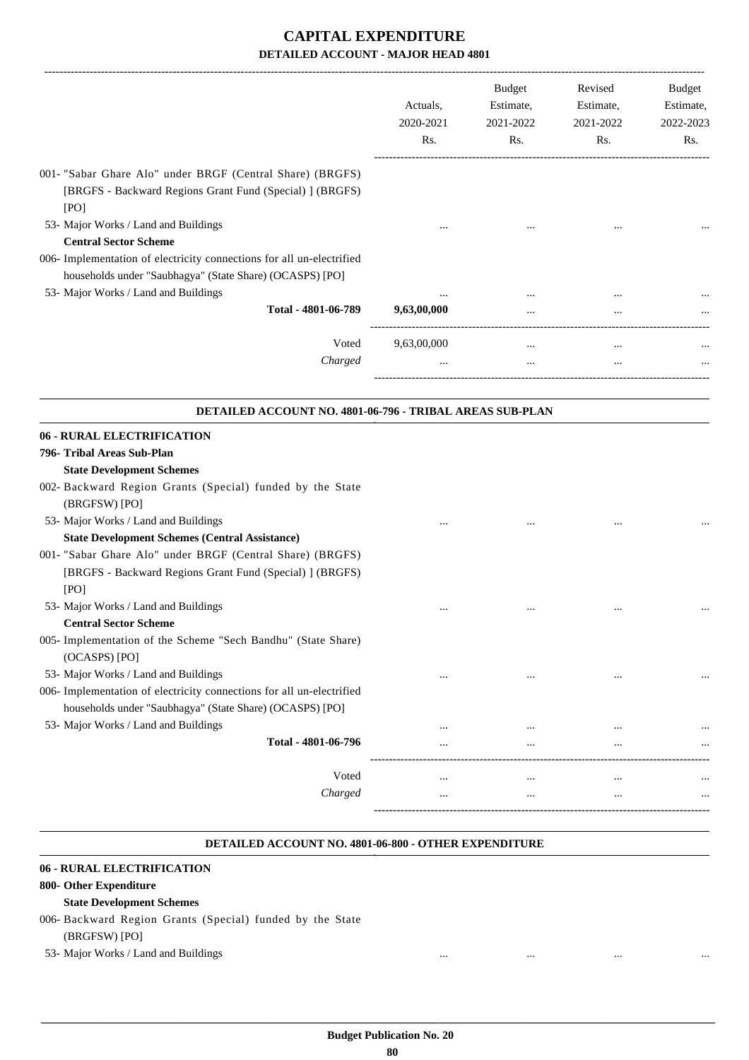# CAPITAL EXPENDITURE

## DETAILED ACCOUNT - MAJOR HEAD 4801

| | Actuals, 2020-2021 Rs. | Budget Estimate, 2021-2022 Rs. | Revised Estimate, 2021-2022 Rs. | Budget Estimate, 2022-2023 Rs. |
|---|---|---|---|---|
| 001- "Sabar Ghare Alo" under BRGF (Central Share) (BRGFS) [BRGFS - Backward Regions Grant Fund (Special) ] (BRGFS) [PO] | | | | |
| 53- Major Works / Land and Buildings | ... | ... | ... | ... |
| **Central Sector Scheme** | | | | |
| 006- Implementation of electricity connections for all un-electrified households under "Saubhagya" (State Share) (OCASPS) [PO] | | | | |
| 53- Major Works / Land and Buildings | ... | ... | ... | ... |
| **Total - 4801-06-789** | **9,63,00,000** | ... | ... | ... |
| Voted | 9,63,00,000 | ... | ... | ... |
| *Charged* | ... | ... | ... | ... |

### DETAILED ACCOUNT NO. 4801-06-796 - TRIBAL AREAS SUB-PLAN

| | Actuals, 2020-2021 Rs. | Budget Estimate, 2021-2022 Rs. | Revised Estimate, 2021-2022 Rs. | Budget Estimate, 2022-2023 Rs. |
|---|---|---|---|---|
| **06 - RURAL ELECTRIFICATION** | | | | |
| **796- Tribal Areas Sub-Plan** | | | | |
| **State Development Schemes** | | | | |
| 002- Backward Region Grants (Special) funded by the State (BRGFSW) [PO] | | | | |
| 53- Major Works / Land and Buildings | ... | ... | ... | ... |
| **State Development Schemes (Central Assistance)** | | | | |
| 001- "Sabar Ghare Alo" under BRGF (Central Share) (BRGFS) [BRGFS - Backward Regions Grant Fund (Special) ] (BRGFS) [PO] | | | | |
| 53- Major Works / Land and Buildings | ... | ... | ... | ... |
| **Central Sector Scheme** | | | | |
| 005- Implementation of the Scheme "Sech Bandhu" (State Share) (OCASPS) [PO] | | | | |
| 53- Major Works / Land and Buildings | ... | ... | ... | ... |
| 006- Implementation of electricity connections for all un-electrified households under "Saubhagya" (State Share) (OCASPS) [PO] | | | | |
| 53- Major Works / Land and Buildings | ... | ... | ... | ... |
| **Total - 4801-06-796** | ... | ... | ... | ... |
| Voted | ... | ... | ... | ... |
| *Charged* | ... | ... | ... | ... |

### DETAILED ACCOUNT NO. 4801-06-800 - OTHER EXPENDITURE

| | Actuals, 2020-2021 Rs. | Budget Estimate, 2021-2022 Rs. | Revised Estimate, 2021-2022 Rs. | Budget Estimate, 2022-2023 Rs. |
|---|---|---|---|---|
| **06 - RURAL ELECTRIFICATION** | | | | |
| **800- Other Expenditure** | | | | |
| **State Development Schemes** | | | | |
| 006- Backward Region Grants (Special) funded by the State (BRGFSW) [PO] | | | | |
| 53- Major Works / Land and Buildings | ... | ... | ... | ... |

**Budget Publication No. 20**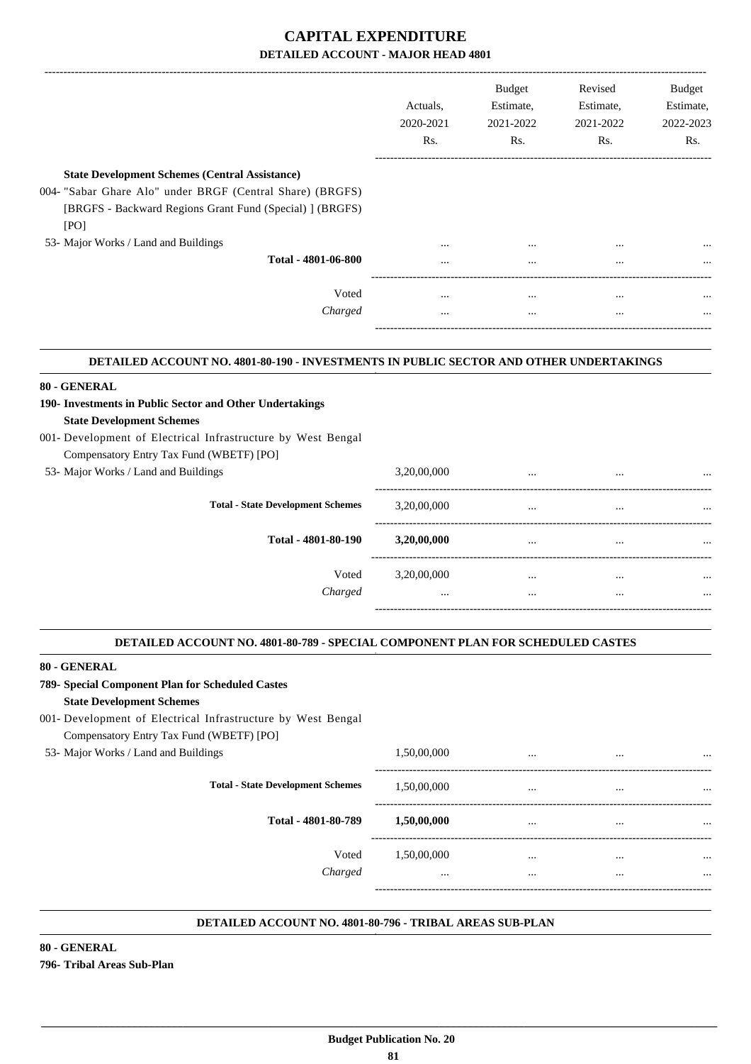# CAPITAL EXPENDITURE

## DETAILED ACCOUNT - MAJOR HEAD 4801

| | Actuals, 2020-2021 Rs. | Budget Estimate, 2021-2022 Rs. | Revised Estimate, 2021-2022 Rs. | Budget Estimate, 2022-2023 Rs. |
|---|---|---|---|---|
| **State Development Schemes (Central Assistance)** | | | | |
| 004- "Sabar Ghare Alo" under BRGF (Central Share) (BRGFS) [BRGFS - Backward Regions Grant Fund (Special) ] (BRGFS) [PO] | | | | |
| 53- Major Works / Land and Buildings | ... | ... | ... | ... |
| **Total - 4801-06-800** | ... | ... | ... | ... |
| Voted | ... | ... | ... | ... |
| *Charged* | ... | ... | ... | ... |

### DETAILED ACCOUNT NO. 4801-80-190 - INVESTMENTS IN PUBLIC SECTOR AND OTHER UNDERTAKINGS

| | Actuals, 2020-2021 Rs. | Budget Estimate, 2021-2022 Rs. | Revised Estimate, 2021-2022 Rs. | Budget Estimate, 2022-2023 Rs. |
|---|---|---|---|---|
| **80 - GENERAL** | | | | |
| **190- Investments in Public Sector and Other Undertakings** | | | | |
| **State Development Schemes** | | | | |
| 001- Development of Electrical Infrastructure by West Bengal Compensatory Entry Tax Fund (WBETF) [PO] | | | | |
| 53- Major Works / Land and Buildings | 3,20,00,000 | ... | ... | ... |
| **Total - State Development Schemes** | 3,20,00,000 | ... | ... | ... |
| **Total - 4801-80-190** | **3,20,00,000** | ... | ... | ... |
| Voted | 3,20,00,000 | ... | ... | ... |
| *Charged* | ... | ... | ... | ... |

### DETAILED ACCOUNT NO. 4801-80-789 - SPECIAL COMPONENT PLAN FOR SCHEDULED CASTES

| | Actuals, 2020-2021 Rs. | Budget Estimate, 2021-2022 Rs. | Revised Estimate, 2021-2022 Rs. | Budget Estimate, 2022-2023 Rs. |
|---|---|---|---|---|
| **80 - GENERAL** | | | | |
| **789- Special Component Plan for Scheduled Castes** | | | | |
| **State Development Schemes** | | | | |
| 001- Development of Electrical Infrastructure by West Bengal Compensatory Entry Tax Fund (WBETF) [PO] | | | | |
| 53- Major Works / Land and Buildings | 1,50,00,000 | ... | ... | ... |
| **Total - State Development Schemes** | 1,50,00,000 | ... | ... | ... |
| **Total - 4801-80-789** | **1,50,00,000** | ... | ... | ... |
| Voted | 1,50,00,000 | ... | ... | ... |
| *Charged* | ... | ... | ... | ... |

### DETAILED ACCOUNT NO. 4801-80-796 - TRIBAL AREAS SUB-PLAN

**80 - GENERAL**

**796- Tribal Areas Sub-Plan**

**Budget Publication No. 20**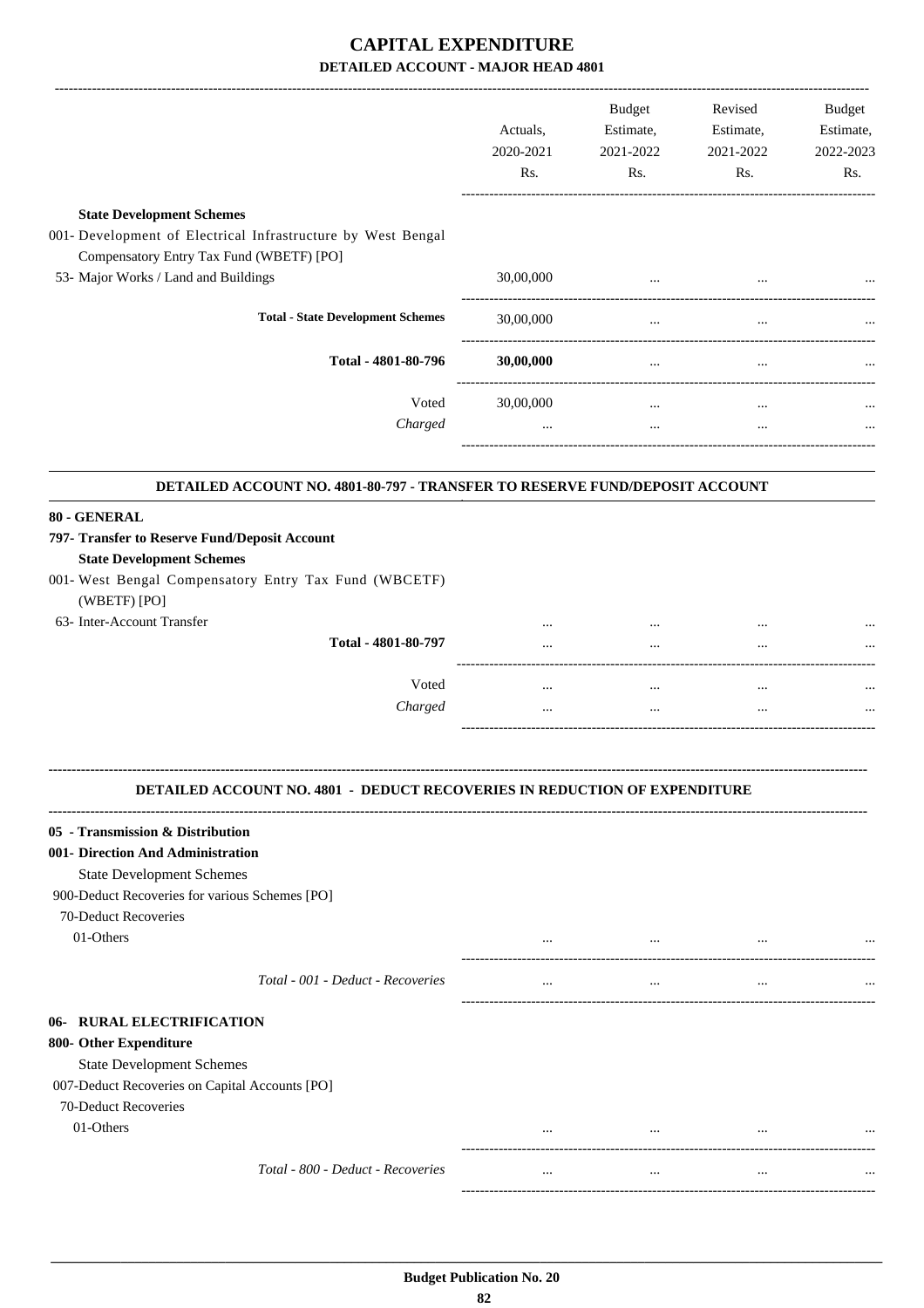# CAPITAL EXPENDITURE

## DETAILED ACCOUNT - MAJOR HEAD 4801

| | Actuals, 2020-2021 Rs. | Budget Estimate, 2021-2022 Rs. | Revised Estimate, 2021-2022 Rs. | Budget Estimate, 2022-2023 Rs. |
|---|---|---|---|---|
| **State Development Schemes** | | | | |
| 001- Development of Electrical Infrastructure by West Bengal Compensatory Entry Tax Fund (WBETF) [PO] | | | | |
| 53- Major Works / Land and Buildings | 30,00,000 | ... | ... | ... |
| **Total - State Development Schemes** | 30,00,000 | ... | ... | ... |
| **Total - 4801-80-796** | **30,00,000** | ... | ... | ... |
| Voted | 30,00,000 | ... | ... | ... |
| *Charged* | ... | ... | ... | ... |

### DETAILED ACCOUNT NO. 4801-80-797 - TRANSFER TO RESERVE FUND/DEPOSIT ACCOUNT

| | Actuals, 2020-2021 Rs. | Budget Estimate, 2021-2022 Rs. | Revised Estimate, 2021-2022 Rs. | Budget Estimate, 2022-2023 Rs. |
|---|---|---|---|---|
| **80 - GENERAL** | | | | |
| **797- Transfer to Reserve Fund/Deposit Account** | | | | |
| **State Development Schemes** | | | | |
| 001- West Bengal Compensatory Entry Tax Fund (WBCETF) (WBETF) [PO] | | | | |
| 63- Inter-Account Transfer | ... | ... | ... | ... |
| **Total - 4801-80-797** | ... | ... | ... | ... |
| Voted | ... | ... | ... | ... |
| *Charged* | ... | ... | ... | ... |

### DETAILED ACCOUNT NO. 4801 - DEDUCT RECOVERIES IN REDUCTION OF EXPENDITURE

| | Actuals, 2020-2021 Rs. | Budget Estimate, 2021-2022 Rs. | Revised Estimate, 2021-2022 Rs. | Budget Estimate, 2022-2023 Rs. |
|---|---|---|---|---|
| **05 - Transmission & Distribution** | | | | |
| **001- Direction And Administration** | | | | |
| State Development Schemes | | | | |
| 900-Deduct Recoveries for various Schemes [PO] | | | | |
| 70-Deduct Recoveries | | | | |
| 01-Others | ... | ... | ... | ... |
| *Total - 001 - Deduct - Recoveries* | ... | ... | ... | ... |
| **06- RURAL ELECTRIFICATION** | | | | |
| **800- Other Expenditure** | | | | |
| State Development Schemes | | | | |
| 007-Deduct Recoveries on Capital Accounts [PO] | | | | |
| 70-Deduct Recoveries | | | | |
| 01-Others | ... | ... | ... | ... |
| *Total - 800 - Deduct - Recoveries* | ... | ... | ... | ... |

**Budget Publication No. 20**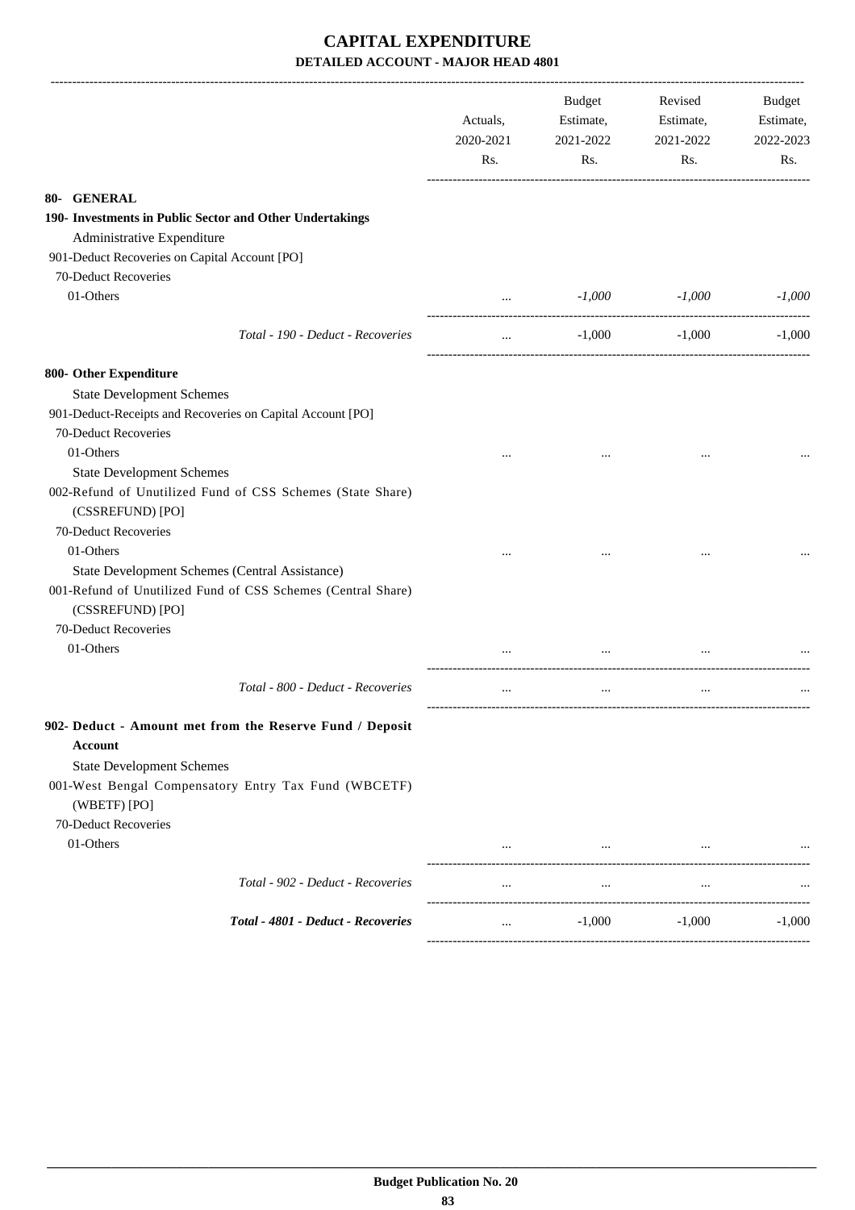# CAPITAL EXPENDITURE

## DETAILED ACCOUNT - MAJOR HEAD 4801

| | Actuals, 2020-2021 Rs. | Budget Estimate, 2021-2022 Rs. | Revised Estimate, 2021-2022 Rs. | Budget Estimate, 2022-2023 Rs. |
|---|---|---|---|---|
| **80- GENERAL** | | | | |
| **190- Investments in Public Sector and Other Undertakings** | | | | |
| Administrative Expenditure | | | | |
| 901-Deduct Recoveries on Capital Account [PO] | | | | |
| 70-Deduct Recoveries | | | | |
| 01-Others | ... | *-1,000* | *-1,000* | *-1,000* |
| *Total - 190 - Deduct - Recoveries* | ... | -1,000 | -1,000 | -1,000 |
| **800- Other Expenditure** | | | | |
| State Development Schemes | | | | |
| 901-Deduct-Receipts and Recoveries on Capital Account [PO] | | | | |
| 70-Deduct Recoveries | | | | |
| 01-Others | ... | ... | ... | ... |
| State Development Schemes | | | | |
| 002-Refund of Unutilized Fund of CSS Schemes (State Share) (CSSREFUND) [PO] | | | | |
| 70-Deduct Recoveries | | | | |
| 01-Others | ... | ... | ... | ... |
| State Development Schemes (Central Assistance) | | | | |
| 001-Refund of Unutilized Fund of CSS Schemes (Central Share) (CSSREFUND) [PO] | | | | |
| 70-Deduct Recoveries | | | | |
| 01-Others | ... | ... | ... | ... |
| *Total - 800 - Deduct - Recoveries* | ... | ... | ... | ... |
| **902- Deduct - Amount met from the Reserve Fund / Deposit Account** | | | | |
| State Development Schemes | | | | |
| 001-West Bengal Compensatory Entry Tax Fund (WBCETF) (WBETF) [PO] | | | | |
| 70-Deduct Recoveries | | | | |
| 01-Others | ... | ... | ... | ... |
| *Total - 902 - Deduct - Recoveries* | ... | ... | ... | ... |
| ***Total - 4801 - Deduct - Recoveries*** | ... | -1,000 | -1,000 | -1,000 |

**Budget Publication No. 20**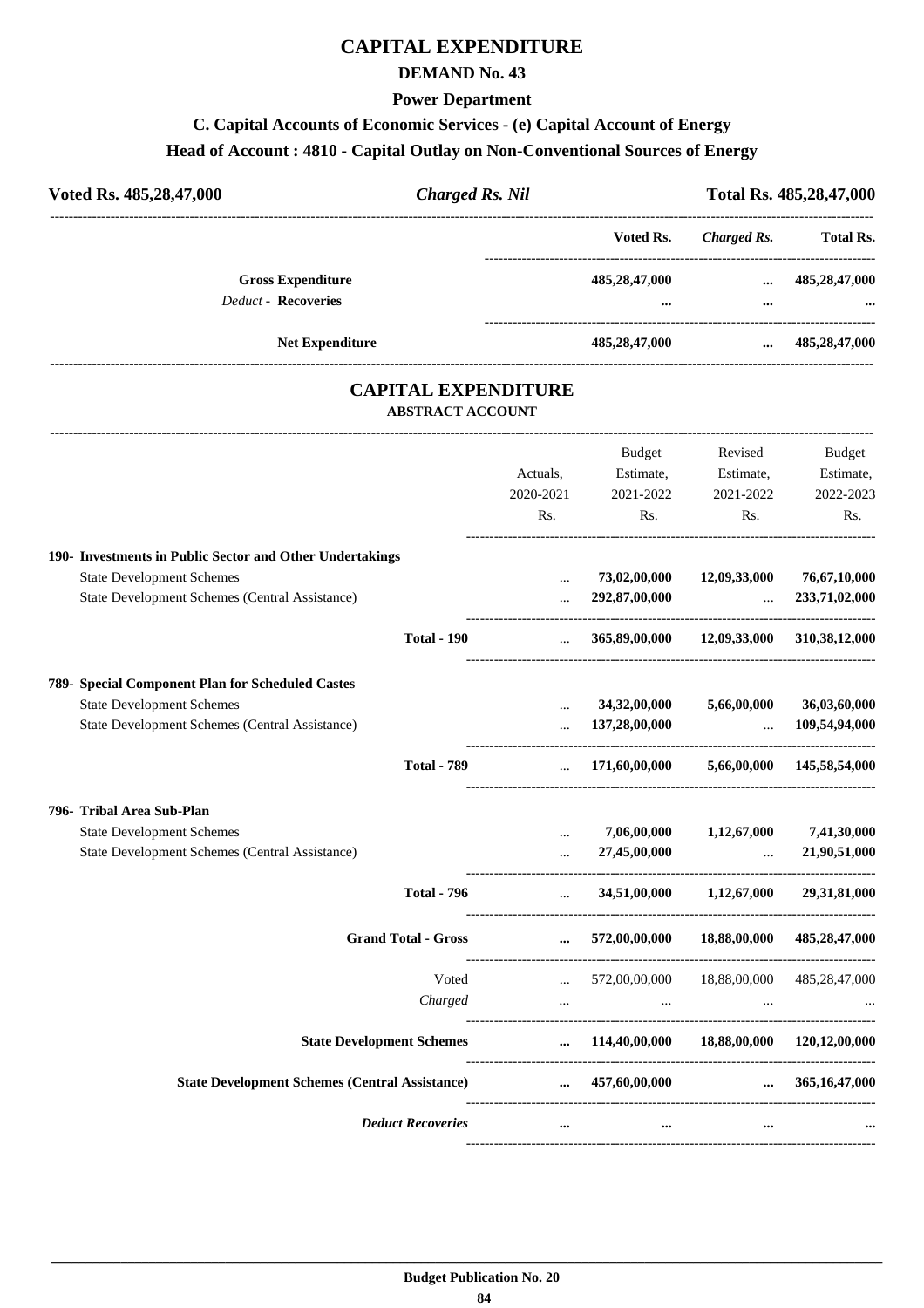# CAPITAL EXPENDITURE

## DEMAND No. 43

### Power Department

### C. Capital Accounts of Economic Services - (e) Capital Account of Energy

### Head of Account : 4810 - Capital Outlay on Non-Conventional Sources of Energy

**Voted Rs. 485,28,47,000** | ***Charged Rs. Nil*** | **Total Rs. 485,28,47,000**

| | Voted Rs. | *Charged Rs.* | Total Rs. |
|---|---|---|---|
| **Gross Expenditure** | **485,28,47,000** | **...** | **485,28,47,000** |
| *Deduct* - **Recoveries** | **...** | **...** | **...** |
| **Net Expenditure** | **485,28,47,000** | **...** | **485,28,47,000** |

# CAPITAL EXPENDITURE

**ABSTRACT ACCOUNT**

| | Actuals, 2020-2021 Rs. | Budget Estimate, 2021-2022 Rs. | Revised Estimate, 2021-2022 Rs. | Budget Estimate, 2022-2023 Rs. |
|---|---|---|---|---|
| **190- Investments in Public Sector and Other Undertakings** | | | | |
| State Development Schemes | ... | **73,02,00,000** | **12,09,33,000** | **76,67,10,000** |
| State Development Schemes (Central Assistance) | ... | **292,87,00,000** | ... | **233,71,02,000** |
| **Total - 190** | ... | **365,89,00,000** | **12,09,33,000** | **310,38,12,000** |
| **789- Special Component Plan for Scheduled Castes** | | | | |
| State Development Schemes | ... | **34,32,00,000** | **5,66,00,000** | **36,03,60,000** |
| State Development Schemes (Central Assistance) | ... | **137,28,00,000** | ... | **109,54,94,000** |
| **Total - 789** | ... | **171,60,00,000** | **5,66,00,000** | **145,58,54,000** |
| **796- Tribal Area Sub-Plan** | | | | |
| State Development Schemes | ... | **7,06,00,000** | **1,12,67,000** | **7,41,30,000** |
| State Development Schemes (Central Assistance) | ... | **27,45,00,000** | ... | **21,90,51,000** |
| **Total - 796** | ... | **34,51,00,000** | **1,12,67,000** | **29,31,81,000** |
| **Grand Total - Gross** | **...** | **572,00,00,000** | **18,88,00,000** | **485,28,47,000** |
| Voted | ... | 572,00,00,000 | 18,88,00,000 | 485,28,47,000 |
| *Charged* | ... | ... | ... | ... |
| **State Development Schemes** | **...** | **114,40,00,000** | **18,88,00,000** | **120,12,00,000** |
| **State Development Schemes (Central Assistance)** | **...** | **457,60,00,000** | **...** | **365,16,47,000** |
| ***Deduct Recoveries*** | **...** | **...** | **...** | **...** |

**Budget Publication No. 20**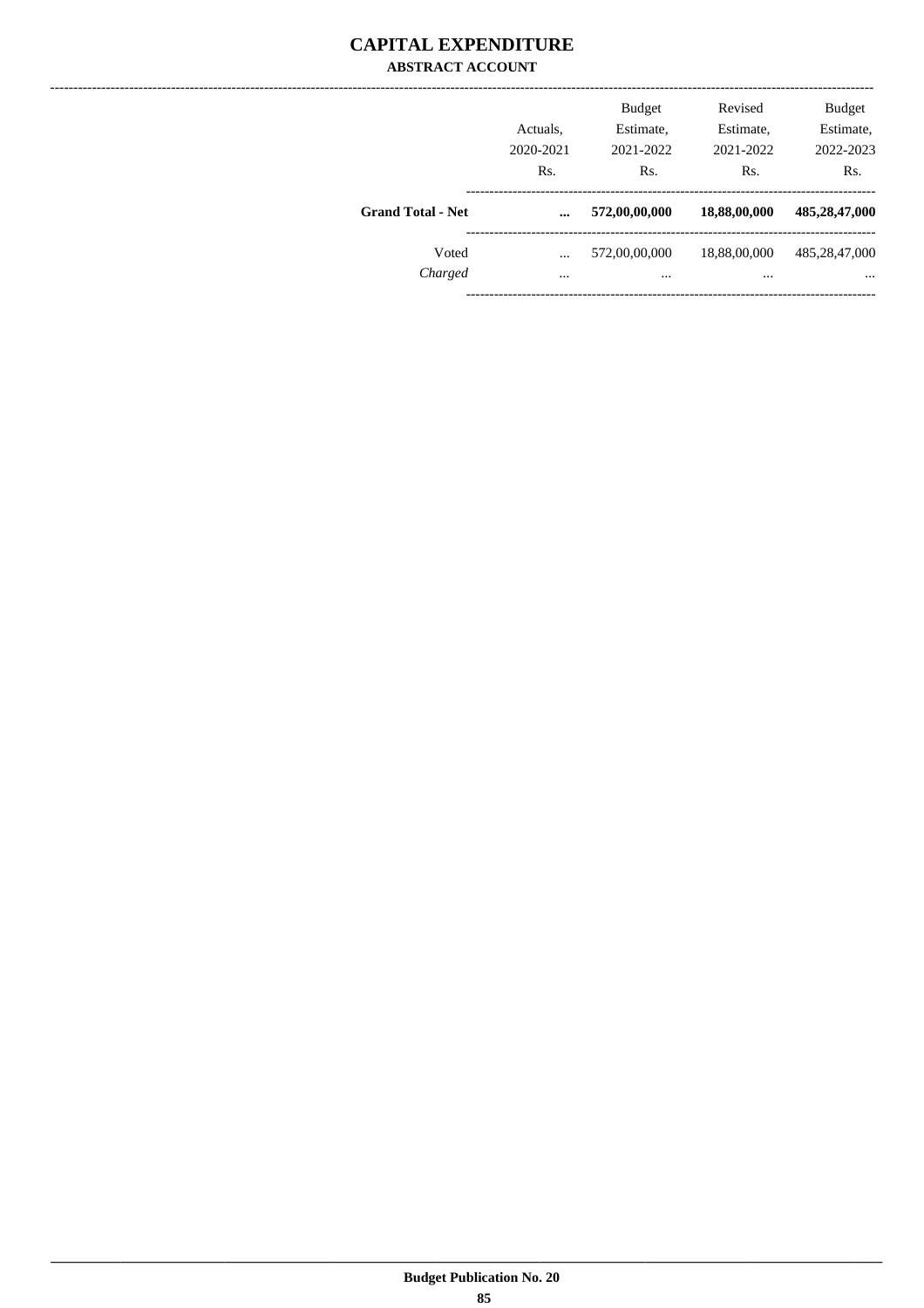# CAPITAL EXPENDITURE

## ABSTRACT ACCOUNT

| | Actuals, 2020-2021 Rs. | Budget Estimate, 2021-2022 Rs. | Revised Estimate, 2021-2022 Rs. | Budget Estimate, 2022-2023 Rs. |
|---|---|---|---|---|
| **Grand Total - Net** | **...** | **572,00,00,000** | **18,88,00,000** | **485,28,47,000** |
| Voted | ... | 572,00,00,000 | 18,88,00,000 | 485,28,47,000 |
| *Charged* | ... | ... | ... | ... |

**Budget Publication No. 20**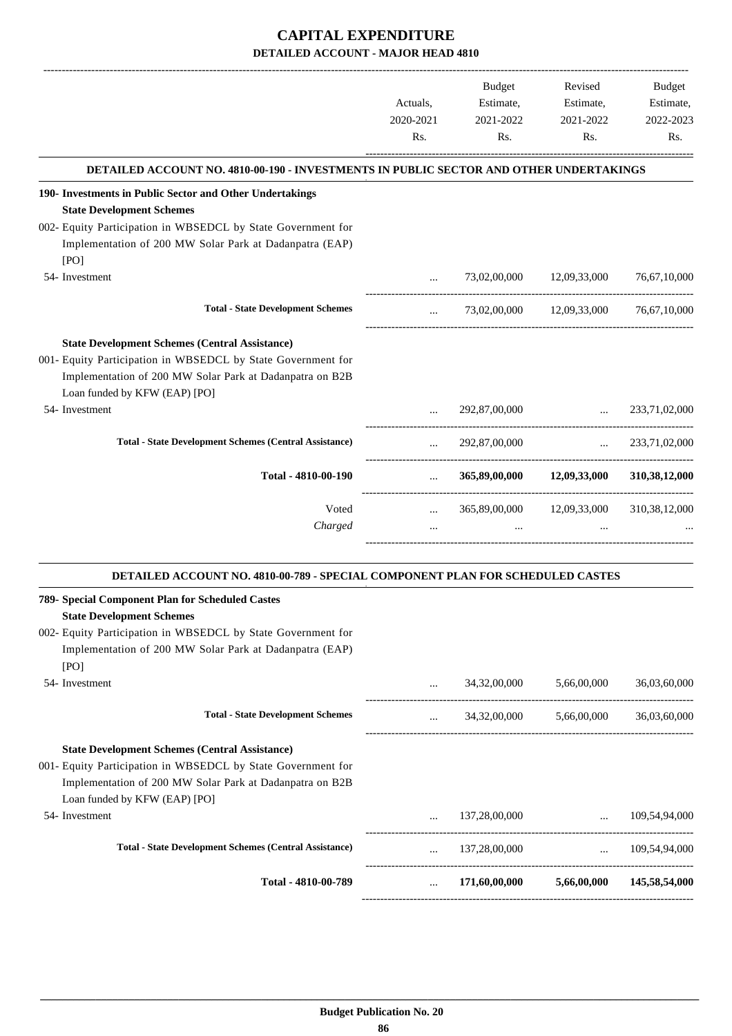# CAPITAL EXPENDITURE

## DETAILED ACCOUNT - MAJOR HEAD 4810

| | Actuals, 2020-2021 Rs. | Budget Estimate, 2021-2022 Rs. | Revised Estimate, 2021-2022 Rs. | Budget Estimate, 2022-2023 Rs. |
|---|---|---|---|---|
| **DETAILED ACCOUNT NO. 4810-00-190 - INVESTMENTS IN PUBLIC SECTOR AND OTHER UNDERTAKINGS** | | | | |
| **190- Investments in Public Sector and Other Undertakings** | | | | |
| **State Development Schemes** | | | | |
| 002- Equity Participation in WBSEDCL by State Government for Implementation of 200 MW Solar Park at Dadanpatra (EAP) [PO] | | | | |
| 54- Investment | ... | 73,02,00,000 | 12,09,33,000 | 76,67,10,000 |
| **Total - State Development Schemes** | ... | 73,02,00,000 | 12,09,33,000 | 76,67,10,000 |
| **State Development Schemes (Central Assistance)** | | | | |
| 001- Equity Participation in WBSEDCL by State Government for Implementation of 200 MW Solar Park at Dadanpatra on B2B Loan funded by KFW (EAP) [PO] | | | | |
| 54- Investment | ... | 292,87,00,000 | ... | 233,71,02,000 |
| **Total - State Development Schemes (Central Assistance)** | ... | 292,87,00,000 | ... | 233,71,02,000 |
| **Total - 4810-00-190** | ... | **365,89,00,000** | **12,09,33,000** | **310,38,12,000** |
| Voted | ... | 365,89,00,000 | 12,09,33,000 | 310,38,12,000 |
| *Charged* | ... | ... | ... | ... |

| | Actuals, 2020-2021 Rs. | Budget Estimate, 2021-2022 Rs. | Revised Estimate, 2021-2022 Rs. | Budget Estimate, 2022-2023 Rs. |
|---|---|---|---|---|
| **DETAILED ACCOUNT NO. 4810-00-789 - SPECIAL COMPONENT PLAN FOR SCHEDULED CASTES** | | | | |
| **789- Special Component Plan for Scheduled Castes** | | | | |
| **State Development Schemes** | | | | |
| 002- Equity Participation in WBSEDCL by State Government for Implementation of 200 MW Solar Park at Dadanpatra (EAP) [PO] | | | | |
| 54- Investment | ... | 34,32,00,000 | 5,66,00,000 | 36,03,60,000 |
| **Total - State Development Schemes** | ... | 34,32,00,000 | 5,66,00,000 | 36,03,60,000 |
| **State Development Schemes (Central Assistance)** | | | | |
| 001- Equity Participation in WBSEDCL by State Government for Implementation of 200 MW Solar Park at Dadanpatra on B2B Loan funded by KFW (EAP) [PO] | | | | |
| 54- Investment | ... | 137,28,00,000 | ... | 109,54,94,000 |
| **Total - State Development Schemes (Central Assistance)** | ... | 137,28,00,000 | ... | 109,54,94,000 |
| **Total - 4810-00-789** | ... | **171,60,00,000** | **5,66,00,000** | **145,58,54,000** |

**Budget Publication No. 20**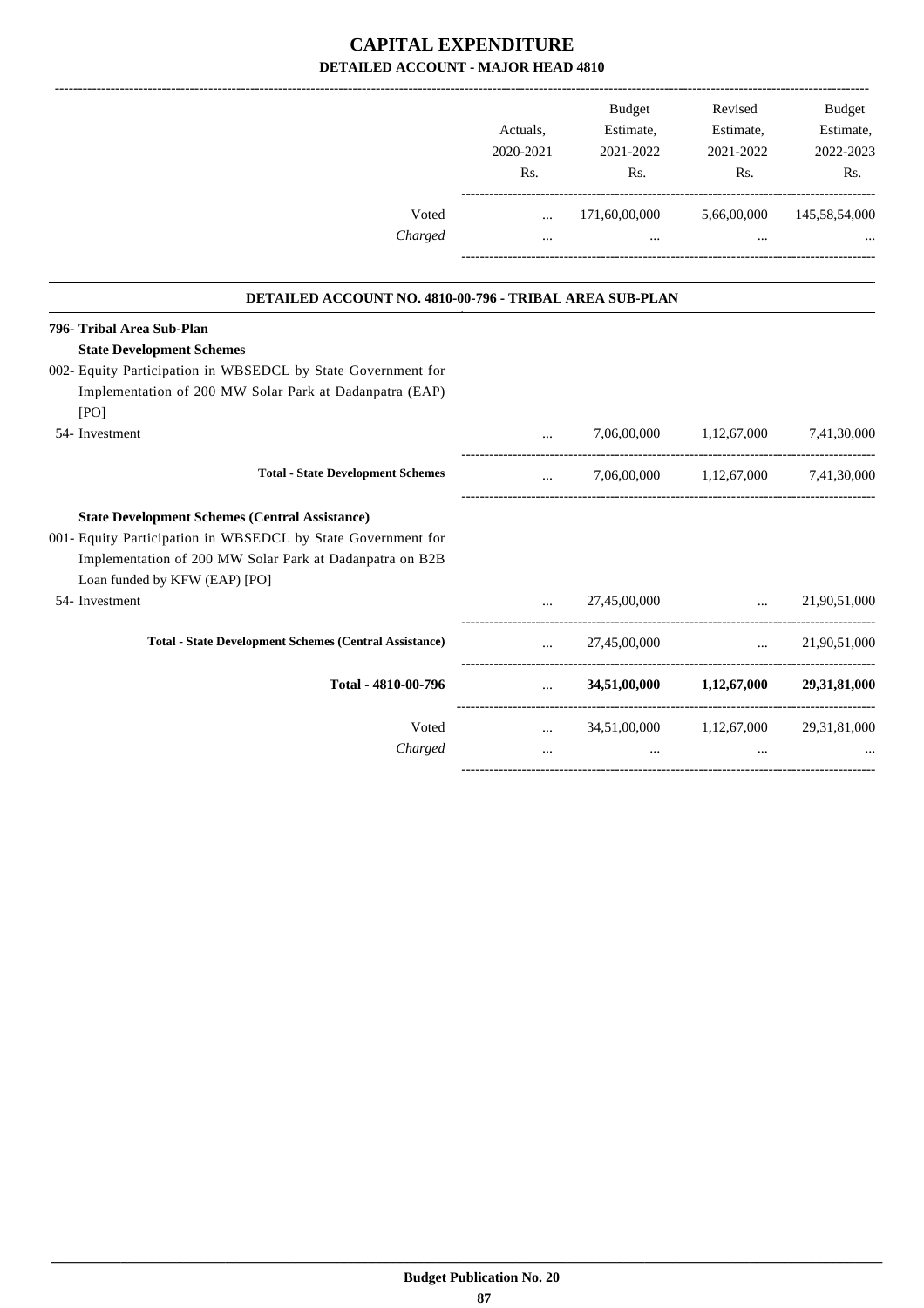# CAPITAL EXPENDITURE
## DETAILED ACCOUNT - MAJOR HEAD 4810

| | Actuals, 2020-2021 Rs. | Budget Estimate, 2021-2022 Rs. | Revised Estimate, 2021-2022 Rs. | Budget Estimate, 2022-2023 Rs. |
|---|---|---|---|---|
| Voted | ... | 171,60,00,000 | 5,66,00,000 | 145,58,54,000 |
| *Charged* | ... | ... | ... | ... |

### DETAILED ACCOUNT NO. 4810-00-796 - TRIBAL AREA SUB-PLAN

| | Actuals, 2020-2021 Rs. | Budget Estimate, 2021-2022 Rs. | Revised Estimate, 2021-2022 Rs. | Budget Estimate, 2022-2023 Rs. |
|---|---|---|---|---|
| **796- Tribal Area Sub-Plan** | | | | |
| **State Development Schemes** | | | | |
| 002- Equity Participation in WBSEDCL by State Government for Implementation of 200 MW Solar Park at Dadanpatra (EAP) [PO] | | | | |
| 54- Investment | ... | 7,06,00,000 | 1,12,67,000 | 7,41,30,000 |
| **Total - State Development Schemes** | ... | 7,06,00,000 | 1,12,67,000 | 7,41,30,000 |
| **State Development Schemes (Central Assistance)** | | | | |
| 001- Equity Participation in WBSEDCL by State Government for Implementation of 200 MW Solar Park at Dadanpatra on B2B Loan funded by KFW (EAP) [PO] | | | | |
| 54- Investment | ... | 27,45,00,000 | ... | 21,90,51,000 |
| **Total - State Development Schemes (Central Assistance)** | ... | 27,45,00,000 | ... | 21,90,51,000 |
| **Total - 4810-00-796** | ... | **34,51,00,000** | **1,12,67,000** | **29,31,81,000** |
| Voted | ... | 34,51,00,000 | 1,12,67,000 | 29,31,81,000 |
| *Charged* | ... | ... | ... | ... |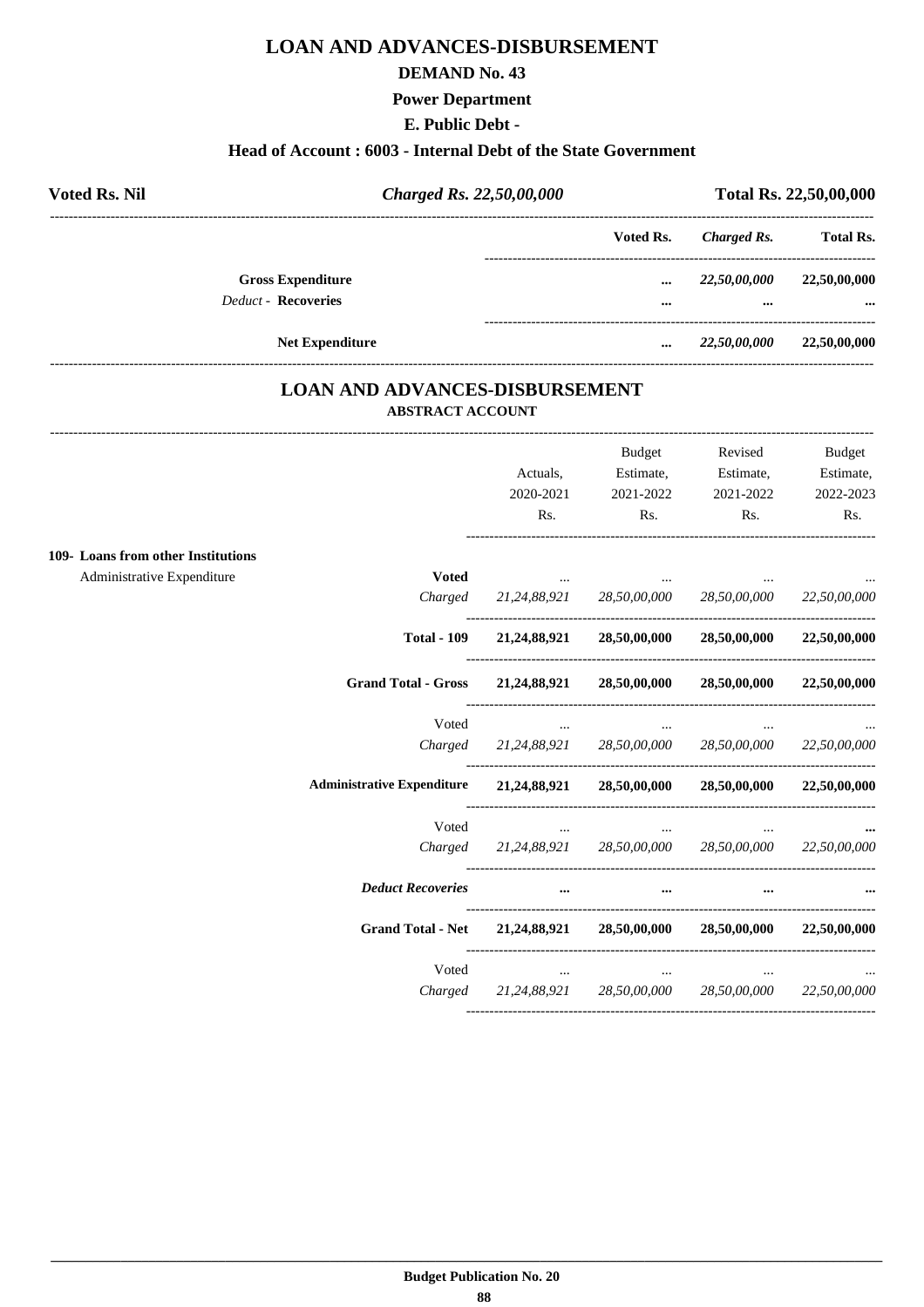# LOAN AND ADVANCES-DISBURSEMENT

## DEMAND No. 43

### Power Department

### E. Public Debt -

### Head of Account : 6003 - Internal Debt of the State Government

| Voted Rs. Nil | *Charged Rs. 22,50,00,000* | Total Rs. 22,50,00,000 |
|---|---|---|

| | Voted Rs. | *Charged Rs.* | Total Rs. |
|---|---|---|---|
| **Gross Expenditure** | ... | *22,50,00,000* | 22,50,00,000 |
| *Deduct* - **Recoveries** | ... | ... | ... |
| **Net Expenditure** | ... | *22,50,00,000* | 22,50,00,000 |

## LOAN AND ADVANCES-DISBURSEMENT

**ABSTRACT ACCOUNT**

| | | Actuals, 2020-2021 Rs. | Budget Estimate, 2021-2022 Rs. | Revised Estimate, 2021-2022 Rs. | Budget Estimate, 2022-2023 Rs. |
|---|---|---|---|---|---|
| **109- Loans from other Institutions** | | | | | |
| Administrative Expenditure | **Voted** | ... | ... | ... | ... |
| | *Charged* | *21,24,88,921* | *28,50,00,000* | *28,50,00,000* | *22,50,00,000* |
| | **Total - 109** | **21,24,88,921** | **28,50,00,000** | **28,50,00,000** | **22,50,00,000** |
| | **Grand Total - Gross** | **21,24,88,921** | **28,50,00,000** | **28,50,00,000** | **22,50,00,000** |
| | Voted | ... | ... | ... | ... |
| | *Charged* | *21,24,88,921* | *28,50,00,000* | *28,50,00,000* | *22,50,00,000* |
| | **Administrative Expenditure** | **21,24,88,921** | **28,50,00,000** | **28,50,00,000** | **22,50,00,000** |
| | Voted | ... | ... | ... | ... |
| | *Charged* | *21,24,88,921* | *28,50,00,000* | *28,50,00,000* | *22,50,00,000* |
| | ***Deduct Recoveries*** | ... | ... | ... | ... |
| | **Grand Total - Net** | **21,24,88,921** | **28,50,00,000** | **28,50,00,000** | **22,50,00,000** |
| | Voted | ... | ... | ... | ... |
| | *Charged* | *21,24,88,921* | *28,50,00,000* | *28,50,00,000* | *22,50,00,000* |

**Budget Publication No. 20**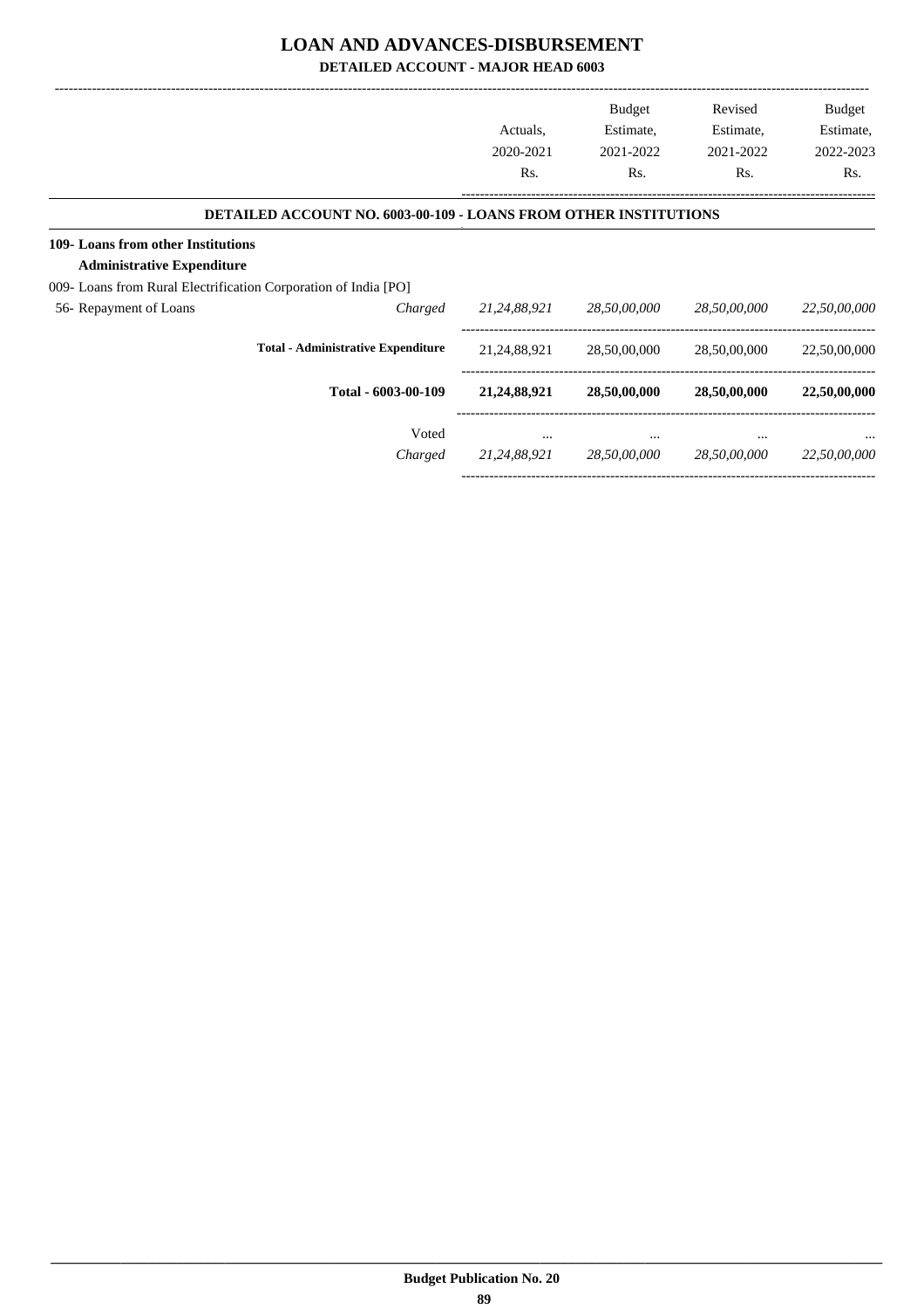# LOAN AND ADVANCES-DISBURSEMENT

## DETAILED ACCOUNT - MAJOR HEAD 6003

| | | Actuals, 2020-2021 Rs. | Budget Estimate, 2021-2022 Rs. | Revised Estimate, 2021-2022 Rs. | Budget Estimate, 2022-2023 Rs. |
|---|---|---|---|---|---|
| **DETAILED ACCOUNT NO. 6003-00-109 - LOANS FROM OTHER INSTITUTIONS** | | | | | |
| **109- Loans from other Institutions** | | | | | |
| **Administrative Expenditure** | | | | | |
| 009- Loans from Rural Electrification Corporation of India [PO] | | | | | |
| 56- Repayment of Loans | *Charged* | *21,24,88,921* | *28,50,00,000* | *28,50,00,000* | *22,50,00,000* |
| **Total - Administrative Expenditure** | | 21,24,88,921 | 28,50,00,000 | 28,50,00,000 | 22,50,00,000 |
| **Total - 6003-00-109** | | **21,24,88,921** | **28,50,00,000** | **28,50,00,000** | **22,50,00,000** |
| | Voted | ... | ... | ... | ... |
| | *Charged* | *21,24,88,921* | *28,50,00,000* | *28,50,00,000* | *22,50,00,000* |

**Budget Publication No. 20**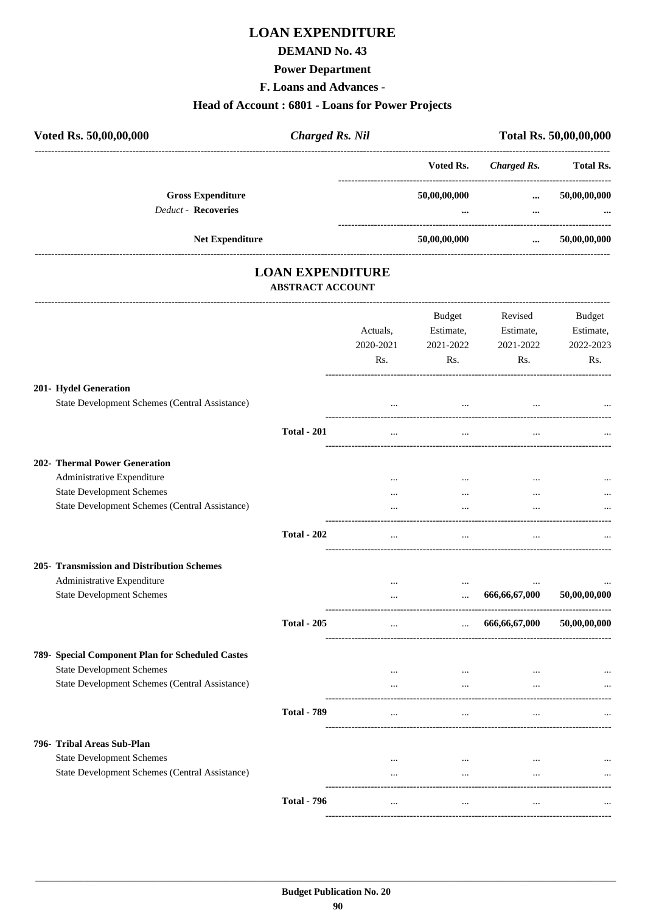# LOAN EXPENDITURE

## DEMAND No. 43

## Power Department

## F. Loans and Advances -

## Head of Account : 6801 - Loans for Power Projects

**Voted Rs. 50,00,00,000** *Charged Rs. Nil* **Total Rs. 50,00,00,000**

| | Voted Rs. | Charged Rs. | Total Rs. |
|---|---|---|---|
| **Gross Expenditure** | 50,00,00,000 | ... | 50,00,00,000 |
| *Deduct* - **Recoveries** | ... | ... | ... |
| **Net Expenditure** | 50,00,00,000 | ... | 50,00,00,000 |

# LOAN EXPENDITURE

### ABSTRACT ACCOUNT

| | | Actuals, 2020-2021 Rs. | Budget Estimate, 2021-2022 Rs. | Revised Estimate, 2021-2022 Rs. | Budget Estimate, 2022-2023 Rs. |
|---|---|---|---|---|---|
| **201- Hydel Generation** | | | | | |
| State Development Schemes (Central Assistance) | | ... | ... | ... | ... |
| | **Total - 201** | ... | ... | ... | ... |
| **202- Thermal Power Generation** | | | | | |
| Administrative Expenditure | | ... | ... | ... | ... |
| State Development Schemes | | ... | ... | ... | ... |
| State Development Schemes (Central Assistance) | | ... | ... | ... | ... |
| | **Total - 202** | ... | ... | ... | ... |
| **205- Transmission and Distribution Schemes** | | | | | |
| Administrative Expenditure | | ... | ... | ... | ... |
| State Development Schemes | | ... | ... | 666,66,67,000 | 50,00,00,000 |
| | **Total - 205** | ... | ... | 666,66,67,000 | 50,00,00,000 |
| **789- Special Component Plan for Scheduled Castes** | | | | | |
| State Development Schemes | | ... | ... | ... | ... |
| State Development Schemes (Central Assistance) | | ... | ... | ... | ... |
| | **Total - 789** | ... | ... | ... | ... |
| **796- Tribal Areas Sub-Plan** | | | | | |
| State Development Schemes | | ... | ... | ... | ... |
| State Development Schemes (Central Assistance) | | ... | ... | ... | ... |
| | **Total - 796** | ... | ... | ... | ... |

**Budget Publication No. 20**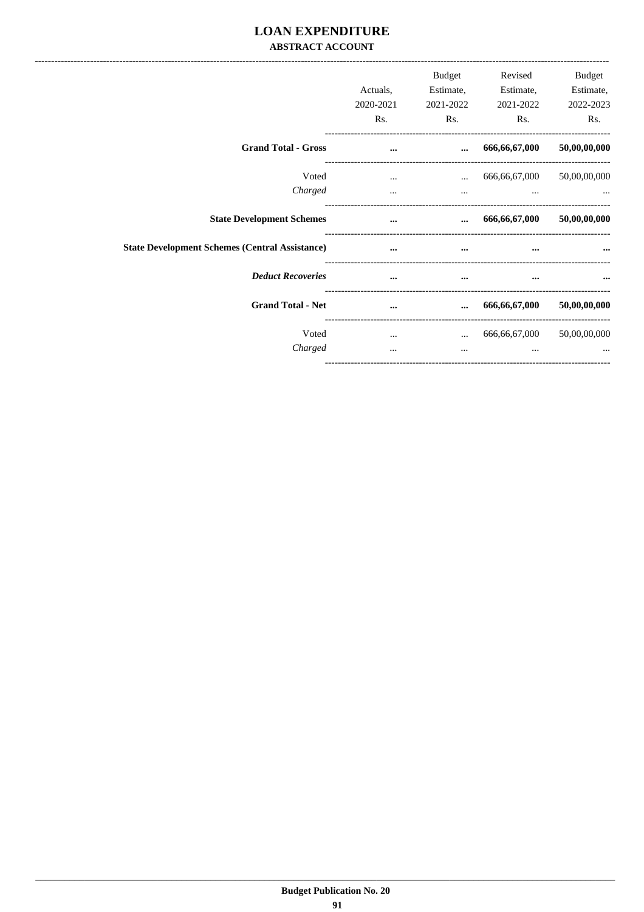# LOAN EXPENDITURE

## ABSTRACT ACCOUNT

| | Actuals, 2020-2021 Rs. | Budget Estimate, 2021-2022 Rs. | Revised Estimate, 2021-2022 Rs. | Budget Estimate, 2022-2023 Rs. |
|---|---|---|---|---|
| **Grand Total - Gross** | **...** | **...** | **666,66,67,000** | **50,00,00,000** |
| Voted | ... | ... | 666,66,67,000 | 50,00,00,000 |
| *Charged* | ... | ... | ... | ... |
| **State Development Schemes** | **...** | **...** | **666,66,67,000** | **50,00,00,000** |
| **State Development Schemes (Central Assistance)** | **...** | **...** | **...** | **...** |
| ***Deduct Recoveries*** | **...** | **...** | **...** | **...** |
| **Grand Total - Net** | **...** | **...** | **666,66,67,000** | **50,00,00,000** |
| Voted | ... | ... | 666,66,67,000 | 50,00,00,000 |
| *Charged* | ... | ... | ... | ... |

**Budget Publication No. 20**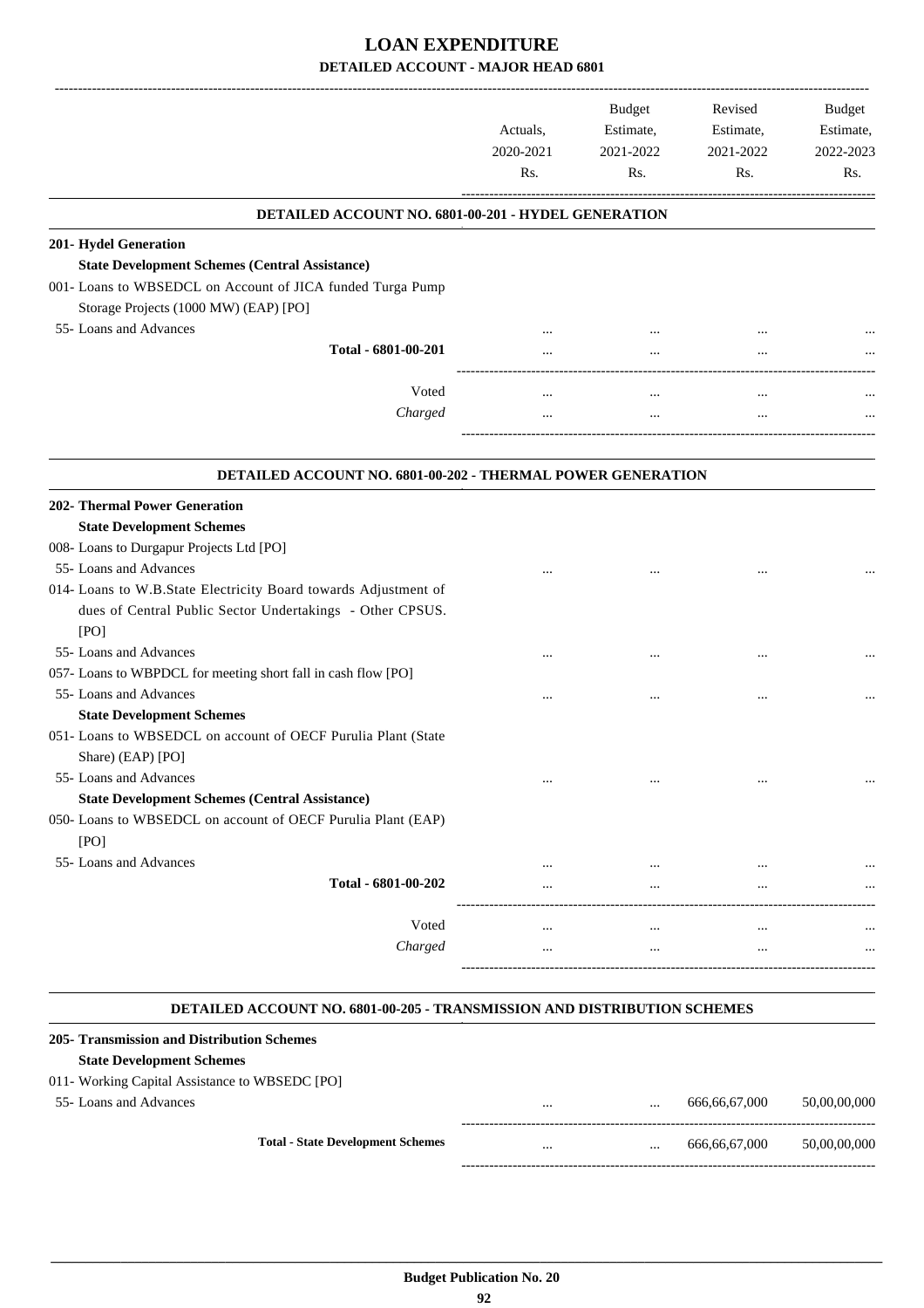# LOAN EXPENDITURE

## DETAILED ACCOUNT - MAJOR HEAD 6801

| | Actuals, 2020-2021 Rs. | Budget Estimate, 2021-2022 Rs. | Revised Estimate, 2021-2022 Rs. | Budget Estimate, 2022-2023 Rs. |
|---|---|---|---|---|

### DETAILED ACCOUNT NO. 6801-00-201 - HYDEL GENERATION

| | Actuals, 2020-2021 Rs. | Budget Estimate, 2021-2022 Rs. | Revised Estimate, 2021-2022 Rs. | Budget Estimate, 2022-2023 Rs. |
|---|---|---|---|---|
| **201- Hydel Generation** | | | | |
| **State Development Schemes (Central Assistance)** | | | | |
| 001- Loans to WBSEDCL on Account of JICA funded Turga Pump Storage Projects (1000 MW) (EAP) [PO] | | | | |
| 55- Loans and Advances | ... | ... | ... | ... |
| **Total - 6801-00-201** | ... | ... | ... | ... |
| Voted | ... | ... | ... | ... |
| *Charged* | ... | ... | ... | ... |

### DETAILED ACCOUNT NO. 6801-00-202 - THERMAL POWER GENERATION

| | Actuals, 2020-2021 Rs. | Budget Estimate, 2021-2022 Rs. | Revised Estimate, 2021-2022 Rs. | Budget Estimate, 2022-2023 Rs. |
|---|---|---|---|---|
| **202- Thermal Power Generation** | | | | |
| **State Development Schemes** | | | | |
| 008- Loans to Durgapur Projects Ltd [PO] | | | | |
| 55- Loans and Advances | ... | ... | ... | ... |
| 014- Loans to W.B.State Electricity Board towards Adjustment of dues of Central Public Sector Undertakings - Other CPSUS. [PO] | | | | |
| 55- Loans and Advances | ... | ... | ... | ... |
| 057- Loans to WBPDCL for meeting short fall in cash flow [PO] | | | | |
| 55- Loans and Advances | ... | ... | ... | ... |
| **State Development Schemes** | | | | |
| 051- Loans to WBSEDCL on account of OECF Purulia Plant (State Share) (EAP) [PO] | | | | |
| 55- Loans and Advances | ... | ... | ... | ... |
| **State Development Schemes (Central Assistance)** | | | | |
| 050- Loans to WBSEDCL on account of OECF Purulia Plant (EAP) [PO] | | | | |
| 55- Loans and Advances | ... | ... | ... | ... |
| **Total - 6801-00-202** | ... | ... | ... | ... |
| Voted | ... | ... | ... | ... |
| *Charged* | ... | ... | ... | ... |

### DETAILED ACCOUNT NO. 6801-00-205 - TRANSMISSION AND DISTRIBUTION SCHEMES

| | Actuals, 2020-2021 Rs. | Budget Estimate, 2021-2022 Rs. | Revised Estimate, 2021-2022 Rs. | Budget Estimate, 2022-2023 Rs. |
|---|---|---|---|---|
| **205- Transmission and Distribution Schemes** | | | | |
| **State Development Schemes** | | | | |
| 011- Working Capital Assistance to WBSEDC [PO] | | | | |
| 55- Loans and Advances | ... | ... | 666,66,67,000 | 50,00,00,000 |
| **Total - State Development Schemes** | ... | ... | 666,66,67,000 | 50,00,00,000 |

Budget Publication No. 20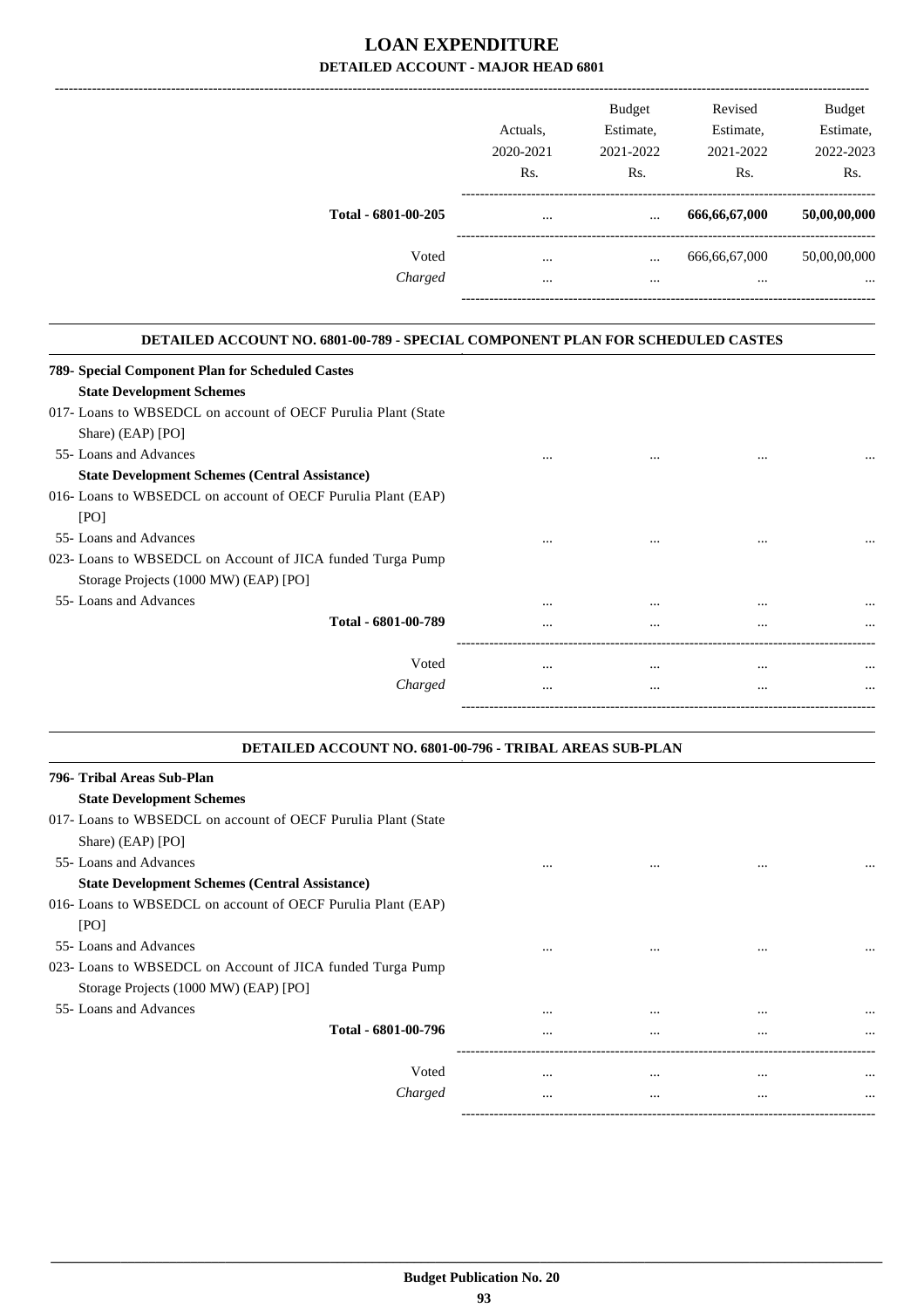# LOAN EXPENDITURE

## DETAILED ACCOUNT - MAJOR HEAD 6801

| | Actuals, 2020-2021 Rs. | Budget Estimate, 2021-2022 Rs. | Revised Estimate, 2021-2022 Rs. | Budget Estimate, 2022-2023 Rs. |
|---|---|---|---|---|
| **Total - 6801-00-205** | ... | ... | **666,66,67,000** | **50,00,00,000** |
| Voted | ... | ... | 666,66,67,000 | 50,00,00,000 |
| *Charged* | ... | ... | ... | ... |

### DETAILED ACCOUNT NO. 6801-00-789 - SPECIAL COMPONENT PLAN FOR SCHEDULED CASTES

| | Actuals, 2020-2021 Rs. | Budget Estimate, 2021-2022 Rs. | Revised Estimate, 2021-2022 Rs. | Budget Estimate, 2022-2023 Rs. |
|---|---|---|---|---|
| **789- Special Component Plan for Scheduled Castes** | | | | |
| **State Development Schemes** | | | | |
| 017- Loans to WBSEDCL on account of OECF Purulia Plant (State Share) (EAP) [PO] | | | | |
| 55- Loans and Advances | ... | ... | ... | ... |
| **State Development Schemes (Central Assistance)** | | | | |
| 016- Loans to WBSEDCL on account of OECF Purulia Plant (EAP) [PO] | | | | |
| 55- Loans and Advances | ... | ... | ... | ... |
| 023- Loans to WBSEDCL on Account of JICA funded Turga Pump Storage Projects (1000 MW) (EAP) [PO] | | | | |
| 55- Loans and Advances | ... | ... | ... | ... |
| **Total - 6801-00-789** | ... | ... | ... | ... |
| Voted | ... | ... | ... | ... |
| *Charged* | ... | ... | ... | ... |

### DETAILED ACCOUNT NO. 6801-00-796 - TRIBAL AREAS SUB-PLAN

| | Actuals, 2020-2021 Rs. | Budget Estimate, 2021-2022 Rs. | Revised Estimate, 2021-2022 Rs. | Budget Estimate, 2022-2023 Rs. |
|---|---|---|---|---|
| **796- Tribal Areas Sub-Plan** | | | | |
| **State Development Schemes** | | | | |
| 017- Loans to WBSEDCL on account of OECF Purulia Plant (State Share) (EAP) [PO] | | | | |
| 55- Loans and Advances | ... | ... | ... | ... |
| **State Development Schemes (Central Assistance)** | | | | |
| 016- Loans to WBSEDCL on account of OECF Purulia Plant (EAP) [PO] | | | | |
| 55- Loans and Advances | ... | ... | ... | ... |
| 023- Loans to WBSEDCL on Account of JICA funded Turga Pump Storage Projects (1000 MW) (EAP) [PO] | | | | |
| 55- Loans and Advances | ... | ... | ... | ... |
| **Total - 6801-00-796** | ... | ... | ... | ... |
| Voted | ... | ... | ... | ... |
| *Charged* | ... | ... | ... | ... |

**Budget Publication No. 20**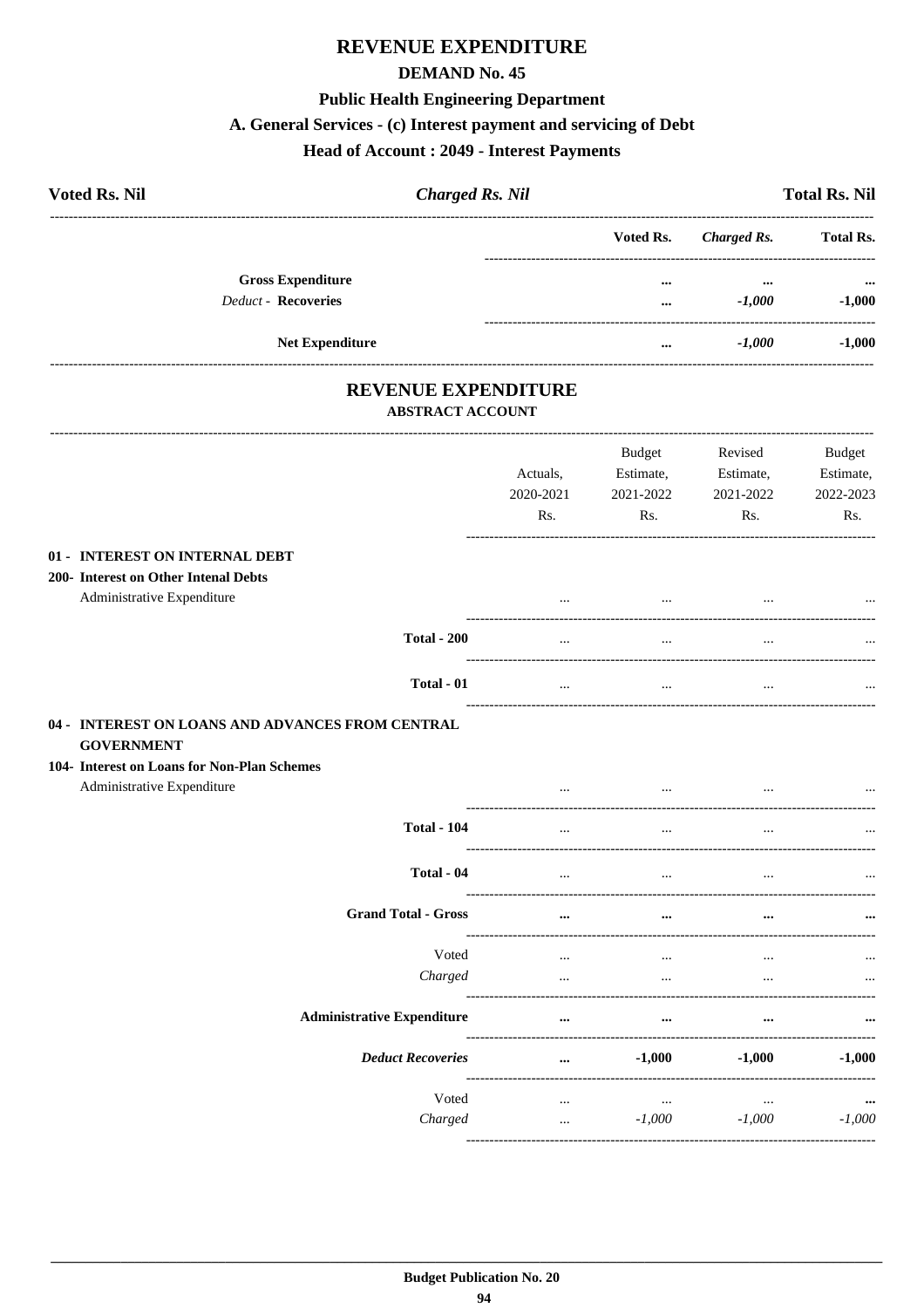# REVENUE EXPENDITURE

## DEMAND No. 45

### Public Health Engineering Department

### A. General Services - (c) Interest payment and servicing of Debt

### Head of Account : 2049 - Interest Payments

| Voted Rs. Nil | *Charged Rs. Nil* | Total Rs. Nil |
|---|---|---|

| | Voted Rs. | *Charged Rs.* | Total Rs. |
|---|---|---|---|
| **Gross Expenditure** | ... | ... | ... |
| *Deduct* - **Recoveries** | ... | *-1,000* | **-1,000** |
| **Net Expenditure** | ... | *-1,000* | **-1,000** |

## REVENUE EXPENDITURE

### ABSTRACT ACCOUNT

| | Actuals, 2020-2021 Rs. | Budget Estimate, 2021-2022 Rs. | Revised Estimate, 2021-2022 Rs. | Budget Estimate, 2022-2023 Rs. |
|---|---|---|---|---|
| **01 - INTEREST ON INTERNAL DEBT** | | | | |
| **200- Interest on Other Intenal Debts** | | | | |
| Administrative Expenditure | ... | ... | ... | ... |
| **Total - 200** | ... | ... | ... | ... |
| **Total - 01** | ... | ... | ... | ... |
| **04 - INTEREST ON LOANS AND ADVANCES FROM CENTRAL GOVERNMENT** | | | | |
| **104- Interest on Loans for Non-Plan Schemes** | | | | |
| Administrative Expenditure | ... | ... | ... | ... |
| **Total - 104** | ... | ... | ... | ... |
| **Total - 04** | ... | ... | ... | ... |
| **Grand Total - Gross** | ... | ... | ... | ... |
| Voted | ... | ... | ... | ... |
| *Charged* | ... | ... | ... | ... |
| **Administrative Expenditure** | ... | ... | ... | ... |
| ***Deduct Recoveries*** | ... | **-1,000** | **-1,000** | **-1,000** |
| Voted | ... | ... | ... | ... |
| *Charged* | ... | *-1,000* | *-1,000* | *-1,000* |

**Budget Publication No. 20**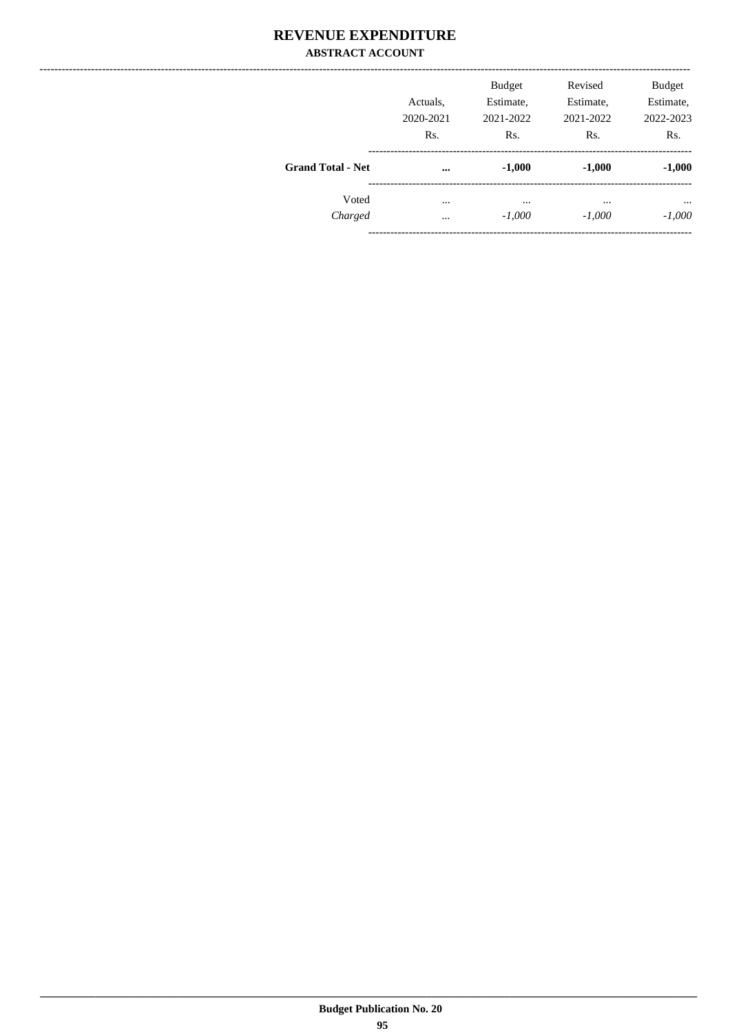# REVENUE EXPENDITURE

### ABSTRACT ACCOUNT

| | Actuals, 2020-2021 Rs. | Budget Estimate, 2021-2022 Rs. | Revised Estimate, 2021-2022 Rs. | Budget Estimate, 2022-2023 Rs. |
|---|---|---|---|---|
| **Grand Total - Net** | **...** | **-1,000** | **-1,000** | **-1,000** |
| Voted | ... | ... | ... | ... |
| *Charged* | ... | *-1,000* | *-1,000* | *-1,000* |

**Budget Publication No. 20**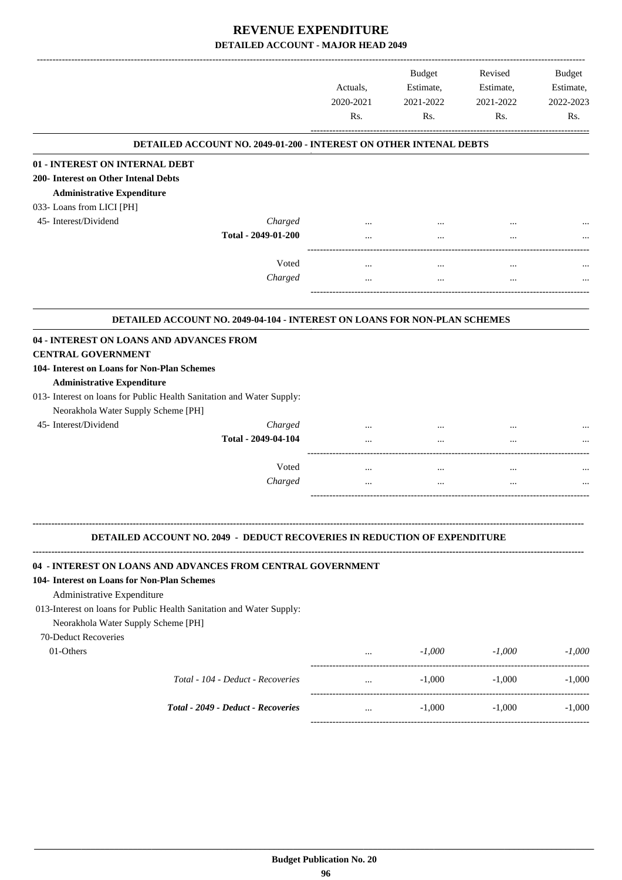# REVENUE EXPENDITURE

## DETAILED ACCOUNT - MAJOR HEAD 2049

| | | Actuals, 2020-2021 Rs. | Budget Estimate, 2021-2022 Rs. | Revised Estimate, 2021-2022 Rs. | Budget Estimate, 2022-2023 Rs. |
|---|---|---|---|---|---|
| **DETAILED ACCOUNT NO. 2049-01-200 - INTEREST ON OTHER INTENAL DEBTS** | | | | | |
| **01 - INTEREST ON INTERNAL DEBT** | | | | | |
| **200- Interest on Other Intenal Debts** | | | | | |
| **Administrative Expenditure** | | | | | |
| 033- Loans from LICI [PH] | | | | | |
| 45- Interest/Dividend | *Charged* | ... | ... | ... | ... |
| | **Total - 2049-01-200** | ... | ... | ... | ... |
| | Voted | ... | ... | ... | ... |
| | *Charged* | ... | ... | ... | ... |
| **DETAILED ACCOUNT NO. 2049-04-104 - INTEREST ON LOANS FOR NON-PLAN SCHEMES** | | | | | |
| **04 - INTEREST ON LOANS AND ADVANCES FROM CENTRAL GOVERNMENT** | | | | | |
| **104- Interest on Loans for Non-Plan Schemes** | | | | | |
| **Administrative Expenditure** | | | | | |
| 013- Interest on loans for Public Health Sanitation and Water Supply: Neorakhola Water Supply Scheme [PH] | | | | | |
| 45- Interest/Dividend | *Charged* | ... | ... | ... | ... |
| | **Total - 2049-04-104** | ... | ... | ... | ... |
| | Voted | ... | ... | ... | ... |
| | *Charged* | ... | ... | ... | ... |

**DETAILED ACCOUNT NO. 2049 - DEDUCT RECOVERIES IN REDUCTION OF EXPENDITURE**

| | | Actuals, 2020-2021 Rs. | Budget Estimate, 2021-2022 Rs. | Revised Estimate, 2021-2022 Rs. | Budget Estimate, 2022-2023 Rs. |
|---|---|---|---|---|---|
| **04 - INTEREST ON LOANS AND ADVANCES FROM CENTRAL GOVERNMENT** | | | | | |
| **104- Interest on Loans for Non-Plan Schemes** | | | | | |
| Administrative Expenditure | | | | | |
| 013-Interest on loans for Public Health Sanitation and Water Supply: Neorakhola Water Supply Scheme [PH] | | | | | |
| 70-Deduct Recoveries | | | | | |
| 01-Others | | ... | *-1,000* | *-1,000* | *-1,000* |
| | *Total - 104 - Deduct - Recoveries* | ... | -1,000 | -1,000 | -1,000 |
| | ***Total - 2049 - Deduct - Recoveries*** | ... | -1,000 | -1,000 | -1,000 |

**Budget Publication No. 20**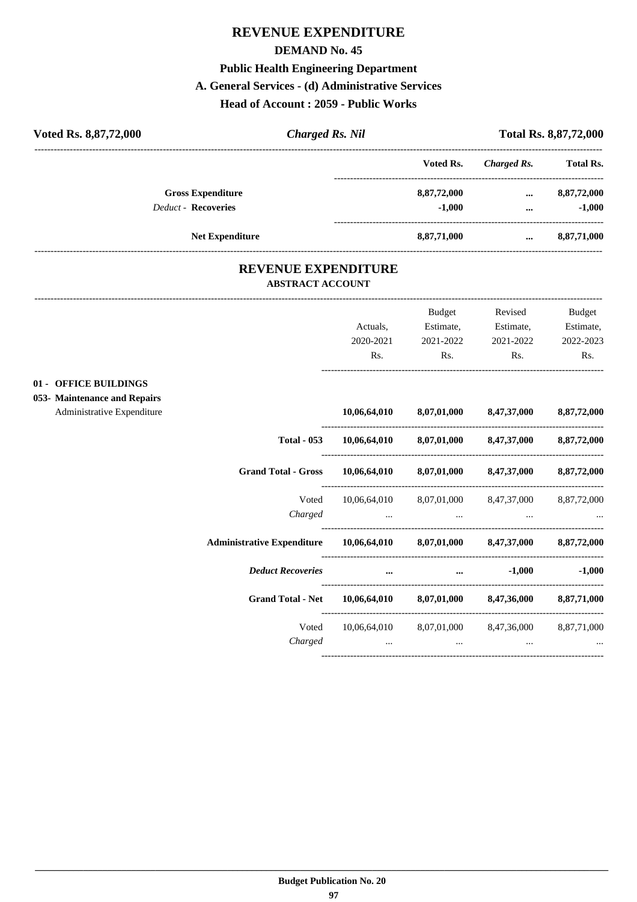# REVENUE EXPENDITURE

## DEMAND No. 45

### Public Health Engineering Department

### A. General Services - (d) Administrative Services

### Head of Account : 2059 - Public Works

**Voted Rs. 8,87,72,000** | ***Charged Rs. Nil*** | **Total Rs. 8,87,72,000**

| | Voted Rs. | *Charged Rs.* | Total Rs. |
|---|---|---|---|
| **Gross Expenditure** | **8,87,72,000** | **...** | **8,87,72,000** |
| *Deduct -* **Recoveries** | **-1,000** | **...** | **-1,000** |
| **Net Expenditure** | **8,87,71,000** | **...** | **8,87,71,000** |

## REVENUE EXPENDITURE

### ABSTRACT ACCOUNT

| | Actuals, 2020-2021 Rs. | Budget Estimate, 2021-2022 Rs. | Revised Estimate, 2021-2022 Rs. | Budget Estimate, 2022-2023 Rs. |
|---|---|---|---|---|
| **01 - OFFICE BUILDINGS** | | | | |
| **053- Maintenance and Repairs** | | | | |
| Administrative Expenditure | **10,06,64,010** | **8,07,01,000** | **8,47,37,000** | **8,87,72,000** |
| **Total - 053** | **10,06,64,010** | **8,07,01,000** | **8,47,37,000** | **8,87,72,000** |
| **Grand Total - Gross** | **10,06,64,010** | **8,07,01,000** | **8,47,37,000** | **8,87,72,000** |
| Voted | 10,06,64,010 | 8,07,01,000 | 8,47,37,000 | 8,87,72,000 |
| *Charged* | ... | ... | ... | ... |
| **Administrative Expenditure** | **10,06,64,010** | **8,07,01,000** | **8,47,37,000** | **8,87,72,000** |
| ***Deduct Recoveries*** | **...** | **...** | **-1,000** | **-1,000** |
| **Grand Total - Net** | **10,06,64,010** | **8,07,01,000** | **8,47,36,000** | **8,87,71,000** |
| Voted | 10,06,64,010 | 8,07,01,000 | 8,47,36,000 | 8,87,71,000 |
| *Charged* | ... | ... | ... | ... |

**Budget Publication No. 20**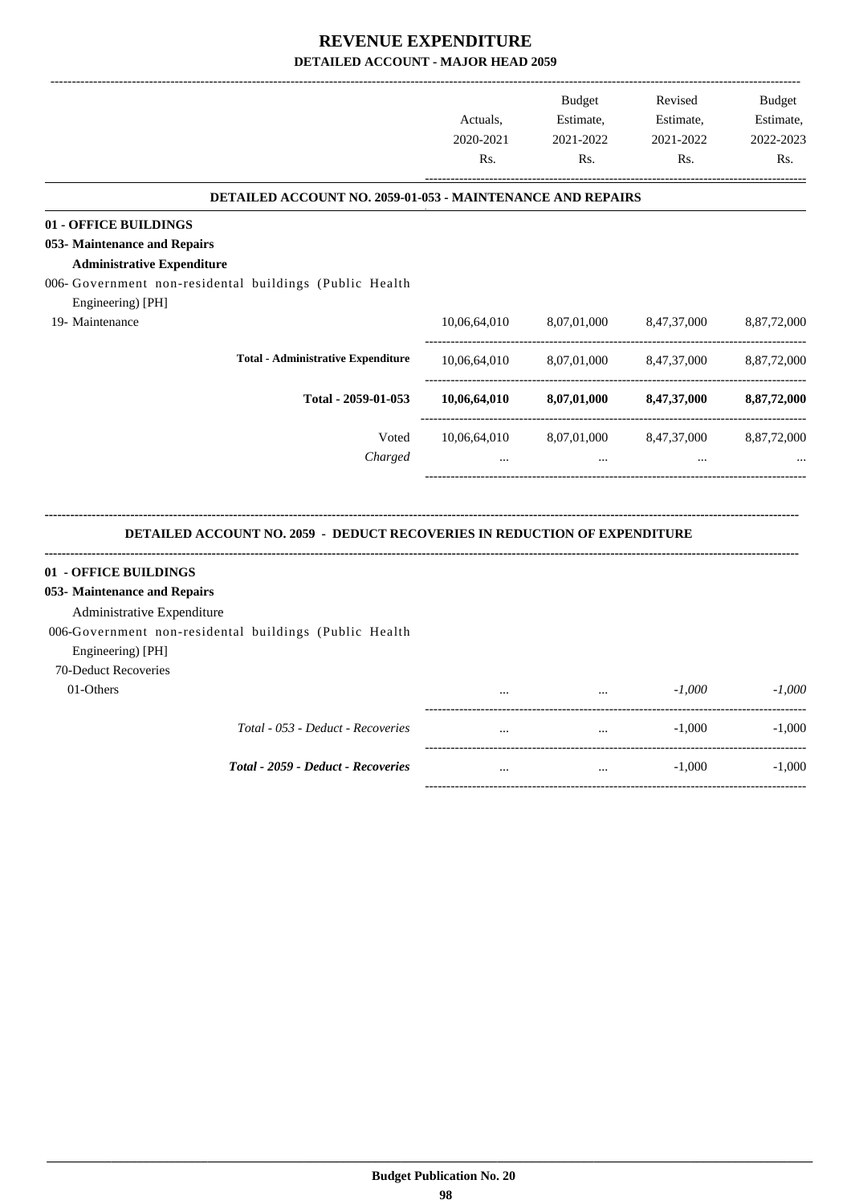# REVENUE EXPENDITURE

## DETAILED ACCOUNT - MAJOR HEAD 2059

| | Actuals, 2020-2021 Rs. | Budget Estimate, 2021-2022 Rs. | Revised Estimate, 2021-2022 Rs. | Budget Estimate, 2022-2023 Rs. |
|---|---|---|---|---|
| **DETAILED ACCOUNT NO. 2059-01-053 - MAINTENANCE AND REPAIRS** | | | | |
| **01 - OFFICE BUILDINGS** | | | | |
| **053- Maintenance and Repairs** | | | | |
| **Administrative Expenditure** | | | | |
| 006- Government non-residental buildings (Public Health Engineering) [PH] | | | | |
| 19- Maintenance | 10,06,64,010 | 8,07,01,000 | 8,47,37,000 | 8,87,72,000 |
| **Total - Administrative Expenditure** | 10,06,64,010 | 8,07,01,000 | 8,47,37,000 | 8,87,72,000 |
| **Total - 2059-01-053** | **10,06,64,010** | **8,07,01,000** | **8,47,37,000** | **8,87,72,000** |
| Voted | 10,06,64,010 | 8,07,01,000 | 8,47,37,000 | 8,87,72,000 |
| *Charged* | ... | ... | ... | ... |

| | Actuals, 2020-2021 Rs. | Budget Estimate, 2021-2022 Rs. | Revised Estimate, 2021-2022 Rs. | Budget Estimate, 2022-2023 Rs. |
|---|---|---|---|---|
| **DETAILED ACCOUNT NO. 2059 - DEDUCT RECOVERIES IN REDUCTION OF EXPENDITURE** | | | | |
| **01 - OFFICE BUILDINGS** | | | | |
| **053- Maintenance and Repairs** | | | | |
| Administrative Expenditure | | | | |
| 006-Government non-residental buildings (Public Health Engineering) [PH] | | | | |
| 70-Deduct Recoveries | | | | |
| 01-Others | ... | ... | *-1,000* | *-1,000* |
| *Total - 053 - Deduct - Recoveries* | ... | ... | -1,000 | -1,000 |
| ***Total - 2059 - Deduct - Recoveries*** | ... | ... | -1,000 | -1,000 |

**Budget Publication No. 20**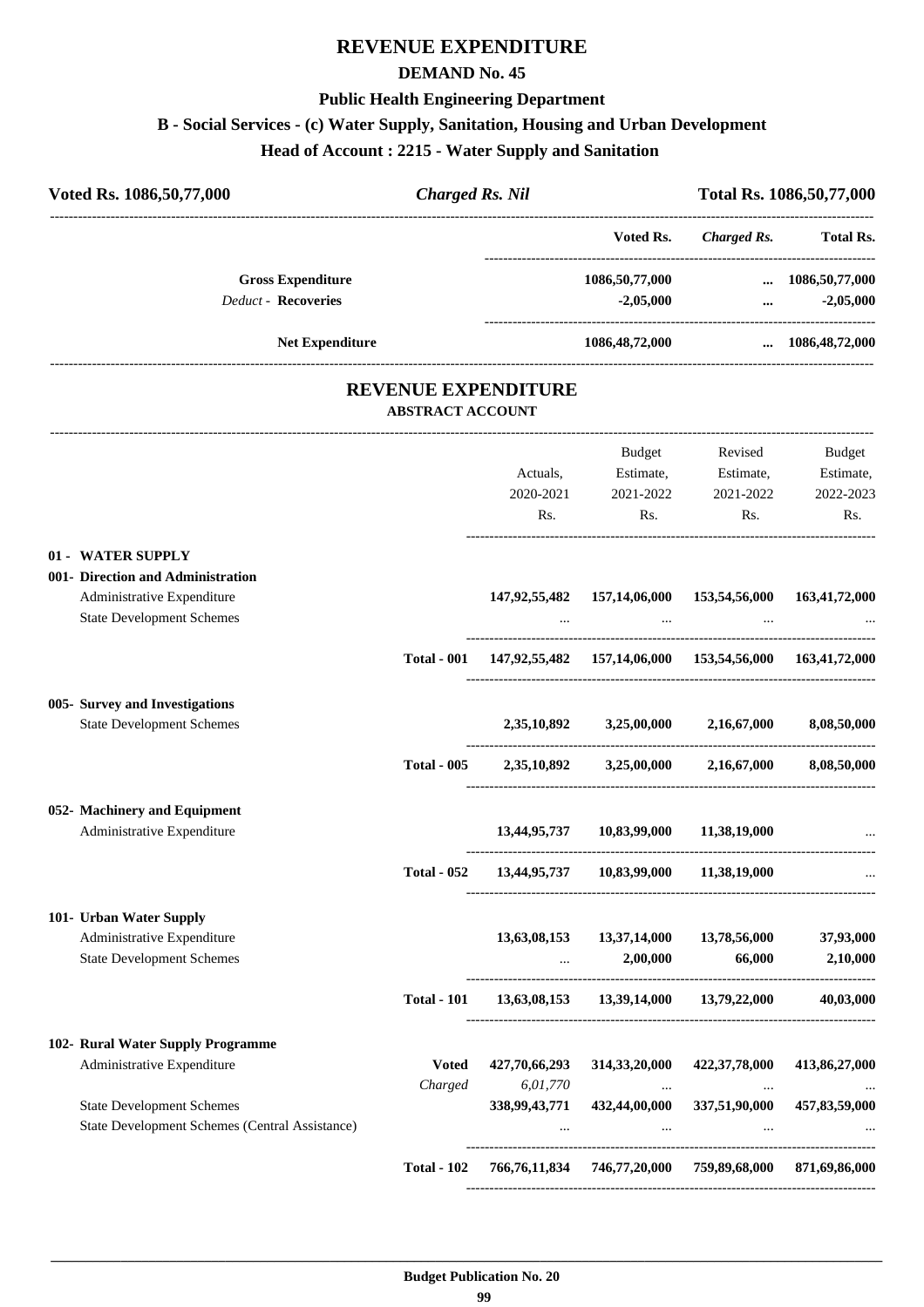# REVENUE EXPENDITURE

## DEMAND No. 45

### Public Health Engineering Department

### B - Social Services - (c) Water Supply, Sanitation, Housing and Urban Development

### Head of Account : 2215 - Water Supply and Sanitation

| Voted Rs. 1086,50,77,000 | *Charged Rs. Nil* | Total Rs. 1086,50,77,000 |
|---|---|---|

| | Voted Rs. | *Charged Rs.* | Total Rs. |
|---|---|---|---|
| **Gross Expenditure** | **1086,50,77,000** | **...** | **1086,50,77,000** |
| *Deduct* - **Recoveries** | **-2,05,000** | **...** | **-2,05,000** |
| **Net Expenditure** | **1086,48,72,000** | **...** | **1086,48,72,000** |

## REVENUE EXPENDITURE

**ABSTRACT ACCOUNT**

| | | Actuals, 2020-2021 Rs. | Budget Estimate, 2021-2022 Rs. | Revised Estimate, 2021-2022 Rs. | Budget Estimate, 2022-2023 Rs. |
|---|---|---|---|---|---|
| **01 - WATER SUPPLY** | | | | | |
| **001- Direction and Administration** | | | | | |
| Administrative Expenditure | | **147,92,55,482** | **157,14,06,000** | **153,54,56,000** | **163,41,72,000** |
| State Development Schemes | | ... | ... | ... | ... |
| | **Total - 001** | **147,92,55,482** | **157,14,06,000** | **153,54,56,000** | **163,41,72,000** |
| **005- Survey and Investigations** | | | | | |
| State Development Schemes | | **2,35,10,892** | **3,25,00,000** | **2,16,67,000** | **8,08,50,000** |
| | **Total - 005** | **2,35,10,892** | **3,25,00,000** | **2,16,67,000** | **8,08,50,000** |
| **052- Machinery and Equipment** | | | | | |
| Administrative Expenditure | | **13,44,95,737** | **10,83,99,000** | **11,38,19,000** | ... |
| | **Total - 052** | **13,44,95,737** | **10,83,99,000** | **11,38,19,000** | ... |
| **101- Urban Water Supply** | | | | | |
| Administrative Expenditure | | **13,63,08,153** | **13,37,14,000** | **13,78,56,000** | **37,93,000** |
| State Development Schemes | | ... | **2,00,000** | **66,000** | **2,10,000** |
| | **Total - 101** | **13,63,08,153** | **13,39,14,000** | **13,79,22,000** | **40,03,000** |
| **102- Rural Water Supply Programme** | | | | | |
| Administrative Expenditure | **Voted** | **427,70,66,293** | **314,33,20,000** | **422,37,78,000** | **413,86,27,000** |
| | *Charged* | *6,01,770* | ... | ... | ... |
| State Development Schemes | | **338,99,43,771** | **432,44,00,000** | **337,51,90,000** | **457,83,59,000** |
| State Development Schemes (Central Assistance) | | ... | ... | ... | ... |
| | **Total - 102** | **766,76,11,834** | **746,77,20,000** | **759,89,68,000** | **871,69,86,000** |

**Budget Publication No. 20**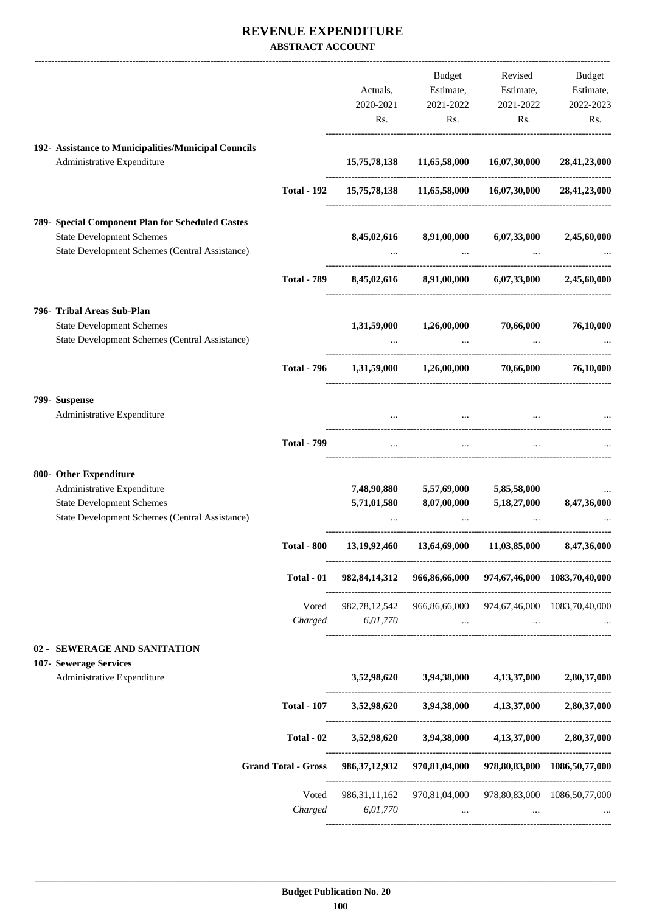# REVENUE EXPENDITURE

## ABSTRACT ACCOUNT

| | | Actuals, 2020-2021 Rs. | Budget Estimate, 2021-2022 Rs. | Revised Estimate, 2021-2022 Rs. | Budget Estimate, 2022-2023 Rs. |
|---|---|---|---|---|---|
| **192- Assistance to Municipalities/Municipal Councils** | | | | | |
| Administrative Expenditure | | **15,75,78,138** | **11,65,58,000** | **16,07,30,000** | **28,41,23,000** |
| | **Total - 192** | **15,75,78,138** | **11,65,58,000** | **16,07,30,000** | **28,41,23,000** |
| **789- Special Component Plan for Scheduled Castes** | | | | | |
| State Development Schemes | | **8,45,02,616** | **8,91,00,000** | **6,07,33,000** | **2,45,60,000** |
| State Development Schemes (Central Assistance) | | ... | ... | ... | ... |
| | **Total - 789** | **8,45,02,616** | **8,91,00,000** | **6,07,33,000** | **2,45,60,000** |
| **796- Tribal Areas Sub-Plan** | | | | | |
| State Development Schemes | | **1,31,59,000** | **1,26,00,000** | **70,66,000** | **76,10,000** |
| State Development Schemes (Central Assistance) | | ... | ... | ... | ... |
| | **Total - 796** | **1,31,59,000** | **1,26,00,000** | **70,66,000** | **76,10,000** |
| **799- Suspense** | | | | | |
| Administrative Expenditure | | ... | ... | ... | ... |
| | **Total - 799** | ... | ... | ... | ... |
| **800- Other Expenditure** | | | | | |
| Administrative Expenditure | | **7,48,90,880** | **5,57,69,000** | **5,85,58,000** | ... |
| State Development Schemes | | **5,71,01,580** | **8,07,00,000** | **5,18,27,000** | **8,47,36,000** |
| State Development Schemes (Central Assistance) | | ... | ... | ... | ... |
| | **Total - 800** | **13,19,92,460** | **13,64,69,000** | **11,03,85,000** | **8,47,36,000** |
| | **Total - 01** | **982,84,14,312** | **966,86,66,000** | **974,67,46,000** | **1083,70,40,000** |
| | Voted | 982,78,12,542 | 966,86,66,000 | 974,67,46,000 | 1083,70,40,000 |
| | *Charged* | *6,01,770* | ... | ... | ... |
| **02 - SEWERAGE AND SANITATION** | | | | | |
| **107- Sewerage Services** | | | | | |
| Administrative Expenditure | | **3,52,98,620** | **3,94,38,000** | **4,13,37,000** | **2,80,37,000** |
| | **Total - 107** | **3,52,98,620** | **3,94,38,000** | **4,13,37,000** | **2,80,37,000** |
| | **Total - 02** | **3,52,98,620** | **3,94,38,000** | **4,13,37,000** | **2,80,37,000** |
| | **Grand Total - Gross** | **986,37,12,932** | **970,81,04,000** | **978,80,83,000** | **1086,50,77,000** |
| | Voted | 986,31,11,162 | 970,81,04,000 | 978,80,83,000 | 1086,50,77,000 |
| | *Charged* | *6,01,770* | ... | ... | ... |

**Budget Publication No. 20**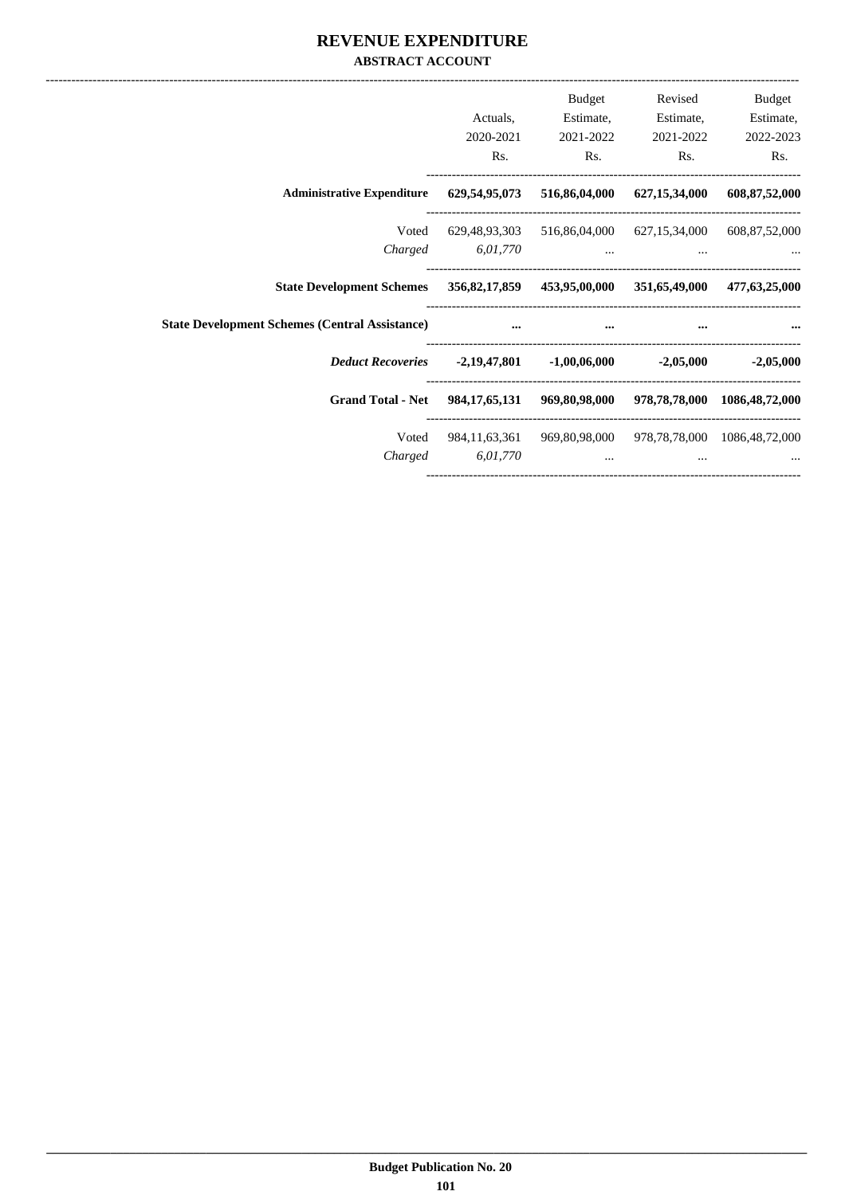# REVENUE EXPENDITURE

## ABSTRACT ACCOUNT

| | Actuals, 2020-2021 Rs. | Budget Estimate, 2021-2022 Rs. | Revised Estimate, 2021-2022 Rs. | Budget Estimate, 2022-2023 Rs. |
|---|---|---|---|---|
| **Administrative Expenditure** | **629,54,95,073** | **516,86,04,000** | **627,15,34,000** | **608,87,52,000** |
| Voted | 629,48,93,303 | 516,86,04,000 | 627,15,34,000 | 608,87,52,000 |
| *Charged* | *6,01,770* | ... | ... | ... |
| **State Development Schemes** | **356,82,17,859** | **453,95,00,000** | **351,65,49,000** | **477,63,25,000** |
| **State Development Schemes (Central Assistance)** | **...** | **...** | **...** | **...** |
| ***Deduct Recoveries*** | **-2,19,47,801** | **-1,00,06,000** | **-2,05,000** | **-2,05,000** |
| **Grand Total - Net** | **984,17,65,131** | **969,80,98,000** | **978,78,78,000** | **1086,48,72,000** |
| Voted | 984,11,63,361 | 969,80,98,000 | 978,78,78,000 | 1086,48,72,000 |
| *Charged* | *6,01,770* | ... | ... | ... |

Budget Publication No. 20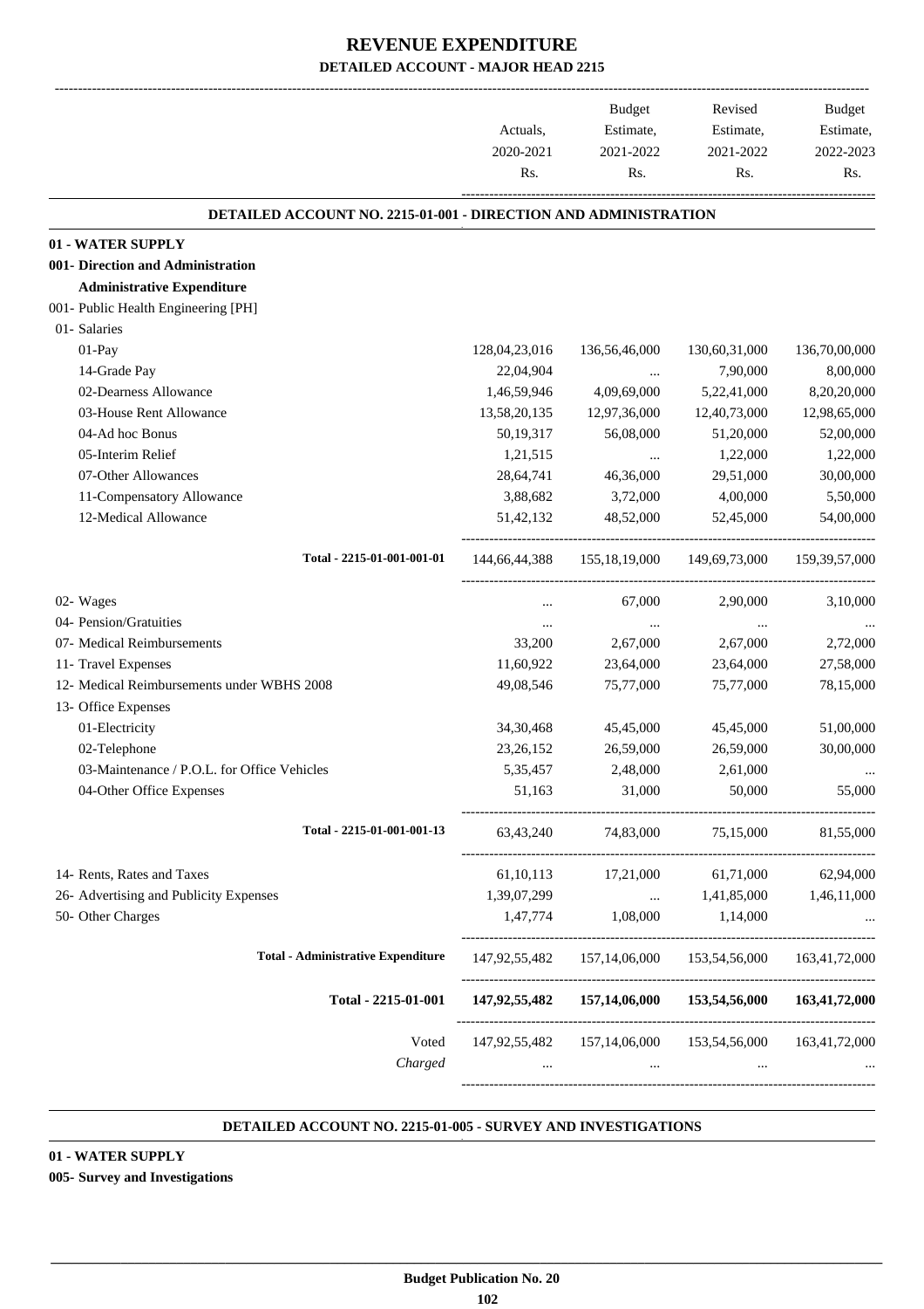# REVENUE EXPENDITURE

## DETAILED ACCOUNT - MAJOR HEAD 2215

| | Actuals, 2020-2021 Rs. | Budget Estimate, 2021-2022 Rs. | Revised Estimate, 2021-2022 Rs. | Budget Estimate, 2022-2023 Rs. |
|---|---|---|---|---|
| **DETAILED ACCOUNT NO. 2215-01-001 - DIRECTION AND ADMINISTRATION** | | | | |
| **01 - WATER SUPPLY** | | | | |
| **001- Direction and Administration** | | | | |
| **Administrative Expenditure** | | | | |
| 001- Public Health Engineering [PH] | | | | |
| 01- Salaries | | | | |
| 01-Pay | 128,04,23,016 | 136,56,46,000 | 130,60,31,000 | 136,70,00,000 |
| 14-Grade Pay | 22,04,904 | ... | 7,90,000 | 8,00,000 |
| 02-Dearness Allowance | 1,46,59,946 | 4,09,69,000 | 5,22,41,000 | 8,20,20,000 |
| 03-House Rent Allowance | 13,58,20,135 | 12,97,36,000 | 12,40,73,000 | 12,98,65,000 |
| 04-Ad hoc Bonus | 50,19,317 | 56,08,000 | 51,20,000 | 52,00,000 |
| 05-Interim Relief | 1,21,515 | ... | 1,22,000 | 1,22,000 |
| 07-Other Allowances | 28,64,741 | 46,36,000 | 29,51,000 | 30,00,000 |
| 11-Compensatory Allowance | 3,88,682 | 3,72,000 | 4,00,000 | 5,50,000 |
| 12-Medical Allowance | 51,42,132 | 48,52,000 | 52,45,000 | 54,00,000 |
| Total - 2215-01-001-001-01 | 144,66,44,388 | 155,18,19,000 | 149,69,73,000 | 159,39,57,000 |
| 02- Wages | ... | 67,000 | 2,90,000 | 3,10,000 |
| 04- Pension/Gratuities | ... | ... | ... | ... |
| 07- Medical Reimbursements | 33,200 | 2,67,000 | 2,67,000 | 2,72,000 |
| 11- Travel Expenses | 11,60,922 | 23,64,000 | 23,64,000 | 27,58,000 |
| 12- Medical Reimbursements under WBHS 2008 | 49,08,546 | 75,77,000 | 75,77,000 | 78,15,000 |
| 13- Office Expenses | | | | |
| 01-Electricity | 34,30,468 | 45,45,000 | 45,45,000 | 51,00,000 |
| 02-Telephone | 23,26,152 | 26,59,000 | 26,59,000 | 30,00,000 |
| 03-Maintenance / P.O.L. for Office Vehicles | 5,35,457 | 2,48,000 | 2,61,000 | ... |
| 04-Other Office Expenses | 51,163 | 31,000 | 50,000 | 55,000 |
| Total - 2215-01-001-001-13 | 63,43,240 | 74,83,000 | 75,15,000 | 81,55,000 |
| 14- Rents, Rates and Taxes | 61,10,113 | 17,21,000 | 61,71,000 | 62,94,000 |
| 26- Advertising and Publicity Expenses | 1,39,07,299 | ... | 1,41,85,000 | 1,46,11,000 |
| 50- Other Charges | 1,47,774 | 1,08,000 | 1,14,000 | ... |
| **Total - Administrative Expenditure** | 147,92,55,482 | 157,14,06,000 | 153,54,56,000 | 163,41,72,000 |
| **Total - 2215-01-001** | **147,92,55,482** | **157,14,06,000** | **153,54,56,000** | **163,41,72,000** |
| Voted | 147,92,55,482 | 157,14,06,000 | 153,54,56,000 | 163,41,72,000 |
| *Charged* | ... | ... | ... | ... |

**DETAILED ACCOUNT NO. 2215-01-005 - SURVEY AND INVESTIGATIONS**

**01 - WATER SUPPLY**

**005- Survey and Investigations**

Budget Publication No. 20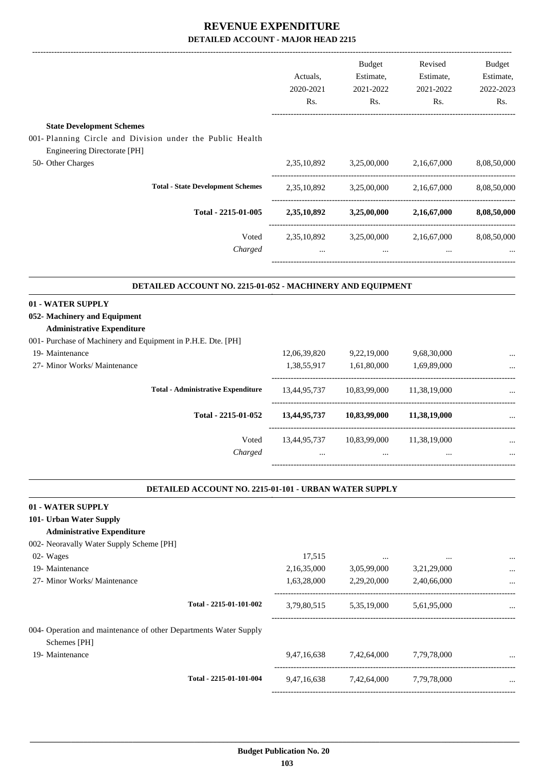# REVENUE EXPENDITURE

## DETAILED ACCOUNT - MAJOR HEAD 2215

| | Actuals, 2020-2021 Rs. | Budget Estimate, 2021-2022 Rs. | Revised Estimate, 2021-2022 Rs. | Budget Estimate, 2022-2023 Rs. |
|---|---|---|---|---|
| **State Development Schemes** | | | | |
| 001- Planning Circle and Division under the Public Health Engineering Directorate [PH] | | | | |
| 50- Other Charges | 2,35,10,892 | 3,25,00,000 | 2,16,67,000 | 8,08,50,000 |
| **Total - State Development Schemes** | 2,35,10,892 | 3,25,00,000 | 2,16,67,000 | 8,08,50,000 |
| **Total - 2215-01-005** | **2,35,10,892** | **3,25,00,000** | **2,16,67,000** | **8,08,50,000** |
| Voted | 2,35,10,892 | 3,25,00,000 | 2,16,67,000 | 8,08,50,000 |
| *Charged* | ... | ... | ... | ... |

### DETAILED ACCOUNT NO. 2215-01-052 - MACHINERY AND EQUIPMENT

| | Actuals, 2020-2021 Rs. | Budget Estimate, 2021-2022 Rs. | Revised Estimate, 2021-2022 Rs. | Budget Estimate, 2022-2023 Rs. |
|---|---|---|---|---|
| **01 - WATER SUPPLY** | | | | |
| **052- Machinery and Equipment** | | | | |
| **Administrative Expenditure** | | | | |
| 001- Purchase of Machinery and Equipment in P.H.E. Dte. [PH] | | | | |
| 19- Maintenance | 12,06,39,820 | 9,22,19,000 | 9,68,30,000 | ... |
| 27- Minor Works/ Maintenance | 1,38,55,917 | 1,61,80,000 | 1,69,89,000 | ... |
| **Total - Administrative Expenditure** | 13,44,95,737 | 10,83,99,000 | 11,38,19,000 | ... |
| **Total - 2215-01-052** | **13,44,95,737** | **10,83,99,000** | **11,38,19,000** | ... |
| Voted | 13,44,95,737 | 10,83,99,000 | 11,38,19,000 | ... |
| *Charged* | ... | ... | ... | ... |

### DETAILED ACCOUNT NO. 2215-01-101 - URBAN WATER SUPPLY

| | Actuals, 2020-2021 Rs. | Budget Estimate, 2021-2022 Rs. | Revised Estimate, 2021-2022 Rs. | Budget Estimate, 2022-2023 Rs. |
|---|---|---|---|---|
| **01 - WATER SUPPLY** | | | | |
| **101- Urban Water Supply** | | | | |
| **Administrative Expenditure** | | | | |
| 002- Neoravally Water Supply Scheme [PH] | | | | |
| 02- Wages | 17,515 | ... | ... | ... |
| 19- Maintenance | 2,16,35,000 | 3,05,99,000 | 3,21,29,000 | ... |
| 27- Minor Works/ Maintenance | 1,63,28,000 | 2,29,20,000 | 2,40,66,000 | ... |
| **Total - 2215-01-101-002** | 3,79,80,515 | 5,35,19,000 | 5,61,95,000 | ... |
| 004- Operation and maintenance of other Departments Water Supply Schemes [PH] | | | | |
| 19- Maintenance | 9,47,16,638 | 7,42,64,000 | 7,79,78,000 | ... |
| **Total - 2215-01-101-004** | 9,47,16,638 | 7,42,64,000 | 7,79,78,000 | ... |

**Budget Publication No. 20**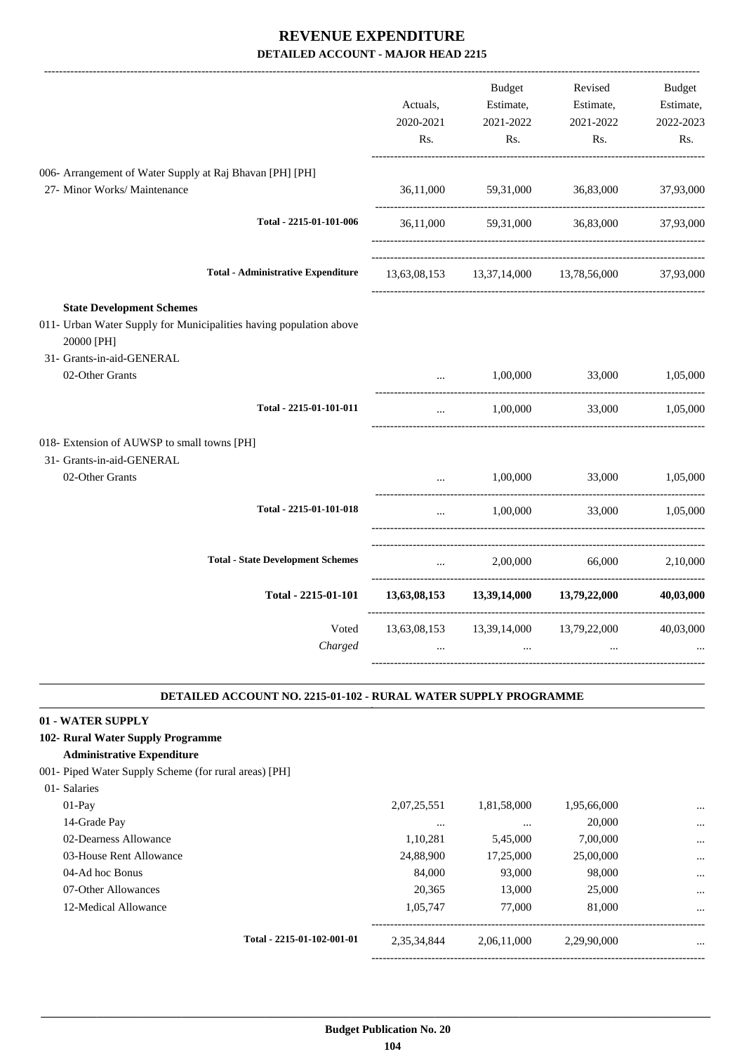# REVENUE EXPENDITURE

## DETAILED ACCOUNT - MAJOR HEAD 2215

| | Actuals, 2020-2021 Rs. | Budget Estimate, 2021-2022 Rs. | Revised Estimate, 2021-2022 Rs. | Budget Estimate, 2022-2023 Rs. |
|---|---|---|---|---|
| 006- Arrangement of Water Supply at Raj Bhavan [PH] [PH] | | | | |
| 27- Minor Works/ Maintenance | 36,11,000 | 59,31,000 | 36,83,000 | 37,93,000 |
| Total - 2215-01-101-006 | 36,11,000 | 59,31,000 | 36,83,000 | 37,93,000 |
| Total - Administrative Expenditure | 13,63,08,153 | 13,37,14,000 | 13,78,56,000 | 37,93,000 |
| **State Development Schemes** | | | | |
| 011- Urban Water Supply for Municipalities having population above 20000 [PH] | | | | |
| 31- Grants-in-aid-GENERAL | | | | |
| 02-Other Grants | ... | 1,00,000 | 33,000 | 1,05,000 |
| Total - 2215-01-101-011 | ... | 1,00,000 | 33,000 | 1,05,000 |
| 018- Extension of AUWSP to small towns [PH] | | | | |
| 31- Grants-in-aid-GENERAL | | | | |
| 02-Other Grants | ... | 1,00,000 | 33,000 | 1,05,000 |
| Total - 2215-01-101-018 | ... | 1,00,000 | 33,000 | 1,05,000 |
| Total - State Development Schemes | ... | 2,00,000 | 66,000 | 2,10,000 |
| **Total - 2215-01-101** | **13,63,08,153** | **13,39,14,000** | **13,79,22,000** | **40,03,000** |
| Voted | 13,63,08,153 | 13,39,14,000 | 13,79,22,000 | 40,03,000 |
| *Charged* | ... | ... | ... | ... |

### DETAILED ACCOUNT NO. 2215-01-102 - RURAL WATER SUPPLY PROGRAMME

**01 - WATER SUPPLY**

**102- Rural Water Supply Programme**

**Administrative Expenditure**

| | Actuals, 2020-2021 Rs. | Budget Estimate, 2021-2022 Rs. | Revised Estimate, 2021-2022 Rs. | Budget Estimate, 2022-2023 Rs. |
|---|---|---|---|---|
| 001- Piped Water Supply Scheme (for rural areas) [PH] | | | | |
| 01- Salaries | | | | |
| 01-Pay | 2,07,25,551 | 1,81,58,000 | 1,95,66,000 | ... |
| 14-Grade Pay | ... | ... | 20,000 | ... |
| 02-Dearness Allowance | 1,10,281 | 5,45,000 | 7,00,000 | ... |
| 03-House Rent Allowance | 24,88,900 | 17,25,000 | 25,00,000 | ... |
| 04-Ad hoc Bonus | 84,000 | 93,000 | 98,000 | ... |
| 07-Other Allowances | 20,365 | 13,000 | 25,000 | ... |
| 12-Medical Allowance | 1,05,747 | 77,000 | 81,000 | ... |
| Total - 2215-01-102-001-01 | 2,35,34,844 | 2,06,11,000 | 2,29,90,000 | ... |

Budget Publication No. 20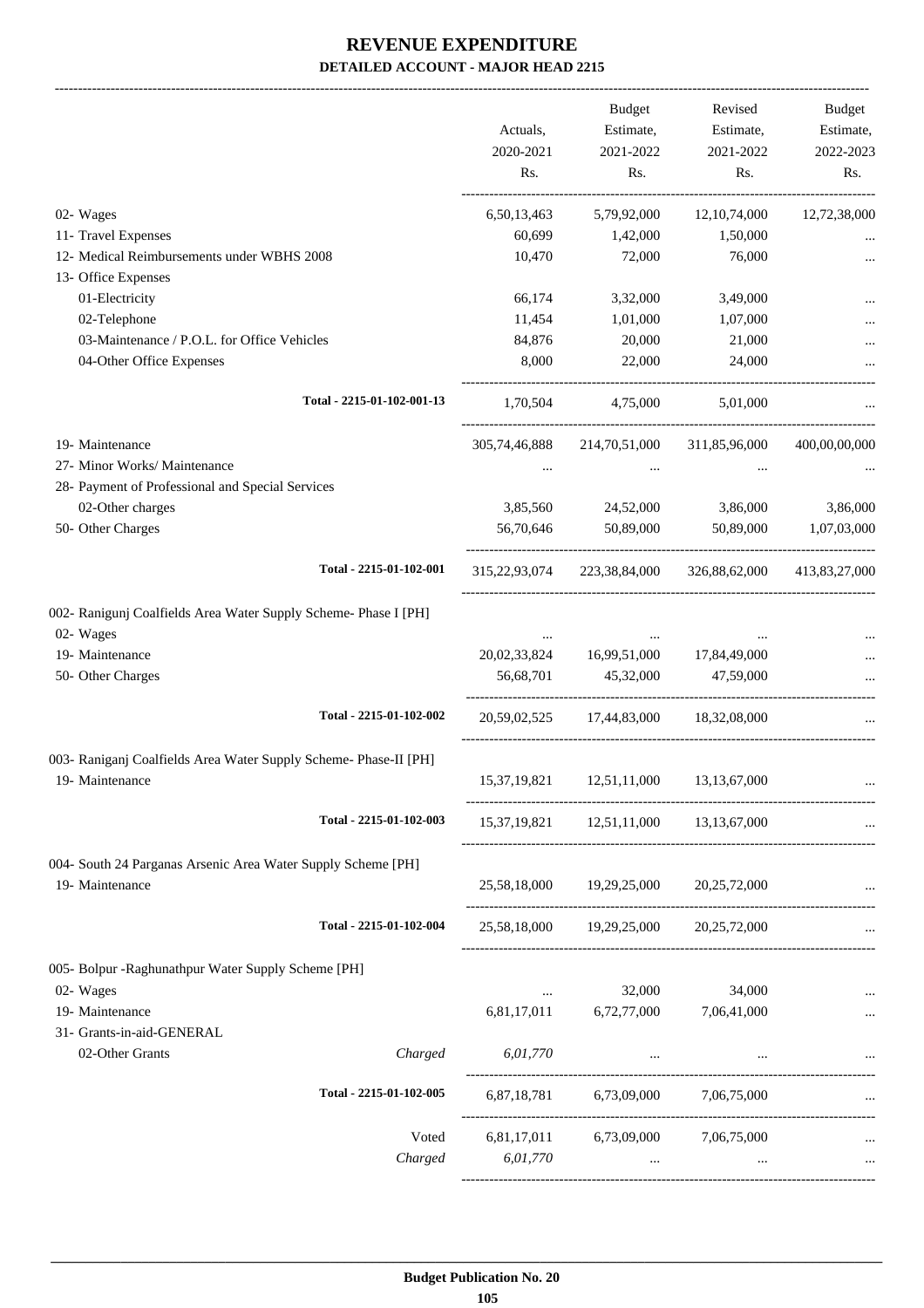# REVENUE EXPENDITURE
## DETAILED ACCOUNT - MAJOR HEAD 2215

| | Actuals, 2020-2021 Rs. | Budget Estimate, 2021-2022 Rs. | Revised Estimate, 2021-2022 Rs. | Budget Estimate, 2022-2023 Rs. |
|---|---|---|---|---|
| 02- Wages | 6,50,13,463 | 5,79,92,000 | 12,10,74,000 | 12,72,38,000 |
| 11- Travel Expenses | 60,699 | 1,42,000 | 1,50,000 | ... |
| 12- Medical Reimbursements under WBHS 2008 | 10,470 | 72,000 | 76,000 | ... |
| 13- Office Expenses | | | | |
| 01-Electricity | 66,174 | 3,32,000 | 3,49,000 | ... |
| 02-Telephone | 11,454 | 1,01,000 | 1,07,000 | ... |
| 03-Maintenance / P.O.L. for Office Vehicles | 84,876 | 20,000 | 21,000 | ... |
| 04-Other Office Expenses | 8,000 | 22,000 | 24,000 | ... |
| Total - 2215-01-102-001-13 | 1,70,504 | 4,75,000 | 5,01,000 | ... |
| 19- Maintenance | 305,74,46,888 | 214,70,51,000 | 311,85,96,000 | 400,00,00,000 |
| 27- Minor Works/ Maintenance | ... | ... | ... | ... |
| 28- Payment of Professional and Special Services | | | | |
| 02-Other charges | 3,85,560 | 24,52,000 | 3,86,000 | 3,86,000 |
| 50- Other Charges | 56,70,646 | 50,89,000 | 50,89,000 | 1,07,03,000 |
| Total - 2215-01-102-001 | 315,22,93,074 | 223,38,84,000 | 326,88,62,000 | 413,83,27,000 |
| 002- Ranigunj Coalfields Area Water Supply Scheme- Phase I [PH] | | | | |
| 02- Wages | ... | ... | ... | ... |
| 19- Maintenance | 20,02,33,824 | 16,99,51,000 | 17,84,49,000 | ... |
| 50- Other Charges | 56,68,701 | 45,32,000 | 47,59,000 | ... |
| Total - 2215-01-102-002 | 20,59,02,525 | 17,44,83,000 | 18,32,08,000 | ... |
| 003- Raniganj Coalfields Area Water Supply Scheme- Phase-II [PH] | | | | |
| 19- Maintenance | 15,37,19,821 | 12,51,11,000 | 13,13,67,000 | ... |
| Total - 2215-01-102-003 | 15,37,19,821 | 12,51,11,000 | 13,13,67,000 | ... |
| 004- South 24 Parganas Arsenic Area Water Supply Scheme [PH] | | | | |
| 19- Maintenance | 25,58,18,000 | 19,29,25,000 | 20,25,72,000 | ... |
| Total - 2215-01-102-004 | 25,58,18,000 | 19,29,25,000 | 20,25,72,000 | ... |
| 005- Bolpur -Raghunathpur Water Supply Scheme [PH] | | | | |
| 02- Wages | ... | 32,000 | 34,000 | ... |
| 19- Maintenance | 6,81,17,011 | 6,72,77,000 | 7,06,41,000 | ... |
| 31- Grants-in-aid-GENERAL | | | | |
| 02-Other Grants *Charged* | *6,01,770* | ... | ... | ... |
| Total - 2215-01-102-005 | 6,87,18,781 | 6,73,09,000 | 7,06,75,000 | ... |
| Voted | 6,81,17,011 | 6,73,09,000 | 7,06,75,000 | ... |
| *Charged* | *6,01,770* | ... | ... | ... |

**Budget Publication No. 20**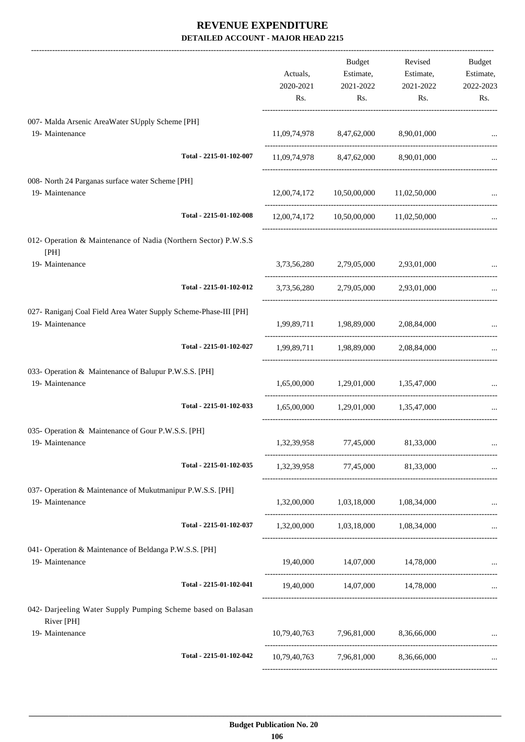# REVENUE EXPENDITURE

## DETAILED ACCOUNT - MAJOR HEAD 2215

| | Actuals, 2020-2021 Rs. | Budget Estimate, 2021-2022 Rs. | Revised Estimate, 2021-2022 Rs. | Budget Estimate, 2022-2023 Rs. |
|---|---|---|---|---|
| 007- Malda Arsenic AreaWater SUpply Scheme [PH] | | | | |
| 19- Maintenance | 11,09,74,978 | 8,47,62,000 | 8,90,01,000 | ... |
| Total - 2215-01-102-007 | 11,09,74,978 | 8,47,62,000 | 8,90,01,000 | ... |
| 008- North 24 Parganas surface water Scheme [PH] | | | | |
| 19- Maintenance | 12,00,74,172 | 10,50,00,000 | 11,02,50,000 | ... |
| Total - 2215-01-102-008 | 12,00,74,172 | 10,50,00,000 | 11,02,50,000 | ... |
| 012- Operation & Maintenance of Nadia (Northern Sector) P.W.S.S [PH] | | | | |
| 19- Maintenance | 3,73,56,280 | 2,79,05,000 | 2,93,01,000 | ... |
| Total - 2215-01-102-012 | 3,73,56,280 | 2,79,05,000 | 2,93,01,000 | ... |
| 027- Raniganj Coal Field Area Water Supply Scheme-Phase-III [PH] | | | | |
| 19- Maintenance | 1,99,89,711 | 1,98,89,000 | 2,08,84,000 | ... |
| Total - 2215-01-102-027 | 1,99,89,711 | 1,98,89,000 | 2,08,84,000 | ... |
| 033- Operation & Maintenance of Balupur P.W.S.S. [PH] | | | | |
| 19- Maintenance | 1,65,00,000 | 1,29,01,000 | 1,35,47,000 | ... |
| Total - 2215-01-102-033 | 1,65,00,000 | 1,29,01,000 | 1,35,47,000 | ... |
| 035- Operation & Maintenance of Gour P.W.S.S. [PH] | | | | |
| 19- Maintenance | 1,32,39,958 | 77,45,000 | 81,33,000 | ... |
| Total - 2215-01-102-035 | 1,32,39,958 | 77,45,000 | 81,33,000 | ... |
| 037- Operation & Maintenance of Mukutmanipur P.W.S.S. [PH] | | | | |
| 19- Maintenance | 1,32,00,000 | 1,03,18,000 | 1,08,34,000 | ... |
| Total - 2215-01-102-037 | 1,32,00,000 | 1,03,18,000 | 1,08,34,000 | ... |
| 041- Operation & Maintenance of Beldanga P.W.S.S. [PH] | | | | |
| 19- Maintenance | 19,40,000 | 14,07,000 | 14,78,000 | ... |
| Total - 2215-01-102-041 | 19,40,000 | 14,07,000 | 14,78,000 | ... |
| 042- Darjeeling Water Supply Pumping Scheme based on Balasan River [PH] | | | | |
| 19- Maintenance | 10,79,40,763 | 7,96,81,000 | 8,36,66,000 | ... |
| Total - 2215-01-102-042 | 10,79,40,763 | 7,96,81,000 | 8,36,66,000 | ... |

Budget Publication No. 20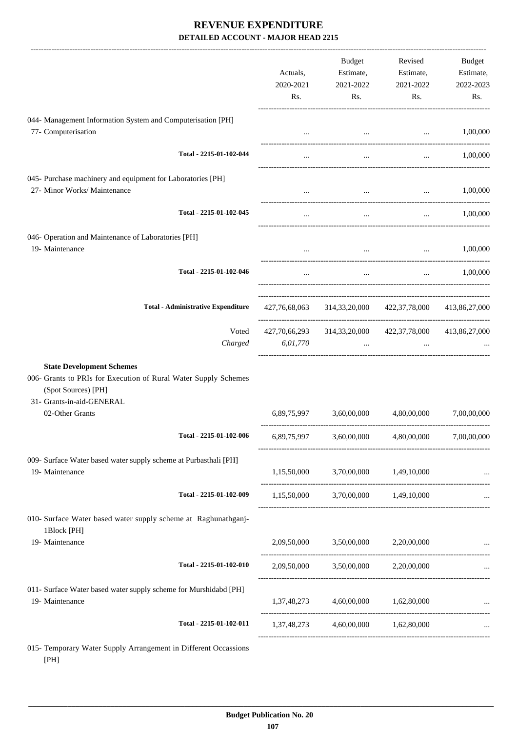# REVENUE EXPENDITURE

## DETAILED ACCOUNT - MAJOR HEAD 2215

| | Actuals, 2020-2021 Rs. | Budget Estimate, 2021-2022 Rs. | Revised Estimate, 2021-2022 Rs. | Budget Estimate, 2022-2023 Rs. |
|---|---|---|---|---|
| 044- Management Information System and Computerisation [PH] | | | | |
| 77- Computerisation | ... | ... | ... | 1,00,000 |
| Total - 2215-01-102-044 | ... | ... | ... | 1,00,000 |
| 045- Purchase machinery and equipment for Laboratories [PH] | | | | |
| 27- Minor Works/ Maintenance | ... | ... | ... | 1,00,000 |
| Total - 2215-01-102-045 | ... | ... | ... | 1,00,000 |
| 046- Operation and Maintenance of Laboratories [PH] | | | | |
| 19- Maintenance | ... | ... | ... | 1,00,000 |
| Total - 2215-01-102-046 | ... | ... | ... | 1,00,000 |
| **Total - Administrative Expenditure** | 427,76,68,063 | 314,33,20,000 | 422,37,78,000 | 413,86,27,000 |
| Voted | 427,70,66,293 | 314,33,20,000 | 422,37,78,000 | 413,86,27,000 |
| *Charged* | *6,01,770* | ... | ... | ... |
| **State Development Schemes** | | | | |
| 006- Grants to PRIs for Execution of Rural Water Supply Schemes (Spot Sources) [PH] | | | | |
| 31- Grants-in-aid-GENERAL | | | | |
| 02-Other Grants | 6,89,75,997 | 3,60,00,000 | 4,80,00,000 | 7,00,00,000 |
| Total - 2215-01-102-006 | 6,89,75,997 | 3,60,00,000 | 4,80,00,000 | 7,00,00,000 |
| 009- Surface Water based water supply scheme at Purbasthali [PH] | | | | |
| 19- Maintenance | 1,15,50,000 | 3,70,00,000 | 1,49,10,000 | ... |
| Total - 2215-01-102-009 | 1,15,50,000 | 3,70,00,000 | 1,49,10,000 | ... |
| 010- Surface Water based water supply scheme at Raghunathganj-1Block [PH] | | | | |
| 19- Maintenance | 2,09,50,000 | 3,50,00,000 | 2,20,00,000 | ... |
| Total - 2215-01-102-010 | 2,09,50,000 | 3,50,00,000 | 2,20,00,000 | ... |
| 011- Surface Water based water supply scheme for Murshidabd [PH] | | | | |
| 19- Maintenance | 1,37,48,273 | 4,60,00,000 | 1,62,80,000 | ... |
| Total - 2215-01-102-011 | 1,37,48,273 | 4,60,00,000 | 1,62,80,000 | ... |
| 015- Temporary Water Supply Arrangement in Different Occassions [PH] | | | | |

Budget Publication No. 20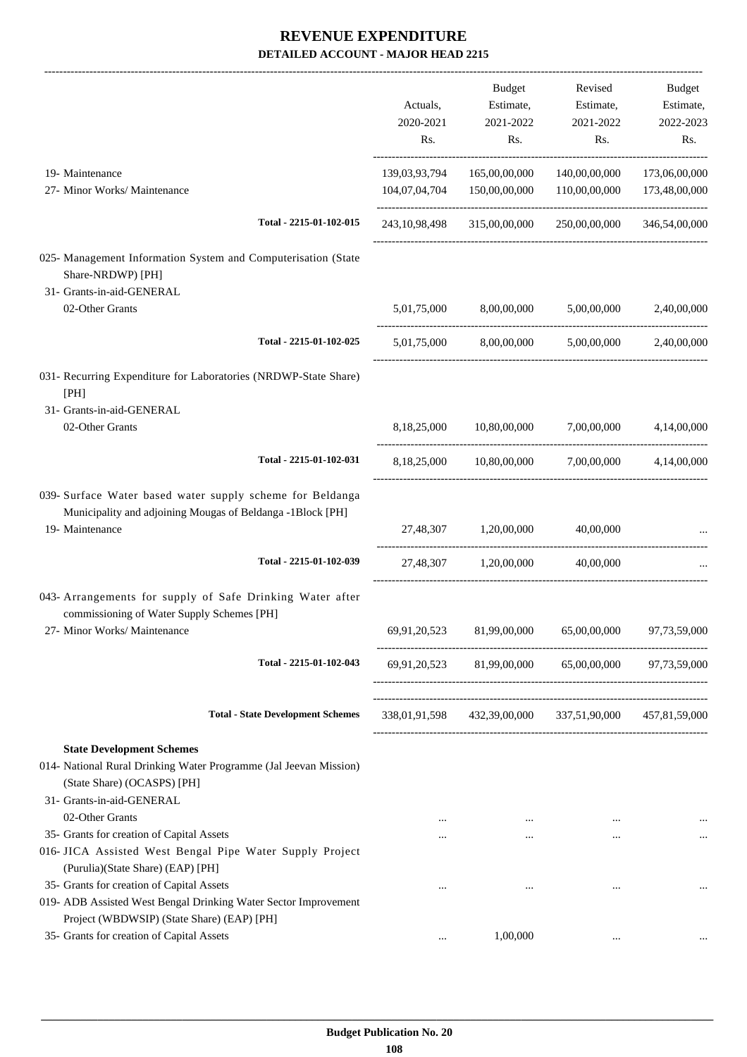# REVENUE EXPENDITURE

## DETAILED ACCOUNT - MAJOR HEAD 2215

| | Actuals, 2020-2021 Rs. | Budget Estimate, 2021-2022 Rs. | Revised Estimate, 2021-2022 Rs. | Budget Estimate, 2022-2023 Rs. |
|---|---|---|---|---|
| 19- Maintenance | 139,03,93,794 | 165,00,00,000 | 140,00,00,000 | 173,06,00,000 |
| 27- Minor Works/ Maintenance | 104,07,04,704 | 150,00,00,000 | 110,00,00,000 | 173,48,00,000 |
| Total - 2215-01-102-015 | 243,10,98,498 | 315,00,00,000 | 250,00,00,000 | 346,54,00,000 |
| 025- Management Information System and Computerisation (State Share-NRDWP) [PH] | | | | |
| 31- Grants-in-aid-GENERAL | | | | |
| 02-Other Grants | 5,01,75,000 | 8,00,00,000 | 5,00,00,000 | 2,40,00,000 |
| Total - 2215-01-102-025 | 5,01,75,000 | 8,00,00,000 | 5,00,00,000 | 2,40,00,000 |
| 031- Recurring Expenditure for Laboratories (NRDWP-State Share) [PH] | | | | |
| 31- Grants-in-aid-GENERAL | | | | |
| 02-Other Grants | 8,18,25,000 | 10,80,00,000 | 7,00,00,000 | 4,14,00,000 |
| Total - 2215-01-102-031 | 8,18,25,000 | 10,80,00,000 | 7,00,00,000 | 4,14,00,000 |
| 039- Surface Water based water supply scheme for Beldanga Municipality and adjoining Mougas of Beldanga -1Block [PH] | | | | |
| 19- Maintenance | 27,48,307 | 1,20,00,000 | 40,00,000 | ... |
| Total - 2215-01-102-039 | 27,48,307 | 1,20,00,000 | 40,00,000 | ... |
| 043- Arrangements for supply of Safe Drinking Water after commissioning of Water Supply Schemes [PH] | | | | |
| 27- Minor Works/ Maintenance | 69,91,20,523 | 81,99,00,000 | 65,00,00,000 | 97,73,59,000 |
| Total - 2215-01-102-043 | 69,91,20,523 | 81,99,00,000 | 65,00,00,000 | 97,73,59,000 |
| Total - State Development Schemes | 338,01,91,598 | 432,39,00,000 | 337,51,90,000 | 457,81,59,000 |
| **State Development Schemes** | | | | |
| 014- National Rural Drinking Water Programme (Jal Jeevan Mission) (State Share) (OCASPS) [PH] | | | | |
| 31- Grants-in-aid-GENERAL | | | | |
| 02-Other Grants | ... | ... | ... | ... |
| 35- Grants for creation of Capital Assets | ... | ... | ... | ... |
| 016- JICA Assisted West Bengal Pipe Water Supply Project (Purulia)(State Share) (EAP) [PH] | | | | |
| 35- Grants for creation of Capital Assets | ... | ... | ... | ... |
| 019- ADB Assisted West Bengal Drinking Water Sector Improvement Project (WBDWSIP) (State Share) (EAP) [PH] | | | | |
| 35- Grants for creation of Capital Assets | ... | 1,00,000 | ... | ... |

Budget Publication No. 20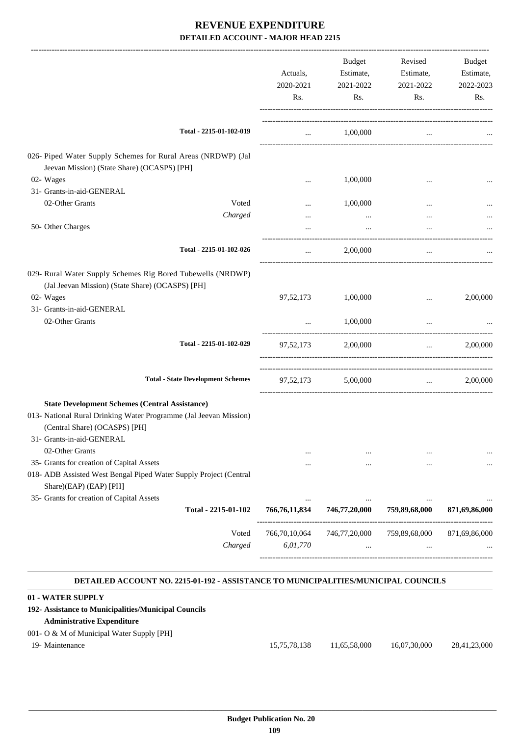# REVENUE EXPENDITURE

## DETAILED ACCOUNT - MAJOR HEAD 2215

| | Actuals, 2020-2021 Rs. | Budget Estimate, 2021-2022 Rs. | Revised Estimate, 2021-2022 Rs. | Budget Estimate, 2022-2023 Rs. |
|---|---|---|---|---|
| Total - 2215-01-102-019 | ... | 1,00,000 | ... | ... |
| 026- Piped Water Supply Schemes for Rural Areas (NRDWP) (Jal Jeevan Mission) (State Share) (OCASPS) [PH] | | | | |
| 02- Wages | ... | 1,00,000 | ... | ... |
| 31- Grants-in-aid-GENERAL | | | | |
| 02-Other Grants Voted | ... | 1,00,000 | ... | ... |
| *Charged* | ... | ... | ... | ... |
| 50- Other Charges | ... | ... | ... | ... |
| Total - 2215-01-102-026 | ... | 2,00,000 | ... | ... |
| 029- Rural Water Supply Schemes Rig Bored Tubewells (NRDWP) (Jal Jeevan Mission) (State Share) (OCASPS) [PH] | | | | |
| 02- Wages | 97,52,173 | 1,00,000 | ... | 2,00,000 |
| 31- Grants-in-aid-GENERAL | | | | |
| 02-Other Grants | ... | 1,00,000 | ... | ... |
| Total - 2215-01-102-029 | 97,52,173 | 2,00,000 | ... | 2,00,000 |
| **Total - State Development Schemes** | 97,52,173 | 5,00,000 | ... | 2,00,000 |
| **State Development Schemes (Central Assistance)** | | | | |
| 013- National Rural Drinking Water Programme (Jal Jeevan Mission) (Central Share) (OCASPS) [PH] | | | | |
| 31- Grants-in-aid-GENERAL | | | | |
| 02-Other Grants | ... | ... | ... | ... |
| 35- Grants for creation of Capital Assets | ... | ... | ... | ... |
| 018- ADB Assisted West Bengal Piped Water Supply Project (Central Share)(EAP) (EAP) [PH] | | | | |
| 35- Grants for creation of Capital Assets | ... | ... | ... | ... |
| **Total - 2215-01-102** | **766,76,11,834** | **746,77,20,000** | **759,89,68,000** | **871,69,86,000** |
| Voted | 766,70,10,064 | 746,77,20,000 | 759,89,68,000 | 871,69,86,000 |
| *Charged* | *6,01,770* | ... | ... | ... |

### DETAILED ACCOUNT NO. 2215-01-192 - ASSISTANCE TO MUNICIPALITIES/MUNICIPAL COUNCILS

| | Actuals, 2020-2021 Rs. | Budget Estimate, 2021-2022 Rs. | Revised Estimate, 2021-2022 Rs. | Budget Estimate, 2022-2023 Rs. |
|---|---|---|---|---|
| **01 - WATER SUPPLY** | | | | |
| **192- Assistance to Municipalities/Municipal Councils** | | | | |
| **Administrative Expenditure** | | | | |
| 001- O & M of Municipal Water Supply [PH] | | | | |
| 19- Maintenance | 15,75,78,138 | 11,65,58,000 | 16,07,30,000 | 28,41,23,000 |

Budget Publication No. 20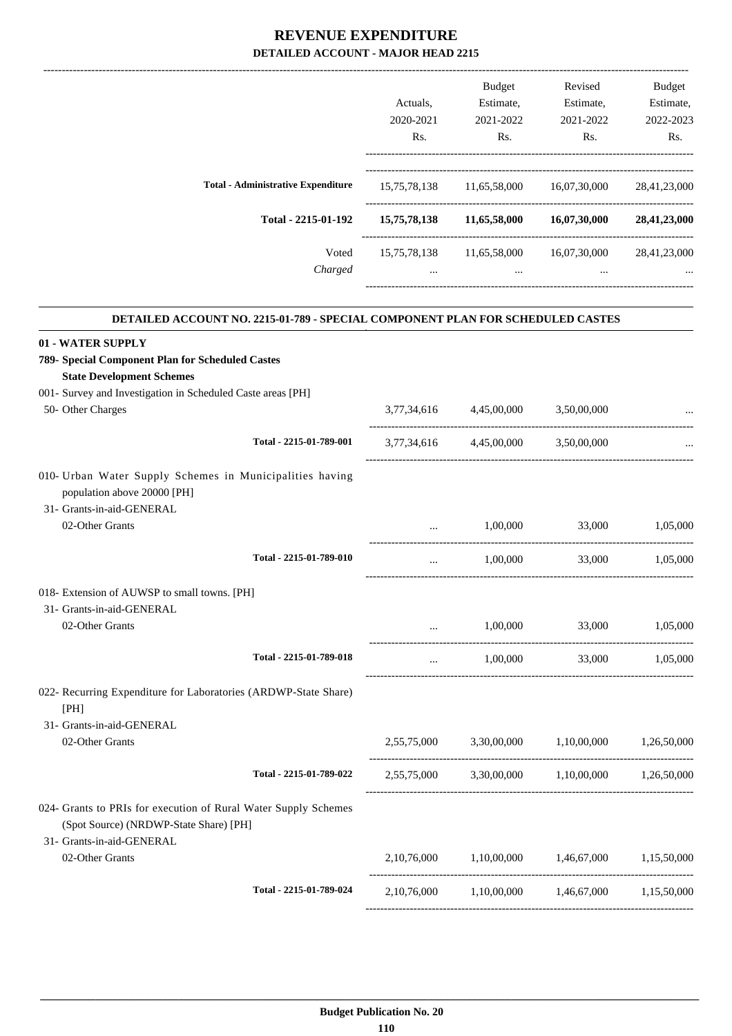# REVENUE EXPENDITURE
## DETAILED ACCOUNT - MAJOR HEAD 2215

| | Actuals, 2020-2021 Rs. | Budget Estimate, 2021-2022 Rs. | Revised Estimate, 2021-2022 Rs. | Budget Estimate, 2022-2023 Rs. |
|---|---|---|---|---|
| **Total - Administrative Expenditure** | 15,75,78,138 | 11,65,58,000 | 16,07,30,000 | 28,41,23,000 |
| **Total - 2215-01-192** | **15,75,78,138** | **11,65,58,000** | **16,07,30,000** | **28,41,23,000** |
| Voted | 15,75,78,138 | 11,65,58,000 | 16,07,30,000 | 28,41,23,000 |
| *Charged* | ... | ... | ... | ... |

**DETAILED ACCOUNT NO. 2215-01-789 - SPECIAL COMPONENT PLAN FOR SCHEDULED CASTES**

| | Actuals, 2020-2021 Rs. | Budget Estimate, 2021-2022 Rs. | Revised Estimate, 2021-2022 Rs. | Budget Estimate, 2022-2023 Rs. |
|---|---|---|---|---|
| **01 - WATER SUPPLY** | | | | |
| **789- Special Component Plan for Scheduled Castes** | | | | |
| **State Development Schemes** | | | | |
| 001- Survey and Investigation in Scheduled Caste areas [PH] | | | | |
| 50- Other Charges | 3,77,34,616 | 4,45,00,000 | 3,50,00,000 | ... |
| **Total - 2215-01-789-001** | 3,77,34,616 | 4,45,00,000 | 3,50,00,000 | ... |
| 010- Urban Water Supply Schemes in Municipalities having population above 20000 [PH] | | | | |
| 31- Grants-in-aid-GENERAL | | | | |
| 02-Other Grants | ... | 1,00,000 | 33,000 | 1,05,000 |
| **Total - 2215-01-789-010** | ... | 1,00,000 | 33,000 | 1,05,000 |
| 018- Extension of AUWSP to small towns. [PH] | | | | |
| 31- Grants-in-aid-GENERAL | | | | |
| 02-Other Grants | ... | 1,00,000 | 33,000 | 1,05,000 |
| **Total - 2215-01-789-018** | ... | 1,00,000 | 33,000 | 1,05,000 |
| 022- Recurring Expenditure for Laboratories (ARDWP-State Share) [PH] | | | | |
| 31- Grants-in-aid-GENERAL | | | | |
| 02-Other Grants | 2,55,75,000 | 3,30,00,000 | 1,10,00,000 | 1,26,50,000 |
| **Total - 2215-01-789-022** | 2,55,75,000 | 3,30,00,000 | 1,10,00,000 | 1,26,50,000 |
| 024- Grants to PRIs for execution of Rural Water Supply Schemes (Spot Source) (NRDWP-State Share) [PH] | | | | |
| 31- Grants-in-aid-GENERAL | | | | |
| 02-Other Grants | 2,10,76,000 | 1,10,00,000 | 1,46,67,000 | 1,15,50,000 |
| **Total - 2215-01-789-024** | 2,10,76,000 | 1,10,00,000 | 1,46,67,000 | 1,15,50,000 |

**Budget Publication No. 20**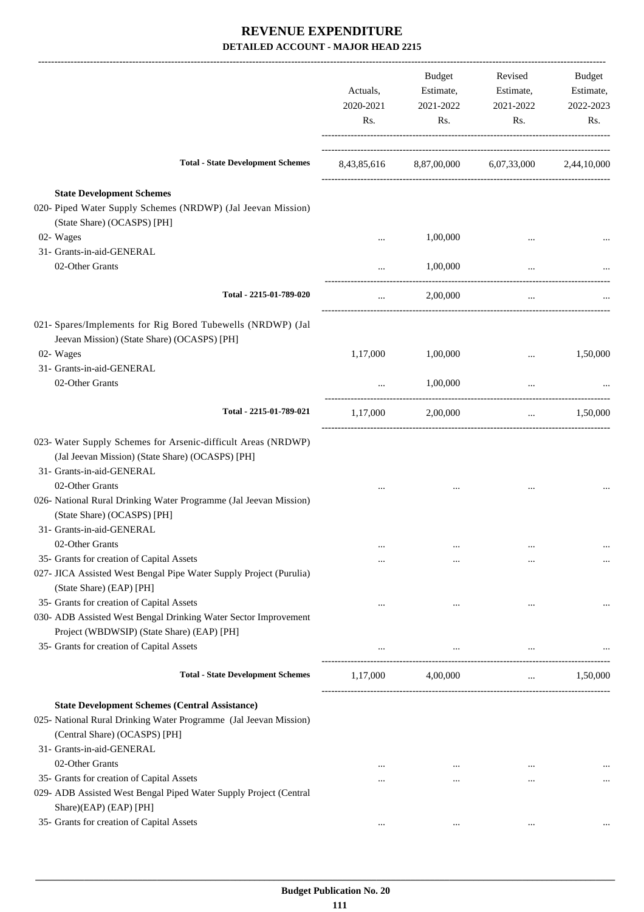# REVENUE EXPENDITURE

### DETAILED ACCOUNT - MAJOR HEAD 2215

| | Actuals, 2020-2021 Rs. | Budget Estimate, 2021-2022 Rs. | Revised Estimate, 2021-2022 Rs. | Budget Estimate, 2022-2023 Rs. |
|---|---|---|---|---|
| **Total - State Development Schemes** | 8,43,85,616 | 8,87,00,000 | 6,07,33,000 | 2,44,10,000 |
| **State Development Schemes** | | | | |
| 020- Piped Water Supply Schemes (NRDWP) (Jal Jeevan Mission) (State Share) (OCASPS) [PH] | | | | |
| 02- Wages | ... | 1,00,000 | ... | ... |
| 31- Grants-in-aid-GENERAL | | | | |
| 02-Other Grants | ... | 1,00,000 | ... | ... |
| Total - 2215-01-789-020 | ... | 2,00,000 | ... | ... |
| 021- Spares/Implements for Rig Bored Tubewells (NRDWP) (Jal Jeevan Mission) (State Share) (OCASPS) [PH] | | | | |
| 02- Wages | 1,17,000 | 1,00,000 | ... | 1,50,000 |
| 31- Grants-in-aid-GENERAL | | | | |
| 02-Other Grants | ... | 1,00,000 | ... | ... |
| Total - 2215-01-789-021 | 1,17,000 | 2,00,000 | ... | 1,50,000 |
| 023- Water Supply Schemes for Arsenic-difficult Areas (NRDWP) (Jal Jeevan Mission) (State Share) (OCASPS) [PH] | | | | |
| 31- Grants-in-aid-GENERAL | | | | |
| 02-Other Grants | ... | ... | ... | ... |
| 026- National Rural Drinking Water Programme (Jal Jeevan Mission) (State Share) (OCASPS) [PH] | | | | |
| 31- Grants-in-aid-GENERAL | | | | |
| 02-Other Grants | ... | ... | ... | ... |
| 35- Grants for creation of Capital Assets | ... | ... | ... | ... |
| 027- JICA Assisted West Bengal Pipe Water Supply Project (Purulia) (State Share) (EAP) [PH] | | | | |
| 35- Grants for creation of Capital Assets | ... | ... | ... | ... |
| 030- ADB Assisted West Bengal Drinking Water Sector Improvement Project (WBDWSIP) (State Share) (EAP) [PH] | | | | |
| 35- Grants for creation of Capital Assets | ... | ... | ... | ... |
| **Total - State Development Schemes** | 1,17,000 | 4,00,000 | ... | 1,50,000 |
| **State Development Schemes (Central Assistance)** | | | | |
| 025- National Rural Drinking Water Programme (Jal Jeevan Mission) (Central Share) (OCASPS) [PH] | | | | |
| 31- Grants-in-aid-GENERAL | | | | |
| 02-Other Grants | ... | ... | ... | ... |
| 35- Grants for creation of Capital Assets | ... | ... | ... | ... |
| 029- ADB Assisted West Bengal Piped Water Supply Project (Central Share)(EAP) (EAP) [PH] | | | | |
| 35- Grants for creation of Capital Assets | ... | ... | ... | ... |

**Budget Publication No. 20**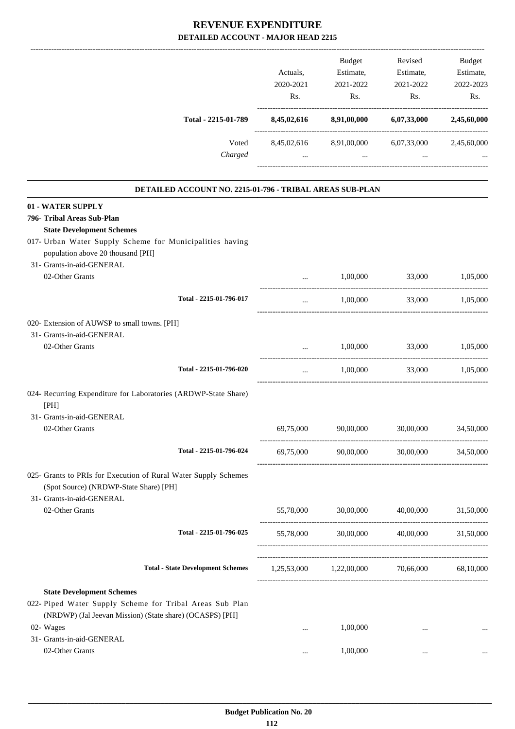# REVENUE EXPENDITURE

## DETAILED ACCOUNT - MAJOR HEAD 2215

| | Actuals, 2020-2021 Rs. | Budget Estimate, 2021-2022 Rs. | Revised Estimate, 2021-2022 Rs. | Budget Estimate, 2022-2023 Rs. |
|---|---|---|---|---|
| **Total - 2215-01-789** | **8,45,02,616** | **8,91,00,000** | **6,07,33,000** | **2,45,60,000** |
| Voted | 8,45,02,616 | 8,91,00,000 | 6,07,33,000 | 2,45,60,000 |
| *Charged* | ... | ... | ... | ... |

### DETAILED ACCOUNT NO. 2215-01-796 - TRIBAL AREAS SUB-PLAN

| | Actuals, 2020-2021 Rs. | Budget Estimate, 2021-2022 Rs. | Revised Estimate, 2021-2022 Rs. | Budget Estimate, 2022-2023 Rs. |
|---|---|---|---|---|
| **01 - WATER SUPPLY** | | | | |
| **796- Tribal Areas Sub-Plan** | | | | |
| **State Development Schemes** | | | | |
| 017- Urban Water Supply Scheme for Municipalities having population above 20 thousand [PH] | | | | |
| 31- Grants-in-aid-GENERAL | | | | |
| 02-Other Grants | ... | 1,00,000 | 33,000 | 1,05,000 |
| Total - 2215-01-796-017 | ... | 1,00,000 | 33,000 | 1,05,000 |
| 020- Extension of AUWSP to small towns. [PH] | | | | |
| 31- Grants-in-aid-GENERAL | | | | |
| 02-Other Grants | ... | 1,00,000 | 33,000 | 1,05,000 |
| Total - 2215-01-796-020 | ... | 1,00,000 | 33,000 | 1,05,000 |
| 024- Recurring Expenditure for Laboratories (ARDWP-State Share) [PH] | | | | |
| 31- Grants-in-aid-GENERAL | | | | |
| 02-Other Grants | 69,75,000 | 90,00,000 | 30,00,000 | 34,50,000 |
| Total - 2215-01-796-024 | 69,75,000 | 90,00,000 | 30,00,000 | 34,50,000 |
| 025- Grants to PRIs for Execution of Rural Water Supply Schemes (Spot Source) (NRDWP-State Share) [PH] | | | | |
| 31- Grants-in-aid-GENERAL | | | | |
| 02-Other Grants | 55,78,000 | 30,00,000 | 40,00,000 | 31,50,000 |
| Total - 2215-01-796-025 | 55,78,000 | 30,00,000 | 40,00,000 | 31,50,000 |
| **Total - State Development Schemes** | 1,25,53,000 | 1,22,00,000 | 70,66,000 | 68,10,000 |
| **State Development Schemes** | | | | |
| 022- Piped Water Supply Scheme for Tribal Areas Sub Plan (NRDWP) (Jal Jeevan Mission) (State share) (OCASPS) [PH] | | | | |
| 02- Wages | ... | 1,00,000 | ... | ... |
| 31- Grants-in-aid-GENERAL | | | | |
| 02-Other Grants | ... | 1,00,000 | ... | ... |

Budget Publication No. 20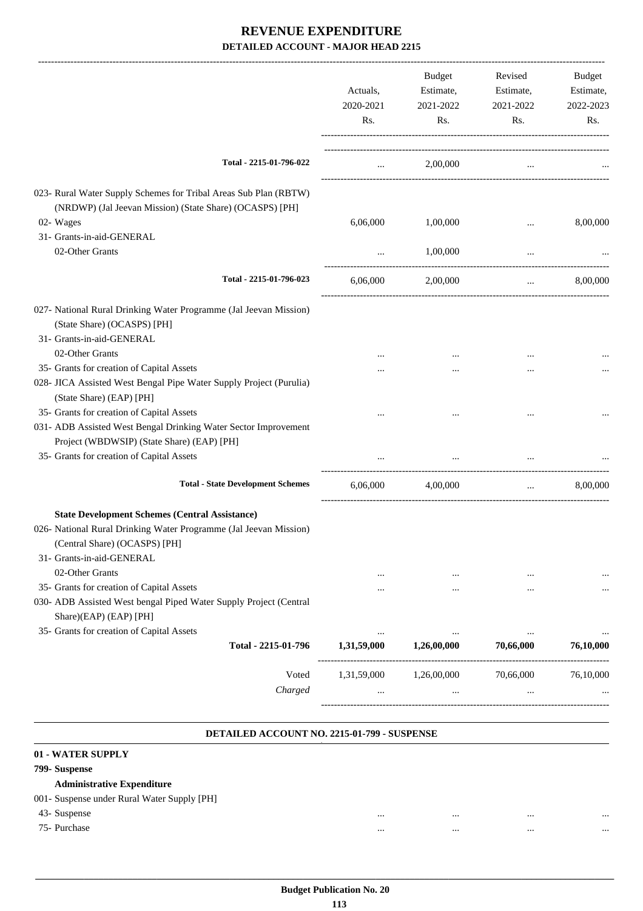# REVENUE EXPENDITURE

## DETAILED ACCOUNT - MAJOR HEAD 2215

| | Actuals, 2020-2021 Rs. | Budget Estimate, 2021-2022 Rs. | Revised Estimate, 2021-2022 Rs. | Budget Estimate, 2022-2023 Rs. |
|---|---|---|---|---|
| Total - 2215-01-796-022 | ... | 2,00,000 | ... | ... |
| 023- Rural Water Supply Schemes for Tribal Areas Sub Plan (RBTW) (NRDWP) (Jal Jeevan Mission) (State Share) (OCASPS) [PH] | | | | |
| 02- Wages | 6,06,000 | 1,00,000 | ... | 8,00,000 |
| 31- Grants-in-aid-GENERAL | | | | |
| 02-Other Grants | ... | 1,00,000 | ... | ... |
| Total - 2215-01-796-023 | 6,06,000 | 2,00,000 | ... | 8,00,000 |
| 027- National Rural Drinking Water Programme (Jal Jeevan Mission) (State Share) (OCASPS) [PH] | | | | |
| 31- Grants-in-aid-GENERAL | | | | |
| 02-Other Grants | ... | ... | ... | ... |
| 35- Grants for creation of Capital Assets | ... | ... | ... | ... |
| 028- JICA Assisted West Bengal Pipe Water Supply Project (Purulia) (State Share) (EAP) [PH] | | | | |
| 35- Grants for creation of Capital Assets | ... | ... | ... | ... |
| 031- ADB Assisted West Bengal Drinking Water Sector Improvement Project (WBDWSIP) (State Share) (EAP) [PH] | | | | |
| 35- Grants for creation of Capital Assets | ... | ... | ... | ... |
| **Total - State Development Schemes** | 6,06,000 | 4,00,000 | ... | 8,00,000 |
| **State Development Schemes (Central Assistance)** | | | | |
| 026- National Rural Drinking Water Programme (Jal Jeevan Mission) (Central Share) (OCASPS) [PH] | | | | |
| 31- Grants-in-aid-GENERAL | | | | |
| 02-Other Grants | ... | ... | ... | ... |
| 35- Grants for creation of Capital Assets | ... | ... | ... | ... |
| 030- ADB Assisted West bengal Piped Water Supply Project (Central Share)(EAP) (EAP) [PH] | | | | |
| 35- Grants for creation of Capital Assets | ... | ... | ... | ... |
| **Total - 2215-01-796** | **1,31,59,000** | **1,26,00,000** | **70,66,000** | **76,10,000** |
| Voted | 1,31,59,000 | 1,26,00,000 | 70,66,000 | 76,10,000 |
| *Charged* | ... | ... | ... | ... |

### DETAILED ACCOUNT NO. 2215-01-799 - SUSPENSE

| | | | | |
|---|---|---|---|---|
| **01 - WATER SUPPLY** | | | | |
| **799- Suspense** | | | | |
| **Administrative Expenditure** | | | | |
| 001- Suspense under Rural Water Supply [PH] | | | | |
| 43- Suspense | ... | ... | ... | ... |
| 75- Purchase | ... | ... | ... | ... |

**Budget Publication No. 20**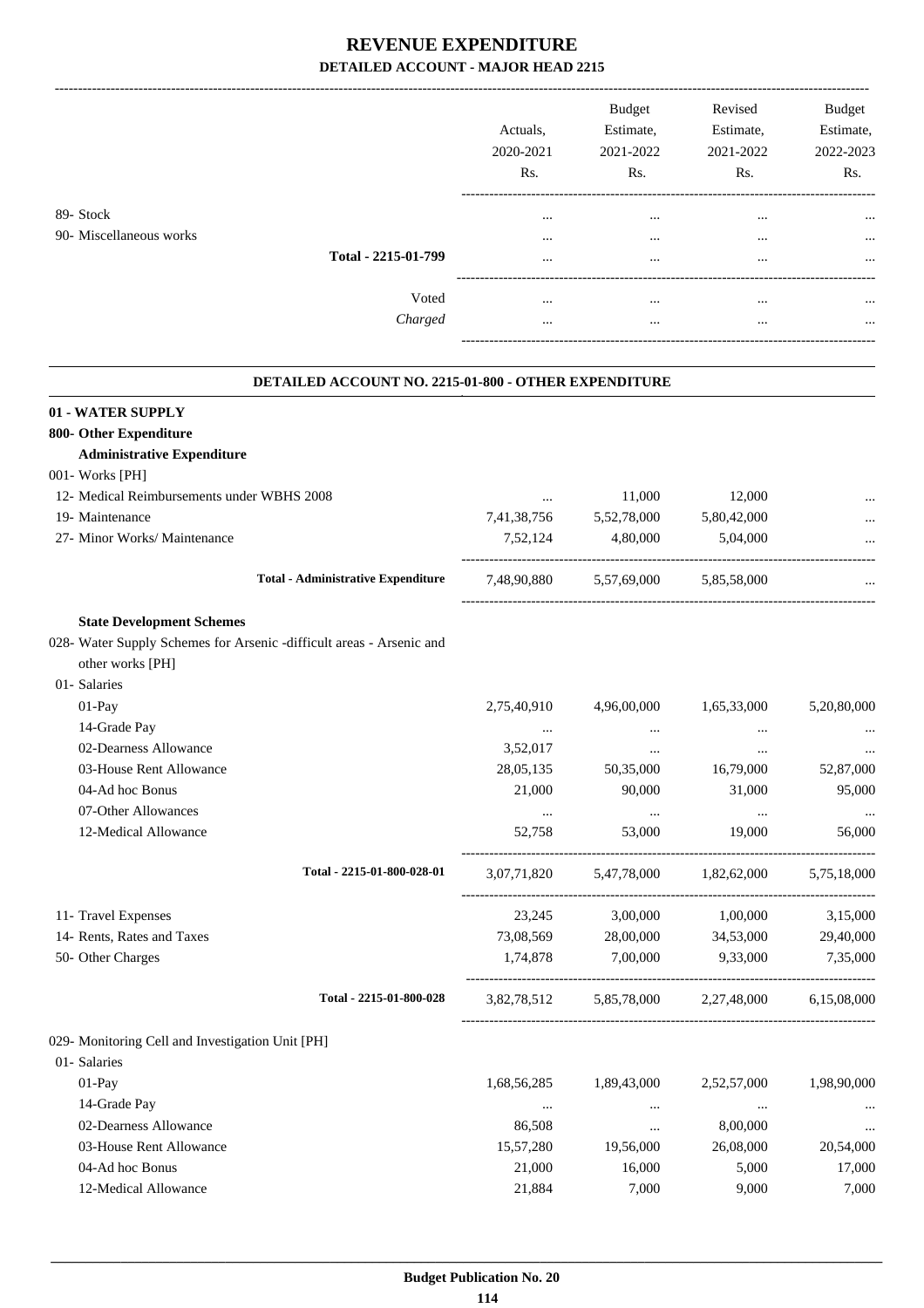# REVENUE EXPENDITURE
## DETAILED ACCOUNT - MAJOR HEAD 2215

| | Actuals, 2020-2021 Rs. | Budget Estimate, 2021-2022 Rs. | Revised Estimate, 2021-2022 Rs. | Budget Estimate, 2022-2023 Rs. |
|---|---|---|---|---|
| 89- Stock | ... | ... | ... | ... |
| 90- Miscellaneous works | ... | ... | ... | ... |
| **Total - 2215-01-799** | ... | ... | ... | ... |
| Voted | ... | ... | ... | ... |
| *Charged* | ... | ... | ... | ... |

### DETAILED ACCOUNT NO. 2215-01-800 - OTHER EXPENDITURE

| | Actuals, 2020-2021 Rs. | Budget Estimate, 2021-2022 Rs. | Revised Estimate, 2021-2022 Rs. | Budget Estimate, 2022-2023 Rs. |
|---|---|---|---|---|
| **01 - WATER SUPPLY** | | | | |
| **800- Other Expenditure** | | | | |
| **Administrative Expenditure** | | | | |
| 001- Works [PH] | | | | |
| 12- Medical Reimbursements under WBHS 2008 | ... | 11,000 | 12,000 | ... |
| 19- Maintenance | 7,41,38,756 | 5,52,78,000 | 5,80,42,000 | ... |
| 27- Minor Works/ Maintenance | 7,52,124 | 4,80,000 | 5,04,000 | ... |
| **Total - Administrative Expenditure** | 7,48,90,880 | 5,57,69,000 | 5,85,58,000 | ... |
| **State Development Schemes** | | | | |
| 028- Water Supply Schemes for Arsenic -difficult areas - Arsenic and other works [PH] | | | | |
| 01- Salaries | | | | |
| 01-Pay | 2,75,40,910 | 4,96,00,000 | 1,65,33,000 | 5,20,80,000 |
| 14-Grade Pay | ... | ... | ... | ... |
| 02-Dearness Allowance | 3,52,017 | ... | ... | ... |
| 03-House Rent Allowance | 28,05,135 | 50,35,000 | 16,79,000 | 52,87,000 |
| 04-Ad hoc Bonus | 21,000 | 90,000 | 31,000 | 95,000 |
| 07-Other Allowances | ... | ... | ... | ... |
| 12-Medical Allowance | 52,758 | 53,000 | 19,000 | 56,000 |
| **Total - 2215-01-800-028-01** | 3,07,71,820 | 5,47,78,000 | 1,82,62,000 | 5,75,18,000 |
| 11- Travel Expenses | 23,245 | 3,00,000 | 1,00,000 | 3,15,000 |
| 14- Rents, Rates and Taxes | 73,08,569 | 28,00,000 | 34,53,000 | 29,40,000 |
| 50- Other Charges | 1,74,878 | 7,00,000 | 9,33,000 | 7,35,000 |
| **Total - 2215-01-800-028** | 3,82,78,512 | 5,85,78,000 | 2,27,48,000 | 6,15,08,000 |
| 029- Monitoring Cell and Investigation Unit [PH] | | | | |
| 01- Salaries | | | | |
| 01-Pay | 1,68,56,285 | 1,89,43,000 | 2,52,57,000 | 1,98,90,000 |
| 14-Grade Pay | ... | ... | ... | ... |
| 02-Dearness Allowance | 86,508 | ... | 8,00,000 | ... |
| 03-House Rent Allowance | 15,57,280 | 19,56,000 | 26,08,000 | 20,54,000 |
| 04-Ad hoc Bonus | 21,000 | 16,000 | 5,000 | 17,000 |
| 12-Medical Allowance | 21,884 | 7,000 | 9,000 | 7,000 |

Budget Publication No. 20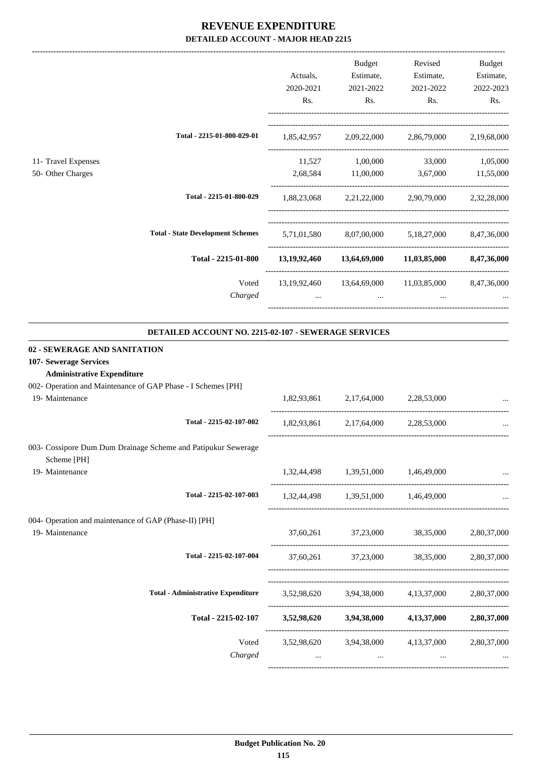# REVENUE EXPENDITURE

## DETAILED ACCOUNT - MAJOR HEAD 2215

| | Actuals, 2020-2021 Rs. | Budget Estimate, 2021-2022 Rs. | Revised Estimate, 2021-2022 Rs. | Budget Estimate, 2022-2023 Rs. |
|---|---|---|---|---|
| Total - 2215-01-800-029-01 | 1,85,42,957 | 2,09,22,000 | 2,86,79,000 | 2,19,68,000 |
| 11- Travel Expenses | 11,527 | 1,00,000 | 33,000 | 1,05,000 |
| 50- Other Charges | 2,68,584 | 11,00,000 | 3,67,000 | 11,55,000 |
| Total - 2215-01-800-029 | 1,88,23,068 | 2,21,22,000 | 2,90,79,000 | 2,32,28,000 |
| Total - State Development Schemes | 5,71,01,580 | 8,07,00,000 | 5,18,27,000 | 8,47,36,000 |
| **Total - 2215-01-800** | **13,19,92,460** | **13,64,69,000** | **11,03,85,000** | **8,47,36,000** |
| Voted | 13,19,92,460 | 13,64,69,000 | 11,03,85,000 | 8,47,36,000 |
| *Charged* | ... | ... | ... | ... |

### DETAILED ACCOUNT NO. 2215-02-107 - SEWERAGE SERVICES

| | Actuals, 2020-2021 Rs. | Budget Estimate, 2021-2022 Rs. | Revised Estimate, 2021-2022 Rs. | Budget Estimate, 2022-2023 Rs. |
|---|---|---|---|---|
| **02 - SEWERAGE AND SANITATION** | | | | |
| **107- Sewerage Services** | | | | |
| **Administrative Expenditure** | | | | |
| 002- Operation and Maintenance of GAP Phase - I Schemes [PH] | | | | |
| 19- Maintenance | 1,82,93,861 | 2,17,64,000 | 2,28,53,000 | ... |
| Total - 2215-02-107-002 | 1,82,93,861 | 2,17,64,000 | 2,28,53,000 | ... |
| 003- Cossipore Dum Dum Drainage Scheme and Patipukur Sewerage Scheme [PH] | | | | |
| 19- Maintenance | 1,32,44,498 | 1,39,51,000 | 1,46,49,000 | ... |
| Total - 2215-02-107-003 | 1,32,44,498 | 1,39,51,000 | 1,46,49,000 | ... |
| 004- Operation and maintenance of GAP (Phase-II) [PH] | | | | |
| 19- Maintenance | 37,60,261 | 37,23,000 | 38,35,000 | 2,80,37,000 |
| Total - 2215-02-107-004 | 37,60,261 | 37,23,000 | 38,35,000 | 2,80,37,000 |
| Total - Administrative Expenditure | 3,52,98,620 | 3,94,38,000 | 4,13,37,000 | 2,80,37,000 |
| **Total - 2215-02-107** | **3,52,98,620** | **3,94,38,000** | **4,13,37,000** | **2,80,37,000** |
| Voted | 3,52,98,620 | 3,94,38,000 | 4,13,37,000 | 2,80,37,000 |
| *Charged* | ... | ... | ... | ... |

Budget Publication No. 20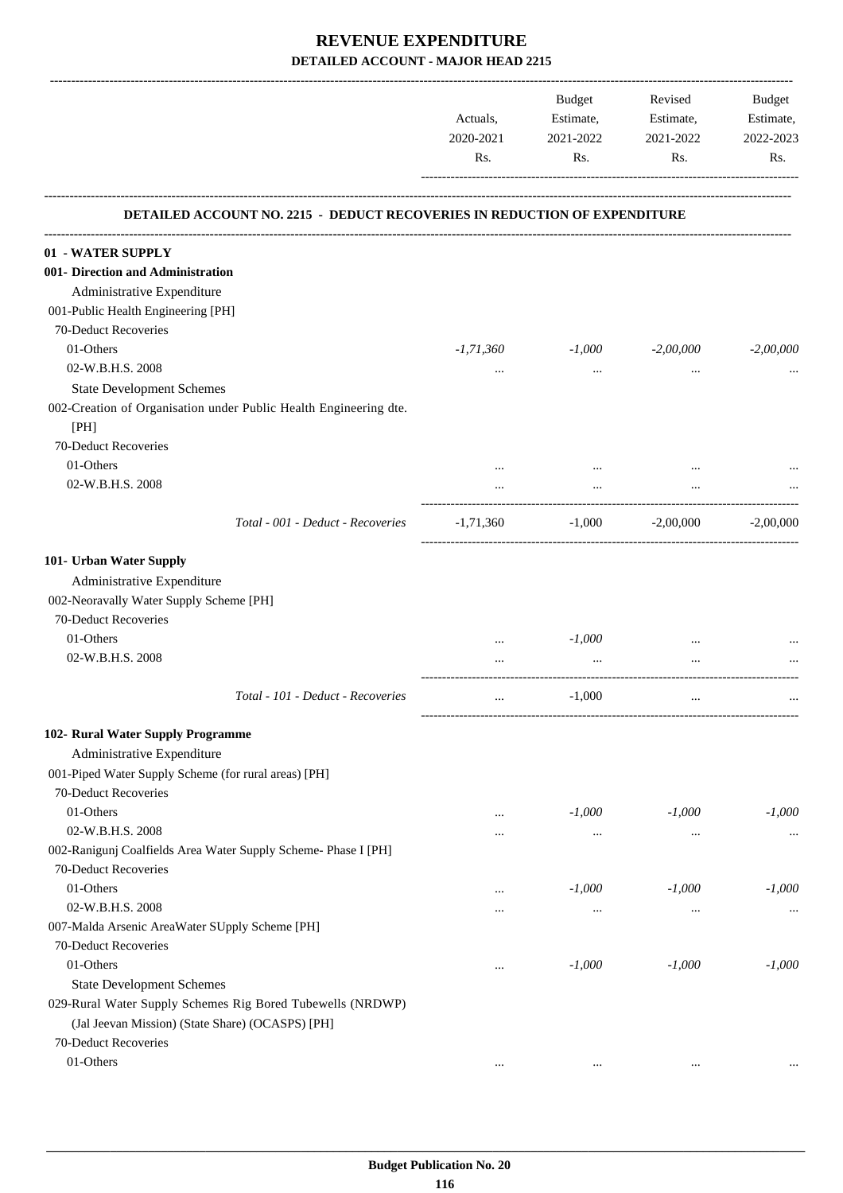# REVENUE EXPENDITURE

## DETAILED ACCOUNT - MAJOR HEAD 2215

| | Actuals, 2020-2021 Rs. | Budget Estimate, 2021-2022 Rs. | Revised Estimate, 2021-2022 Rs. | Budget Estimate, 2022-2023 Rs. |
|---|---|---|---|---|
| **DETAILED ACCOUNT NO. 2215 - DEDUCT RECOVERIES IN REDUCTION OF EXPENDITURE** | | | | |
| **01 - WATER SUPPLY** | | | | |
| **001- Direction and Administration** | | | | |
| Administrative Expenditure | | | | |
| 001-Public Health Engineering [PH] | | | | |
| 70-Deduct Recoveries | | | | |
| 01-Others | *-1,71,360* | *-1,000* | *-2,00,000* | *-2,00,000* |
| 02-W.B.H.S. 2008 | ... | ... | ... | ... |
| State Development Schemes | | | | |
| 002-Creation of Organisation under Public Health Engineering dte. [PH] | | | | |
| 70-Deduct Recoveries | | | | |
| 01-Others | ... | ... | ... | ... |
| 02-W.B.H.S. 2008 | ... | ... | ... | ... |
| *Total - 001 - Deduct - Recoveries* | -1,71,360 | -1,000 | -2,00,000 | -2,00,000 |
| **101- Urban Water Supply** | | | | |
| Administrative Expenditure | | | | |
| 002-Neoravally Water Supply Scheme [PH] | | | | |
| 70-Deduct Recoveries | | | | |
| 01-Others | ... | *-1,000* | ... | ... |
| 02-W.B.H.S. 2008 | ... | ... | ... | ... |
| *Total - 101 - Deduct - Recoveries* | ... | -1,000 | ... | ... |
| **102- Rural Water Supply Programme** | | | | |
| Administrative Expenditure | | | | |
| 001-Piped Water Supply Scheme (for rural areas) [PH] | | | | |
| 70-Deduct Recoveries | | | | |
| 01-Others | ... | *-1,000* | *-1,000* | *-1,000* |
| 02-W.B.H.S. 2008 | ... | ... | ... | ... |
| 002-Ranigunj Coalfields Area Water Supply Scheme- Phase I [PH] | | | | |
| 70-Deduct Recoveries | | | | |
| 01-Others | ... | *-1,000* | *-1,000* | *-1,000* |
| 02-W.B.H.S. 2008 | ... | ... | ... | ... |
| 007-Malda Arsenic AreaWater SUpply Scheme [PH] | | | | |
| 70-Deduct Recoveries | | | | |
| 01-Others | ... | *-1,000* | *-1,000* | *-1,000* |
| State Development Schemes | | | | |
| 029-Rural Water Supply Schemes Rig Bored Tubewells (NRDWP) (Jal Jeevan Mission) (State Share) (OCASPS) [PH] | | | | |
| 70-Deduct Recoveries | | | | |
| 01-Others | ... | ... | ... | ... |

**Budget Publication No. 20**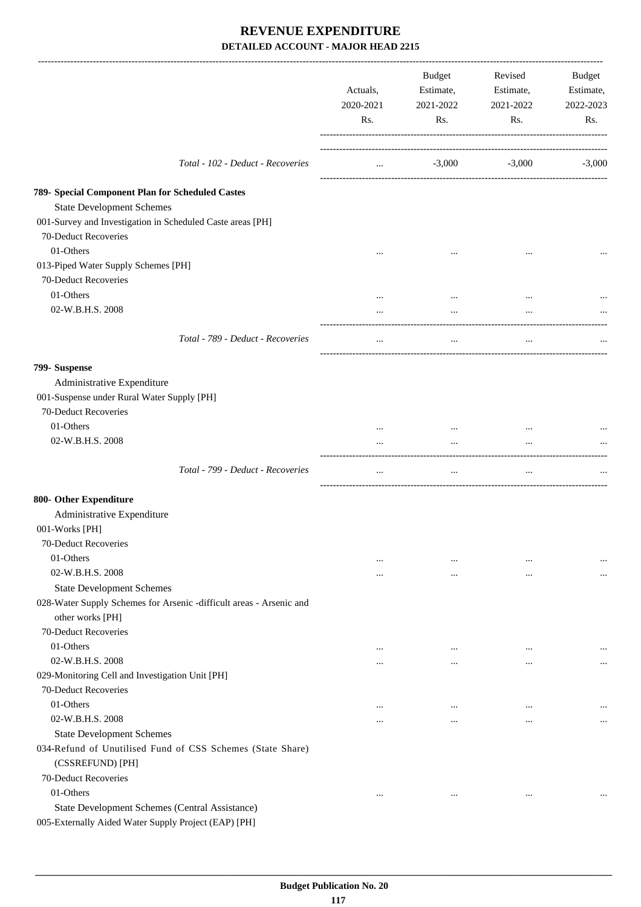# REVENUE EXPENDITURE
## DETAILED ACCOUNT - MAJOR HEAD 2215

| | Actuals, 2020-2021 Rs. | Budget Estimate, 2021-2022 Rs. | Revised Estimate, 2021-2022 Rs. | Budget Estimate, 2022-2023 Rs. |
|---|---|---|---|---|
| *Total - 102 - Deduct - Recoveries* | ... | -3,000 | -3,000 | -3,000 |
| **789- Special Component Plan for Scheduled Castes** | | | | |
| State Development Schemes | | | | |
| 001-Survey and Investigation in Scheduled Caste areas [PH] | | | | |
| 70-Deduct Recoveries | | | | |
| 01-Others | ... | ... | ... | ... |
| 013-Piped Water Supply Schemes [PH] | | | | |
| 70-Deduct Recoveries | | | | |
| 01-Others | ... | ... | ... | ... |
| 02-W.B.H.S. 2008 | ... | ... | ... | ... |
| *Total - 789 - Deduct - Recoveries* | ... | ... | ... | ... |
| **799- Suspense** | | | | |
| Administrative Expenditure | | | | |
| 001-Suspense under Rural Water Supply [PH] | | | | |
| 70-Deduct Recoveries | | | | |
| 01-Others | ... | ... | ... | ... |
| 02-W.B.H.S. 2008 | ... | ... | ... | ... |
| *Total - 799 - Deduct - Recoveries* | ... | ... | ... | ... |
| **800- Other Expenditure** | | | | |
| Administrative Expenditure | | | | |
| 001-Works [PH] | | | | |
| 70-Deduct Recoveries | | | | |
| 01-Others | ... | ... | ... | ... |
| 02-W.B.H.S. 2008 | ... | ... | ... | ... |
| State Development Schemes | | | | |
| 028-Water Supply Schemes for Arsenic -difficult areas - Arsenic and other works [PH] | | | | |
| 70-Deduct Recoveries | | | | |
| 01-Others | ... | ... | ... | ... |
| 02-W.B.H.S. 2008 | ... | ... | ... | ... |
| 029-Monitoring Cell and Investigation Unit [PH] | | | | |
| 70-Deduct Recoveries | | | | |
| 01-Others | ... | ... | ... | ... |
| 02-W.B.H.S. 2008 | ... | ... | ... | ... |
| State Development Schemes | | | | |
| 034-Refund of Unutilised Fund of CSS Schemes (State Share) (CSSREFUND) [PH] | | | | |
| 70-Deduct Recoveries | | | | |
| 01-Others | ... | ... | ... | ... |
| State Development Schemes (Central Assistance) | | | | |
| 005-Externally Aided Water Supply Project (EAP) [PH] | | | | |

Budget Publication No. 20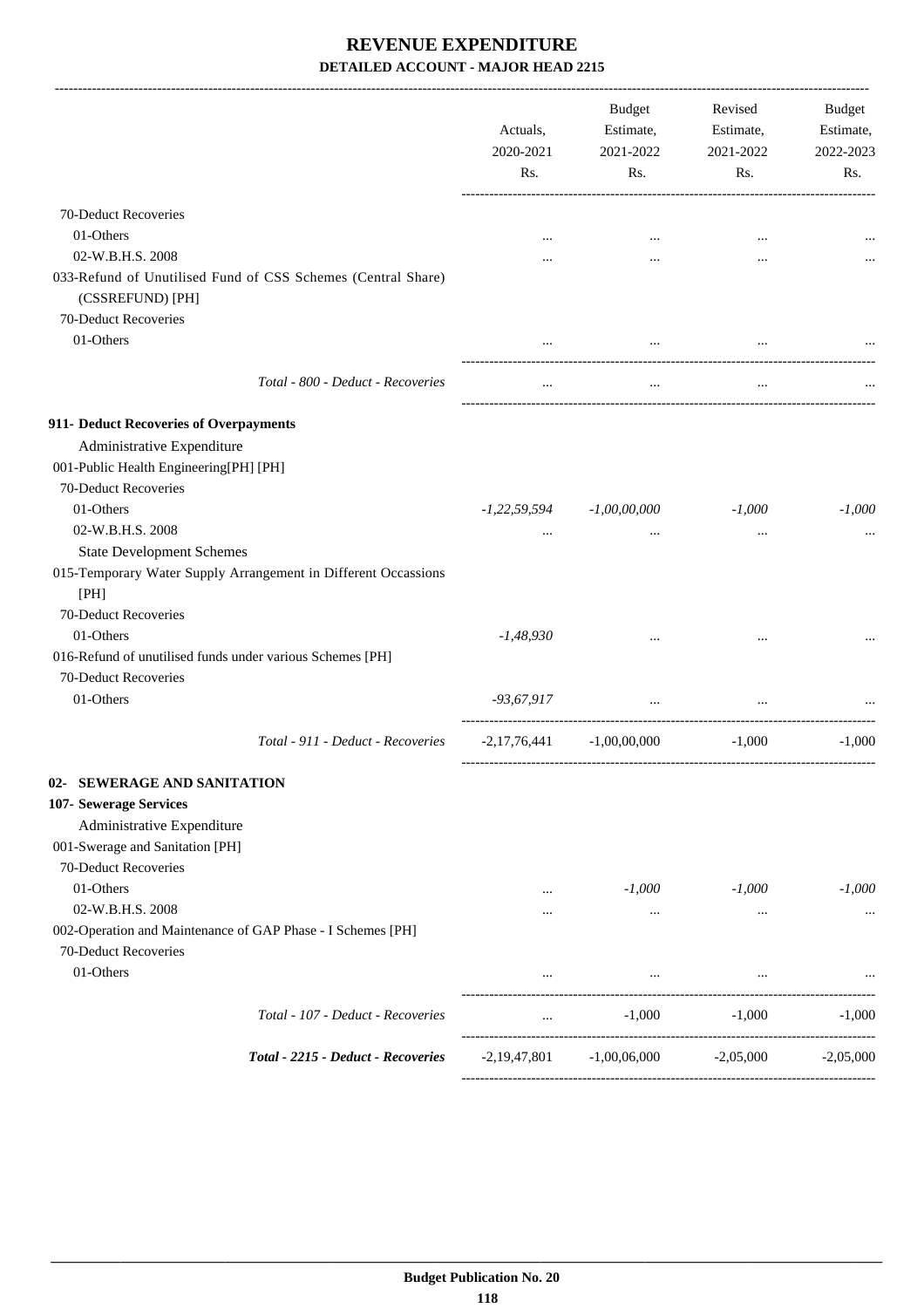# REVENUE EXPENDITURE

## DETAILED ACCOUNT - MAJOR HEAD 2215

| | Actuals, 2020-2021 Rs. | Budget Estimate, 2021-2022 Rs. | Revised Estimate, 2021-2022 Rs. | Budget Estimate, 2022-2023 Rs. |
|---|---|---|---|---|
| 70-Deduct Recoveries | | | | |
| 01-Others | ... | ... | ... | ... |
| 02-W.B.H.S. 2008 | ... | ... | ... | ... |
| 033-Refund of Unutilised Fund of CSS Schemes (Central Share) (CSSREFUND) [PH] | | | | |
| 70-Deduct Recoveries | | | | |
| 01-Others | ... | ... | ... | ... |
| *Total - 800 - Deduct - Recoveries* | ... | ... | ... | ... |
| **911- Deduct Recoveries of Overpayments** | | | | |
| Administrative Expenditure | | | | |
| 001-Public Health Engineering[PH] [PH] | | | | |
| 70-Deduct Recoveries | | | | |
| 01-Others | *-1,22,59,594* | *-1,00,00,000* | *-1,000* | *-1,000* |
| 02-W.B.H.S. 2008 | ... | ... | ... | ... |
| State Development Schemes | | | | |
| 015-Temporary Water Supply Arrangement in Different Occassions [PH] | | | | |
| 70-Deduct Recoveries | | | | |
| 01-Others | *-1,48,930* | ... | ... | ... |
| 016-Refund of unutilised funds under various Schemes [PH] | | | | |
| 70-Deduct Recoveries | | | | |
| 01-Others | *-93,67,917* | ... | ... | ... |
| *Total - 911 - Deduct - Recoveries* | -2,17,76,441 | -1,00,00,000 | -1,000 | -1,000 |
| **02- SEWERAGE AND SANITATION** | | | | |
| **107- Sewerage Services** | | | | |
| Administrative Expenditure | | | | |
| 001-Swerage and Sanitation [PH] | | | | |
| 70-Deduct Recoveries | | | | |
| 01-Others | ... | *-1,000* | *-1,000* | *-1,000* |
| 02-W.B.H.S. 2008 | ... | ... | ... | ... |
| 002-Operation and Maintenance of GAP Phase - I Schemes [PH] | | | | |
| 70-Deduct Recoveries | | | | |
| 01-Others | ... | ... | ... | ... |
| *Total - 107 - Deduct - Recoveries* | ... | -1,000 | -1,000 | -1,000 |
| ***Total - 2215 - Deduct - Recoveries*** | -2,19,47,801 | -1,00,06,000 | -2,05,000 | -2,05,000 |

**Budget Publication No. 20**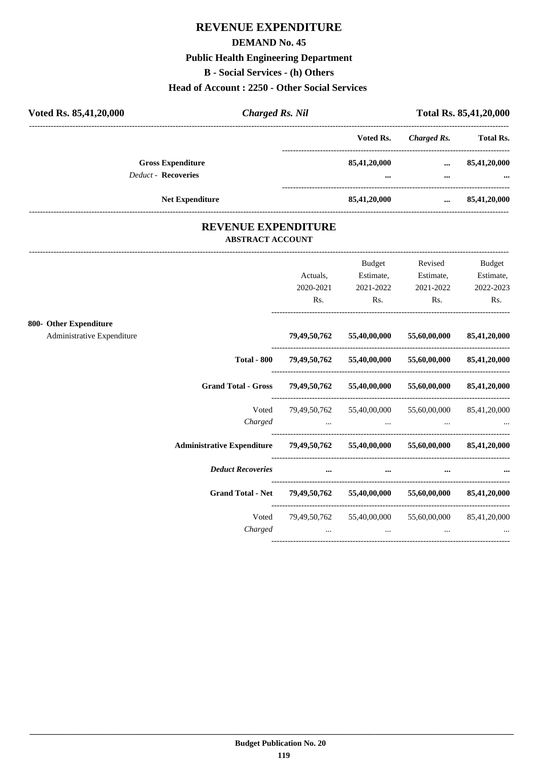# REVENUE EXPENDITURE

## DEMAND No. 45

### Public Health Engineering Department

### B - Social Services - (h) Others

### Head of Account : 2250 - Other Social Services

**Voted Rs. 85,41,20,000** | ***Charged Rs. Nil*** | **Total Rs. 85,41,20,000**

| | Voted Rs. | *Charged Rs.* | Total Rs. |
|---|---|---|---|
| **Gross Expenditure** | **85,41,20,000** | **...** | **85,41,20,000** |
| *Deduct* - **Recoveries** | **...** | **...** | **...** |
| **Net Expenditure** | **85,41,20,000** | **...** | **85,41,20,000** |

## REVENUE EXPENDITURE

### ABSTRACT ACCOUNT

| | Actuals, 2020-2021 Rs. | Budget Estimate, 2021-2022 Rs. | Revised Estimate, 2021-2022 Rs. | Budget Estimate, 2022-2023 Rs. |
|---|---|---|---|---|
| **800- Other Expenditure** | | | | |
| Administrative Expenditure | **79,49,50,762** | **55,40,00,000** | **55,60,00,000** | **85,41,20,000** |
| **Total - 800** | **79,49,50,762** | **55,40,00,000** | **55,60,00,000** | **85,41,20,000** |
| **Grand Total - Gross** | **79,49,50,762** | **55,40,00,000** | **55,60,00,000** | **85,41,20,000** |
| Voted | 79,49,50,762 | 55,40,00,000 | 55,60,00,000 | 85,41,20,000 |
| *Charged* | ... | ... | ... | ... |
| **Administrative Expenditure** | **79,49,50,762** | **55,40,00,000** | **55,60,00,000** | **85,41,20,000** |
| ***Deduct Recoveries*** | **...** | **...** | **...** | **...** |
| **Grand Total - Net** | **79,49,50,762** | **55,40,00,000** | **55,60,00,000** | **85,41,20,000** |
| Voted | 79,49,50,762 | 55,40,00,000 | 55,60,00,000 | 85,41,20,000 |
| *Charged* | ... | ... | ... | ... |

**Budget Publication No. 20**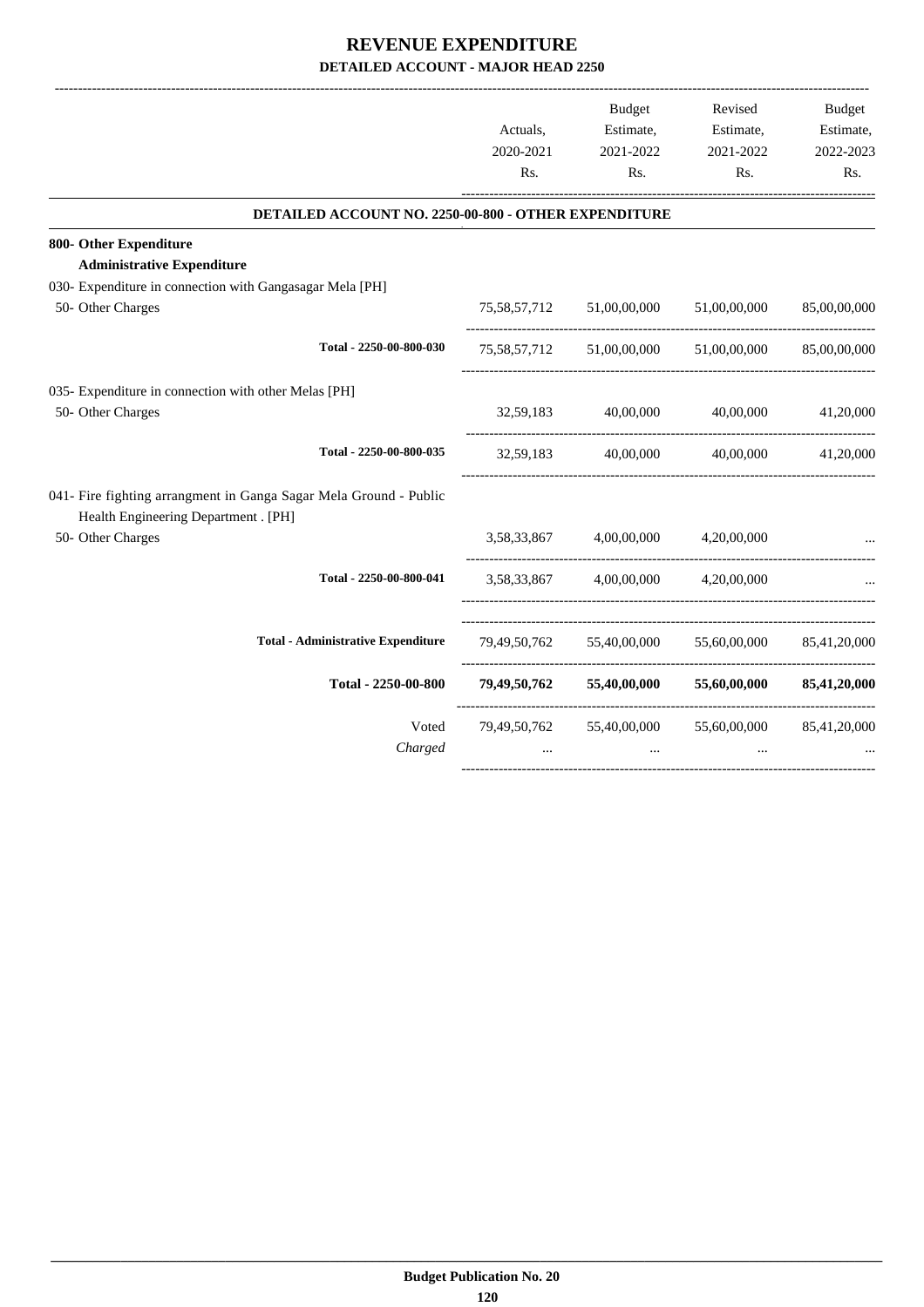# REVENUE EXPENDITURE

## DETAILED ACCOUNT - MAJOR HEAD 2250

| | Actuals, 2020-2021 Rs. | Budget Estimate, 2021-2022 Rs. | Revised Estimate, 2021-2022 Rs. | Budget Estimate, 2022-2023 Rs. |
|---|---|---|---|---|
| **DETAILED ACCOUNT NO. 2250-00-800 - OTHER EXPENDITURE** | | | | |
| **800- Other Expenditure** | | | | |
| **Administrative Expenditure** | | | | |
| 030- Expenditure in connection with Gangasagar Mela [PH] | | | | |
| 50- Other Charges | 75,58,57,712 | 51,00,00,000 | 51,00,00,000 | 85,00,00,000 |
| Total - 2250-00-800-030 | 75,58,57,712 | 51,00,00,000 | 51,00,00,000 | 85,00,00,000 |
| 035- Expenditure in connection with other Melas [PH] | | | | |
| 50- Other Charges | 32,59,183 | 40,00,000 | 40,00,000 | 41,20,000 |
| Total - 2250-00-800-035 | 32,59,183 | 40,00,000 | 40,00,000 | 41,20,000 |
| 041- Fire fighting arrangment in Ganga Sagar Mela Ground - Public Health Engineering Department . [PH] | | | | |
| 50- Other Charges | 3,58,33,867 | 4,00,00,000 | 4,20,00,000 | ... |
| Total - 2250-00-800-041 | 3,58,33,867 | 4,00,00,000 | 4,20,00,000 | ... |
| Total - Administrative Expenditure | 79,49,50,762 | 55,40,00,000 | 55,60,00,000 | 85,41,20,000 |
| **Total - 2250-00-800** | **79,49,50,762** | **55,40,00,000** | **55,60,00,000** | **85,41,20,000** |
| Voted | 79,49,50,762 | 55,40,00,000 | 55,60,00,000 | 85,41,20,000 |
| *Charged* | ... | ... | ... | ... |

**Budget Publication No. 20**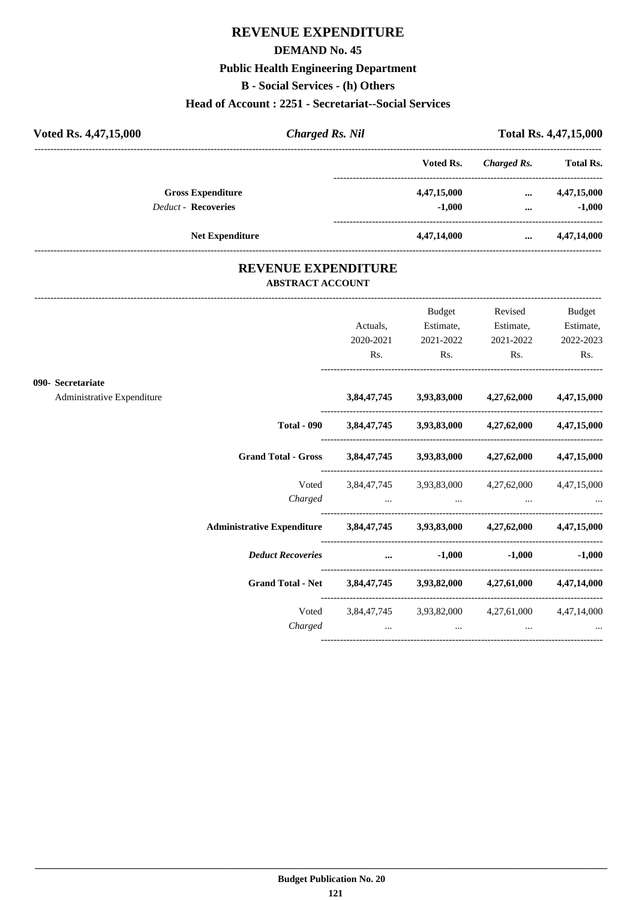# REVENUE EXPENDITURE

## DEMAND No. 45

### Public Health Engineering Department

### B - Social Services - (h) Others

### Head of Account : 2251 - Secretariat--Social Services

| **Voted Rs. 4,47,15,000** | ***Charged Rs. Nil*** | **Total Rs. 4,47,15,000** |
|---|---|---|

| | Voted Rs. | *Charged Rs.* | Total Rs. |
|---|---|---|---|
| **Gross Expenditure** | **4,47,15,000** | **...** | **4,47,15,000** |
| *Deduct* - **Recoveries** | **-1,000** | **...** | **-1,000** |
| **Net Expenditure** | **4,47,14,000** | **...** | **4,47,14,000** |

# REVENUE EXPENDITURE

### ABSTRACT ACCOUNT

| | Actuals, 2020-2021 Rs. | Budget Estimate, 2021-2022 Rs. | Revised Estimate, 2021-2022 Rs. | Budget Estimate, 2022-2023 Rs. |
|---|---|---|---|---|
| **090- Secretariat** | | | | |
| Administrative Expenditure | **3,84,47,745** | **3,93,83,000** | **4,27,62,000** | **4,47,15,000** |
| **Total - 090** | **3,84,47,745** | **3,93,83,000** | **4,27,62,000** | **4,47,15,000** |
| **Grand Total - Gross** | **3,84,47,745** | **3,93,83,000** | **4,27,62,000** | **4,47,15,000** |
| Voted | 3,84,47,745 | 3,93,83,000 | 4,27,62,000 | 4,47,15,000 |
| *Charged* | ... | ... | ... | ... |
| **Administrative Expenditure** | **3,84,47,745** | **3,93,83,000** | **4,27,62,000** | **4,47,15,000** |
| ***Deduct Recoveries*** | **...** | **-1,000** | **-1,000** | **-1,000** |
| **Grand Total - Net** | **3,84,47,745** | **3,93,82,000** | **4,27,61,000** | **4,47,14,000** |
| Voted | 3,84,47,745 | 3,93,82,000 | 4,27,61,000 | 4,47,14,000 |
| *Charged* | ... | ... | ... | ... |

**Budget Publication No. 20**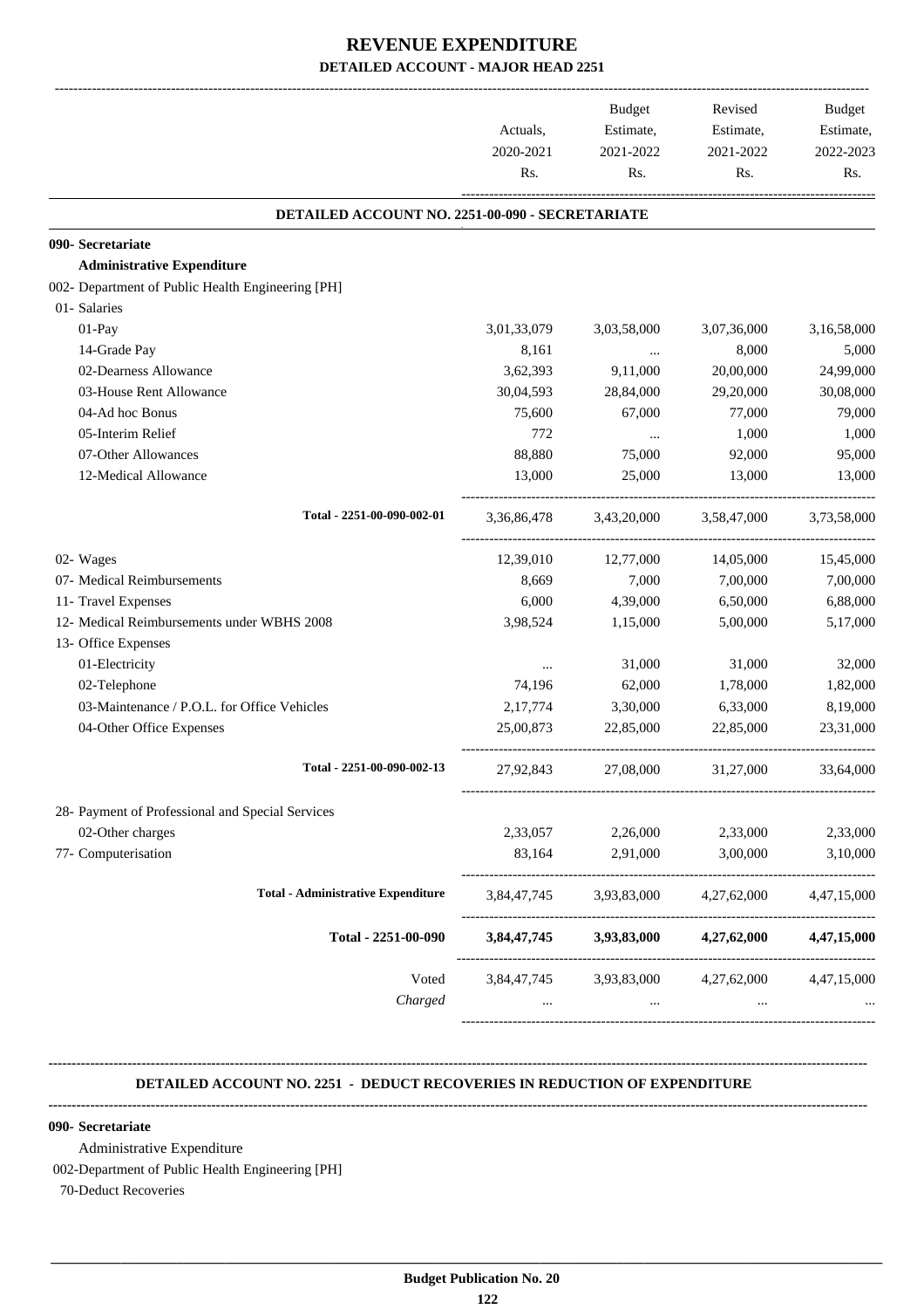# REVENUE EXPENDITURE

## DETAILED ACCOUNT - MAJOR HEAD 2251

| | Actuals, 2020-2021 Rs. | Budget Estimate, 2021-2022 Rs. | Revised Estimate, 2021-2022 Rs. | Budget Estimate, 2022-2023 Rs. |
|---|---|---|---|---|
| **DETAILED ACCOUNT NO. 2251-00-090 - SECRETARIATE** | | | | |
| **090- Secretariate** | | | | |
| **Administrative Expenditure** | | | | |
| 002- Department of Public Health Engineering [PH] | | | | |
| 01- Salaries | | | | |
| 01-Pay | 3,01,33,079 | 3,03,58,000 | 3,07,36,000 | 3,16,58,000 |
| 14-Grade Pay | 8,161 | ... | 8,000 | 5,000 |
| 02-Dearness Allowance | 3,62,393 | 9,11,000 | 20,00,000 | 24,99,000 |
| 03-House Rent Allowance | 30,04,593 | 28,84,000 | 29,20,000 | 30,08,000 |
| 04-Ad hoc Bonus | 75,600 | 67,000 | 77,000 | 79,000 |
| 05-Interim Relief | 772 | ... | 1,000 | 1,000 |
| 07-Other Allowances | 88,880 | 75,000 | 92,000 | 95,000 |
| 12-Medical Allowance | 13,000 | 25,000 | 13,000 | 13,000 |
| Total - 2251-00-090-002-01 | 3,36,86,478 | 3,43,20,000 | 3,58,47,000 | 3,73,58,000 |
| 02- Wages | 12,39,010 | 12,77,000 | 14,05,000 | 15,45,000 |
| 07- Medical Reimbursements | 8,669 | 7,000 | 7,00,000 | 7,00,000 |
| 11- Travel Expenses | 6,000 | 4,39,000 | 6,50,000 | 6,88,000 |
| 12- Medical Reimbursements under WBHS 2008 | 3,98,524 | 1,15,000 | 5,00,000 | 5,17,000 |
| 13- Office Expenses | | | | |
| 01-Electricity | ... | 31,000 | 31,000 | 32,000 |
| 02-Telephone | 74,196 | 62,000 | 1,78,000 | 1,82,000 |
| 03-Maintenance / P.O.L. for Office Vehicles | 2,17,774 | 3,30,000 | 6,33,000 | 8,19,000 |
| 04-Other Office Expenses | 25,00,873 | 22,85,000 | 22,85,000 | 23,31,000 |
| Total - 2251-00-090-002-13 | 27,92,843 | 27,08,000 | 31,27,000 | 33,64,000 |
| 28- Payment of Professional and Special Services | | | | |
| 02-Other charges | 2,33,057 | 2,26,000 | 2,33,000 | 2,33,000 |
| 77- Computerisation | 83,164 | 2,91,000 | 3,00,000 | 3,10,000 |
| Total - Administrative Expenditure | 3,84,47,745 | 3,93,83,000 | 4,27,62,000 | 4,47,15,000 |
| **Total - 2251-00-090** | **3,84,47,745** | **3,93,83,000** | **4,27,62,000** | **4,47,15,000** |
| Voted | 3,84,47,745 | 3,93,83,000 | 4,27,62,000 | 4,47,15,000 |
| *Charged* | ... | ... | ... | ... |

**DETAILED ACCOUNT NO. 2251 - DEDUCT RECOVERIES IN REDUCTION OF EXPENDITURE**

**090- Secretariate**

Administrative Expenditure

002-Department of Public Health Engineering [PH]

70-Deduct Recoveries

**Budget Publication No. 20**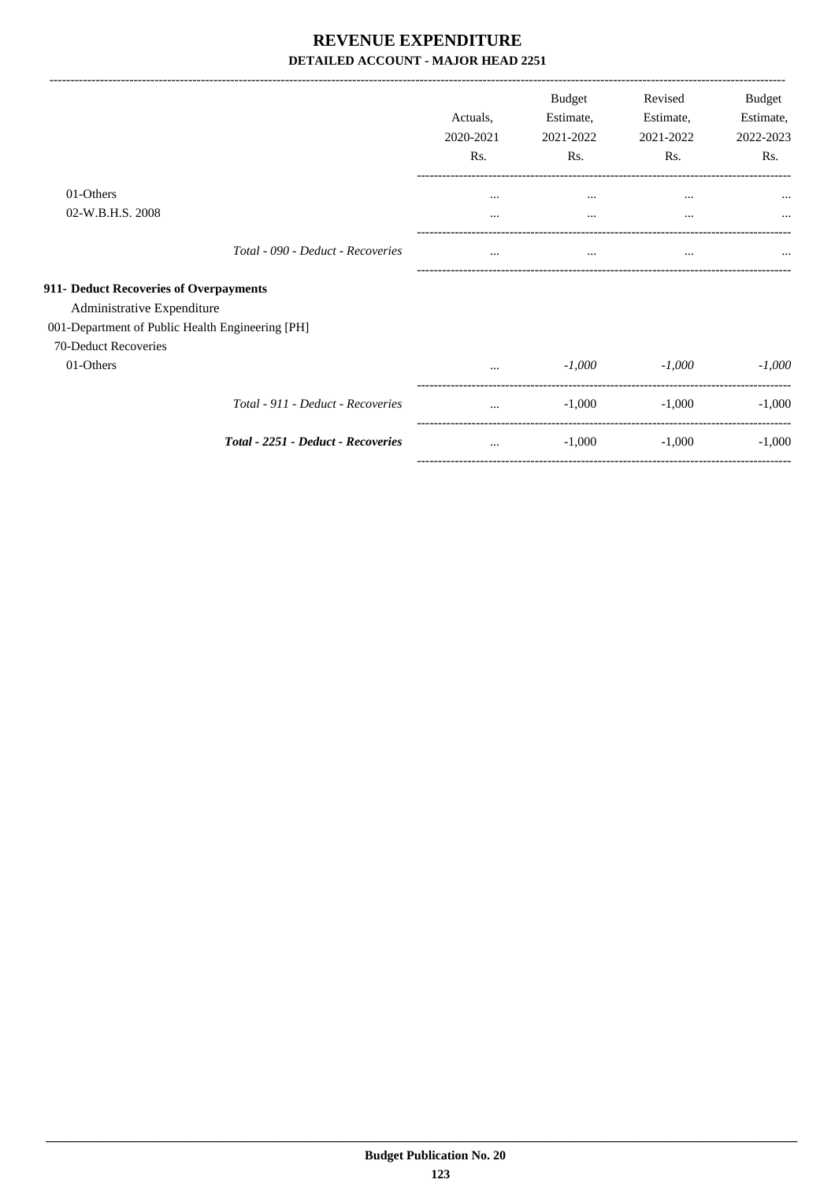## REVENUE EXPENDITURE

### DETAILED ACCOUNT - MAJOR HEAD 2251

| | Actuals, 2020-2021 Rs. | Budget Estimate, 2021-2022 Rs. | Revised Estimate, 2021-2022 Rs. | Budget Estimate, 2022-2023 Rs. |
|---|---|---|---|---|
| 01-Others | ... | ... | ... | ... |
| 02-W.B.H.S. 2008 | ... | ... | ... | ... |
| *Total - 090 - Deduct - Recoveries* | ... | ... | ... | ... |
| **911- Deduct Recoveries of Overpayments** | | | | |
| Administrative Expenditure | | | | |
| 001-Department of Public Health Engineering [PH] | | | | |
| 70-Deduct Recoveries | | | | |
| 01-Others | ... | *-1,000* | *-1,000* | *-1,000* |
| *Total - 911 - Deduct - Recoveries* | ... | -1,000 | -1,000 | -1,000 |
| ***Total - 2251 - Deduct - Recoveries*** | ... | -1,000 | -1,000 | -1,000 |

**Budget Publication No. 20**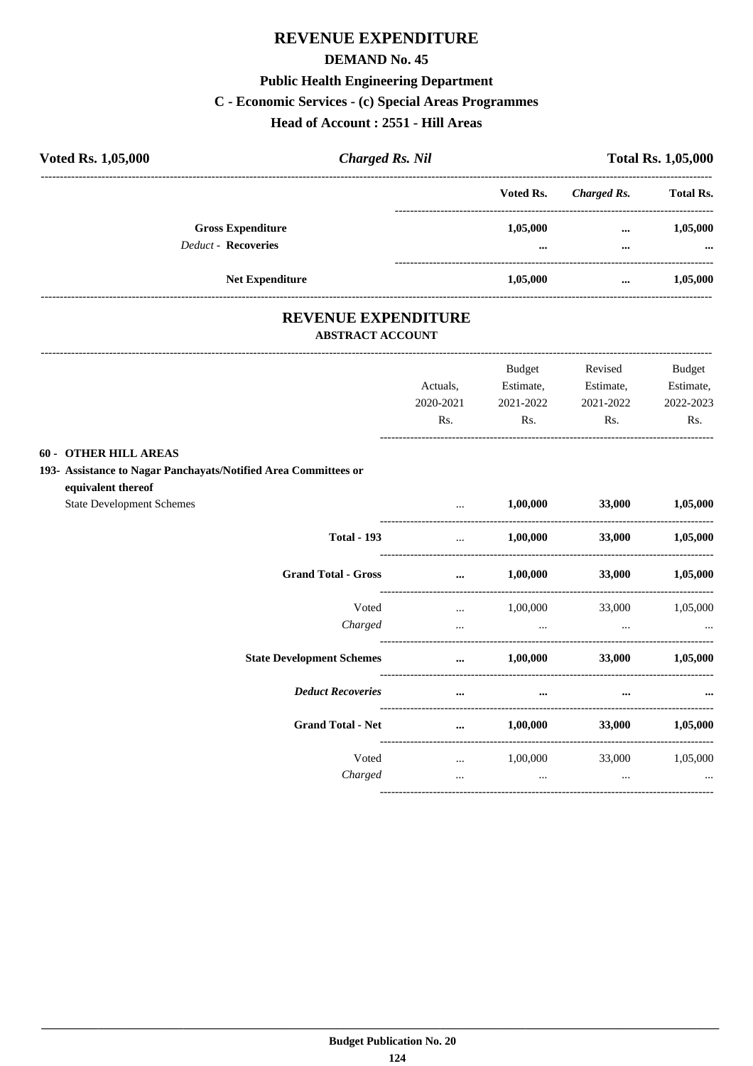# REVENUE EXPENDITURE

## DEMAND No. 45

### Public Health Engineering Department

### C - Economic Services - (c) Special Areas Programmes

### Head of Account : 2551 - Hill Areas

**Voted Rs. 1,05,000** | ***Charged Rs. Nil*** | **Total Rs. 1,05,000**

| | Voted Rs. | *Charged Rs.* | Total Rs. |
|---|---|---|---|
| **Gross Expenditure** | 1,05,000 | ... | 1,05,000 |
| *Deduct* - **Recoveries** | ... | ... | ... |
| **Net Expenditure** | 1,05,000 | ... | 1,05,000 |

## REVENUE EXPENDITURE

### ABSTRACT ACCOUNT

| | Actuals, 2020-2021 Rs. | Budget Estimate, 2021-2022 Rs. | Revised Estimate, 2021-2022 Rs. | Budget Estimate, 2022-2023 Rs. |
|---|---|---|---|---|
| **60 - OTHER HILL AREAS** | | | | |
| **193- Assistance to Nagar Panchayats/Notified Area Committees or equivalent thereof** | | | | |
| State Development Schemes | ... | 1,00,000 | 33,000 | 1,05,000 |
| **Total - 193** | ... | 1,00,000 | 33,000 | 1,05,000 |
| **Grand Total - Gross** | ... | 1,00,000 | 33,000 | 1,05,000 |
| Voted | ... | 1,00,000 | 33,000 | 1,05,000 |
| *Charged* | ... | ... | ... | ... |
| **State Development Schemes** | ... | 1,00,000 | 33,000 | 1,05,000 |
| ***Deduct Recoveries*** | ... | ... | ... | ... |
| **Grand Total - Net** | ... | 1,00,000 | 33,000 | 1,05,000 |
| Voted | ... | 1,00,000 | 33,000 | 1,05,000 |
| *Charged* | ... | ... | ... | ... |

**Budget Publication No. 20**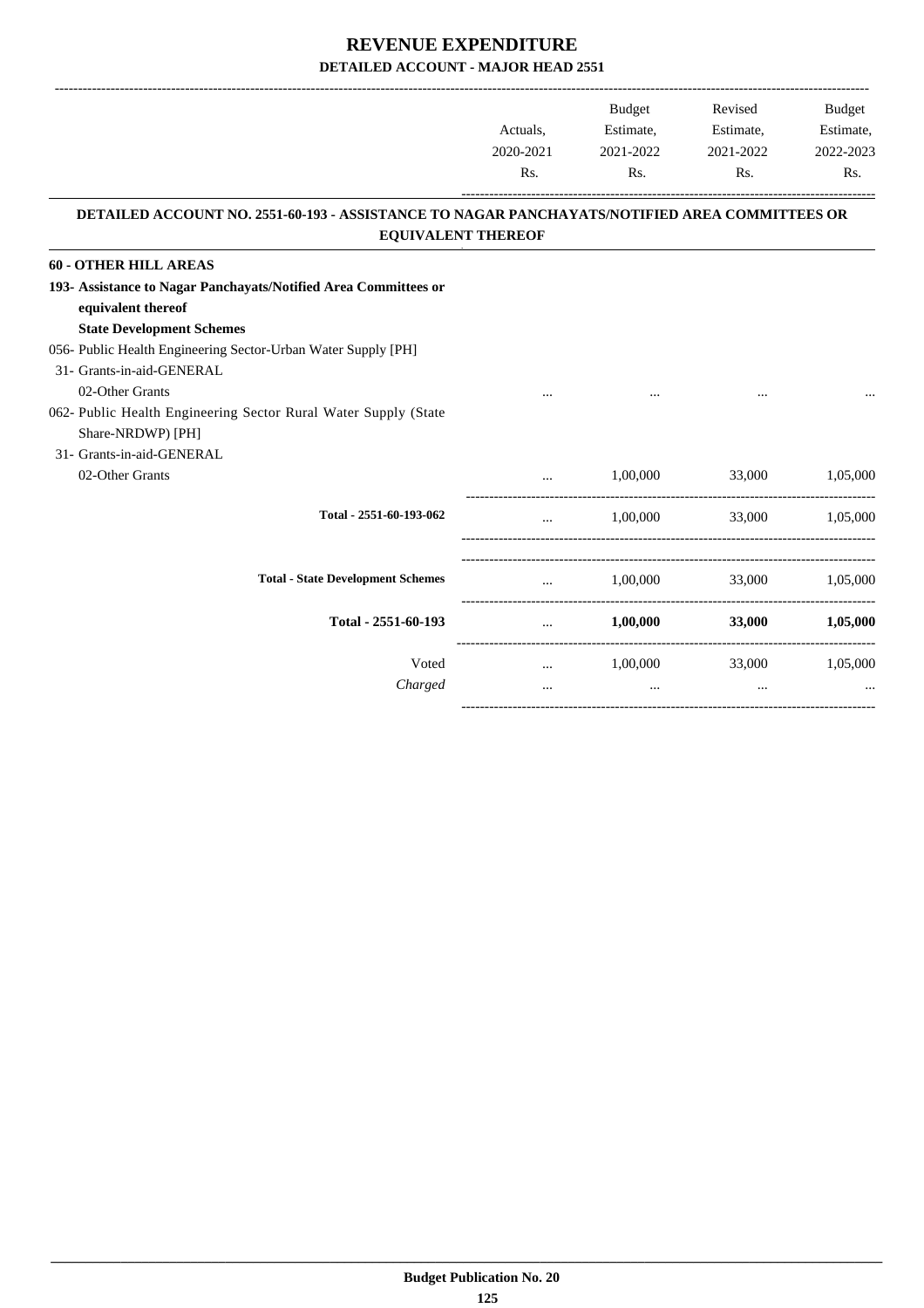# REVENUE EXPENDITURE
## DETAILED ACCOUNT - MAJOR HEAD 2551

| | Actuals, 2020-2021 Rs. | Budget Estimate, 2021-2022 Rs. | Revised Estimate, 2021-2022 Rs. | Budget Estimate, 2022-2023 Rs. |
|---|---|---|---|---|
| **DETAILED ACCOUNT NO. 2551-60-193 - ASSISTANCE TO NAGAR PANCHAYATS/NOTIFIED AREA COMMITTEES OR EQUIVALENT THEREOF** | | | | |
| **60 - OTHER HILL AREAS** | | | | |
| **193- Assistance to Nagar Panchayats/Notified Area Committees or equivalent thereof** | | | | |
| **State Development Schemes** | | | | |
| 056- Public Health Engineering Sector-Urban Water Supply [PH] | | | | |
| 31- Grants-in-aid-GENERAL | | | | |
| 02-Other Grants | ... | ... | ... | ... |
| 062- Public Health Engineering Sector Rural Water Supply (State Share-NRDWP) [PH] | | | | |
| 31- Grants-in-aid-GENERAL | | | | |
| 02-Other Grants | ... | 1,00,000 | 33,000 | 1,05,000 |
| Total - 2551-60-193-062 | ... | 1,00,000 | 33,000 | 1,05,000 |
| Total - State Development Schemes | ... | 1,00,000 | 33,000 | 1,05,000 |
| **Total - 2551-60-193** | ... | **1,00,000** | **33,000** | **1,05,000** |
| Voted | ... | 1,00,000 | 33,000 | 1,05,000 |
| *Charged* | ... | ... | ... | ... |

**Budget Publication No. 20**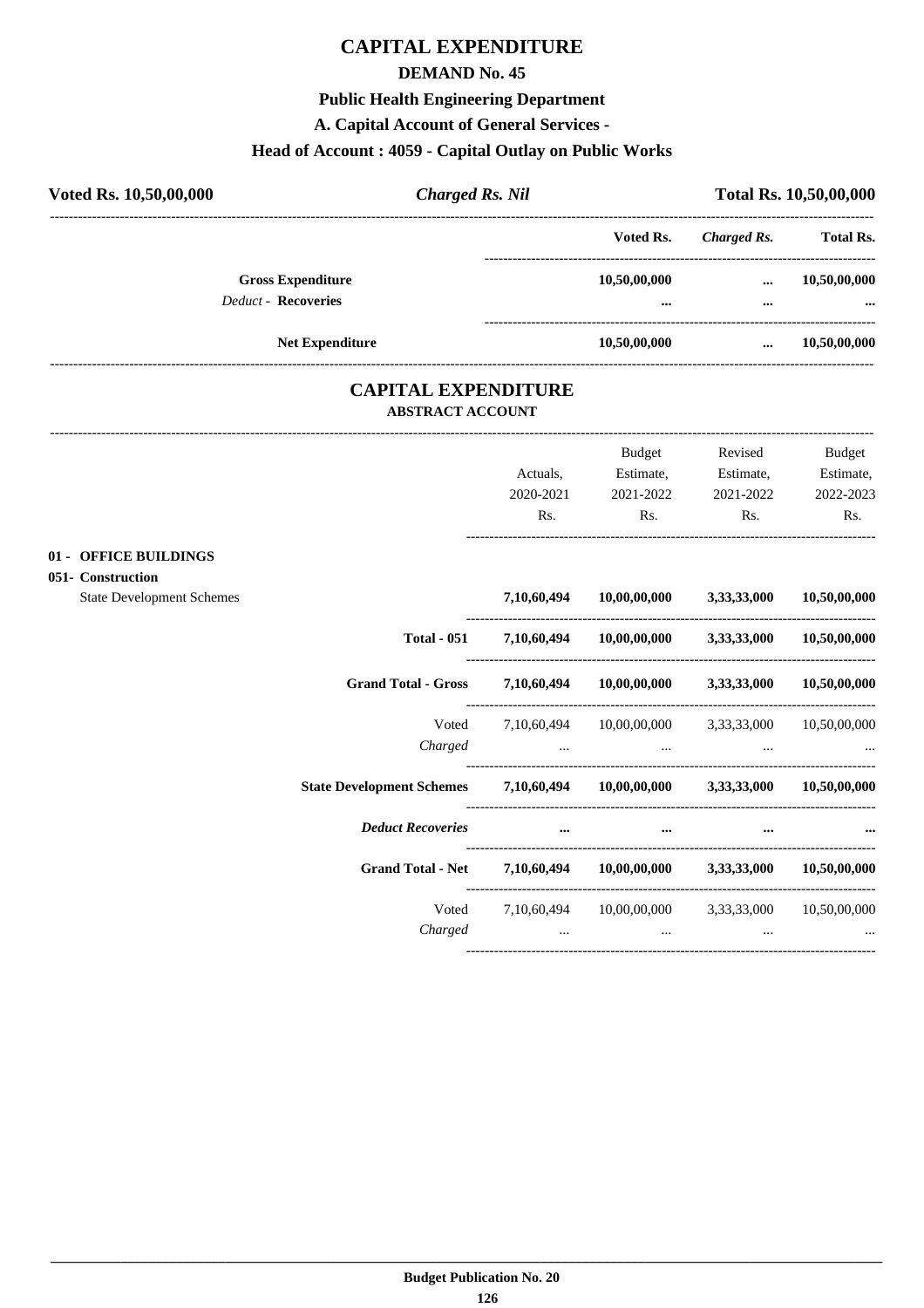# CAPITAL EXPENDITURE

## DEMAND No. 45

### Public Health Engineering Department

### A. Capital Account of General Services -

### Head of Account : 4059 - Capital Outlay on Public Works

**Voted Rs. 10,50,00,000** | ***Charged Rs. Nil*** | **Total Rs. 10,50,00,000**

| | Voted Rs. | *Charged Rs.* | Total Rs. |
|---|---|---|---|
| **Gross Expenditure** | **10,50,00,000** | **...** | **10,50,00,000** |
| *Deduct* - **Recoveries** | **...** | **...** | **...** |
| **Net Expenditure** | **10,50,00,000** | **...** | **10,50,00,000** |

## CAPITAL EXPENDITURE

### ABSTRACT ACCOUNT

| | Actuals, 2020-2021 Rs. | Budget Estimate, 2021-2022 Rs. | Revised Estimate, 2021-2022 Rs. | Budget Estimate, 2022-2023 Rs. |
|---|---|---|---|---|
| **01 - OFFICE BUILDINGS** | | | | |
| **051- Construction** | | | | |
| State Development Schemes | **7,10,60,494** | **10,00,00,000** | **3,33,33,000** | **10,50,00,000** |
| **Total - 051** | **7,10,60,494** | **10,00,00,000** | **3,33,33,000** | **10,50,00,000** |
| **Grand Total - Gross** | **7,10,60,494** | **10,00,00,000** | **3,33,33,000** | **10,50,00,000** |
| Voted | 7,10,60,494 | 10,00,00,000 | 3,33,33,000 | 10,50,00,000 |
| *Charged* | ... | ... | ... | ... |
| **State Development Schemes** | **7,10,60,494** | **10,00,00,000** | **3,33,33,000** | **10,50,00,000** |
| ***Deduct Recoveries*** | **...** | **...** | **...** | **...** |
| **Grand Total - Net** | **7,10,60,494** | **10,00,00,000** | **3,33,33,000** | **10,50,00,000** |
| Voted | 7,10,60,494 | 10,00,00,000 | 3,33,33,000 | 10,50,00,000 |
| *Charged* | ... | ... | ... | ... |

**Budget Publication No. 20**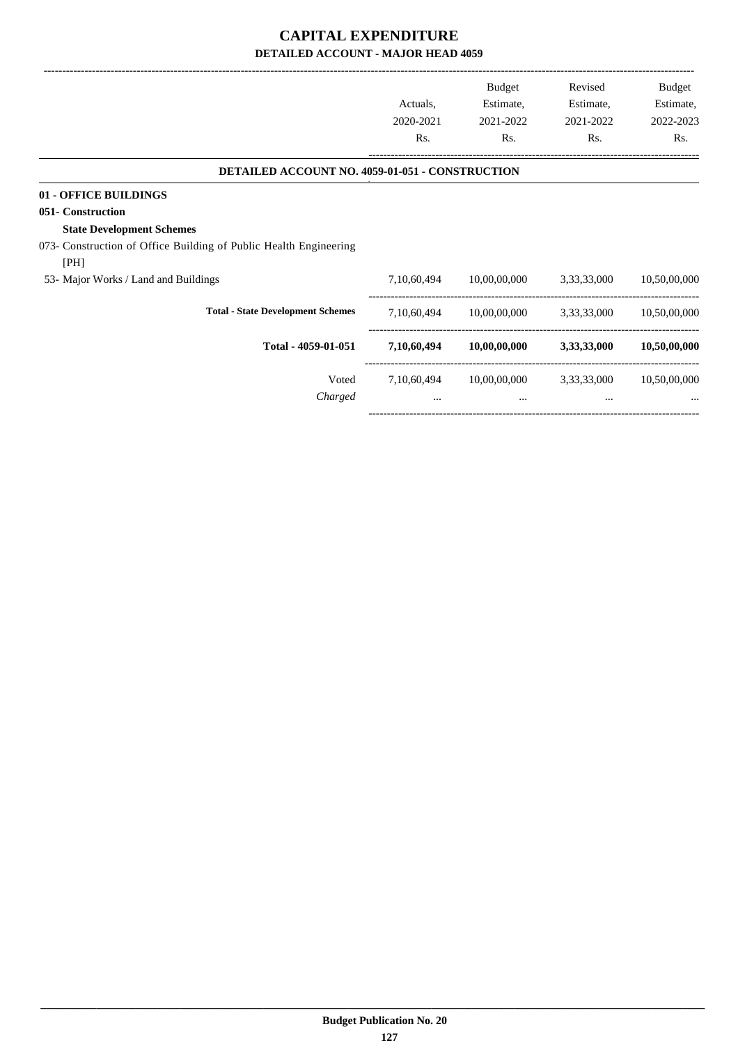# CAPITAL EXPENDITURE

## DETAILED ACCOUNT - MAJOR HEAD 4059

| | Actuals, 2020-2021 Rs. | Budget Estimate, 2021-2022 Rs. | Revised Estimate, 2021-2022 Rs. | Budget Estimate, 2022-2023 Rs. |
|---|---|---|---|---|
| **DETAILED ACCOUNT NO. 4059-01-051 - CONSTRUCTION** | | | | |
| **01 - OFFICE BUILDINGS** | | | | |
| **051- Construction** | | | | |
| **State Development Schemes** | | | | |
| 073- Construction of Office Building of Public Health Engineering [PH] | | | | |
| 53- Major Works / Land and Buildings | 7,10,60,494 | 10,00,00,000 | 3,33,33,000 | 10,50,00,000 |
| **Total - State Development Schemes** | 7,10,60,494 | 10,00,00,000 | 3,33,33,000 | 10,50,00,000 |
| **Total - 4059-01-051** | **7,10,60,494** | **10,00,00,000** | **3,33,33,000** | **10,50,00,000** |
| Voted | 7,10,60,494 | 10,00,00,000 | 3,33,33,000 | 10,50,00,000 |
| *Charged* | ... | ... | ... | ... |

**Budget Publication No. 20**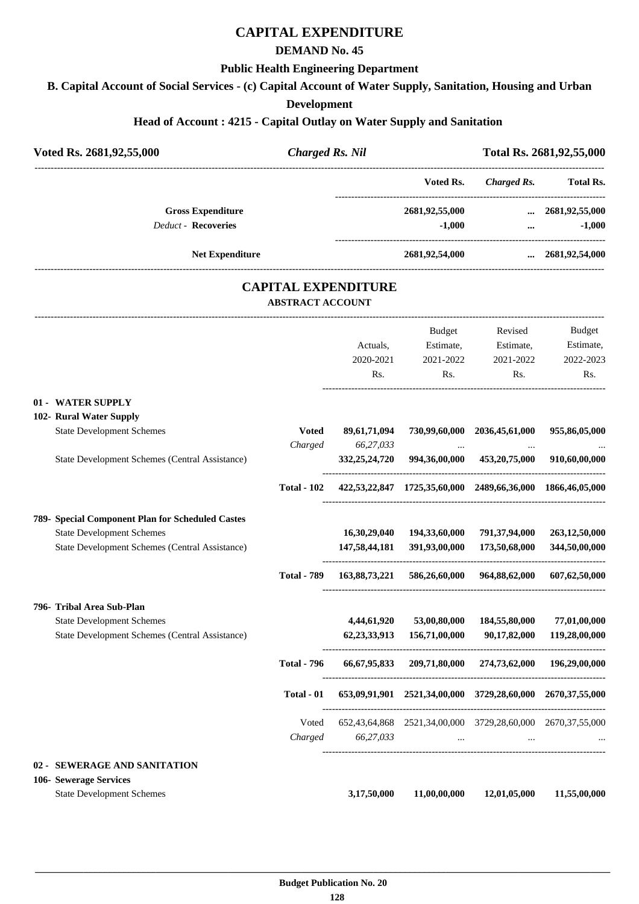# CAPITAL EXPENDITURE

## DEMAND No. 45

### Public Health Engineering Department

### B. Capital Account of Social Services - (c) Capital Account of Water Supply, Sanitation, Housing and Urban Development

### Head of Account : 4215 - Capital Outlay on Water Supply and Sanitation

| Voted Rs. 2681,92,55,000 | *Charged Rs. Nil* | Total Rs. 2681,92,55,000 |
|---|---|---|

| | Voted Rs. | *Charged Rs.* | Total Rs. |
|---|---|---|---|
| **Gross Expenditure** | 2681,92,55,000 | ... | 2681,92,55,000 |
| *Deduct* - **Recoveries** | -1,000 | ... | -1,000 |
| **Net Expenditure** | 2681,92,54,000 | ... | 2681,92,54,000 |

## CAPITAL EXPENDITURE

### ABSTRACT ACCOUNT

| | | Actuals, 2020-2021 Rs. | Budget Estimate, 2021-2022 Rs. | Revised Estimate, 2021-2022 Rs. | Budget Estimate, 2022-2023 Rs. |
|---|---|---|---|---|---|
| **01 - WATER SUPPLY** | | | | | |
| **102- Rural Water Supply** | | | | | |
| State Development Schemes | **Voted** | 89,61,71,094 | 730,99,60,000 | 2036,45,61,000 | 955,86,05,000 |
| | *Charged* | *66,27,033* | ... | ... | ... |
| State Development Schemes (Central Assistance) | | 332,25,24,720 | 994,36,00,000 | 453,20,75,000 | 910,60,00,000 |
| | **Total - 102** | 422,53,22,847 | 1725,35,60,000 | 2489,66,36,000 | 1866,46,05,000 |
| **789- Special Component Plan for Scheduled Castes** | | | | | |
| State Development Schemes | | 16,30,29,040 | 194,33,60,000 | 791,37,94,000 | 263,12,50,000 |
| State Development Schemes (Central Assistance) | | 147,58,44,181 | 391,93,00,000 | 173,50,68,000 | 344,50,00,000 |
| | **Total - 789** | 163,88,73,221 | 586,26,60,000 | 964,88,62,000 | 607,62,50,000 |
| **796- Tribal Area Sub-Plan** | | | | | |
| State Development Schemes | | 4,44,61,920 | 53,00,80,000 | 184,55,80,000 | 77,01,00,000 |
| State Development Schemes (Central Assistance) | | 62,23,33,913 | 156,71,00,000 | 90,17,82,000 | 119,28,00,000 |
| | **Total - 796** | 66,67,95,833 | 209,71,80,000 | 274,73,62,000 | 196,29,00,000 |
| | **Total - 01** | 653,09,91,901 | 2521,34,00,000 | 3729,28,60,000 | 2670,37,55,000 |
| | Voted | 652,43,64,868 | 2521,34,00,000 | 3729,28,60,000 | 2670,37,55,000 |
| | *Charged* | *66,27,033* | ... | ... | ... |
| **02 - SEWERAGE AND SANITATION** | | | | | |
| **106- Sewerage Services** | | | | | |
| State Development Schemes | | 3,17,50,000 | 11,00,00,000 | 12,01,05,000 | 11,55,00,000 |

**Budget Publication No. 20**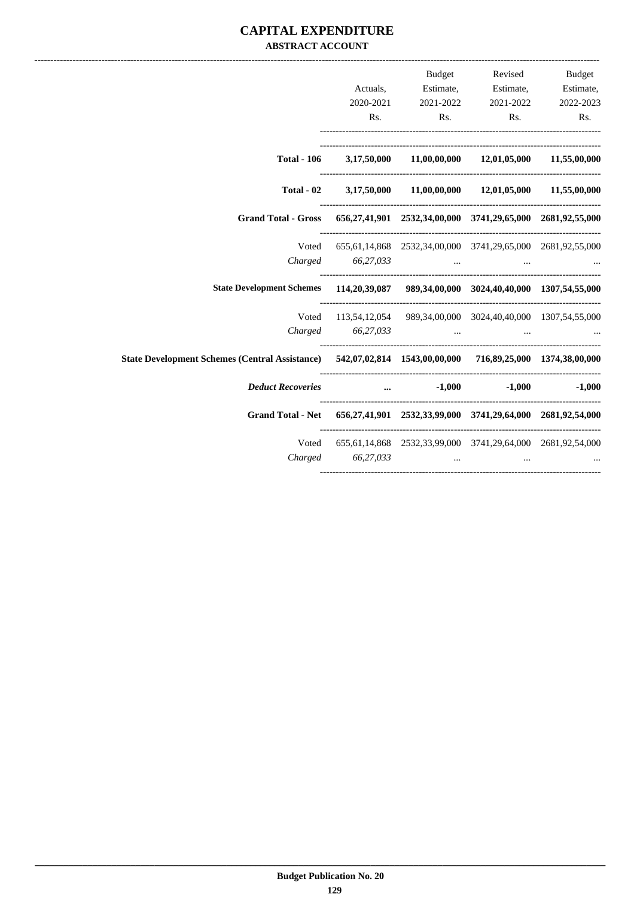# CAPITAL EXPENDITURE

## ABSTRACT ACCOUNT

| | Actuals, 2020-2021 Rs. | Budget Estimate, 2021-2022 Rs. | Revised Estimate, 2021-2022 Rs. | Budget Estimate, 2022-2023 Rs. |
|---|---|---|---|---|
| **Total - 106** | **3,17,50,000** | **11,00,00,000** | **12,01,05,000** | **11,55,00,000** |
| **Total - 02** | **3,17,50,000** | **11,00,00,000** | **12,01,05,000** | **11,55,00,000** |
| **Grand Total - Gross** | **656,27,41,901** | **2532,34,00,000** | **3741,29,65,000** | **2681,92,55,000** |
| Voted | 655,61,14,868 | 2532,34,00,000 | 3741,29,65,000 | 2681,92,55,000 |
| *Charged* | *66,27,033* | ... | ... | ... |
| **State Development Schemes** | **114,20,39,087** | **989,34,00,000** | **3024,40,40,000** | **1307,54,55,000** |
| Voted | 113,54,12,054 | 989,34,00,000 | 3024,40,40,000 | 1307,54,55,000 |
| *Charged* | *66,27,033* | ... | ... | ... |
| **State Development Schemes (Central Assistance)** | **542,07,02,814** | **1543,00,00,000** | **716,89,25,000** | **1374,38,00,000** |
| ***Deduct Recoveries*** | **...** | **-1,000** | **-1,000** | **-1,000** |
| **Grand Total - Net** | **656,27,41,901** | **2532,33,99,000** | **3741,29,64,000** | **2681,92,54,000** |
| Voted | 655,61,14,868 | 2532,33,99,000 | 3741,29,64,000 | 2681,92,54,000 |
| *Charged* | *66,27,033* | ... | ... | ... |

**Budget Publication No. 20**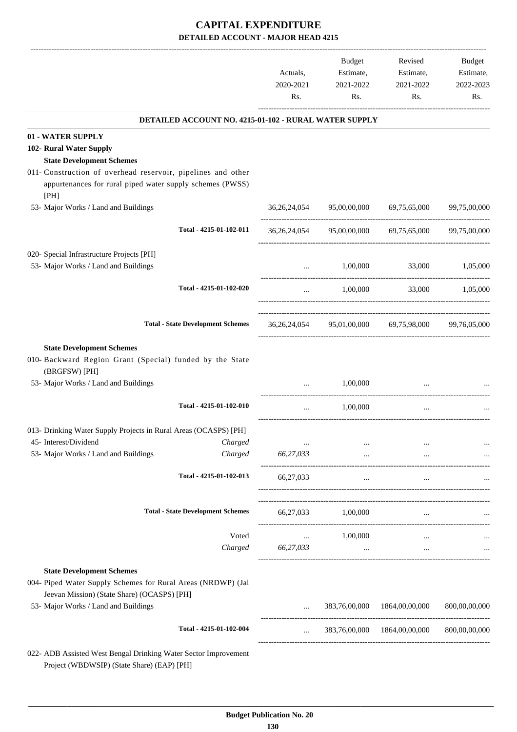# CAPITAL EXPENDITURE
## DETAILED ACCOUNT - MAJOR HEAD 4215

| | | Actuals, 2020-2021 Rs. | Budget Estimate, 2021-2022 Rs. | Revised Estimate, 2021-2022 Rs. | Budget Estimate, 2022-2023 Rs. |
|---|---|---|---|---|---|
| **DETAILED ACCOUNT NO. 4215-01-102 - RURAL WATER SUPPLY** | | | | | |
| **01 - WATER SUPPLY** | | | | | |
| **102- Rural Water Supply** | | | | | |
| **State Development Schemes** | | | | | |
| 011- Construction of overhead reservoir, pipelines and other appurtenances for rural piped water supply schemes (PWSS) [PH] | | | | | |
| 53- Major Works / Land and Buildings | | 36,26,24,054 | 95,00,00,000 | 69,75,65,000 | 99,75,00,000 |
| Total - 4215-01-102-011 | | 36,26,24,054 | 95,00,00,000 | 69,75,65,000 | 99,75,00,000 |
| 020- Special Infrastructure Projects [PH] | | | | | |
| 53- Major Works / Land and Buildings | | ... | 1,00,000 | 33,000 | 1,05,000 |
| Total - 4215-01-102-020 | | ... | 1,00,000 | 33,000 | 1,05,000 |
| Total - State Development Schemes | | 36,26,24,054 | 95,01,00,000 | 69,75,98,000 | 99,76,05,000 |
| **State Development Schemes** | | | | | |
| 010- Backward Region Grant (Special) funded by the State (BRGFSW) [PH] | | | | | |
| 53- Major Works / Land and Buildings | | ... | 1,00,000 | ... | ... |
| Total - 4215-01-102-010 | | ... | 1,00,000 | ... | ... |
| 013- Drinking Water Supply Projects in Rural Areas (OCASPS) [PH] | | | | | |
| 45- Interest/Dividend | Charged | ... | ... | ... | ... |
| 53- Major Works / Land and Buildings | Charged | *66,27,033* | ... | ... | ... |
| Total - 4215-01-102-013 | | 66,27,033 | ... | ... | ... |
| Total - State Development Schemes | | 66,27,033 | 1,00,000 | ... | ... |
| | Voted | ... | 1,00,000 | ... | ... |
| | Charged | *66,27,033* | ... | ... | ... |
| **State Development Schemes** | | | | | |
| 004- Piped Water Supply Schemes for Rural Areas (NRDWP) (Jal Jeevan Mission) (State Share) (OCASPS) [PH] | | | | | |
| 53- Major Works / Land and Buildings | | ... | 383,76,00,000 | 1864,00,00,000 | 800,00,00,000 |
| Total - 4215-01-102-004 | | ... | 383,76,00,000 | 1864,00,00,000 | 800,00,00,000 |
| 022- ADB Assisted West Bengal Drinking Water Sector Improvement Project (WBDWSIP) (State Share) (EAP) [PH] | | | | | |

**Budget Publication No. 20**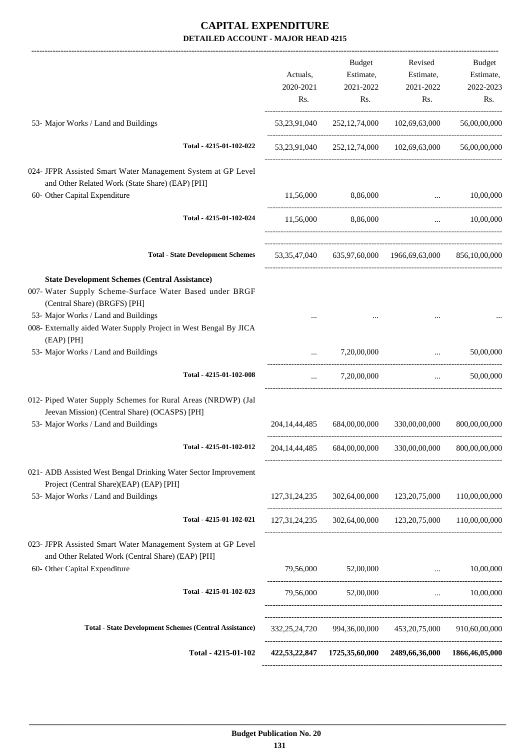# CAPITAL EXPENDITURE

**DETAILED ACCOUNT - MAJOR HEAD 4215**

| | Actuals, 2020-2021 Rs. | Budget Estimate, 2021-2022 Rs. | Revised Estimate, 2021-2022 Rs. | Budget Estimate, 2022-2023 Rs. |
|---|---|---|---|---|
| 53- Major Works / Land and Buildings | 53,23,91,040 | 252,12,74,000 | 102,69,63,000 | 56,00,00,000 |
| **Total - 4215-01-102-022** | 53,23,91,040 | 252,12,74,000 | 102,69,63,000 | 56,00,00,000 |
| 024- JFPR Assisted Smart Water Management System at GP Level and Other Related Work (State Share) (EAP) [PH] | | | | |
| 60- Other Capital Expenditure | 11,56,000 | 8,86,000 | ... | 10,00,000 |
| **Total - 4215-01-102-024** | 11,56,000 | 8,86,000 | ... | 10,00,000 |
| **Total - State Development Schemes** | 53,35,47,040 | 635,97,60,000 | 1966,69,63,000 | 856,10,00,000 |
| **State Development Schemes (Central Assistance)** | | | | |
| 007- Water Supply Scheme-Surface Water Based under BRGF (Central Share) (BRGFS) [PH] | | | | |
| 53- Major Works / Land and Buildings | ... | ... | ... | ... |
| 008- Externally aided Water Supply Project in West Bengal By JICA (EAP) [PH] | | | | |
| 53- Major Works / Land and Buildings | ... | 7,20,00,000 | ... | 50,00,000 |
| **Total - 4215-01-102-008** | ... | 7,20,00,000 | ... | 50,00,000 |
| 012- Piped Water Supply Schemes for Rural Areas (NRDWP) (Jal Jeevan Mission) (Central Share) (OCASPS) [PH] | | | | |
| 53- Major Works / Land and Buildings | 204,14,44,485 | 684,00,00,000 | 330,00,00,000 | 800,00,00,000 |
| **Total - 4215-01-102-012** | 204,14,44,485 | 684,00,00,000 | 330,00,00,000 | 800,00,00,000 |
| 021- ADB Assisted West Bengal Drinking Water Sector Improvement Project (Central Share)(EAP) (EAP) [PH] | | | | |
| 53- Major Works / Land and Buildings | 127,31,24,235 | 302,64,00,000 | 123,20,75,000 | 110,00,00,000 |
| **Total - 4215-01-102-021** | 127,31,24,235 | 302,64,00,000 | 123,20,75,000 | 110,00,00,000 |
| 023- JFPR Assisted Smart Water Management System at GP Level and Other Related Work (Central Share) (EAP) [PH] | | | | |
| 60- Other Capital Expenditure | 79,56,000 | 52,00,000 | ... | 10,00,000 |
| **Total - 4215-01-102-023** | 79,56,000 | 52,00,000 | ... | 10,00,000 |
| **Total - State Development Schemes (Central Assistance)** | 332,25,24,720 | 994,36,00,000 | 453,20,75,000 | 910,60,00,000 |
| **Total - 4215-01-102** | **422,53,22,847** | **1725,35,60,000** | **2489,66,36,000** | **1866,46,05,000** |

**Budget Publication No. 20**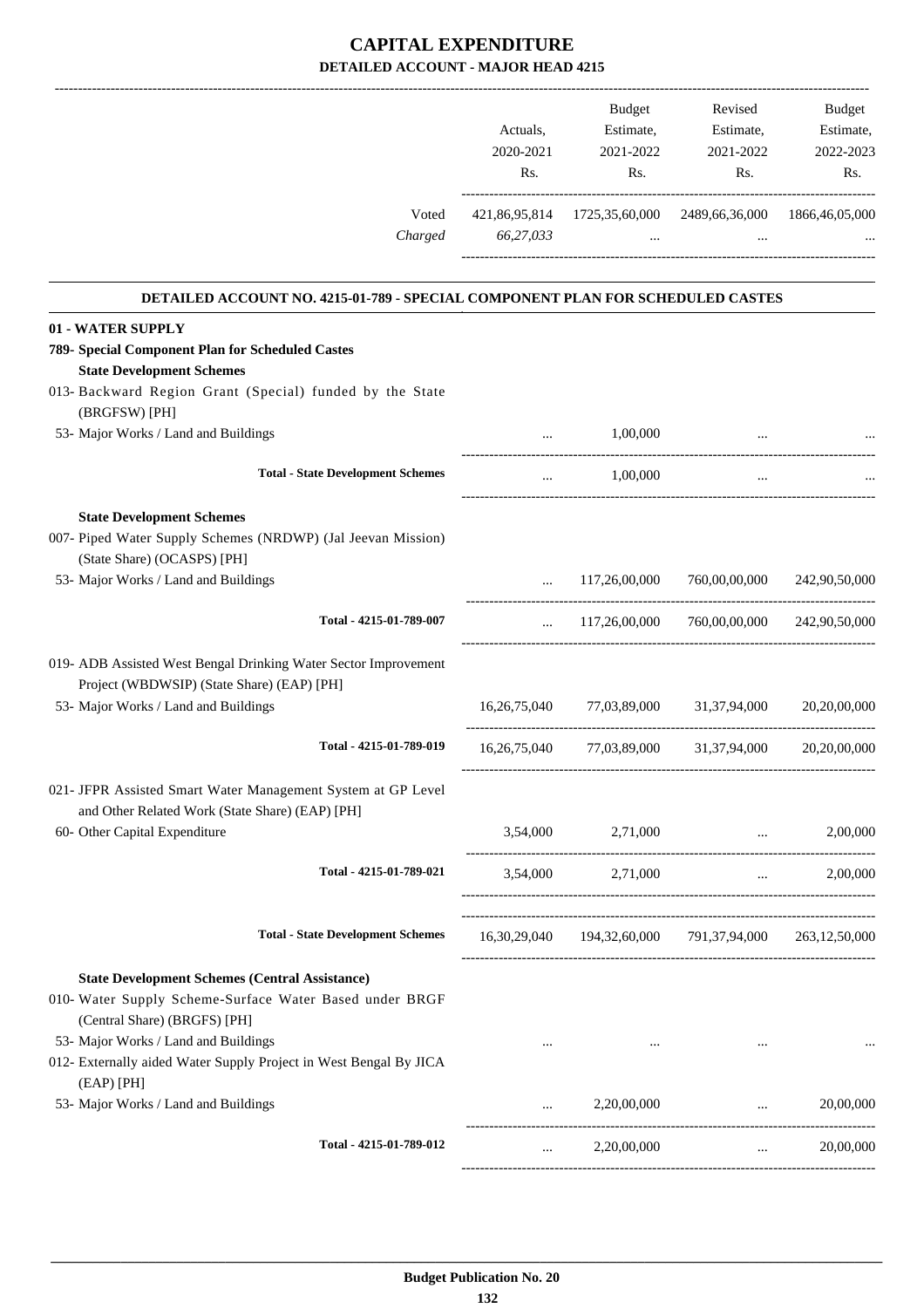# CAPITAL EXPENDITURE

## DETAILED ACCOUNT - MAJOR HEAD 4215

| | Actuals, 2020-2021 Rs. | Budget Estimate, 2021-2022 Rs. | Revised Estimate, 2021-2022 Rs. | Budget Estimate, 2022-2023 Rs. |
|---|---|---|---|---|
| Voted | 421,86,95,814 | 1725,35,60,000 | 2489,66,36,000 | 1866,46,05,000 |
| *Charged* | *66,27,033* | ... | ... | ... |

### DETAILED ACCOUNT NO. 4215-01-789 - SPECIAL COMPONENT PLAN FOR SCHEDULED CASTES

| | Actuals, 2020-2021 Rs. | Budget Estimate, 2021-2022 Rs. | Revised Estimate, 2021-2022 Rs. | Budget Estimate, 2022-2023 Rs. |
|---|---|---|---|---|
| **01 - WATER SUPPLY** | | | | |
| **789- Special Component Plan for Scheduled Castes** | | | | |
| **State Development Schemes** | | | | |
| 013- Backward Region Grant (Special) funded by the State (BRGFSW) [PH] | | | | |
| 53- Major Works / Land and Buildings | ... | 1,00,000 | ... | ... |
| **Total - State Development Schemes** | ... | 1,00,000 | ... | ... |
| **State Development Schemes** | | | | |
| 007- Piped Water Supply Schemes (NRDWP) (Jal Jeevan Mission) (State Share) (OCASPS) [PH] | | | | |
| 53- Major Works / Land and Buildings | ... | 117,26,00,000 | 760,00,00,000 | 242,90,50,000 |
| **Total - 4215-01-789-007** | ... | 117,26,00,000 | 760,00,00,000 | 242,90,50,000 |
| 019- ADB Assisted West Bengal Drinking Water Sector Improvement Project (WBDWSIP) (State Share) (EAP) [PH] | | | | |
| 53- Major Works / Land and Buildings | 16,26,75,040 | 77,03,89,000 | 31,37,94,000 | 20,20,00,000 |
| **Total - 4215-01-789-019** | 16,26,75,040 | 77,03,89,000 | 31,37,94,000 | 20,20,00,000 |
| 021- JFPR Assisted Smart Water Management System at GP Level and Other Related Work (State Share) (EAP) [PH] | | | | |
| 60- Other Capital Expenditure | 3,54,000 | 2,71,000 | ... | 2,00,000 |
| **Total - 4215-01-789-021** | 3,54,000 | 2,71,000 | ... | 2,00,000 |
| **Total - State Development Schemes** | 16,30,29,040 | 194,32,60,000 | 791,37,94,000 | 263,12,50,000 |
| **State Development Schemes (Central Assistance)** | | | | |
| 010- Water Supply Scheme-Surface Water Based under BRGF (Central Share) (BRGFS) [PH] | | | | |
| 53- Major Works / Land and Buildings | ... | ... | ... | ... |
| 012- Externally aided Water Supply Project in West Bengal By JICA (EAP) [PH] | | | | |
| 53- Major Works / Land and Buildings | ... | 2,20,00,000 | ... | 20,00,000 |
| **Total - 4215-01-789-012** | ... | 2,20,00,000 | ... | 20,00,000 |

Budget Publication No. 20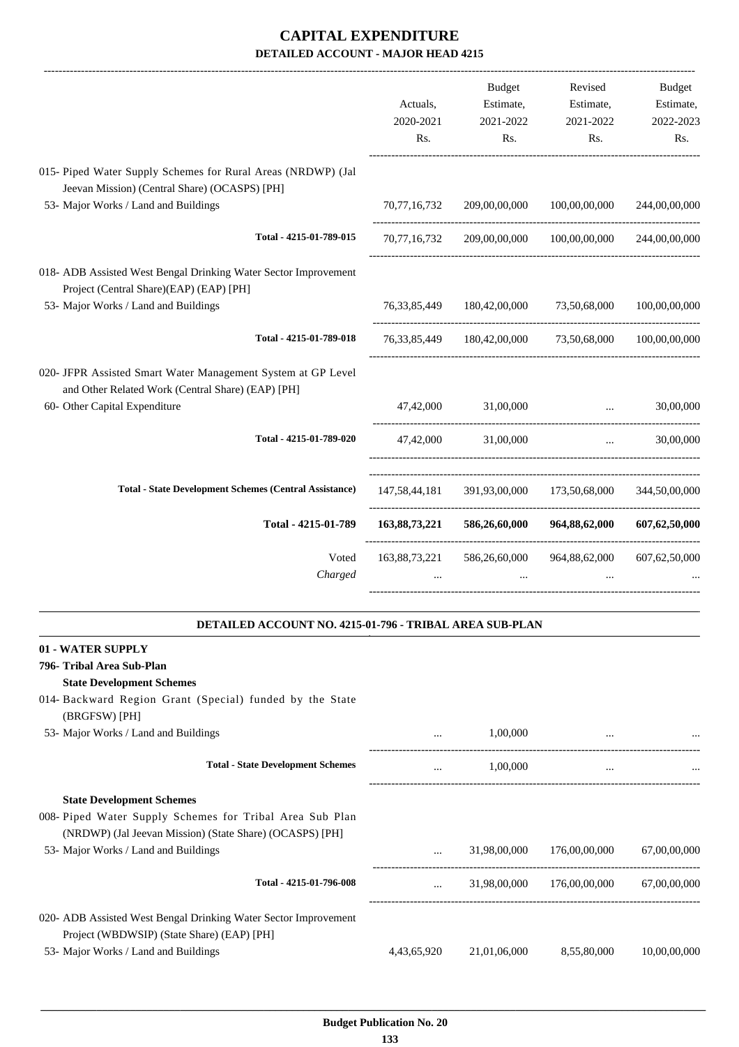# CAPITAL EXPENDITURE

## DETAILED ACCOUNT - MAJOR HEAD 4215

| | Actuals, 2020-2021 Rs. | Budget Estimate, 2021-2022 Rs. | Revised Estimate, 2021-2022 Rs. | Budget Estimate, 2022-2023 Rs. |
|---|---|---|---|---|
| 015- Piped Water Supply Schemes for Rural Areas (NRDWP) (Jal Jeevan Mission) (Central Share) (OCASPS) [PH] | | | | |
| 53- Major Works / Land and Buildings | 70,77,16,732 | 209,00,00,000 | 100,00,00,000 | 244,00,00,000 |
| Total - 4215-01-789-015 | 70,77,16,732 | 209,00,00,000 | 100,00,00,000 | 244,00,00,000 |
| 018- ADB Assisted West Bengal Drinking Water Sector Improvement Project (Central Share)(EAP) (EAP) [PH] | | | | |
| 53- Major Works / Land and Buildings | 76,33,85,449 | 180,42,00,000 | 73,50,68,000 | 100,00,00,000 |
| Total - 4215-01-789-018 | 76,33,85,449 | 180,42,00,000 | 73,50,68,000 | 100,00,00,000 |
| 020- JFPR Assisted Smart Water Management System at GP Level and Other Related Work (Central Share) (EAP) [PH] | | | | |
| 60- Other Capital Expenditure | 47,42,000 | 31,00,000 | ... | 30,00,000 |
| Total - 4215-01-789-020 | 47,42,000 | 31,00,000 | ... | 30,00,000 |
| Total - State Development Schemes (Central Assistance) | 147,58,44,181 | 391,93,00,000 | 173,50,68,000 | 344,50,00,000 |
| **Total - 4215-01-789** | **163,88,73,221** | **586,26,60,000** | **964,88,62,000** | **607,62,50,000** |
| Voted | 163,88,73,221 | 586,26,60,000 | 964,88,62,000 | 607,62,50,000 |
| *Charged* | ... | ... | ... | ... |

### DETAILED ACCOUNT NO. 4215-01-796 - TRIBAL AREA SUB-PLAN

**01 - WATER SUPPLY**

**796- Tribal Area Sub-Plan**

**State Development Schemes**

| | Actuals, 2020-2021 Rs. | Budget Estimate, 2021-2022 Rs. | Revised Estimate, 2021-2022 Rs. | Budget Estimate, 2022-2023 Rs. |
|---|---|---|---|---|
| 014- Backward Region Grant (Special) funded by the State (BRGFSW) [PH] | | | | |
| 53- Major Works / Land and Buildings | ... | 1,00,000 | ... | ... |
| Total - State Development Schemes | ... | 1,00,000 | ... | ... |
| **State Development Schemes** | | | | |
| 008- Piped Water Supply Schemes for Tribal Area Sub Plan (NRDWP) (Jal Jeevan Mission) (State Share) (OCASPS) [PH] | | | | |
| 53- Major Works / Land and Buildings | ... | 31,98,00,000 | 176,00,00,000 | 67,00,00,000 |
| Total - 4215-01-796-008 | ... | 31,98,00,000 | 176,00,00,000 | 67,00,00,000 |
| 020- ADB Assisted West Bengal Drinking Water Sector Improvement Project (WBDWSIP) (State Share) (EAP) [PH] | | | | |
| 53- Major Works / Land and Buildings | 4,43,65,920 | 21,01,06,000 | 8,55,80,000 | 10,00,00,000 |

Budget Publication No. 20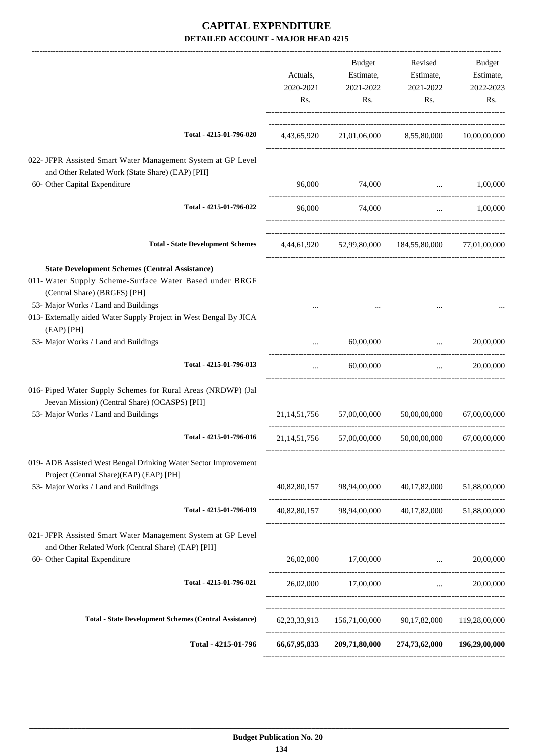# CAPITAL EXPENDITURE

## DETAILED ACCOUNT - MAJOR HEAD 4215

| | Actuals, 2020-2021 Rs. | Budget Estimate, 2021-2022 Rs. | Revised Estimate, 2021-2022 Rs. | Budget Estimate, 2022-2023 Rs. |
|---|---|---|---|---|
| **Total - 4215-01-796-020** | 4,43,65,920 | 21,01,06,000 | 8,55,80,000 | 10,00,00,000 |
| 022- JFPR Assisted Smart Water Management System at GP Level and Other Related Work (State Share) (EAP) [PH] | | | | |
| 60- Other Capital Expenditure | 96,000 | 74,000 | ... | 1,00,000 |
| **Total - 4215-01-796-022** | 96,000 | 74,000 | ... | 1,00,000 |
| **Total - State Development Schemes** | 4,44,61,920 | 52,99,80,000 | 184,55,80,000 | 77,01,00,000 |
| **State Development Schemes (Central Assistance)** | | | | |
| 011- Water Supply Scheme-Surface Water Based under BRGF (Central Share) (BRGFS) [PH] | | | | |
| 53- Major Works / Land and Buildings | ... | ... | ... | ... |
| 013- Externally aided Water Supply Project in West Bengal By JICA (EAP) [PH] | | | | |
| 53- Major Works / Land and Buildings | ... | 60,00,000 | ... | 20,00,000 |
| **Total - 4215-01-796-013** | ... | 60,00,000 | ... | 20,00,000 |
| 016- Piped Water Supply Schemes for Rural Areas (NRDWP) (Jal Jeevan Mission) (Central Share) (OCASPS) [PH] | | | | |
| 53- Major Works / Land and Buildings | 21,14,51,756 | 57,00,00,000 | 50,00,00,000 | 67,00,00,000 |
| **Total - 4215-01-796-016** | 21,14,51,756 | 57,00,00,000 | 50,00,00,000 | 67,00,00,000 |
| 019- ADB Assisted West Bengal Drinking Water Sector Improvement Project (Central Share)(EAP) (EAP) [PH] | | | | |
| 53- Major Works / Land and Buildings | 40,82,80,157 | 98,94,00,000 | 40,17,82,000 | 51,88,00,000 |
| **Total - 4215-01-796-019** | 40,82,80,157 | 98,94,00,000 | 40,17,82,000 | 51,88,00,000 |
| 021- JFPR Assisted Smart Water Management System at GP Level and Other Related Work (Central Share) (EAP) [PH] | | | | |
| 60- Other Capital Expenditure | 26,02,000 | 17,00,000 | ... | 20,00,000 |
| **Total - 4215-01-796-021** | 26,02,000 | 17,00,000 | ... | 20,00,000 |
| **Total - State Development Schemes (Central Assistance)** | 62,23,33,913 | 156,71,00,000 | 90,17,82,000 | 119,28,00,000 |
| **Total - 4215-01-796** | **66,67,95,833** | **209,71,80,000** | **274,73,62,000** | **196,29,00,000** |

**Budget Publication No. 20**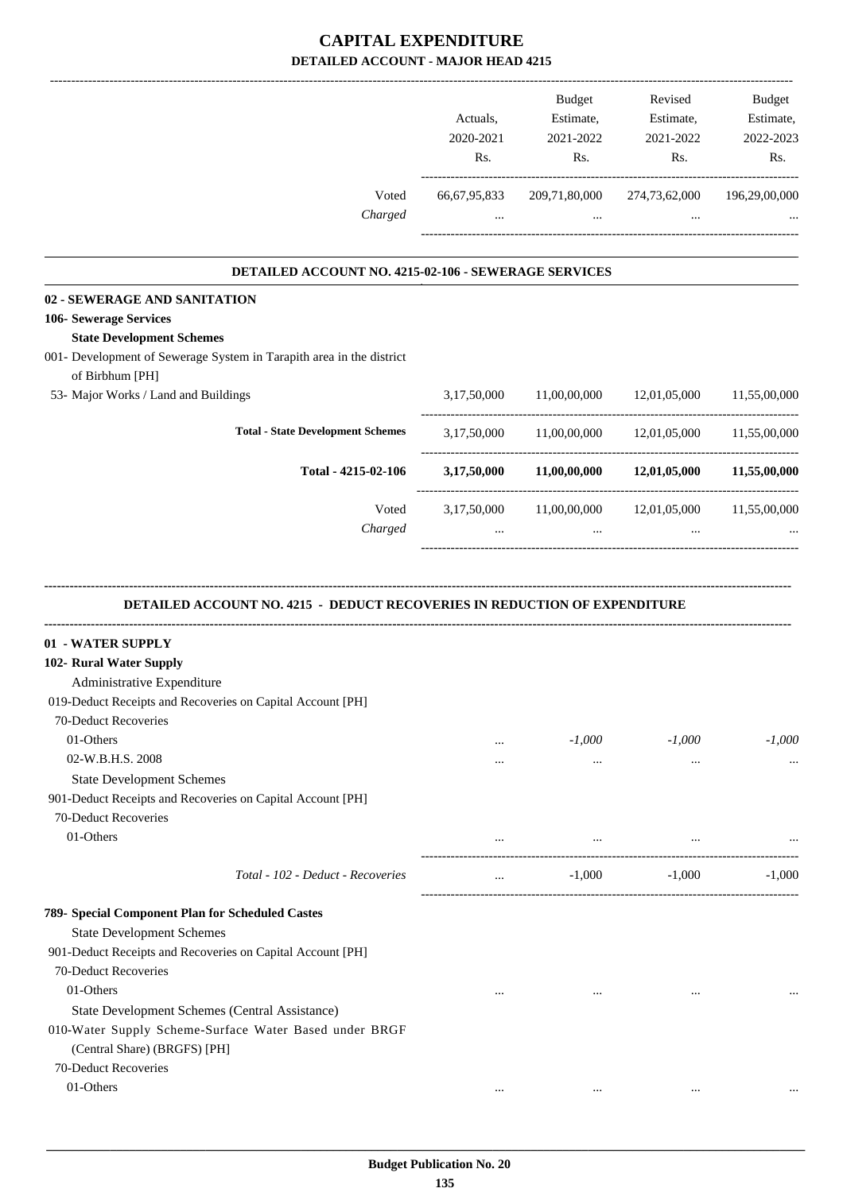# CAPITAL EXPENDITURE
## DETAILED ACCOUNT - MAJOR HEAD 4215

| | Actuals, 2020-2021 Rs. | Budget Estimate, 2021-2022 Rs. | Revised Estimate, 2021-2022 Rs. | Budget Estimate, 2022-2023 Rs. |
|---|---|---|---|---|
| Voted | 66,67,95,833 | 209,71,80,000 | 274,73,62,000 | 196,29,00,000 |
| *Charged* | ... | ... | ... | ... |

### DETAILED ACCOUNT NO. 4215-02-106 - SEWERAGE SERVICES

| | Actuals, 2020-2021 Rs. | Budget Estimate, 2021-2022 Rs. | Revised Estimate, 2021-2022 Rs. | Budget Estimate, 2022-2023 Rs. |
|---|---|---|---|---|
| **02 - SEWERAGE AND SANITATION** | | | | |
| **106- Sewerage Services** | | | | |
| **State Development Schemes** | | | | |
| 001- Development of Sewerage System in Tarapith area in the district of Birbhum [PH] | | | | |
| 53- Major Works / Land and Buildings | 3,17,50,000 | 11,00,00,000 | 12,01,05,000 | 11,55,00,000 |
| **Total - State Development Schemes** | 3,17,50,000 | 11,00,00,000 | 12,01,05,000 | 11,55,00,000 |
| **Total - 4215-02-106** | **3,17,50,000** | **11,00,00,000** | **12,01,05,000** | **11,55,00,000** |
| Voted | 3,17,50,000 | 11,00,00,000 | 12,01,05,000 | 11,55,00,000 |
| *Charged* | ... | ... | ... | ... |

### DETAILED ACCOUNT NO. 4215 - DEDUCT RECOVERIES IN REDUCTION OF EXPENDITURE

| | Actuals, 2020-2021 Rs. | Budget Estimate, 2021-2022 Rs. | Revised Estimate, 2021-2022 Rs. | Budget Estimate, 2022-2023 Rs. |
|---|---|---|---|---|
| **01 - WATER SUPPLY** | | | | |
| **102- Rural Water Supply** | | | | |
| Administrative Expenditure | | | | |
| 019-Deduct Receipts and Recoveries on Capital Account [PH] | | | | |
| 70-Deduct Recoveries | | | | |
| 01-Others | ... | *-1,000* | *-1,000* | *-1,000* |
| 02-W.B.H.S. 2008 | ... | ... | ... | ... |
| State Development Schemes | | | | |
| 901-Deduct Receipts and Recoveries on Capital Account [PH] | | | | |
| 70-Deduct Recoveries | | | | |
| 01-Others | ... | ... | ... | ... |
| *Total - 102 - Deduct - Recoveries* | ... | -1,000 | -1,000 | -1,000 |
| **789- Special Component Plan for Scheduled Castes** | | | | |
| State Development Schemes | | | | |
| 901-Deduct Receipts and Recoveries on Capital Account [PH] | | | | |
| 70-Deduct Recoveries | | | | |
| 01-Others | ... | ... | ... | ... |
| State Development Schemes (Central Assistance) | | | | |
| 010-Water Supply Scheme-Surface Water Based under BRGF (Central Share) (BRGFS) [PH] | | | | |
| 70-Deduct Recoveries | | | | |
| 01-Others | ... | ... | ... | ... |

**Budget Publication No. 20**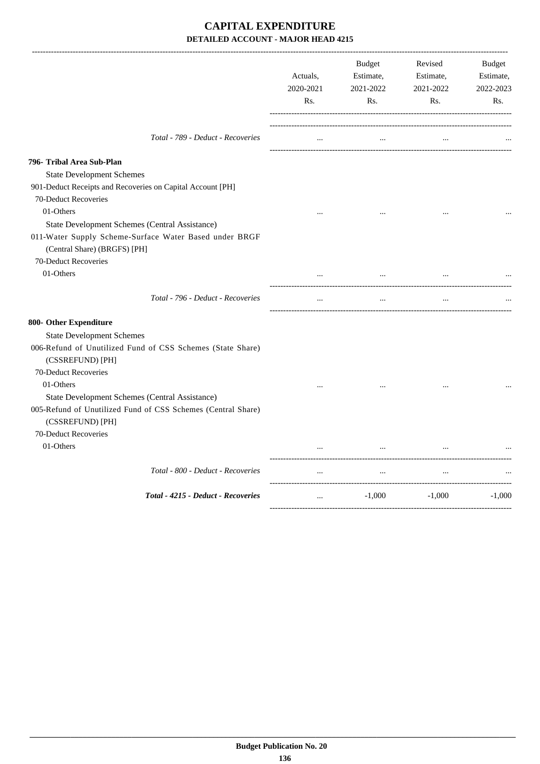# CAPITAL EXPENDITURE

## DETAILED ACCOUNT - MAJOR HEAD 4215

| | Actuals, 2020-2021 Rs. | Budget Estimate, 2021-2022 Rs. | Revised Estimate, 2021-2022 Rs. | Budget Estimate, 2022-2023 Rs. |
|---|---|---|---|---|
| *Total - 789 - Deduct - Recoveries* | ... | ... | ... | ... |
| **796- Tribal Area Sub-Plan** | | | | |
| State Development Schemes | | | | |
| 901-Deduct Receipts and Recoveries on Capital Account [PH] | | | | |
| 70-Deduct Recoveries | | | | |
| 01-Others | ... | ... | ... | ... |
| State Development Schemes (Central Assistance) | | | | |
| 011-Water Supply Scheme-Surface Water Based under BRGF (Central Share) (BRGFS) [PH] | | | | |
| 70-Deduct Recoveries | | | | |
| 01-Others | ... | ... | ... | ... |
| *Total - 796 - Deduct - Recoveries* | ... | ... | ... | ... |
| **800- Other Expenditure** | | | | |
| State Development Schemes | | | | |
| 006-Refund of Unutilized Fund of CSS Schemes (State Share) (CSSREFUND) [PH] | | | | |
| 70-Deduct Recoveries | | | | |
| 01-Others | ... | ... | ... | ... |
| State Development Schemes (Central Assistance) | | | | |
| 005-Refund of Unutilized Fund of CSS Schemes (Central Share) (CSSREFUND) [PH] | | | | |
| 70-Deduct Recoveries | | | | |
| 01-Others | ... | ... | ... | ... |
| *Total - 800 - Deduct - Recoveries* | ... | ... | ... | ... |
| ***Total - 4215 - Deduct - Recoveries*** | ... | -1,000 | -1,000 | -1,000 |

Budget Publication No. 20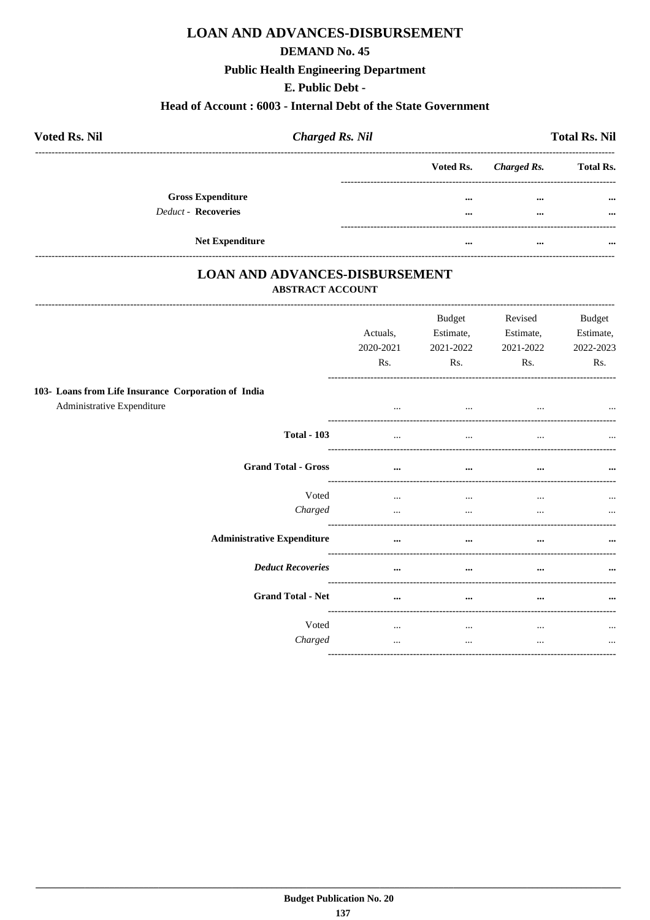# LOAN AND ADVANCES-DISBURSEMENT

## DEMAND No. 45

### Public Health Engineering Department

### E. Public Debt -

### Head of Account : 6003 - Internal Debt of the State Government

| **Voted Rs. Nil** | ***Charged Rs. Nil*** | **Total Rs. Nil** |
|---|---|---|

| | Voted Rs. | *Charged Rs.* | Total Rs. |
|---|---|---|---|
| **Gross Expenditure** | ... | ... | ... |
| *Deduct* - **Recoveries** | ... | ... | ... |
| **Net Expenditure** | ... | ... | ... |

## LOAN AND ADVANCES-DISBURSEMENT

### ABSTRACT ACCOUNT

| | Actuals, 2020-2021 Rs. | Budget Estimate, 2021-2022 Rs. | Revised Estimate, 2021-2022 Rs. | Budget Estimate, 2022-2023 Rs. |
|---|---|---|---|---|
| **103- Loans from Life Insurance Corporation of India** | | | | |
| Administrative Expenditure | ... | ... | ... | ... |
| **Total - 103** | ... | ... | ... | ... |
| **Grand Total - Gross** | ... | ... | ... | ... |
| Voted | ... | ... | ... | ... |
| *Charged* | ... | ... | ... | ... |
| **Administrative Expenditure** | ... | ... | ... | ... |
| ***Deduct Recoveries*** | ... | ... | ... | ... |
| **Grand Total - Net** | ... | ... | ... | ... |
| Voted | ... | ... | ... | ... |
| *Charged* | ... | ... | ... | ... |

**Budget Publication No. 20**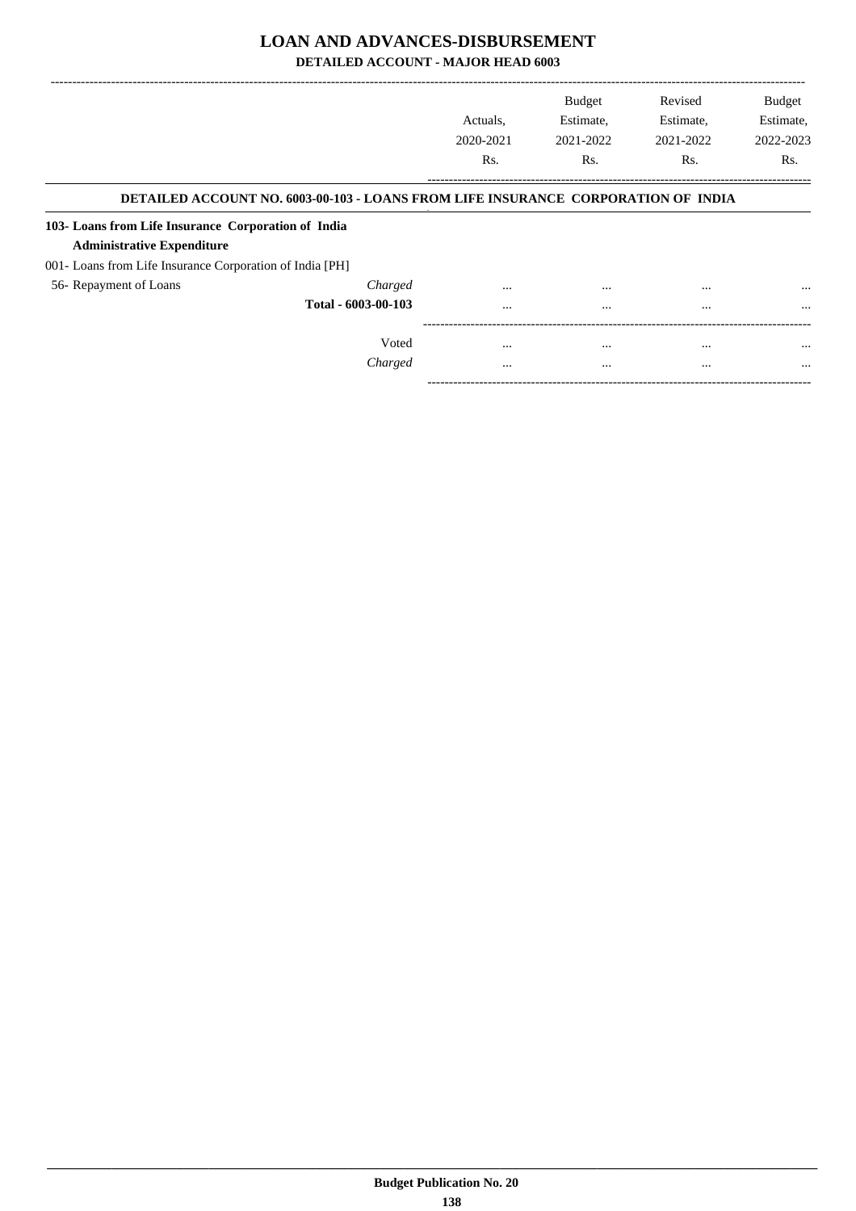# LOAN AND ADVANCES-DISBURSEMENT

## DETAILED ACCOUNT - MAJOR HEAD 6003

| | | Actuals, 2020-2021 Rs. | Budget Estimate, 2021-2022 Rs. | Revised Estimate, 2021-2022 Rs. | Budget Estimate, 2022-2023 Rs. |
|---|---|---|---|---|---|
| **DETAILED ACCOUNT NO. 6003-00-103 - LOANS FROM LIFE INSURANCE CORPORATION OF INDIA** | | | | | |
| **103- Loans from Life Insurance Corporation of India** | | | | | |
| **Administrative Expenditure** | | | | | |
| 001- Loans from Life Insurance Corporation of India [PH] | | | | | |
| 56- Repayment of Loans | *Charged* | ... | ... | ... | ... |
| | **Total - 6003-00-103** | ... | ... | ... | ... |
| | Voted | ... | ... | ... | ... |
| | *Charged* | ... | ... | ... | ... |

**Budget Publication No. 20**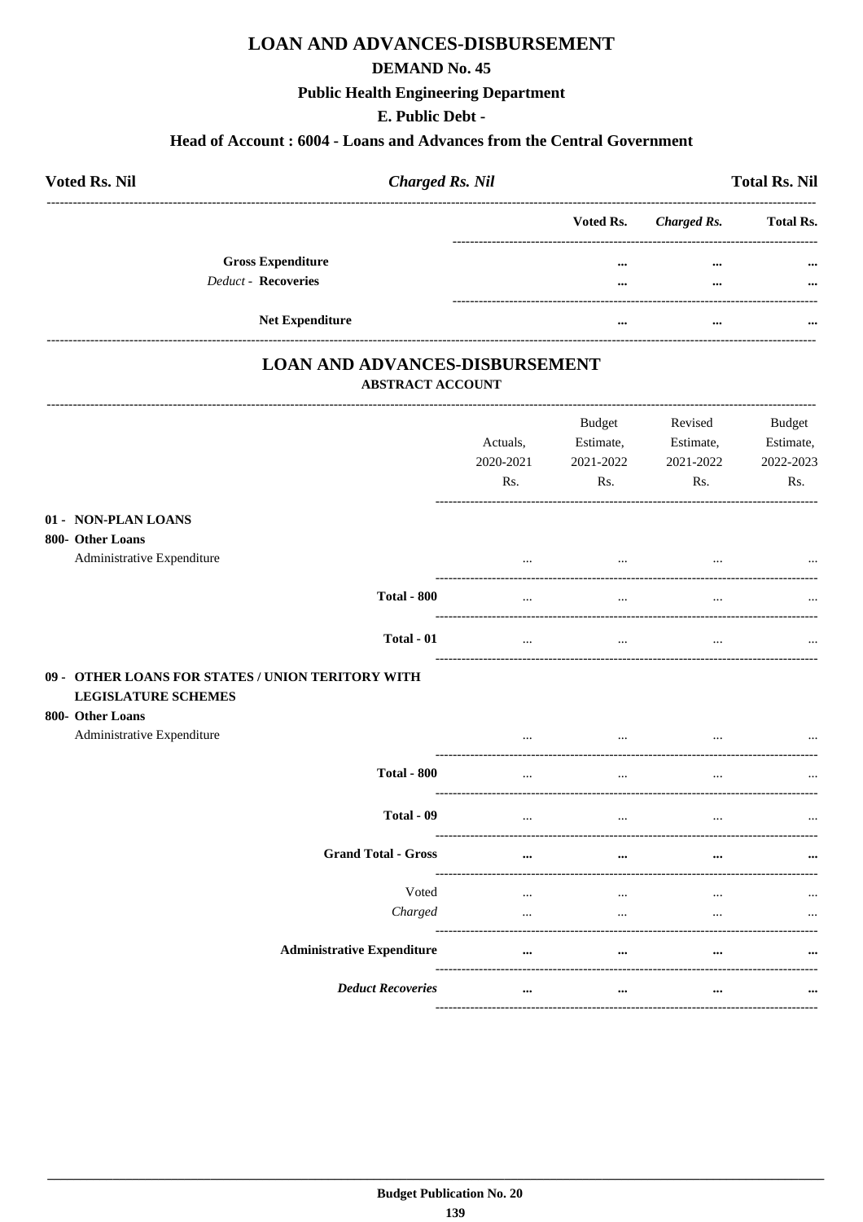# LOAN AND ADVANCES-DISBURSEMENT

## DEMAND No. 45

### Public Health Engineering Department

### E. Public Debt -

### Head of Account : 6004 - Loans and Advances from the Central Government

| **Voted Rs. Nil** | ***Charged Rs. Nil*** | **Total Rs. Nil** |
|---|---|---|

| | Voted Rs. | *Charged Rs.* | Total Rs. |
|---|---|---|---|
| **Gross Expenditure** | ... | ... | ... |
| *Deduct -* **Recoveries** | ... | ... | ... |
| **Net Expenditure** | ... | ... | ... |

## LOAN AND ADVANCES-DISBURSEMENT

### ABSTRACT ACCOUNT

| | Actuals, 2020-2021 Rs. | Budget Estimate, 2021-2022 Rs. | Revised Estimate, 2021-2022 Rs. | Budget Estimate, 2022-2023 Rs. |
|---|---|---|---|---|
| **01 - NON-PLAN LOANS** | | | | |
| **800- Other Loans** | | | | |
| Administrative Expenditure | ... | ... | ... | ... |
| **Total - 800** | ... | ... | ... | ... |
| **Total - 01** | ... | ... | ... | ... |
| **09 - OTHER LOANS FOR STATES / UNION TERITORY WITH LEGISLATURE SCHEMES** | | | | |
| **800- Other Loans** | | | | |
| Administrative Expenditure | ... | ... | ... | ... |
| **Total - 800** | ... | ... | ... | ... |
| **Total - 09** | ... | ... | ... | ... |
| **Grand Total - Gross** | ... | ... | ... | ... |
| Voted | ... | ... | ... | ... |
| *Charged* | ... | ... | ... | ... |
| **Administrative Expenditure** | ... | ... | ... | ... |
| ***Deduct Recoveries*** | ... | ... | ... | ... |

Budget Publication No. 20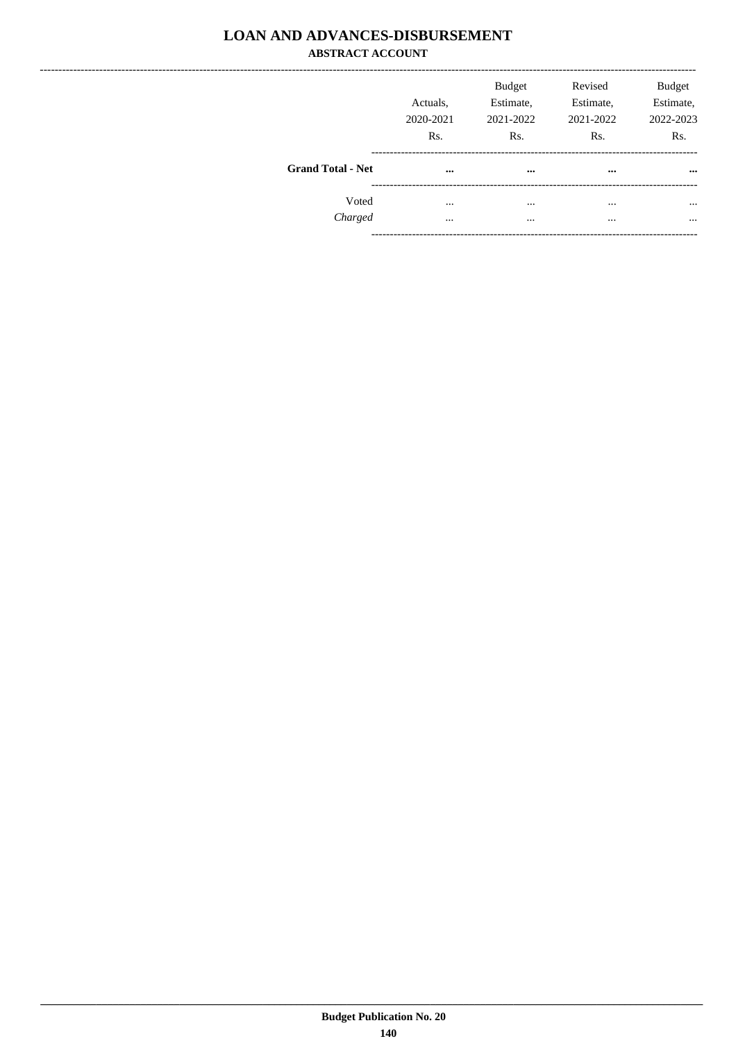# LOAN AND ADVANCES-DISBURSEMENT

## ABSTRACT ACCOUNT

| | Actuals, 2020-2021 Rs. | Budget Estimate, 2021-2022 Rs. | Revised Estimate, 2021-2022 Rs. | Budget Estimate, 2022-2023 Rs. |
|---|---|---|---|---|
| **Grand Total - Net** | **...** | **...** | **...** | **...** |
| Voted | ... | ... | ... | ... |
| *Charged* | ... | ... | ... | ... |

**Budget Publication No. 20**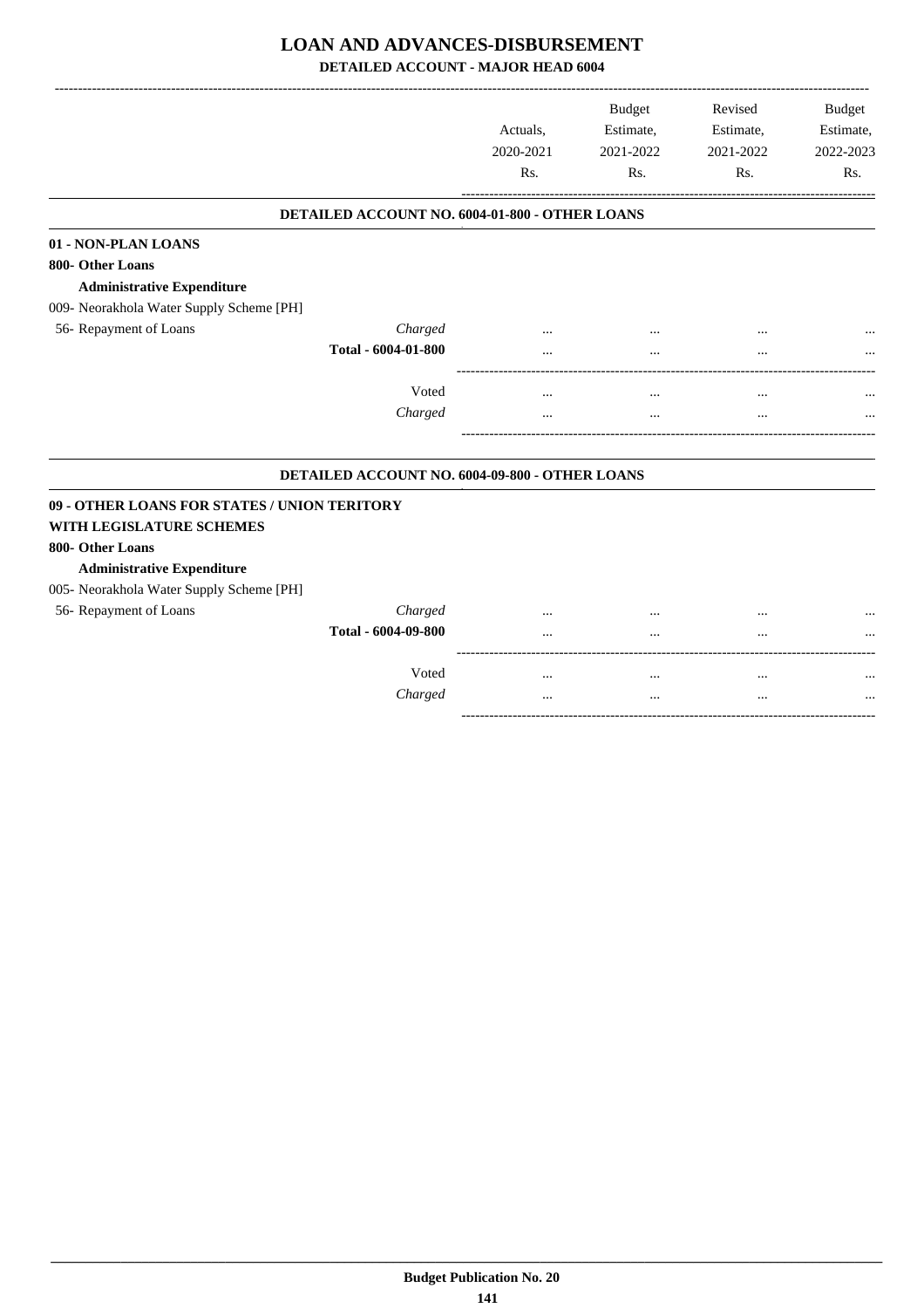# LOAN AND ADVANCES-DISBURSEMENT

## DETAILED ACCOUNT - MAJOR HEAD 6004

| | | Actuals, 2020-2021 Rs. | Budget Estimate, 2021-2022 Rs. | Revised Estimate, 2021-2022 Rs. | Budget Estimate, 2022-2023 Rs. |
|---|---|---|---|---|---|
| **DETAILED ACCOUNT NO. 6004-01-800 - OTHER LOANS** | | | | | |
| **01 - NON-PLAN LOANS** | | | | | |
| **800- Other Loans** | | | | | |
| **Administrative Expenditure** | | | | | |
| 009- Neorakhola Water Supply Scheme [PH] | | | | | |
| 56- Repayment of Loans | *Charged* | ... | ... | ... | ... |
| | **Total - 6004-01-800** | ... | ... | ... | ... |
| | Voted | ... | ... | ... | ... |
| | *Charged* | ... | ... | ... | ... |
| **DETAILED ACCOUNT NO. 6004-09-800 - OTHER LOANS** | | | | | |
| **09 - OTHER LOANS FOR STATES / UNION TERITORY WITH LEGISLATURE SCHEMES** | | | | | |
| **800- Other Loans** | | | | | |
| **Administrative Expenditure** | | | | | |
| 005- Neorakhola Water Supply Scheme [PH] | | | | | |
| 56- Repayment of Loans | *Charged* | ... | ... | ... | ... |
| | **Total - 6004-09-800** | ... | ... | ... | ... |
| | Voted | ... | ... | ... | ... |
| | *Charged* | ... | ... | ... | ... |

**Budget Publication No. 20**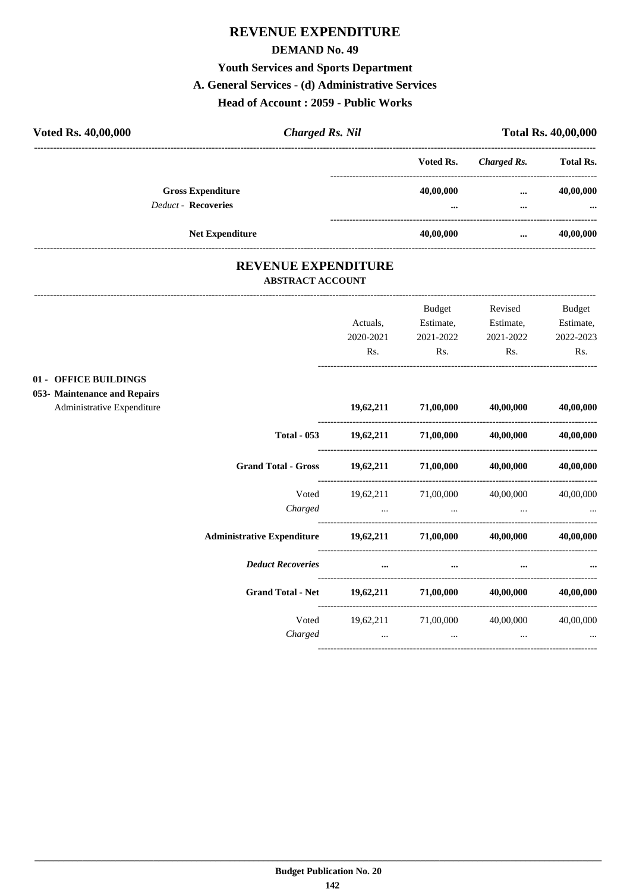# REVENUE EXPENDITURE

## DEMAND No. 49

### Youth Services and Sports Department

### A. General Services - (d) Administrative Services

### Head of Account : 2059 - Public Works

| **Voted Rs. 40,00,000** | ***Charged Rs. Nil*** | **Total Rs. 40,00,000** |
|---|---|---|

| | Voted Rs. | *Charged Rs.* | Total Rs. |
|---|---|---|---|
| **Gross Expenditure** | **40,00,000** | **...** | **40,00,000** |
| *Deduct* - **Recoveries** | **...** | **...** | **...** |
| **Net Expenditure** | **40,00,000** | **...** | **40,00,000** |

## REVENUE EXPENDITURE

### ABSTRACT ACCOUNT

| | Actuals, 2020-2021 Rs. | Budget Estimate, 2021-2022 Rs. | Revised Estimate, 2021-2022 Rs. | Budget Estimate, 2022-2023 Rs. |
|---|---|---|---|---|
| **01 - OFFICE BUILDINGS** | | | | |
| **053- Maintenance and Repairs** | | | | |
| Administrative Expenditure | **19,62,211** | **71,00,000** | **40,00,000** | **40,00,000** |
| **Total - 053** | **19,62,211** | **71,00,000** | **40,00,000** | **40,00,000** |
| **Grand Total - Gross** | **19,62,211** | **71,00,000** | **40,00,000** | **40,00,000** |
| Voted | 19,62,211 | 71,00,000 | 40,00,000 | 40,00,000 |
| *Charged* | ... | ... | ... | ... |
| **Administrative Expenditure** | **19,62,211** | **71,00,000** | **40,00,000** | **40,00,000** |
| ***Deduct Recoveries*** | **...** | **...** | **...** | **...** |
| **Grand Total - Net** | **19,62,211** | **71,00,000** | **40,00,000** | **40,00,000** |
| Voted | 19,62,211 | 71,00,000 | 40,00,000 | 40,00,000 |
| *Charged* | ... | ... | ... | ... |

**Budget Publication No. 20**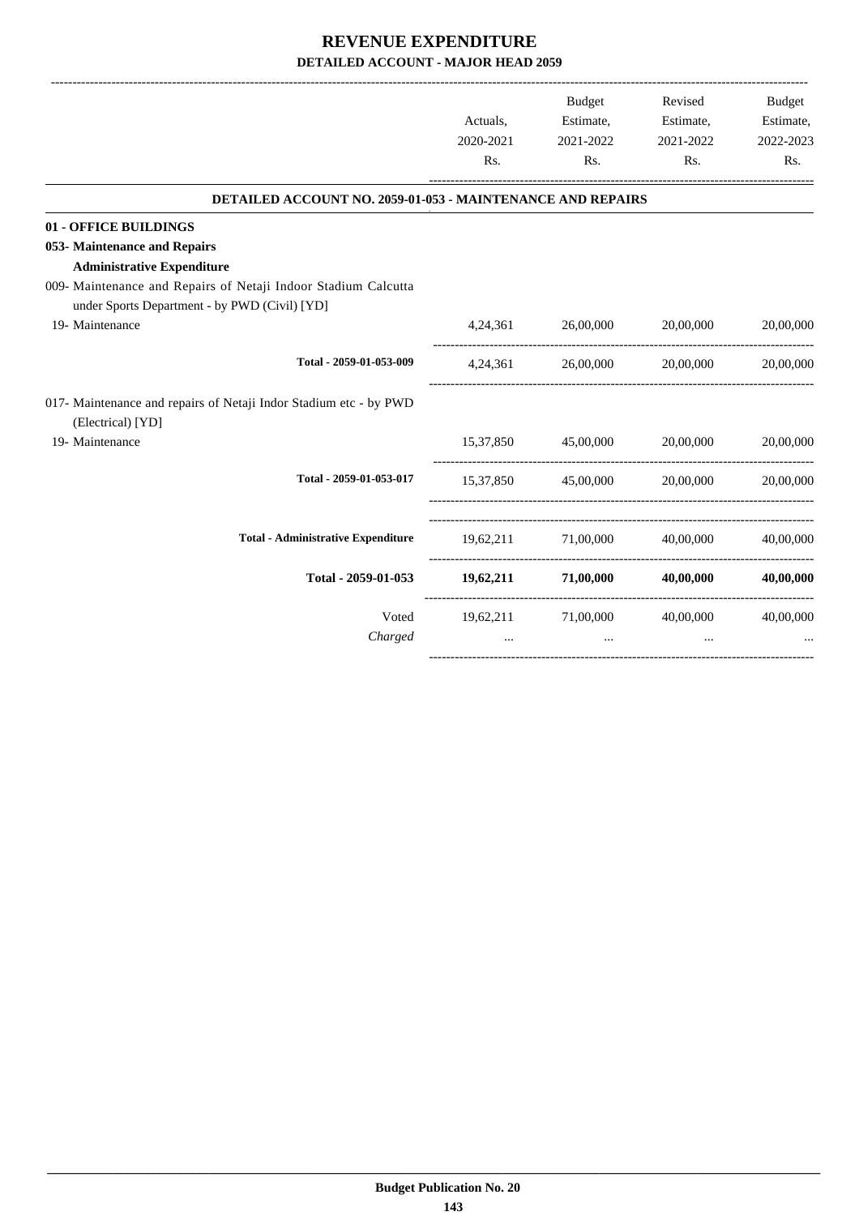# REVENUE EXPENDITURE

## DETAILED ACCOUNT - MAJOR HEAD 2059

| | Actuals, 2020-2021 Rs. | Budget Estimate, 2021-2022 Rs. | Revised Estimate, 2021-2022 Rs. | Budget Estimate, 2022-2023 Rs. |
|---|---|---|---|---|
| **DETAILED ACCOUNT NO. 2059-01-053 - MAINTENANCE AND REPAIRS** | | | | |
| **01 - OFFICE BUILDINGS** | | | | |
| **053- Maintenance and Repairs** | | | | |
| **Administrative Expenditure** | | | | |
| 009- Maintenance and Repairs of Netaji Indoor Stadium Calcutta under Sports Department - by PWD (Civil) [YD] | | | | |
| 19- Maintenance | 4,24,361 | 26,00,000 | 20,00,000 | 20,00,000 |
| Total - 2059-01-053-009 | 4,24,361 | 26,00,000 | 20,00,000 | 20,00,000 |
| 017- Maintenance and repairs of Netaji Indor Stadium etc - by PWD (Electrical) [YD] | | | | |
| 19- Maintenance | 15,37,850 | 45,00,000 | 20,00,000 | 20,00,000 |
| Total - 2059-01-053-017 | 15,37,850 | 45,00,000 | 20,00,000 | 20,00,000 |
| Total - Administrative Expenditure | 19,62,211 | 71,00,000 | 40,00,000 | 40,00,000 |
| **Total - 2059-01-053** | **19,62,211** | **71,00,000** | **40,00,000** | **40,00,000** |
| Voted | 19,62,211 | 71,00,000 | 40,00,000 | 40,00,000 |
| *Charged* | ... | ... | ... | ... |

Budget Publication No. 20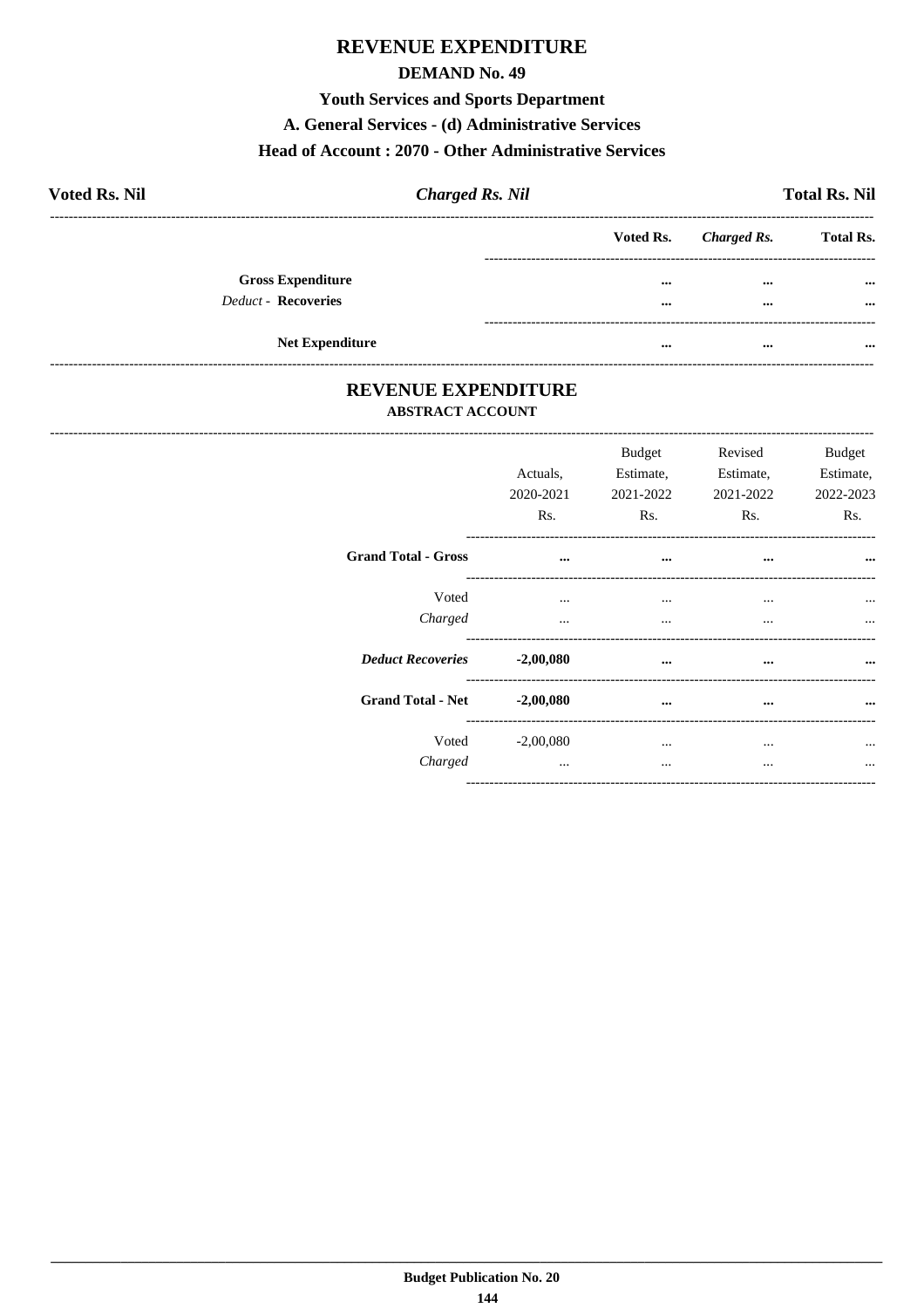# REVENUE EXPENDITURE

## DEMAND No. 49

### Youth Services and Sports Department

### A. General Services - (d) Administrative Services

### Head of Account : 2070 - Other Administrative Services

| **Voted Rs. Nil** | ***Charged Rs. Nil*** | **Total Rs. Nil** |
|---|---|---|

| | **Voted Rs.** | ***Charged Rs.*** | **Total Rs.** |
|---|---|---|---|
| **Gross Expenditure** | **...** | **...** | **...** |
| *Deduct* - **Recoveries** | **...** | **...** | **...** |
| **Net Expenditure** | **...** | **...** | **...** |

## REVENUE EXPENDITURE

### ABSTRACT ACCOUNT

| | Actuals, 2020-2021 Rs. | Budget Estimate, 2021-2022 Rs. | Revised Estimate, 2021-2022 Rs. | Budget Estimate, 2022-2023 Rs. |
|---|---|---|---|---|
| **Grand Total - Gross** | **...** | **...** | **...** | **...** |
| Voted | ... | ... | ... | ... |
| *Charged* | ... | ... | ... | ... |
| ***Deduct Recoveries*** | **-2,00,080** | **...** | **...** | **...** |
| **Grand Total - Net** | **-2,00,080** | **...** | **...** | **...** |
| Voted | -2,00,080 | ... | ... | ... |
| *Charged* | ... | ... | ... | ... |

**Budget Publication No. 20**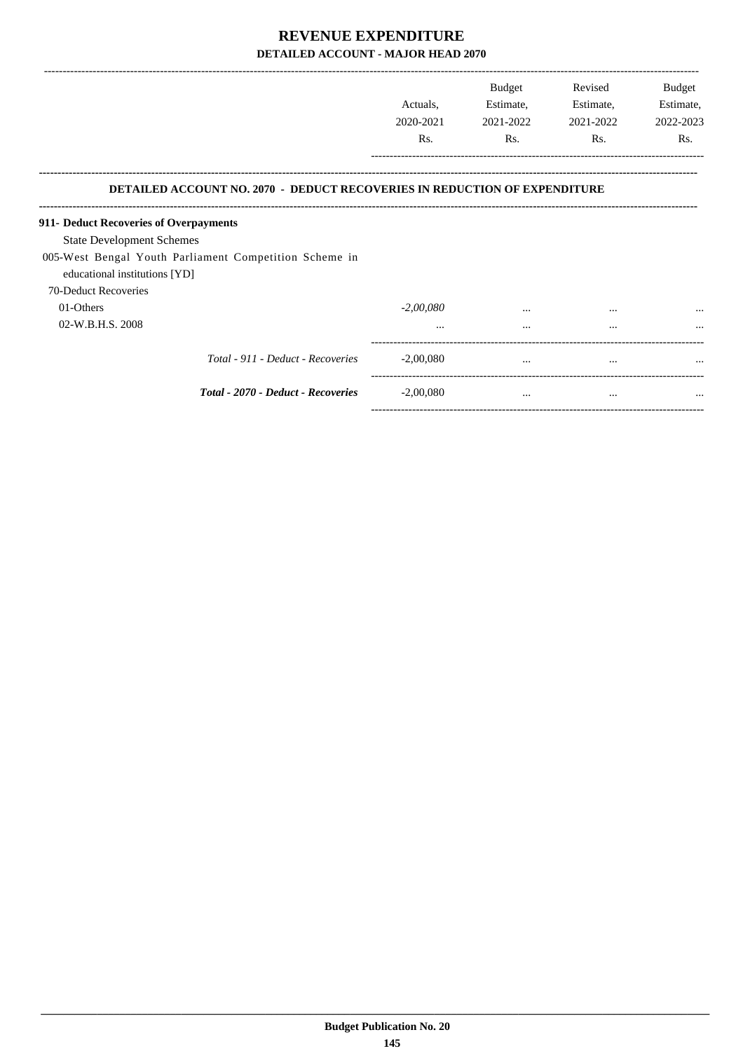# REVENUE EXPENDITURE

## DETAILED ACCOUNT - MAJOR HEAD 2070

| | Actuals, 2020-2021 Rs. | Budget Estimate, 2021-2022 Rs. | Revised Estimate, 2021-2022 Rs. | Budget Estimate, 2022-2023 Rs. |
|---|---|---|---|---|
| **DETAILED ACCOUNT NO. 2070 - DEDUCT RECOVERIES IN REDUCTION OF EXPENDITURE** | | | | |
| **911- Deduct Recoveries of Overpayments** | | | | |
| State Development Schemes | | | | |
| 005-West Bengal Youth Parliament Competition Scheme in educational institutions [YD] | | | | |
| 70-Deduct Recoveries | | | | |
| 01-Others | *-2,00,080* | ... | ... | ... |
| 02-W.B.H.S. 2008 | ... | ... | ... | ... |
| *Total - 911 - Deduct - Recoveries* | -2,00,080 | ... | ... | ... |
| ***Total - 2070 - Deduct - Recoveries*** | -2,00,080 | ... | ... | ... |

Budget Publication No. 20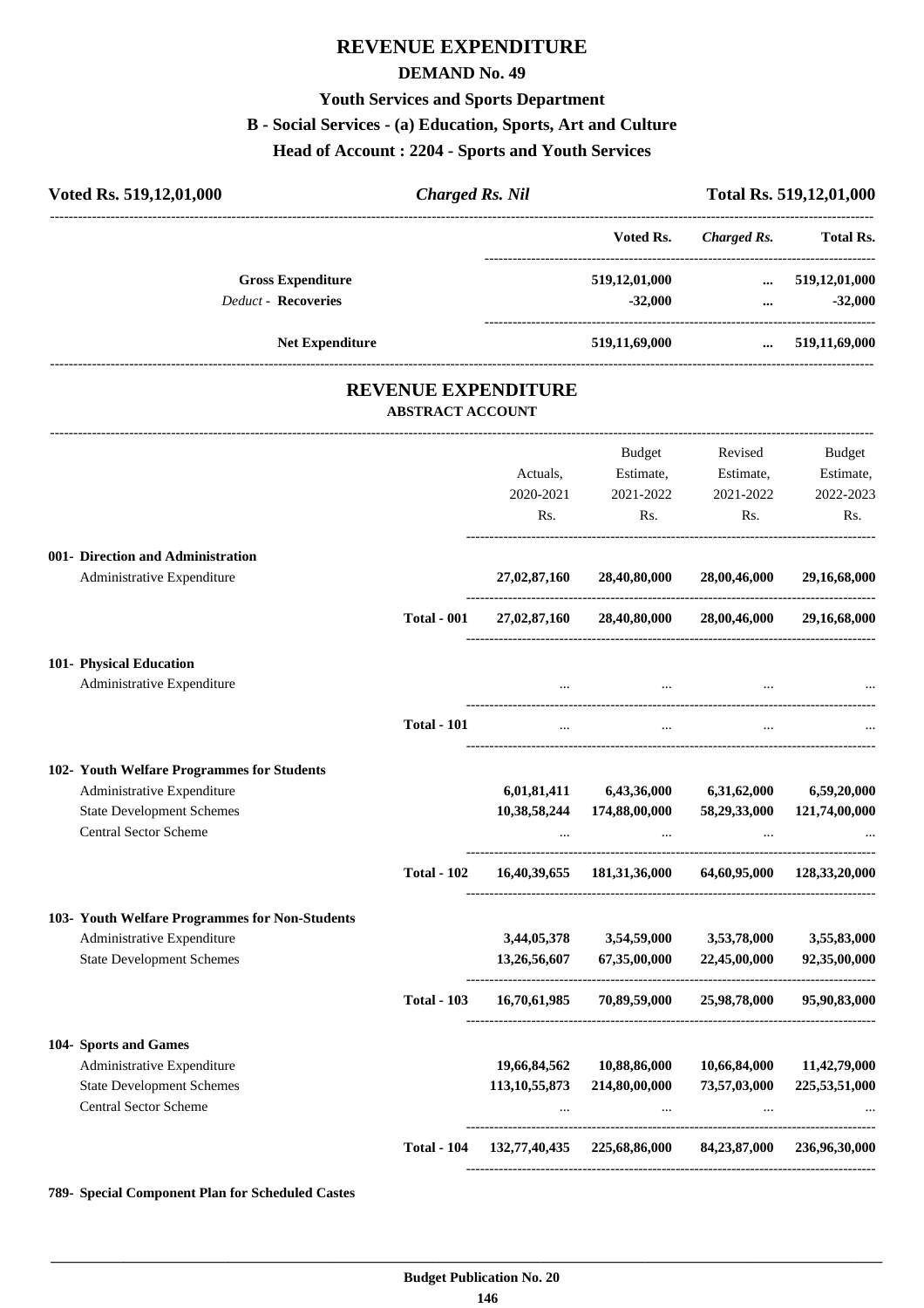# REVENUE EXPENDITURE

## DEMAND No. 49

### Youth Services and Sports Department

### B - Social Services - (a) Education, Sports, Art and Culture

### Head of Account : 2204 - Sports and Youth Services

| Voted Rs. 519,12,01,000 | *Charged Rs. Nil* | Total Rs. 519,12,01,000 |
|---|---|---|

| | Voted Rs. | *Charged Rs.* | Total Rs. |
|---|---|---|---|
| **Gross Expenditure** | 519,12,01,000 | ... | 519,12,01,000 |
| *Deduct* - **Recoveries** | -32,000 | ... | -32,000 |
| **Net Expenditure** | 519,11,69,000 | ... | 519,11,69,000 |

## REVENUE EXPENDITURE

### ABSTRACT ACCOUNT

| | | Actuals, 2020-2021 Rs. | Budget Estimate, 2021-2022 Rs. | Revised Estimate, 2021-2022 Rs. | Budget Estimate, 2022-2023 Rs. |
|---|---|---|---|---|---|
| **001- Direction and Administration** | | | | | |
| Administrative Expenditure | | 27,02,87,160 | 28,40,80,000 | 28,00,46,000 | 29,16,68,000 |
| | **Total - 001** | 27,02,87,160 | 28,40,80,000 | 28,00,46,000 | 29,16,68,000 |
| **101- Physical Education** | | | | | |
| Administrative Expenditure | | ... | ... | ... | ... |
| | **Total - 101** | ... | ... | ... | ... |
| **102- Youth Welfare Programmes for Students** | | | | | |
| Administrative Expenditure | | 6,01,81,411 | 6,43,36,000 | 6,31,62,000 | 6,59,20,000 |
| State Development Schemes | | 10,38,58,244 | 174,88,00,000 | 58,29,33,000 | 121,74,00,000 |
| Central Sector Scheme | | ... | ... | ... | ... |
| | **Total - 102** | 16,40,39,655 | 181,31,36,000 | 64,60,95,000 | 128,33,20,000 |
| **103- Youth Welfare Programmes for Non-Students** | | | | | |
| Administrative Expenditure | | 3,44,05,378 | 3,54,59,000 | 3,53,78,000 | 3,55,83,000 |
| State Development Schemes | | 13,26,56,607 | 67,35,00,000 | 22,45,00,000 | 92,35,00,000 |
| | **Total - 103** | 16,70,61,985 | 70,89,59,000 | 25,98,78,000 | 95,90,83,000 |
| **104- Sports and Games** | | | | | |
| Administrative Expenditure | | 19,66,84,562 | 10,88,86,000 | 10,66,84,000 | 11,42,79,000 |
| State Development Schemes | | 113,10,55,873 | 214,80,00,000 | 73,57,03,000 | 225,53,51,000 |
| Central Sector Scheme | | ... | ... | ... | ... |
| | **Total - 104** | 132,77,40,435 | 225,68,86,000 | 84,23,87,000 | 236,96,30,000 |
| **789- Special Component Plan for Scheduled Castes** | | | | | |

Budget Publication No. 20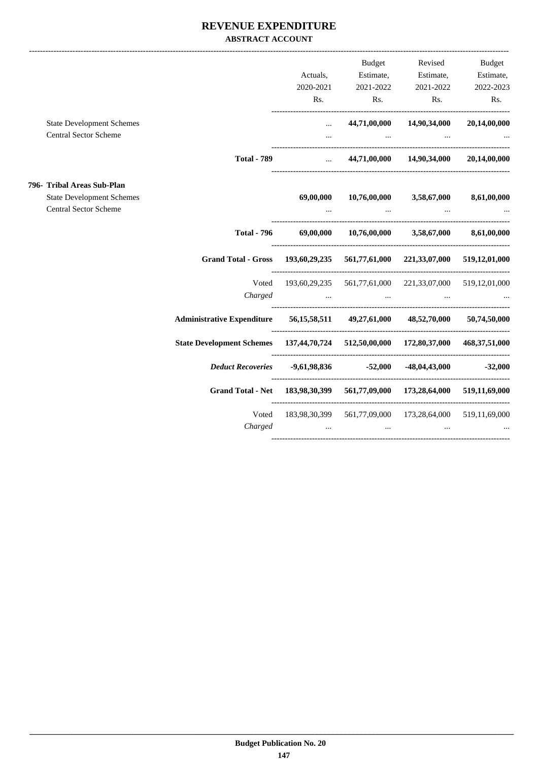# REVENUE EXPENDITURE

**ABSTRACT ACCOUNT**

| | Actuals, 2020-2021 Rs. | Budget Estimate, 2021-2022 Rs. | Revised Estimate, 2021-2022 Rs. | Budget Estimate, 2022-2023 Rs. |
|---|---|---|---|---|
| State Development Schemes | ... | **44,71,00,000** | **14,90,34,000** | **20,14,00,000** |
| Central Sector Scheme | ... | ... | ... | ... |
| **Total - 789** | ... | **44,71,00,000** | **14,90,34,000** | **20,14,00,000** |
| **796- Tribal Areas Sub-Plan** | | | | |
| State Development Schemes | **69,00,000** | **10,76,00,000** | **3,58,67,000** | **8,61,00,000** |
| Central Sector Scheme | ... | ... | ... | ... |
| **Total - 796** | **69,00,000** | **10,76,00,000** | **3,58,67,000** | **8,61,00,000** |
| **Grand Total - Gross** | **193,60,29,235** | **561,77,61,000** | **221,33,07,000** | **519,12,01,000** |
| Voted | 193,60,29,235 | 561,77,61,000 | 221,33,07,000 | 519,12,01,000 |
| *Charged* | ... | ... | ... | ... |
| **Administrative Expenditure** | **56,15,58,511** | **49,27,61,000** | **48,52,70,000** | **50,74,50,000** |
| **State Development Schemes** | **137,44,70,724** | **512,50,00,000** | **172,80,37,000** | **468,37,51,000** |
| ***Deduct Recoveries*** | **-9,61,98,836** | **-52,000** | **-48,04,43,000** | **-32,000** |
| **Grand Total - Net** | **183,98,30,399** | **561,77,09,000** | **173,28,64,000** | **519,11,69,000** |
| Voted | 183,98,30,399 | 561,77,09,000 | 173,28,64,000 | 519,11,69,000 |
| *Charged* | ... | ... | ... | ... |

**Budget Publication No. 20**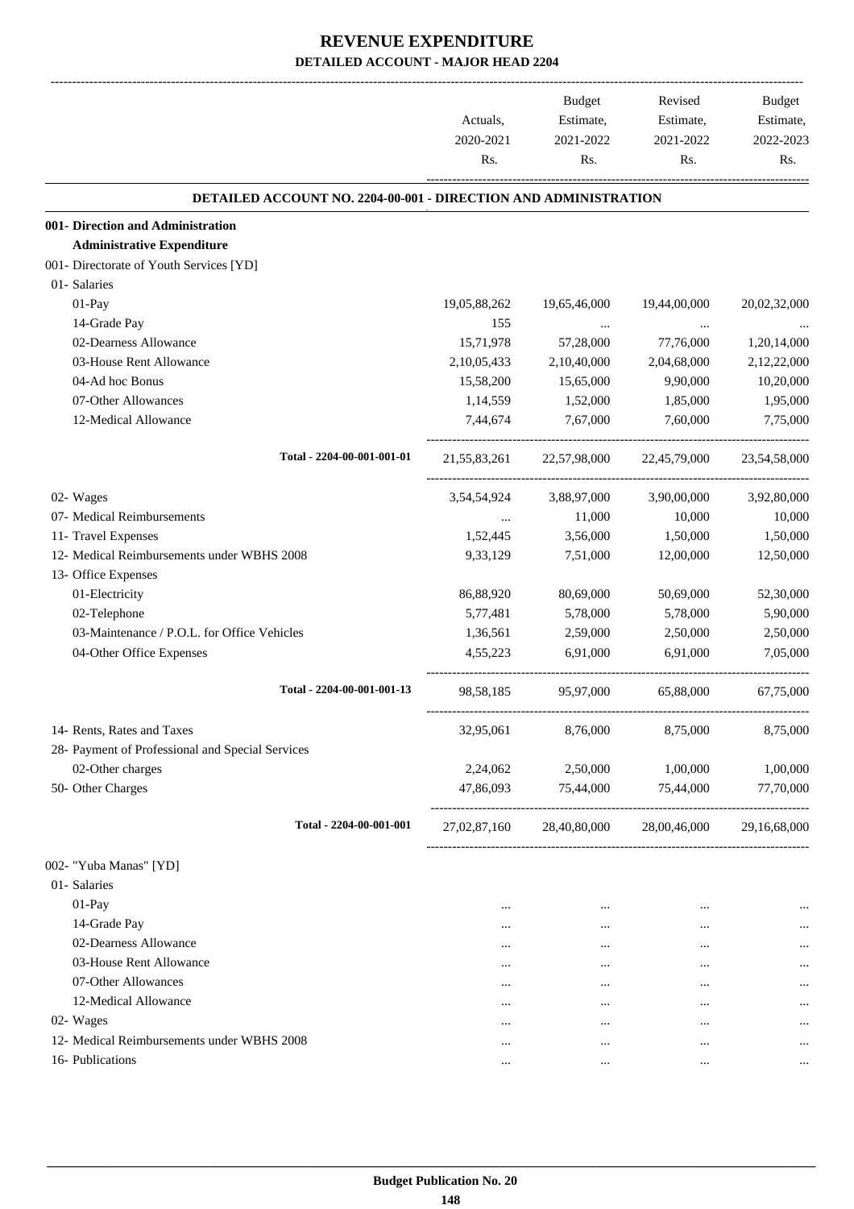# REVENUE EXPENDITURE

## DETAILED ACCOUNT - MAJOR HEAD 2204

| | Actuals, 2020-2021 Rs. | Budget Estimate, 2021-2022 Rs. | Revised Estimate, 2021-2022 Rs. | Budget Estimate, 2022-2023 Rs. |
|---|---|---|---|---|
| **DETAILED ACCOUNT NO. 2204-00-001 - DIRECTION AND ADMINISTRATION** | | | | |
| **001- Direction and Administration** | | | | |
| **Administrative Expenditure** | | | | |
| 001- Directorate of Youth Services [YD] | | | | |
| 01- Salaries | | | | |
| 01-Pay | 19,05,88,262 | 19,65,46,000 | 19,44,00,000 | 20,02,32,000 |
| 14-Grade Pay | 155 | ... | ... | ... |
| 02-Dearness Allowance | 15,71,978 | 57,28,000 | 77,76,000 | 1,20,14,000 |
| 03-House Rent Allowance | 2,10,05,433 | 2,10,40,000 | 2,04,68,000 | 2,12,22,000 |
| 04-Ad hoc Bonus | 15,58,200 | 15,65,000 | 9,90,000 | 10,20,000 |
| 07-Other Allowances | 1,14,559 | 1,52,000 | 1,85,000 | 1,95,000 |
| 12-Medical Allowance | 7,44,674 | 7,67,000 | 7,60,000 | 7,75,000 |
| Total - 2204-00-001-001-01 | 21,55,83,261 | 22,57,98,000 | 22,45,79,000 | 23,54,58,000 |
| 02- Wages | 3,54,54,924 | 3,88,97,000 | 3,90,00,000 | 3,92,80,000 |
| 07- Medical Reimbursements | ... | 11,000 | 10,000 | 10,000 |
| 11- Travel Expenses | 1,52,445 | 3,56,000 | 1,50,000 | 1,50,000 |
| 12- Medical Reimbursements under WBHS 2008 | 9,33,129 | 7,51,000 | 12,00,000 | 12,50,000 |
| 13- Office Expenses | | | | |
| 01-Electricity | 86,88,920 | 80,69,000 | 50,69,000 | 52,30,000 |
| 02-Telephone | 5,77,481 | 5,78,000 | 5,78,000 | 5,90,000 |
| 03-Maintenance / P.O.L. for Office Vehicles | 1,36,561 | 2,59,000 | 2,50,000 | 2,50,000 |
| 04-Other Office Expenses | 4,55,223 | 6,91,000 | 6,91,000 | 7,05,000 |
| Total - 2204-00-001-001-13 | 98,58,185 | 95,97,000 | 65,88,000 | 67,75,000 |
| 14- Rents, Rates and Taxes | 32,95,061 | 8,76,000 | 8,75,000 | 8,75,000 |
| 28- Payment of Professional and Special Services | | | | |
| 02-Other charges | 2,24,062 | 2,50,000 | 1,00,000 | 1,00,000 |
| 50- Other Charges | 47,86,093 | 75,44,000 | 75,44,000 | 77,70,000 |
| Total - 2204-00-001-001 | 27,02,87,160 | 28,40,80,000 | 28,00,46,000 | 29,16,68,000 |
| 002- "Yuba Manas" [YD] | | | | |
| 01- Salaries | | | | |
| 01-Pay | ... | ... | ... | ... |
| 14-Grade Pay | ... | ... | ... | ... |
| 02-Dearness Allowance | ... | ... | ... | ... |
| 03-House Rent Allowance | ... | ... | ... | ... |
| 07-Other Allowances | ... | ... | ... | ... |
| 12-Medical Allowance | ... | ... | ... | ... |
| 02- Wages | ... | ... | ... | ... |
| 12- Medical Reimbursements under WBHS 2008 | ... | ... | ... | ... |
| 16- Publications | ... | ... | ... | ... |

**Budget Publication No. 20**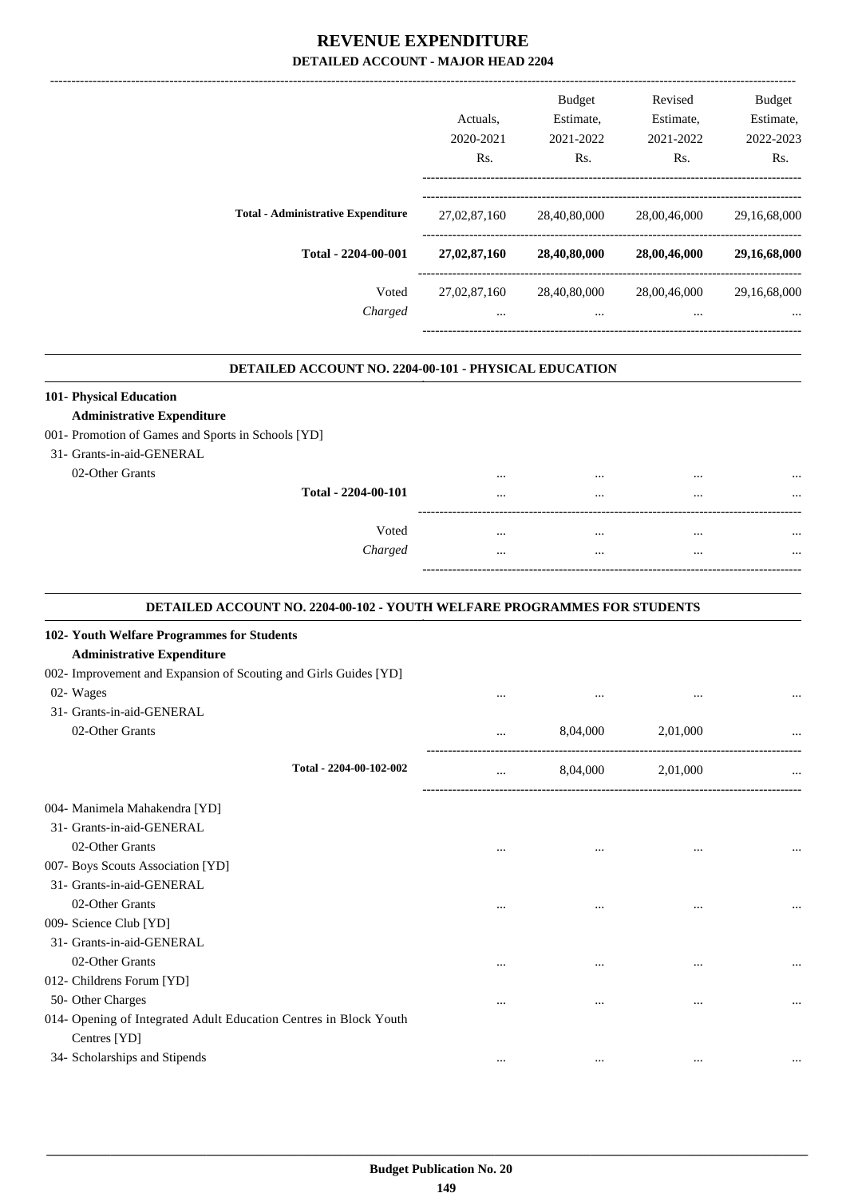# REVENUE EXPENDITURE

## DETAILED ACCOUNT - MAJOR HEAD 2204

| | Actuals, 2020-2021 Rs. | Budget Estimate, 2021-2022 Rs. | Revised Estimate, 2021-2022 Rs. | Budget Estimate, 2022-2023 Rs. |
|---|---|---|---|---|
| **Total - Administrative Expenditure** | 27,02,87,160 | 28,40,80,000 | 28,00,46,000 | 29,16,68,000 |
| **Total - 2204-00-001** | **27,02,87,160** | **28,40,80,000** | **28,00,46,000** | **29,16,68,000** |
| Voted | 27,02,87,160 | 28,40,80,000 | 28,00,46,000 | 29,16,68,000 |
| *Charged* | ... | ... | ... | ... |

### DETAILED ACCOUNT NO. 2204-00-101 - PHYSICAL EDUCATION

| | Actuals, 2020-2021 Rs. | Budget Estimate, 2021-2022 Rs. | Revised Estimate, 2021-2022 Rs. | Budget Estimate, 2022-2023 Rs. |
|---|---|---|---|---|
| **101- Physical Education** | | | | |
| **Administrative Expenditure** | | | | |
| 001- Promotion of Games and Sports in Schools [YD] | | | | |
| 31- Grants-in-aid-GENERAL | | | | |
| 02-Other Grants | ... | ... | ... | ... |
| **Total - 2204-00-101** | ... | ... | ... | ... |
| Voted | ... | ... | ... | ... |
| *Charged* | ... | ... | ... | ... |

### DETAILED ACCOUNT NO. 2204-00-102 - YOUTH WELFARE PROGRAMMES FOR STUDENTS

| | Actuals, 2020-2021 Rs. | Budget Estimate, 2021-2022 Rs. | Revised Estimate, 2021-2022 Rs. | Budget Estimate, 2022-2023 Rs. |
|---|---|---|---|---|
| **102- Youth Welfare Programmes for Students** | | | | |
| **Administrative Expenditure** | | | | |
| 002- Improvement and Expansion of Scouting and Girls Guides [YD] | | | | |
| 02- Wages | ... | ... | ... | ... |
| 31- Grants-in-aid-GENERAL | | | | |
| 02-Other Grants | ... | 8,04,000 | 2,01,000 | ... |
| **Total - 2204-00-102-002** | ... | 8,04,000 | 2,01,000 | ... |
| 004- Manimela Mahakendra [YD] | | | | |
| 31- Grants-in-aid-GENERAL | | | | |
| 02-Other Grants | ... | ... | ... | ... |
| 007- Boys Scouts Association [YD] | | | | |
| 31- Grants-in-aid-GENERAL | | | | |
| 02-Other Grants | ... | ... | ... | ... |
| 009- Science Club [YD] | | | | |
| 31- Grants-in-aid-GENERAL | | | | |
| 02-Other Grants | ... | ... | ... | ... |
| 012- Childrens Forum [YD] | | | | |
| 50- Other Charges | ... | ... | ... | ... |
| 014- Opening of Integrated Adult Education Centres in Block Youth Centres [YD] | | | | |
| 34- Scholarships and Stipends | ... | ... | ... | ... |

Budget Publication No. 20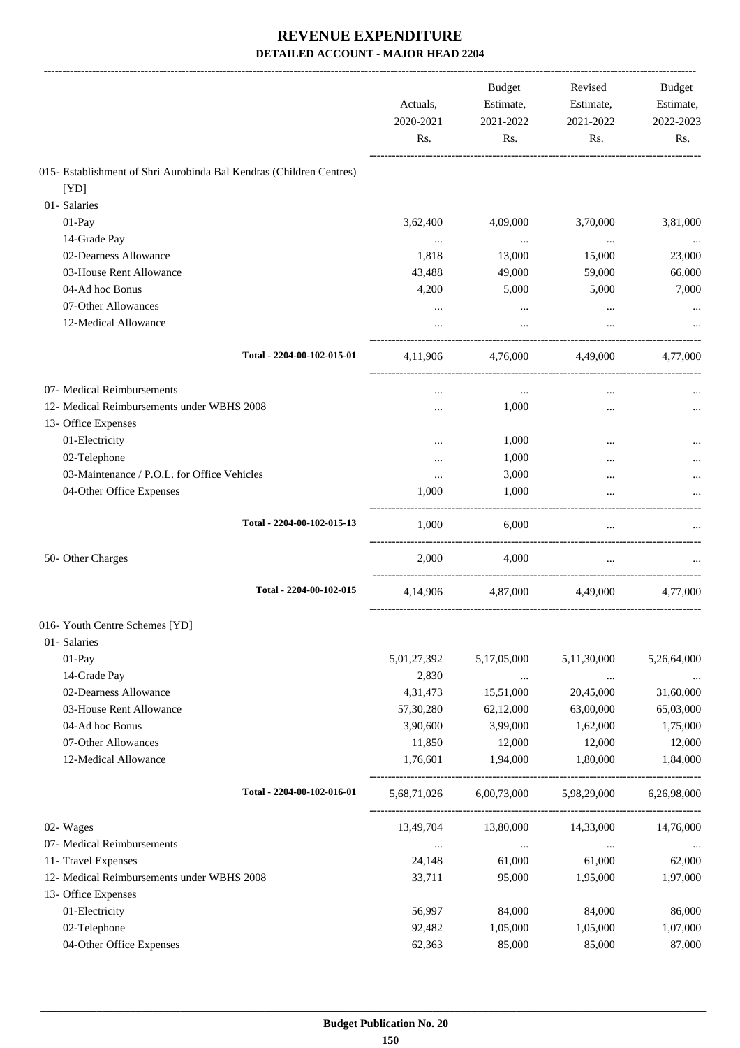# REVENUE EXPENDITURE

**DETAILED ACCOUNT - MAJOR HEAD 2204**

| | Actuals, 2020-2021 Rs. | Budget Estimate, 2021-2022 Rs. | Revised Estimate, 2021-2022 Rs. | Budget Estimate, 2022-2023 Rs. |
|---|---|---|---|---|
| 015- Establishment of Shri Aurobinda Bal Kendras (Children Centres) [YD] | | | | |
| 01- Salaries | | | | |
| 01-Pay | 3,62,400 | 4,09,000 | 3,70,000 | 3,81,000 |
| 14-Grade Pay | ... | ... | ... | ... |
| 02-Dearness Allowance | 1,818 | 13,000 | 15,000 | 23,000 |
| 03-House Rent Allowance | 43,488 | 49,000 | 59,000 | 66,000 |
| 04-Ad hoc Bonus | 4,200 | 5,000 | 5,000 | 7,000 |
| 07-Other Allowances | ... | ... | ... | ... |
| 12-Medical Allowance | ... | ... | ... | ... |
| **Total - 2204-00-102-015-01** | 4,11,906 | 4,76,000 | 4,49,000 | 4,77,000 |
| 07- Medical Reimbursements | ... | ... | ... | ... |
| 12- Medical Reimbursements under WBHS 2008 | ... | 1,000 | ... | ... |
| 13- Office Expenses | | | | |
| 01-Electricity | ... | 1,000 | ... | ... |
| 02-Telephone | ... | 1,000 | ... | ... |
| 03-Maintenance / P.O.L. for Office Vehicles | ... | 3,000 | ... | ... |
| 04-Other Office Expenses | 1,000 | 1,000 | ... | ... |
| **Total - 2204-00-102-015-13** | 1,000 | 6,000 | ... | ... |
| 50- Other Charges | 2,000 | 4,000 | ... | ... |
| **Total - 2204-00-102-015** | 4,14,906 | 4,87,000 | 4,49,000 | 4,77,000 |
| 016- Youth Centre Schemes [YD] | | | | |
| 01- Salaries | | | | |
| 01-Pay | 5,01,27,392 | 5,17,05,000 | 5,11,30,000 | 5,26,64,000 |
| 14-Grade Pay | 2,830 | ... | ... | ... |
| 02-Dearness Allowance | 4,31,473 | 15,51,000 | 20,45,000 | 31,60,000 |
| 03-House Rent Allowance | 57,30,280 | 62,12,000 | 63,00,000 | 65,03,000 |
| 04-Ad hoc Bonus | 3,90,600 | 3,99,000 | 1,62,000 | 1,75,000 |
| 07-Other Allowances | 11,850 | 12,000 | 12,000 | 12,000 |
| 12-Medical Allowance | 1,76,601 | 1,94,000 | 1,80,000 | 1,84,000 |
| **Total - 2204-00-102-016-01** | 5,68,71,026 | 6,00,73,000 | 5,98,29,000 | 6,26,98,000 |
| 02- Wages | 13,49,704 | 13,80,000 | 14,33,000 | 14,76,000 |
| 07- Medical Reimbursements | ... | ... | ... | ... |
| 11- Travel Expenses | 24,148 | 61,000 | 61,000 | 62,000 |
| 12- Medical Reimbursements under WBHS 2008 | 33,711 | 95,000 | 1,95,000 | 1,97,000 |
| 13- Office Expenses | | | | |
| 01-Electricity | 56,997 | 84,000 | 84,000 | 86,000 |
| 02-Telephone | 92,482 | 1,05,000 | 1,05,000 | 1,07,000 |
| 04-Other Office Expenses | 62,363 | 85,000 | 85,000 | 87,000 |

**Budget Publication No. 20**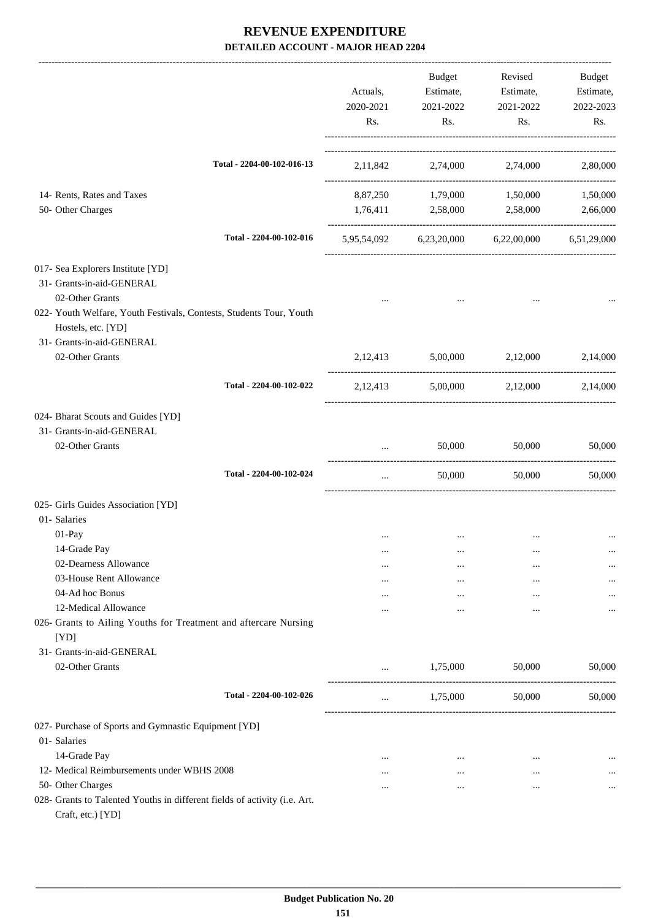# REVENUE EXPENDITURE

## DETAILED ACCOUNT - MAJOR HEAD 2204

| | Actuals, 2020-2021 Rs. | Budget Estimate, 2021-2022 Rs. | Revised Estimate, 2021-2022 Rs. | Budget Estimate, 2022-2023 Rs. |
|---|---|---|---|---|
| Total - 2204-00-102-016-13 | 2,11,842 | 2,74,000 | 2,74,000 | 2,80,000 |
| 14- Rents, Rates and Taxes | 8,87,250 | 1,79,000 | 1,50,000 | 1,50,000 |
| 50- Other Charges | 1,76,411 | 2,58,000 | 2,58,000 | 2,66,000 |
| Total - 2204-00-102-016 | 5,95,54,092 | 6,23,20,000 | 6,22,00,000 | 6,51,29,000 |
| 017- Sea Explorers Institute [YD] | | | | |
| 31- Grants-in-aid-GENERAL | | | | |
| 02-Other Grants | ... | ... | ... | ... |
| 022- Youth Welfare, Youth Festivals, Contests, Students Tour, Youth Hostels, etc. [YD] | | | | |
| 31- Grants-in-aid-GENERAL | | | | |
| 02-Other Grants | 2,12,413 | 5,00,000 | 2,12,000 | 2,14,000 |
| Total - 2204-00-102-022 | 2,12,413 | 5,00,000 | 2,12,000 | 2,14,000 |
| 024- Bharat Scouts and Guides [YD] | | | | |
| 31- Grants-in-aid-GENERAL | | | | |
| 02-Other Grants | ... | 50,000 | 50,000 | 50,000 |
| Total - 2204-00-102-024 | ... | 50,000 | 50,000 | 50,000 |
| 025- Girls Guides Association [YD] | | | | |
| 01- Salaries | | | | |
| 01-Pay | ... | ... | ... | ... |
| 14-Grade Pay | ... | ... | ... | ... |
| 02-Dearness Allowance | ... | ... | ... | ... |
| 03-House Rent Allowance | ... | ... | ... | ... |
| 04-Ad hoc Bonus | ... | ... | ... | ... |
| 12-Medical Allowance | ... | ... | ... | ... |
| 026- Grants to Ailing Youths for Treatment and aftercare Nursing [YD] | | | | |
| 31- Grants-in-aid-GENERAL | | | | |
| 02-Other Grants | ... | 1,75,000 | 50,000 | 50,000 |
| Total - 2204-00-102-026 | ... | 1,75,000 | 50,000 | 50,000 |
| 027- Purchase of Sports and Gymnastic Equipment [YD] | | | | |
| 01- Salaries | | | | |
| 14-Grade Pay | ... | ... | ... | ... |
| 12- Medical Reimbursements under WBHS 2008 | ... | ... | ... | ... |
| 50- Other Charges | ... | ... | ... | ... |
| 028- Grants to Talented Youths in different fields of activity (i.e. Art. Craft, etc.) [YD] | | | | |

Budget Publication No. 20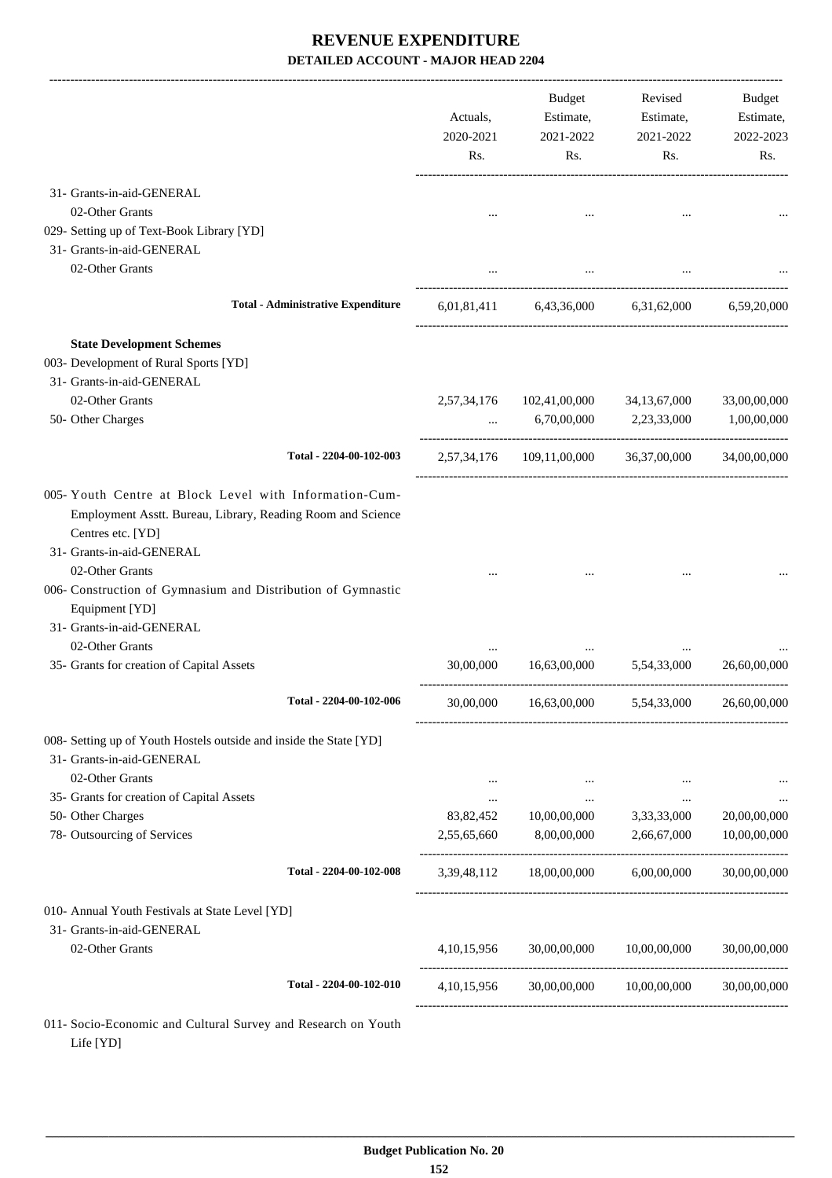# REVENUE EXPENDITURE

## DETAILED ACCOUNT - MAJOR HEAD 2204

| | Actuals, 2020-2021 Rs. | Budget Estimate, 2021-2022 Rs. | Revised Estimate, 2021-2022 Rs. | Budget Estimate, 2022-2023 Rs. |
|---|---|---|---|---|
| 31- Grants-in-aid-GENERAL | | | | |
| 02-Other Grants | ... | ... | ... | ... |
| 029- Setting up of Text-Book Library [YD] | | | | |
| 31- Grants-in-aid-GENERAL | | | | |
| 02-Other Grants | ... | ... | ... | ... |
| **Total - Administrative Expenditure** | 6,01,81,411 | 6,43,36,000 | 6,31,62,000 | 6,59,20,000 |
| **State Development Schemes** | | | | |
| 003- Development of Rural Sports [YD] | | | | |
| 31- Grants-in-aid-GENERAL | | | | |
| 02-Other Grants | 2,57,34,176 | 102,41,00,000 | 34,13,67,000 | 33,00,00,000 |
| 50- Other Charges | ... | 6,70,00,000 | 2,23,33,000 | 1,00,00,000 |
| **Total - 2204-00-102-003** | 2,57,34,176 | 109,11,00,000 | 36,37,00,000 | 34,00,00,000 |
| 005- Youth Centre at Block Level with Information-Cum-Employment Asstt. Bureau, Library, Reading Room and Science Centres etc. [YD] | | | | |
| 31- Grants-in-aid-GENERAL | | | | |
| 02-Other Grants | ... | ... | ... | ... |
| 006- Construction of Gymnasium and Distribution of Gymnastic Equipment [YD] | | | | |
| 31- Grants-in-aid-GENERAL | | | | |
| 02-Other Grants | ... | ... | ... | ... |
| 35- Grants for creation of Capital Assets | 30,00,000 | 16,63,00,000 | 5,54,33,000 | 26,60,00,000 |
| **Total - 2204-00-102-006** | 30,00,000 | 16,63,00,000 | 5,54,33,000 | 26,60,00,000 |
| 008- Setting up of Youth Hostels outside and inside the State [YD] | | | | |
| 31- Grants-in-aid-GENERAL | | | | |
| 02-Other Grants | ... | ... | ... | ... |
| 35- Grants for creation of Capital Assets | ... | ... | ... | ... |
| 50- Other Charges | 83,82,452 | 10,00,00,000 | 3,33,33,000 | 20,00,00,000 |
| 78- Outsourcing of Services | 2,55,65,660 | 8,00,00,000 | 2,66,67,000 | 10,00,00,000 |
| **Total - 2204-00-102-008** | 3,39,48,112 | 18,00,00,000 | 6,00,00,000 | 30,00,00,000 |
| 010- Annual Youth Festivals at State Level [YD] | | | | |
| 31- Grants-in-aid-GENERAL | | | | |
| 02-Other Grants | 4,10,15,956 | 30,00,00,000 | 10,00,00,000 | 30,00,00,000 |
| **Total - 2204-00-102-010** | 4,10,15,956 | 30,00,00,000 | 10,00,00,000 | 30,00,00,000 |
| 011- Socio-Economic and Cultural Survey and Research on Youth Life [YD] | | | | |

Budget Publication No. 20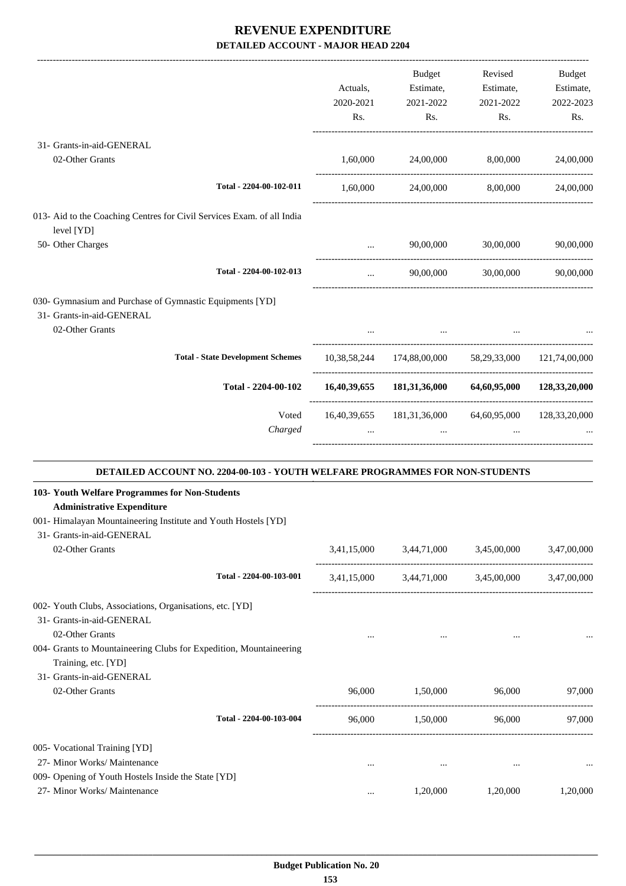# REVENUE EXPENDITURE

## DETAILED ACCOUNT - MAJOR HEAD 2204

| | Actuals, 2020-2021 Rs. | Budget Estimate, 2021-2022 Rs. | Revised Estimate, 2021-2022 Rs. | Budget Estimate, 2022-2023 Rs. |
|---|---|---|---|---|
| 31- Grants-in-aid-GENERAL | | | | |
| 02-Other Grants | 1,60,000 | 24,00,000 | 8,00,000 | 24,00,000 |
| Total - 2204-00-102-011 | 1,60,000 | 24,00,000 | 8,00,000 | 24,00,000 |
| 013- Aid to the Coaching Centres for Civil Services Exam. of all India level [YD] | | | | |
| 50- Other Charges | ... | 90,00,000 | 30,00,000 | 90,00,000 |
| Total - 2204-00-102-013 | ... | 90,00,000 | 30,00,000 | 90,00,000 |
| 030- Gymnasium and Purchase of Gymnastic Equipments [YD] | | | | |
| 31- Grants-in-aid-GENERAL | | | | |
| 02-Other Grants | ... | ... | ... | ... |
| Total - State Development Schemes | 10,38,58,244 | 174,88,00,000 | 58,29,33,000 | 121,74,00,000 |
| **Total - 2204-00-102** | **16,40,39,655** | **181,31,36,000** | **64,60,95,000** | **128,33,20,000** |
| Voted | 16,40,39,655 | 181,31,36,000 | 64,60,95,000 | 128,33,20,000 |
| *Charged* | ... | ... | ... | ... |

### DETAILED ACCOUNT NO. 2204-00-103 - YOUTH WELFARE PROGRAMMES FOR NON-STUDENTS

| | Actuals, 2020-2021 Rs. | Budget Estimate, 2021-2022 Rs. | Revised Estimate, 2021-2022 Rs. | Budget Estimate, 2022-2023 Rs. |
|---|---|---|---|---|
| **103- Youth Welfare Programmes for Non-Students** | | | | |
| **Administrative Expenditure** | | | | |
| 001- Himalayan Mountaineering Institute and Youth Hostels [YD] | | | | |
| 31- Grants-in-aid-GENERAL | | | | |
| 02-Other Grants | 3,41,15,000 | 3,44,71,000 | 3,45,00,000 | 3,47,00,000 |
| Total - 2204-00-103-001 | 3,41,15,000 | 3,44,71,000 | 3,45,00,000 | 3,47,00,000 |
| 002- Youth Clubs, Associations, Organisations, etc. [YD] | | | | |
| 31- Grants-in-aid-GENERAL | | | | |
| 02-Other Grants | ... | ... | ... | ... |
| 004- Grants to Mountaineering Clubs for Expedition, Mountaineering Training, etc. [YD] | | | | |
| 31- Grants-in-aid-GENERAL | | | | |
| 02-Other Grants | 96,000 | 1,50,000 | 96,000 | 97,000 |
| Total - 2204-00-103-004 | 96,000 | 1,50,000 | 96,000 | 97,000 |
| 005- Vocational Training [YD] | | | | |
| 27- Minor Works/ Maintenance | ... | ... | ... | ... |
| 009- Opening of Youth Hostels Inside the State [YD] | | | | |
| 27- Minor Works/ Maintenance | ... | 1,20,000 | 1,20,000 | 1,20,000 |

Budget Publication No. 20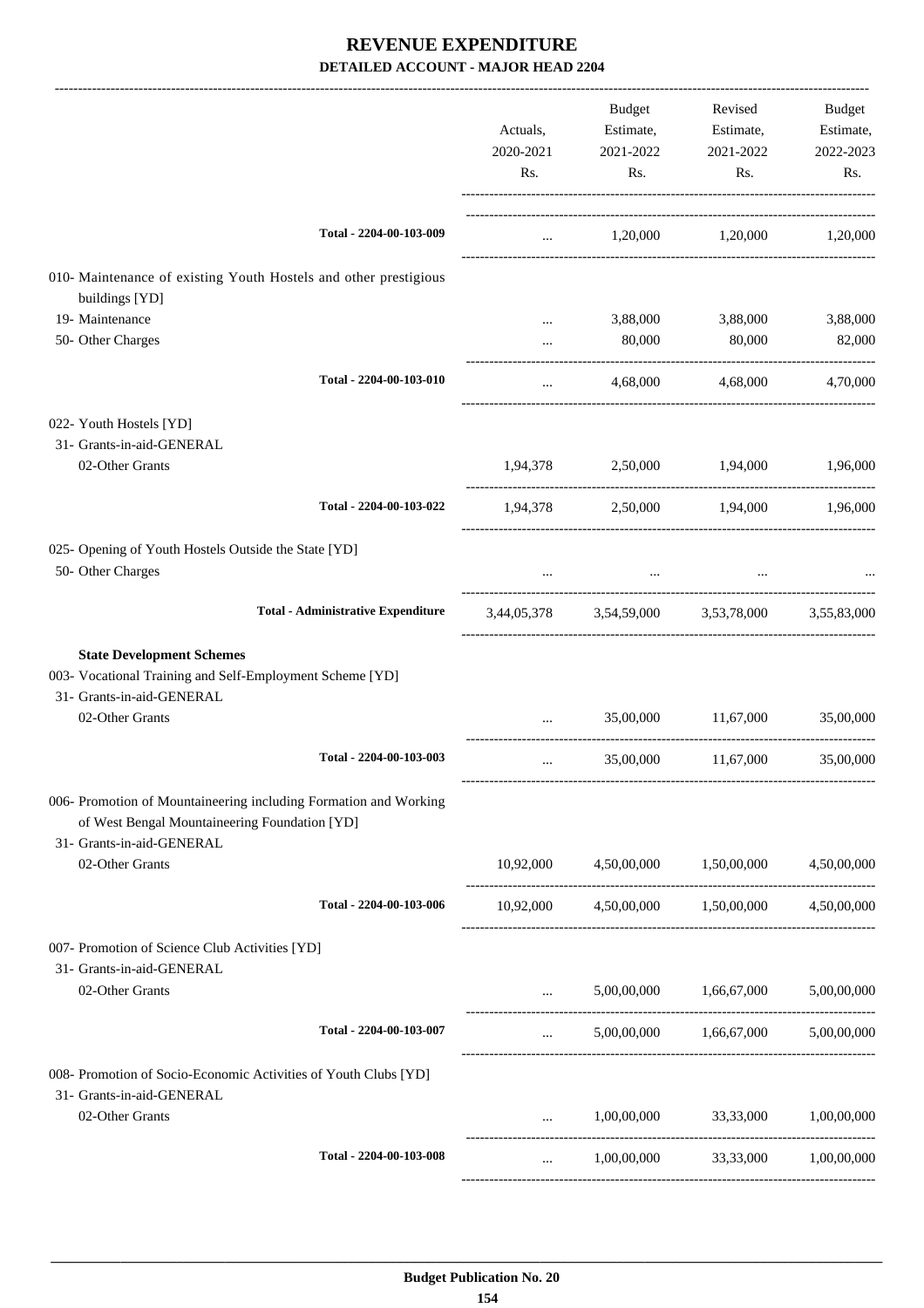# REVENUE EXPENDITURE

## DETAILED ACCOUNT - MAJOR HEAD 2204

| | Actuals, 2020-2021 Rs. | Budget Estimate, 2021-2022 Rs. | Revised Estimate, 2021-2022 Rs. | Budget Estimate, 2022-2023 Rs. |
|---|---|---|---|---|
| **Total - 2204-00-103-009** | ... | 1,20,000 | 1,20,000 | 1,20,000 |
| 010- Maintenance of existing Youth Hostels and other prestigious buildings [YD] | | | | |
| 19- Maintenance | ... | 3,88,000 | 3,88,000 | 3,88,000 |
| 50- Other Charges | ... | 80,000 | 80,000 | 82,000 |
| **Total - 2204-00-103-010** | ... | 4,68,000 | 4,68,000 | 4,70,000 |
| 022- Youth Hostels [YD] | | | | |
| 31- Grants-in-aid-GENERAL | | | | |
| 02-Other Grants | 1,94,378 | 2,50,000 | 1,94,000 | 1,96,000 |
| **Total - 2204-00-103-022** | 1,94,378 | 2,50,000 | 1,94,000 | 1,96,000 |
| 025- Opening of Youth Hostels Outside the State [YD] | | | | |
| 50- Other Charges | ... | ... | ... | ... |
| **Total - Administrative Expenditure** | 3,44,05,378 | 3,54,59,000 | 3,53,78,000 | 3,55,83,000 |
| **State Development Schemes** | | | | |
| 003- Vocational Training and Self-Employment Scheme [YD] | | | | |
| 31- Grants-in-aid-GENERAL | | | | |
| 02-Other Grants | ... | 35,00,000 | 11,67,000 | 35,00,000 |
| **Total - 2204-00-103-003** | ... | 35,00,000 | 11,67,000 | 35,00,000 |
| 006- Promotion of Mountaineering including Formation and Working of West Bengal Mountaineering Foundation [YD] | | | | |
| 31- Grants-in-aid-GENERAL | | | | |
| 02-Other Grants | 10,92,000 | 4,50,00,000 | 1,50,00,000 | 4,50,00,000 |
| **Total - 2204-00-103-006** | 10,92,000 | 4,50,00,000 | 1,50,00,000 | 4,50,00,000 |
| 007- Promotion of Science Club Activities [YD] | | | | |
| 31- Grants-in-aid-GENERAL | | | | |
| 02-Other Grants | ... | 5,00,00,000 | 1,66,67,000 | 5,00,00,000 |
| **Total - 2204-00-103-007** | ... | 5,00,00,000 | 1,66,67,000 | 5,00,00,000 |
| 008- Promotion of Socio-Economic Activities of Youth Clubs [YD] | | | | |
| 31- Grants-in-aid-GENERAL | | | | |
| 02-Other Grants | ... | 1,00,00,000 | 33,33,000 | 1,00,00,000 |
| **Total - 2204-00-103-008** | ... | 1,00,00,000 | 33,33,000 | 1,00,00,000 |

**Budget Publication No. 20**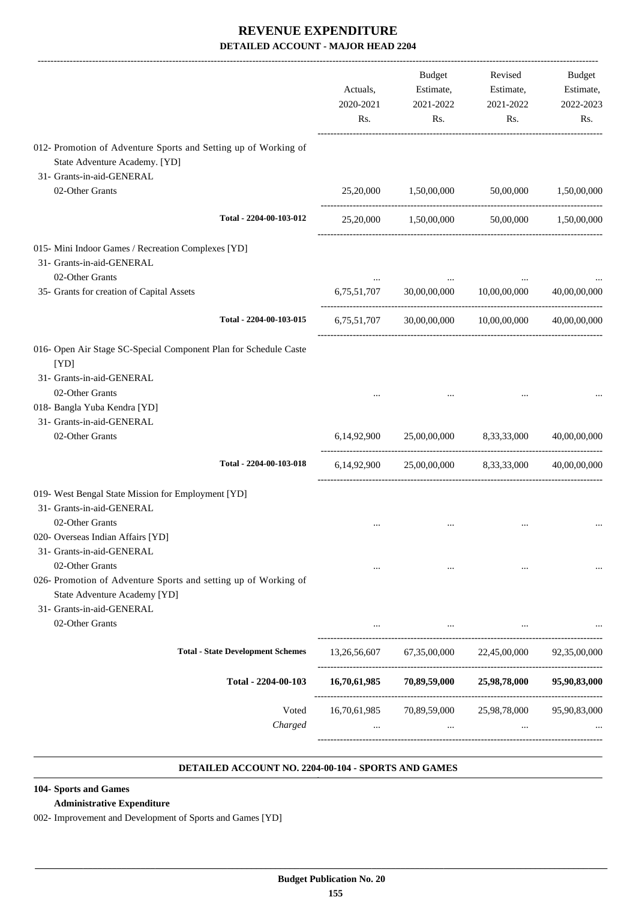# REVENUE EXPENDITURE

## DETAILED ACCOUNT - MAJOR HEAD 2204

| | Actuals, 2020-2021 Rs. | Budget Estimate, 2021-2022 Rs. | Revised Estimate, 2021-2022 Rs. | Budget Estimate, 2022-2023 Rs. |
|---|---|---|---|---|
| 012- Promotion of Adventure Sports and Setting up of Working of State Adventure Academy. [YD] | | | | |
| 31- Grants-in-aid-GENERAL | | | | |
| 02-Other Grants | 25,20,000 | 1,50,00,000 | 50,00,000 | 1,50,00,000 |
| Total - 2204-00-103-012 | 25,20,000 | 1,50,00,000 | 50,00,000 | 1,50,00,000 |
| 015- Mini Indoor Games / Recreation Complexes [YD] | | | | |
| 31- Grants-in-aid-GENERAL | | | | |
| 02-Other Grants | ... | ... | ... | ... |
| 35- Grants for creation of Capital Assets | 6,75,51,707 | 30,00,00,000 | 10,00,00,000 | 40,00,00,000 |
| Total - 2204-00-103-015 | 6,75,51,707 | 30,00,00,000 | 10,00,00,000 | 40,00,00,000 |
| 016- Open Air Stage SC-Special Component Plan for Schedule Caste [YD] | | | | |
| 31- Grants-in-aid-GENERAL | | | | |
| 02-Other Grants | ... | ... | ... | ... |
| 018- Bangla Yuba Kendra [YD] | | | | |
| 31- Grants-in-aid-GENERAL | | | | |
| 02-Other Grants | 6,14,92,900 | 25,00,00,000 | 8,33,33,000 | 40,00,00,000 |
| Total - 2204-00-103-018 | 6,14,92,900 | 25,00,00,000 | 8,33,33,000 | 40,00,00,000 |
| 019- West Bengal State Mission for Employment [YD] | | | | |
| 31- Grants-in-aid-GENERAL | | | | |
| 02-Other Grants | ... | ... | ... | ... |
| 020- Overseas Indian Affairs [YD] | | | | |
| 31- Grants-in-aid-GENERAL | | | | |
| 02-Other Grants | ... | ... | ... | ... |
| 026- Promotion of Adventure Sports and setting up of Working of State Adventure Academy [YD] | | | | |
| 31- Grants-in-aid-GENERAL | | | | |
| 02-Other Grants | ... | ... | ... | ... |
| Total - State Development Schemes | 13,26,56,607 | 67,35,00,000 | 22,45,00,000 | 92,35,00,000 |
| **Total - 2204-00-103** | **16,70,61,985** | **70,89,59,000** | **25,98,78,000** | **95,90,83,000** |
| Voted | 16,70,61,985 | 70,89,59,000 | 25,98,78,000 | 95,90,83,000 |
| *Charged* | ... | ... | ... | ... |

### DETAILED ACCOUNT NO. 2204-00-104 - SPORTS AND GAMES

**104- Sports and Games**

**Administrative Expenditure**

002- Improvement and Development of Sports and Games [YD]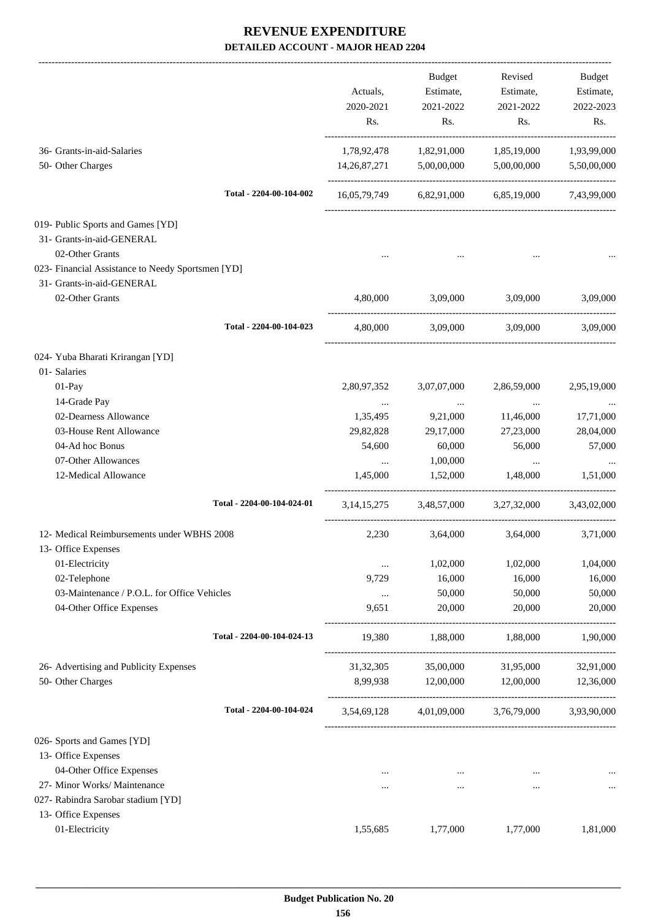# REVENUE EXPENDITURE

**DETAILED ACCOUNT - MAJOR HEAD 2204**

| | Actuals, 2020-2021 Rs. | Budget Estimate, 2021-2022 Rs. | Revised Estimate, 2021-2022 Rs. | Budget Estimate, 2022-2023 Rs. |
|---|---|---|---|---|
| 36- Grants-in-aid-Salaries | 1,78,92,478 | 1,82,91,000 | 1,85,19,000 | 1,93,99,000 |
| 50- Other Charges | 14,26,87,271 | 5,00,00,000 | 5,00,00,000 | 5,50,00,000 |
| **Total - 2204-00-104-002** | 16,05,79,749 | 6,82,91,000 | 6,85,19,000 | 7,43,99,000 |
| 019- Public Sports and Games [YD] | | | | |
| 31- Grants-in-aid-GENERAL | | | | |
| 02-Other Grants | ... | ... | ... | ... |
| 023- Financial Assistance to Needy Sportsmen [YD] | | | | |
| 31- Grants-in-aid-GENERAL | | | | |
| 02-Other Grants | 4,80,000 | 3,09,000 | 3,09,000 | 3,09,000 |
| **Total - 2204-00-104-023** | 4,80,000 | 3,09,000 | 3,09,000 | 3,09,000 |
| 024- Yuba Bharati Krirangan [YD] | | | | |
| 01- Salaries | | | | |
| 01-Pay | 2,80,97,352 | 3,07,07,000 | 2,86,59,000 | 2,95,19,000 |
| 14-Grade Pay | ... | ... | ... | ... |
| 02-Dearness Allowance | 1,35,495 | 9,21,000 | 11,46,000 | 17,71,000 |
| 03-House Rent Allowance | 29,82,828 | 29,17,000 | 27,23,000 | 28,04,000 |
| 04-Ad hoc Bonus | 54,600 | 60,000 | 56,000 | 57,000 |
| 07-Other Allowances | ... | 1,00,000 | ... | ... |
| 12-Medical Allowance | 1,45,000 | 1,52,000 | 1,48,000 | 1,51,000 |
| **Total - 2204-00-104-024-01** | 3,14,15,275 | 3,48,57,000 | 3,27,32,000 | 3,43,02,000 |
| 12- Medical Reimbursements under WBHS 2008 | 2,230 | 3,64,000 | 3,64,000 | 3,71,000 |
| 13- Office Expenses | | | | |
| 01-Electricity | ... | 1,02,000 | 1,02,000 | 1,04,000 |
| 02-Telephone | 9,729 | 16,000 | 16,000 | 16,000 |
| 03-Maintenance / P.O.L. for Office Vehicles | ... | 50,000 | 50,000 | 50,000 |
| 04-Other Office Expenses | 9,651 | 20,000 | 20,000 | 20,000 |
| **Total - 2204-00-104-024-13** | 19,380 | 1,88,000 | 1,88,000 | 1,90,000 |
| 26- Advertising and Publicity Expenses | 31,32,305 | 35,00,000 | 31,95,000 | 32,91,000 |
| 50- Other Charges | 8,99,938 | 12,00,000 | 12,00,000 | 12,36,000 |
| **Total - 2204-00-104-024** | 3,54,69,128 | 4,01,09,000 | 3,76,79,000 | 3,93,90,000 |
| 026- Sports and Games [YD] | | | | |
| 13- Office Expenses | | | | |
| 04-Other Office Expenses | ... | ... | ... | ... |
| 27- Minor Works/ Maintenance | ... | ... | ... | ... |
| 027- Rabindra Sarobar stadium [YD] | | | | |
| 13- Office Expenses | | | | |
| 01-Electricity | 1,55,685 | 1,77,000 | 1,77,000 | 1,81,000 |

**Budget Publication No. 20**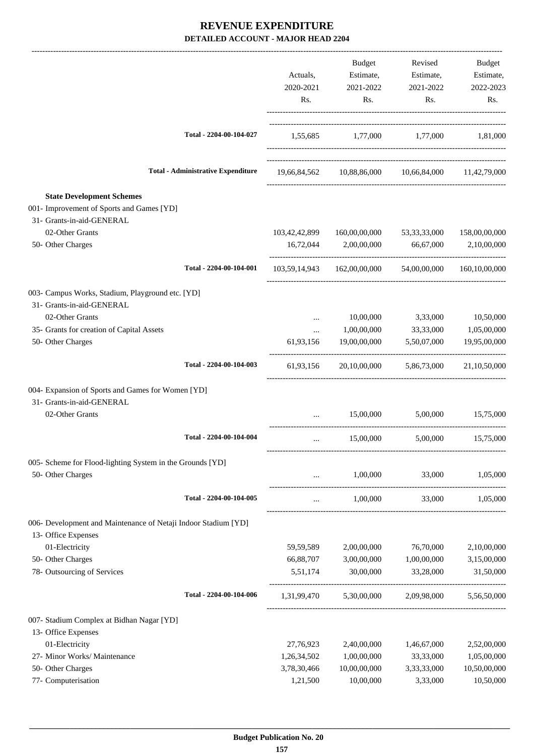# REVENUE EXPENDITURE

**DETAILED ACCOUNT - MAJOR HEAD 2204**

| | Actuals, 2020-2021 Rs. | Budget Estimate, 2021-2022 Rs. | Revised Estimate, 2021-2022 Rs. | Budget Estimate, 2022-2023 Rs. |
|---|---|---|---|---|
| **Total - 2204-00-104-027** | 1,55,685 | 1,77,000 | 1,77,000 | 1,81,000 |
| **Total - Administrative Expenditure** | 19,66,84,562 | 10,88,86,000 | 10,66,84,000 | 11,42,79,000 |
| **State Development Schemes** | | | | |
| 001- Improvement of Sports and Games [YD] | | | | |
| 31- Grants-in-aid-GENERAL | | | | |
| 02-Other Grants | 103,42,42,899 | 160,00,00,000 | 53,33,33,000 | 158,00,00,000 |
| 50- Other Charges | 16,72,044 | 2,00,00,000 | 66,67,000 | 2,10,00,000 |
| **Total - 2204-00-104-001** | 103,59,14,943 | 162,00,00,000 | 54,00,00,000 | 160,10,00,000 |
| 003- Campus Works, Stadium, Playground etc. [YD] | | | | |
| 31- Grants-in-aid-GENERAL | | | | |
| 02-Other Grants | ... | 10,00,000 | 3,33,000 | 10,50,000 |
| 35- Grants for creation of Capital Assets | ... | 1,00,00,000 | 33,33,000 | 1,05,00,000 |
| 50- Other Charges | 61,93,156 | 19,00,00,000 | 5,50,07,000 | 19,95,00,000 |
| **Total - 2204-00-104-003** | 61,93,156 | 20,10,00,000 | 5,86,73,000 | 21,10,50,000 |
| 004- Expansion of Sports and Games for Women [YD] | | | | |
| 31- Grants-in-aid-GENERAL | | | | |
| 02-Other Grants | ... | 15,00,000 | 5,00,000 | 15,75,000 |
| **Total - 2204-00-104-004** | ... | 15,00,000 | 5,00,000 | 15,75,000 |
| 005- Scheme for Flood-lighting System in the Grounds [YD] | | | | |
| 50- Other Charges | ... | 1,00,000 | 33,000 | 1,05,000 |
| **Total - 2204-00-104-005** | ... | 1,00,000 | 33,000 | 1,05,000 |
| 006- Development and Maintenance of Netaji Indoor Stadium [YD] | | | | |
| 13- Office Expenses | | | | |
| 01-Electricity | 59,59,589 | 2,00,00,000 | 76,70,000 | 2,10,00,000 |
| 50- Other Charges | 66,88,707 | 3,00,00,000 | 1,00,00,000 | 3,15,00,000 |
| 78- Outsourcing of Services | 5,51,174 | 30,00,000 | 33,28,000 | 31,50,000 |
| **Total - 2204-00-104-006** | 1,31,99,470 | 5,30,00,000 | 2,09,98,000 | 5,56,50,000 |
| 007- Stadium Complex at Bidhan Nagar [YD] | | | | |
| 13- Office Expenses | | | | |
| 01-Electricity | 27,76,923 | 2,40,00,000 | 1,46,67,000 | 2,52,00,000 |
| 27- Minor Works/ Maintenance | 1,26,34,502 | 1,00,00,000 | 33,33,000 | 1,05,00,000 |
| 50- Other Charges | 3,78,30,466 | 10,00,00,000 | 3,33,33,000 | 10,50,00,000 |
| 77- Computerisation | 1,21,500 | 10,00,000 | 3,33,000 | 10,50,000 |

**Budget Publication No. 20**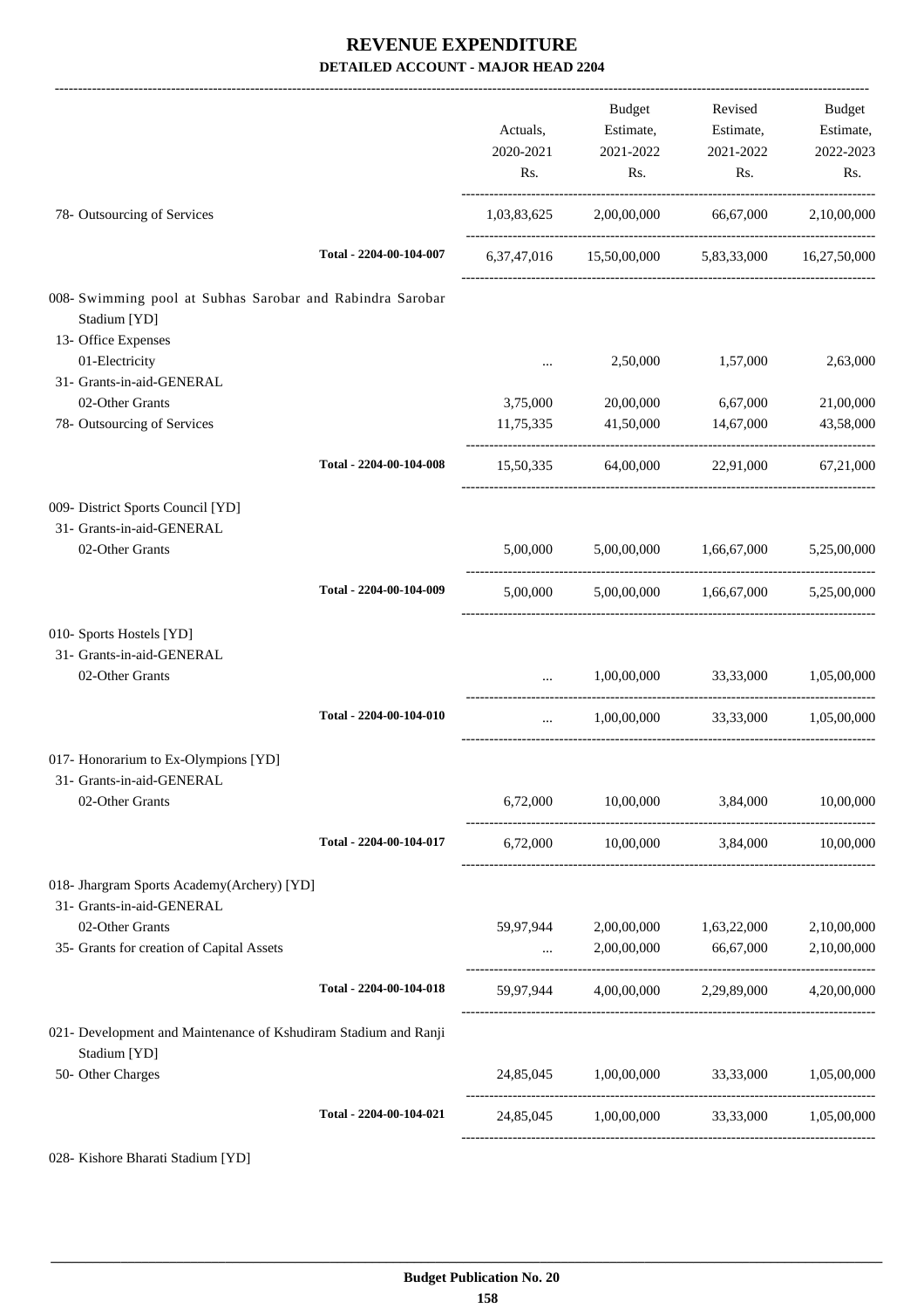# REVENUE EXPENDITURE

**DETAILED ACCOUNT - MAJOR HEAD 2204**

| | Actuals, 2020-2021 Rs. | Budget Estimate, 2021-2022 Rs. | Revised Estimate, 2021-2022 Rs. | Budget Estimate, 2022-2023 Rs. |
|---|---|---|---|---|
| 78- Outsourcing of Services | 1,03,83,625 | 2,00,00,000 | 66,67,000 | 2,10,00,000 |
| Total - 2204-00-104-007 | 6,37,47,016 | 15,50,00,000 | 5,83,33,000 | 16,27,50,000 |
| 008- Swimming pool at Subhas Sarobar and Rabindra Sarobar Stadium [YD] | | | | |
| 13- Office Expenses | | | | |
| 01-Electricity | ... | 2,50,000 | 1,57,000 | 2,63,000 |
| 31- Grants-in-aid-GENERAL | | | | |
| 02-Other Grants | 3,75,000 | 20,00,000 | 6,67,000 | 21,00,000 |
| 78- Outsourcing of Services | 11,75,335 | 41,50,000 | 14,67,000 | 43,58,000 |
| Total - 2204-00-104-008 | 15,50,335 | 64,00,000 | 22,91,000 | 67,21,000 |
| 009- District Sports Council [YD] | | | | |
| 31- Grants-in-aid-GENERAL | | | | |
| 02-Other Grants | 5,00,000 | 5,00,00,000 | 1,66,67,000 | 5,25,00,000 |
| Total - 2204-00-104-009 | 5,00,000 | 5,00,00,000 | 1,66,67,000 | 5,25,00,000 |
| 010- Sports Hostels [YD] | | | | |
| 31- Grants-in-aid-GENERAL | | | | |
| 02-Other Grants | ... | 1,00,00,000 | 33,33,000 | 1,05,00,000 |
| Total - 2204-00-104-010 | ... | 1,00,00,000 | 33,33,000 | 1,05,00,000 |
| 017- Honorarium to Ex-Olympions [YD] | | | | |
| 31- Grants-in-aid-GENERAL | | | | |
| 02-Other Grants | 6,72,000 | 10,00,000 | 3,84,000 | 10,00,000 |
| Total - 2204-00-104-017 | 6,72,000 | 10,00,000 | 3,84,000 | 10,00,000 |
| 018- Jhargram Sports Academy(Archery) [YD] | | | | |
| 31- Grants-in-aid-GENERAL | | | | |
| 02-Other Grants | 59,97,944 | 2,00,00,000 | 1,63,22,000 | 2,10,00,000 |
| 35- Grants for creation of Capital Assets | ... | 2,00,00,000 | 66,67,000 | 2,10,00,000 |
| Total - 2204-00-104-018 | 59,97,944 | 4,00,00,000 | 2,29,89,000 | 4,20,00,000 |
| 021- Development and Maintenance of Kshudiram Stadium and Ranji Stadium [YD] | | | | |
| 50- Other Charges | 24,85,045 | 1,00,00,000 | 33,33,000 | 1,05,00,000 |
| Total - 2204-00-104-021 | 24,85,045 | 1,00,00,000 | 33,33,000 | 1,05,00,000 |
| 028- Kishore Bharati Stadium [YD] | | | | |

Budget Publication No. 20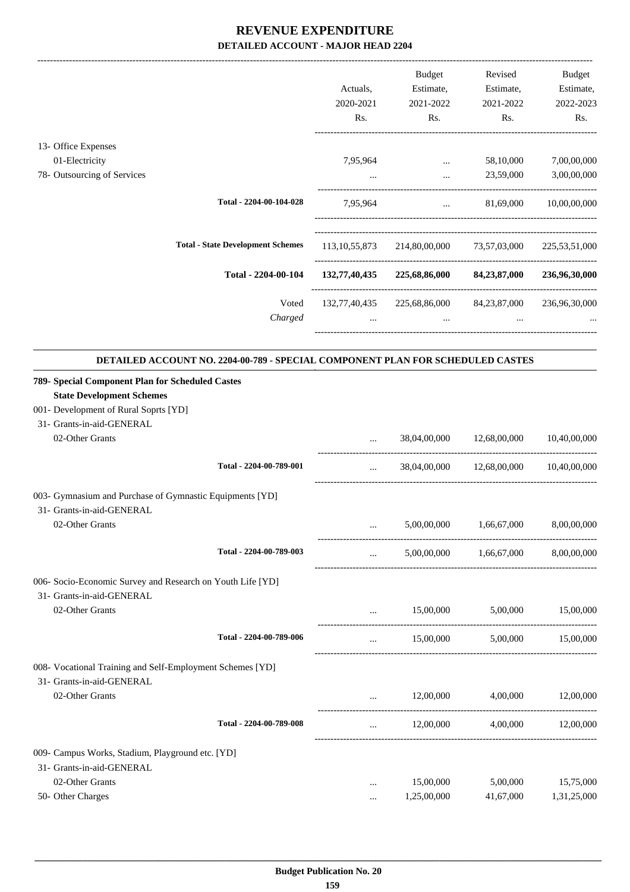# REVENUE EXPENDITURE

## DETAILED ACCOUNT - MAJOR HEAD 2204

| | Actuals, 2020-2021 Rs. | Budget Estimate, 2021-2022 Rs. | Revised Estimate, 2021-2022 Rs. | Budget Estimate, 2022-2023 Rs. |
|---|---|---|---|---|
| 13- Office Expenses | | | | |
| 01-Electricity | 7,95,964 | ... | 58,10,000 | 7,00,00,000 |
| 78- Outsourcing of Services | ... | ... | 23,59,000 | 3,00,00,000 |
| Total - 2204-00-104-028 | 7,95,964 | ... | 81,69,000 | 10,00,00,000 |
| Total - State Development Schemes | 113,10,55,873 | 214,80,00,000 | 73,57,03,000 | 225,53,51,000 |
| **Total - 2204-00-104** | **132,77,40,435** | **225,68,86,000** | **84,23,87,000** | **236,96,30,000** |
| Voted | 132,77,40,435 | 225,68,86,000 | 84,23,87,000 | 236,96,30,000 |
| *Charged* | ... | ... | ... | ... |

### DETAILED ACCOUNT NO. 2204-00-789 - SPECIAL COMPONENT PLAN FOR SCHEDULED CASTES

| | Actuals, 2020-2021 Rs. | Budget Estimate, 2021-2022 Rs. | Revised Estimate, 2021-2022 Rs. | Budget Estimate, 2022-2023 Rs. |
|---|---|---|---|---|
| **789- Special Component Plan for Scheduled Castes** | | | | |
| **State Development Schemes** | | | | |
| 001- Development of Rural Soprts [YD] | | | | |
| 31- Grants-in-aid-GENERAL | | | | |
| 02-Other Grants | ... | 38,04,00,000 | 12,68,00,000 | 10,40,00,000 |
| Total - 2204-00-789-001 | ... | 38,04,00,000 | 12,68,00,000 | 10,40,00,000 |
| 003- Gymnasium and Purchase of Gymnastic Equipments [YD] | | | | |
| 31- Grants-in-aid-GENERAL | | | | |
| 02-Other Grants | ... | 5,00,00,000 | 1,66,67,000 | 8,00,00,000 |
| Total - 2204-00-789-003 | ... | 5,00,00,000 | 1,66,67,000 | 8,00,00,000 |
| 006- Socio-Economic Survey and Research on Youth Life [YD] | | | | |
| 31- Grants-in-aid-GENERAL | | | | |
| 02-Other Grants | ... | 15,00,000 | 5,00,000 | 15,00,000 |
| Total - 2204-00-789-006 | ... | 15,00,000 | 5,00,000 | 15,00,000 |
| 008- Vocational Training and Self-Employment Schemes [YD] | | | | |
| 31- Grants-in-aid-GENERAL | | | | |
| 02-Other Grants | ... | 12,00,000 | 4,00,000 | 12,00,000 |
| Total - 2204-00-789-008 | ... | 12,00,000 | 4,00,000 | 12,00,000 |
| 009- Campus Works, Stadium, Playground etc. [YD] | | | | |
| 31- Grants-in-aid-GENERAL | | | | |
| 02-Other Grants | ... | 15,00,000 | 5,00,000 | 15,75,000 |
| 50- Other Charges | ... | 1,25,00,000 | 41,67,000 | 1,31,25,000 |

Budget Publication No. 20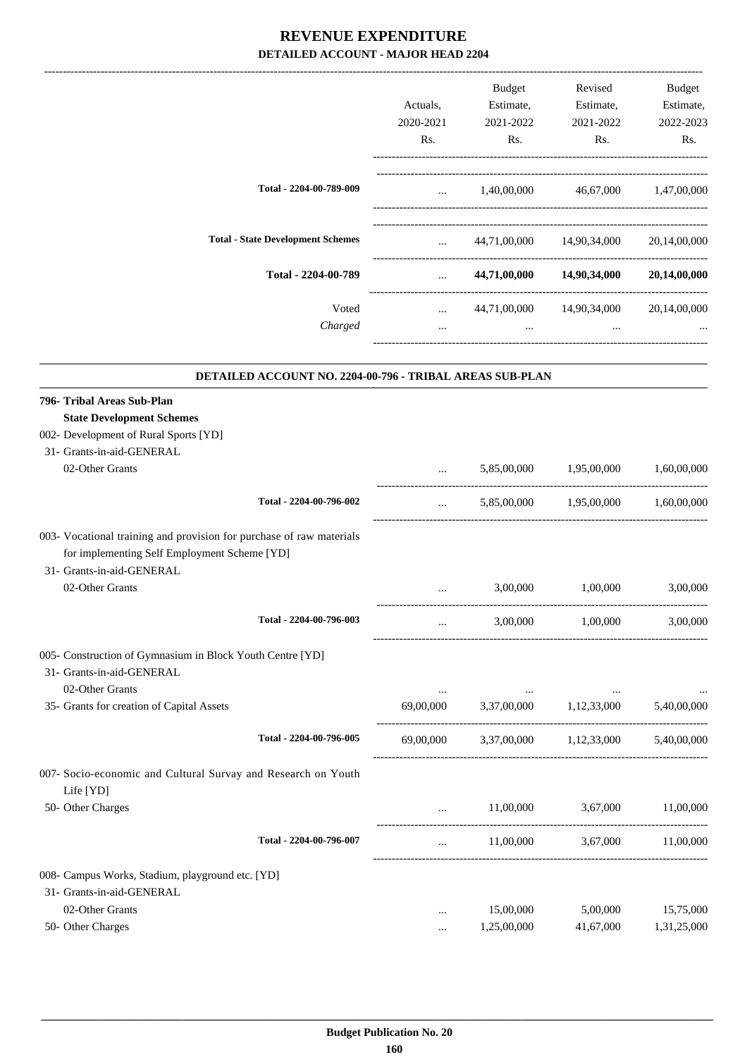# REVENUE EXPENDITURE

## DETAILED ACCOUNT - MAJOR HEAD 2204

| | Actuals, 2020-2021 Rs. | Budget Estimate, 2021-2022 Rs. | Revised Estimate, 2021-2022 Rs. | Budget Estimate, 2022-2023 Rs. |
|---|---|---|---|---|
| **Total - 2204-00-789-009** | ... | 1,40,00,000 | 46,67,000 | 1,47,00,000 |
| **Total - State Development Schemes** | ... | 44,71,00,000 | 14,90,34,000 | 20,14,00,000 |
| **Total - 2204-00-789** | ... | **44,71,00,000** | **14,90,34,000** | **20,14,00,000** |
| Voted | ... | 44,71,00,000 | 14,90,34,000 | 20,14,00,000 |
| *Charged* | ... | ... | ... | ... |

### DETAILED ACCOUNT NO. 2204-00-796 - TRIBAL AREAS SUB-PLAN

| | Actuals, 2020-2021 Rs. | Budget Estimate, 2021-2022 Rs. | Revised Estimate, 2021-2022 Rs. | Budget Estimate, 2022-2023 Rs. |
|---|---|---|---|---|
| **796- Tribal Areas Sub-Plan** | | | | |
| **State Development Schemes** | | | | |
| 002- Development of Rural Sports [YD] | | | | |
| 31- Grants-in-aid-GENERAL | | | | |
| 02-Other Grants | ... | 5,85,00,000 | 1,95,00,000 | 1,60,00,000 |
| **Total - 2204-00-796-002** | ... | 5,85,00,000 | 1,95,00,000 | 1,60,00,000 |
| 003- Vocational training and provision for purchase of raw materials for implementing Self Employment Scheme [YD] | | | | |
| 31- Grants-in-aid-GENERAL | | | | |
| 02-Other Grants | ... | 3,00,000 | 1,00,000 | 3,00,000 |
| **Total - 2204-00-796-003** | ... | 3,00,000 | 1,00,000 | 3,00,000 |
| 005- Construction of Gymnasium in Block Youth Centre [YD] | | | | |
| 31- Grants-in-aid-GENERAL | | | | |
| 02-Other Grants | ... | ... | ... | ... |
| 35- Grants for creation of Capital Assets | 69,00,000 | 3,37,00,000 | 1,12,33,000 | 5,40,00,000 |
| **Total - 2204-00-796-005** | 69,00,000 | 3,37,00,000 | 1,12,33,000 | 5,40,00,000 |
| 007- Socio-economic and Cultural Survay and Research on Youth Life [YD] | | | | |
| 50- Other Charges | ... | 11,00,000 | 3,67,000 | 11,00,000 |
| **Total - 2204-00-796-007** | ... | 11,00,000 | 3,67,000 | 11,00,000 |
| 008- Campus Works, Stadium, playground etc. [YD] | | | | |
| 31- Grants-in-aid-GENERAL | | | | |
| 02-Other Grants | ... | 15,00,000 | 5,00,000 | 15,75,000 |
| 50- Other Charges | ... | 1,25,00,000 | 41,67,000 | 1,31,25,000 |

Budget Publication No. 20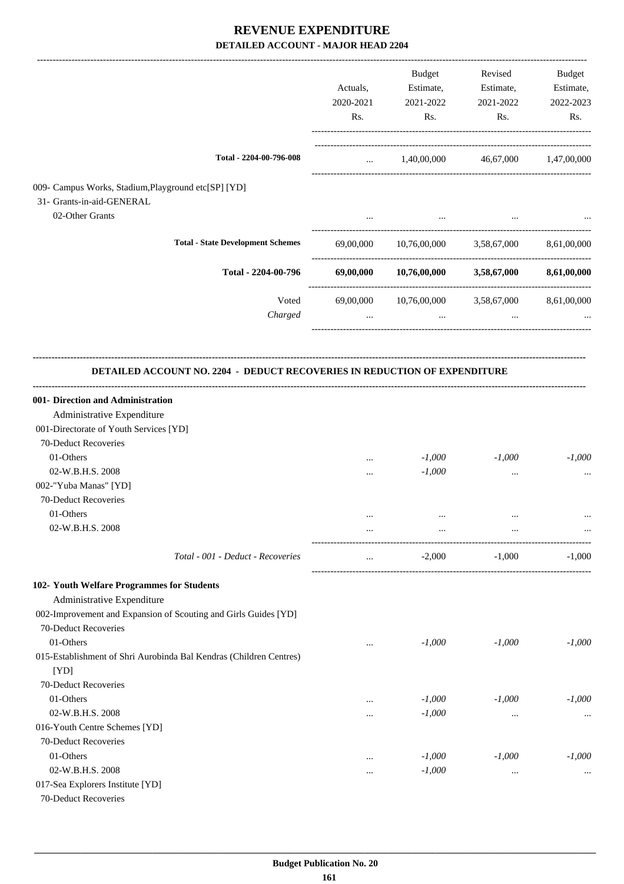# REVENUE EXPENDITURE

## DETAILED ACCOUNT - MAJOR HEAD 2204

| | Actuals, 2020-2021 Rs. | Budget Estimate, 2021-2022 Rs. | Revised Estimate, 2021-2022 Rs. | Budget Estimate, 2022-2023 Rs. |
|---|---|---|---|---|
| Total - 2204-00-796-008 | ... | 1,40,00,000 | 46,67,000 | 1,47,00,000 |
| 009- Campus Works, Stadium,Playground etc[SP] [YD] | | | | |
| 31- Grants-in-aid-GENERAL | | | | |
| 02-Other Grants | ... | ... | ... | ... |
| **Total - State Development Schemes** | 69,00,000 | 10,76,00,000 | 3,58,67,000 | 8,61,00,000 |
| **Total - 2204-00-796** | **69,00,000** | **10,76,00,000** | **3,58,67,000** | **8,61,00,000** |
| Voted | 69,00,000 | 10,76,00,000 | 3,58,67,000 | 8,61,00,000 |
| *Charged* | ... | ... | ... | ... |

### DETAILED ACCOUNT NO. 2204 - DEDUCT RECOVERIES IN REDUCTION OF EXPENDITURE

| | Actuals, 2020-2021 Rs. | Budget Estimate, 2021-2022 Rs. | Revised Estimate, 2021-2022 Rs. | Budget Estimate, 2022-2023 Rs. |
|---|---|---|---|---|
| **001- Direction and Administration** | | | | |
| Administrative Expenditure | | | | |
| 001-Directorate of Youth Services [YD] | | | | |
| 70-Deduct Recoveries | | | | |
| 01-Others | ... | *-1,000* | *-1,000* | *-1,000* |
| 02-W.B.H.S. 2008 | ... | *-1,000* | ... | ... |
| 002-"Yuba Manas" [YD] | | | | |
| 70-Deduct Recoveries | | | | |
| 01-Others | ... | ... | ... | ... |
| 02-W.B.H.S. 2008 | ... | ... | ... | ... |
| *Total - 001 - Deduct - Recoveries* | ... | -2,000 | -1,000 | -1,000 |
| **102- Youth Welfare Programmes for Students** | | | | |
| Administrative Expenditure | | | | |
| 002-Improvement and Expansion of Scouting and Girls Guides [YD] | | | | |
| 70-Deduct Recoveries | | | | |
| 01-Others | ... | *-1,000* | *-1,000* | *-1,000* |
| 015-Establishment of Shri Aurobinda Bal Kendras (Children Centres) [YD] | | | | |
| 70-Deduct Recoveries | | | | |
| 01-Others | ... | *-1,000* | *-1,000* | *-1,000* |
| 02-W.B.H.S. 2008 | ... | *-1,000* | ... | ... |
| 016-Youth Centre Schemes [YD] | | | | |
| 70-Deduct Recoveries | | | | |
| 01-Others | ... | *-1,000* | *-1,000* | *-1,000* |
| 02-W.B.H.S. 2008 | ... | *-1,000* | ... | ... |
| 017-Sea Explorers Institute [YD] | | | | |
| 70-Deduct Recoveries | | | | |

**Budget Publication No. 20**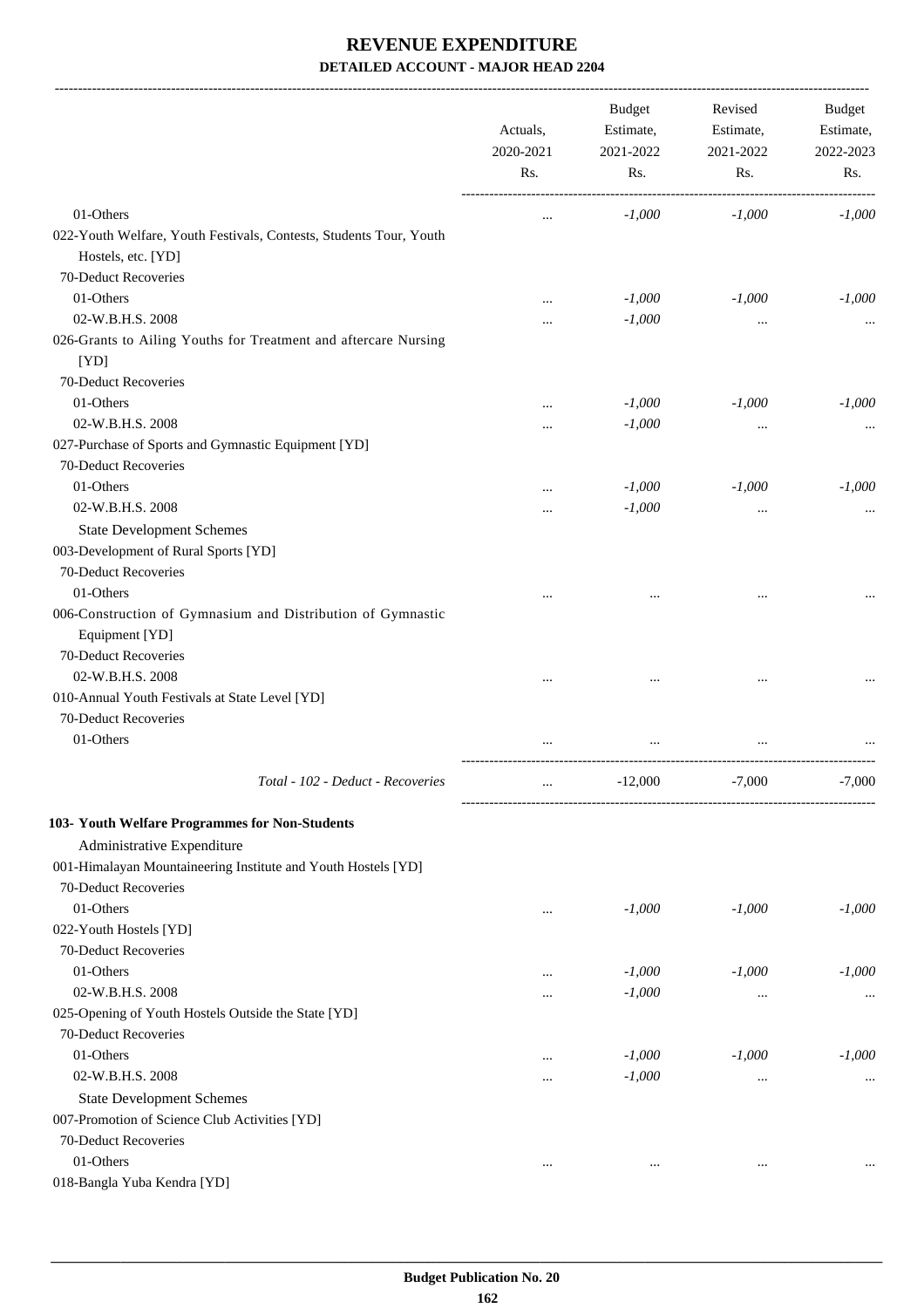# REVENUE EXPENDITURE

**DETAILED ACCOUNT - MAJOR HEAD 2204**

| | Actuals, 2020-2021 Rs. | Budget Estimate, 2021-2022 Rs. | Revised Estimate, 2021-2022 Rs. | Budget Estimate, 2022-2023 Rs. |
|---|---|---|---|---|
| 01-Others | ... | -1,000 | -1,000 | -1,000 |
| 022-Youth Welfare, Youth Festivals, Contests, Students Tour, Youth Hostels, etc. [YD] | | | | |
| 70-Deduct Recoveries | | | | |
| 01-Others | ... | -1,000 | -1,000 | -1,000 |
| 02-W.B.H.S. 2008 | ... | -1,000 | ... | ... |
| 026-Grants to Ailing Youths for Treatment and aftercare Nursing [YD] | | | | |
| 70-Deduct Recoveries | | | | |
| 01-Others | ... | -1,000 | -1,000 | -1,000 |
| 02-W.B.H.S. 2008 | ... | -1,000 | ... | ... |
| 027-Purchase of Sports and Gymnastic Equipment [YD] | | | | |
| 70-Deduct Recoveries | | | | |
| 01-Others | ... | -1,000 | -1,000 | -1,000 |
| 02-W.B.H.S. 2008 | ... | -1,000 | ... | ... |
| State Development Schemes | | | | |
| 003-Development of Rural Sports [YD] | | | | |
| 70-Deduct Recoveries | | | | |
| 01-Others | ... | ... | ... | ... |
| 006-Construction of Gymnasium and Distribution of Gymnastic Equipment [YD] | | | | |
| 70-Deduct Recoveries | | | | |
| 02-W.B.H.S. 2008 | ... | ... | ... | ... |
| 010-Annual Youth Festivals at State Level [YD] | | | | |
| 70-Deduct Recoveries | | | | |
| 01-Others | ... | ... | ... | ... |
| *Total - 102 - Deduct - Recoveries* | ... | -12,000 | -7,000 | -7,000 |
| **103- Youth Welfare Programmes for Non-Students** | | | | |
| Administrative Expenditure | | | | |
| 001-Himalayan Mountaineering Institute and Youth Hostels [YD] | | | | |
| 70-Deduct Recoveries | | | | |
| 01-Others | ... | -1,000 | -1,000 | -1,000 |
| 022-Youth Hostels [YD] | | | | |
| 70-Deduct Recoveries | | | | |
| 01-Others | ... | -1,000 | -1,000 | -1,000 |
| 02-W.B.H.S. 2008 | ... | -1,000 | ... | ... |
| 025-Opening of Youth Hostels Outside the State [YD] | | | | |
| 70-Deduct Recoveries | | | | |
| 01-Others | ... | -1,000 | -1,000 | -1,000 |
| 02-W.B.H.S. 2008 | ... | -1,000 | ... | ... |
| State Development Schemes | | | | |
| 007-Promotion of Science Club Activities [YD] | | | | |
| 70-Deduct Recoveries | | | | |
| 01-Others | ... | ... | ... | ... |
| 018-Bangla Yuba Kendra [YD] | | | | |

**Budget Publication No. 20**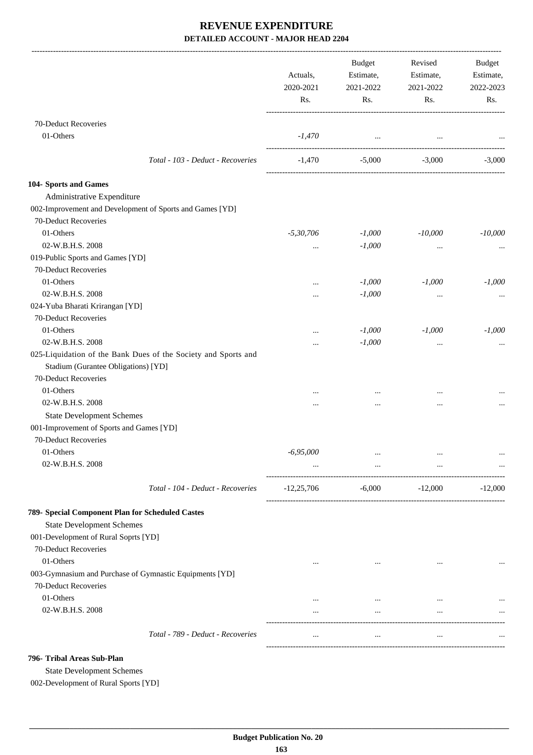# REVENUE EXPENDITURE

**DETAILED ACCOUNT - MAJOR HEAD 2204**

| | Actuals, 2020-2021 Rs. | Budget Estimate, 2021-2022 Rs. | Revised Estimate, 2021-2022 Rs. | Budget Estimate, 2022-2023 Rs. |
|---|---|---|---|---|
| 70-Deduct Recoveries | | | | |
| 01-Others | *-1,470* | ... | ... | ... |
| *Total - 103 - Deduct - Recoveries* | -1,470 | -5,000 | -3,000 | -3,000 |
| **104- Sports and Games** | | | | |
| Administrative Expenditure | | | | |
| 002-Improvement and Development of Sports and Games [YD] | | | | |
| 70-Deduct Recoveries | | | | |
| 01-Others | *-5,30,706* | *-1,000* | *-10,000* | *-10,000* |
| 02-W.B.H.S. 2008 | ... | *-1,000* | ... | ... |
| 019-Public Sports and Games [YD] | | | | |
| 70-Deduct Recoveries | | | | |
| 01-Others | ... | *-1,000* | *-1,000* | *-1,000* |
| 02-W.B.H.S. 2008 | ... | *-1,000* | ... | ... |
| 024-Yuba Bharati Krirangan [YD] | | | | |
| 70-Deduct Recoveries | | | | |
| 01-Others | ... | *-1,000* | *-1,000* | *-1,000* |
| 02-W.B.H.S. 2008 | ... | *-1,000* | ... | ... |
| 025-Liquidation of the Bank Dues of the Society and Sports and Stadium (Gurantee Obligations) [YD] | | | | |
| 70-Deduct Recoveries | | | | |
| 01-Others | ... | ... | ... | ... |
| 02-W.B.H.S. 2008 | ... | ... | ... | ... |
| State Development Schemes | | | | |
| 001-Improvement of Sports and Games [YD] | | | | |
| 70-Deduct Recoveries | | | | |
| 01-Others | *-6,95,000* | ... | ... | ... |
| 02-W.B.H.S. 2008 | ... | ... | ... | ... |
| *Total - 104 - Deduct - Recoveries* | -12,25,706 | -6,000 | -12,000 | -12,000 |
| **789- Special Component Plan for Scheduled Castes** | | | | |
| State Development Schemes | | | | |
| 001-Development of Rural Soprts [YD] | | | | |
| 70-Deduct Recoveries | | | | |
| 01-Others | ... | ... | ... | ... |
| 003-Gymnasium and Purchase of Gymnastic Equipments [YD] | | | | |
| 70-Deduct Recoveries | | | | |
| 01-Others | ... | ... | ... | ... |
| 02-W.B.H.S. 2008 | ... | ... | ... | ... |
| *Total - 789 - Deduct - Recoveries* | ... | ... | ... | ... |
| **796- Tribal Areas Sub-Plan** | | | | |
| State Development Schemes | | | | |
| 002-Development of Rural Sports [YD] | | | | |

**Budget Publication No. 20**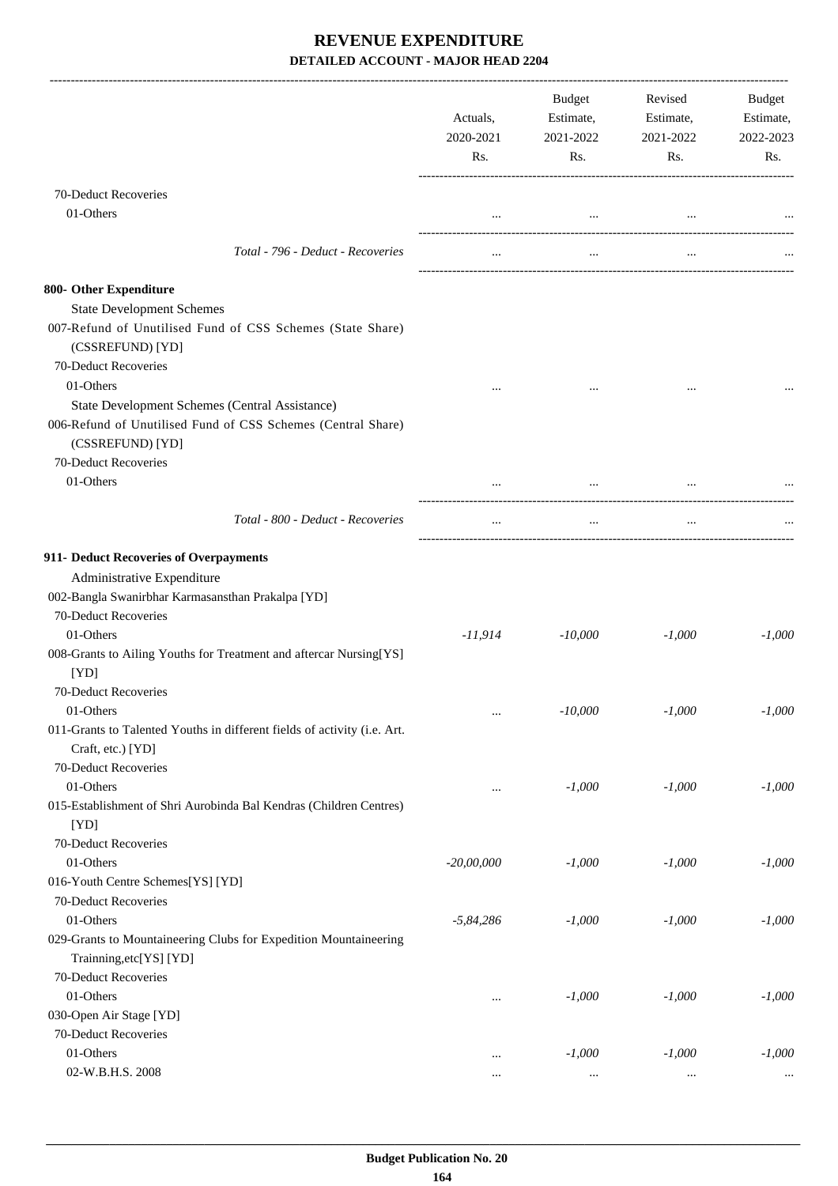# REVENUE EXPENDITURE
## DETAILED ACCOUNT - MAJOR HEAD 2204

| | Actuals, 2020-2021 Rs. | Budget Estimate, 2021-2022 Rs. | Revised Estimate, 2021-2022 Rs. | Budget Estimate, 2022-2023 Rs. |
|---|---|---|---|---|
| 70-Deduct Recoveries | | | | |
| 01-Others | ... | ... | ... | ... |
| *Total - 796 - Deduct - Recoveries* | ... | ... | ... | ... |
| **800- Other Expenditure** | | | | |
| State Development Schemes | | | | |
| 007-Refund of Unutilised Fund of CSS Schemes (State Share) (CSSREFUND) [YD] | | | | |
| 70-Deduct Recoveries | | | | |
| 01-Others | ... | ... | ... | ... |
| State Development Schemes (Central Assistance) | | | | |
| 006-Refund of Unutilised Fund of CSS Schemes (Central Share) (CSSREFUND) [YD] | | | | |
| 70-Deduct Recoveries | | | | |
| 01-Others | ... | ... | ... | ... |
| *Total - 800 - Deduct - Recoveries* | ... | ... | ... | ... |
| **911- Deduct Recoveries of Overpayments** | | | | |
| Administrative Expenditure | | | | |
| 002-Bangla Swanirbhar Karmasansthan Prakalpa [YD] | | | | |
| 70-Deduct Recoveries | | | | |
| 01-Others | *-11,914* | *-10,000* | *-1,000* | *-1,000* |
| 008-Grants to Ailing Youths for Treatment and aftercar Nursing[YS] [YD] | | | | |
| 70-Deduct Recoveries | | | | |
| 01-Others | ... | *-10,000* | *-1,000* | *-1,000* |
| 011-Grants to Talented Youths in different fields of activity (i.e. Art. Craft, etc.) [YD] | | | | |
| 70-Deduct Recoveries | | | | |
| 01-Others | ... | *-1,000* | *-1,000* | *-1,000* |
| 015-Establishment of Shri Aurobinda Bal Kendras (Children Centres) [YD] | | | | |
| 70-Deduct Recoveries | | | | |
| 01-Others | *-20,00,000* | *-1,000* | *-1,000* | *-1,000* |
| 016-Youth Centre Schemes[YS] [YD] | | | | |
| 70-Deduct Recoveries | | | | |
| 01-Others | *-5,84,286* | *-1,000* | *-1,000* | *-1,000* |
| 029-Grants to Mountaineering Clubs for Expedition Mountaineering Trainning,etc[YS] [YD] | | | | |
| 70-Deduct Recoveries | | | | |
| 01-Others | ... | *-1,000* | *-1,000* | *-1,000* |
| 030-Open Air Stage [YD] | | | | |
| 70-Deduct Recoveries | | | | |
| 01-Others | ... | *-1,000* | *-1,000* | *-1,000* |
| 02-W.B.H.S. 2008 | ... | ... | ... | ... |

**Budget Publication No. 20**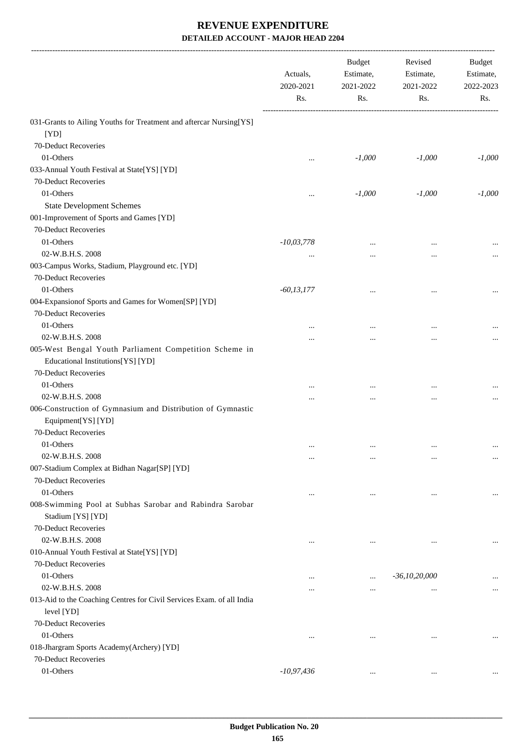# REVENUE EXPENDITURE

## DETAILED ACCOUNT - MAJOR HEAD 2204

| | Actuals, 2020-2021 Rs. | Budget Estimate, 2021-2022 Rs. | Revised Estimate, 2021-2022 Rs. | Budget Estimate, 2022-2023 Rs. |
|---|---|---|---|---|
| 031-Grants to Ailing Youths for Treatment and aftercar Nursing[YS] [YD] | | | | |
| 70-Deduct Recoveries | | | | |
| 01-Others | ... | -1,000 | -1,000 | -1,000 |
| 033-Annual Youth Festival at State[YS] [YD] | | | | |
| 70-Deduct Recoveries | | | | |
| 01-Others | ... | -1,000 | -1,000 | -1,000 |
| State Development Schemes | | | | |
| 001-Improvement of Sports and Games [YD] | | | | |
| 70-Deduct Recoveries | | | | |
| 01-Others | -10,03,778 | ... | ... | ... |
| 02-W.B.H.S. 2008 | ... | ... | ... | ... |
| 003-Campus Works, Stadium, Playground etc. [YD] | | | | |
| 70-Deduct Recoveries | | | | |
| 01-Others | -60,13,177 | ... | ... | ... |
| 004-Expansionof Sports and Games for Women[SP] [YD] | | | | |
| 70-Deduct Recoveries | | | | |
| 01-Others | ... | ... | ... | ... |
| 02-W.B.H.S. 2008 | ... | ... | ... | ... |
| 005-West Bengal Youth Parliament Competition Scheme in Educational Institutions[YS] [YD] | | | | |
| 70-Deduct Recoveries | | | | |
| 01-Others | ... | ... | ... | ... |
| 02-W.B.H.S. 2008 | ... | ... | ... | ... |
| 006-Construction of Gymnasium and Distribution of Gymnastic Equipment[YS] [YD] | | | | |
| 70-Deduct Recoveries | | | | |
| 01-Others | ... | ... | ... | ... |
| 02-W.B.H.S. 2008 | ... | ... | ... | ... |
| 007-Stadium Complex at Bidhan Nagar[SP] [YD] | | | | |
| 70-Deduct Recoveries | | | | |
| 01-Others | ... | ... | ... | ... |
| 008-Swimming Pool at Subhas Sarobar and Rabindra Sarobar Stadium [YS] [YD] | | | | |
| 70-Deduct Recoveries | | | | |
| 02-W.B.H.S. 2008 | ... | ... | ... | ... |
| 010-Annual Youth Festival at State[YS] [YD] | | | | |
| 70-Deduct Recoveries | | | | |
| 01-Others | ... | ... | -36,10,20,000 | ... |
| 02-W.B.H.S. 2008 | ... | ... | ... | ... |
| 013-Aid to the Coaching Centres for Civil Services Exam. of all India level [YD] | | | | |
| 70-Deduct Recoveries | | | | |
| 01-Others | ... | ... | ... | ... |
| 018-Jhargram Sports Academy(Archery) [YD] | | | | |
| 70-Deduct Recoveries | | | | |
| 01-Others | -10,97,436 | ... | ... | ... |

**Budget Publication No. 20**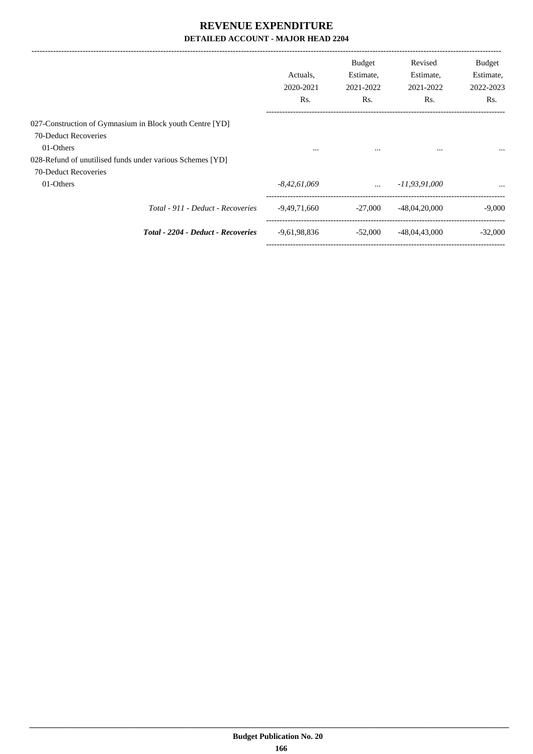# REVENUE EXPENDITURE

## DETAILED ACCOUNT - MAJOR HEAD 2204

| | Actuals, 2020-2021 Rs. | Budget Estimate, 2021-2022 Rs. | Revised Estimate, 2021-2022 Rs. | Budget Estimate, 2022-2023 Rs. |
|---|---|---|---|---|
| 027-Construction of Gymnasium in Block youth Centre [YD] | | | | |
| 70-Deduct Recoveries | | | | |
| 01-Others | ... | ... | ... | ... |
| 028-Refund of unutilised funds under various Schemes [YD] | | | | |
| 70-Deduct Recoveries | | | | |
| 01-Others | *-8,42,61,069* | ... | *-11,93,91,000* | ... |
| *Total - 911 - Deduct - Recoveries* | -9,49,71,660 | -27,000 | -48,04,20,000 | -9,000 |
| ***Total - 2204 - Deduct - Recoveries*** | -9,61,98,836 | -52,000 | -48,04,43,000 | -32,000 |

Budget Publication No. 20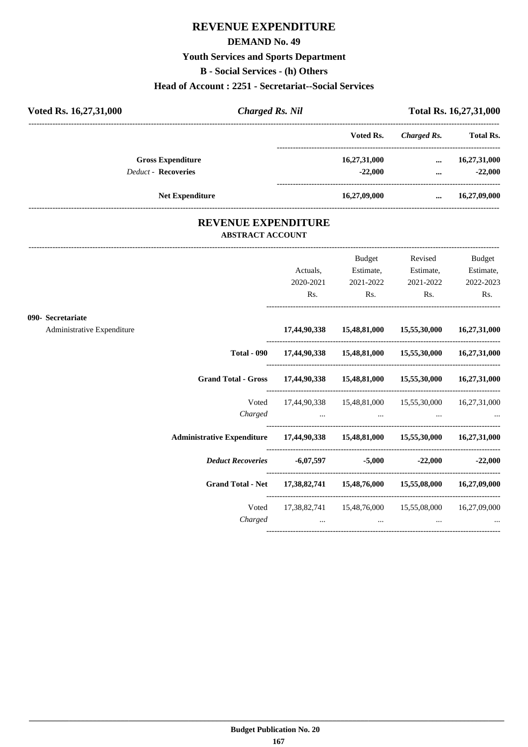# REVENUE EXPENDITURE

## DEMAND No. 49

### Youth Services and Sports Department

### B - Social Services - (h) Others

### Head of Account : 2251 - Secretariat--Social Services

| **Voted Rs. 16,27,31,000** | ***Charged Rs. Nil*** | **Total Rs. 16,27,31,000** |
|---|---|---|

| | Voted Rs. | *Charged Rs.* | Total Rs. |
|---|---|---|---|
| **Gross Expenditure** | **16,27,31,000** | **...** | **16,27,31,000** |
| *Deduct* - **Recoveries** | **-22,000** | **...** | **-22,000** |
| **Net Expenditure** | **16,27,09,000** | **...** | **16,27,09,000** |

## REVENUE EXPENDITURE

### ABSTRACT ACCOUNT

| | Actuals, 2020-2021 Rs. | Budget Estimate, 2021-2022 Rs. | Revised Estimate, 2021-2022 Rs. | Budget Estimate, 2022-2023 Rs. |
|---|---|---|---|---|
| **090- Secretariat** | | | | |
| Administrative Expenditure | **17,44,90,338** | **15,48,81,000** | **15,55,30,000** | **16,27,31,000** |
| **Total - 090** | **17,44,90,338** | **15,48,81,000** | **15,55,30,000** | **16,27,31,000** |
| **Grand Total - Gross** | **17,44,90,338** | **15,48,81,000** | **15,55,30,000** | **16,27,31,000** |
| Voted | 17,44,90,338 | 15,48,81,000 | 15,55,30,000 | 16,27,31,000 |
| *Charged* | ... | ... | ... | ... |
| **Administrative Expenditure** | **17,44,90,338** | **15,48,81,000** | **15,55,30,000** | **16,27,31,000** |
| ***Deduct Recoveries*** | **-6,07,597** | **-5,000** | **-22,000** | **-22,000** |
| **Grand Total - Net** | **17,38,82,741** | **15,48,76,000** | **15,55,08,000** | **16,27,09,000** |
| Voted | 17,38,82,741 | 15,48,76,000 | 15,55,08,000 | 16,27,09,000 |
| *Charged* | ... | ... | ... | ... |

**Budget Publication No. 20**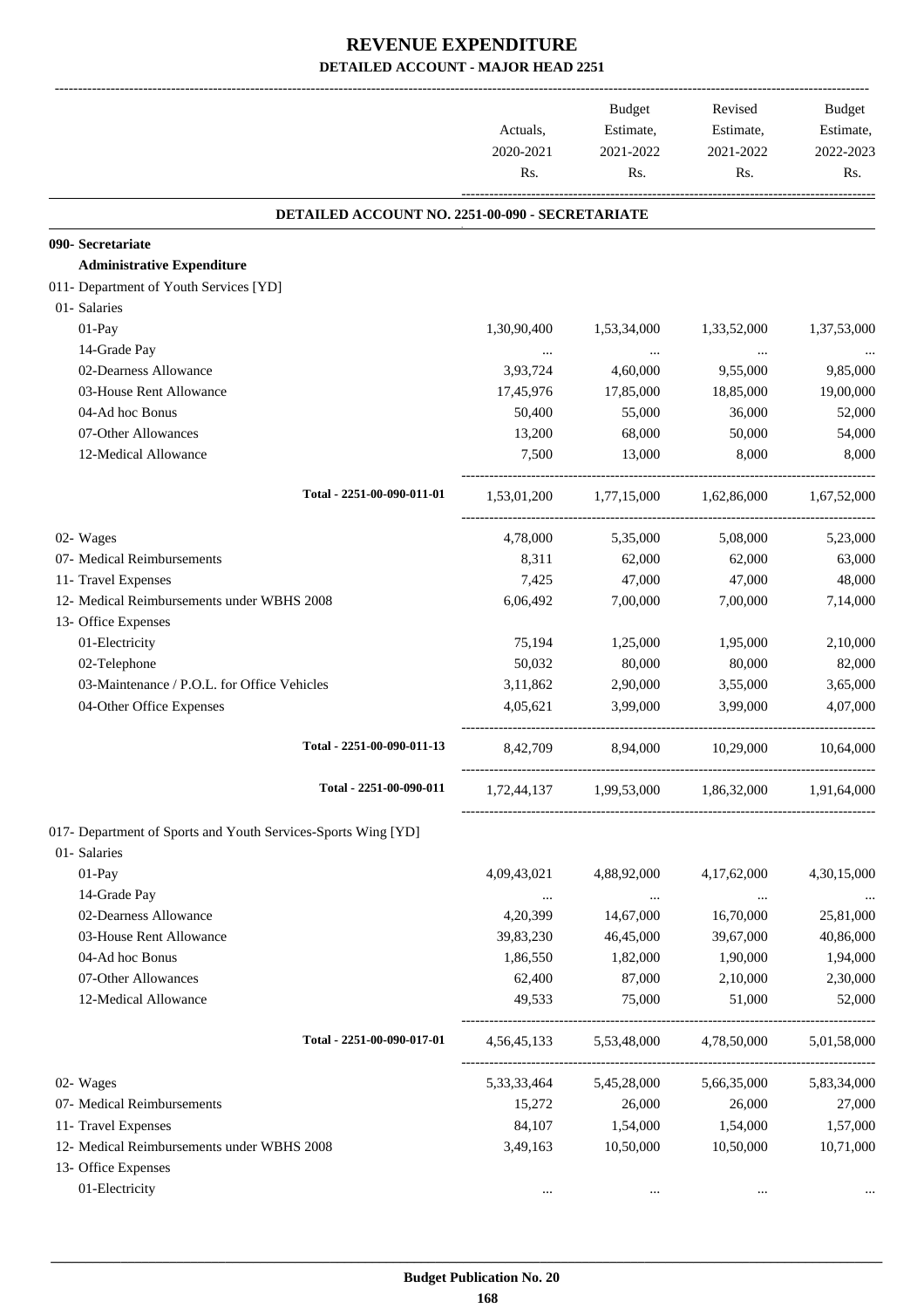# REVENUE EXPENDITURE

## DETAILED ACCOUNT - MAJOR HEAD 2251

| | Actuals, 2020-2021 Rs. | Budget Estimate, 2021-2022 Rs. | Revised Estimate, 2021-2022 Rs. | Budget Estimate, 2022-2023 Rs. |
|---|---|---|---|---|
| **DETAILED ACCOUNT NO. 2251-00-090 - SECRETARIATE** | | | | |
| **090- Secretariate** | | | | |
| **Administrative Expenditure** | | | | |
| 011- Department of Youth Services [YD] | | | | |
| 01- Salaries | | | | |
| 01-Pay | 1,30,90,400 | 1,53,34,000 | 1,33,52,000 | 1,37,53,000 |
| 14-Grade Pay | ... | ... | ... | ... |
| 02-Dearness Allowance | 3,93,724 | 4,60,000 | 9,55,000 | 9,85,000 |
| 03-House Rent Allowance | 17,45,976 | 17,85,000 | 18,85,000 | 19,00,000 |
| 04-Ad hoc Bonus | 50,400 | 55,000 | 36,000 | 52,000 |
| 07-Other Allowances | 13,200 | 68,000 | 50,000 | 54,000 |
| 12-Medical Allowance | 7,500 | 13,000 | 8,000 | 8,000 |
| Total - 2251-00-090-011-01 | 1,53,01,200 | 1,77,15,000 | 1,62,86,000 | 1,67,52,000 |
| 02- Wages | 4,78,000 | 5,35,000 | 5,08,000 | 5,23,000 |
| 07- Medical Reimbursements | 8,311 | 62,000 | 62,000 | 63,000 |
| 11- Travel Expenses | 7,425 | 47,000 | 47,000 | 48,000 |
| 12- Medical Reimbursements under WBHS 2008 | 6,06,492 | 7,00,000 | 7,00,000 | 7,14,000 |
| 13- Office Expenses | | | | |
| 01-Electricity | 75,194 | 1,25,000 | 1,95,000 | 2,10,000 |
| 02-Telephone | 50,032 | 80,000 | 80,000 | 82,000 |
| 03-Maintenance / P.O.L. for Office Vehicles | 3,11,862 | 2,90,000 | 3,55,000 | 3,65,000 |
| 04-Other Office Expenses | 4,05,621 | 3,99,000 | 3,99,000 | 4,07,000 |
| Total - 2251-00-090-011-13 | 8,42,709 | 8,94,000 | 10,29,000 | 10,64,000 |
| Total - 2251-00-090-011 | 1,72,44,137 | 1,99,53,000 | 1,86,32,000 | 1,91,64,000 |
| 017- Department of Sports and Youth Services-Sports Wing [YD] | | | | |
| 01- Salaries | | | | |
| 01-Pay | 4,09,43,021 | 4,88,92,000 | 4,17,62,000 | 4,30,15,000 |
| 14-Grade Pay | ... | ... | ... | ... |
| 02-Dearness Allowance | 4,20,399 | 14,67,000 | 16,70,000 | 25,81,000 |
| 03-House Rent Allowance | 39,83,230 | 46,45,000 | 39,67,000 | 40,86,000 |
| 04-Ad hoc Bonus | 1,86,550 | 1,82,000 | 1,90,000 | 1,94,000 |
| 07-Other Allowances | 62,400 | 87,000 | 2,10,000 | 2,30,000 |
| 12-Medical Allowance | 49,533 | 75,000 | 51,000 | 52,000 |
| Total - 2251-00-090-017-01 | 4,56,45,133 | 5,53,48,000 | 4,78,50,000 | 5,01,58,000 |
| 02- Wages | 5,33,33,464 | 5,45,28,000 | 5,66,35,000 | 5,83,34,000 |
| 07- Medical Reimbursements | 15,272 | 26,000 | 26,000 | 27,000 |
| 11- Travel Expenses | 84,107 | 1,54,000 | 1,54,000 | 1,57,000 |
| 12- Medical Reimbursements under WBHS 2008 | 3,49,163 | 10,50,000 | 10,50,000 | 10,71,000 |
| 13- Office Expenses | | | | |
| 01-Electricity | ... | ... | ... | ... |

**Budget Publication No. 20**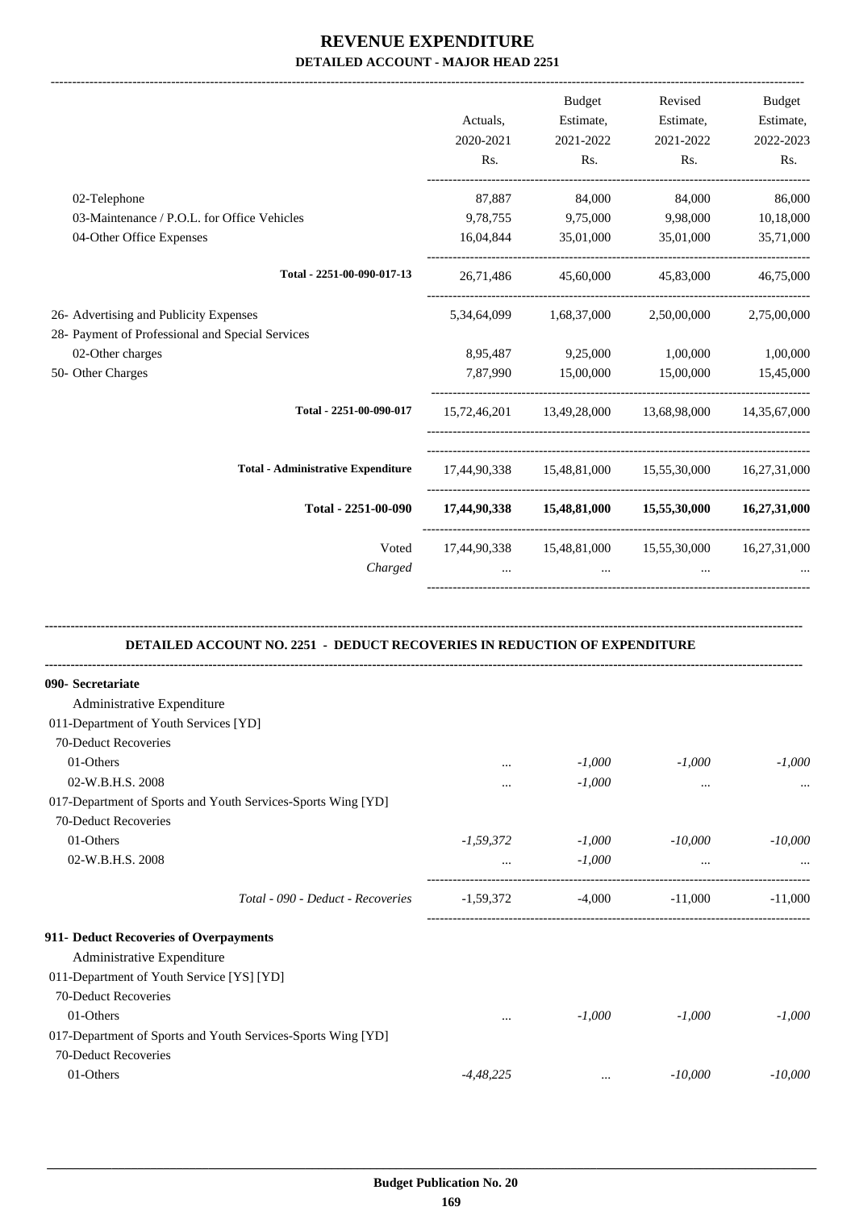# REVENUE EXPENDITURE

## DETAILED ACCOUNT - MAJOR HEAD 2251

| | Actuals, 2020-2021 Rs. | Budget Estimate, 2021-2022 Rs. | Revised Estimate, 2021-2022 Rs. | Budget Estimate, 2022-2023 Rs. |
|---|---|---|---|---|
| 02-Telephone | 87,887 | 84,000 | 84,000 | 86,000 |
| 03-Maintenance / P.O.L. for Office Vehicles | 9,78,755 | 9,75,000 | 9,98,000 | 10,18,000 |
| 04-Other Office Expenses | 16,04,844 | 35,01,000 | 35,01,000 | 35,71,000 |
| **Total - 2251-00-090-017-13** | 26,71,486 | 45,60,000 | 45,83,000 | 46,75,000 |
| 26- Advertising and Publicity Expenses | 5,34,64,099 | 1,68,37,000 | 2,50,00,000 | 2,75,00,000 |
| 28- Payment of Professional and Special Services | | | | |
| 02-Other charges | 8,95,487 | 9,25,000 | 1,00,000 | 1,00,000 |
| 50- Other Charges | 7,87,990 | 15,00,000 | 15,00,000 | 15,45,000 |
| **Total - 2251-00-090-017** | 15,72,46,201 | 13,49,28,000 | 13,68,98,000 | 14,35,67,000 |
| **Total - Administrative Expenditure** | 17,44,90,338 | 15,48,81,000 | 15,55,30,000 | 16,27,31,000 |
| **Total - 2251-00-090** | **17,44,90,338** | **15,48,81,000** | **15,55,30,000** | **16,27,31,000** |
| Voted | 17,44,90,338 | 15,48,81,000 | 15,55,30,000 | 16,27,31,000 |
| *Charged* | ... | ... | ... | ... |

### DETAILED ACCOUNT NO. 2251 - DEDUCT RECOVERIES IN REDUCTION OF EXPENDITURE

| | Actuals, 2020-2021 Rs. | Budget Estimate, 2021-2022 Rs. | Revised Estimate, 2021-2022 Rs. | Budget Estimate, 2022-2023 Rs. |
|---|---|---|---|---|
| **090- Secretariat** | | | | |
| Administrative Expenditure | | | | |
| 011-Department of Youth Services [YD] | | | | |
| 70-Deduct Recoveries | | | | |
| 01-Others | ... | *-1,000* | *-1,000* | *-1,000* |
| 02-W.B.H.S. 2008 | ... | *-1,000* | ... | ... |
| 017-Department of Sports and Youth Services-Sports Wing [YD] | | | | |
| 70-Deduct Recoveries | | | | |
| 01-Others | *-1,59,372* | *-1,000* | *-10,000* | *-10,000* |
| 02-W.B.H.S. 2008 | ... | *-1,000* | ... | ... |
| *Total - 090 - Deduct - Recoveries* | -1,59,372 | -4,000 | -11,000 | -11,000 |
| **911- Deduct Recoveries of Overpayments** | | | | |
| Administrative Expenditure | | | | |
| 011-Department of Youth Service [YS] [YD] | | | | |
| 70-Deduct Recoveries | | | | |
| 01-Others | ... | *-1,000* | *-1,000* | *-1,000* |
| 017-Department of Sports and Youth Services-Sports Wing [YD] | | | | |
| 70-Deduct Recoveries | | | | |
| 01-Others | *-4,48,225* | ... | *-10,000* | *-10,000* |

**Budget Publication No. 20**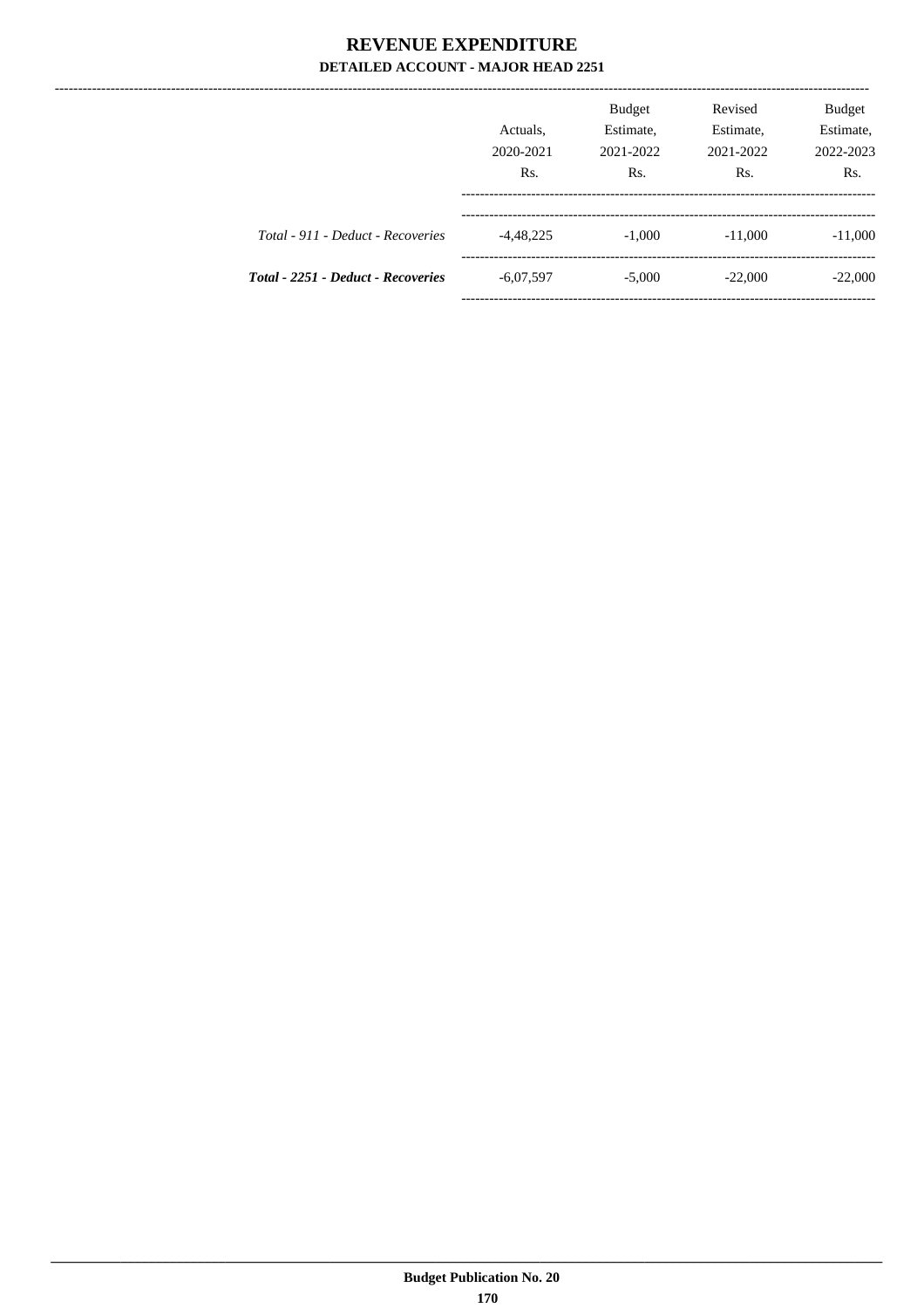# REVENUE EXPENDITURE

## DETAILED ACCOUNT - MAJOR HEAD 2251

| | Actuals, 2020-2021 Rs. | Budget Estimate, 2021-2022 Rs. | Revised Estimate, 2021-2022 Rs. | Budget Estimate, 2022-2023 Rs. |
|---|---|---|---|---|
| *Total - 911 - Deduct - Recoveries* | -4,48,225 | -1,000 | -11,000 | -11,000 |
| ***Total - 2251 - Deduct - Recoveries*** | -6,07,597 | -5,000 | -22,000 | -22,000 |

**Budget Publication No. 20**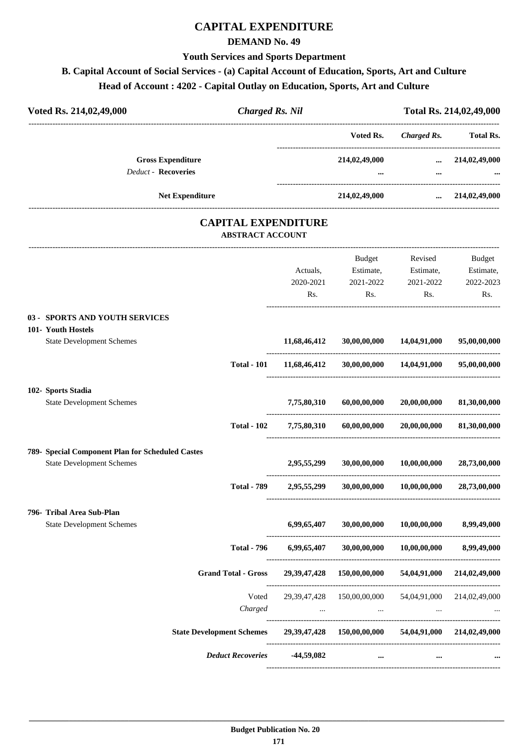# CAPITAL EXPENDITURE

## DEMAND No. 49

### Youth Services and Sports Department

### B. Capital Account of Social Services - (a) Capital Account of Education, Sports, Art and Culture

### Head of Account : 4202 - Capital Outlay on Education, Sports, Art and Culture

**Voted Rs. 214,02,49,000** | ***Charged Rs. Nil*** | **Total Rs. 214,02,49,000**

| | Voted Rs. | *Charged Rs.* | Total Rs. |
|---|---|---|---|
| **Gross Expenditure** | **214,02,49,000** | **...** | **214,02,49,000** |
| *Deduct* - **Recoveries** | **...** | **...** | **...** |
| **Net Expenditure** | **214,02,49,000** | **...** | **214,02,49,000** |

## CAPITAL EXPENDITURE

### ABSTRACT ACCOUNT

| | Actuals, 2020-2021 Rs. | Budget Estimate, 2021-2022 Rs. | Revised Estimate, 2021-2022 Rs. | Budget Estimate, 2022-2023 Rs. |
|---|---|---|---|---|
| **03 - SPORTS AND YOUTH SERVICES** | | | | |
| **101- Youth Hostels** | | | | |
| State Development Schemes | **11,68,46,412** | **30,00,00,000** | **14,04,91,000** | **95,00,00,000** |
| **Total - 101** | **11,68,46,412** | **30,00,00,000** | **14,04,91,000** | **95,00,00,000** |
| **102- Sports Stadia** | | | | |
| State Development Schemes | **7,75,80,310** | **60,00,00,000** | **20,00,00,000** | **81,30,00,000** |
| **Total - 102** | **7,75,80,310** | **60,00,00,000** | **20,00,00,000** | **81,30,00,000** |
| **789- Special Component Plan for Scheduled Castes** | | | | |
| State Development Schemes | **2,95,55,299** | **30,00,00,000** | **10,00,00,000** | **28,73,00,000** |
| **Total - 789** | **2,95,55,299** | **30,00,00,000** | **10,00,00,000** | **28,73,00,000** |
| **796- Tribal Area Sub-Plan** | | | | |
| State Development Schemes | **6,99,65,407** | **30,00,00,000** | **10,00,00,000** | **8,99,49,000** |
| **Total - 796** | **6,99,65,407** | **30,00,00,000** | **10,00,00,000** | **8,99,49,000** |
| **Grand Total - Gross** | **29,39,47,428** | **150,00,00,000** | **54,04,91,000** | **214,02,49,000** |
| Voted | 29,39,47,428 | 150,00,00,000 | 54,04,91,000 | 214,02,49,000 |
| *Charged* | ... | ... | ... | ... |
| **State Development Schemes** | **29,39,47,428** | **150,00,00,000** | **54,04,91,000** | **214,02,49,000** |
| ***Deduct Recoveries*** | **-44,59,082** | **...** | **...** | **...** |

**Budget Publication No. 20**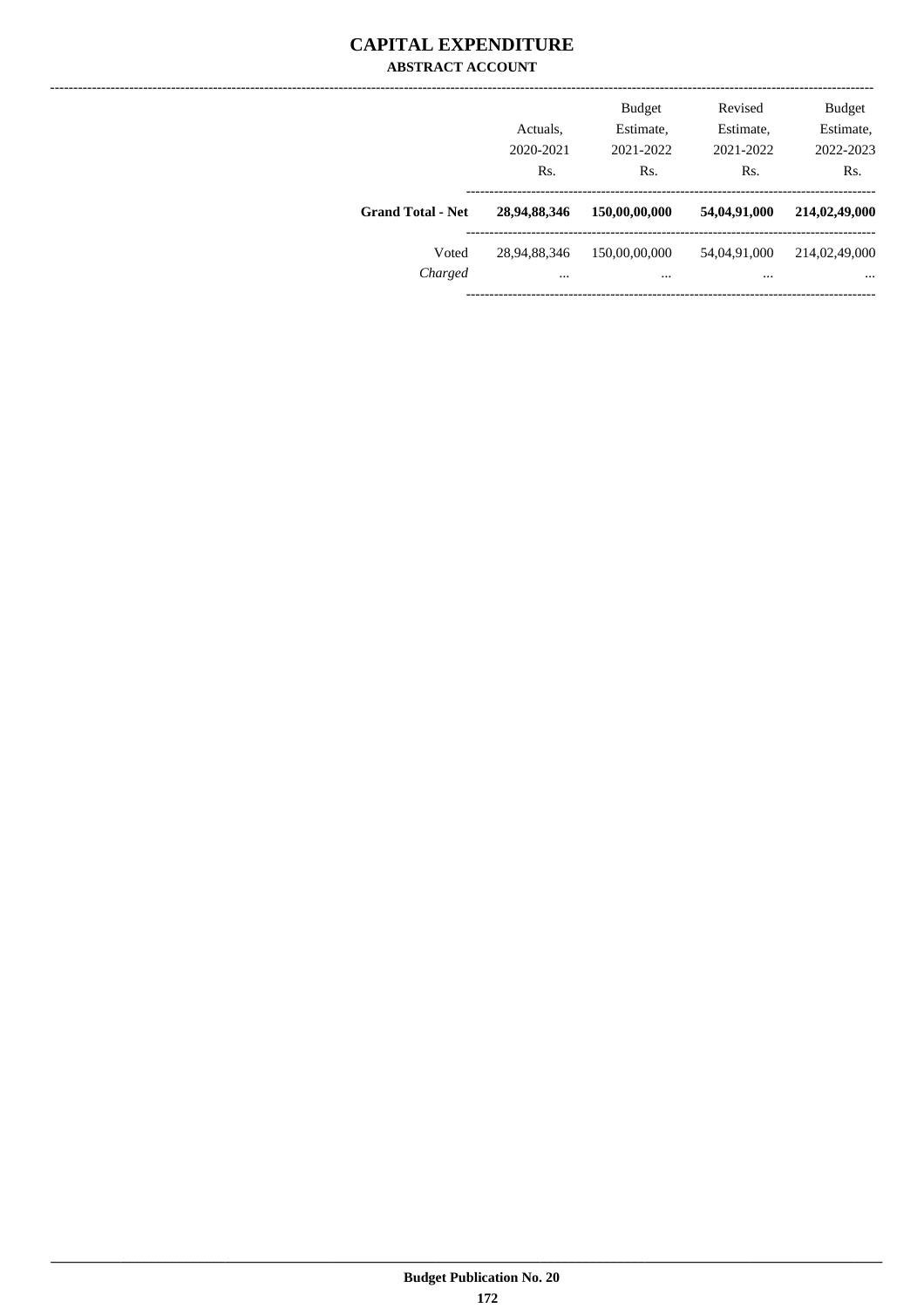# CAPITAL EXPENDITURE

## ABSTRACT ACCOUNT

| | Actuals, 2020-2021 Rs. | Budget Estimate, 2021-2022 Rs. | Revised Estimate, 2021-2022 Rs. | Budget Estimate, 2022-2023 Rs. |
|---|---|---|---|---|
| **Grand Total - Net** | **28,94,88,346** | **150,00,00,000** | **54,04,91,000** | **214,02,49,000** |
| Voted | 28,94,88,346 | 150,00,00,000 | 54,04,91,000 | 214,02,49,000 |
| *Charged* | ... | ... | ... | ... |

Budget Publication No. 20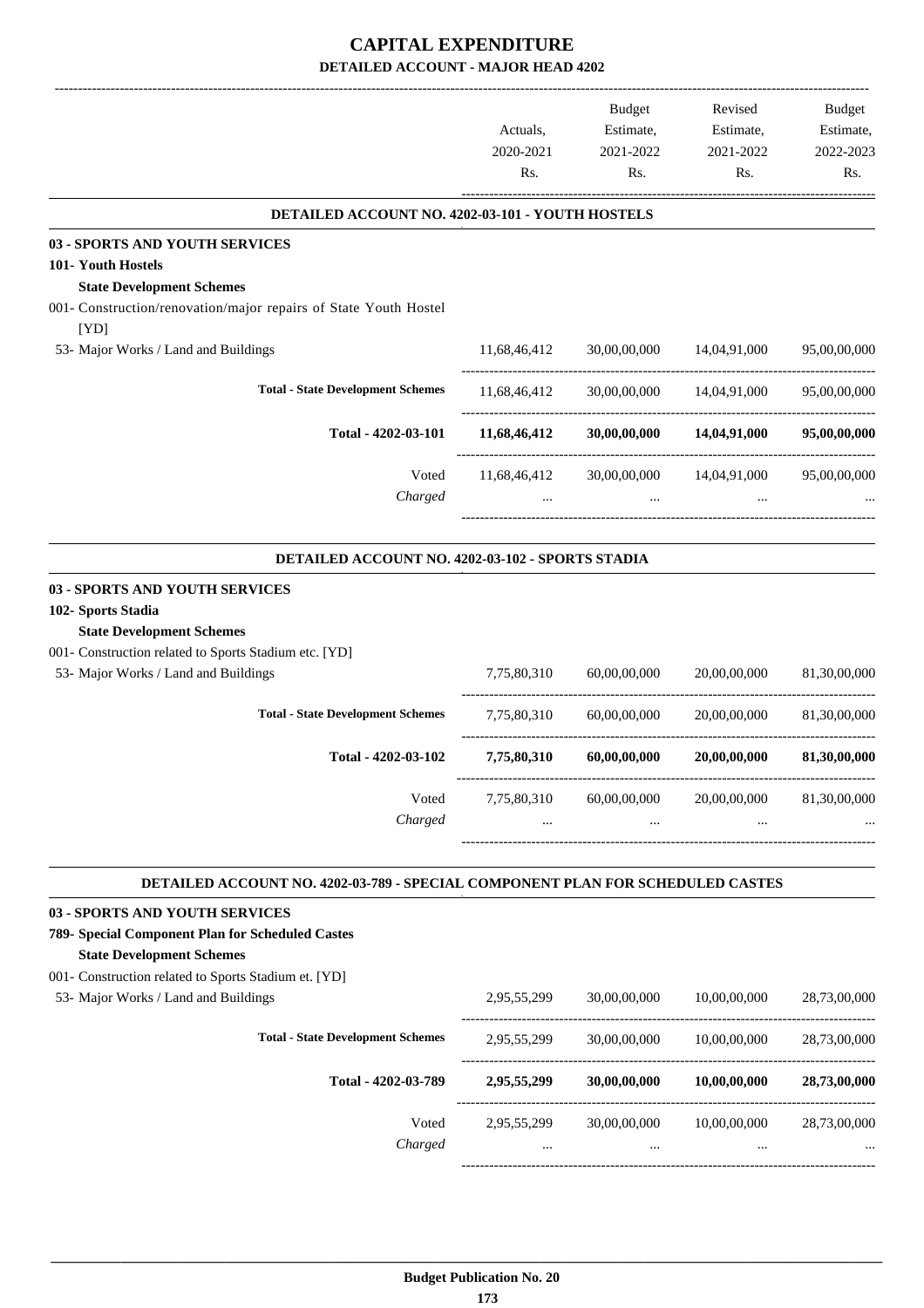# CAPITAL EXPENDITURE

## DETAILED ACCOUNT - MAJOR HEAD 4202

| | Actuals, 2020-2021 Rs. | Budget Estimate, 2021-2022 Rs. | Revised Estimate, 2021-2022 Rs. | Budget Estimate, 2022-2023 Rs. |
|---|---|---|---|---|
| **DETAILED ACCOUNT NO. 4202-03-101 - YOUTH HOSTELS** | | | | |
| **03 - SPORTS AND YOUTH SERVICES** | | | | |
| **101- Youth Hostels** | | | | |
| **State Development Schemes** | | | | |
| 001- Construction/renovation/major repairs of State Youth Hostel [YD] | | | | |
| 53- Major Works / Land and Buildings | 11,68,46,412 | 30,00,00,000 | 14,04,91,000 | 95,00,00,000 |
| **Total - State Development Schemes** | 11,68,46,412 | 30,00,00,000 | 14,04,91,000 | 95,00,00,000 |
| **Total - 4202-03-101** | **11,68,46,412** | **30,00,00,000** | **14,04,91,000** | **95,00,00,000** |
| Voted | 11,68,46,412 | 30,00,00,000 | 14,04,91,000 | 95,00,00,000 |
| *Charged* | ... | ... | ... | ... |
| **DETAILED ACCOUNT NO. 4202-03-102 - SPORTS STADIA** | | | | |
| **03 - SPORTS AND YOUTH SERVICES** | | | | |
| **102- Sports Stadia** | | | | |
| **State Development Schemes** | | | | |
| 001- Construction related to Sports Stadium etc. [YD] | | | | |
| 53- Major Works / Land and Buildings | 7,75,80,310 | 60,00,00,000 | 20,00,00,000 | 81,30,00,000 |
| **Total - State Development Schemes** | 7,75,80,310 | 60,00,00,000 | 20,00,00,000 | 81,30,00,000 |
| **Total - 4202-03-102** | **7,75,80,310** | **60,00,00,000** | **20,00,00,000** | **81,30,00,000** |
| Voted | 7,75,80,310 | 60,00,00,000 | 20,00,00,000 | 81,30,00,000 |
| *Charged* | ... | ... | ... | ... |
| **DETAILED ACCOUNT NO. 4202-03-789 - SPECIAL COMPONENT PLAN FOR SCHEDULED CASTES** | | | | |
| **03 - SPORTS AND YOUTH SERVICES** | | | | |
| **789- Special Component Plan for Scheduled Castes** | | | | |
| **State Development Schemes** | | | | |
| 001- Construction related to Sports Stadium et. [YD] | | | | |
| 53- Major Works / Land and Buildings | 2,95,55,299 | 30,00,00,000 | 10,00,00,000 | 28,73,00,000 |
| **Total - State Development Schemes** | 2,95,55,299 | 30,00,00,000 | 10,00,00,000 | 28,73,00,000 |
| **Total - 4202-03-789** | **2,95,55,299** | **30,00,00,000** | **10,00,00,000** | **28,73,00,000** |
| Voted | 2,95,55,299 | 30,00,00,000 | 10,00,00,000 | 28,73,00,000 |
| *Charged* | ... | ... | ... | ... |

**Budget Publication No. 20**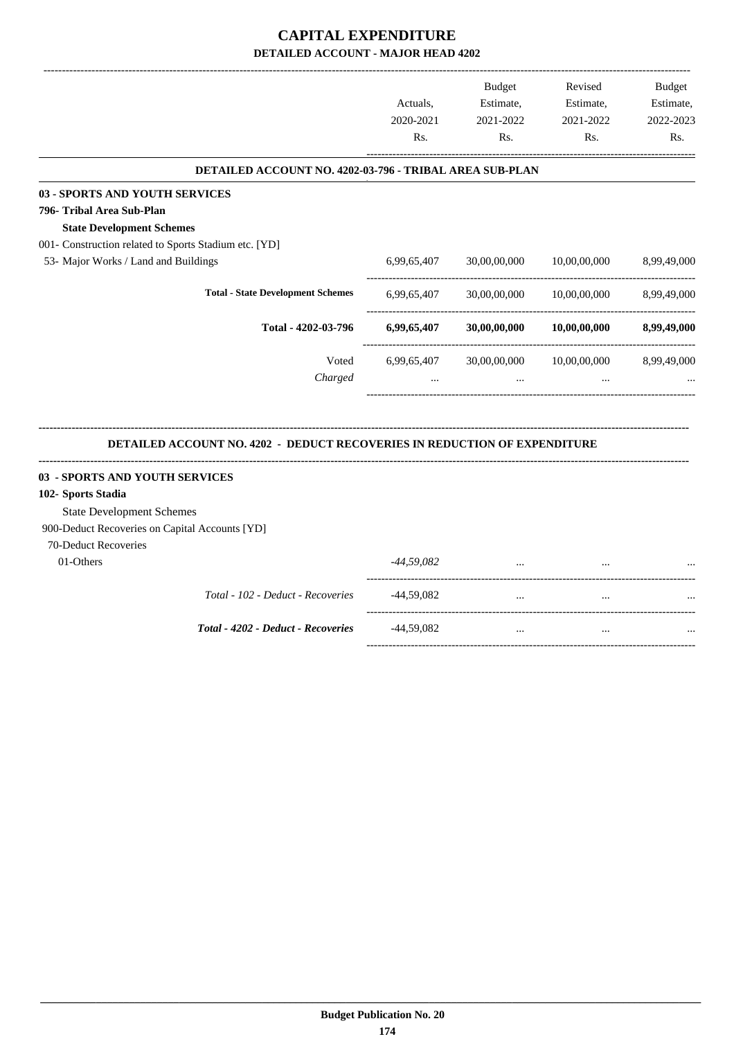# CAPITAL EXPENDITURE

## DETAILED ACCOUNT - MAJOR HEAD 4202

| | Actuals, 2020-2021 Rs. | Budget Estimate, 2021-2022 Rs. | Revised Estimate, 2021-2022 Rs. | Budget Estimate, 2022-2023 Rs. |
|---|---|---|---|---|
| **DETAILED ACCOUNT NO. 4202-03-796 - TRIBAL AREA SUB-PLAN** | | | | |
| **03 - SPORTS AND YOUTH SERVICES** | | | | |
| **796- Tribal Area Sub-Plan** | | | | |
| **State Development Schemes** | | | | |
| 001- Construction related to Sports Stadium etc. [YD] | | | | |
| 53- Major Works / Land and Buildings | 6,99,65,407 | 30,00,00,000 | 10,00,00,000 | 8,99,49,000 |
| **Total - State Development Schemes** | 6,99,65,407 | 30,00,00,000 | 10,00,00,000 | 8,99,49,000 |
| **Total - 4202-03-796** | **6,99,65,407** | **30,00,00,000** | **10,00,00,000** | **8,99,49,000** |
| Voted | 6,99,65,407 | 30,00,00,000 | 10,00,00,000 | 8,99,49,000 |
| *Charged* | ... | ... | ... | ... |

| | Actuals, 2020-2021 Rs. | Budget Estimate, 2021-2022 Rs. | Revised Estimate, 2021-2022 Rs. | Budget Estimate, 2022-2023 Rs. |
|---|---|---|---|---|
| **DETAILED ACCOUNT NO. 4202 - DEDUCT RECOVERIES IN REDUCTION OF EXPENDITURE** | | | | |
| **03 - SPORTS AND YOUTH SERVICES** | | | | |
| **102- Sports Stadia** | | | | |
| State Development Schemes | | | | |
| 900-Deduct Recoveries on Capital Accounts [YD] | | | | |
| 70-Deduct Recoveries | | | | |
| 01-Others | *-44,59,082* | ... | ... | ... |
| *Total - 102 - Deduct - Recoveries* | -44,59,082 | ... | ... | ... |
| ***Total - 4202 - Deduct - Recoveries*** | -44,59,082 | ... | ... | ... |

**Budget Publication No. 20**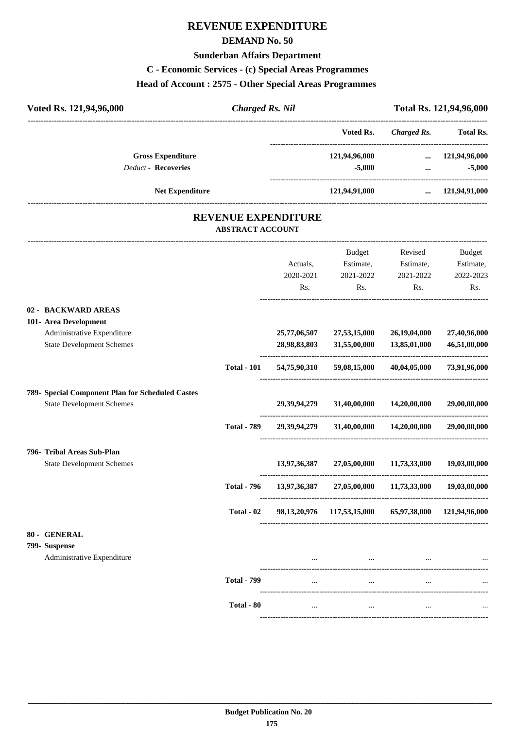# REVENUE EXPENDITURE

## DEMAND No. 50

### Sunderban Affairs Department

### C - Economic Services - (c) Special Areas Programmes

### Head of Account : 2575 - Other Special Areas Programmes

**Voted Rs. 121,94,96,000** *Charged Rs. Nil* **Total Rs. 121,94,96,000**

| | Voted Rs. | *Charged Rs.* | Total Rs. |
|---|---|---|---|
| **Gross Expenditure** | 121,94,96,000 | ... | 121,94,96,000 |
| *Deduct* - **Recoveries** | -5,000 | ... | -5,000 |
| **Net Expenditure** | 121,94,91,000 | ... | 121,94,91,000 |

## REVENUE EXPENDITURE

### ABSTRACT ACCOUNT

| | | Actuals, 2020-2021 Rs. | Budget Estimate, 2021-2022 Rs. | Revised Estimate, 2021-2022 Rs. | Budget Estimate, 2022-2023 Rs. |
|---|---|---|---|---|---|
| **02 - BACKWARD AREAS** | | | | | |
| **101- Area Development** | | | | | |
| Administrative Expenditure | | 25,77,06,507 | 27,53,15,000 | 26,19,04,000 | 27,40,96,000 |
| State Development Schemes | | 28,98,83,803 | 31,55,00,000 | 13,85,01,000 | 46,51,00,000 |
| | **Total - 101** | 54,75,90,310 | 59,08,15,000 | 40,04,05,000 | 73,91,96,000 |
| **789- Special Component Plan for Scheduled Castes** | | | | | |
| State Development Schemes | | 29,39,94,279 | 31,40,00,000 | 14,20,00,000 | 29,00,00,000 |
| | **Total - 789** | 29,39,94,279 | 31,40,00,000 | 14,20,00,000 | 29,00,00,000 |
| **796- Tribal Areas Sub-Plan** | | | | | |
| State Development Schemes | | 13,97,36,387 | 27,05,00,000 | 11,73,33,000 | 19,03,00,000 |
| | **Total - 796** | 13,97,36,387 | 27,05,00,000 | 11,73,33,000 | 19,03,00,000 |
| | **Total - 02** | 98,13,20,976 | 117,53,15,000 | 65,97,38,000 | 121,94,96,000 |
| **80 - GENERAL** | | | | | |
| **799- Suspense** | | | | | |
| Administrative Expenditure | | ... | ... | ... | ... |
| | **Total - 799** | ... | ... | ... | ... |
| | **Total - 80** | ... | ... | ... | ... |

**Budget Publication No. 20**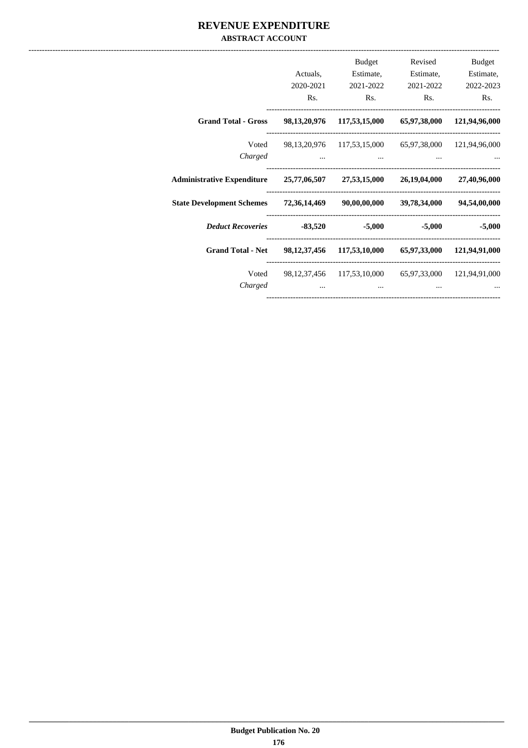# REVENUE EXPENDITURE

## ABSTRACT ACCOUNT

| | Actuals, 2020-2021 Rs. | Budget Estimate, 2021-2022 Rs. | Revised Estimate, 2021-2022 Rs. | Budget Estimate, 2022-2023 Rs. |
|---|---|---|---|---|
| **Grand Total - Gross** | **98,13,20,976** | **117,53,15,000** | **65,97,38,000** | **121,94,96,000** |
| Voted | 98,13,20,976 | 117,53,15,000 | 65,97,38,000 | 121,94,96,000 |
| *Charged* | ... | ... | ... | ... |
| **Administrative Expenditure** | **25,77,06,507** | **27,53,15,000** | **26,19,04,000** | **27,40,96,000** |
| **State Development Schemes** | **72,36,14,469** | **90,00,00,000** | **39,78,34,000** | **94,54,00,000** |
| ***Deduct Recoveries*** | **-83,520** | **-5,000** | **-5,000** | **-5,000** |
| **Grand Total - Net** | **98,12,37,456** | **117,53,10,000** | **65,97,33,000** | **121,94,91,000** |
| Voted | 98,12,37,456 | 117,53,10,000 | 65,97,33,000 | 121,94,91,000 |
| *Charged* | ... | ... | ... | ... |

**Budget Publication No. 20**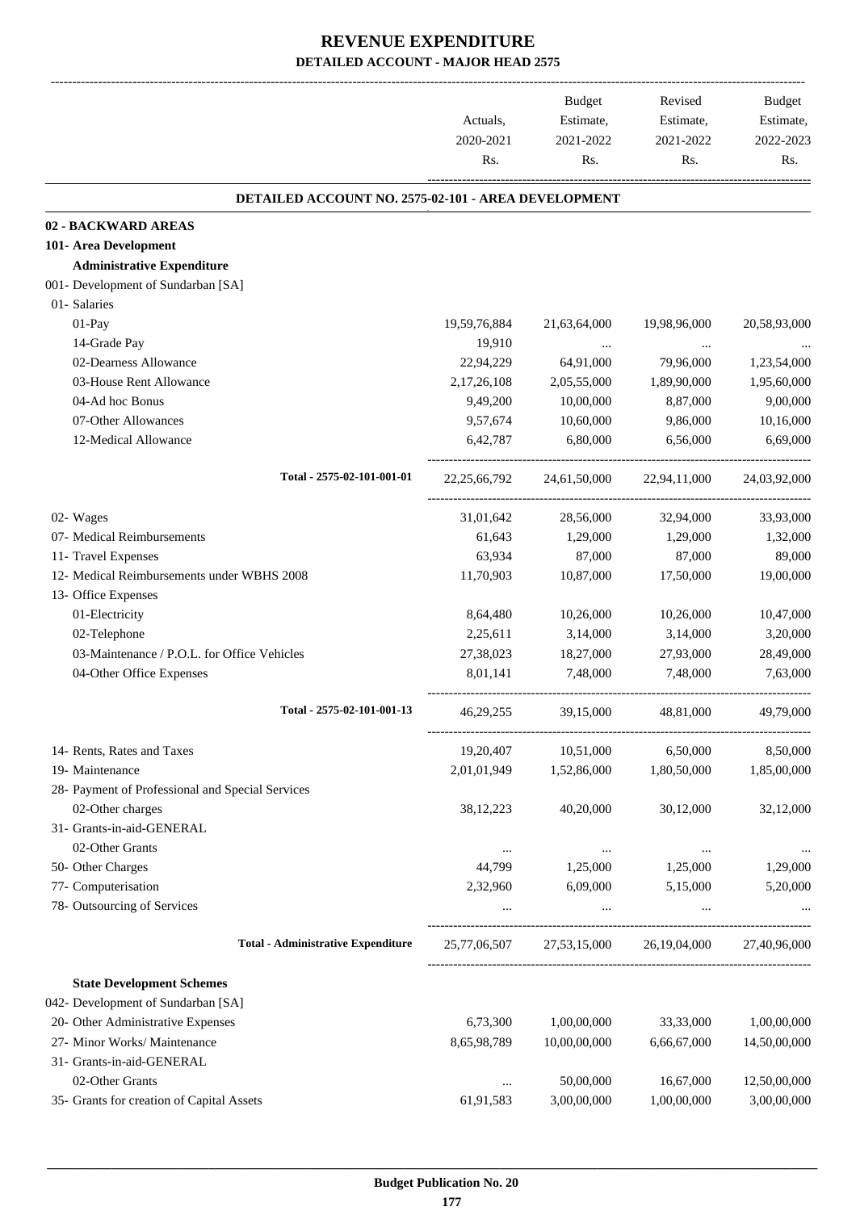# REVENUE EXPENDITURE

## DETAILED ACCOUNT - MAJOR HEAD 2575

| | Actuals, 2020-2021 Rs. | Budget Estimate, 2021-2022 Rs. | Revised Estimate, 2021-2022 Rs. | Budget Estimate, 2022-2023 Rs. |
|---|---|---|---|---|
| **DETAILED ACCOUNT NO. 2575-02-101 - AREA DEVELOPMENT** | | | | |
| **02 - BACKWARD AREAS** | | | | |
| **101- Area Development** | | | | |
| **Administrative Expenditure** | | | | |
| 001- Development of Sundarban [SA] | | | | |
| 01- Salaries | | | | |
| 01-Pay | 19,59,76,884 | 21,63,64,000 | 19,98,96,000 | 20,58,93,000 |
| 14-Grade Pay | 19,910 | ... | ... | ... |
| 02-Dearness Allowance | 22,94,229 | 64,91,000 | 79,96,000 | 1,23,54,000 |
| 03-House Rent Allowance | 2,17,26,108 | 2,05,55,000 | 1,89,90,000 | 1,95,60,000 |
| 04-Ad hoc Bonus | 9,49,200 | 10,00,000 | 8,87,000 | 9,00,000 |
| 07-Other Allowances | 9,57,674 | 10,60,000 | 9,86,000 | 10,16,000 |
| 12-Medical Allowance | 6,42,787 | 6,80,000 | 6,56,000 | 6,69,000 |
| Total - 2575-02-101-001-01 | 22,25,66,792 | 24,61,50,000 | 22,94,11,000 | 24,03,92,000 |
| 02- Wages | 31,01,642 | 28,56,000 | 32,94,000 | 33,93,000 |
| 07- Medical Reimbursements | 61,643 | 1,29,000 | 1,29,000 | 1,32,000 |
| 11- Travel Expenses | 63,934 | 87,000 | 87,000 | 89,000 |
| 12- Medical Reimbursements under WBHS 2008 | 11,70,903 | 10,87,000 | 17,50,000 | 19,00,000 |
| 13- Office Expenses | | | | |
| 01-Electricity | 8,64,480 | 10,26,000 | 10,26,000 | 10,47,000 |
| 02-Telephone | 2,25,611 | 3,14,000 | 3,14,000 | 3,20,000 |
| 03-Maintenance / P.O.L. for Office Vehicles | 27,38,023 | 18,27,000 | 27,93,000 | 28,49,000 |
| 04-Other Office Expenses | 8,01,141 | 7,48,000 | 7,48,000 | 7,63,000 |
| Total - 2575-02-101-001-13 | 46,29,255 | 39,15,000 | 48,81,000 | 49,79,000 |
| 14- Rents, Rates and Taxes | 19,20,407 | 10,51,000 | 6,50,000 | 8,50,000 |
| 19- Maintenance | 2,01,01,949 | 1,52,86,000 | 1,80,50,000 | 1,85,00,000 |
| 28- Payment of Professional and Special Services | | | | |
| 02-Other charges | 38,12,223 | 40,20,000 | 30,12,000 | 32,12,000 |
| 31- Grants-in-aid-GENERAL | | | | |
| 02-Other Grants | ... | ... | ... | ... |
| 50- Other Charges | 44,799 | 1,25,000 | 1,25,000 | 1,29,000 |
| 77- Computerisation | 2,32,960 | 6,09,000 | 5,15,000 | 5,20,000 |
| 78- Outsourcing of Services | ... | ... | ... | ... |
| **Total - Administrative Expenditure** | 25,77,06,507 | 27,53,15,000 | 26,19,04,000 | 27,40,96,000 |
| **State Development Schemes** | | | | |
| 042- Development of Sundarban [SA] | | | | |
| 20- Other Administrative Expenses | 6,73,300 | 1,00,00,000 | 33,33,000 | 1,00,00,000 |
| 27- Minor Works/ Maintenance | 8,65,98,789 | 10,00,00,000 | 6,66,67,000 | 14,50,00,000 |
| 31- Grants-in-aid-GENERAL | | | | |
| 02-Other Grants | ... | 50,00,000 | 16,67,000 | 12,50,00,000 |
| 35- Grants for creation of Capital Assets | 61,91,583 | 3,00,00,000 | 1,00,00,000 | 3,00,00,000 |

Budget Publication No. 20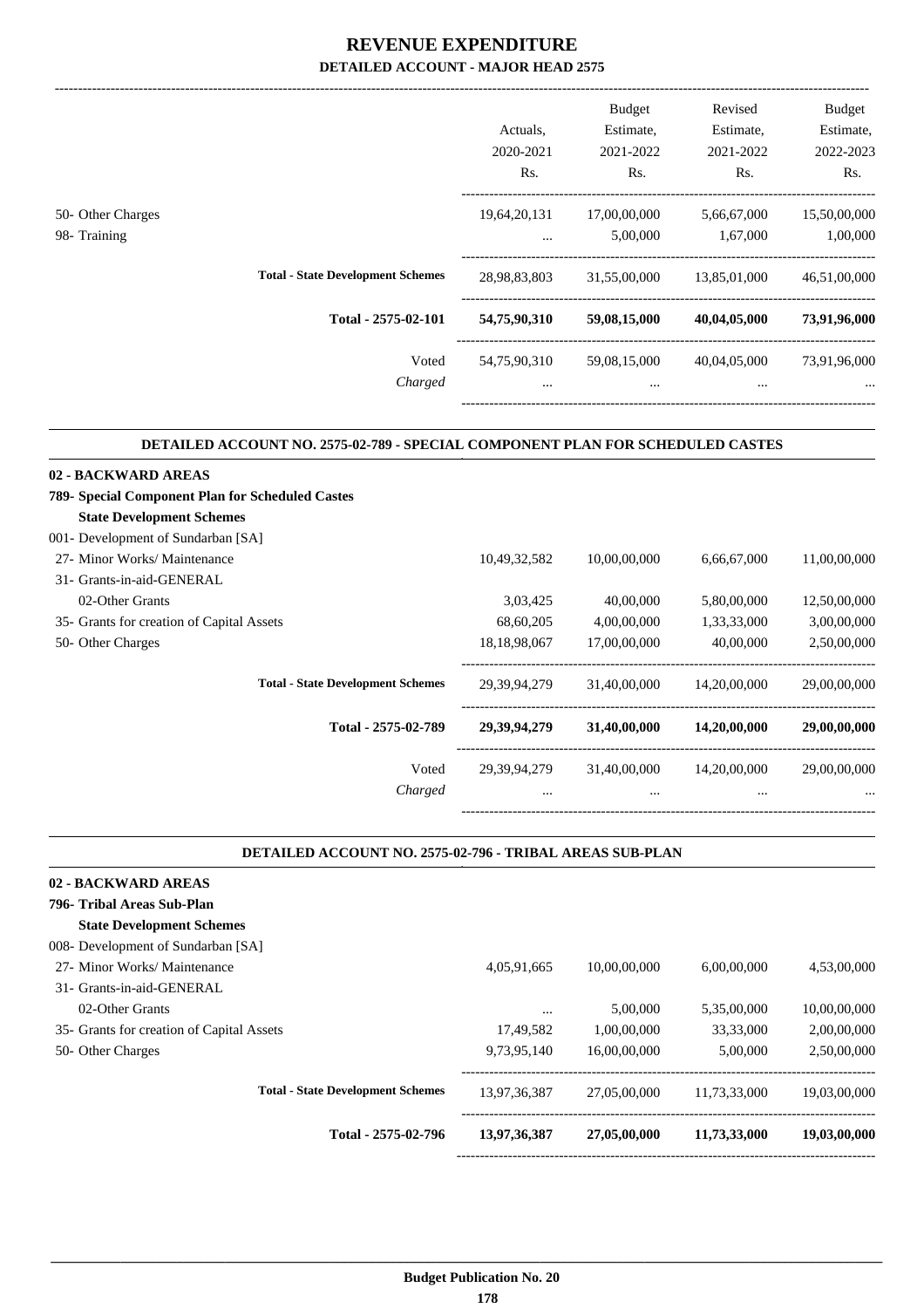# REVENUE EXPENDITURE

## DETAILED ACCOUNT - MAJOR HEAD 2575

| | Actuals, 2020-2021 Rs. | Budget Estimate, 2021-2022 Rs. | Revised Estimate, 2021-2022 Rs. | Budget Estimate, 2022-2023 Rs. |
|---|---|---|---|---|
| 50- Other Charges | 19,64,20,131 | 17,00,00,000 | 5,66,67,000 | 15,50,00,000 |
| 98- Training | ... | 5,00,000 | 1,67,000 | 1,00,000 |
| **Total - State Development Schemes** | 28,98,83,803 | 31,55,00,000 | 13,85,01,000 | 46,51,00,000 |
| **Total - 2575-02-101** | **54,75,90,310** | **59,08,15,000** | **40,04,05,000** | **73,91,96,000** |
| Voted | 54,75,90,310 | 59,08,15,000 | 40,04,05,000 | 73,91,96,000 |
| *Charged* | ... | ... | ... | ... |

### DETAILED ACCOUNT NO. 2575-02-789 - SPECIAL COMPONENT PLAN FOR SCHEDULED CASTES

| | Actuals, 2020-2021 Rs. | Budget Estimate, 2021-2022 Rs. | Revised Estimate, 2021-2022 Rs. | Budget Estimate, 2022-2023 Rs. |
|---|---|---|---|---|
| **02 - BACKWARD AREAS** | | | | |
| **789- Special Component Plan for Scheduled Castes** | | | | |
| **State Development Schemes** | | | | |
| 001- Development of Sundarban [SA] | | | | |
| 27- Minor Works/ Maintenance | 10,49,32,582 | 10,00,00,000 | 6,66,67,000 | 11,00,00,000 |
| 31- Grants-in-aid-GENERAL | | | | |
| 02-Other Grants | 3,03,425 | 40,00,000 | 5,80,00,000 | 12,50,00,000 |
| 35- Grants for creation of Capital Assets | 68,60,205 | 4,00,00,000 | 1,33,33,000 | 3,00,00,000 |
| 50- Other Charges | 18,18,98,067 | 17,00,00,000 | 40,00,000 | 2,50,00,000 |
| **Total - State Development Schemes** | 29,39,94,279 | 31,40,00,000 | 14,20,00,000 | 29,00,00,000 |
| **Total - 2575-02-789** | **29,39,94,279** | **31,40,00,000** | **14,20,00,000** | **29,00,00,000** |
| Voted | 29,39,94,279 | 31,40,00,000 | 14,20,00,000 | 29,00,00,000 |
| *Charged* | ... | ... | ... | ... |

### DETAILED ACCOUNT NO. 2575-02-796 - TRIBAL AREAS SUB-PLAN

| | Actuals, 2020-2021 Rs. | Budget Estimate, 2021-2022 Rs. | Revised Estimate, 2021-2022 Rs. | Budget Estimate, 2022-2023 Rs. |
|---|---|---|---|---|
| **02 - BACKWARD AREAS** | | | | |
| **796- Tribal Areas Sub-Plan** | | | | |
| **State Development Schemes** | | | | |
| 008- Development of Sundarban [SA] | | | | |
| 27- Minor Works/ Maintenance | 4,05,91,665 | 10,00,00,000 | 6,00,00,000 | 4,53,00,000 |
| 31- Grants-in-aid-GENERAL | | | | |
| 02-Other Grants | ... | 5,00,000 | 5,35,00,000 | 10,00,00,000 |
| 35- Grants for creation of Capital Assets | 17,49,582 | 1,00,00,000 | 33,33,000 | 2,00,00,000 |
| 50- Other Charges | 9,73,95,140 | 16,00,00,000 | 5,00,000 | 2,50,00,000 |
| **Total - State Development Schemes** | 13,97,36,387 | 27,05,00,000 | 11,73,33,000 | 19,03,00,000 |
| **Total - 2575-02-796** | **13,97,36,387** | **27,05,00,000** | **11,73,33,000** | **19,03,00,000** |

**Budget Publication No. 20**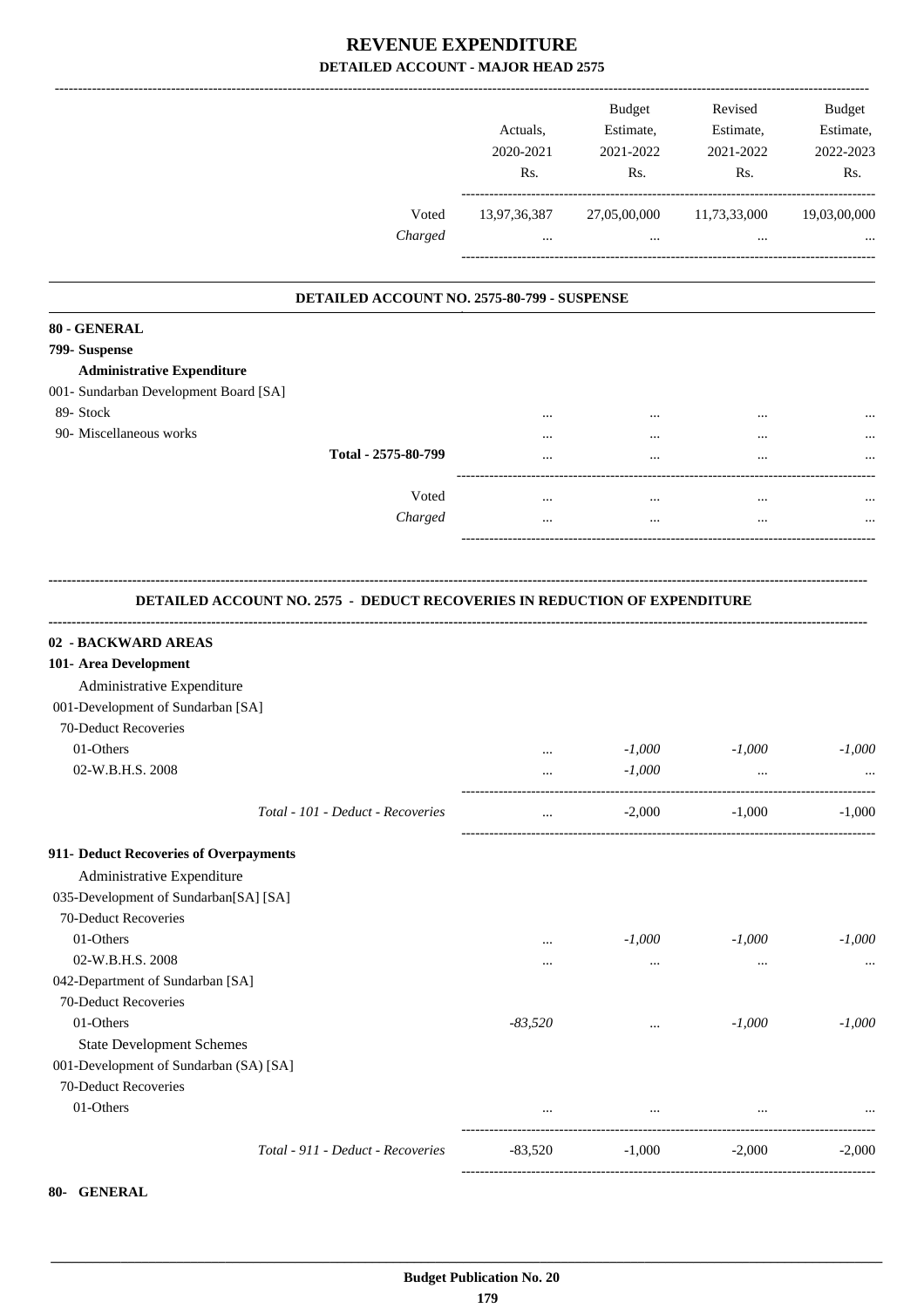# REVENUE EXPENDITURE

## DETAILED ACCOUNT - MAJOR HEAD 2575

| | Actuals, 2020-2021 Rs. | Budget Estimate, 2021-2022 Rs. | Revised Estimate, 2021-2022 Rs. | Budget Estimate, 2022-2023 Rs. |
|---|---|---|---|---|
| Voted | 13,97,36,387 | 27,05,00,000 | 11,73,33,000 | 19,03,00,000 |
| *Charged* | ... | ... | ... | ... |

### DETAILED ACCOUNT NO. 2575-80-799 - SUSPENSE

| | Actuals, 2020-2021 Rs. | Budget Estimate, 2021-2022 Rs. | Revised Estimate, 2021-2022 Rs. | Budget Estimate, 2022-2023 Rs. |
|---|---|---|---|---|
| **80 - GENERAL** | | | | |
| **799- Suspense** | | | | |
| **Administrative Expenditure** | | | | |
| 001- Sundarban Development Board [SA] | | | | |
| 89- Stock | ... | ... | ... | ... |
| 90- Miscellaneous works | ... | ... | ... | ... |
| **Total - 2575-80-799** | ... | ... | ... | ... |
| Voted | ... | ... | ... | ... |
| *Charged* | ... | ... | ... | ... |

### DETAILED ACCOUNT NO. 2575 - DEDUCT RECOVERIES IN REDUCTION OF EXPENDITURE

| | Actuals, 2020-2021 Rs. | Budget Estimate, 2021-2022 Rs. | Revised Estimate, 2021-2022 Rs. | Budget Estimate, 2022-2023 Rs. |
|---|---|---|---|---|
| **02 - BACKWARD AREAS** | | | | |
| **101- Area Development** | | | | |
| Administrative Expenditure | | | | |
| 001-Development of Sundarban [SA] | | | | |
| 70-Deduct Recoveries | | | | |
| 01-Others | ... | *-1,000* | *-1,000* | *-1,000* |
| 02-W.B.H.S. 2008 | ... | *-1,000* | ... | ... |
| *Total - 101 - Deduct - Recoveries* | ... | -2,000 | -1,000 | -1,000 |
| **911- Deduct Recoveries of Overpayments** | | | | |
| Administrative Expenditure | | | | |
| 035-Development of Sundarban[SA] [SA] | | | | |
| 70-Deduct Recoveries | | | | |
| 01-Others | ... | *-1,000* | *-1,000* | *-1,000* |
| 02-W.B.H.S. 2008 | ... | ... | ... | ... |
| 042-Department of Sundarban [SA] | | | | |
| 70-Deduct Recoveries | | | | |
| 01-Others | *-83,520* | ... | *-1,000* | *-1,000* |
| State Development Schemes | | | | |
| 001-Development of Sundarban (SA) [SA] | | | | |
| 70-Deduct Recoveries | | | | |
| 01-Others | ... | ... | ... | ... |
| *Total - 911 - Deduct - Recoveries* | -83,520 | -1,000 | -2,000 | -2,000 |

**80- GENERAL**

**Budget Publication No. 20**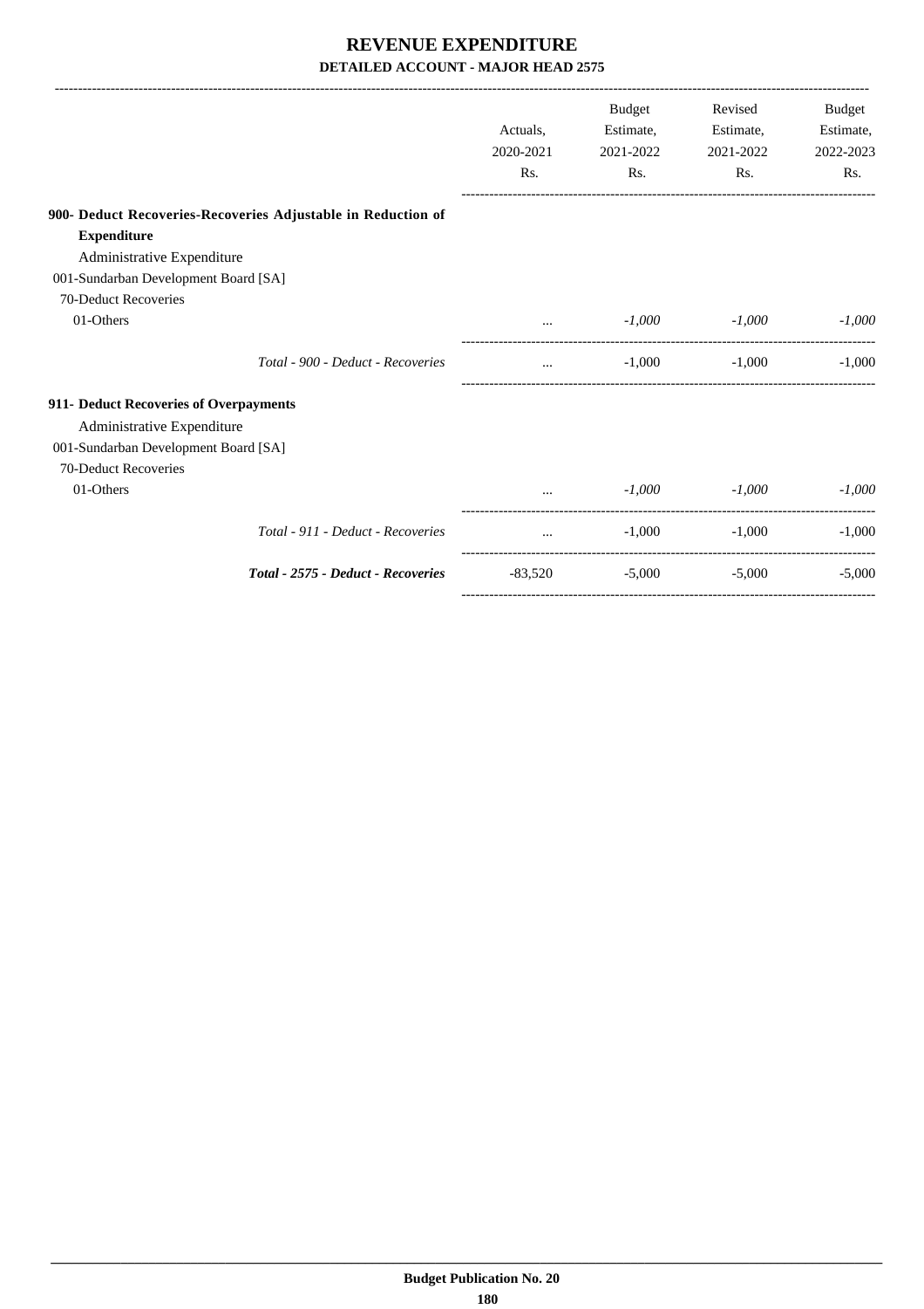# REVENUE EXPENDITURE

## DETAILED ACCOUNT - MAJOR HEAD 2575

| | Actuals, 2020-2021 Rs. | Budget Estimate, 2021-2022 Rs. | Revised Estimate, 2021-2022 Rs. | Budget Estimate, 2022-2023 Rs. |
|---|---|---|---|---|
| **900- Deduct Recoveries-Recoveries Adjustable in Reduction of Expenditure** | | | | |
| Administrative Expenditure | | | | |
| 001-Sundarban Development Board [SA] | | | | |
| 70-Deduct Recoveries | | | | |
| 01-Others | ... | *-1,000* | *-1,000* | *-1,000* |
| *Total - 900 - Deduct - Recoveries* | ... | -1,000 | -1,000 | -1,000 |
| **911- Deduct Recoveries of Overpayments** | | | | |
| Administrative Expenditure | | | | |
| 001-Sundarban Development Board [SA] | | | | |
| 70-Deduct Recoveries | | | | |
| 01-Others | ... | *-1,000* | *-1,000* | *-1,000* |
| *Total - 911 - Deduct - Recoveries* | ... | -1,000 | -1,000 | -1,000 |
| ***Total - 2575 - Deduct - Recoveries*** | -83,520 | -5,000 | -5,000 | -5,000 |

**Budget Publication No. 20**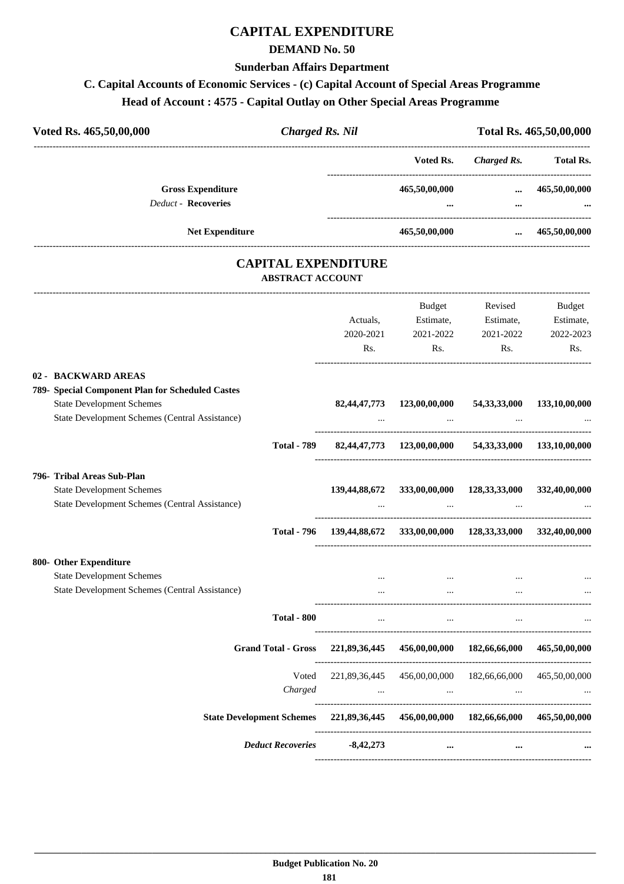# CAPITAL EXPENDITURE

## DEMAND No. 50

### Sunderban Affairs Department

### C. Capital Accounts of Economic Services - (c) Capital Account of Special Areas Programme

### Head of Account : 4575 - Capital Outlay on Other Special Areas Programme

| Voted Rs. 465,50,00,000 | *Charged Rs. Nil* | Total Rs. 465,50,00,000 |
|---|---|---|

| | Voted Rs. | *Charged Rs.* | Total Rs. |
|---|---|---|---|
| **Gross Expenditure** | **465,50,00,000** | **...** | **465,50,00,000** |
| *Deduct* - **Recoveries** | **...** | **...** | **...** |
| **Net Expenditure** | **465,50,00,000** | **...** | **465,50,00,000** |

## CAPITAL EXPENDITURE

### ABSTRACT ACCOUNT

| | Actuals, 2020-2021 Rs. | Budget Estimate, 2021-2022 Rs. | Revised Estimate, 2021-2022 Rs. | Budget Estimate, 2022-2023 Rs. |
|---|---|---|---|---|
| **02 - BACKWARD AREAS** | | | | |
| **789- Special Component Plan for Scheduled Castes** | | | | |
| State Development Schemes | **82,44,47,773** | **123,00,00,000** | **54,33,33,000** | **133,10,00,000** |
| State Development Schemes (Central Assistance) | ... | ... | ... | ... |
| **Total - 789** | **82,44,47,773** | **123,00,00,000** | **54,33,33,000** | **133,10,00,000** |
| **796- Tribal Areas Sub-Plan** | | | | |
| State Development Schemes | **139,44,88,672** | **333,00,00,000** | **128,33,33,000** | **332,40,00,000** |
| State Development Schemes (Central Assistance) | ... | ... | ... | ... |
| **Total - 796** | **139,44,88,672** | **333,00,00,000** | **128,33,33,000** | **332,40,00,000** |
| **800- Other Expenditure** | | | | |
| State Development Schemes | ... | ... | ... | ... |
| State Development Schemes (Central Assistance) | ... | ... | ... | ... |
| **Total - 800** | ... | ... | ... | ... |
| **Grand Total - Gross** | **221,89,36,445** | **456,00,00,000** | **182,66,66,000** | **465,50,00,000** |
| Voted | 221,89,36,445 | 456,00,00,000 | 182,66,66,000 | 465,50,00,000 |
| *Charged* | ... | ... | ... | ... |
| **State Development Schemes** | **221,89,36,445** | **456,00,00,000** | **182,66,66,000** | **465,50,00,000** |
| ***Deduct Recoveries*** | **-8,42,273** | **...** | **...** | **...** |

**Budget Publication No. 20**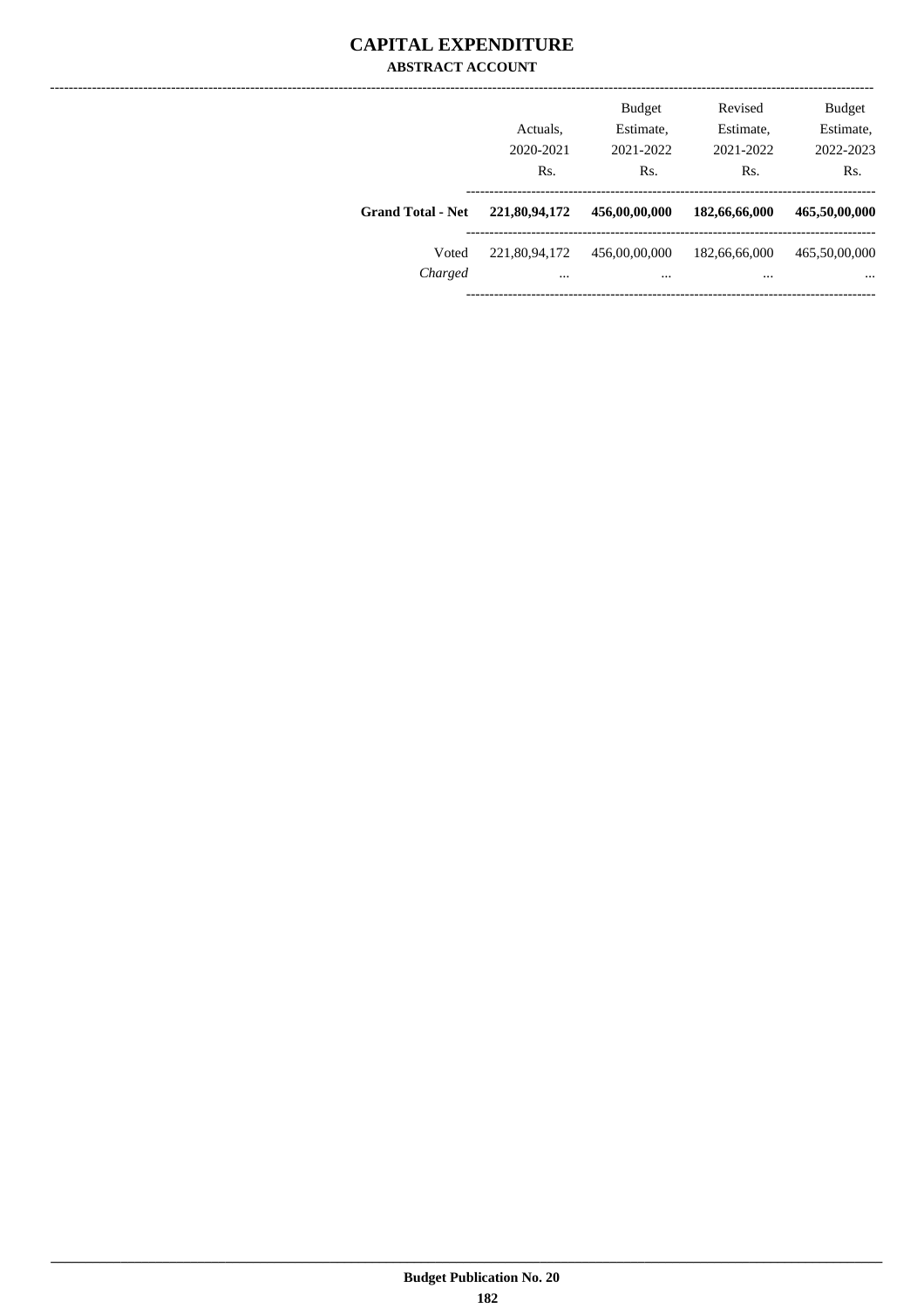# CAPITAL EXPENDITURE

## ABSTRACT ACCOUNT

| | Actuals, 2020-2021 Rs. | Budget Estimate, 2021-2022 Rs. | Revised Estimate, 2021-2022 Rs. | Budget Estimate, 2022-2023 Rs. |
|---|---|---|---|---|
| **Grand Total - Net** | **221,80,94,172** | **456,00,00,000** | **182,66,66,000** | **465,50,00,000** |
| Voted | 221,80,94,172 | 456,00,00,000 | 182,66,66,000 | 465,50,00,000 |
| *Charged* | ... | ... | ... | ... |

Budget Publication No. 20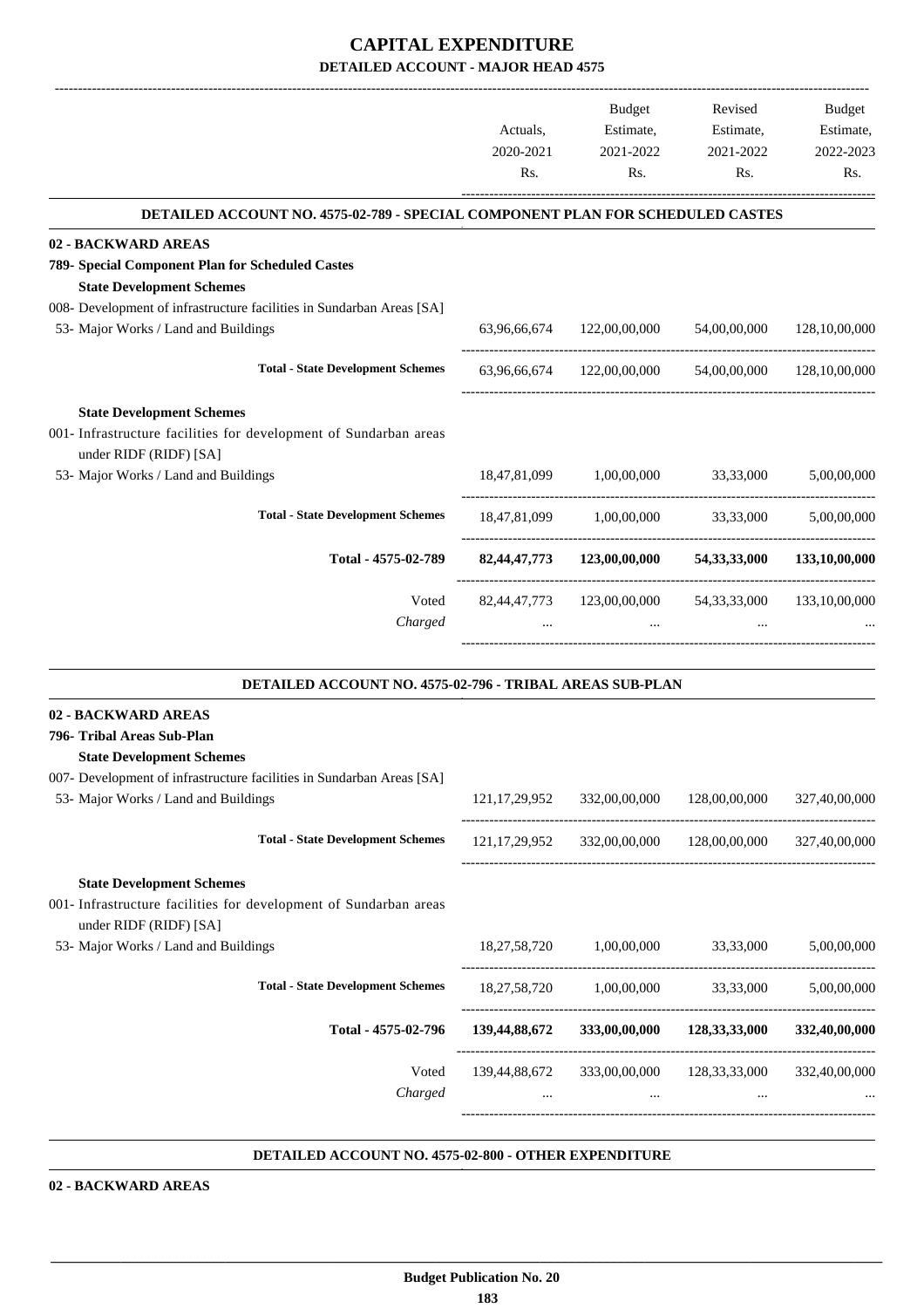# CAPITAL EXPENDITURE

## DETAILED ACCOUNT - MAJOR HEAD 4575

| | Actuals, 2020-2021 Rs. | Budget Estimate, 2021-2022 Rs. | Revised Estimate, 2021-2022 Rs. | Budget Estimate, 2022-2023 Rs. |
|---|---|---|---|---|
| **DETAILED ACCOUNT NO. 4575-02-789 - SPECIAL COMPONENT PLAN FOR SCHEDULED CASTES** | | | | |
| **02 - BACKWARD AREAS** | | | | |
| **789- Special Component Plan for Scheduled Castes** | | | | |
| **State Development Schemes** | | | | |
| 008- Development of infrastructure facilities in Sundarban Areas [SA] | | | | |
| 53- Major Works / Land and Buildings | 63,96,66,674 | 122,00,00,000 | 54,00,00,000 | 128,10,00,000 |
| **Total - State Development Schemes** | 63,96,66,674 | 122,00,00,000 | 54,00,00,000 | 128,10,00,000 |
| **State Development Schemes** | | | | |
| 001- Infrastructure facilities for development of Sundarban areas under RIDF (RIDF) [SA] | | | | |
| 53- Major Works / Land and Buildings | 18,47,81,099 | 1,00,00,000 | 33,33,000 | 5,00,00,000 |
| **Total - State Development Schemes** | 18,47,81,099 | 1,00,00,000 | 33,33,000 | 5,00,00,000 |
| **Total - 4575-02-789** | **82,44,47,773** | **123,00,00,000** | **54,33,33,000** | **133,10,00,000** |
| Voted | 82,44,47,773 | 123,00,00,000 | 54,33,33,000 | 133,10,00,000 |
| *Charged* | ... | ... | ... | ... |

| | Actuals, 2020-2021 Rs. | Budget Estimate, 2021-2022 Rs. | Revised Estimate, 2021-2022 Rs. | Budget Estimate, 2022-2023 Rs. |
|---|---|---|---|---|
| **DETAILED ACCOUNT NO. 4575-02-796 - TRIBAL AREAS SUB-PLAN** | | | | |
| **02 - BACKWARD AREAS** | | | | |
| **796- Tribal Areas Sub-Plan** | | | | |
| **State Development Schemes** | | | | |
| 007- Development of infrastructure facilities in Sundarban Areas [SA] | | | | |
| 53- Major Works / Land and Buildings | 121,17,29,952 | 332,00,00,000 | 128,00,00,000 | 327,40,00,000 |
| **Total - State Development Schemes** | 121,17,29,952 | 332,00,00,000 | 128,00,00,000 | 327,40,00,000 |
| **State Development Schemes** | | | | |
| 001- Infrastructure facilities for development of Sundarban areas under RIDF (RIDF) [SA] | | | | |
| 53- Major Works / Land and Buildings | 18,27,58,720 | 1,00,00,000 | 33,33,000 | 5,00,00,000 |
| **Total - State Development Schemes** | 18,27,58,720 | 1,00,00,000 | 33,33,000 | 5,00,00,000 |
| **Total - 4575-02-796** | **139,44,88,672** | **333,00,00,000** | **128,33,33,000** | **332,40,00,000** |
| Voted | 139,44,88,672 | 333,00,00,000 | 128,33,33,000 | 332,40,00,000 |
| *Charged* | ... | ... | ... | ... |

**DETAILED ACCOUNT NO. 4575-02-800 - OTHER EXPENDITURE**

**02 - BACKWARD AREAS**

**Budget Publication No. 20**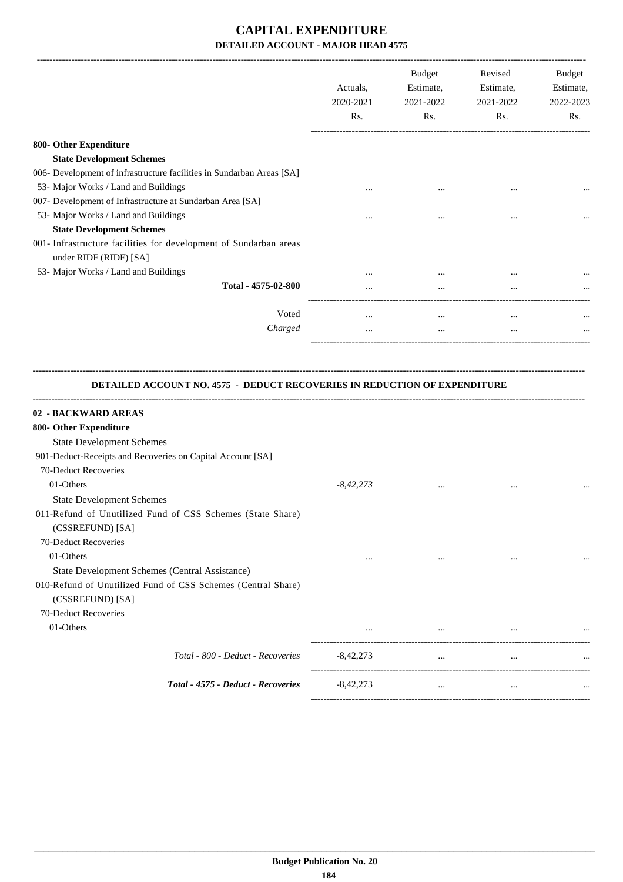# CAPITAL EXPENDITURE

## DETAILED ACCOUNT - MAJOR HEAD 4575

| | Actuals, 2020-2021 Rs. | Budget Estimate, 2021-2022 Rs. | Revised Estimate, 2021-2022 Rs. | Budget Estimate, 2022-2023 Rs. |
|---|---|---|---|---|
| **800- Other Expenditure** | | | | |
| **State Development Schemes** | | | | |
| 006- Development of infrastructure facilities in Sundarban Areas [SA] | | | | |
| 53- Major Works / Land and Buildings | ... | ... | ... | ... |
| 007- Development of Infrastructure at Sundarban Area [SA] | | | | |
| 53- Major Works / Land and Buildings | ... | ... | ... | ... |
| **State Development Schemes** | | | | |
| 001- Infrastructure facilities for development of Sundarban areas under RIDF (RIDF) [SA] | | | | |
| 53- Major Works / Land and Buildings | ... | ... | ... | ... |
| **Total - 4575-02-800** | ... | ... | ... | ... |
| Voted | ... | ... | ... | ... |
| *Charged* | ... | ... | ... | ... |

### DETAILED ACCOUNT NO. 4575 - DEDUCT RECOVERIES IN REDUCTION OF EXPENDITURE

| | Actuals, 2020-2021 Rs. | Budget Estimate, 2021-2022 Rs. | Revised Estimate, 2021-2022 Rs. | Budget Estimate, 2022-2023 Rs. |
|---|---|---|---|---|
| **02 - BACKWARD AREAS** | | | | |
| **800- Other Expenditure** | | | | |
| State Development Schemes | | | | |
| 901-Deduct-Receipts and Recoveries on Capital Account [SA] | | | | |
| 70-Deduct Recoveries | | | | |
| 01-Others | *-8,42,273* | ... | ... | ... |
| State Development Schemes | | | | |
| 011-Refund of Unutilized Fund of CSS Schemes (State Share) (CSSREFUND) [SA] | | | | |
| 70-Deduct Recoveries | | | | |
| 01-Others | ... | ... | ... | ... |
| State Development Schemes (Central Assistance) | | | | |
| 010-Refund of Unutilized Fund of CSS Schemes (Central Share) (CSSREFUND) [SA] | | | | |
| 70-Deduct Recoveries | | | | |
| 01-Others | ... | ... | ... | ... |
| *Total - 800 - Deduct - Recoveries* | -8,42,273 | ... | ... | ... |
| ***Total - 4575 - Deduct - Recoveries*** | -8,42,273 | ... | ... | ... |

**Budget Publication No. 20**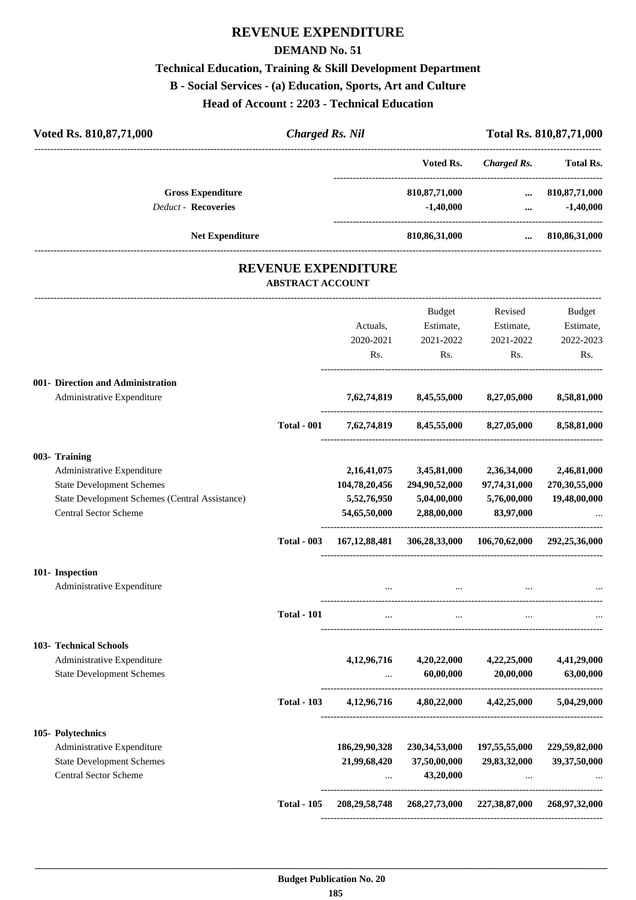# REVENUE EXPENDITURE

## DEMAND No. 51

### Technical Education, Training & Skill Development Department

### B - Social Services - (a) Education, Sports, Art and Culture

### Head of Account : 2203 - Technical Education

| Voted Rs. 810,87,71,000 | *Charged Rs. Nil* | Total Rs. 810,87,71,000 |
|---|---|---|

| | Voted Rs. | *Charged Rs.* | Total Rs. |
|---|---|---|---|
| **Gross Expenditure** | 810,87,71,000 | ... | 810,87,71,000 |
| *Deduct* - **Recoveries** | -1,40,000 | ... | -1,40,000 |
| **Net Expenditure** | 810,86,31,000 | ... | 810,86,31,000 |

## REVENUE EXPENDITURE

### ABSTRACT ACCOUNT

| | | Actuals, 2020-2021 Rs. | Budget Estimate, 2021-2022 Rs. | Revised Estimate, 2021-2022 Rs. | Budget Estimate, 2022-2023 Rs. |
|---|---|---|---|---|---|
| **001- Direction and Administration** | | | | | |
| Administrative Expenditure | | 7,62,74,819 | 8,45,55,000 | 8,27,05,000 | 8,58,81,000 |
| | **Total - 001** | 7,62,74,819 | 8,45,55,000 | 8,27,05,000 | 8,58,81,000 |
| **003- Training** | | | | | |
| Administrative Expenditure | | 2,16,41,075 | 3,45,81,000 | 2,36,34,000 | 2,46,81,000 |
| State Development Schemes | | 104,78,20,456 | 294,90,52,000 | 97,74,31,000 | 270,30,55,000 |
| State Development Schemes (Central Assistance) | | 5,52,76,950 | 5,04,00,000 | 5,76,00,000 | 19,48,00,000 |
| Central Sector Scheme | | 54,65,50,000 | 2,88,00,000 | 83,97,000 | ... |
| | **Total - 003** | 167,12,88,481 | 306,28,33,000 | 106,70,62,000 | 292,25,36,000 |
| **101- Inspection** | | | | | |
| Administrative Expenditure | | ... | ... | ... | ... |
| | **Total - 101** | ... | ... | ... | ... |
| **103- Technical Schools** | | | | | |
| Administrative Expenditure | | 4,12,96,716 | 4,20,22,000 | 4,22,25,000 | 4,41,29,000 |
| State Development Schemes | | ... | 60,00,000 | 20,00,000 | 63,00,000 |
| | **Total - 103** | 4,12,96,716 | 4,80,22,000 | 4,42,25,000 | 5,04,29,000 |
| **105- Polytechnics** | | | | | |
| Administrative Expenditure | | 186,29,90,328 | 230,34,53,000 | 197,55,55,000 | 229,59,82,000 |
| State Development Schemes | | 21,99,68,420 | 37,50,00,000 | 29,83,32,000 | 39,37,50,000 |
| Central Sector Scheme | | ... | 43,20,000 | ... | ... |
| | **Total - 105** | 208,29,58,748 | 268,27,73,000 | 227,38,87,000 | 268,97,32,000 |

**Budget Publication No. 20**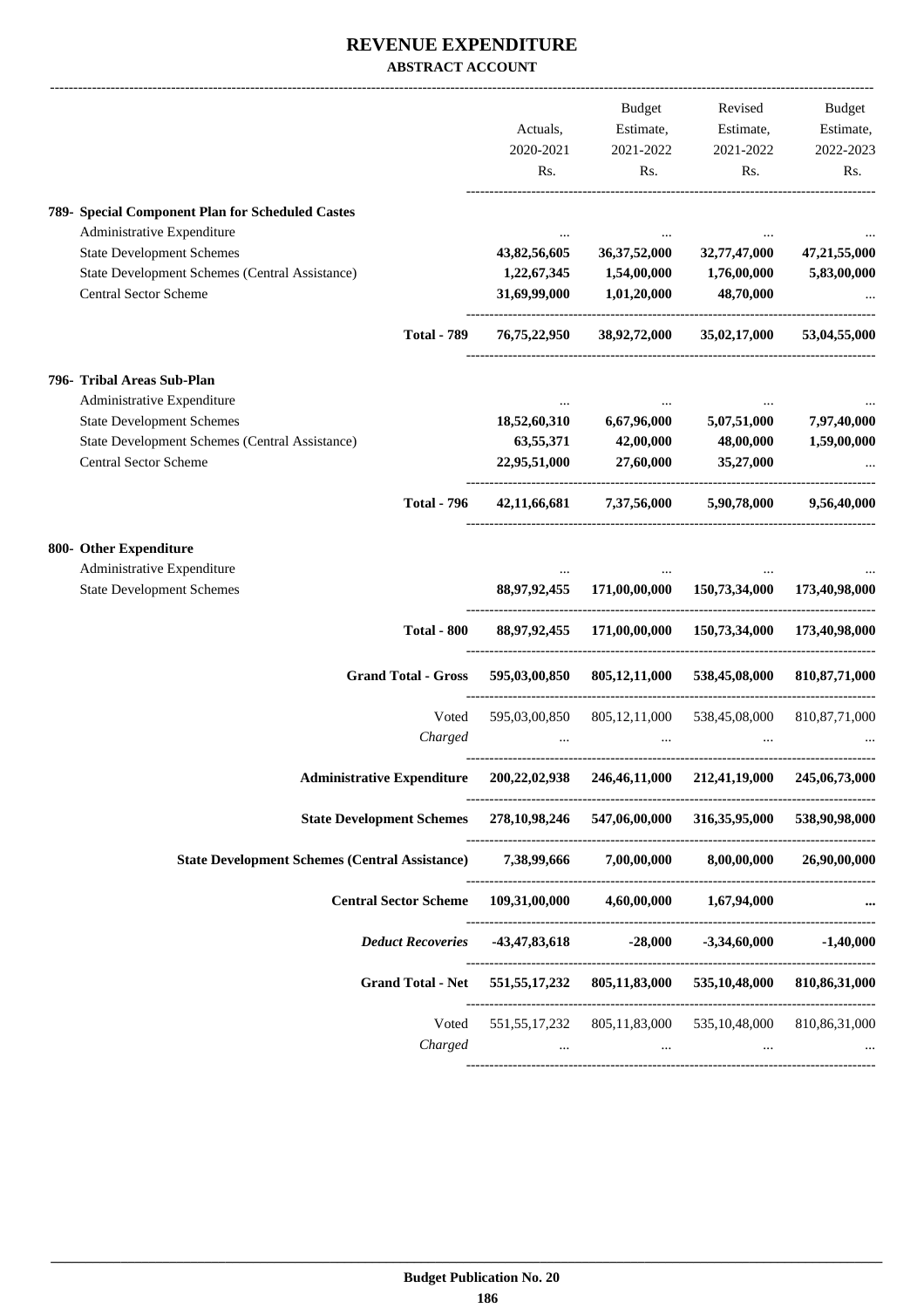# REVENUE EXPENDITURE

**ABSTRACT ACCOUNT**

| | Actuals, 2020-2021 Rs. | Budget Estimate, 2021-2022 Rs. | Revised Estimate, 2021-2022 Rs. | Budget Estimate, 2022-2023 Rs. |
|---|---|---|---|---|
| **789- Special Component Plan for Scheduled Castes** | | | | |
| Administrative Expenditure | ... | ... | ... | ... |
| State Development Schemes | **43,82,56,605** | **36,37,52,000** | **32,77,47,000** | **47,21,55,000** |
| State Development Schemes (Central Assistance) | **1,22,67,345** | **1,54,00,000** | **1,76,00,000** | **5,83,00,000** |
| Central Sector Scheme | **31,69,99,000** | **1,01,20,000** | **48,70,000** | ... |
| **Total - 789** | **76,75,22,950** | **38,92,72,000** | **35,02,17,000** | **53,04,55,000** |
| **796- Tribal Areas Sub-Plan** | | | | |
| Administrative Expenditure | ... | ... | ... | ... |
| State Development Schemes | **18,52,60,310** | **6,67,96,000** | **5,07,51,000** | **7,97,40,000** |
| State Development Schemes (Central Assistance) | **63,55,371** | **42,00,000** | **48,00,000** | **1,59,00,000** |
| Central Sector Scheme | **22,95,51,000** | **27,60,000** | **35,27,000** | ... |
| **Total - 796** | **42,11,66,681** | **7,37,56,000** | **5,90,78,000** | **9,56,40,000** |
| **800- Other Expenditure** | | | | |
| Administrative Expenditure | ... | ... | ... | ... |
| State Development Schemes | **88,97,92,455** | **171,00,00,000** | **150,73,34,000** | **173,40,98,000** |
| **Total - 800** | **88,97,92,455** | **171,00,00,000** | **150,73,34,000** | **173,40,98,000** |
| **Grand Total - Gross** | **595,03,00,850** | **805,12,11,000** | **538,45,08,000** | **810,87,71,000** |
| Voted | 595,03,00,850 | 805,12,11,000 | 538,45,08,000 | 810,87,71,000 |
| *Charged* | ... | ... | ... | ... |
| **Administrative Expenditure** | **200,22,02,938** | **246,46,11,000** | **212,41,19,000** | **245,06,73,000** |
| **State Development Schemes** | **278,10,98,246** | **547,06,00,000** | **316,35,95,000** | **538,90,98,000** |
| **State Development Schemes (Central Assistance)** | **7,38,99,666** | **7,00,00,000** | **8,00,00,000** | **26,90,00,000** |
| **Central Sector Scheme** | **109,31,00,000** | **4,60,00,000** | **1,67,94,000** | **...** |
| ***Deduct Recoveries*** | **-43,47,83,618** | **-28,000** | **-3,34,60,000** | **-1,40,000** |
| **Grand Total - Net** | **551,55,17,232** | **805,11,83,000** | **535,10,48,000** | **810,86,31,000** |
| Voted | 551,55,17,232 | 805,11,83,000 | 535,10,48,000 | 810,86,31,000 |
| *Charged* | ... | ... | ... | ... |

**Budget Publication No. 20**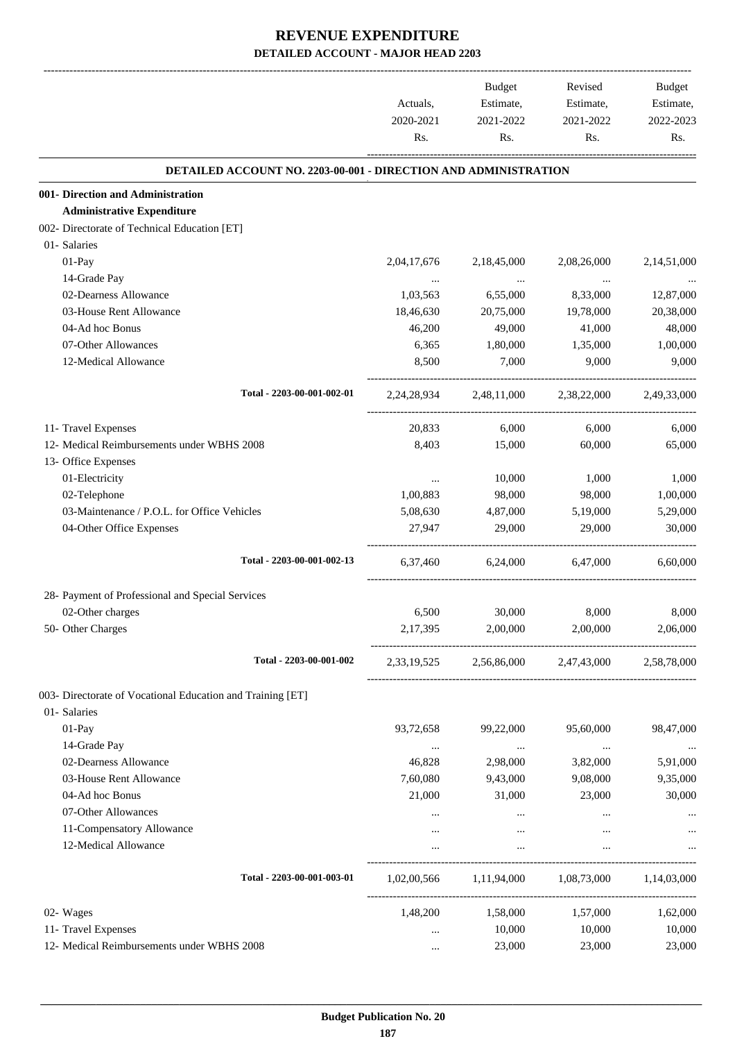# REVENUE EXPENDITURE

## DETAILED ACCOUNT - MAJOR HEAD 2203

| | Actuals, 2020-2021 Rs. | Budget Estimate, 2021-2022 Rs. | Revised Estimate, 2021-2022 Rs. | Budget Estimate, 2022-2023 Rs. |
|---|---|---|---|---|
| **DETAILED ACCOUNT NO. 2203-00-001 - DIRECTION AND ADMINISTRATION** | | | | |
| **001- Direction and Administration** | | | | |
| **Administrative Expenditure** | | | | |
| 002- Directorate of Technical Education [ET] | | | | |
| 01- Salaries | | | | |
| 01-Pay | 2,04,17,676 | 2,18,45,000 | 2,08,26,000 | 2,14,51,000 |
| 14-Grade Pay | ... | ... | ... | ... |
| 02-Dearness Allowance | 1,03,563 | 6,55,000 | 8,33,000 | 12,87,000 |
| 03-House Rent Allowance | 18,46,630 | 20,75,000 | 19,78,000 | 20,38,000 |
| 04-Ad hoc Bonus | 46,200 | 49,000 | 41,000 | 48,000 |
| 07-Other Allowances | 6,365 | 1,80,000 | 1,35,000 | 1,00,000 |
| 12-Medical Allowance | 8,500 | 7,000 | 9,000 | 9,000 |
| Total - 2203-00-001-002-01 | 2,24,28,934 | 2,48,11,000 | 2,38,22,000 | 2,49,33,000 |
| 11- Travel Expenses | 20,833 | 6,000 | 6,000 | 6,000 |
| 12- Medical Reimbursements under WBHS 2008 | 8,403 | 15,000 | 60,000 | 65,000 |
| 13- Office Expenses | | | | |
| 01-Electricity | ... | 10,000 | 1,000 | 1,000 |
| 02-Telephone | 1,00,883 | 98,000 | 98,000 | 1,00,000 |
| 03-Maintenance / P.O.L. for Office Vehicles | 5,08,630 | 4,87,000 | 5,19,000 | 5,29,000 |
| 04-Other Office Expenses | 27,947 | 29,000 | 29,000 | 30,000 |
| Total - 2203-00-001-002-13 | 6,37,460 | 6,24,000 | 6,47,000 | 6,60,000 |
| 28- Payment of Professional and Special Services | | | | |
| 02-Other charges | 6,500 | 30,000 | 8,000 | 8,000 |
| 50- Other Charges | 2,17,395 | 2,00,000 | 2,00,000 | 2,06,000 |
| Total - 2203-00-001-002 | 2,33,19,525 | 2,56,86,000 | 2,47,43,000 | 2,58,78,000 |
| 003- Directorate of Vocational Education and Training [ET] | | | | |
| 01- Salaries | | | | |
| 01-Pay | 93,72,658 | 99,22,000 | 95,60,000 | 98,47,000 |
| 14-Grade Pay | ... | ... | ... | ... |
| 02-Dearness Allowance | 46,828 | 2,98,000 | 3,82,000 | 5,91,000 |
| 03-House Rent Allowance | 7,60,080 | 9,43,000 | 9,08,000 | 9,35,000 |
| 04-Ad hoc Bonus | 21,000 | 31,000 | 23,000 | 30,000 |
| 07-Other Allowances | ... | ... | ... | ... |
| 11-Compensatory Allowance | ... | ... | ... | ... |
| 12-Medical Allowance | ... | ... | ... | ... |
| Total - 2203-00-001-003-01 | 1,02,00,566 | 1,11,94,000 | 1,08,73,000 | 1,14,03,000 |
| 02- Wages | 1,48,200 | 1,58,000 | 1,57,000 | 1,62,000 |
| 11- Travel Expenses | ... | 10,000 | 10,000 | 10,000 |
| 12- Medical Reimbursements under WBHS 2008 | ... | 23,000 | 23,000 | 23,000 |

Budget Publication No. 20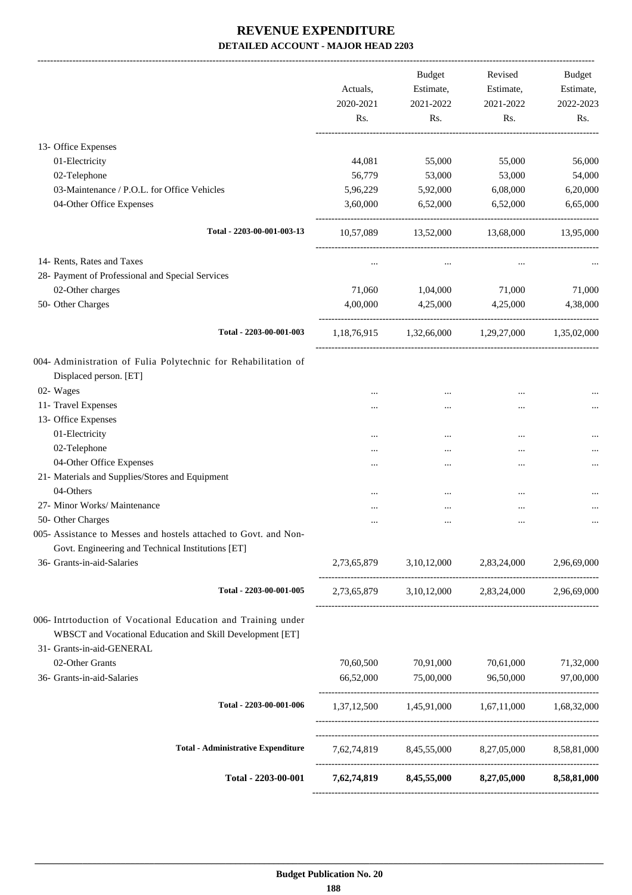# REVENUE EXPENDITURE

**DETAILED ACCOUNT - MAJOR HEAD 2203**

| | Actuals, 2020-2021 Rs. | Budget Estimate, 2021-2022 Rs. | Revised Estimate, 2021-2022 Rs. | Budget Estimate, 2022-2023 Rs. |
|---|---|---|---|---|
| 13- Office Expenses | | | | |
| 01-Electricity | 44,081 | 55,000 | 55,000 | 56,000 |
| 02-Telephone | 56,779 | 53,000 | 53,000 | 54,000 |
| 03-Maintenance / P.O.L. for Office Vehicles | 5,96,229 | 5,92,000 | 6,08,000 | 6,20,000 |
| 04-Other Office Expenses | 3,60,000 | 6,52,000 | 6,52,000 | 6,65,000 |
| **Total - 2203-00-001-003-13** | 10,57,089 | 13,52,000 | 13,68,000 | 13,95,000 |
| 14- Rents, Rates and Taxes | ... | ... | ... | ... |
| 28- Payment of Professional and Special Services | | | | |
| 02-Other charges | 71,060 | 1,04,000 | 71,000 | 71,000 |
| 50- Other Charges | 4,00,000 | 4,25,000 | 4,25,000 | 4,38,000 |
| **Total - 2203-00-001-003** | 1,18,76,915 | 1,32,66,000 | 1,29,27,000 | 1,35,02,000 |
| 004- Administration of Fulia Polytechnic for Rehabilitation of Displaced person. [ET] | | | | |
| 02- Wages | ... | ... | ... | ... |
| 11- Travel Expenses | ... | ... | ... | ... |
| 13- Office Expenses | | | | |
| 01-Electricity | ... | ... | ... | ... |
| 02-Telephone | ... | ... | ... | ... |
| 04-Other Office Expenses | ... | ... | ... | ... |
| 21- Materials and Supplies/Stores and Equipment | | | | |
| 04-Others | ... | ... | ... | ... |
| 27- Minor Works/ Maintenance | ... | ... | ... | ... |
| 50- Other Charges | ... | ... | ... | ... |
| 005- Assistance to Messes and hostels attached to Govt. and Non-Govt. Engineering and Technical Institutions [ET] | | | | |
| 36- Grants-in-aid-Salaries | 2,73,65,879 | 3,10,12,000 | 2,83,24,000 | 2,96,69,000 |
| **Total - 2203-00-001-005** | 2,73,65,879 | 3,10,12,000 | 2,83,24,000 | 2,96,69,000 |
| 006- Intrtoduction of Vocational Education and Training under WBSCT and Vocational Education and Skill Development [ET] | | | | |
| 31- Grants-in-aid-GENERAL | | | | |
| 02-Other Grants | 70,60,500 | 70,91,000 | 70,61,000 | 71,32,000 |
| 36- Grants-in-aid-Salaries | 66,52,000 | 75,00,000 | 96,50,000 | 97,00,000 |
| **Total - 2203-00-001-006** | 1,37,12,500 | 1,45,91,000 | 1,67,11,000 | 1,68,32,000 |
| **Total - Administrative Expenditure** | 7,62,74,819 | 8,45,55,000 | 8,27,05,000 | 8,58,81,000 |
| **Total - 2203-00-001** | **7,62,74,819** | **8,45,55,000** | **8,27,05,000** | **8,58,81,000** |

**Budget Publication No. 20**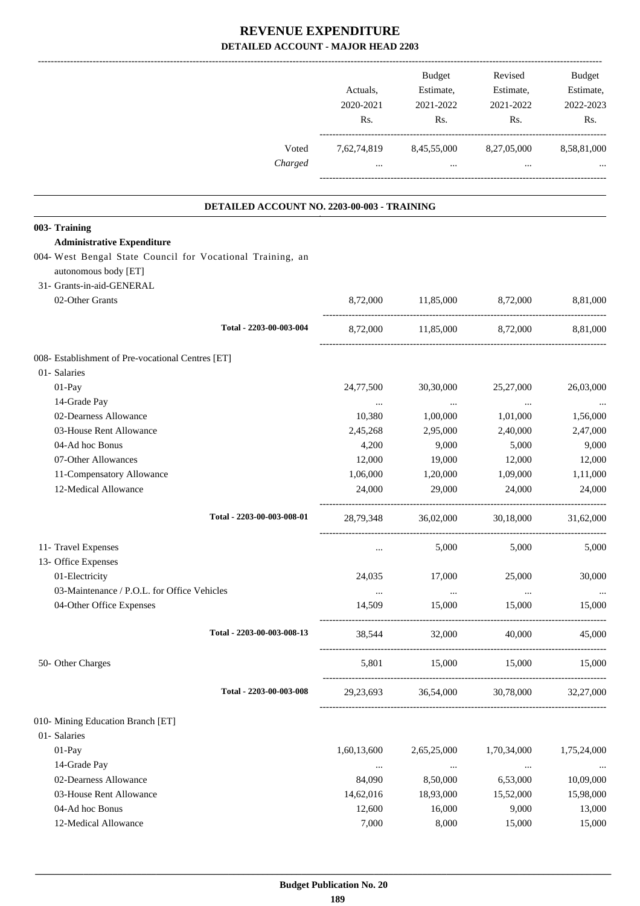# REVENUE EXPENDITURE

## DETAILED ACCOUNT - MAJOR HEAD 2203

| | Actuals, 2020-2021 Rs. | Budget Estimate, 2021-2022 Rs. | Revised Estimate, 2021-2022 Rs. | Budget Estimate, 2022-2023 Rs. |
|---|---|---|---|---|
| Voted | 7,62,74,819 | 8,45,55,000 | 8,27,05,000 | 8,58,81,000 |
| *Charged* | ... | ... | ... | ... |

### DETAILED ACCOUNT NO. 2203-00-003 - TRAINING

| | Actuals, 2020-2021 Rs. | Budget Estimate, 2021-2022 Rs. | Revised Estimate, 2021-2022 Rs. | Budget Estimate, 2022-2023 Rs. |
|---|---|---|---|---|
| **003- Training** | | | | |
| **Administrative Expenditure** | | | | |
| 004- West Bengal State Council for Vocational Training, an autonomous body [ET] | | | | |
| 31- Grants-in-aid-GENERAL | | | | |
| 02-Other Grants | 8,72,000 | 11,85,000 | 8,72,000 | 8,81,000 |
| Total - 2203-00-003-004 | 8,72,000 | 11,85,000 | 8,72,000 | 8,81,000 |
| 008- Establishment of Pre-vocational Centres [ET] | | | | |
| 01- Salaries | | | | |
| 01-Pay | 24,77,500 | 30,30,000 | 25,27,000 | 26,03,000 |
| 14-Grade Pay | ... | ... | ... | ... |
| 02-Dearness Allowance | 10,380 | 1,00,000 | 1,01,000 | 1,56,000 |
| 03-House Rent Allowance | 2,45,268 | 2,95,000 | 2,40,000 | 2,47,000 |
| 04-Ad hoc Bonus | 4,200 | 9,000 | 5,000 | 9,000 |
| 07-Other Allowances | 12,000 | 19,000 | 12,000 | 12,000 |
| 11-Compensatory Allowance | 1,06,000 | 1,20,000 | 1,09,000 | 1,11,000 |
| 12-Medical Allowance | 24,000 | 29,000 | 24,000 | 24,000 |
| Total - 2203-00-003-008-01 | 28,79,348 | 36,02,000 | 30,18,000 | 31,62,000 |
| 11- Travel Expenses | ... | 5,000 | 5,000 | 5,000 |
| 13- Office Expenses | | | | |
| 01-Electricity | 24,035 | 17,000 | 25,000 | 30,000 |
| 03-Maintenance / P.O.L. for Office Vehicles | ... | ... | ... | ... |
| 04-Other Office Expenses | 14,509 | 15,000 | 15,000 | 15,000 |
| Total - 2203-00-003-008-13 | 38,544 | 32,000 | 40,000 | 45,000 |
| 50- Other Charges | 5,801 | 15,000 | 15,000 | 15,000 |
| Total - 2203-00-003-008 | 29,23,693 | 36,54,000 | 30,78,000 | 32,27,000 |
| 010- Mining Education Branch [ET] | | | | |
| 01- Salaries | | | | |
| 01-Pay | 1,60,13,600 | 2,65,25,000 | 1,70,34,000 | 1,75,24,000 |
| 14-Grade Pay | ... | ... | ... | ... |
| 02-Dearness Allowance | 84,090 | 8,50,000 | 6,53,000 | 10,09,000 |
| 03-House Rent Allowance | 14,62,016 | 18,93,000 | 15,52,000 | 15,98,000 |
| 04-Ad hoc Bonus | 12,600 | 16,000 | 9,000 | 13,000 |
| 12-Medical Allowance | 7,000 | 8,000 | 15,000 | 15,000 |

**Budget Publication No. 20**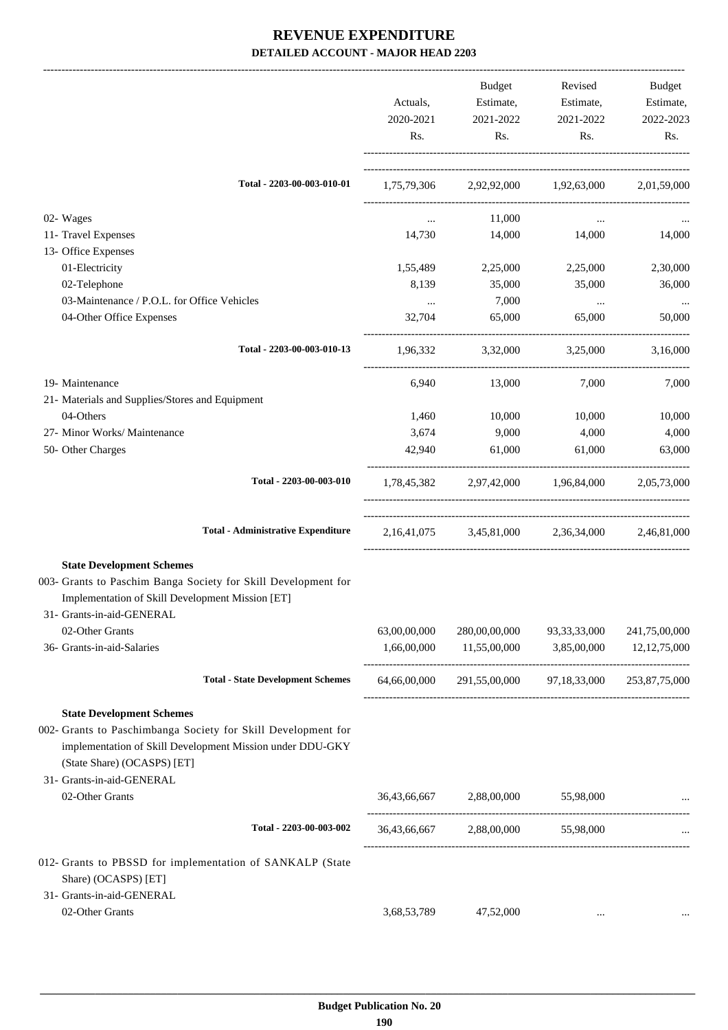# REVENUE EXPENDITURE

**DETAILED ACCOUNT - MAJOR HEAD 2203**

| | Actuals, 2020-2021 Rs. | Budget Estimate, 2021-2022 Rs. | Revised Estimate, 2021-2022 Rs. | Budget Estimate, 2022-2023 Rs. |
|---|---|---|---|---|
| **Total - 2203-00-003-010-01** | 1,75,79,306 | 2,92,92,000 | 1,92,63,000 | 2,01,59,000 |
| 02- Wages | ... | 11,000 | ... | ... |
| 11- Travel Expenses | 14,730 | 14,000 | 14,000 | 14,000 |
| 13- Office Expenses | | | | |
| 01-Electricity | 1,55,489 | 2,25,000 | 2,25,000 | 2,30,000 |
| 02-Telephone | 8,139 | 35,000 | 35,000 | 36,000 |
| 03-Maintenance / P.O.L. for Office Vehicles | ... | 7,000 | ... | ... |
| 04-Other Office Expenses | 32,704 | 65,000 | 65,000 | 50,000 |
| **Total - 2203-00-003-010-13** | 1,96,332 | 3,32,000 | 3,25,000 | 3,16,000 |
| 19- Maintenance | 6,940 | 13,000 | 7,000 | 7,000 |
| 21- Materials and Supplies/Stores and Equipment | | | | |
| 04-Others | 1,460 | 10,000 | 10,000 | 10,000 |
| 27- Minor Works/ Maintenance | 3,674 | 9,000 | 4,000 | 4,000 |
| 50- Other Charges | 42,940 | 61,000 | 61,000 | 63,000 |
| **Total - 2203-00-003-010** | 1,78,45,382 | 2,97,42,000 | 1,96,84,000 | 2,05,73,000 |
| **Total - Administrative Expenditure** | 2,16,41,075 | 3,45,81,000 | 2,36,34,000 | 2,46,81,000 |
| **State Development Schemes** | | | | |
| 003- Grants to Paschim Banga Society for Skill Development for Implementation of Skill Development Mission [ET] | | | | |
| 31- Grants-in-aid-GENERAL | | | | |
| 02-Other Grants | 63,00,00,000 | 280,00,00,000 | 93,33,33,000 | 241,75,00,000 |
| 36- Grants-in-aid-Salaries | 1,66,00,000 | 11,55,00,000 | 3,85,00,000 | 12,12,75,000 |
| **Total - State Development Schemes** | 64,66,00,000 | 291,55,00,000 | 97,18,33,000 | 253,87,75,000 |
| **State Development Schemes** | | | | |
| 002- Grants to Paschimbanga Society for Skill Development for implementation of Skill Development Mission under DDU-GKY (State Share) (OCASPS) [ET] | | | | |
| 31- Grants-in-aid-GENERAL | | | | |
| 02-Other Grants | 36,43,66,667 | 2,88,00,000 | 55,98,000 | ... |
| **Total - 2203-00-003-002** | 36,43,66,667 | 2,88,00,000 | 55,98,000 | ... |
| 012- Grants to PBSSD for implementation of SANKALP (State Share) (OCASPS) [ET] | | | | |
| 31- Grants-in-aid-GENERAL | | | | |
| 02-Other Grants | 3,68,53,789 | 47,52,000 | ... | ... |

Budget Publication No. 20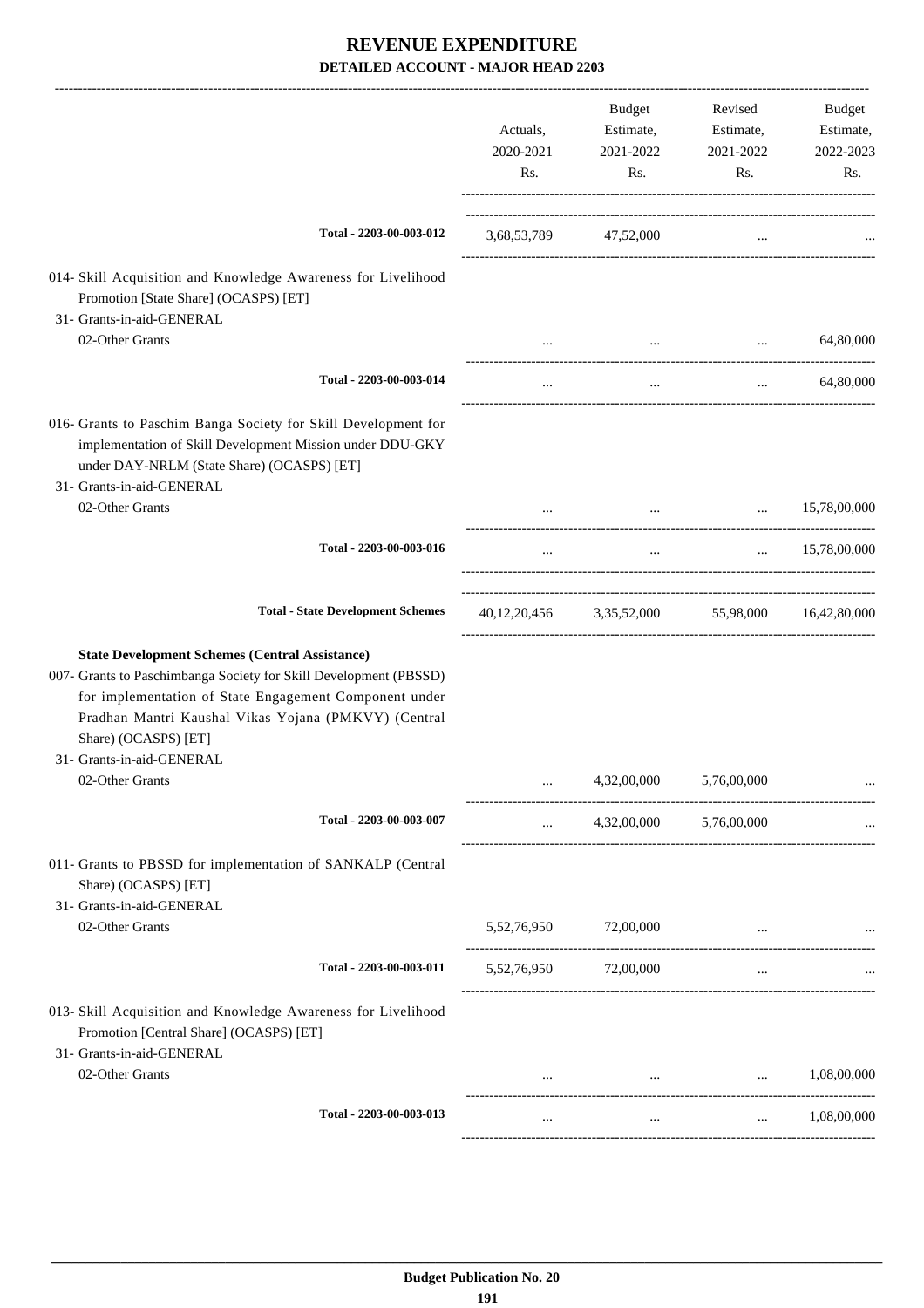# REVENUE EXPENDITURE

## DETAILED ACCOUNT - MAJOR HEAD 2203

| | Actuals, 2020-2021 Rs. | Budget Estimate, 2021-2022 Rs. | Revised Estimate, 2021-2022 Rs. | Budget Estimate, 2022-2023 Rs. |
|---|---|---|---|---|
| **Total - 2203-00-003-012** | 3,68,53,789 | 47,52,000 | ... | ... |
| 014- Skill Acquisition and Knowledge Awareness for Livelihood Promotion [State Share] (OCASPS) [ET] | | | | |
| 31- Grants-in-aid-GENERAL | | | | |
| 02-Other Grants | ... | ... | ... | 64,80,000 |
| **Total - 2203-00-003-014** | ... | ... | ... | 64,80,000 |
| 016- Grants to Paschim Banga Society for Skill Development for implementation of Skill Development Mission under DDU-GKY under DAY-NRLM (State Share) (OCASPS) [ET] | | | | |
| 31- Grants-in-aid-GENERAL | | | | |
| 02-Other Grants | ... | ... | ... | 15,78,00,000 |
| **Total - 2203-00-003-016** | ... | ... | ... | 15,78,00,000 |
| **Total - State Development Schemes** | 40,12,20,456 | 3,35,52,000 | 55,98,000 | 16,42,80,000 |
| **State Development Schemes (Central Assistance)** | | | | |
| 007- Grants to Paschimbanga Society for Skill Development (PBSSD) for implementation of State Engagement Component under Pradhan Mantri Kaushal Vikas Yojana (PMKVY) (Central Share) (OCASPS) [ET] | | | | |
| 31- Grants-in-aid-GENERAL | | | | |
| 02-Other Grants | ... | 4,32,00,000 | 5,76,00,000 | ... |
| **Total - 2203-00-003-007** | ... | 4,32,00,000 | 5,76,00,000 | ... |
| 011- Grants to PBSSD for implementation of SANKALP (Central Share) (OCASPS) [ET] | | | | |
| 31- Grants-in-aid-GENERAL | | | | |
| 02-Other Grants | 5,52,76,950 | 72,00,000 | ... | ... |
| **Total - 2203-00-003-011** | 5,52,76,950 | 72,00,000 | ... | ... |
| 013- Skill Acquisition and Knowledge Awareness for Livelihood Promotion [Central Share] (OCASPS) [ET] | | | | |
| 31- Grants-in-aid-GENERAL | | | | |
| 02-Other Grants | ... | ... | ... | 1,08,00,000 |
| **Total - 2203-00-003-013** | ... | ... | ... | 1,08,00,000 |

Budget Publication No. 20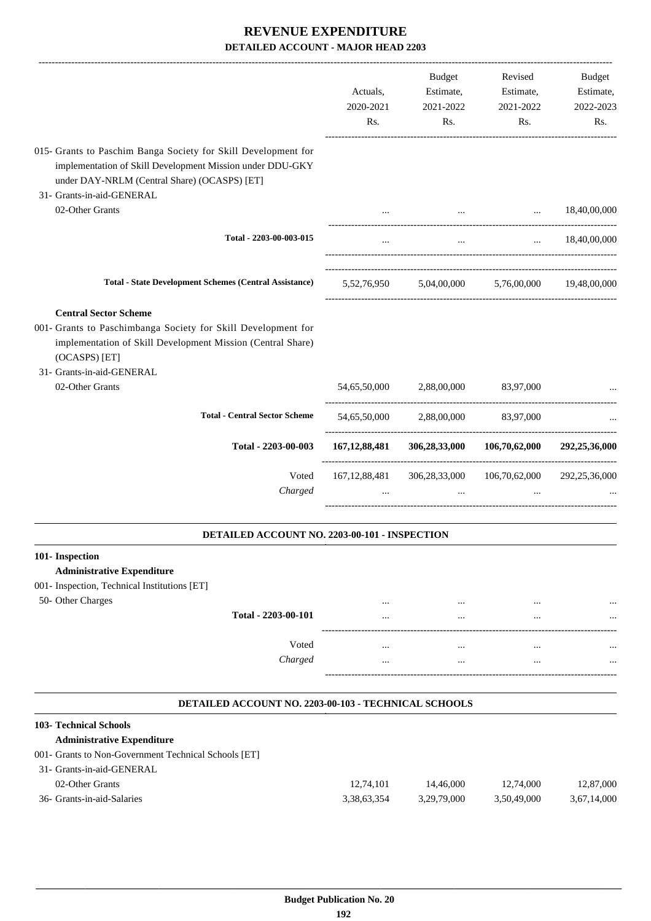# REVENUE EXPENDITURE
## DETAILED ACCOUNT - MAJOR HEAD 2203

| | Actuals, 2020-2021 Rs. | Budget Estimate, 2021-2022 Rs. | Revised Estimate, 2021-2022 Rs. | Budget Estimate, 2022-2023 Rs. |
|---|---|---|---|---|
| 015- Grants to Paschim Banga Society for Skill Development for implementation of Skill Development Mission under DDU-GKY under DAY-NRLM (Central Share) (OCASPS) [ET] | | | | |
| 31- Grants-in-aid-GENERAL | | | | |
| 02-Other Grants | ... | ... | ... | 18,40,00,000 |
| **Total - 2203-00-003-015** | ... | ... | ... | 18,40,00,000 |
| **Total - State Development Schemes (Central Assistance)** | 5,52,76,950 | 5,04,00,000 | 5,76,00,000 | 19,48,00,000 |
| **Central Sector Scheme** | | | | |
| 001- Grants to Paschimbanga Society for Skill Development for implementation of Skill Development Mission (Central Share) (OCASPS) [ET] | | | | |
| 31- Grants-in-aid-GENERAL | | | | |
| 02-Other Grants | 54,65,50,000 | 2,88,00,000 | 83,97,000 | ... |
| **Total - Central Sector Scheme** | 54,65,50,000 | 2,88,00,000 | 83,97,000 | ... |
| **Total - 2203-00-003** | **167,12,88,481** | **306,28,33,000** | **106,70,62,000** | **292,25,36,000** |
| Voted | 167,12,88,481 | 306,28,33,000 | 106,70,62,000 | 292,25,36,000 |
| *Charged* | ... | ... | ... | ... |

### DETAILED ACCOUNT NO. 2203-00-101 - INSPECTION

| | Actuals, 2020-2021 Rs. | Budget Estimate, 2021-2022 Rs. | Revised Estimate, 2021-2022 Rs. | Budget Estimate, 2022-2023 Rs. |
|---|---|---|---|---|
| **101- Inspection** | | | | |
| **Administrative Expenditure** | | | | |
| 001- Inspection, Technical Institutions [ET] | | | | |
| 50- Other Charges | ... | ... | ... | ... |
| **Total - 2203-00-101** | ... | ... | ... | ... |
| Voted | ... | ... | ... | ... |
| *Charged* | ... | ... | ... | ... |

### DETAILED ACCOUNT NO. 2203-00-103 - TECHNICAL SCHOOLS

| | Actuals, 2020-2021 Rs. | Budget Estimate, 2021-2022 Rs. | Revised Estimate, 2021-2022 Rs. | Budget Estimate, 2022-2023 Rs. |
|---|---|---|---|---|
| **103- Technical Schools** | | | | |
| **Administrative Expenditure** | | | | |
| 001- Grants to Non-Government Technical Schools [ET] | | | | |
| 31- Grants-in-aid-GENERAL | | | | |
| 02-Other Grants | 12,74,101 | 14,46,000 | 12,74,000 | 12,87,000 |
| 36- Grants-in-aid-Salaries | 3,38,63,354 | 3,29,79,000 | 3,50,49,000 | 3,67,14,000 |

Budget Publication No. 20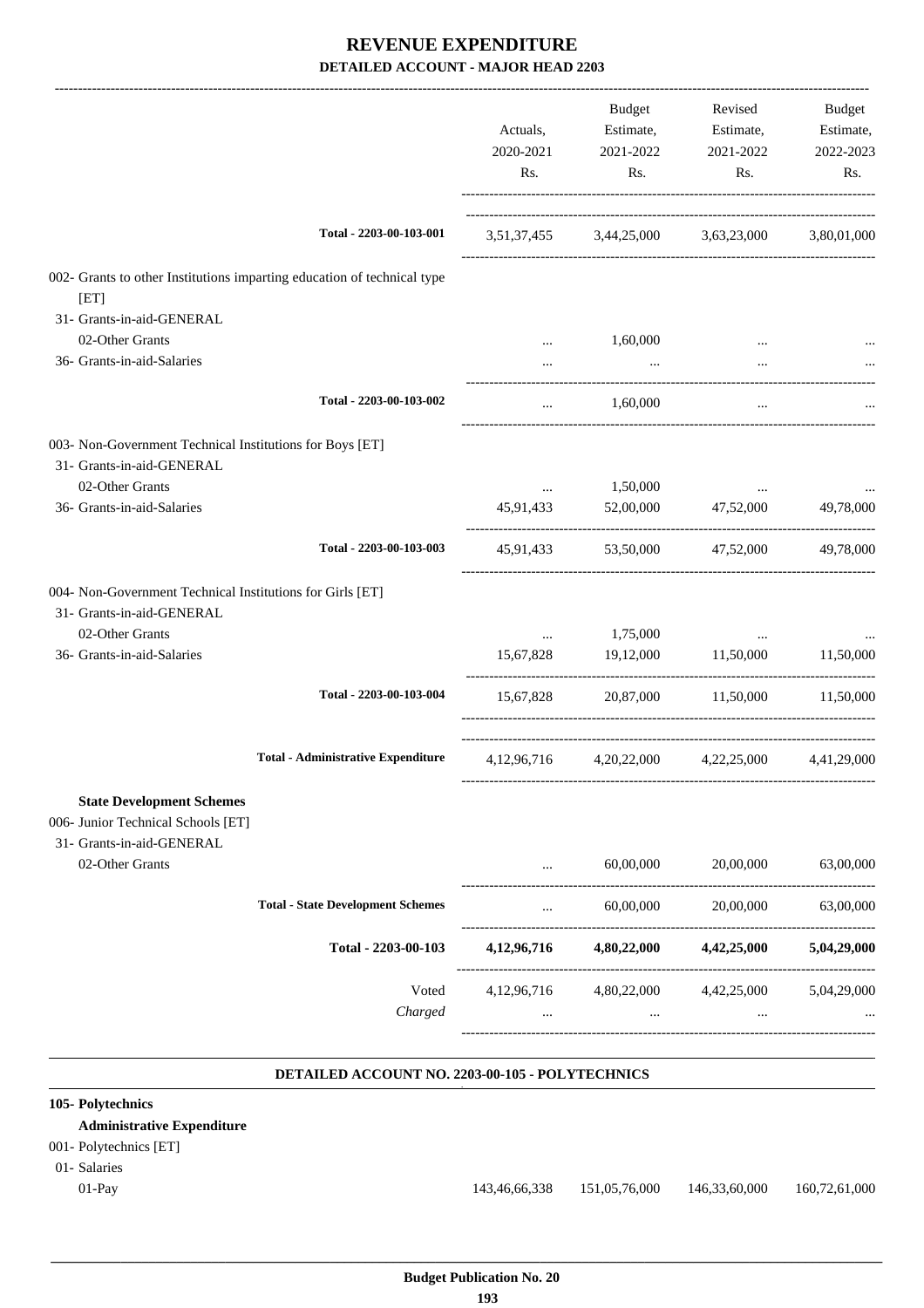# REVENUE EXPENDITURE

## DETAILED ACCOUNT - MAJOR HEAD 2203

| | Actuals, 2020-2021 Rs. | Budget Estimate, 2021-2022 Rs. | Revised Estimate, 2021-2022 Rs. | Budget Estimate, 2022-2023 Rs. |
|---|---|---|---|---|
| Total - 2203-00-103-001 | 3,51,37,455 | 3,44,25,000 | 3,63,23,000 | 3,80,01,000 |
| 002- Grants to other Institutions imparting education of technical type [ET] | | | | |
| 31- Grants-in-aid-GENERAL | | | | |
| 02-Other Grants | ... | 1,60,000 | ... | ... |
| 36- Grants-in-aid-Salaries | ... | ... | ... | ... |
| Total - 2203-00-103-002 | ... | 1,60,000 | ... | ... |
| 003- Non-Government Technical Institutions for Boys [ET] | | | | |
| 31- Grants-in-aid-GENERAL | | | | |
| 02-Other Grants | ... | 1,50,000 | ... | ... |
| 36- Grants-in-aid-Salaries | 45,91,433 | 52,00,000 | 47,52,000 | 49,78,000 |
| Total - 2203-00-103-003 | 45,91,433 | 53,50,000 | 47,52,000 | 49,78,000 |
| 004- Non-Government Technical Institutions for Girls [ET] | | | | |
| 31- Grants-in-aid-GENERAL | | | | |
| 02-Other Grants | ... | 1,75,000 | ... | ... |
| 36- Grants-in-aid-Salaries | 15,67,828 | 19,12,000 | 11,50,000 | 11,50,000 |
| Total - 2203-00-103-004 | 15,67,828 | 20,87,000 | 11,50,000 | 11,50,000 |
| Total - Administrative Expenditure | 4,12,96,716 | 4,20,22,000 | 4,22,25,000 | 4,41,29,000 |
| **State Development Schemes** | | | | |
| 006- Junior Technical Schools [ET] | | | | |
| 31- Grants-in-aid-GENERAL | | | | |
| 02-Other Grants | ... | 60,00,000 | 20,00,000 | 63,00,000 |
| Total - State Development Schemes | ... | 60,00,000 | 20,00,000 | 63,00,000 |
| **Total - 2203-00-103** | **4,12,96,716** | **4,80,22,000** | **4,42,25,000** | **5,04,29,000** |
| Voted | 4,12,96,716 | 4,80,22,000 | 4,42,25,000 | 5,04,29,000 |
| *Charged* | ... | ... | ... | ... |

### DETAILED ACCOUNT NO. 2203-00-105 - POLYTECHNICS

**105- Polytechnics**

**Administrative Expenditure**

| | Actuals, 2020-2021 Rs. | Budget Estimate, 2021-2022 Rs. | Revised Estimate, 2021-2022 Rs. | Budget Estimate, 2022-2023 Rs. |
|---|---|---|---|---|
| 001- Polytechnics [ET] | | | | |
| 01- Salaries | | | | |
| 01-Pay | 143,46,66,338 | 151,05,76,000 | 146,33,60,000 | 160,72,61,000 |

Budget Publication No. 20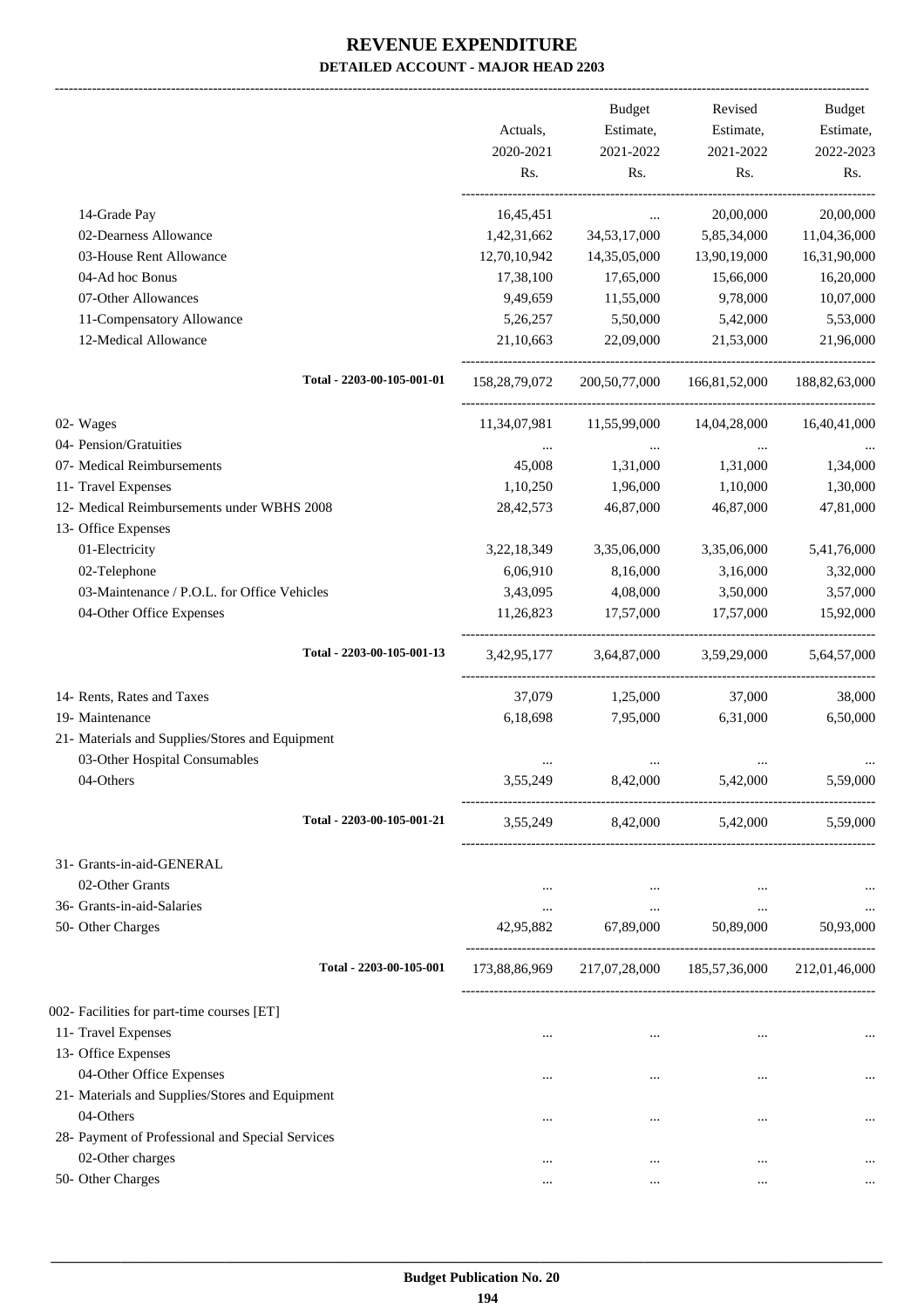# REVENUE EXPENDITURE

**DETAILED ACCOUNT - MAJOR HEAD 2203**

| | Actuals, 2020-2021 Rs. | Budget Estimate, 2021-2022 Rs. | Revised Estimate, 2021-2022 Rs. | Budget Estimate, 2022-2023 Rs. |
|---|---|---|---|---|
| 14-Grade Pay | 16,45,451 | ... | 20,00,000 | 20,00,000 |
| 02-Dearness Allowance | 1,42,31,662 | 34,53,17,000 | 5,85,34,000 | 11,04,36,000 |
| 03-House Rent Allowance | 12,70,10,942 | 14,35,05,000 | 13,90,19,000 | 16,31,90,000 |
| 04-Ad hoc Bonus | 17,38,100 | 17,65,000 | 15,66,000 | 16,20,000 |
| 07-Other Allowances | 9,49,659 | 11,55,000 | 9,78,000 | 10,07,000 |
| 11-Compensatory Allowance | 5,26,257 | 5,50,000 | 5,42,000 | 5,53,000 |
| 12-Medical Allowance | 21,10,663 | 22,09,000 | 21,53,000 | 21,96,000 |
| **Total - 2203-00-105-001-01** | 158,28,79,072 | 200,50,77,000 | 166,81,52,000 | 188,82,63,000 |
| 02- Wages | 11,34,07,981 | 11,55,99,000 | 14,04,28,000 | 16,40,41,000 |
| 04- Pension/Gratuities | ... | ... | ... | ... |
| 07- Medical Reimbursements | 45,008 | 1,31,000 | 1,31,000 | 1,34,000 |
| 11- Travel Expenses | 1,10,250 | 1,96,000 | 1,10,000 | 1,30,000 |
| 12- Medical Reimbursements under WBHS 2008 | 28,42,573 | 46,87,000 | 46,87,000 | 47,81,000 |
| 13- Office Expenses | | | | |
| 01-Electricity | 3,22,18,349 | 3,35,06,000 | 3,35,06,000 | 5,41,76,000 |
| 02-Telephone | 6,06,910 | 8,16,000 | 3,16,000 | 3,32,000 |
| 03-Maintenance / P.O.L. for Office Vehicles | 3,43,095 | 4,08,000 | 3,50,000 | 3,57,000 |
| 04-Other Office Expenses | 11,26,823 | 17,57,000 | 17,57,000 | 15,92,000 |
| **Total - 2203-00-105-001-13** | 3,42,95,177 | 3,64,87,000 | 3,59,29,000 | 5,64,57,000 |
| 14- Rents, Rates and Taxes | 37,079 | 1,25,000 | 37,000 | 38,000 |
| 19- Maintenance | 6,18,698 | 7,95,000 | 6,31,000 | 6,50,000 |
| 21- Materials and Supplies/Stores and Equipment | | | | |
| 03-Other Hospital Consumables | ... | ... | ... | ... |
| 04-Others | 3,55,249 | 8,42,000 | 5,42,000 | 5,59,000 |
| **Total - 2203-00-105-001-21** | 3,55,249 | 8,42,000 | 5,42,000 | 5,59,000 |
| 31- Grants-in-aid-GENERAL | | | | |
| 02-Other Grants | ... | ... | ... | ... |
| 36- Grants-in-aid-Salaries | ... | ... | ... | ... |
| 50- Other Charges | 42,95,882 | 67,89,000 | 50,89,000 | 50,93,000 |
| **Total - 2203-00-105-001** | 173,88,86,969 | 217,07,28,000 | 185,57,36,000 | 212,01,46,000 |
| 002- Facilities for part-time courses [ET] | | | | |
| 11- Travel Expenses | ... | ... | ... | ... |
| 13- Office Expenses | | | | |
| 04-Other Office Expenses | ... | ... | ... | ... |
| 21- Materials and Supplies/Stores and Equipment | | | | |
| 04-Others | ... | ... | ... | ... |
| 28- Payment of Professional and Special Services | | | | |
| 02-Other charges | ... | ... | ... | ... |
| 50- Other Charges | ... | ... | ... | ... |

**Budget Publication No. 20**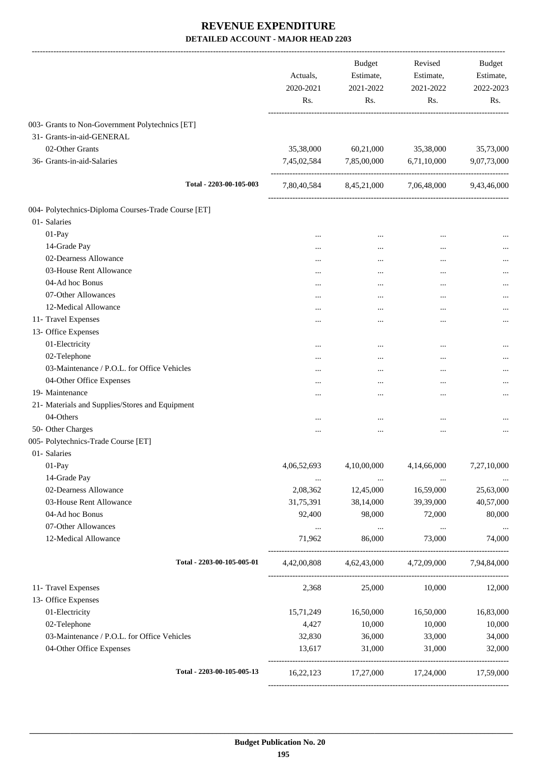# REVENUE EXPENDITURE

## DETAILED ACCOUNT - MAJOR HEAD 2203

| | Actuals, 2020-2021 Rs. | Budget Estimate, 2021-2022 Rs. | Revised Estimate, 2021-2022 Rs. | Budget Estimate, 2022-2023 Rs. |
|---|---|---|---|---|
| 003- Grants to Non-Government Polytechnics [ET] | | | | |
| 31- Grants-in-aid-GENERAL | | | | |
| 02-Other Grants | 35,38,000 | 60,21,000 | 35,38,000 | 35,73,000 |
| 36- Grants-in-aid-Salaries | 7,45,02,584 | 7,85,00,000 | 6,71,10,000 | 9,07,73,000 |
| Total - 2203-00-105-003 | 7,80,40,584 | 8,45,21,000 | 7,06,48,000 | 9,43,46,000 |
| 004- Polytechnics-Diploma Courses-Trade Course [ET] | | | | |
| 01- Salaries | | | | |
| 01-Pay | ... | ... | ... | ... |
| 14-Grade Pay | ... | ... | ... | ... |
| 02-Dearness Allowance | ... | ... | ... | ... |
| 03-House Rent Allowance | ... | ... | ... | ... |
| 04-Ad hoc Bonus | ... | ... | ... | ... |
| 07-Other Allowances | ... | ... | ... | ... |
| 12-Medical Allowance | ... | ... | ... | ... |
| 11- Travel Expenses | ... | ... | ... | ... |
| 13- Office Expenses | | | | |
| 01-Electricity | ... | ... | ... | ... |
| 02-Telephone | ... | ... | ... | ... |
| 03-Maintenance / P.O.L. for Office Vehicles | ... | ... | ... | ... |
| 04-Other Office Expenses | ... | ... | ... | ... |
| 19- Maintenance | ... | ... | ... | ... |
| 21- Materials and Supplies/Stores and Equipment | | | | |
| 04-Others | ... | ... | ... | ... |
| 50- Other Charges | ... | ... | ... | ... |
| 005- Polytechnics-Trade Course [ET] | | | | |
| 01- Salaries | | | | |
| 01-Pay | 4,06,52,693 | 4,10,00,000 | 4,14,66,000 | 7,27,10,000 |
| 14-Grade Pay | ... | ... | ... | ... |
| 02-Dearness Allowance | 2,08,362 | 12,45,000 | 16,59,000 | 25,63,000 |
| 03-House Rent Allowance | 31,75,391 | 38,14,000 | 39,39,000 | 40,57,000 |
| 04-Ad hoc Bonus | 92,400 | 98,000 | 72,000 | 80,000 |
| 07-Other Allowances | ... | ... | ... | ... |
| 12-Medical Allowance | 71,962 | 86,000 | 73,000 | 74,000 |
| Total - 2203-00-105-005-01 | 4,42,00,808 | 4,62,43,000 | 4,72,09,000 | 7,94,84,000 |
| 11- Travel Expenses | 2,368 | 25,000 | 10,000 | 12,000 |
| 13- Office Expenses | | | | |
| 01-Electricity | 15,71,249 | 16,50,000 | 16,50,000 | 16,83,000 |
| 02-Telephone | 4,427 | 10,000 | 10,000 | 10,000 |
| 03-Maintenance / P.O.L. for Office Vehicles | 32,830 | 36,000 | 33,000 | 34,000 |
| 04-Other Office Expenses | 13,617 | 31,000 | 31,000 | 32,000 |
| Total - 2203-00-105-005-13 | 16,22,123 | 17,27,000 | 17,24,000 | 17,59,000 |

Budget Publication No. 20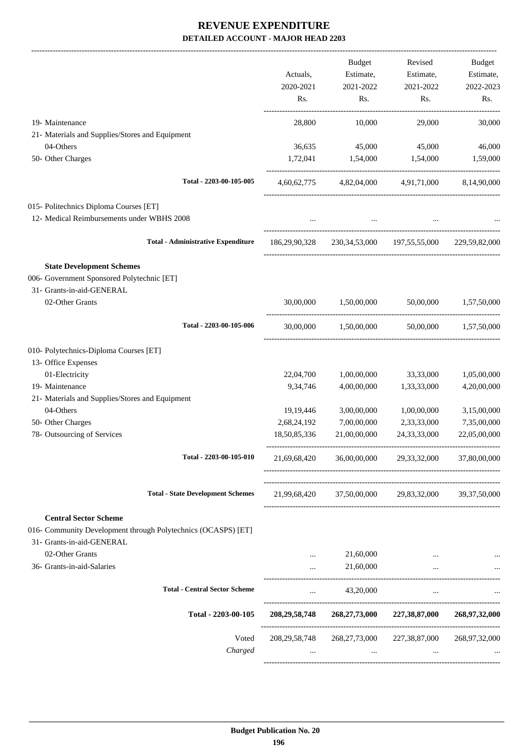# REVENUE EXPENDITURE

## DETAILED ACCOUNT - MAJOR HEAD 2203

| | Actuals, 2020-2021 Rs. | Budget Estimate, 2021-2022 Rs. | Revised Estimate, 2021-2022 Rs. | Budget Estimate, 2022-2023 Rs. |
|---|---|---|---|---|
| 19- Maintenance | 28,800 | 10,000 | 29,000 | 30,000 |
| 21- Materials and Supplies/Stores and Equipment | | | | |
| 04-Others | 36,635 | 45,000 | 45,000 | 46,000 |
| 50- Other Charges | 1,72,041 | 1,54,000 | 1,54,000 | 1,59,000 |
| **Total - 2203-00-105-005** | 4,60,62,775 | 4,82,04,000 | 4,91,71,000 | 8,14,90,000 |
| 015- Politechnics Diploma Courses [ET] | | | | |
| 12- Medical Reimbursements under WBHS 2008 | ... | ... | ... | ... |
| **Total - Administrative Expenditure** | 186,29,90,328 | 230,34,53,000 | 197,55,55,000 | 229,59,82,000 |
| **State Development Schemes** | | | | |
| 006- Government Sponsored Polytechnic [ET] | | | | |
| 31- Grants-in-aid-GENERAL | | | | |
| 02-Other Grants | 30,00,000 | 1,50,00,000 | 50,00,000 | 1,57,50,000 |
| **Total - 2203-00-105-006** | 30,00,000 | 1,50,00,000 | 50,00,000 | 1,57,50,000 |
| 010- Polytechnics-Diploma Courses [ET] | | | | |
| 13- Office Expenses | | | | |
| 01-Electricity | 22,04,700 | 1,00,00,000 | 33,33,000 | 1,05,00,000 |
| 19- Maintenance | 9,34,746 | 4,00,00,000 | 1,33,33,000 | 4,20,00,000 |
| 21- Materials and Supplies/Stores and Equipment | | | | |
| 04-Others | 19,19,446 | 3,00,00,000 | 1,00,00,000 | 3,15,00,000 |
| 50- Other Charges | 2,68,24,192 | 7,00,00,000 | 2,33,33,000 | 7,35,00,000 |
| 78- Outsourcing of Services | 18,50,85,336 | 21,00,00,000 | 24,33,33,000 | 22,05,00,000 |
| **Total - 2203-00-105-010** | 21,69,68,420 | 36,00,00,000 | 29,33,32,000 | 37,80,00,000 |
| **Total - State Development Schemes** | 21,99,68,420 | 37,50,00,000 | 29,83,32,000 | 39,37,50,000 |
| **Central Sector Scheme** | | | | |
| 016- Community Development through Polytechnics (OCASPS) [ET] | | | | |
| 31- Grants-in-aid-GENERAL | | | | |
| 02-Other Grants | ... | 21,60,000 | ... | ... |
| 36- Grants-in-aid-Salaries | ... | 21,60,000 | ... | ... |
| **Total - Central Sector Scheme** | ... | 43,20,000 | ... | ... |
| **Total - 2203-00-105** | **208,29,58,748** | **268,27,73,000** | **227,38,87,000** | **268,97,32,000** |
| Voted | 208,29,58,748 | 268,27,73,000 | 227,38,87,000 | 268,97,32,000 |
| *Charged* | ... | ... | ... | ... |

**Budget Publication No. 20**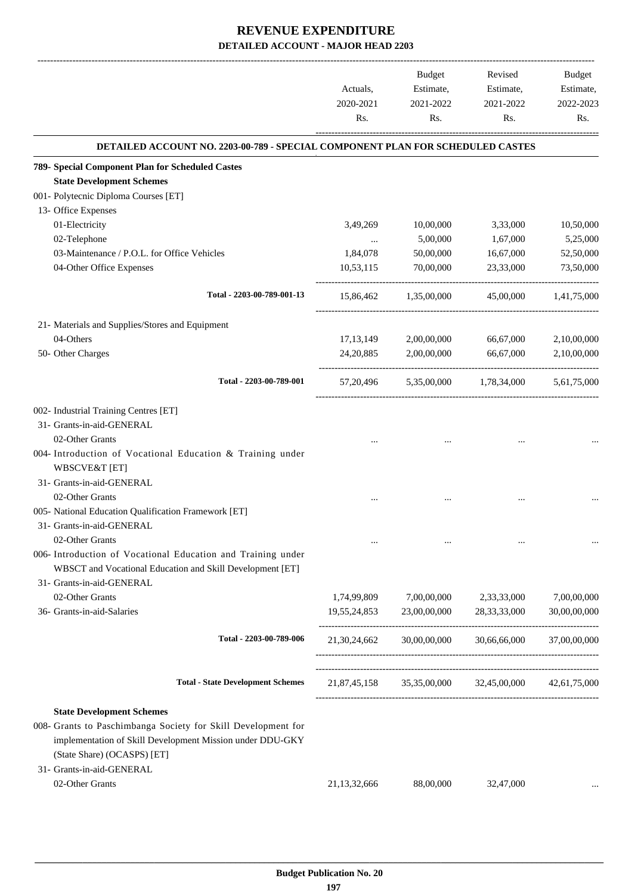# REVENUE EXPENDITURE

## DETAILED ACCOUNT - MAJOR HEAD 2203

| | Actuals, 2020-2021 Rs. | Budget Estimate, 2021-2022 Rs. | Revised Estimate, 2021-2022 Rs. | Budget Estimate, 2022-2023 Rs. |
|---|---|---|---|---|
| **DETAILED ACCOUNT NO. 2203-00-789 - SPECIAL COMPONENT PLAN FOR SCHEDULED CASTES** | | | | |
| **789- Special Component Plan for Scheduled Castes** | | | | |
| **State Development Schemes** | | | | |
| 001- Polytecnic Diploma Courses [ET] | | | | |
| 13- Office Expenses | | | | |
| 01-Electricity | 3,49,269 | 10,00,000 | 3,33,000 | 10,50,000 |
| 02-Telephone | ... | 5,00,000 | 1,67,000 | 5,25,000 |
| 03-Maintenance / P.O.L. for Office Vehicles | 1,84,078 | 50,00,000 | 16,67,000 | 52,50,000 |
| 04-Other Office Expenses | 10,53,115 | 70,00,000 | 23,33,000 | 73,50,000 |
| **Total - 2203-00-789-001-13** | 15,86,462 | 1,35,00,000 | 45,00,000 | 1,41,75,000 |
| 21- Materials and Supplies/Stores and Equipment | | | | |
| 04-Others | 17,13,149 | 2,00,00,000 | 66,67,000 | 2,10,00,000 |
| 50- Other Charges | 24,20,885 | 2,00,00,000 | 66,67,000 | 2,10,00,000 |
| **Total - 2203-00-789-001** | 57,20,496 | 5,35,00,000 | 1,78,34,000 | 5,61,75,000 |
| 002- Industrial Training Centres [ET] | | | | |
| 31- Grants-in-aid-GENERAL | | | | |
| 02-Other Grants | ... | ... | ... | ... |
| 004- Introduction of Vocational Education & Training under WBSCVE&T [ET] | | | | |
| 31- Grants-in-aid-GENERAL | | | | |
| 02-Other Grants | ... | ... | ... | ... |
| 005- National Education Qualification Framework [ET] | | | | |
| 31- Grants-in-aid-GENERAL | | | | |
| 02-Other Grants | ... | ... | ... | ... |
| 006- Introduction of Vocational Education and Training under WBSCT and Vocational Education and Skill Development [ET] | | | | |
| 31- Grants-in-aid-GENERAL | | | | |
| 02-Other Grants | 1,74,99,809 | 7,00,00,000 | 2,33,33,000 | 7,00,00,000 |
| 36- Grants-in-aid-Salaries | 19,55,24,853 | 23,00,00,000 | 28,33,33,000 | 30,00,00,000 |
| **Total - 2203-00-789-006** | 21,30,24,662 | 30,00,00,000 | 30,66,66,000 | 37,00,00,000 |
| **Total - State Development Schemes** | 21,87,45,158 | 35,35,00,000 | 32,45,00,000 | 42,61,75,000 |
| **State Development Schemes** | | | | |
| 008- Grants to Paschimbanga Society for Skill Development for implementation of Skill Development Mission under DDU-GKY (State Share) (OCASPS) [ET] | | | | |
| 31- Grants-in-aid-GENERAL | | | | |
| 02-Other Grants | 21,13,32,666 | 88,00,000 | 32,47,000 | ... |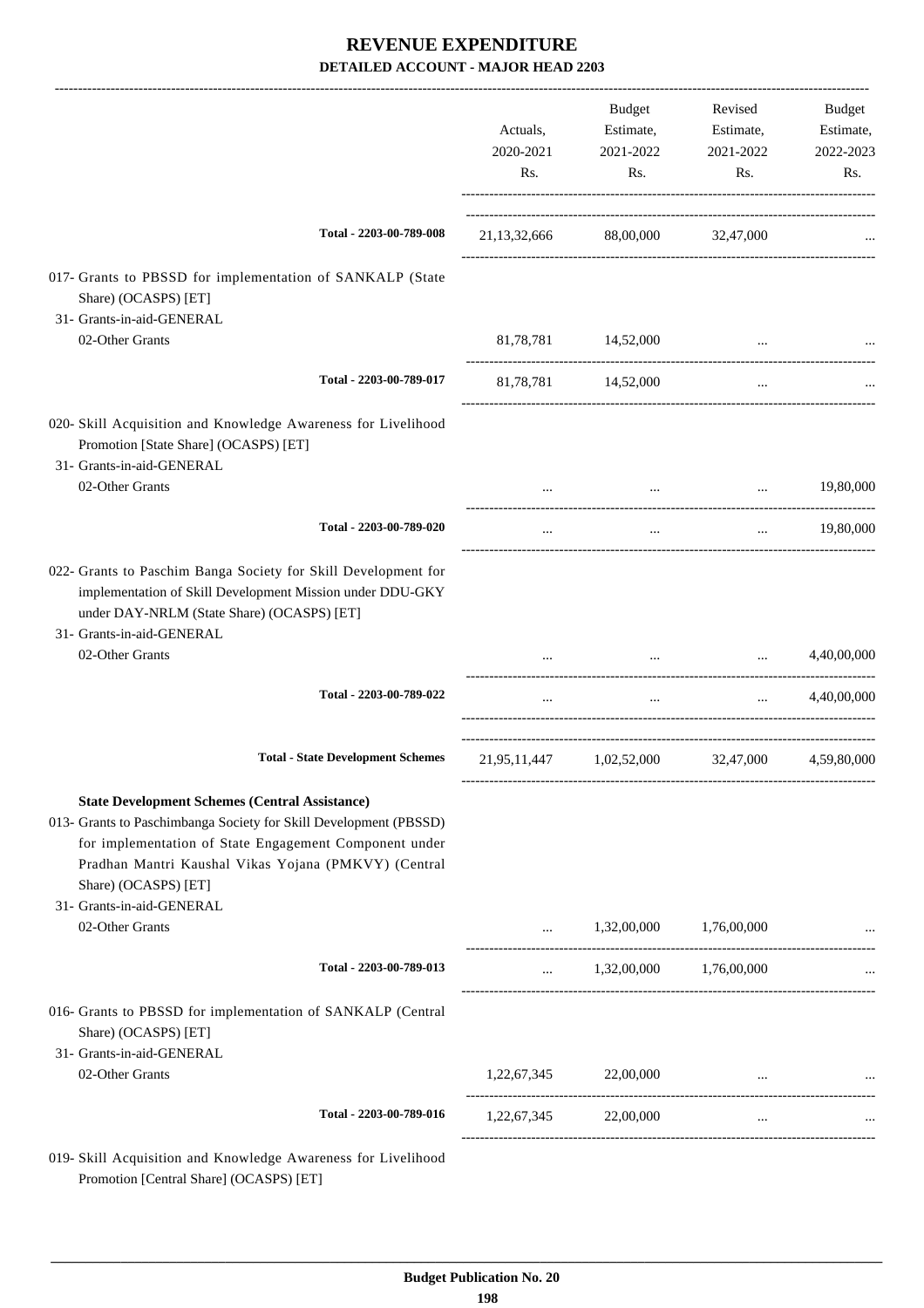# REVENUE EXPENDITURE

## DETAILED ACCOUNT - MAJOR HEAD 2203

| | Actuals, 2020-2021 Rs. | Budget Estimate, 2021-2022 Rs. | Revised Estimate, 2021-2022 Rs. | Budget Estimate, 2022-2023 Rs. |
|---|---|---|---|---|
| Total - 2203-00-789-008 | 21,13,32,666 | 88,00,000 | 32,47,000 | ... |
| 017- Grants to PBSSD for implementation of SANKALP (State Share) (OCASPS) [ET] | | | | |
| 31- Grants-in-aid-GENERAL | | | | |
| 02-Other Grants | 81,78,781 | 14,52,000 | ... | ... |
| Total - 2203-00-789-017 | 81,78,781 | 14,52,000 | ... | ... |
| 020- Skill Acquisition and Knowledge Awareness for Livelihood Promotion [State Share] (OCASPS) [ET] | | | | |
| 31- Grants-in-aid-GENERAL | | | | |
| 02-Other Grants | ... | ... | ... | 19,80,000 |
| Total - 2203-00-789-020 | ... | ... | ... | 19,80,000 |
| 022- Grants to Paschim Banga Society for Skill Development for implementation of Skill Development Mission under DDU-GKY under DAY-NRLM (State Share) (OCASPS) [ET] | | | | |
| 31- Grants-in-aid-GENERAL | | | | |
| 02-Other Grants | ... | ... | ... | 4,40,00,000 |
| Total - 2203-00-789-022 | ... | ... | ... | 4,40,00,000 |
| Total - State Development Schemes | 21,95,11,447 | 1,02,52,000 | 32,47,000 | 4,59,80,000 |
| **State Development Schemes (Central Assistance)** | | | | |
| 013- Grants to Paschimbanga Society for Skill Development (PBSSD) for implementation of State Engagement Component under Pradhan Mantri Kaushal Vikas Yojana (PMKVY) (Central Share) (OCASPS) [ET] | | | | |
| 31- Grants-in-aid-GENERAL | | | | |
| 02-Other Grants | ... | 1,32,00,000 | 1,76,00,000 | ... |
| Total - 2203-00-789-013 | ... | 1,32,00,000 | 1,76,00,000 | ... |
| 016- Grants to PBSSD for implementation of SANKALP (Central Share) (OCASPS) [ET] | | | | |
| 31- Grants-in-aid-GENERAL | | | | |
| 02-Other Grants | 1,22,67,345 | 22,00,000 | ... | ... |
| Total - 2203-00-789-016 | 1,22,67,345 | 22,00,000 | ... | ... |
| 019- Skill Acquisition and Knowledge Awareness for Livelihood Promotion [Central Share] (OCASPS) [ET] | | | | |

Budget Publication No. 20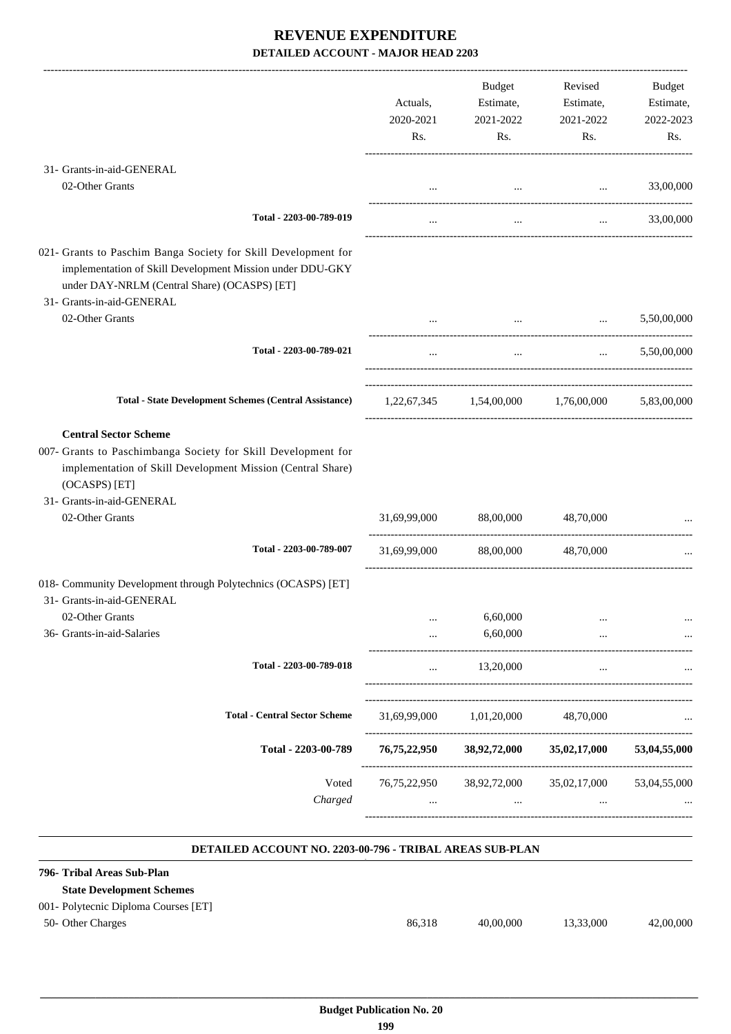# REVENUE EXPENDITURE

**DETAILED ACCOUNT - MAJOR HEAD 2203**

| | Actuals, 2020-2021 Rs. | Budget Estimate, 2021-2022 Rs. | Revised Estimate, 2021-2022 Rs. | Budget Estimate, 2022-2023 Rs. |
|---|---|---|---|---|
| 31- Grants-in-aid-GENERAL | | | | |
| 02-Other Grants | ... | ... | ... | 33,00,000 |
| **Total - 2203-00-789-019** | ... | ... | ... | 33,00,000 |
| 021- Grants to Paschim Banga Society for Skill Development for implementation of Skill Development Mission under DDU-GKY under DAY-NRLM (Central Share) (OCASPS) [ET] | | | | |
| 31- Grants-in-aid-GENERAL | | | | |
| 02-Other Grants | ... | ... | ... | 5,50,00,000 |
| **Total - 2203-00-789-021** | ... | ... | ... | 5,50,00,000 |
| **Total - State Development Schemes (Central Assistance)** | 1,22,67,345 | 1,54,00,000 | 1,76,00,000 | 5,83,00,000 |
| **Central Sector Scheme** | | | | |
| 007- Grants to Paschimbanga Society for Skill Development for implementation of Skill Development Mission (Central Share) (OCASPS) [ET] | | | | |
| 31- Grants-in-aid-GENERAL | | | | |
| 02-Other Grants | 31,69,99,000 | 88,00,000 | 48,70,000 | ... |
| **Total - 2203-00-789-007** | 31,69,99,000 | 88,00,000 | 48,70,000 | ... |
| 018- Community Development through Polytechnics (OCASPS) [ET] | | | | |
| 31- Grants-in-aid-GENERAL | | | | |
| 02-Other Grants | ... | 6,60,000 | ... | ... |
| 36- Grants-in-aid-Salaries | ... | 6,60,000 | ... | ... |
| **Total - 2203-00-789-018** | ... | 13,20,000 | ... | ... |
| **Total - Central Sector Scheme** | 31,69,99,000 | 1,01,20,000 | 48,70,000 | ... |
| **Total - 2203-00-789** | **76,75,22,950** | **38,92,72,000** | **35,02,17,000** | **53,04,55,000** |
| Voted | 76,75,22,950 | 38,92,72,000 | 35,02,17,000 | 53,04,55,000 |
| *Charged* | ... | ... | ... | ... |

**DETAILED ACCOUNT NO. 2203-00-796 - TRIBAL AREAS SUB-PLAN**

| | Actuals, 2020-2021 Rs. | Budget Estimate, 2021-2022 Rs. | Revised Estimate, 2021-2022 Rs. | Budget Estimate, 2022-2023 Rs. |
|---|---|---|---|---|
| **796- Tribal Areas Sub-Plan** | | | | |
| **State Development Schemes** | | | | |
| 001- Polytecnic Diploma Courses [ET] | | | | |
| 50- Other Charges | 86,318 | 40,00,000 | 13,33,000 | 42,00,000 |

**Budget Publication No. 20**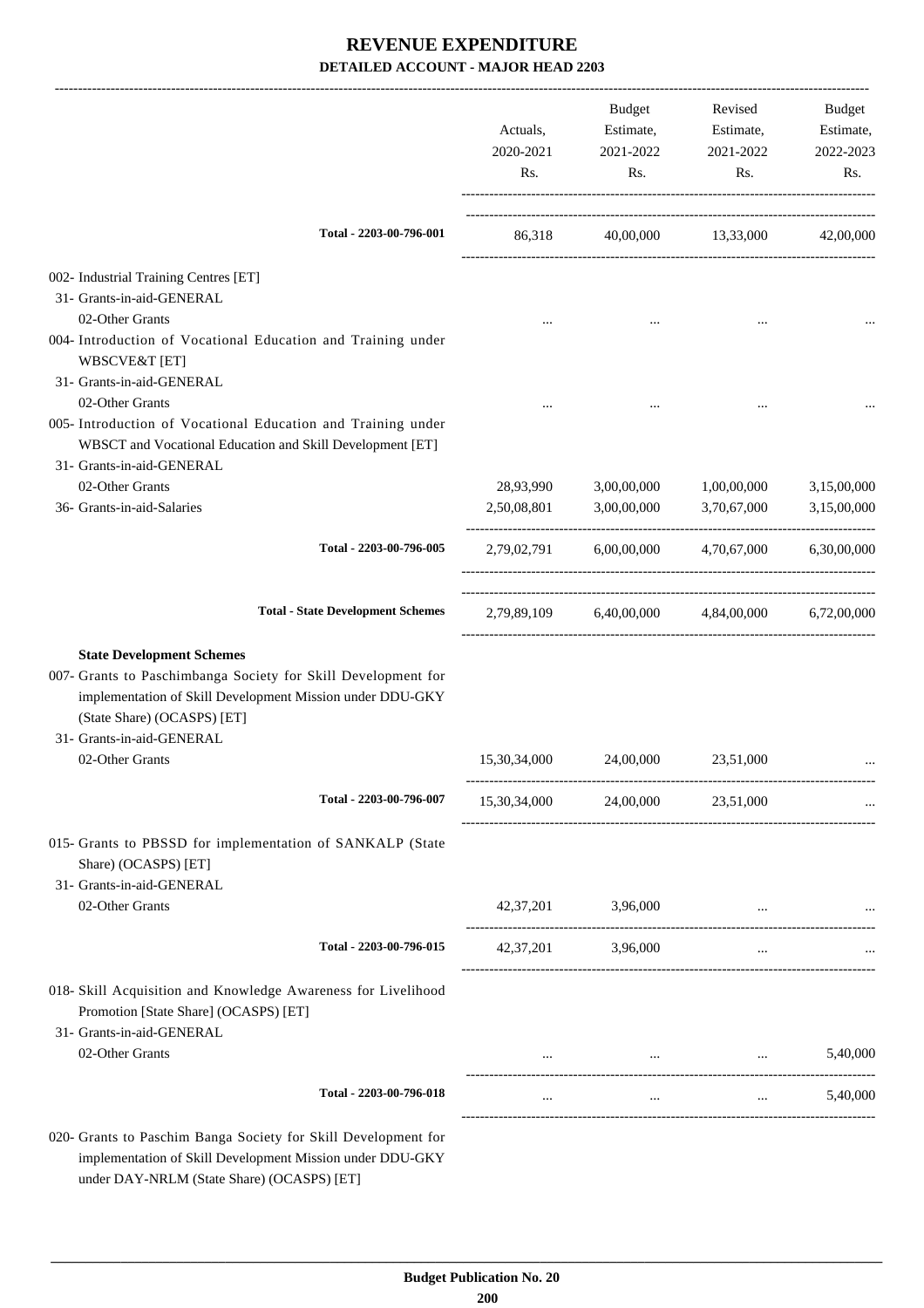# REVENUE EXPENDITURE

## DETAILED ACCOUNT - MAJOR HEAD 2203

| | Actuals, 2020-2021 Rs. | Budget Estimate, 2021-2022 Rs. | Revised Estimate, 2021-2022 Rs. | Budget Estimate, 2022-2023 Rs. |
|---|---|---|---|---|
| **Total - 2203-00-796-001** | 86,318 | 40,00,000 | 13,33,000 | 42,00,000 |
| 002- Industrial Training Centres [ET] | | | | |
| 31- Grants-in-aid-GENERAL | | | | |
| 02-Other Grants | ... | ... | ... | ... |
| 004- Introduction of Vocational Education and Training under WBSCVE&T [ET] | | | | |
| 31- Grants-in-aid-GENERAL | | | | |
| 02-Other Grants | ... | ... | ... | ... |
| 005- Introduction of Vocational Education and Training under WBSCT and Vocational Education and Skill Development [ET] | | | | |
| 31- Grants-in-aid-GENERAL | | | | |
| 02-Other Grants | 28,93,990 | 3,00,00,000 | 1,00,00,000 | 3,15,00,000 |
| 36- Grants-in-aid-Salaries | 2,50,08,801 | 3,00,00,000 | 3,70,67,000 | 3,15,00,000 |
| **Total - 2203-00-796-005** | 2,79,02,791 | 6,00,00,000 | 4,70,67,000 | 6,30,00,000 |
| **Total - State Development Schemes** | 2,79,89,109 | 6,40,00,000 | 4,84,00,000 | 6,72,00,000 |
| **State Development Schemes** | | | | |
| 007- Grants to Paschimbanga Society for Skill Development for implementation of Skill Development Mission under DDU-GKY (State Share) (OCASPS) [ET] | | | | |
| 31- Grants-in-aid-GENERAL | | | | |
| 02-Other Grants | 15,30,34,000 | 24,00,000 | 23,51,000 | ... |
| **Total - 2203-00-796-007** | 15,30,34,000 | 24,00,000 | 23,51,000 | ... |
| 015- Grants to PBSSD for implementation of SANKALP (State Share) (OCASPS) [ET] | | | | |
| 31- Grants-in-aid-GENERAL | | | | |
| 02-Other Grants | 42,37,201 | 3,96,000 | ... | ... |
| **Total - 2203-00-796-015** | 42,37,201 | 3,96,000 | ... | ... |
| 018- Skill Acquisition and Knowledge Awareness for Livelihood Promotion [State Share] (OCASPS) [ET] | | | | |
| 31- Grants-in-aid-GENERAL | | | | |
| 02-Other Grants | ... | ... | ... | 5,40,000 |
| **Total - 2203-00-796-018** | ... | ... | ... | 5,40,000 |
| 020- Grants to Paschim Banga Society for Skill Development for implementation of Skill Development Mission under DDU-GKY under DAY-NRLM (State Share) (OCASPS) [ET] | | | | |

Budget Publication No. 20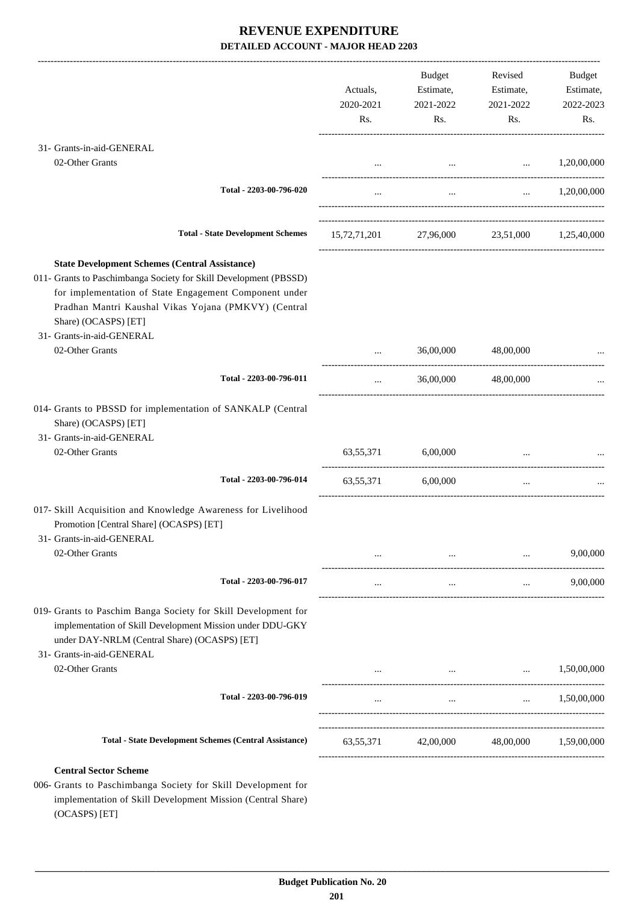# REVENUE EXPENDITURE

**DETAILED ACCOUNT - MAJOR HEAD 2203**

| | Actuals, 2020-2021 Rs. | Budget Estimate, 2021-2022 Rs. | Revised Estimate, 2021-2022 Rs. | Budget Estimate, 2022-2023 Rs. |
|---|---|---|---|---|
| 31- Grants-in-aid-GENERAL | | | | |
| 02-Other Grants | ... | ... | ... | 1,20,00,000 |
| Total - 2203-00-796-020 | ... | ... | ... | 1,20,00,000 |
| **Total - State Development Schemes** | 15,72,71,201 | 27,96,000 | 23,51,000 | 1,25,40,000 |
| **State Development Schemes (Central Assistance)** | | | | |
| 011- Grants to Paschimbanga Society for Skill Development (PBSSD) for implementation of State Engagement Component under Pradhan Mantri Kaushal Vikas Yojana (PMKVY) (Central Share) (OCASPS) [ET] | | | | |
| 31- Grants-in-aid-GENERAL | | | | |
| 02-Other Grants | ... | 36,00,000 | 48,00,000 | ... |
| Total - 2203-00-796-011 | ... | 36,00,000 | 48,00,000 | ... |
| 014- Grants to PBSSD for implementation of SANKALP (Central Share) (OCASPS) [ET] | | | | |
| 31- Grants-in-aid-GENERAL | | | | |
| 02-Other Grants | 63,55,371 | 6,00,000 | ... | ... |
| Total - 2203-00-796-014 | 63,55,371 | 6,00,000 | ... | ... |
| 017- Skill Acquisition and Knowledge Awareness for Livelihood Promotion [Central Share] (OCASPS) [ET] | | | | |
| 31- Grants-in-aid-GENERAL | | | | |
| 02-Other Grants | ... | ... | ... | 9,00,000 |
| Total - 2203-00-796-017 | ... | ... | ... | 9,00,000 |
| 019- Grants to Paschim Banga Society for Skill Development for implementation of Skill Development Mission under DDU-GKY under DAY-NRLM (Central Share) (OCASPS) [ET] | | | | |
| 31- Grants-in-aid-GENERAL | | | | |
| 02-Other Grants | ... | ... | ... | 1,50,00,000 |
| Total - 2203-00-796-019 | ... | ... | ... | 1,50,00,000 |
| **Total - State Development Schemes (Central Assistance)** | 63,55,371 | 42,00,000 | 48,00,000 | 1,59,00,000 |
| **Central Sector Scheme** | | | | |
| 006- Grants to Paschimbanga Society for Skill Development for implementation of Skill Development Mission (Central Share) (OCASPS) [ET] | | | | |

**Budget Publication No. 20**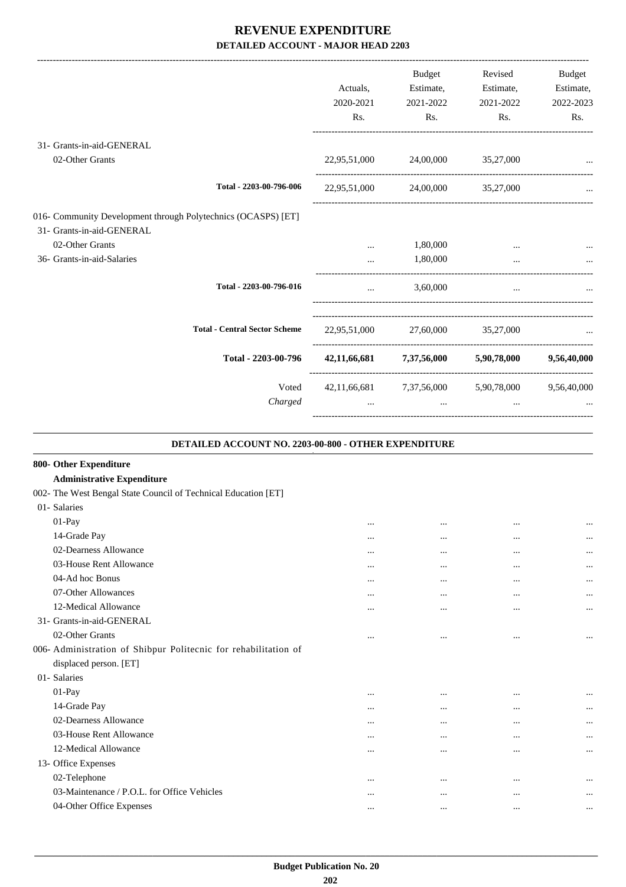# REVENUE EXPENDITURE

**DETAILED ACCOUNT - MAJOR HEAD 2203**

| | Actuals, 2020-2021 Rs. | Budget Estimate, 2021-2022 Rs. | Revised Estimate, 2021-2022 Rs. | Budget Estimate, 2022-2023 Rs. |
|---|---|---|---|---|
| 31- Grants-in-aid-GENERAL | | | | |
| 02-Other Grants | 22,95,51,000 | 24,00,000 | 35,27,000 | ... |
| Total - 2203-00-796-006 | 22,95,51,000 | 24,00,000 | 35,27,000 | ... |
| 016- Community Development through Polytechnics (OCASPS) [ET] | | | | |
| 31- Grants-in-aid-GENERAL | | | | |
| 02-Other Grants | ... | 1,80,000 | ... | ... |
| 36- Grants-in-aid-Salaries | ... | 1,80,000 | ... | ... |
| Total - 2203-00-796-016 | ... | 3,60,000 | ... | ... |
| Total - Central Sector Scheme | 22,95,51,000 | 27,60,000 | 35,27,000 | ... |
| **Total - 2203-00-796** | **42,11,66,681** | **7,37,56,000** | **5,90,78,000** | **9,56,40,000** |
| Voted | 42,11,66,681 | 7,37,56,000 | 5,90,78,000 | 9,56,40,000 |
| *Charged* | ... | ... | ... | ... |

**DETAILED ACCOUNT NO. 2203-00-800 - OTHER EXPENDITURE**

| | | | | |
|---|---|---|---|---|
| **800- Other Expenditure** | | | | |
| **Administrative Expenditure** | | | | |
| 002- The West Bengal State Council of Technical Education [ET] | | | | |
| 01- Salaries | | | | |
| 01-Pay | ... | ... | ... | ... |
| 14-Grade Pay | ... | ... | ... | ... |
| 02-Dearness Allowance | ... | ... | ... | ... |
| 03-House Rent Allowance | ... | ... | ... | ... |
| 04-Ad hoc Bonus | ... | ... | ... | ... |
| 07-Other Allowances | ... | ... | ... | ... |
| 12-Medical Allowance | ... | ... | ... | ... |
| 31- Grants-in-aid-GENERAL | | | | |
| 02-Other Grants | ... | ... | ... | ... |
| 006- Administration of Shibpur Politecnic for rehabilitation of displaced person. [ET] | | | | |
| 01- Salaries | | | | |
| 01-Pay | ... | ... | ... | ... |
| 14-Grade Pay | ... | ... | ... | ... |
| 02-Dearness Allowance | ... | ... | ... | ... |
| 03-House Rent Allowance | ... | ... | ... | ... |
| 12-Medical Allowance | ... | ... | ... | ... |
| 13- Office Expenses | | | | |
| 02-Telephone | ... | ... | ... | ... |
| 03-Maintenance / P.O.L. for Office Vehicles | ... | ... | ... | ... |
| 04-Other Office Expenses | ... | ... | ... | ... |

Budget Publication No. 20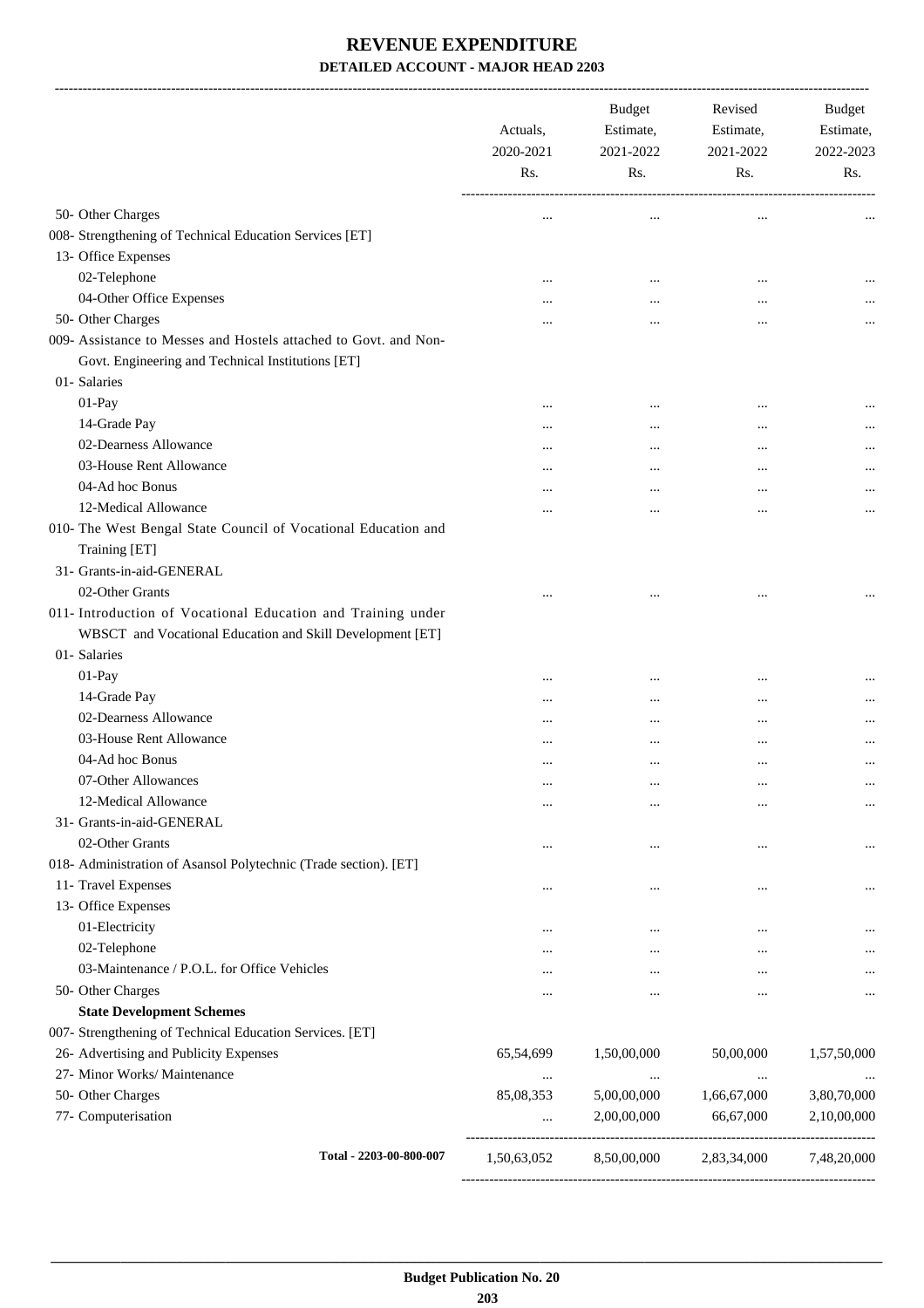# REVENUE EXPENDITURE

## DETAILED ACCOUNT - MAJOR HEAD 2203

| | Actuals, 2020-2021 Rs. | Budget Estimate, 2021-2022 Rs. | Revised Estimate, 2021-2022 Rs. | Budget Estimate, 2022-2023 Rs. |
|---|---|---|---|---|
| 50- Other Charges | ... | ... | ... | ... |
| 008- Strengthening of Technical Education Services [ET] | | | | |
| 13- Office Expenses | | | | |
| 02-Telephone | ... | ... | ... | ... |
| 04-Other Office Expenses | ... | ... | ... | ... |
| 50- Other Charges | ... | ... | ... | ... |
| 009- Assistance to Messes and Hostels attached to Govt. and Non-Govt. Engineering and Technical Institutions [ET] | | | | |
| 01- Salaries | | | | |
| 01-Pay | ... | ... | ... | ... |
| 14-Grade Pay | ... | ... | ... | ... |
| 02-Dearness Allowance | ... | ... | ... | ... |
| 03-House Rent Allowance | ... | ... | ... | ... |
| 04-Ad hoc Bonus | ... | ... | ... | ... |
| 12-Medical Allowance | ... | ... | ... | ... |
| 010- The West Bengal State Council of Vocational Education and Training [ET] | | | | |
| 31- Grants-in-aid-GENERAL | | | | |
| 02-Other Grants | ... | ... | ... | ... |
| 011- Introduction of Vocational Education and Training under WBSCT and Vocational Education and Skill Development [ET] | | | | |
| 01- Salaries | | | | |
| 01-Pay | ... | ... | ... | ... |
| 14-Grade Pay | ... | ... | ... | ... |
| 02-Dearness Allowance | ... | ... | ... | ... |
| 03-House Rent Allowance | ... | ... | ... | ... |
| 04-Ad hoc Bonus | ... | ... | ... | ... |
| 07-Other Allowances | ... | ... | ... | ... |
| 12-Medical Allowance | ... | ... | ... | ... |
| 31- Grants-in-aid-GENERAL | | | | |
| 02-Other Grants | ... | ... | ... | ... |
| 018- Administration of Asansol Polytechnic (Trade section). [ET] | | | | |
| 11- Travel Expenses | ... | ... | ... | ... |
| 13- Office Expenses | | | | |
| 01-Electricity | ... | ... | ... | ... |
| 02-Telephone | ... | ... | ... | ... |
| 03-Maintenance / P.O.L. for Office Vehicles | ... | ... | ... | ... |
| 50- Other Charges | ... | ... | ... | ... |
| **State Development Schemes** | | | | |
| 007- Strengthening of Technical Education Services. [ET] | | | | |
| 26- Advertising and Publicity Expenses | 65,54,699 | 1,50,00,000 | 50,00,000 | 1,57,50,000 |
| 27- Minor Works/ Maintenance | ... | ... | ... | ... |
| 50- Other Charges | 85,08,353 | 5,00,00,000 | 1,66,67,000 | 3,80,70,000 |
| 77- Computerisation | ... | 2,00,00,000 | 66,67,000 | 2,10,00,000 |
| **Total - 2203-00-800-007** | 1,50,63,052 | 8,50,00,000 | 2,83,34,000 | 7,48,20,000 |

Budget Publication No. 20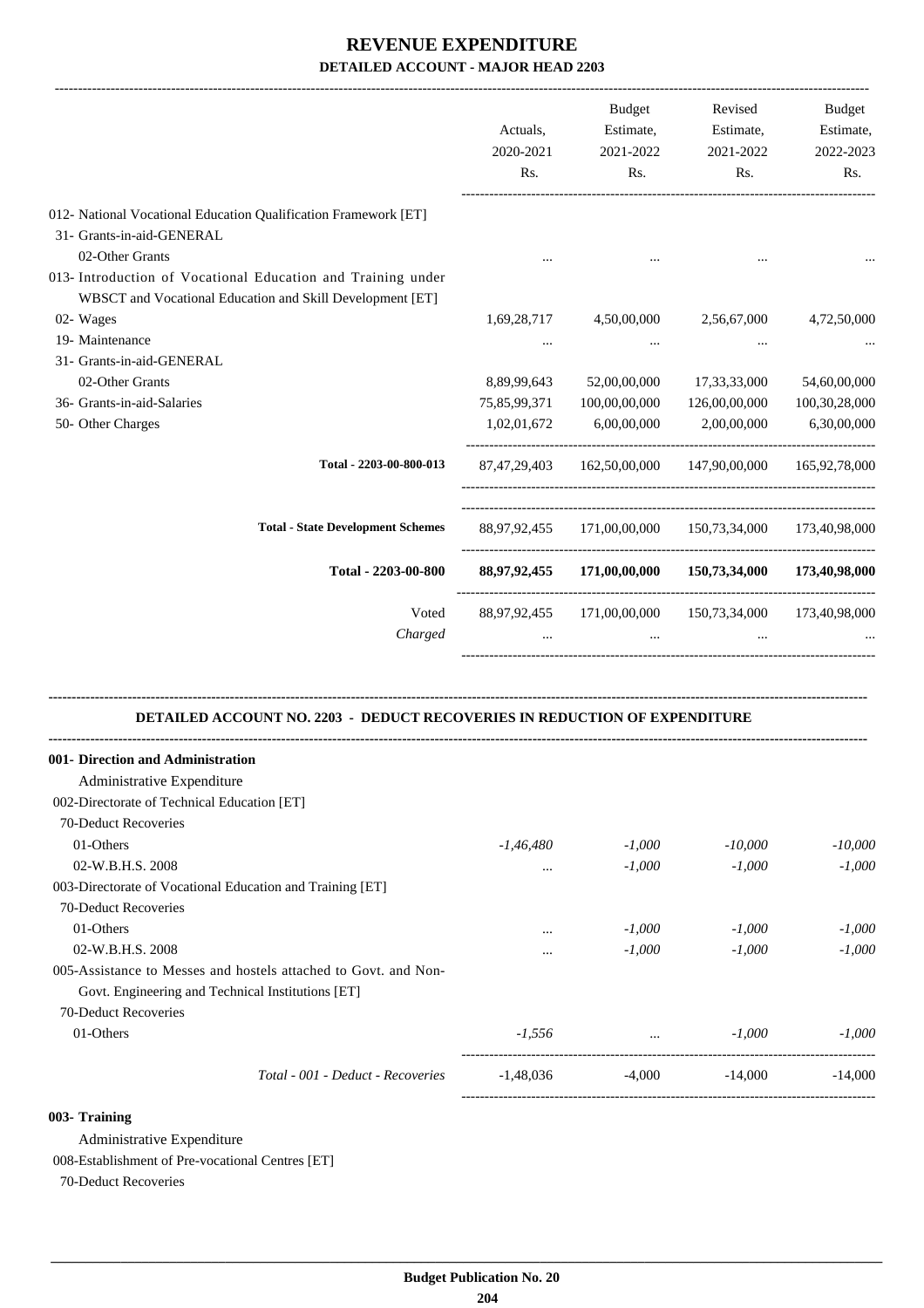# REVENUE EXPENDITURE

## DETAILED ACCOUNT - MAJOR HEAD 2203

| | Actuals, 2020-2021 Rs. | Budget Estimate, 2021-2022 Rs. | Revised Estimate, 2021-2022 Rs. | Budget Estimate, 2022-2023 Rs. |
|---|---|---|---|---|
| 012- National Vocational Education Qualification Framework [ET] | | | | |
| 31- Grants-in-aid-GENERAL | | | | |
| 02-Other Grants | ... | ... | ... | ... |
| 013- Introduction of Vocational Education and Training under WBSCT and Vocational Education and Skill Development [ET] | | | | |
| 02- Wages | 1,69,28,717 | 4,50,00,000 | 2,56,67,000 | 4,72,50,000 |
| 19- Maintenance | ... | ... | ... | ... |
| 31- Grants-in-aid-GENERAL | | | | |
| 02-Other Grants | 8,89,99,643 | 52,00,00,000 | 17,33,33,000 | 54,60,00,000 |
| 36- Grants-in-aid-Salaries | 75,85,99,371 | 100,00,00,000 | 126,00,00,000 | 100,30,28,000 |
| 50- Other Charges | 1,02,01,672 | 6,00,00,000 | 2,00,00,000 | 6,30,00,000 |
| **Total - 2203-00-800-013** | 87,47,29,403 | 162,50,00,000 | 147,90,00,000 | 165,92,78,000 |
| **Total - State Development Schemes** | 88,97,92,455 | 171,00,00,000 | 150,73,34,000 | 173,40,98,000 |
| **Total - 2203-00-800** | **88,97,92,455** | **171,00,00,000** | **150,73,34,000** | **173,40,98,000** |
| Voted | 88,97,92,455 | 171,00,00,000 | 150,73,34,000 | 173,40,98,000 |
| *Charged* | ... | ... | ... | ... |

### DETAILED ACCOUNT NO. 2203 - DEDUCT RECOVERIES IN REDUCTION OF EXPENDITURE

| | Actuals, 2020-2021 Rs. | Budget Estimate, 2021-2022 Rs. | Revised Estimate, 2021-2022 Rs. | Budget Estimate, 2022-2023 Rs. |
|---|---|---|---|---|
| **001- Direction and Administration** | | | | |
| Administrative Expenditure | | | | |
| 002-Directorate of Technical Education [ET] | | | | |
| 70-Deduct Recoveries | | | | |
| 01-Others | *-1,46,480* | *-1,000* | *-10,000* | *-10,000* |
| 02-W.B.H.S. 2008 | ... | *-1,000* | *-1,000* | *-1,000* |
| 003-Directorate of Vocational Education and Training [ET] | | | | |
| 70-Deduct Recoveries | | | | |
| 01-Others | ... | *-1,000* | *-1,000* | *-1,000* |
| 02-W.B.H.S. 2008 | ... | *-1,000* | *-1,000* | *-1,000* |
| 005-Assistance to Messes and hostels attached to Govt. and Non-Govt. Engineering and Technical Institutions [ET] | | | | |
| 70-Deduct Recoveries | | | | |
| 01-Others | *-1,556* | ... | *-1,000* | *-1,000* |
| *Total - 001 - Deduct - Recoveries* | -1,48,036 | -4,000 | -14,000 | -14,000 |
| **003- Training** | | | | |
| Administrative Expenditure | | | | |
| 008-Establishment of Pre-vocational Centres [ET] | | | | |
| 70-Deduct Recoveries | | | | |

**Budget Publication No. 20**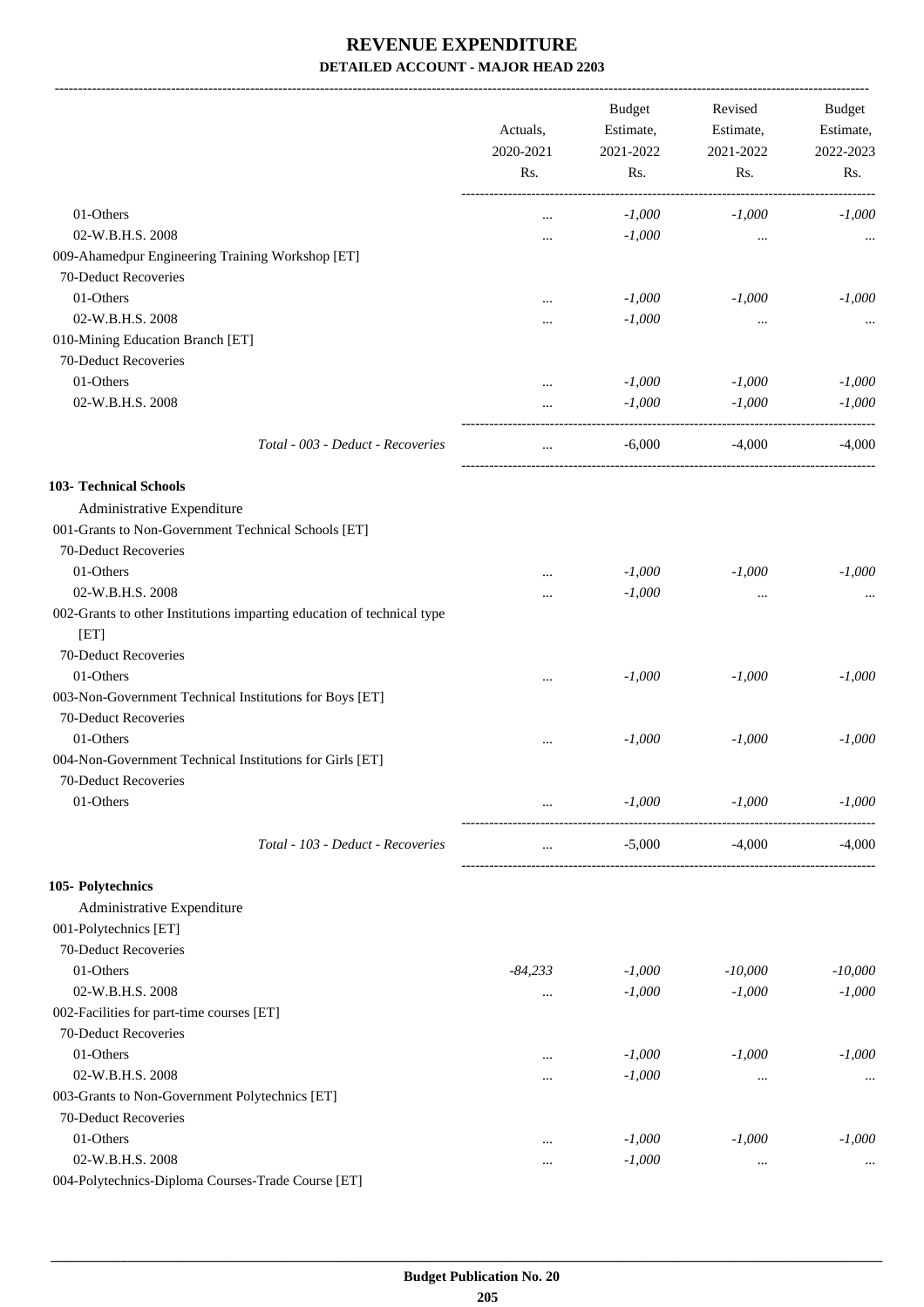# REVENUE EXPENDITURE
## DETAILED ACCOUNT - MAJOR HEAD 2203

| | Actuals, 2020-2021 Rs. | Budget Estimate, 2021-2022 Rs. | Revised Estimate, 2021-2022 Rs. | Budget Estimate, 2022-2023 Rs. |
|---|---|---|---|---|
| 01-Others | ... | -1,000 | -1,000 | -1,000 |
| 02-W.B.H.S. 2008 | ... | -1,000 | ... | ... |
| 009-Ahamedpur Engineering Training Workshop [ET] | | | | |
| 70-Deduct Recoveries | | | | |
| 01-Others | ... | -1,000 | -1,000 | -1,000 |
| 02-W.B.H.S. 2008 | ... | -1,000 | ... | ... |
| 010-Mining Education Branch [ET] | | | | |
| 70-Deduct Recoveries | | | | |
| 01-Others | ... | -1,000 | -1,000 | -1,000 |
| 02-W.B.H.S. 2008 | ... | -1,000 | -1,000 | -1,000 |
| *Total - 003 - Deduct - Recoveries* | ... | -6,000 | -4,000 | -4,000 |
| **103- Technical Schools** | | | | |
| Administrative Expenditure | | | | |
| 001-Grants to Non-Government Technical Schools [ET] | | | | |
| 70-Deduct Recoveries | | | | |
| 01-Others | ... | -1,000 | -1,000 | -1,000 |
| 02-W.B.H.S. 2008 | ... | -1,000 | ... | ... |
| 002-Grants to other Institutions imparting education of technical type [ET] | | | | |
| 70-Deduct Recoveries | | | | |
| 01-Others | ... | -1,000 | -1,000 | -1,000 |
| 003-Non-Government Technical Institutions for Boys [ET] | | | | |
| 70-Deduct Recoveries | | | | |
| 01-Others | ... | -1,000 | -1,000 | -1,000 |
| 004-Non-Government Technical Institutions for Girls [ET] | | | | |
| 70-Deduct Recoveries | | | | |
| 01-Others | ... | -1,000 | -1,000 | -1,000 |
| *Total - 103 - Deduct - Recoveries* | ... | -5,000 | -4,000 | -4,000 |
| **105- Polytechnics** | | | | |
| Administrative Expenditure | | | | |
| 001-Polytechnics [ET] | | | | |
| 70-Deduct Recoveries | | | | |
| 01-Others | -84,233 | -1,000 | -10,000 | -10,000 |
| 02-W.B.H.S. 2008 | ... | -1,000 | -1,000 | -1,000 |
| 002-Facilities for part-time courses [ET] | | | | |
| 70-Deduct Recoveries | | | | |
| 01-Others | ... | -1,000 | -1,000 | -1,000 |
| 02-W.B.H.S. 2008 | ... | -1,000 | ... | ... |
| 003-Grants to Non-Government Polytechnics [ET] | | | | |
| 70-Deduct Recoveries | | | | |
| 01-Others | ... | -1,000 | -1,000 | -1,000 |
| 02-W.B.H.S. 2008 | ... | -1,000 | ... | ... |
| 004-Polytechnics-Diploma Courses-Trade Course [ET] | | | | |

**Budget Publication No. 20**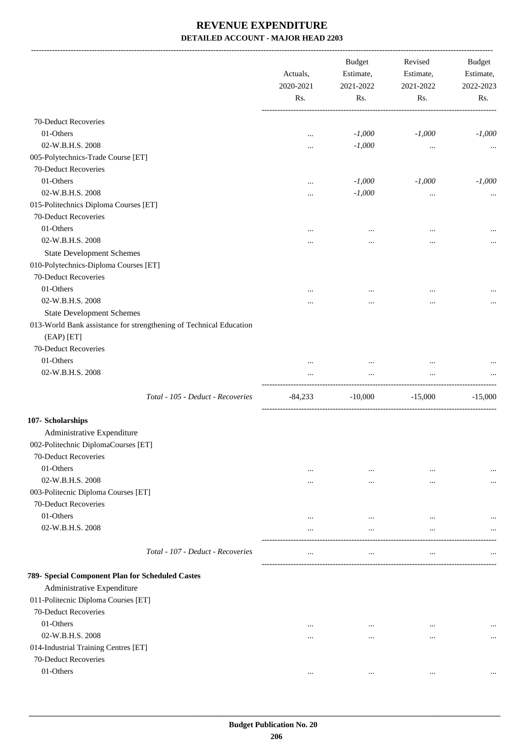# REVENUE EXPENDITURE

## DETAILED ACCOUNT - MAJOR HEAD 2203

| | Actuals, 2020-2021 Rs. | Budget Estimate, 2021-2022 Rs. | Revised Estimate, 2021-2022 Rs. | Budget Estimate, 2022-2023 Rs. |
|---|---|---|---|---|
| 70-Deduct Recoveries | | | | |
| 01-Others | ... | *-1,000* | *-1,000* | *-1,000* |
| 02-W.B.H.S. 2008 | ... | *-1,000* | ... | ... |
| 005-Polytechnics-Trade Course [ET] | | | | |
| 70-Deduct Recoveries | | | | |
| 01-Others | ... | *-1,000* | *-1,000* | *-1,000* |
| 02-W.B.H.S. 2008 | ... | *-1,000* | ... | ... |
| 015-Politechnics Diploma Courses [ET] | | | | |
| 70-Deduct Recoveries | | | | |
| 01-Others | ... | ... | ... | ... |
| 02-W.B.H.S. 2008 | ... | ... | ... | ... |
| State Development Schemes | | | | |
| 010-Polytechnics-Diploma Courses [ET] | | | | |
| 70-Deduct Recoveries | | | | |
| 01-Others | ... | ... | ... | ... |
| 02-W.B.H.S. 2008 | ... | ... | ... | ... |
| State Development Schemes | | | | |
| 013-World Bank assistance for strengthening of Technical Education (EAP) [ET] | | | | |
| 70-Deduct Recoveries | | | | |
| 01-Others | ... | ... | ... | ... |
| 02-W.B.H.S. 2008 | ... | ... | ... | ... |
| *Total - 105 - Deduct - Recoveries* | -84,233 | -10,000 | -15,000 | -15,000 |
| **107- Scholarships** | | | | |
| Administrative Expenditure | | | | |
| 002-Politechnic DiplomaCourses [ET] | | | | |
| 70-Deduct Recoveries | | | | |
| 01-Others | ... | ... | ... | ... |
| 02-W.B.H.S. 2008 | ... | ... | ... | ... |
| 003-Politecnic Diploma Courses [ET] | | | | |
| 70-Deduct Recoveries | | | | |
| 01-Others | ... | ... | ... | ... |
| 02-W.B.H.S. 2008 | ... | ... | ... | ... |
| *Total - 107 - Deduct - Recoveries* | ... | ... | ... | ... |
| **789- Special Component Plan for Scheduled Castes** | | | | |
| Administrative Expenditure | | | | |
| 011-Politecnic Diploma Courses [ET] | | | | |
| 70-Deduct Recoveries | | | | |
| 01-Others | ... | ... | ... | ... |
| 02-W.B.H.S. 2008 | ... | ... | ... | ... |
| 014-Industrial Training Centres [ET] | | | | |
| 70-Deduct Recoveries | | | | |
| 01-Others | ... | ... | ... | ... |

**Budget Publication No. 20**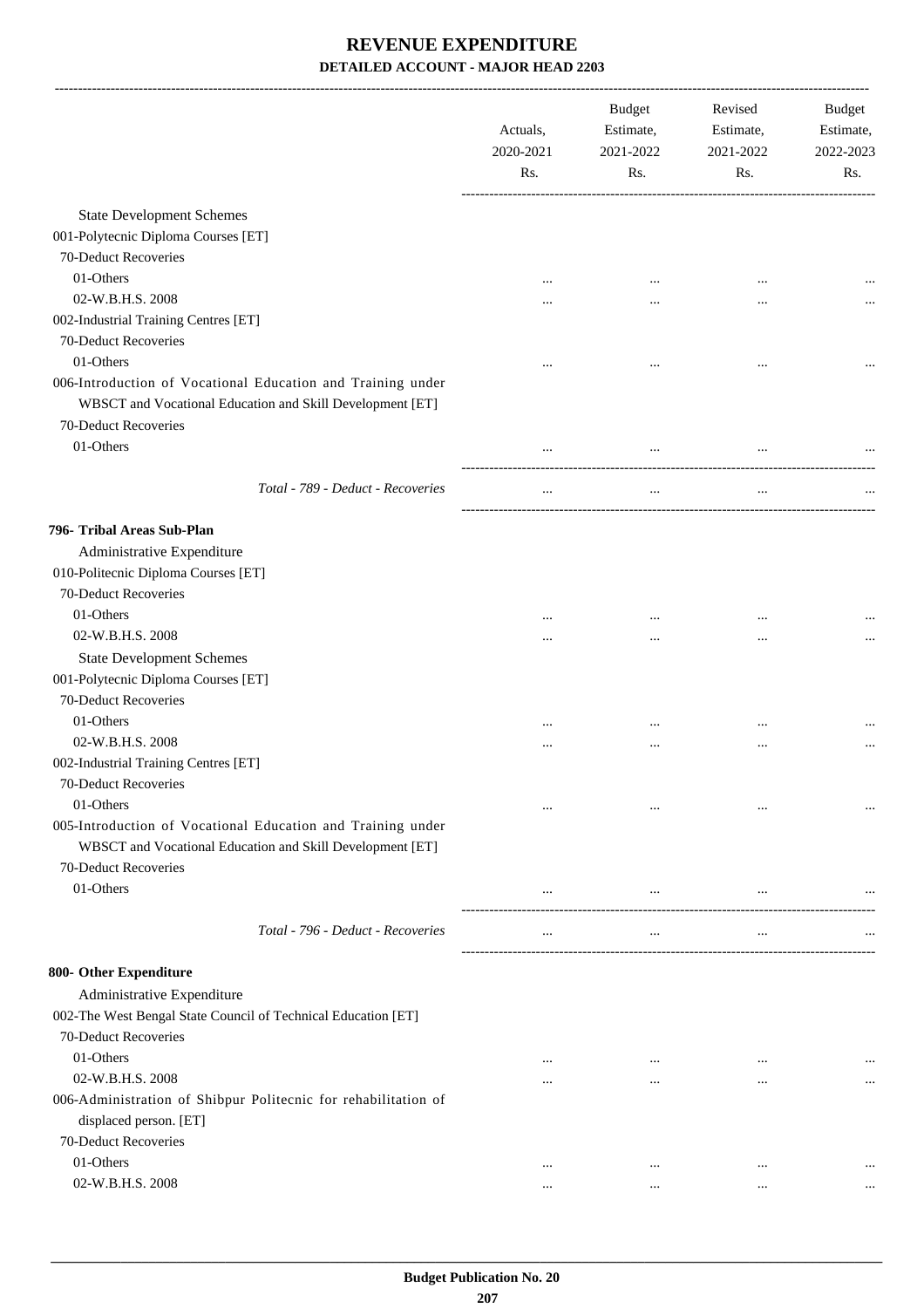# REVENUE EXPENDITURE

## DETAILED ACCOUNT - MAJOR HEAD 2203

| | Actuals, 2020-2021 Rs. | Budget Estimate, 2021-2022 Rs. | Revised Estimate, 2021-2022 Rs. | Budget Estimate, 2022-2023 Rs. |
|---|---|---|---|---|
| State Development Schemes | | | | |
| 001-Polytecnic Diploma Courses [ET] | | | | |
| 70-Deduct Recoveries | | | | |
| 01-Others | ... | ... | ... | ... |
| 02-W.B.H.S. 2008 | ... | ... | ... | ... |
| 002-Industrial Training Centres [ET] | | | | |
| 70-Deduct Recoveries | | | | |
| 01-Others | ... | ... | ... | ... |
| 006-Introduction of Vocational Education and Training under WBSCT and Vocational Education and Skill Development [ET] | | | | |
| 70-Deduct Recoveries | | | | |
| 01-Others | ... | ... | ... | ... |
| *Total - 789 - Deduct - Recoveries* | ... | ... | ... | ... |
| **796- Tribal Areas Sub-Plan** | | | | |
| Administrative Expenditure | | | | |
| 010-Politecnic Diploma Courses [ET] | | | | |
| 70-Deduct Recoveries | | | | |
| 01-Others | ... | ... | ... | ... |
| 02-W.B.H.S. 2008 | ... | ... | ... | ... |
| State Development Schemes | | | | |
| 001-Polytecnic Diploma Courses [ET] | | | | |
| 70-Deduct Recoveries | | | | |
| 01-Others | ... | ... | ... | ... |
| 02-W.B.H.S. 2008 | ... | ... | ... | ... |
| 002-Industrial Training Centres [ET] | | | | |
| 70-Deduct Recoveries | | | | |
| 01-Others | ... | ... | ... | ... |
| 005-Introduction of Vocational Education and Training under WBSCT and Vocational Education and Skill Development [ET] | | | | |
| 70-Deduct Recoveries | | | | |
| 01-Others | ... | ... | ... | ... |
| *Total - 796 - Deduct - Recoveries* | ... | ... | ... | ... |
| **800- Other Expenditure** | | | | |
| Administrative Expenditure | | | | |
| 002-The West Bengal State Council of Technical Education [ET] | | | | |
| 70-Deduct Recoveries | | | | |
| 01-Others | ... | ... | ... | ... |
| 02-W.B.H.S. 2008 | ... | ... | ... | ... |
| 006-Administration of Shibpur Politecnic for rehabilitation of displaced person. [ET] | | | | |
| 70-Deduct Recoveries | | | | |
| 01-Others | ... | ... | ... | ... |
| 02-W.B.H.S. 2008 | ... | ... | ... | ... |

**Budget Publication No. 20**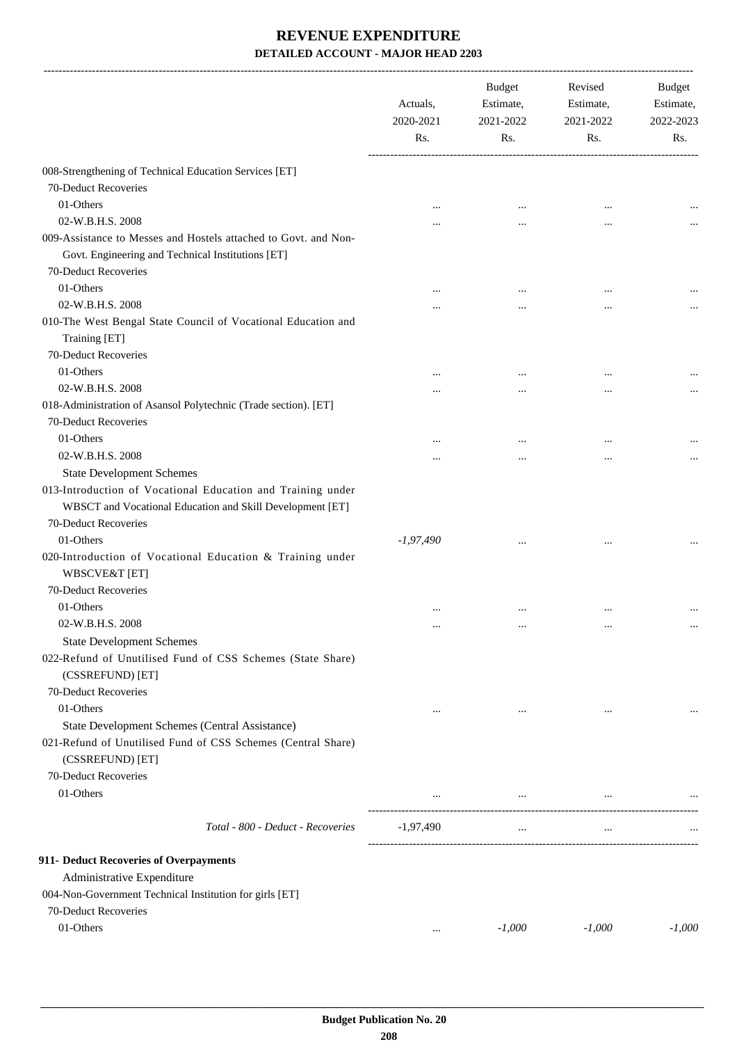# REVENUE EXPENDITURE

## DETAILED ACCOUNT - MAJOR HEAD 2203

| | Actuals, 2020-2021 Rs. | Budget Estimate, 2021-2022 Rs. | Revised Estimate, 2021-2022 Rs. | Budget Estimate, 2022-2023 Rs. |
|---|---|---|---|---|
| 008-Strengthening of Technical Education Services [ET] | | | | |
| 70-Deduct Recoveries | | | | |
| 01-Others | ... | ... | ... | ... |
| 02-W.B.H.S. 2008 | ... | ... | ... | ... |
| 009-Assistance to Messes and Hostels attached to Govt. and Non-Govt. Engineering and Technical Institutions [ET] | | | | |
| 70-Deduct Recoveries | | | | |
| 01-Others | ... | ... | ... | ... |
| 02-W.B.H.S. 2008 | ... | ... | ... | ... |
| 010-The West Bengal State Council of Vocational Education and Training [ET] | | | | |
| 70-Deduct Recoveries | | | | |
| 01-Others | ... | ... | ... | ... |
| 02-W.B.H.S. 2008 | ... | ... | ... | ... |
| 018-Administration of Asansol Polytechnic (Trade section). [ET] | | | | |
| 70-Deduct Recoveries | | | | |
| 01-Others | ... | ... | ... | ... |
| 02-W.B.H.S. 2008 | ... | ... | ... | ... |
| State Development Schemes | | | | |
| 013-Introduction of Vocational Education and Training under WBSCT and Vocational Education and Skill Development [ET] | | | | |
| 70-Deduct Recoveries | | | | |
| 01-Others | *-1,97,490* | ... | ... | ... |
| 020-Introduction of Vocational Education & Training under WBSCVE&T [ET] | | | | |
| 70-Deduct Recoveries | | | | |
| 01-Others | ... | ... | ... | ... |
| 02-W.B.H.S. 2008 | ... | ... | ... | ... |
| State Development Schemes | | | | |
| 022-Refund of Unutilised Fund of CSS Schemes (State Share) (CSSREFUND) [ET] | | | | |
| 70-Deduct Recoveries | | | | |
| 01-Others | ... | ... | ... | ... |
| State Development Schemes (Central Assistance) | | | | |
| 021-Refund of Unutilised Fund of CSS Schemes (Central Share) (CSSREFUND) [ET] | | | | |
| 70-Deduct Recoveries | | | | |
| 01-Others | ... | ... | ... | ... |
| *Total - 800 - Deduct - Recoveries* | -1,97,490 | ... | ... | ... |
| **911- Deduct Recoveries of Overpayments** | | | | |
| Administrative Expenditure | | | | |
| 004-Non-Government Technical Institution for girls [ET] | | | | |
| 70-Deduct Recoveries | | | | |
| 01-Others | ... | *-1,000* | *-1,000* | *-1,000* |

**Budget Publication No. 20**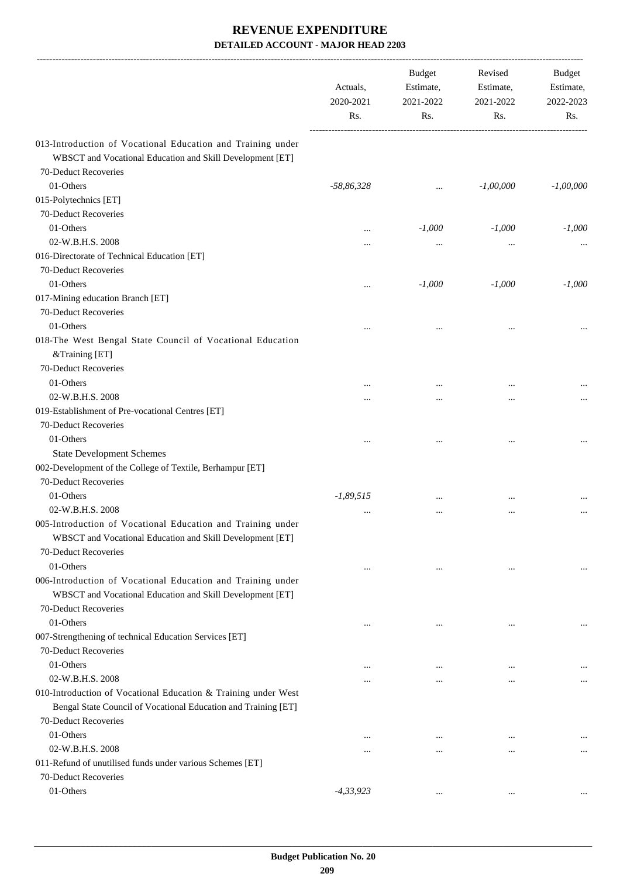# REVENUE EXPENDITURE

## DETAILED ACCOUNT - MAJOR HEAD 2203

| | Actuals, 2020-2021 Rs. | Budget Estimate, 2021-2022 Rs. | Revised Estimate, 2021-2022 Rs. | Budget Estimate, 2022-2023 Rs. |
|---|---|---|---|---|
| 013-Introduction of Vocational Education and Training under WBSCT and Vocational Education and Skill Development [ET] | | | | |
| 70-Deduct Recoveries | | | | |
| 01-Others | *-58,86,328* | ... | *-1,00,000* | *-1,00,000* |
| 015-Polytechnics [ET] | | | | |
| 70-Deduct Recoveries | | | | |
| 01-Others | ... | *-1,000* | *-1,000* | *-1,000* |
| 02-W.B.H.S. 2008 | ... | ... | ... | ... |
| 016-Directorate of Technical Education [ET] | | | | |
| 70-Deduct Recoveries | | | | |
| 01-Others | ... | *-1,000* | *-1,000* | *-1,000* |
| 017-Mining education Branch [ET] | | | | |
| 70-Deduct Recoveries | | | | |
| 01-Others | ... | ... | ... | ... |
| 018-The West Bengal State Council of Vocational Education &Training [ET] | | | | |
| 70-Deduct Recoveries | | | | |
| 01-Others | ... | ... | ... | ... |
| 02-W.B.H.S. 2008 | ... | ... | ... | ... |
| 019-Establishment of Pre-vocational Centres [ET] | | | | |
| 70-Deduct Recoveries | | | | |
| 01-Others | ... | ... | ... | ... |
| State Development Schemes | | | | |
| 002-Development of the College of Textile, Berhampur [ET] | | | | |
| 70-Deduct Recoveries | | | | |
| 01-Others | *-1,89,515* | ... | ... | ... |
| 02-W.B.H.S. 2008 | ... | ... | ... | ... |
| 005-Introduction of Vocational Education and Training under WBSCT and Vocational Education and Skill Development [ET] | | | | |
| 70-Deduct Recoveries | | | | |
| 01-Others | ... | ... | ... | ... |
| 006-Introduction of Vocational Education and Training under WBSCT and Vocational Education and Skill Development [ET] | | | | |
| 70-Deduct Recoveries | | | | |
| 01-Others | ... | ... | ... | ... |
| 007-Strengthening of technical Education Services [ET] | | | | |
| 70-Deduct Recoveries | | | | |
| 01-Others | ... | ... | ... | ... |
| 02-W.B.H.S. 2008 | ... | ... | ... | ... |
| 010-Introduction of Vocational Education & Training under West Bengal State Council of Vocational Education and Training [ET] | | | | |
| 70-Deduct Recoveries | | | | |
| 01-Others | ... | ... | ... | ... |
| 02-W.B.H.S. 2008 | ... | ... | ... | ... |
| 011-Refund of unutilised funds under various Schemes [ET] | | | | |
| 70-Deduct Recoveries | | | | |
| 01-Others | *-4,33,923* | ... | ... | ... |

Budget Publication No. 20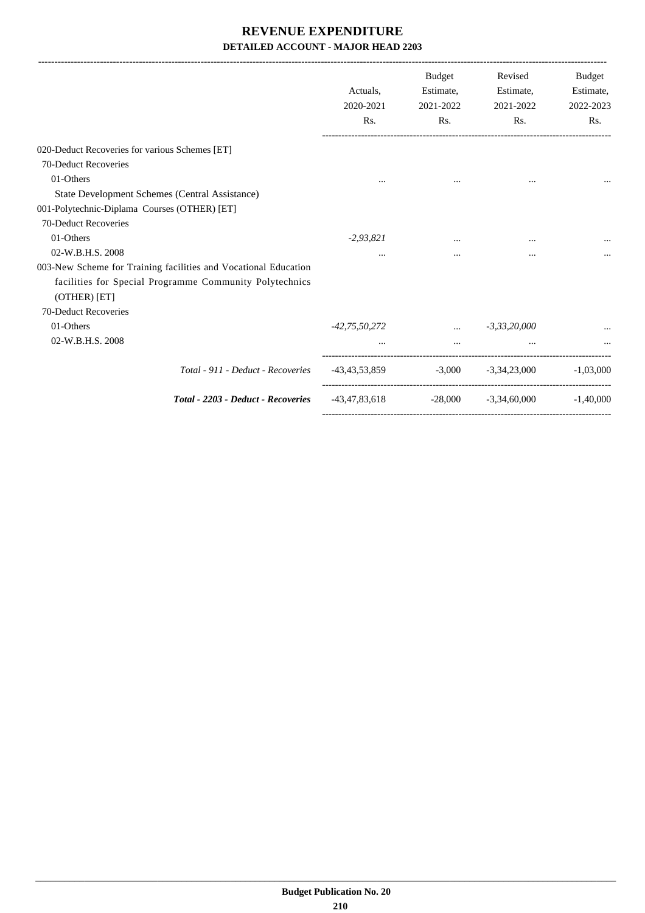# REVENUE EXPENDITURE

## DETAILED ACCOUNT - MAJOR HEAD 2203

| | Actuals, 2020-2021 Rs. | Budget Estimate, 2021-2022 Rs. | Revised Estimate, 2021-2022 Rs. | Budget Estimate, 2022-2023 Rs. |
|---|---|---|---|---|
| 020-Deduct Recoveries for various Schemes [ET] | | | | |
| 70-Deduct Recoveries | | | | |
| 01-Others | ... | ... | ... | ... |
| State Development Schemes (Central Assistance) | | | | |
| 001-Polytechnic-Diplama Courses (OTHER) [ET] | | | | |
| 70-Deduct Recoveries | | | | |
| 01-Others | *-2,93,821* | ... | ... | ... |
| 02-W.B.H.S. 2008 | ... | ... | ... | ... |
| 003-New Scheme for Training facilities and Vocational Education facilities for Special Programme Community Polytechnics (OTHER) [ET] | | | | |
| 70-Deduct Recoveries | | | | |
| 01-Others | *-42,75,50,272* | ... | *-3,33,20,000* | ... |
| 02-W.B.H.S. 2008 | ... | ... | ... | ... |
| *Total - 911 - Deduct - Recoveries* | -43,43,53,859 | -3,000 | -3,34,23,000 | -1,03,000 |
| ***Total - 2203 - Deduct - Recoveries*** | -43,47,83,618 | -28,000 | -3,34,60,000 | -1,40,000 |

Budget Publication No. 20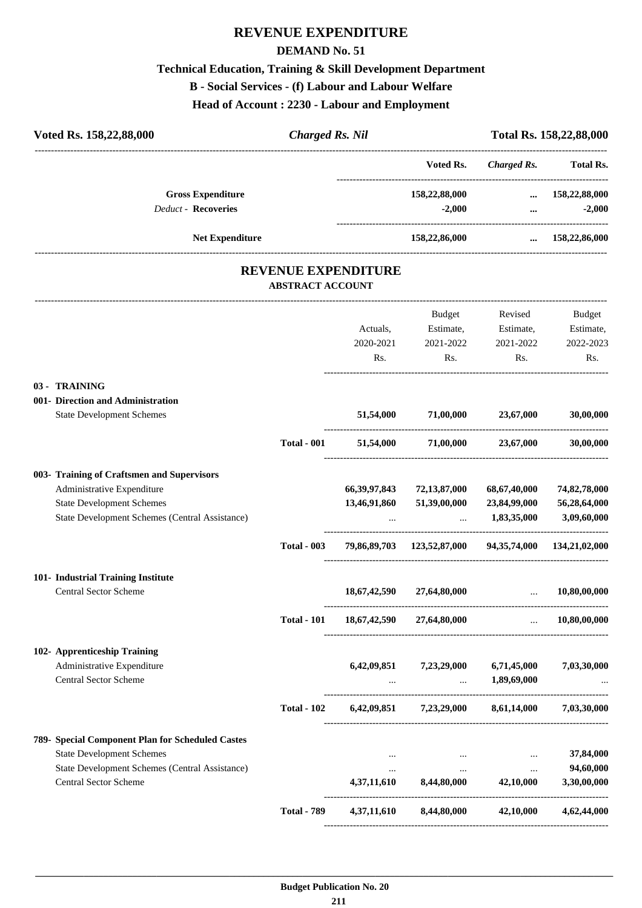# REVENUE EXPENDITURE

## DEMAND No. 51

### Technical Education, Training & Skill Development Department

### B - Social Services - (f) Labour and Labour Welfare

### Head of Account : 2230 - Labour and Employment

**Voted Rs. 158,22,88,000** | ***Charged Rs. Nil*** | **Total Rs. 158,22,88,000**

| | Voted Rs. | *Charged Rs.* | Total Rs. |
|---|---|---|---|
| **Gross Expenditure** | **158,22,88,000** | **...** | **158,22,88,000** |
| *Deduct -* **Recoveries** | **-2,000** | **...** | **-2,000** |
| **Net Expenditure** | **158,22,86,000** | **...** | **158,22,86,000** |

## REVENUE EXPENDITURE

### ABSTRACT ACCOUNT

| | | Actuals, 2020-2021 Rs. | Budget Estimate, 2021-2022 Rs. | Revised Estimate, 2021-2022 Rs. | Budget Estimate, 2022-2023 Rs. |
|---|---|---|---|---|---|
| **03 - TRAINING** | | | | | |
| **001- Direction and Administration** | | | | | |
| State Development Schemes | | **51,54,000** | **71,00,000** | **23,67,000** | **30,00,000** |
| | **Total - 001** | **51,54,000** | **71,00,000** | **23,67,000** | **30,00,000** |
| **003- Training of Craftsmen and Supervisors** | | | | | |
| Administrative Expenditure | | **66,39,97,843** | **72,13,87,000** | **68,67,40,000** | **74,82,78,000** |
| State Development Schemes | | **13,46,91,860** | **51,39,00,000** | **23,84,99,000** | **56,28,64,000** |
| State Development Schemes (Central Assistance) | | ... | ... | **1,83,35,000** | **3,09,60,000** |
| | **Total - 003** | **79,86,89,703** | **123,52,87,000** | **94,35,74,000** | **134,21,02,000** |
| **101- Industrial Training Institute** | | | | | |
| Central Sector Scheme | | **18,67,42,590** | **27,64,80,000** | ... | **10,80,00,000** |
| | **Total - 101** | **18,67,42,590** | **27,64,80,000** | ... | **10,80,00,000** |
| **102- Apprenticeship Training** | | | | | |
| Administrative Expenditure | | **6,42,09,851** | **7,23,29,000** | **6,71,45,000** | **7,03,30,000** |
| Central Sector Scheme | | ... | ... | **1,89,69,000** | ... |
| | **Total - 102** | **6,42,09,851** | **7,23,29,000** | **8,61,14,000** | **7,03,30,000** |
| **789- Special Component Plan for Scheduled Castes** | | | | | |
| State Development Schemes | | ... | ... | ... | **37,84,000** |
| State Development Schemes (Central Assistance) | | ... | ... | ... | **94,60,000** |
| Central Sector Scheme | | **4,37,11,610** | **8,44,80,000** | **42,10,000** | **3,30,00,000** |
| | **Total - 789** | **4,37,11,610** | **8,44,80,000** | **42,10,000** | **4,62,44,000** |

**Budget Publication No. 20**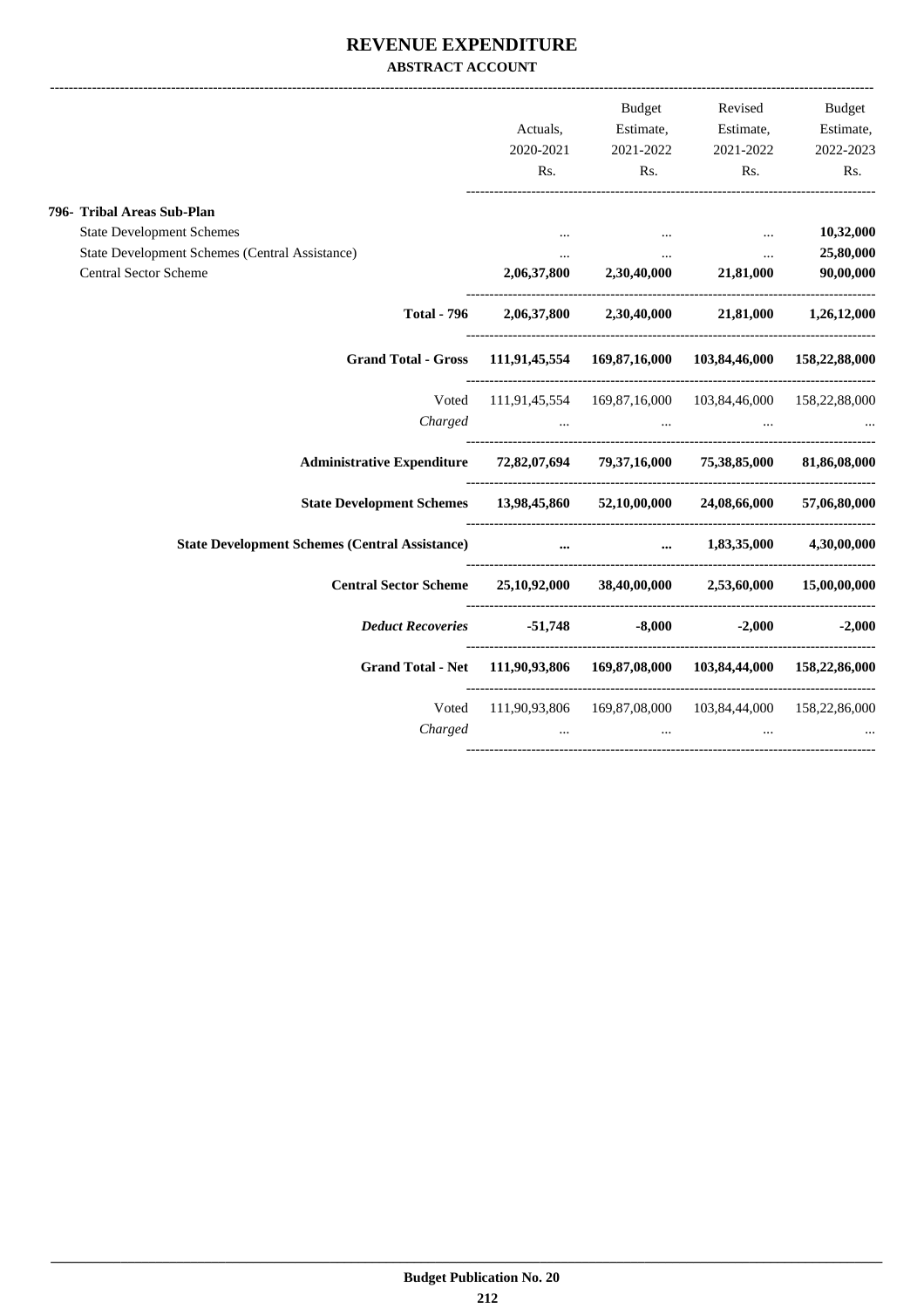# REVENUE EXPENDITURE

**ABSTRACT ACCOUNT**

| | Actuals, 2020-2021 Rs. | Budget Estimate, 2021-2022 Rs. | Revised Estimate, 2021-2022 Rs. | Budget Estimate, 2022-2023 Rs. |
|---|---|---|---|---|
| **796- Tribal Areas Sub-Plan** | | | | |
| State Development Schemes | ... | ... | ... | **10,32,000** |
| State Development Schemes (Central Assistance) | ... | ... | ... | **25,80,000** |
| Central Sector Scheme | **2,06,37,800** | **2,30,40,000** | **21,81,000** | **90,00,000** |
| **Total - 796** | **2,06,37,800** | **2,30,40,000** | **21,81,000** | **1,26,12,000** |
| **Grand Total - Gross** | **111,91,45,554** | **169,87,16,000** | **103,84,46,000** | **158,22,88,000** |
| Voted | 111,91,45,554 | 169,87,16,000 | 103,84,46,000 | 158,22,88,000 |
| *Charged* | ... | ... | ... | ... |
| **Administrative Expenditure** | **72,82,07,694** | **79,37,16,000** | **75,38,85,000** | **81,86,08,000** |
| **State Development Schemes** | **13,98,45,860** | **52,10,00,000** | **24,08,66,000** | **57,06,80,000** |
| **State Development Schemes (Central Assistance)** | **...** | **...** | **1,83,35,000** | **4,30,00,000** |
| **Central Sector Scheme** | **25,10,92,000** | **38,40,00,000** | **2,53,60,000** | **15,00,00,000** |
| ***Deduct Recoveries*** | **-51,748** | **-8,000** | **-2,000** | **-2,000** |
| **Grand Total - Net** | **111,90,93,806** | **169,87,08,000** | **103,84,44,000** | **158,22,86,000** |
| Voted | 111,90,93,806 | 169,87,08,000 | 103,84,44,000 | 158,22,86,000 |
| *Charged* | ... | ... | ... | ... |

**Budget Publication No. 20**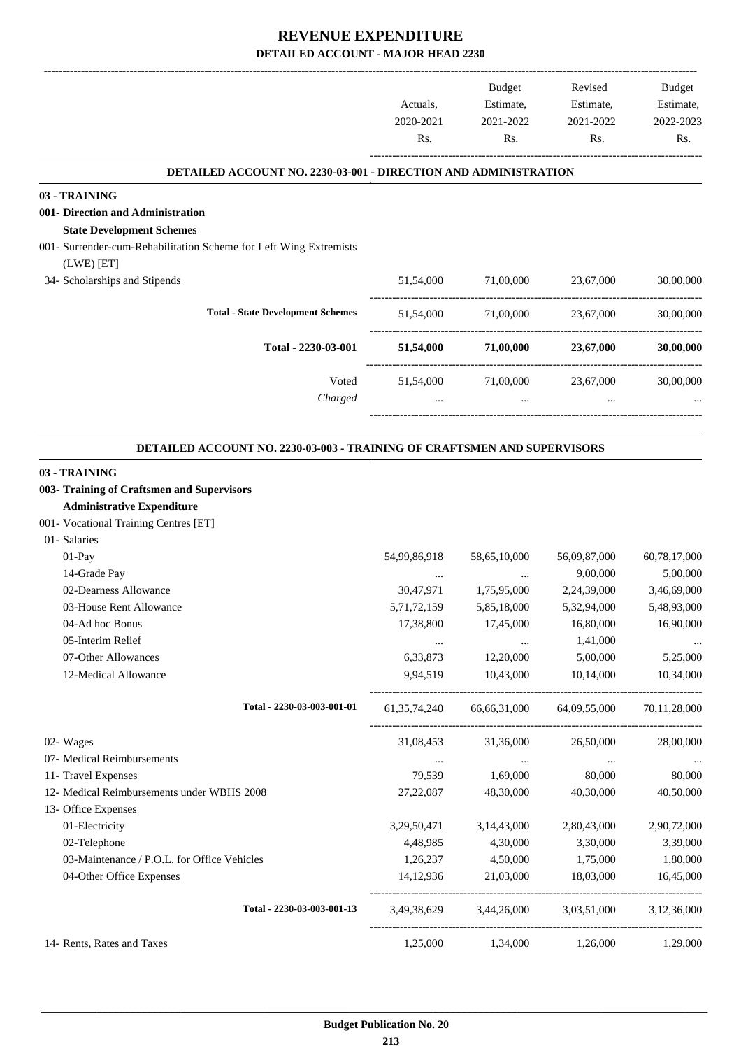# REVENUE EXPENDITURE

## DETAILED ACCOUNT - MAJOR HEAD 2230

| | Actuals, 2020-2021 Rs. | Budget Estimate, 2021-2022 Rs. | Revised Estimate, 2021-2022 Rs. | Budget Estimate, 2022-2023 Rs. |
|---|---|---|---|---|
| **DETAILED ACCOUNT NO. 2230-03-001 - DIRECTION AND ADMINISTRATION** | | | | |
| **03 - TRAINING** | | | | |
| **001- Direction and Administration** | | | | |
| **State Development Schemes** | | | | |
| 001- Surrender-cum-Rehabilitation Scheme for Left Wing Extremists (LWE) [ET] | | | | |
| 34- Scholarships and Stipends | 51,54,000 | 71,00,000 | 23,67,000 | 30,00,000 |
| **Total - State Development Schemes** | 51,54,000 | 71,00,000 | 23,67,000 | 30,00,000 |
| **Total - 2230-03-001** | **51,54,000** | **71,00,000** | **23,67,000** | **30,00,000** |
| Voted | 51,54,000 | 71,00,000 | 23,67,000 | 30,00,000 |
| *Charged* | ... | ... | ... | ... |
| **DETAILED ACCOUNT NO. 2230-03-003 - TRAINING OF CRAFTSMEN AND SUPERVISORS** | | | | |
| **03 - TRAINING** | | | | |
| **003- Training of Craftsmen and Supervisors** | | | | |
| **Administrative Expenditure** | | | | |
| 001- Vocational Training Centres [ET] | | | | |
| 01- Salaries | | | | |
| 01-Pay | 54,99,86,918 | 58,65,10,000 | 56,09,87,000 | 60,78,17,000 |
| 14-Grade Pay | ... | ... | 9,00,000 | 5,00,000 |
| 02-Dearness Allowance | 30,47,971 | 1,75,95,000 | 2,24,39,000 | 3,46,69,000 |
| 03-House Rent Allowance | 5,71,72,159 | 5,85,18,000 | 5,32,94,000 | 5,48,93,000 |
| 04-Ad hoc Bonus | 17,38,800 | 17,45,000 | 16,80,000 | 16,90,000 |
| 05-Interim Relief | ... | ... | 1,41,000 | ... |
| 07-Other Allowances | 6,33,873 | 12,20,000 | 5,00,000 | 5,25,000 |
| 12-Medical Allowance | 9,94,519 | 10,43,000 | 10,14,000 | 10,34,000 |
| **Total - 2230-03-003-001-01** | 61,35,74,240 | 66,66,31,000 | 64,09,55,000 | 70,11,28,000 |
| 02- Wages | 31,08,453 | 31,36,000 | 26,50,000 | 28,00,000 |
| 07- Medical Reimbursements | ... | ... | ... | ... |
| 11- Travel Expenses | 79,539 | 1,69,000 | 80,000 | 80,000 |
| 12- Medical Reimbursements under WBHS 2008 | 27,22,087 | 48,30,000 | 40,30,000 | 40,50,000 |
| 13- Office Expenses | | | | |
| 01-Electricity | 3,29,50,471 | 3,14,43,000 | 2,80,43,000 | 2,90,72,000 |
| 02-Telephone | 4,48,985 | 4,30,000 | 3,30,000 | 3,39,000 |
| 03-Maintenance / P.O.L. for Office Vehicles | 1,26,237 | 4,50,000 | 1,75,000 | 1,80,000 |
| 04-Other Office Expenses | 14,12,936 | 21,03,000 | 18,03,000 | 16,45,000 |
| **Total - 2230-03-003-001-13** | 3,49,38,629 | 3,44,26,000 | 3,03,51,000 | 3,12,36,000 |
| 14- Rents, Rates and Taxes | 1,25,000 | 1,34,000 | 1,26,000 | 1,29,000 |

**Budget Publication No. 20**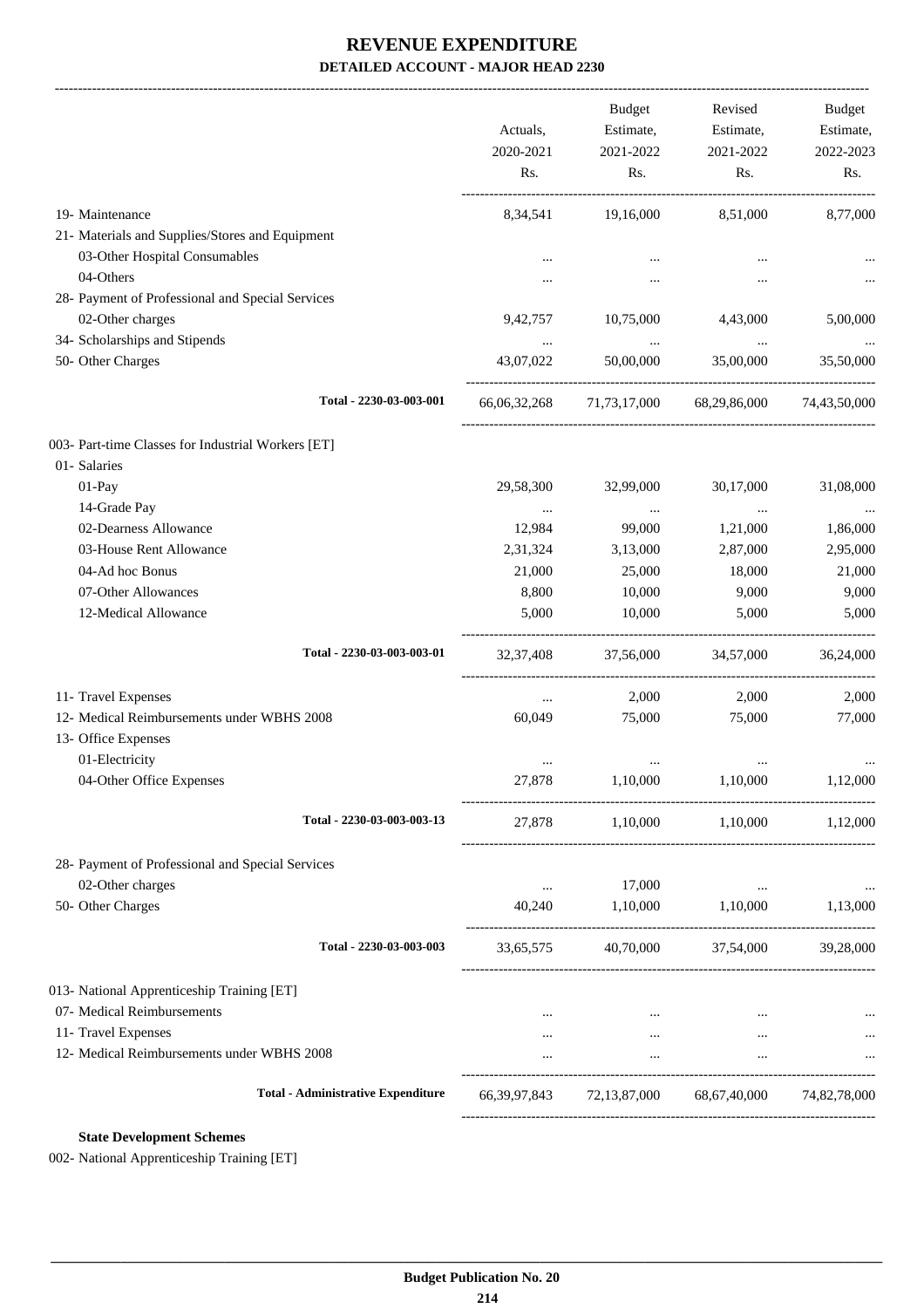# REVENUE EXPENDITURE

**DETAILED ACCOUNT - MAJOR HEAD 2230**

| | Actuals, 2020-2021 Rs. | Budget Estimate, 2021-2022 Rs. | Revised Estimate, 2021-2022 Rs. | Budget Estimate, 2022-2023 Rs. |
|---|---|---|---|---|
| 19- Maintenance | 8,34,541 | 19,16,000 | 8,51,000 | 8,77,000 |
| 21- Materials and Supplies/Stores and Equipment | | | | |
| 03-Other Hospital Consumables | ... | ... | ... | ... |
| 04-Others | ... | ... | ... | ... |
| 28- Payment of Professional and Special Services | | | | |
| 02-Other charges | 9,42,757 | 10,75,000 | 4,43,000 | 5,00,000 |
| 34- Scholarships and Stipends | ... | ... | ... | ... |
| 50- Other Charges | 43,07,022 | 50,00,000 | 35,00,000 | 35,50,000 |
| **Total - 2230-03-003-001** | 66,06,32,268 | 71,73,17,000 | 68,29,86,000 | 74,43,50,000 |
| 003- Part-time Classes for Industrial Workers [ET] | | | | |
| 01- Salaries | | | | |
| 01-Pay | 29,58,300 | 32,99,000 | 30,17,000 | 31,08,000 |
| 14-Grade Pay | ... | ... | ... | ... |
| 02-Dearness Allowance | 12,984 | 99,000 | 1,21,000 | 1,86,000 |
| 03-House Rent Allowance | 2,31,324 | 3,13,000 | 2,87,000 | 2,95,000 |
| 04-Ad hoc Bonus | 21,000 | 25,000 | 18,000 | 21,000 |
| 07-Other Allowances | 8,800 | 10,000 | 9,000 | 9,000 |
| 12-Medical Allowance | 5,000 | 10,000 | 5,000 | 5,000 |
| **Total - 2230-03-003-003-01** | 32,37,408 | 37,56,000 | 34,57,000 | 36,24,000 |
| 11- Travel Expenses | ... | 2,000 | 2,000 | 2,000 |
| 12- Medical Reimbursements under WBHS 2008 | 60,049 | 75,000 | 75,000 | 77,000 |
| 13- Office Expenses | | | | |
| 01-Electricity | ... | ... | ... | ... |
| 04-Other Office Expenses | 27,878 | 1,10,000 | 1,10,000 | 1,12,000 |
| **Total - 2230-03-003-003-13** | 27,878 | 1,10,000 | 1,10,000 | 1,12,000 |
| 28- Payment of Professional and Special Services | | | | |
| 02-Other charges | ... | 17,000 | ... | ... |
| 50- Other Charges | 40,240 | 1,10,000 | 1,10,000 | 1,13,000 |
| **Total - 2230-03-003-003** | 33,65,575 | 40,70,000 | 37,54,000 | 39,28,000 |
| 013- National Apprenticeship Training [ET] | | | | |
| 07- Medical Reimbursements | ... | ... | ... | ... |
| 11- Travel Expenses | ... | ... | ... | ... |
| 12- Medical Reimbursements under WBHS 2008 | ... | ... | ... | ... |
| **Total - Administrative Expenditure** | 66,39,97,843 | 72,13,87,000 | 68,67,40,000 | 74,82,78,000 |

**State Development Schemes**

002- National Apprenticeship Training [ET]

**Budget Publication No. 20**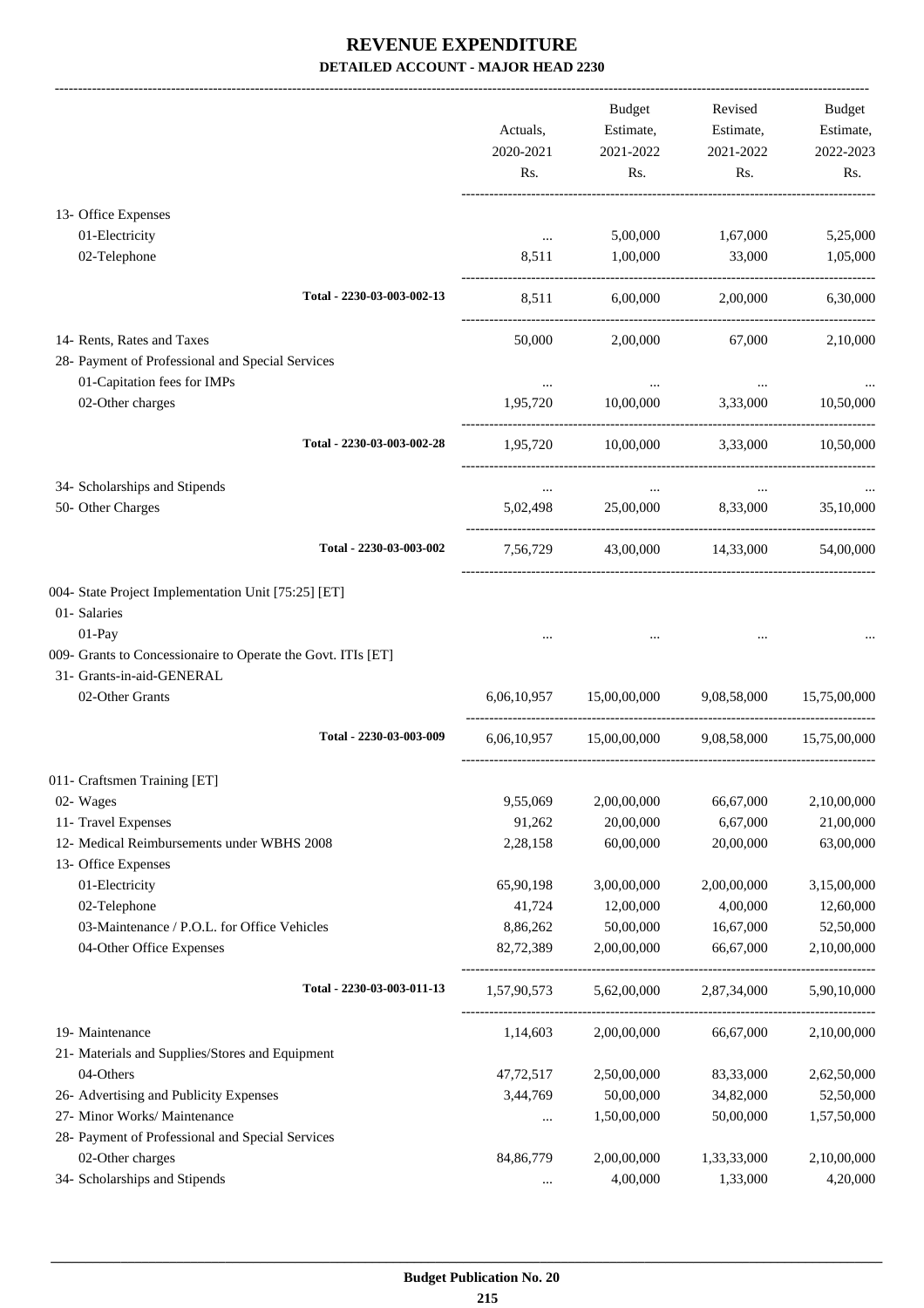# REVENUE EXPENDITURE

### DETAILED ACCOUNT - MAJOR HEAD 2230

| | Actuals, 2020-2021 Rs. | Budget Estimate, 2021-2022 Rs. | Revised Estimate, 2021-2022 Rs. | Budget Estimate, 2022-2023 Rs. |
|---|---|---|---|---|
| 13- Office Expenses | | | | |
| 01-Electricity | ... | 5,00,000 | 1,67,000 | 5,25,000 |
| 02-Telephone | 8,511 | 1,00,000 | 33,000 | 1,05,000 |
| Total - 2230-03-003-002-13 | 8,511 | 6,00,000 | 2,00,000 | 6,30,000 |
| 14- Rents, Rates and Taxes | 50,000 | 2,00,000 | 67,000 | 2,10,000 |
| 28- Payment of Professional and Special Services | | | | |
| 01-Capitation fees for IMPs | ... | ... | ... | ... |
| 02-Other charges | 1,95,720 | 10,00,000 | 3,33,000 | 10,50,000 |
| Total - 2230-03-003-002-28 | 1,95,720 | 10,00,000 | 3,33,000 | 10,50,000 |
| 34- Scholarships and Stipends | ... | ... | ... | ... |
| 50- Other Charges | 5,02,498 | 25,00,000 | 8,33,000 | 35,10,000 |
| Total - 2230-03-003-002 | 7,56,729 | 43,00,000 | 14,33,000 | 54,00,000 |
| 004- State Project Implementation Unit [75:25] [ET] | | | | |
| 01- Salaries | | | | |
| 01-Pay | ... | ... | ... | ... |
| 009- Grants to Concessionaire to Operate the Govt. ITIs [ET] | | | | |
| 31- Grants-in-aid-GENERAL | | | | |
| 02-Other Grants | 6,06,10,957 | 15,00,00,000 | 9,08,58,000 | 15,75,00,000 |
| Total - 2230-03-003-009 | 6,06,10,957 | 15,00,00,000 | 9,08,58,000 | 15,75,00,000 |
| 011- Craftsmen Training [ET] | | | | |
| 02- Wages | 9,55,069 | 2,00,00,000 | 66,67,000 | 2,10,00,000 |
| 11- Travel Expenses | 91,262 | 20,00,000 | 6,67,000 | 21,00,000 |
| 12- Medical Reimbursements under WBHS 2008 | 2,28,158 | 60,00,000 | 20,00,000 | 63,00,000 |
| 13- Office Expenses | | | | |
| 01-Electricity | 65,90,198 | 3,00,00,000 | 2,00,00,000 | 3,15,00,000 |
| 02-Telephone | 41,724 | 12,00,000 | 4,00,000 | 12,60,000 |
| 03-Maintenance / P.O.L. for Office Vehicles | 8,86,262 | 50,00,000 | 16,67,000 | 52,50,000 |
| 04-Other Office Expenses | 82,72,389 | 2,00,00,000 | 66,67,000 | 2,10,00,000 |
| Total - 2230-03-003-011-13 | 1,57,90,573 | 5,62,00,000 | 2,87,34,000 | 5,90,10,000 |
| 19- Maintenance | 1,14,603 | 2,00,00,000 | 66,67,000 | 2,10,00,000 |
| 21- Materials and Supplies/Stores and Equipment | | | | |
| 04-Others | 47,72,517 | 2,50,00,000 | 83,33,000 | 2,62,50,000 |
| 26- Advertising and Publicity Expenses | 3,44,769 | 50,00,000 | 34,82,000 | 52,50,000 |
| 27- Minor Works/ Maintenance | ... | 1,50,00,000 | 50,00,000 | 1,57,50,000 |
| 28- Payment of Professional and Special Services | | | | |
| 02-Other charges | 84,86,779 | 2,00,00,000 | 1,33,33,000 | 2,10,00,000 |
| 34- Scholarships and Stipends | ... | 4,00,000 | 1,33,000 | 4,20,000 |

Budget Publication No. 20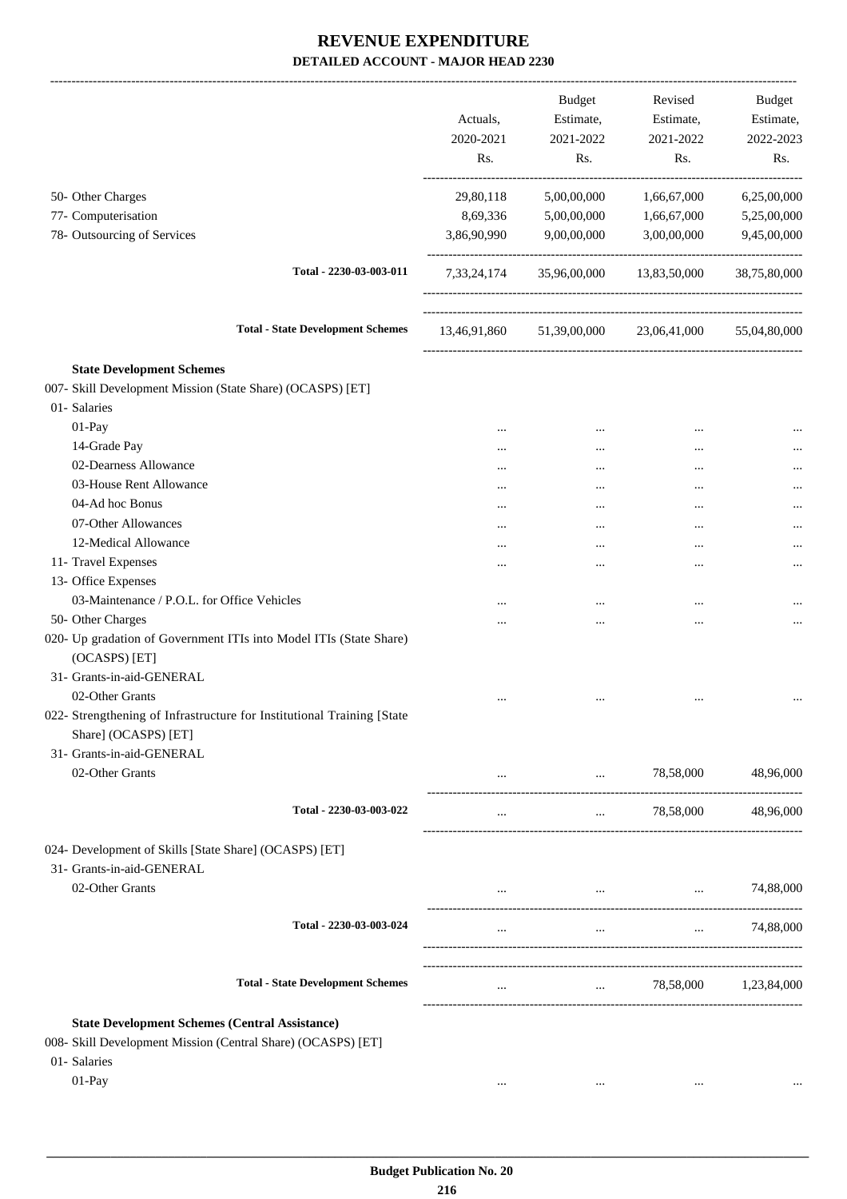# REVENUE EXPENDITURE

## DETAILED ACCOUNT - MAJOR HEAD 2230

| | Actuals, 2020-2021 Rs. | Budget Estimate, 2021-2022 Rs. | Revised Estimate, 2021-2022 Rs. | Budget Estimate, 2022-2023 Rs. |
|---|---|---|---|---|
| 50- Other Charges | 29,80,118 | 5,00,00,000 | 1,66,67,000 | 6,25,00,000 |
| 77- Computerisation | 8,69,336 | 5,00,00,000 | 1,66,67,000 | 5,25,00,000 |
| 78- Outsourcing of Services | 3,86,90,990 | 9,00,00,000 | 3,00,00,000 | 9,45,00,000 |
| Total - 2230-03-003-011 | 7,33,24,174 | 35,96,00,000 | 13,83,50,000 | 38,75,80,000 |
| Total - State Development Schemes | 13,46,91,860 | 51,39,00,000 | 23,06,41,000 | 55,04,80,000 |
| **State Development Schemes** | | | | |
| 007- Skill Development Mission (State Share) (OCASPS) [ET] | | | | |
| 01- Salaries | | | | |
| 01-Pay | ... | ... | ... | ... |
| 14-Grade Pay | ... | ... | ... | ... |
| 02-Dearness Allowance | ... | ... | ... | ... |
| 03-House Rent Allowance | ... | ... | ... | ... |
| 04-Ad hoc Bonus | ... | ... | ... | ... |
| 07-Other Allowances | ... | ... | ... | ... |
| 12-Medical Allowance | ... | ... | ... | ... |
| 11- Travel Expenses | ... | ... | ... | ... |
| 13- Office Expenses | | | | |
| 03-Maintenance / P.O.L. for Office Vehicles | ... | ... | ... | ... |
| 50- Other Charges | ... | ... | ... | ... |
| 020- Up gradation of Government ITIs into Model ITIs (State Share) (OCASPS) [ET] | | | | |
| 31- Grants-in-aid-GENERAL | | | | |
| 02-Other Grants | ... | ... | ... | ... |
| 022- Strengthening of Infrastructure for Institutional Training [State Share] (OCASPS) [ET] | | | | |
| 31- Grants-in-aid-GENERAL | | | | |
| 02-Other Grants | ... | ... | 78,58,000 | 48,96,000 |
| Total - 2230-03-003-022 | ... | ... | 78,58,000 | 48,96,000 |
| 024- Development of Skills [State Share] (OCASPS) [ET] | | | | |
| 31- Grants-in-aid-GENERAL | | | | |
| 02-Other Grants | ... | ... | ... | 74,88,000 |
| Total - 2230-03-003-024 | ... | ... | ... | 74,88,000 |
| Total - State Development Schemes | ... | ... | 78,58,000 | 1,23,84,000 |
| **State Development Schemes (Central Assistance)** | | | | |
| 008- Skill Development Mission (Central Share) (OCASPS) [ET] | | | | |
| 01- Salaries | | | | |
| 01-Pay | ... | ... | ... | ... |

Budget Publication No. 20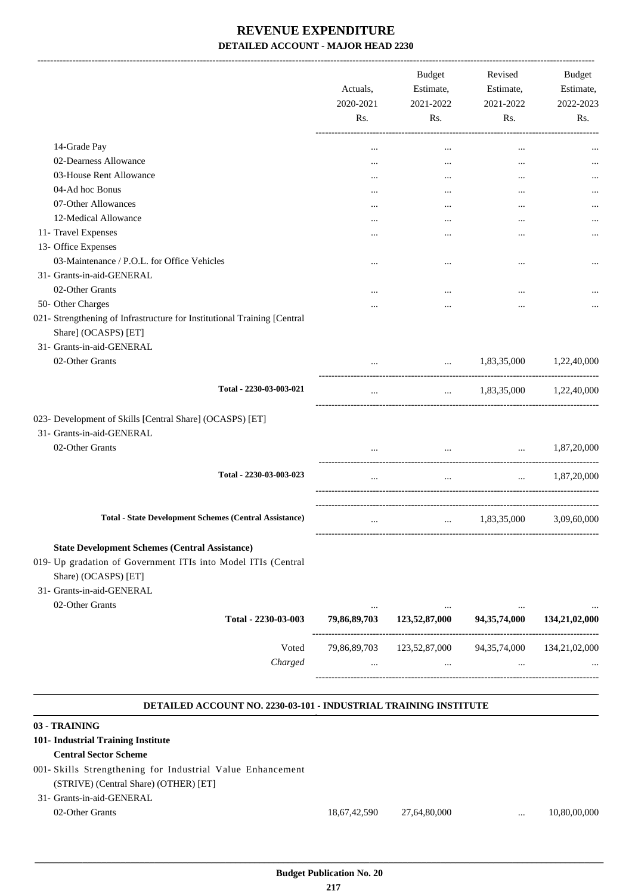# REVENUE EXPENDITURE

## DETAILED ACCOUNT - MAJOR HEAD 2230

| | Actuals, 2020-2021 Rs. | Budget Estimate, 2021-2022 Rs. | Revised Estimate, 2021-2022 Rs. | Budget Estimate, 2022-2023 Rs. |
|---|---|---|---|---|
| 14-Grade Pay | ... | ... | ... | ... |
| 02-Dearness Allowance | ... | ... | ... | ... |
| 03-House Rent Allowance | ... | ... | ... | ... |
| 04-Ad hoc Bonus | ... | ... | ... | ... |
| 07-Other Allowances | ... | ... | ... | ... |
| 12-Medical Allowance | ... | ... | ... | ... |
| 11- Travel Expenses | ... | ... | ... | ... |
| 13- Office Expenses | | | | |
| 03-Maintenance / P.O.L. for Office Vehicles | ... | ... | ... | ... |
| 31- Grants-in-aid-GENERAL | | | | |
| 02-Other Grants | ... | ... | ... | ... |
| 50- Other Charges | ... | ... | ... | ... |
| 021- Strengthening of Infrastructure for Institutional Training [Central Share] (OCASPS) [ET] | | | | |
| 31- Grants-in-aid-GENERAL | | | | |
| 02-Other Grants | ... | ... | 1,83,35,000 | 1,22,40,000 |
| **Total - 2230-03-003-021** | ... | ... | 1,83,35,000 | 1,22,40,000 |
| 023- Development of Skills [Central Share] (OCASPS) [ET] | | | | |
| 31- Grants-in-aid-GENERAL | | | | |
| 02-Other Grants | ... | ... | ... | 1,87,20,000 |
| **Total - 2230-03-003-023** | ... | ... | ... | 1,87,20,000 |
| **Total - State Development Schemes (Central Assistance)** | ... | ... | 1,83,35,000 | 3,09,60,000 |
| **State Development Schemes (Central Assistance)** | | | | |
| 019- Up gradation of Government ITIs into Model ITIs (Central Share) (OCASPS) [ET] | | | | |
| 31- Grants-in-aid-GENERAL | | | | |
| 02-Other Grants | ... | ... | ... | ... |
| **Total - 2230-03-003** | **79,86,89,703** | **123,52,87,000** | **94,35,74,000** | **134,21,02,000** |
| Voted | 79,86,89,703 | 123,52,87,000 | 94,35,74,000 | 134,21,02,000 |
| *Charged* | ... | ... | ... | ... |

### DETAILED ACCOUNT NO. 2230-03-101 - INDUSTRIAL TRAINING INSTITUTE

| | Actuals, 2020-2021 Rs. | Budget Estimate, 2021-2022 Rs. | Revised Estimate, 2021-2022 Rs. | Budget Estimate, 2022-2023 Rs. |
|---|---|---|---|---|
| **03 - TRAINING** | | | | |
| **101- Industrial Training Institute** | | | | |
| **Central Sector Scheme** | | | | |
| 001- Skills Strengthening for Industrial Value Enhancement (STRIVE) (Central Share) (OTHER) [ET] | | | | |
| 31- Grants-in-aid-GENERAL | | | | |
| 02-Other Grants | 18,67,42,590 | 27,64,80,000 | ... | 10,80,00,000 |

Budget Publication No. 20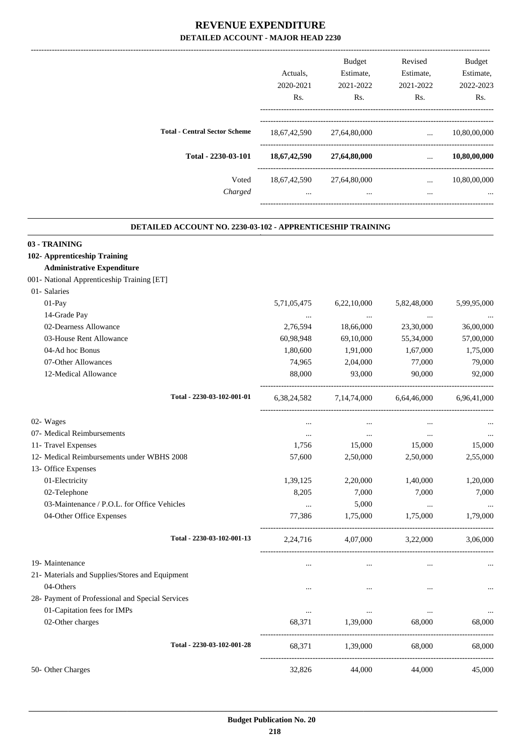# REVENUE EXPENDITURE

## DETAILED ACCOUNT - MAJOR HEAD 2230

| | Actuals, 2020-2021 Rs. | Budget Estimate, 2021-2022 Rs. | Revised Estimate, 2021-2022 Rs. | Budget Estimate, 2022-2023 Rs. |
|---|---|---|---|---|
| **Total - Central Sector Scheme** | 18,67,42,590 | 27,64,80,000 | ... | 10,80,00,000 |
| **Total - 2230-03-101** | **18,67,42,590** | **27,64,80,000** | **...** | **10,80,00,000** |
| Voted | 18,67,42,590 | 27,64,80,000 | ... | 10,80,00,000 |
| *Charged* | ... | ... | ... | ... |

### DETAILED ACCOUNT NO. 2230-03-102 - APPRENTICESHIP TRAINING

| | Actuals, 2020-2021 Rs. | Budget Estimate, 2021-2022 Rs. | Revised Estimate, 2021-2022 Rs. | Budget Estimate, 2022-2023 Rs. |
|---|---|---|---|---|
| **03 - TRAINING** | | | | |
| **102- Apprenticeship Training** | | | | |
| **Administrative Expenditure** | | | | |
| 001- National Apprenticeship Training [ET] | | | | |
| 01- Salaries | | | | |
| 01-Pay | 5,71,05,475 | 6,22,10,000 | 5,82,48,000 | 5,99,95,000 |
| 14-Grade Pay | ... | ... | ... | ... |
| 02-Dearness Allowance | 2,76,594 | 18,66,000 | 23,30,000 | 36,00,000 |
| 03-House Rent Allowance | 60,98,948 | 69,10,000 | 55,34,000 | 57,00,000 |
| 04-Ad hoc Bonus | 1,80,600 | 1,91,000 | 1,67,000 | 1,75,000 |
| 07-Other Allowances | 74,965 | 2,04,000 | 77,000 | 79,000 |
| 12-Medical Allowance | 88,000 | 93,000 | 90,000 | 92,000 |
| Total - 2230-03-102-001-01 | 6,38,24,582 | 7,14,74,000 | 6,64,46,000 | 6,96,41,000 |
| 02- Wages | ... | ... | ... | ... |
| 07- Medical Reimbursements | ... | ... | ... | ... |
| 11- Travel Expenses | 1,756 | 15,000 | 15,000 | 15,000 |
| 12- Medical Reimbursements under WBHS 2008 | 57,600 | 2,50,000 | 2,50,000 | 2,55,000 |
| 13- Office Expenses | | | | |
| 01-Electricity | 1,39,125 | 2,20,000 | 1,40,000 | 1,20,000 |
| 02-Telephone | 8,205 | 7,000 | 7,000 | 7,000 |
| 03-Maintenance / P.O.L. for Office Vehicles | ... | 5,000 | ... | ... |
| 04-Other Office Expenses | 77,386 | 1,75,000 | 1,75,000 | 1,79,000 |
| Total - 2230-03-102-001-13 | 2,24,716 | 4,07,000 | 3,22,000 | 3,06,000 |
| 19- Maintenance | ... | ... | ... | ... |
| 21- Materials and Supplies/Stores and Equipment | | | | |
| 04-Others | ... | ... | ... | ... |
| 28- Payment of Professional and Special Services | | | | |
| 01-Capitation fees for IMPs | ... | ... | ... | ... |
| 02-Other charges | 68,371 | 1,39,000 | 68,000 | 68,000 |
| Total - 2230-03-102-001-28 | 68,371 | 1,39,000 | 68,000 | 68,000 |
| 50- Other Charges | 32,826 | 44,000 | 44,000 | 45,000 |

**Budget Publication No. 20**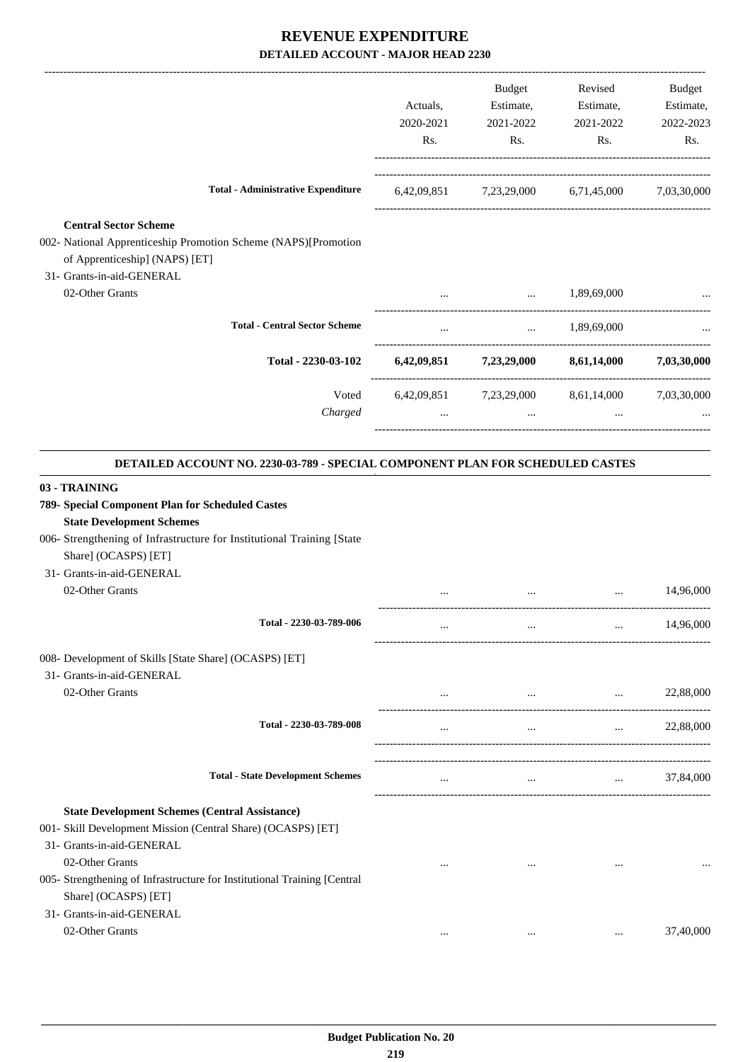# REVENUE EXPENDITURE
## DETAILED ACCOUNT - MAJOR HEAD 2230

| | Actuals, 2020-2021 Rs. | Budget Estimate, 2021-2022 Rs. | Revised Estimate, 2021-2022 Rs. | Budget Estimate, 2022-2023 Rs. |
|---|---|---|---|---|
| **Total - Administrative Expenditure** | 6,42,09,851 | 7,23,29,000 | 6,71,45,000 | 7,03,30,000 |
| **Central Sector Scheme** | | | | |
| 002- National Apprenticeship Promotion Scheme (NAPS)[Promotion of Apprenticeship] (NAPS) [ET] | | | | |
| 31- Grants-in-aid-GENERAL | | | | |
| 02-Other Grants | ... | ... | 1,89,69,000 | ... |
| **Total - Central Sector Scheme** | ... | ... | 1,89,69,000 | ... |
| **Total - 2230-03-102** | **6,42,09,851** | **7,23,29,000** | **8,61,14,000** | **7,03,30,000** |
| Voted | 6,42,09,851 | 7,23,29,000 | 8,61,14,000 | 7,03,30,000 |
| *Charged* | ... | ... | ... | ... |

### DETAILED ACCOUNT NO. 2230-03-789 - SPECIAL COMPONENT PLAN FOR SCHEDULED CASTES

| | Actuals, 2020-2021 Rs. | Budget Estimate, 2021-2022 Rs. | Revised Estimate, 2021-2022 Rs. | Budget Estimate, 2022-2023 Rs. |
|---|---|---|---|---|
| **03 - TRAINING** | | | | |
| **789- Special Component Plan for Scheduled Castes** | | | | |
| **State Development Schemes** | | | | |
| 006- Strengthening of Infrastructure for Institutional Training [State Share] (OCASPS) [ET] | | | | |
| 31- Grants-in-aid-GENERAL | | | | |
| 02-Other Grants | ... | ... | ... | 14,96,000 |
| Total - 2230-03-789-006 | ... | ... | ... | 14,96,000 |
| 008- Development of Skills [State Share] (OCASPS) [ET] | | | | |
| 31- Grants-in-aid-GENERAL | | | | |
| 02-Other Grants | ... | ... | ... | 22,88,000 |
| Total - 2230-03-789-008 | ... | ... | ... | 22,88,000 |
| **Total - State Development Schemes** | ... | ... | ... | 37,84,000 |
| **State Development Schemes (Central Assistance)** | | | | |
| 001- Skill Development Mission (Central Share) (OCASPS) [ET] | | | | |
| 31- Grants-in-aid-GENERAL | | | | |
| 02-Other Grants | ... | ... | ... | ... |
| 005- Strengthening of Infrastructure for Institutional Training [Central Share] (OCASPS) [ET] | | | | |
| 31- Grants-in-aid-GENERAL | | | | |
| 02-Other Grants | ... | ... | ... | 37,40,000 |

Budget Publication No. 20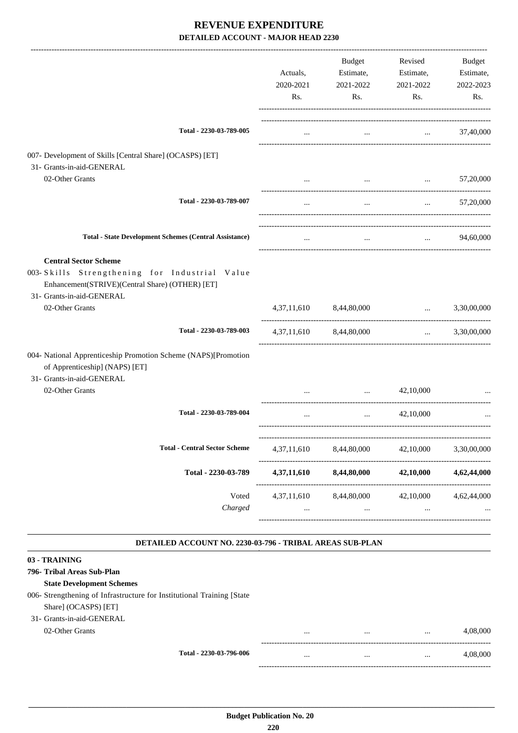# REVENUE EXPENDITURE

## DETAILED ACCOUNT - MAJOR HEAD 2230

| | Actuals, 2020-2021 Rs. | Budget Estimate, 2021-2022 Rs. | Revised Estimate, 2021-2022 Rs. | Budget Estimate, 2022-2023 Rs. |
|---|---|---|---|---|
| **Total - 2230-03-789-005** | ... | ... | ... | 37,40,000 |
| 007- Development of Skills [Central Share] (OCASPS) [ET] | | | | |
| 31- Grants-in-aid-GENERAL | | | | |
| 02-Other Grants | ... | ... | ... | 57,20,000 |
| **Total - 2230-03-789-007** | ... | ... | ... | 57,20,000 |
| **Total - State Development Schemes (Central Assistance)** | ... | ... | ... | 94,60,000 |
| **Central Sector Scheme** | | | | |
| 003- Skills Strengthening for Industrial Value Enhancement(STRIVE)(Central Share) (OTHER) [ET] | | | | |
| 31- Grants-in-aid-GENERAL | | | | |
| 02-Other Grants | 4,37,11,610 | 8,44,80,000 | ... | 3,30,00,000 |
| **Total - 2230-03-789-003** | 4,37,11,610 | 8,44,80,000 | ... | 3,30,00,000 |
| 004- National Apprenticeship Promotion Scheme (NAPS)[Promotion of Apprenticeship] (NAPS) [ET] | | | | |
| 31- Grants-in-aid-GENERAL | | | | |
| 02-Other Grants | ... | ... | 42,10,000 | ... |
| **Total - 2230-03-789-004** | ... | ... | 42,10,000 | ... |
| **Total - Central Sector Scheme** | 4,37,11,610 | 8,44,80,000 | 42,10,000 | 3,30,00,000 |
| **Total - 2230-03-789** | **4,37,11,610** | **8,44,80,000** | **42,10,000** | **4,62,44,000** |
| Voted | 4,37,11,610 | 8,44,80,000 | 42,10,000 | 4,62,44,000 |
| *Charged* | ... | ... | ... | ... |

### DETAILED ACCOUNT NO. 2230-03-796 - TRIBAL AREAS SUB-PLAN

**03 - TRAINING**

**796- Tribal Areas Sub-Plan**

**State Development Schemes**

| | Actuals, 2020-2021 Rs. | Budget Estimate, 2021-2022 Rs. | Revised Estimate, 2021-2022 Rs. | Budget Estimate, 2022-2023 Rs. |
|---|---|---|---|---|
| 006- Strengthening of Infrastructure for Institutional Training [State Share] (OCASPS) [ET] | | | | |
| 31- Grants-in-aid-GENERAL | | | | |
| 02-Other Grants | ... | ... | ... | 4,08,000 |
| **Total - 2230-03-796-006** | ... | ... | ... | 4,08,000 |

**Budget Publication No. 20**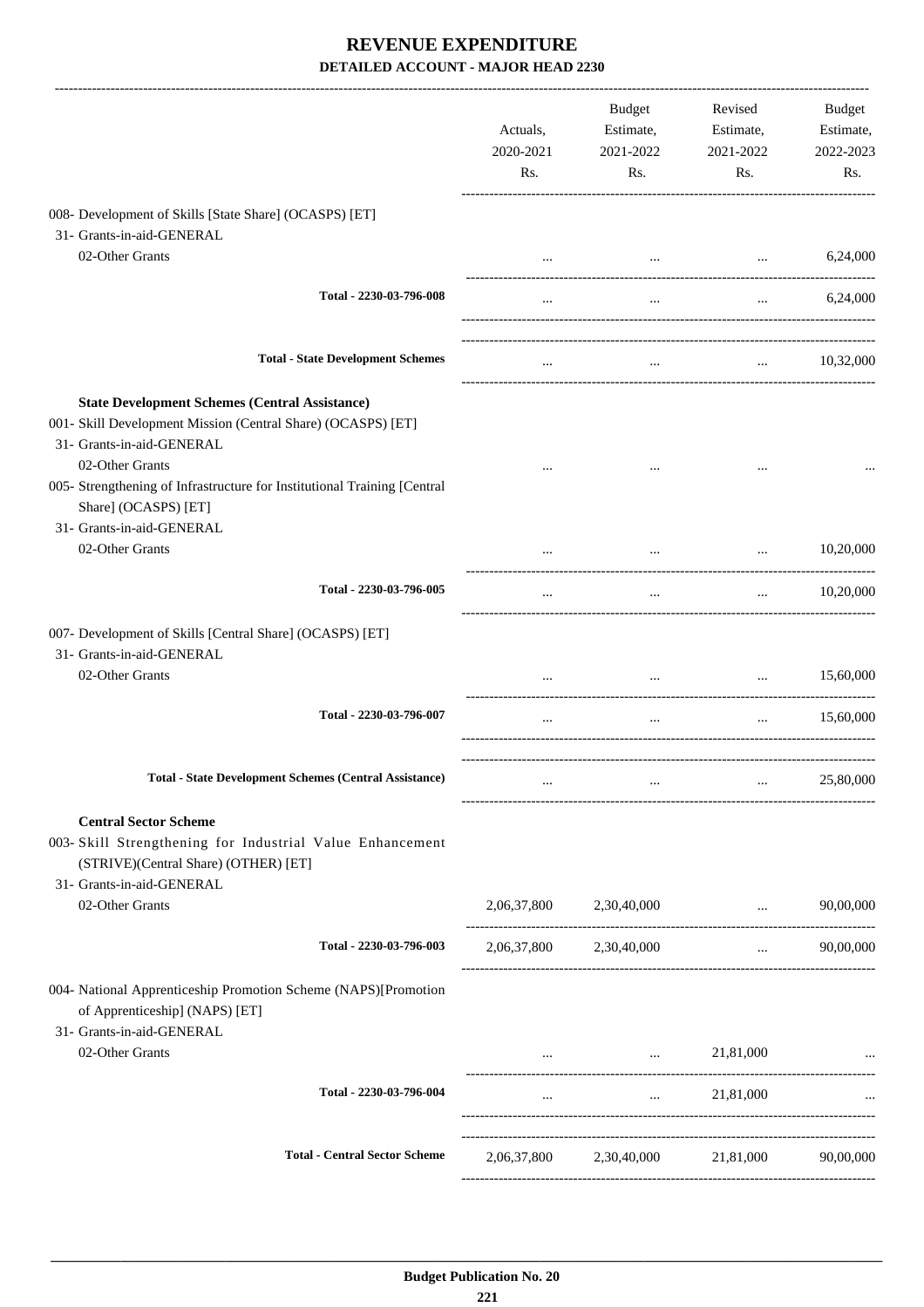# REVENUE EXPENDITURE

## DETAILED ACCOUNT - MAJOR HEAD 2230

| | Actuals, 2020-2021 Rs. | Budget Estimate, 2021-2022 Rs. | Revised Estimate, 2021-2022 Rs. | Budget Estimate, 2022-2023 Rs. |
|---|---|---|---|---|
| 008- Development of Skills [State Share] (OCASPS) [ET] | | | | |
| 31- Grants-in-aid-GENERAL | | | | |
| 02-Other Grants | ... | ... | ... | 6,24,000 |
| **Total - 2230-03-796-008** | ... | ... | ... | 6,24,000 |
| **Total - State Development Schemes** | ... | ... | ... | 10,32,000 |
| **State Development Schemes (Central Assistance)** | | | | |
| 001- Skill Development Mission (Central Share) (OCASPS) [ET] | | | | |
| 31- Grants-in-aid-GENERAL | | | | |
| 02-Other Grants | ... | ... | ... | ... |
| 005- Strengthening of Infrastructure for Institutional Training [Central Share] (OCASPS) [ET] | | | | |
| 31- Grants-in-aid-GENERAL | | | | |
| 02-Other Grants | ... | ... | ... | 10,20,000 |
| **Total - 2230-03-796-005** | ... | ... | ... | 10,20,000 |
| 007- Development of Skills [Central Share] (OCASPS) [ET] | | | | |
| 31- Grants-in-aid-GENERAL | | | | |
| 02-Other Grants | ... | ... | ... | 15,60,000 |
| **Total - 2230-03-796-007** | ... | ... | ... | 15,60,000 |
| **Total - State Development Schemes (Central Assistance)** | ... | ... | ... | 25,80,000 |
| **Central Sector Scheme** | | | | |
| 003- Skill Strengthening for Industrial Value Enhancement (STRIVE)(Central Share) (OTHER) [ET] | | | | |
| 31- Grants-in-aid-GENERAL | | | | |
| 02-Other Grants | 2,06,37,800 | 2,30,40,000 | ... | 90,00,000 |
| **Total - 2230-03-796-003** | 2,06,37,800 | 2,30,40,000 | ... | 90,00,000 |
| 004- National Apprenticeship Promotion Scheme (NAPS)[Promotion of Apprenticeship] (NAPS) [ET] | | | | |
| 31- Grants-in-aid-GENERAL | | | | |
| 02-Other Grants | ... | ... | 21,81,000 | ... |
| **Total - 2230-03-796-004** | ... | ... | 21,81,000 | ... |
| **Total - Central Sector Scheme** | 2,06,37,800 | 2,30,40,000 | 21,81,000 | 90,00,000 |

Budget Publication No. 20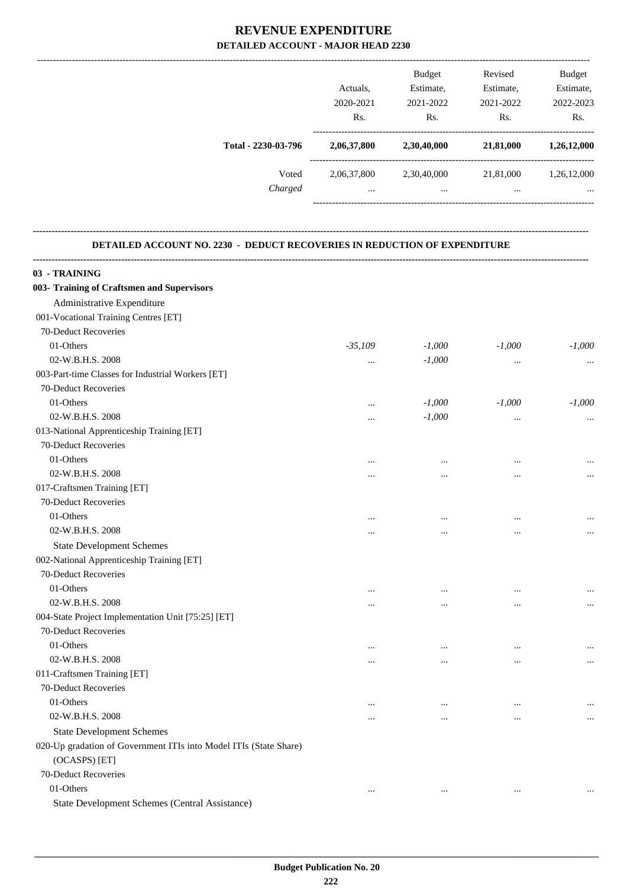# REVENUE EXPENDITURE

## DETAILED ACCOUNT - MAJOR HEAD 2230

| | Actuals, 2020-2021 Rs. | Budget Estimate, 2021-2022 Rs. | Revised Estimate, 2021-2022 Rs. | Budget Estimate, 2022-2023 Rs. |
|---|---|---|---|---|
| **Total - 2230-03-796** | **2,06,37,800** | **2,30,40,000** | **21,81,000** | **1,26,12,000** |
| Voted | 2,06,37,800 | 2,30,40,000 | 21,81,000 | 1,26,12,000 |
| *Charged* | ... | ... | ... | ... |

**DETAILED ACCOUNT NO. 2230 - DEDUCT RECOVERIES IN REDUCTION OF EXPENDITURE**

| | Actuals, 2020-2021 Rs. | Budget Estimate, 2021-2022 Rs. | Revised Estimate, 2021-2022 Rs. | Budget Estimate, 2022-2023 Rs. |
|---|---|---|---|---|
| **03 - TRAINING** | | | | |
| **003- Training of Craftsmen and Supervisors** | | | | |
| Administrative Expenditure | | | | |
| 001-Vocational Training Centres [ET] | | | | |
| 70-Deduct Recoveries | | | | |
| 01-Others | *-35,109* | *-1,000* | *-1,000* | *-1,000* |
| 02-W.B.H.S. 2008 | ... | *-1,000* | ... | ... |
| 003-Part-time Classes for Industrial Workers [ET] | | | | |
| 70-Deduct Recoveries | | | | |
| 01-Others | ... | *-1,000* | *-1,000* | *-1,000* |
| 02-W.B.H.S. 2008 | ... | *-1,000* | ... | ... |
| 013-National Apprenticeship Training [ET] | | | | |
| 70-Deduct Recoveries | | | | |
| 01-Others | ... | ... | ... | ... |
| 02-W.B.H.S. 2008 | ... | ... | ... | ... |
| 017-Craftsmen Training [ET] | | | | |
| 70-Deduct Recoveries | | | | |
| 01-Others | ... | ... | ... | ... |
| 02-W.B.H.S. 2008 | ... | ... | ... | ... |
| State Development Schemes | | | | |
| 002-National Apprenticeship Training [ET] | | | | |
| 70-Deduct Recoveries | | | | |
| 01-Others | ... | ... | ... | ... |
| 02-W.B.H.S. 2008 | ... | ... | ... | ... |
| 004-State Project Implementation Unit [75:25] [ET] | | | | |
| 70-Deduct Recoveries | | | | |
| 01-Others | ... | ... | ... | ... |
| 02-W.B.H.S. 2008 | ... | ... | ... | ... |
| 011-Craftsmen Training [ET] | | | | |
| 70-Deduct Recoveries | | | | |
| 01-Others | ... | ... | ... | ... |
| 02-W.B.H.S. 2008 | ... | ... | ... | ... |
| State Development Schemes | | | | |
| 020-Up gradation of Government ITIs into Model ITIs (State Share) (OCASPS) [ET] | | | | |
| 70-Deduct Recoveries | | | | |
| 01-Others | ... | ... | ... | ... |
| State Development Schemes (Central Assistance) | | | | |

**Budget Publication No. 20**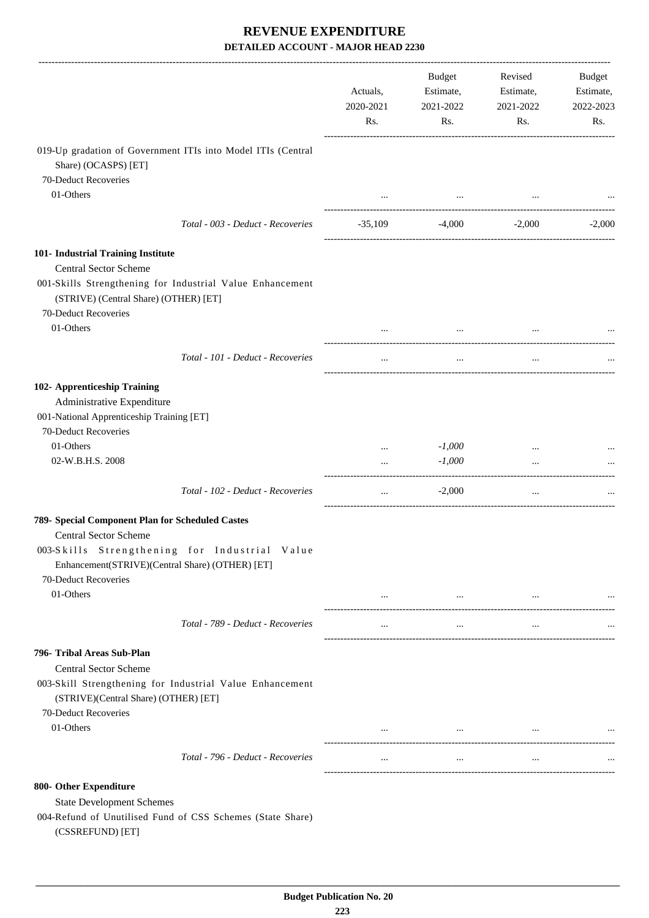# REVENUE EXPENDITURE

## DETAILED ACCOUNT - MAJOR HEAD 2230

| | Actuals, 2020-2021 Rs. | Budget Estimate, 2021-2022 Rs. | Revised Estimate, 2021-2022 Rs. | Budget Estimate, 2022-2023 Rs. |
|---|---|---|---|---|
| 019-Up gradation of Government ITIs into Model ITIs (Central Share) (OCASPS) [ET] | | | | |
| 70-Deduct Recoveries | | | | |
| 01-Others | ... | ... | ... | ... |
| *Total - 003 - Deduct - Recoveries* | -35,109 | -4,000 | -2,000 | -2,000 |
| **101- Industrial Training Institute** | | | | |
| Central Sector Scheme | | | | |
| 001-Skills Strengthening for Industrial Value Enhancement (STRIVE) (Central Share) (OTHER) [ET] | | | | |
| 70-Deduct Recoveries | | | | |
| 01-Others | ... | ... | ... | ... |
| *Total - 101 - Deduct - Recoveries* | ... | ... | ... | ... |
| **102- Apprenticeship Training** | | | | |
| Administrative Expenditure | | | | |
| 001-National Apprenticeship Training [ET] | | | | |
| 70-Deduct Recoveries | | | | |
| 01-Others | ... | *-1,000* | ... | ... |
| 02-W.B.H.S. 2008 | ... | *-1,000* | ... | ... |
| *Total - 102 - Deduct - Recoveries* | ... | -2,000 | ... | ... |
| **789- Special Component Plan for Scheduled Castes** | | | | |
| Central Sector Scheme | | | | |
| 003-Skills Strengthening for Industrial Value Enhancement(STRIVE)(Central Share) (OTHER) [ET] | | | | |
| 70-Deduct Recoveries | | | | |
| 01-Others | ... | ... | ... | ... |
| *Total - 789 - Deduct - Recoveries* | ... | ... | ... | ... |
| **796- Tribal Areas Sub-Plan** | | | | |
| Central Sector Scheme | | | | |
| 003-Skill Strengthening for Industrial Value Enhancement (STRIVE)(Central Share) (OTHER) [ET] | | | | |
| 70-Deduct Recoveries | | | | |
| 01-Others | ... | ... | ... | ... |
| *Total - 796 - Deduct - Recoveries* | ... | ... | ... | ... |
| **800- Other Expenditure** | | | | |
| State Development Schemes | | | | |
| 004-Refund of Unutilised Fund of CSS Schemes (State Share) (CSSREFUND) [ET] | | | | |

**Budget Publication No. 20**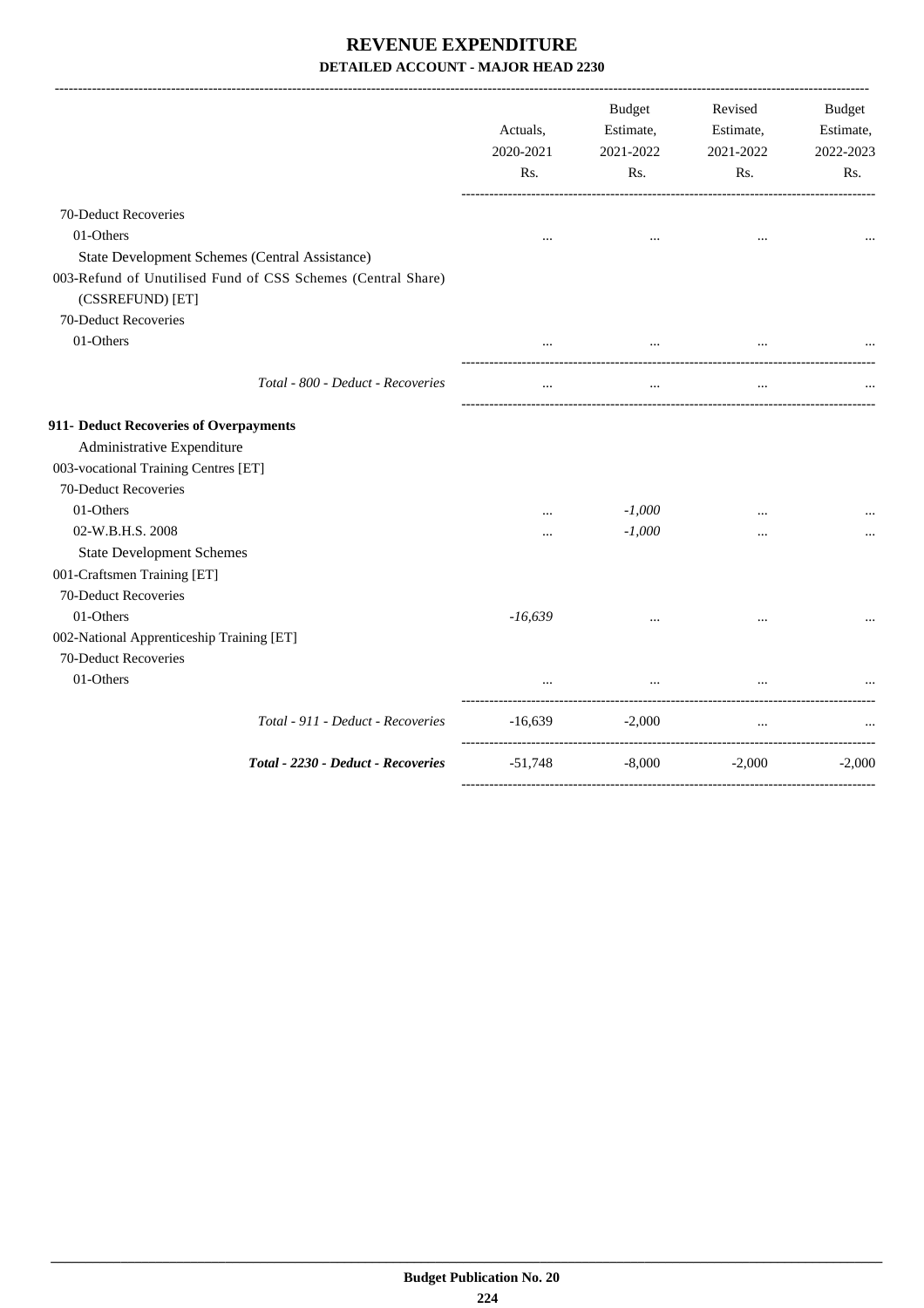# REVENUE EXPENDITURE

**DETAILED ACCOUNT - MAJOR HEAD 2230**

| | Actuals, 2020-2021 Rs. | Budget Estimate, 2021-2022 Rs. | Revised Estimate, 2021-2022 Rs. | Budget Estimate, 2022-2023 Rs. |
|---|---|---|---|---|
| 70-Deduct Recoveries | | | | |
| 01-Others | ... | ... | ... | ... |
| State Development Schemes (Central Assistance) | | | | |
| 003-Refund of Unutilised Fund of CSS Schemes (Central Share) (CSSREFUND) [ET] | | | | |
| 70-Deduct Recoveries | | | | |
| 01-Others | ... | ... | ... | ... |
| *Total - 800 - Deduct - Recoveries* | ... | ... | ... | ... |
| **911- Deduct Recoveries of Overpayments** | | | | |
| Administrative Expenditure | | | | |
| 003-vocational Training Centres [ET] | | | | |
| 70-Deduct Recoveries | | | | |
| 01-Others | ... | *-1,000* | ... | ... |
| 02-W.B.H.S. 2008 | ... | *-1,000* | ... | ... |
| State Development Schemes | | | | |
| 001-Craftsmen Training [ET] | | | | |
| 70-Deduct Recoveries | | | | |
| 01-Others | *-16,639* | ... | ... | ... |
| 002-National Apprenticeship Training [ET] | | | | |
| 70-Deduct Recoveries | | | | |
| 01-Others | ... | ... | ... | ... |
| *Total - 911 - Deduct - Recoveries* | -16,639 | -2,000 | ... | ... |
| ***Total - 2230 - Deduct - Recoveries*** | -51,748 | -8,000 | -2,000 | -2,000 |

**Budget Publication No. 20**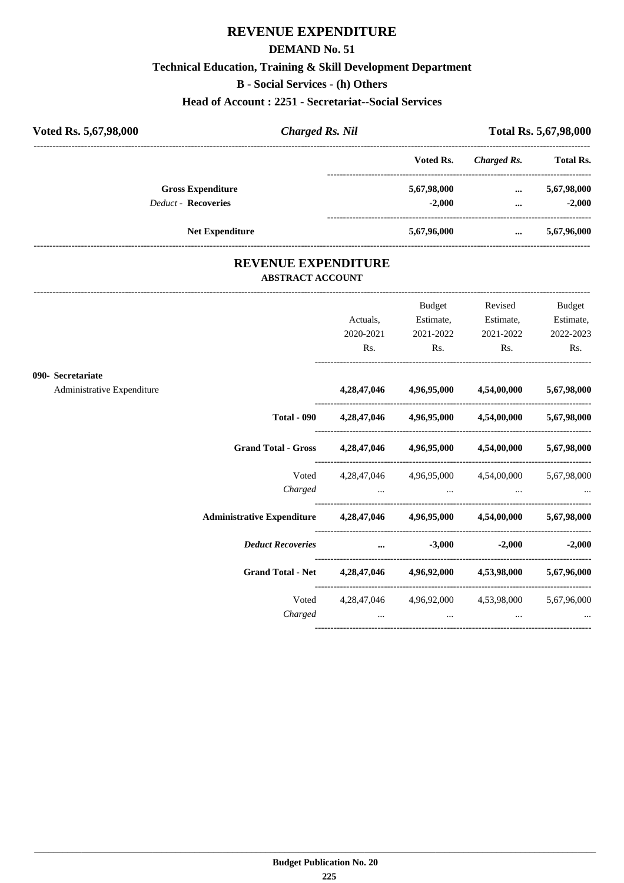# REVENUE EXPENDITURE

## DEMAND No. 51

### Technical Education, Training & Skill Development Department

### B - Social Services - (h) Others

### Head of Account : 2251 - Secretariat--Social Services

**Voted Rs. 5,67,98,000** | ***Charged Rs. Nil*** | **Total Rs. 5,67,98,000**

| | Voted Rs. | *Charged Rs.* | Total Rs. |
|---|---|---|---|
| **Gross Expenditure** | 5,67,98,000 | ... | 5,67,98,000 |
| *Deduct* - **Recoveries** | -2,000 | ... | -2,000 |
| **Net Expenditure** | 5,67,96,000 | ... | 5,67,96,000 |

## REVENUE EXPENDITURE

### ABSTRACT ACCOUNT

| | Actuals, 2020-2021 Rs. | Budget Estimate, 2021-2022 Rs. | Revised Estimate, 2021-2022 Rs. | Budget Estimate, 2022-2023 Rs. |
|---|---|---|---|---|
| **090- Secretariat** | | | | |
| Administrative Expenditure | **4,28,47,046** | **4,96,95,000** | **4,54,00,000** | **5,67,98,000** |
| **Total - 090** | **4,28,47,046** | **4,96,95,000** | **4,54,00,000** | **5,67,98,000** |
| **Grand Total - Gross** | **4,28,47,046** | **4,96,95,000** | **4,54,00,000** | **5,67,98,000** |
| Voted | 4,28,47,046 | 4,96,95,000 | 4,54,00,000 | 5,67,98,000 |
| *Charged* | ... | ... | ... | ... |
| **Administrative Expenditure** | **4,28,47,046** | **4,96,95,000** | **4,54,00,000** | **5,67,98,000** |
| ***Deduct Recoveries*** | **...** | **-3,000** | **-2,000** | **-2,000** |
| **Grand Total - Net** | **4,28,47,046** | **4,96,92,000** | **4,53,98,000** | **5,67,96,000** |
| Voted | 4,28,47,046 | 4,96,92,000 | 4,53,98,000 | 5,67,96,000 |
| *Charged* | ... | ... | ... | ... |

**Budget Publication No. 20**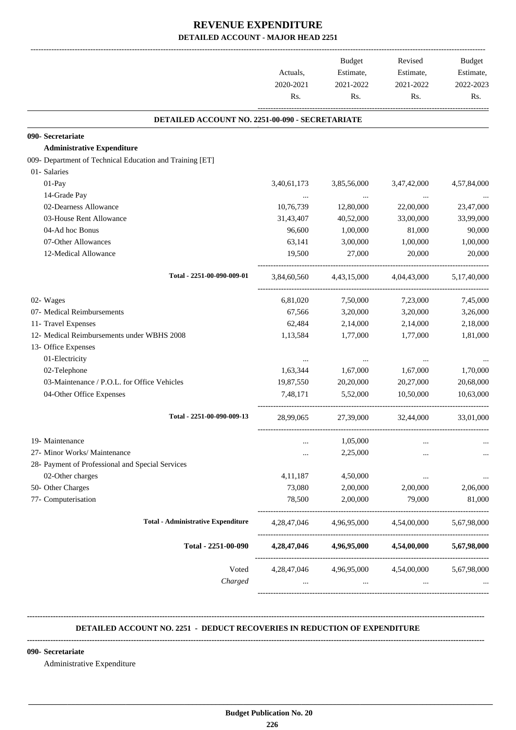# REVENUE EXPENDITURE

## DETAILED ACCOUNT - MAJOR HEAD 2251

| | Actuals, 2020-2021 Rs. | Budget Estimate, 2021-2022 Rs. | Revised Estimate, 2021-2022 Rs. | Budget Estimate, 2022-2023 Rs. |
|---|---|---|---|---|
| **DETAILED ACCOUNT NO. 2251-00-090 - SECRETARIATE** | | | | |
| **090- Secretariate** | | | | |
| **Administrative Expenditure** | | | | |
| 009- Department of Technical Education and Training [ET] | | | | |
| 01- Salaries | | | | |
| 01-Pay | 3,40,61,173 | 3,85,56,000 | 3,47,42,000 | 4,57,84,000 |
| 14-Grade Pay | ... | ... | ... | ... |
| 02-Dearness Allowance | 10,76,739 | 12,80,000 | 22,00,000 | 23,47,000 |
| 03-House Rent Allowance | 31,43,407 | 40,52,000 | 33,00,000 | 33,99,000 |
| 04-Ad hoc Bonus | 96,600 | 1,00,000 | 81,000 | 90,000 |
| 07-Other Allowances | 63,141 | 3,00,000 | 1,00,000 | 1,00,000 |
| 12-Medical Allowance | 19,500 | 27,000 | 20,000 | 20,000 |
| Total - 2251-00-090-009-01 | 3,84,60,560 | 4,43,15,000 | 4,04,43,000 | 5,17,40,000 |
| 02- Wages | 6,81,020 | 7,50,000 | 7,23,000 | 7,45,000 |
| 07- Medical Reimbursements | 67,566 | 3,20,000 | 3,20,000 | 3,26,000 |
| 11- Travel Expenses | 62,484 | 2,14,000 | 2,14,000 | 2,18,000 |
| 12- Medical Reimbursements under WBHS 2008 | 1,13,584 | 1,77,000 | 1,77,000 | 1,81,000 |
| 13- Office Expenses | | | | |
| 01-Electricity | ... | ... | ... | ... |
| 02-Telephone | 1,63,344 | 1,67,000 | 1,67,000 | 1,70,000 |
| 03-Maintenance / P.O.L. for Office Vehicles | 19,87,550 | 20,20,000 | 20,27,000 | 20,68,000 |
| 04-Other Office Expenses | 7,48,171 | 5,52,000 | 10,50,000 | 10,63,000 |
| Total - 2251-00-090-009-13 | 28,99,065 | 27,39,000 | 32,44,000 | 33,01,000 |
| 19- Maintenance | ... | 1,05,000 | ... | ... |
| 27- Minor Works/ Maintenance | ... | 2,25,000 | ... | ... |
| 28- Payment of Professional and Special Services | | | | |
| 02-Other charges | 4,11,187 | 4,50,000 | ... | ... |
| 50- Other Charges | 73,080 | 2,00,000 | 2,00,000 | 2,06,000 |
| 77- Computerisation | 78,500 | 2,00,000 | 79,000 | 81,000 |
| **Total - Administrative Expenditure** | 4,28,47,046 | 4,96,95,000 | 4,54,00,000 | 5,67,98,000 |
| **Total - 2251-00-090** | **4,28,47,046** | **4,96,95,000** | **4,54,00,000** | **5,67,98,000** |
| Voted | 4,28,47,046 | 4,96,95,000 | 4,54,00,000 | 5,67,98,000 |
| *Charged* | ... | ... | ... | ... |

**DETAILED ACCOUNT NO. 2251 - DEDUCT RECOVERIES IN REDUCTION OF EXPENDITURE**

**090- Secretariate**

Administrative Expenditure

**Budget Publication No. 20**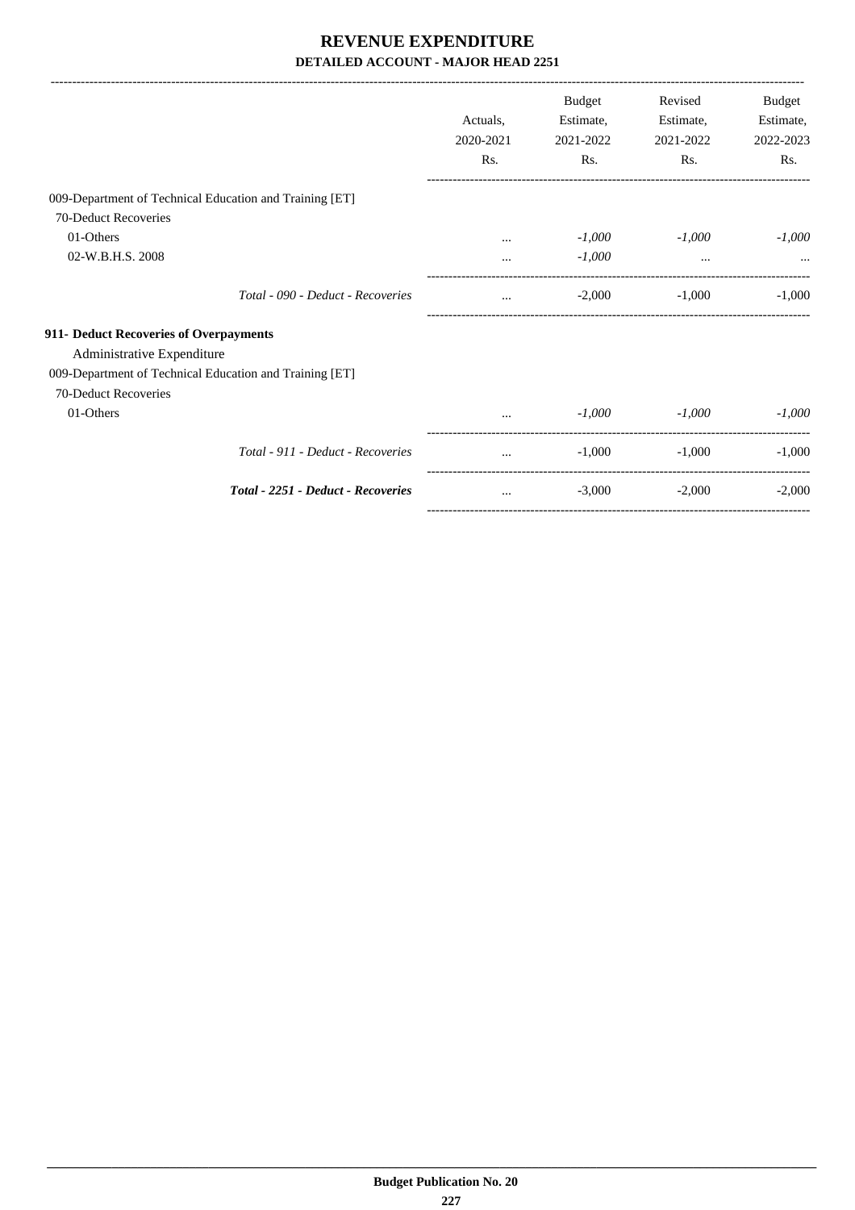# REVENUE EXPENDITURE

**DETAILED ACCOUNT - MAJOR HEAD 2251**

| | Actuals, 2020-2021 Rs. | Budget Estimate, 2021-2022 Rs. | Revised Estimate, 2021-2022 Rs. | Budget Estimate, 2022-2023 Rs. |
|---|---|---|---|---|
| 009-Department of Technical Education and Training [ET] | | | | |
| 70-Deduct Recoveries | | | | |
| 01-Others | ... | *-1,000* | *-1,000* | *-1,000* |
| 02-W.B.H.S. 2008 | ... | *-1,000* | ... | ... |
| *Total - 090 - Deduct - Recoveries* | ... | -2,000 | -1,000 | -1,000 |
| **911- Deduct Recoveries of Overpayments** | | | | |
| Administrative Expenditure | | | | |
| 009-Department of Technical Education and Training [ET] | | | | |
| 70-Deduct Recoveries | | | | |
| 01-Others | ... | *-1,000* | *-1,000* | *-1,000* |
| *Total - 911 - Deduct - Recoveries* | ... | -1,000 | -1,000 | -1,000 |
| ***Total - 2251 - Deduct - Recoveries*** | ... | -3,000 | -2,000 | -2,000 |

**Budget Publication No. 20**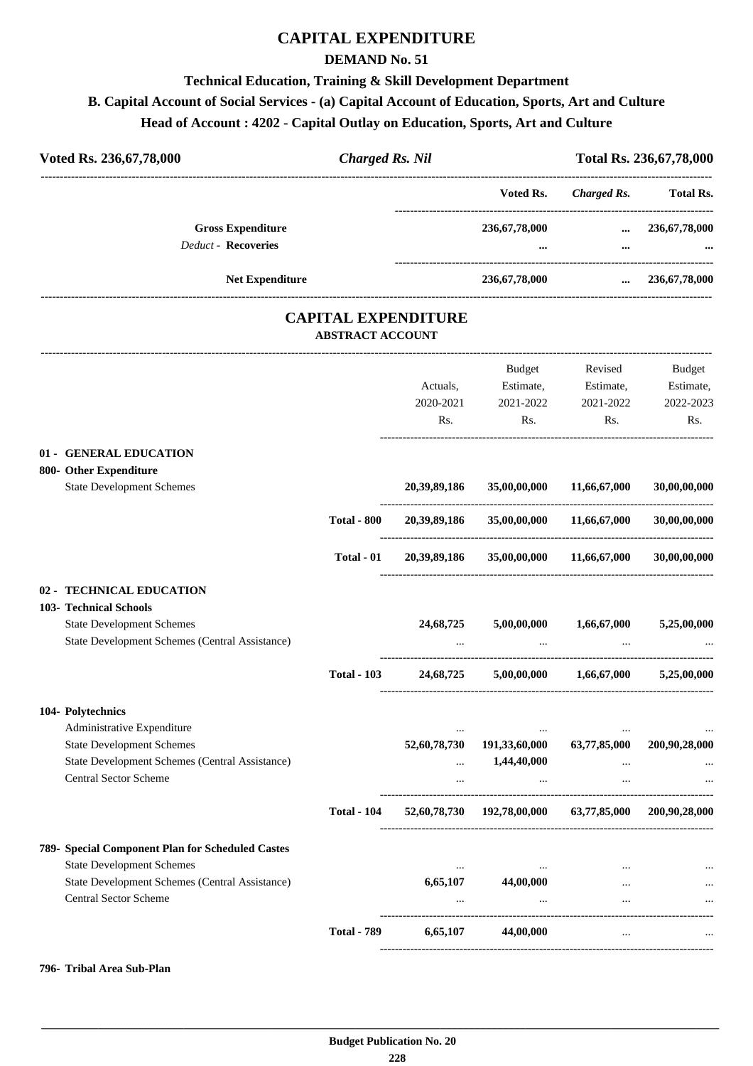# CAPITAL EXPENDITURE

## DEMAND No. 51

### Technical Education, Training & Skill Development Department

### B. Capital Account of Social Services - (a) Capital Account of Education, Sports, Art and Culture

### Head of Account : 4202 - Capital Outlay on Education, Sports, Art and Culture

| Voted Rs. 236,67,78,000 | *Charged Rs. Nil* | Total Rs. 236,67,78,000 |
|---|---|---|

| | Voted Rs. | *Charged Rs.* | Total Rs. |
|---|---|---|---|
| **Gross Expenditure** | 236,67,78,000 | ... | 236,67,78,000 |
| *Deduct* - **Recoveries** | ... | ... | ... |
| **Net Expenditure** | 236,67,78,000 | ... | 236,67,78,000 |

## CAPITAL EXPENDITURE

### ABSTRACT ACCOUNT

| | | Actuals, 2020-2021 Rs. | Budget Estimate, 2021-2022 Rs. | Revised Estimate, 2021-2022 Rs. | Budget Estimate, 2022-2023 Rs. |
|---|---|---|---|---|---|
| **01 - GENERAL EDUCATION** | | | | | |
| **800- Other Expenditure** | | | | | |
| State Development Schemes | | 20,39,89,186 | 35,00,00,000 | 11,66,67,000 | 30,00,00,000 |
| | **Total - 800** | 20,39,89,186 | 35,00,00,000 | 11,66,67,000 | 30,00,00,000 |
| | **Total - 01** | 20,39,89,186 | 35,00,00,000 | 11,66,67,000 | 30,00,00,000 |
| **02 - TECHNICAL EDUCATION** | | | | | |
| **103- Technical Schools** | | | | | |
| State Development Schemes | | 24,68,725 | 5,00,00,000 | 1,66,67,000 | 5,25,00,000 |
| State Development Schemes (Central Assistance) | | ... | ... | ... | ... |
| | **Total - 103** | 24,68,725 | 5,00,00,000 | 1,66,67,000 | 5,25,00,000 |
| **104- Polytechnics** | | | | | |
| Administrative Expenditure | | ... | ... | ... | ... |
| State Development Schemes | | 52,60,78,730 | 191,33,60,000 | 63,77,85,000 | 200,90,28,000 |
| State Development Schemes (Central Assistance) | | ... | 1,44,40,000 | ... | ... |
| Central Sector Scheme | | ... | ... | ... | ... |
| | **Total - 104** | 52,60,78,730 | 192,78,00,000 | 63,77,85,000 | 200,90,28,000 |
| **789- Special Component Plan for Scheduled Castes** | | | | | |
| State Development Schemes | | ... | ... | ... | ... |
| State Development Schemes (Central Assistance) | | 6,65,107 | 44,00,000 | ... | ... |
| Central Sector Scheme | | ... | ... | ... | ... |
| | **Total - 789** | 6,65,107 | 44,00,000 | ... | ... |
| **796- Tribal Area Sub-Plan** | | | | | |

Budget Publication No. 20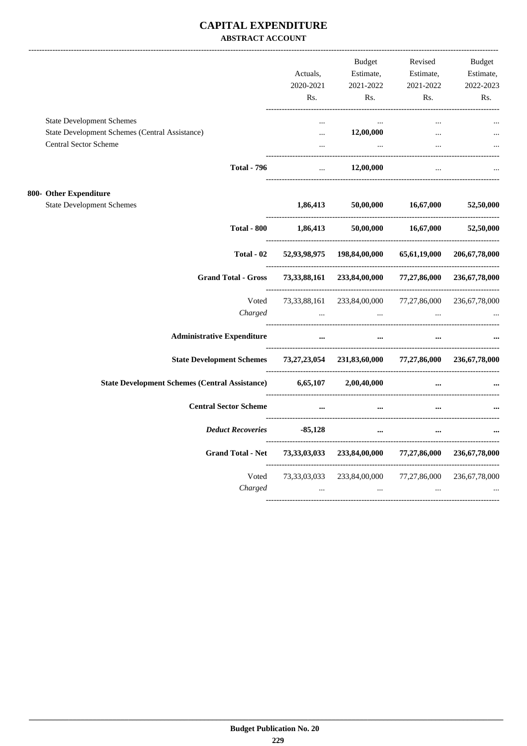# CAPITAL EXPENDITURE

### ABSTRACT ACCOUNT

| | Actuals, 2020-2021 Rs. | Budget Estimate, 2021-2022 Rs. | Revised Estimate, 2021-2022 Rs. | Budget Estimate, 2022-2023 Rs. |
|---|---|---|---|---|
| State Development Schemes | ... | ... | ... | ... |
| State Development Schemes (Central Assistance) | ... | 12,00,000 | ... | ... |
| Central Sector Scheme | ... | ... | ... | ... |
| **Total - 796** | ... | **12,00,000** | ... | ... |
| **800- Other Expenditure** | | | | |
| State Development Schemes | **1,86,413** | **50,00,000** | **16,67,000** | **52,50,000** |
| **Total - 800** | **1,86,413** | **50,00,000** | **16,67,000** | **52,50,000** |
| **Total - 02** | **52,93,98,975** | **198,84,00,000** | **65,61,19,000** | **206,67,78,000** |
| **Grand Total - Gross** | **73,33,88,161** | **233,84,00,000** | **77,27,86,000** | **236,67,78,000** |
| Voted | 73,33,88,161 | 233,84,00,000 | 77,27,86,000 | 236,67,78,000 |
| *Charged* | ... | ... | ... | ... |
| **Administrative Expenditure** | ... | ... | ... | ... |
| **State Development Schemes** | **73,27,23,054** | **231,83,60,000** | **77,27,86,000** | **236,67,78,000** |
| **State Development Schemes (Central Assistance)** | **6,65,107** | **2,00,40,000** | ... | ... |
| **Central Sector Scheme** | ... | ... | ... | ... |
| ***Deduct Recoveries*** | **-85,128** | ... | ... | ... |
| **Grand Total - Net** | **73,33,03,033** | **233,84,00,000** | **77,27,86,000** | **236,67,78,000** |
| Voted | 73,33,03,033 | 233,84,00,000 | 77,27,86,000 | 236,67,78,000 |
| *Charged* | ... | ... | ... | ... |

**Budget Publication No. 20**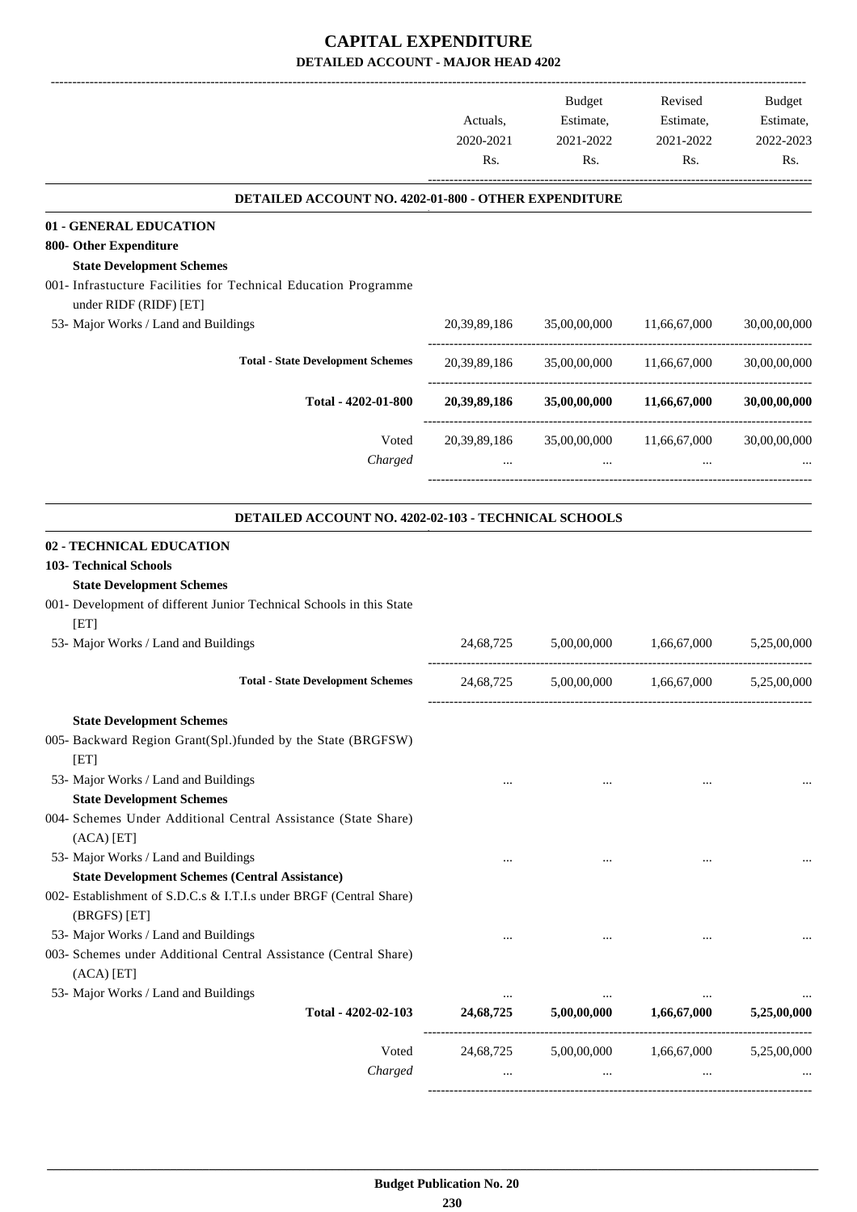# CAPITAL EXPENDITURE

## DETAILED ACCOUNT - MAJOR HEAD 4202

| | Actuals, 2020-2021 Rs. | Budget Estimate, 2021-2022 Rs. | Revised Estimate, 2021-2022 Rs. | Budget Estimate, 2022-2023 Rs. |
|---|---|---|---|---|
| **DETAILED ACCOUNT NO. 4202-01-800 - OTHER EXPENDITURE** | | | | |
| **01 - GENERAL EDUCATION** | | | | |
| **800- Other Expenditure** | | | | |
| **State Development Schemes** | | | | |
| 001- Infrastucture Facilities for Technical Education Programme under RIDF (RIDF) [ET] | | | | |
| 53- Major Works / Land and Buildings | 20,39,89,186 | 35,00,00,000 | 11,66,67,000 | 30,00,00,000 |
| **Total - State Development Schemes** | 20,39,89,186 | 35,00,00,000 | 11,66,67,000 | 30,00,00,000 |
| **Total - 4202-01-800** | **20,39,89,186** | **35,00,00,000** | **11,66,67,000** | **30,00,00,000** |
| Voted | 20,39,89,186 | 35,00,00,000 | 11,66,67,000 | 30,00,00,000 |
| *Charged* | ... | ... | ... | ... |
| **DETAILED ACCOUNT NO. 4202-02-103 - TECHNICAL SCHOOLS** | | | | |
| **02 - TECHNICAL EDUCATION** | | | | |
| **103- Technical Schools** | | | | |
| **State Development Schemes** | | | | |
| 001- Development of different Junior Technical Schools in this State [ET] | | | | |
| 53- Major Works / Land and Buildings | 24,68,725 | 5,00,00,000 | 1,66,67,000 | 5,25,00,000 |
| **Total - State Development Schemes** | 24,68,725 | 5,00,00,000 | 1,66,67,000 | 5,25,00,000 |
| **State Development Schemes** | | | | |
| 005- Backward Region Grant(Spl.)funded by the State (BRGFSW) [ET] | | | | |
| 53- Major Works / Land and Buildings | ... | ... | ... | ... |
| **State Development Schemes** | | | | |
| 004- Schemes Under Additional Central Assistance (State Share) (ACA) [ET] | | | | |
| 53- Major Works / Land and Buildings | ... | ... | ... | ... |
| **State Development Schemes (Central Assistance)** | | | | |
| 002- Establishment of S.D.C.s & I.T.I.s under BRGF (Central Share) (BRGFS) [ET] | | | | |
| 53- Major Works / Land and Buildings | ... | ... | ... | ... |
| 003- Schemes under Additional Central Assistance (Central Share) (ACA) [ET] | | | | |
| 53- Major Works / Land and Buildings | ... | ... | ... | ... |
| **Total - 4202-02-103** | **24,68,725** | **5,00,00,000** | **1,66,67,000** | **5,25,00,000** |
| Voted | 24,68,725 | 5,00,00,000 | 1,66,67,000 | 5,25,00,000 |
| *Charged* | ... | ... | ... | ... |

**Budget Publication No. 20**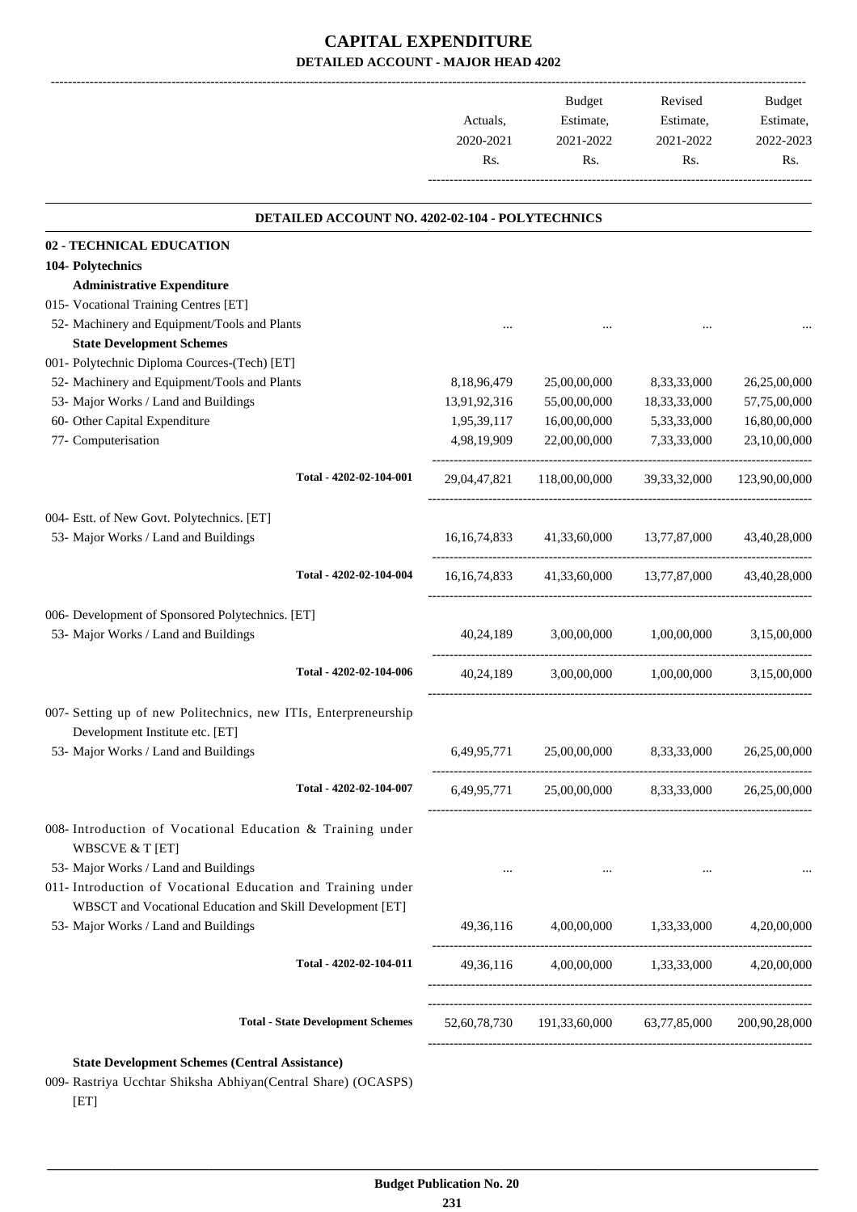# CAPITAL EXPENDITURE

## DETAILED ACCOUNT - MAJOR HEAD 4202

| | Actuals, 2020-2021 Rs. | Budget Estimate, 2021-2022 Rs. | Revised Estimate, 2021-2022 Rs. | Budget Estimate, 2022-2023 Rs. |
|---|---|---|---|---|
| **DETAILED ACCOUNT NO. 4202-02-104 - POLYTECHNICS** | | | | |
| **02 - TECHNICAL EDUCATION** | | | | |
| **104- Polytechnics** | | | | |
| **Administrative Expenditure** | | | | |
| 015- Vocational Training Centres [ET] | | | | |
| 52- Machinery and Equipment/Tools and Plants | ... | ... | ... | ... |
| **State Development Schemes** | | | | |
| 001- Polytechnic Diploma Cources-(Tech) [ET] | | | | |
| 52- Machinery and Equipment/Tools and Plants | 8,18,96,479 | 25,00,00,000 | 8,33,33,000 | 26,25,00,000 |
| 53- Major Works / Land and Buildings | 13,91,92,316 | 55,00,00,000 | 18,33,33,000 | 57,75,00,000 |
| 60- Other Capital Expenditure | 1,95,39,117 | 16,00,00,000 | 5,33,33,000 | 16,80,00,000 |
| 77- Computerisation | 4,98,19,909 | 22,00,00,000 | 7,33,33,000 | 23,10,00,000 |
| Total - 4202-02-104-001 | 29,04,47,821 | 118,00,00,000 | 39,33,32,000 | 123,90,00,000 |
| 004- Estt. of New Govt. Polytechnics. [ET] | | | | |
| 53- Major Works / Land and Buildings | 16,16,74,833 | 41,33,60,000 | 13,77,87,000 | 43,40,28,000 |
| Total - 4202-02-104-004 | 16,16,74,833 | 41,33,60,000 | 13,77,87,000 | 43,40,28,000 |
| 006- Development of Sponsored Polytechnics. [ET] | | | | |
| 53- Major Works / Land and Buildings | 40,24,189 | 3,00,00,000 | 1,00,00,000 | 3,15,00,000 |
| Total - 4202-02-104-006 | 40,24,189 | 3,00,00,000 | 1,00,00,000 | 3,15,00,000 |
| 007- Setting up of new Politechnics, new ITIs, Enterpreneurship Development Institute etc. [ET] | | | | |
| 53- Major Works / Land and Buildings | 6,49,95,771 | 25,00,00,000 | 8,33,33,000 | 26,25,00,000 |
| Total - 4202-02-104-007 | 6,49,95,771 | 25,00,00,000 | 8,33,33,000 | 26,25,00,000 |
| 008- Introduction of Vocational Education & Training under WBSCVE & T [ET] | | | | |
| 53- Major Works / Land and Buildings | ... | ... | ... | ... |
| 011- Introduction of Vocational Education and Training under WBSCT and Vocational Education and Skill Development [ET] | | | | |
| 53- Major Works / Land and Buildings | 49,36,116 | 4,00,00,000 | 1,33,33,000 | 4,20,00,000 |
| Total - 4202-02-104-011 | 49,36,116 | 4,00,00,000 | 1,33,33,000 | 4,20,00,000 |
| **Total - State Development Schemes** | 52,60,78,730 | 191,33,60,000 | 63,77,85,000 | 200,90,28,000 |
| **State Development Schemes (Central Assistance)** | | | | |
| 009- Rastriya Ucchtar Shiksha Abhiyan(Central Share) (OCASPS) [ET] | | | | |

**Budget Publication No. 20**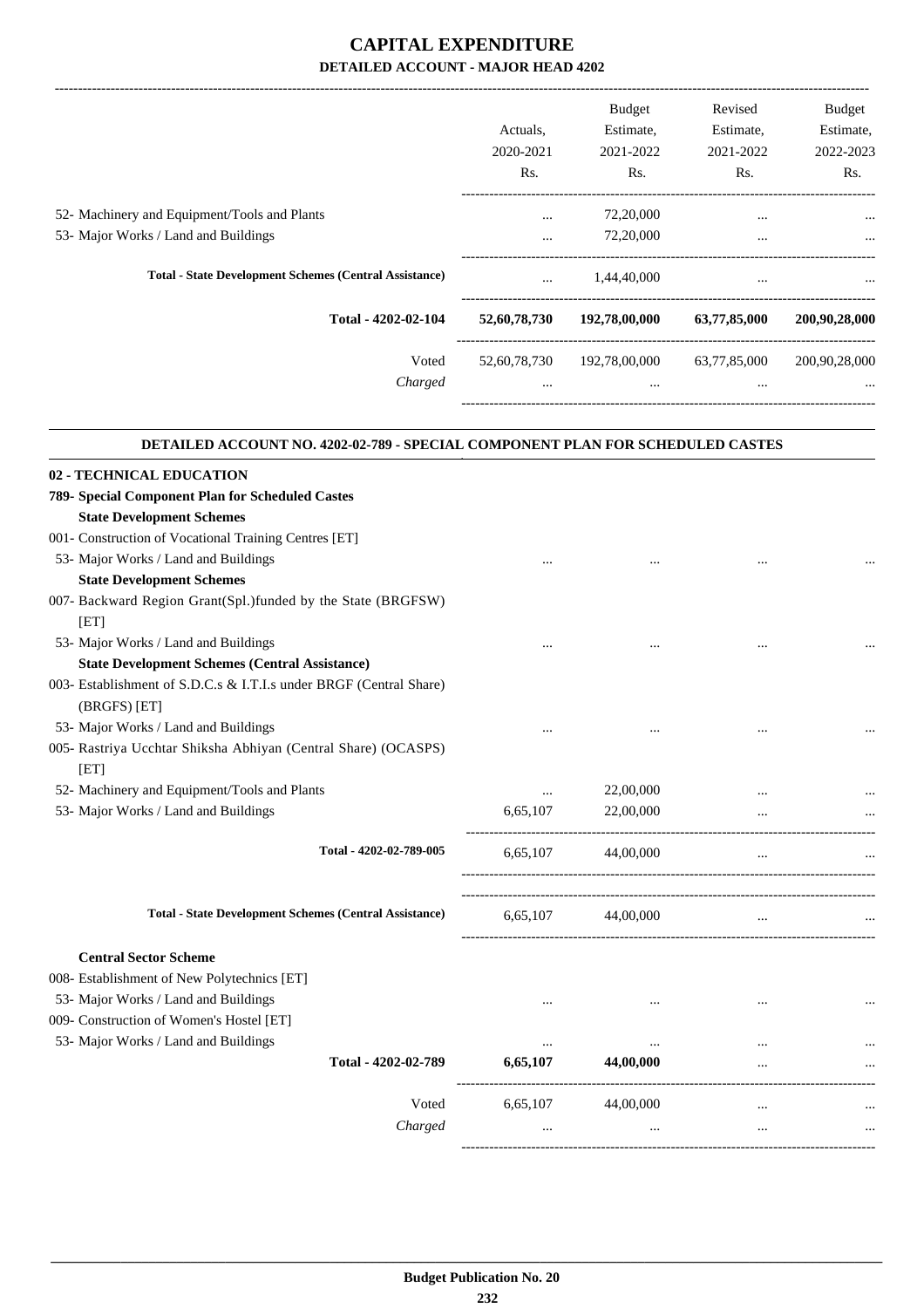# CAPITAL EXPENDITURE

## DETAILED ACCOUNT - MAJOR HEAD 4202

| | Actuals, 2020-2021 Rs. | Budget Estimate, 2021-2022 Rs. | Revised Estimate, 2021-2022 Rs. | Budget Estimate, 2022-2023 Rs. |
|---|---|---|---|---|
| 52- Machinery and Equipment/Tools and Plants | ... | 72,20,000 | ... | ... |
| 53- Major Works / Land and Buildings | ... | 72,20,000 | ... | ... |
| **Total - State Development Schemes (Central Assistance)** | ... | 1,44,40,000 | ... | ... |
| **Total - 4202-02-104** | **52,60,78,730** | **192,78,00,000** | **63,77,85,000** | **200,90,28,000** |
| Voted | 52,60,78,730 | 192,78,00,000 | 63,77,85,000 | 200,90,28,000 |
| *Charged* | ... | ... | ... | ... |

### DETAILED ACCOUNT NO. 4202-02-789 - SPECIAL COMPONENT PLAN FOR SCHEDULED CASTES

| | Actuals, 2020-2021 Rs. | Budget Estimate, 2021-2022 Rs. | Revised Estimate, 2021-2022 Rs. | Budget Estimate, 2022-2023 Rs. |
|---|---|---|---|---|
| **02 - TECHNICAL EDUCATION** | | | | |
| **789- Special Component Plan for Scheduled Castes** | | | | |
| **State Development Schemes** | | | | |
| 001- Construction of Vocational Training Centres [ET] | | | | |
| 53- Major Works / Land and Buildings | ... | ... | ... | ... |
| **State Development Schemes** | | | | |
| 007- Backward Region Grant(Spl.)funded by the State (BRGFSW) [ET] | | | | |
| 53- Major Works / Land and Buildings | ... | ... | ... | ... |
| **State Development Schemes (Central Assistance)** | | | | |
| 003- Establishment of S.D.C.s & I.T.I.s under BRGF (Central Share) (BRGFS) [ET] | | | | |
| 53- Major Works / Land and Buildings | ... | ... | ... | ... |
| 005- Rastriya Ucchtar Shiksha Abhiyan (Central Share) (OCASPS) [ET] | | | | |
| 52- Machinery and Equipment/Tools and Plants | ... | 22,00,000 | ... | ... |
| 53- Major Works / Land and Buildings | 6,65,107 | 22,00,000 | ... | ... |
| **Total - 4202-02-789-005** | 6,65,107 | 44,00,000 | ... | ... |
| **Total - State Development Schemes (Central Assistance)** | 6,65,107 | 44,00,000 | ... | ... |
| **Central Sector Scheme** | | | | |
| 008- Establishment of New Polytechnics [ET] | | | | |
| 53- Major Works / Land and Buildings | ... | ... | ... | ... |
| 009- Construction of Women's Hostel [ET] | | | | |
| 53- Major Works / Land and Buildings | ... | ... | ... | ... |
| **Total - 4202-02-789** | **6,65,107** | **44,00,000** | ... | ... |
| Voted | 6,65,107 | 44,00,000 | ... | ... |
| *Charged* | ... | ... | ... | ... |

**Budget Publication No. 20**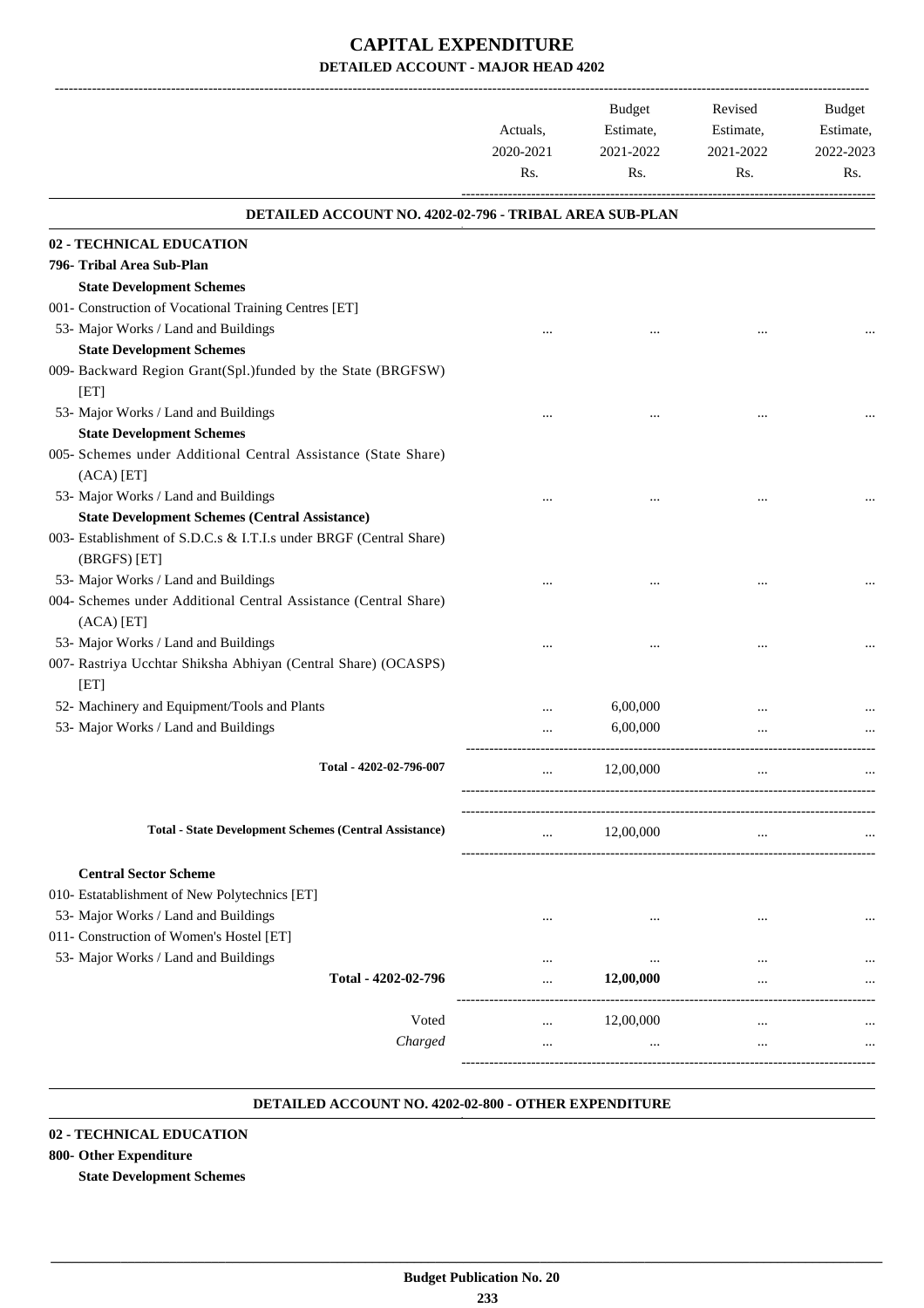# CAPITAL EXPENDITURE

## DETAILED ACCOUNT - MAJOR HEAD 4202

| | Actuals, 2020-2021 Rs. | Budget Estimate, 2021-2022 Rs. | Revised Estimate, 2021-2022 Rs. | Budget Estimate, 2022-2023 Rs. |
|---|---|---|---|---|
| **DETAILED ACCOUNT NO. 4202-02-796 - TRIBAL AREA SUB-PLAN** | | | | |
| **02 - TECHNICAL EDUCATION** | | | | |
| **796- Tribal Area Sub-Plan** | | | | |
| **State Development Schemes** | | | | |
| 001- Construction of Vocational Training Centres [ET] | | | | |
| 53- Major Works / Land and Buildings | ... | ... | ... | ... |
| **State Development Schemes** | | | | |
| 009- Backward Region Grant(Spl.)funded by the State (BRGFSW) [ET] | | | | |
| 53- Major Works / Land and Buildings | ... | ... | ... | ... |
| **State Development Schemes** | | | | |
| 005- Schemes under Additional Central Assistance (State Share) (ACA) [ET] | | | | |
| 53- Major Works / Land and Buildings | ... | ... | ... | ... |
| **State Development Schemes (Central Assistance)** | | | | |
| 003- Establishment of S.D.C.s & I.T.I.s under BRGF (Central Share) (BRGFS) [ET] | | | | |
| 53- Major Works / Land and Buildings | ... | ... | ... | ... |
| 004- Schemes under Additional Central Assistance (Central Share) (ACA) [ET] | | | | |
| 53- Major Works / Land and Buildings | ... | ... | ... | ... |
| 007- Rastriya Ucchtar Shiksha Abhiyan (Central Share) (OCASPS) [ET] | | | | |
| 52- Machinery and Equipment/Tools and Plants | ... | 6,00,000 | ... | ... |
| 53- Major Works / Land and Buildings | ... | 6,00,000 | ... | ... |
| Total - 4202-02-796-007 | ... | 12,00,000 | ... | ... |
| **Total - State Development Schemes (Central Assistance)** | ... | 12,00,000 | ... | ... |
| **Central Sector Scheme** | | | | |
| 010- Estatablishment of New Polytechnics [ET] | | | | |
| 53- Major Works / Land and Buildings | ... | ... | ... | ... |
| 011- Construction of Women's Hostel [ET] | | | | |
| 53- Major Works / Land and Buildings | ... | ... | ... | ... |
| **Total - 4202-02-796** | ... | **12,00,000** | ... | ... |
| Voted | ... | 12,00,000 | ... | ... |
| *Charged* | ... | ... | ... | ... |

### DETAILED ACCOUNT NO. 4202-02-800 - OTHER EXPENDITURE

**02 - TECHNICAL EDUCATION**

**800- Other Expenditure**

**State Development Schemes**

**Budget Publication No. 20**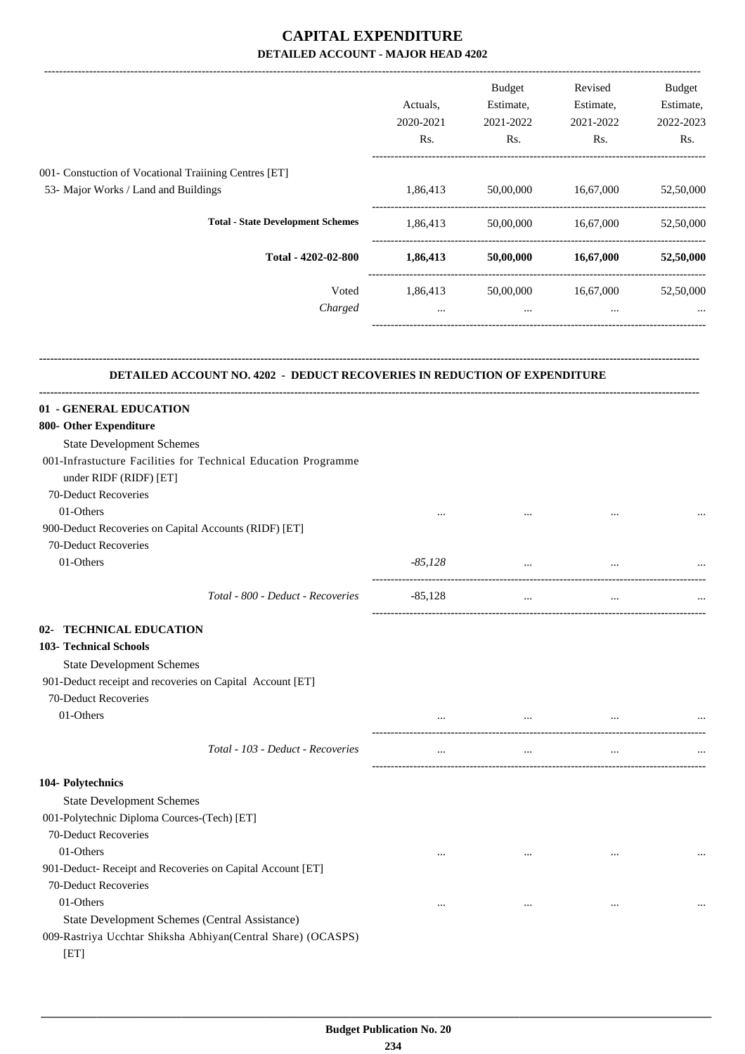# CAPITAL EXPENDITURE

## DETAILED ACCOUNT - MAJOR HEAD 4202

| | Actuals, 2020-2021 Rs. | Budget Estimate, 2021-2022 Rs. | Revised Estimate, 2021-2022 Rs. | Budget Estimate, 2022-2023 Rs. |
|---|---|---|---|---|
| 001- Constuction of Vocational Traiining Centres [ET] | | | | |
| 53- Major Works / Land and Buildings | 1,86,413 | 50,00,000 | 16,67,000 | 52,50,000 |
| **Total - State Development Schemes** | 1,86,413 | 50,00,000 | 16,67,000 | 52,50,000 |
| **Total - 4202-02-800** | **1,86,413** | **50,00,000** | **16,67,000** | **52,50,000** |
| Voted | 1,86,413 | 50,00,000 | 16,67,000 | 52,50,000 |
| *Charged* | ... | ... | ... | ... |

### DETAILED ACCOUNT NO. 4202 - DEDUCT RECOVERIES IN REDUCTION OF EXPENDITURE

| | Actuals, 2020-2021 Rs. | Budget Estimate, 2021-2022 Rs. | Revised Estimate, 2021-2022 Rs. | Budget Estimate, 2022-2023 Rs. |
|---|---|---|---|---|
| **01 - GENERAL EDUCATION** | | | | |
| **800- Other Expenditure** | | | | |
| State Development Schemes | | | | |
| 001-Infrastucture Facilities for Technical Education Programme under RIDF (RIDF) [ET] | | | | |
| 70-Deduct Recoveries | | | | |
| 01-Others | ... | ... | ... | ... |
| 900-Deduct Recoveries on Capital Accounts (RIDF) [ET] | | | | |
| 70-Deduct Recoveries | | | | |
| 01-Others | *-85,128* | ... | ... | ... |
| *Total - 800 - Deduct - Recoveries* | -85,128 | ... | ... | ... |
| **02- TECHNICAL EDUCATION** | | | | |
| **103- Technical Schools** | | | | |
| State Development Schemes | | | | |
| 901-Deduct receipt and recoveries on Capital Account [ET] | | | | |
| 70-Deduct Recoveries | | | | |
| 01-Others | ... | ... | ... | ... |
| *Total - 103 - Deduct - Recoveries* | ... | ... | ... | ... |
| **104- Polytechnics** | | | | |
| State Development Schemes | | | | |
| 001-Polytechnic Diploma Cources-(Tech) [ET] | | | | |
| 70-Deduct Recoveries | | | | |
| 01-Others | ... | ... | ... | ... |
| 901-Deduct- Receipt and Recoveries on Capital Account [ET] | | | | |
| 70-Deduct Recoveries | | | | |
| 01-Others | ... | ... | ... | ... |
| State Development Schemes (Central Assistance) | | | | |
| 009-Rastriya Ucchtar Shiksha Abhiyan(Central Share) (OCASPS) [ET] | | | | |

**Budget Publication No. 20**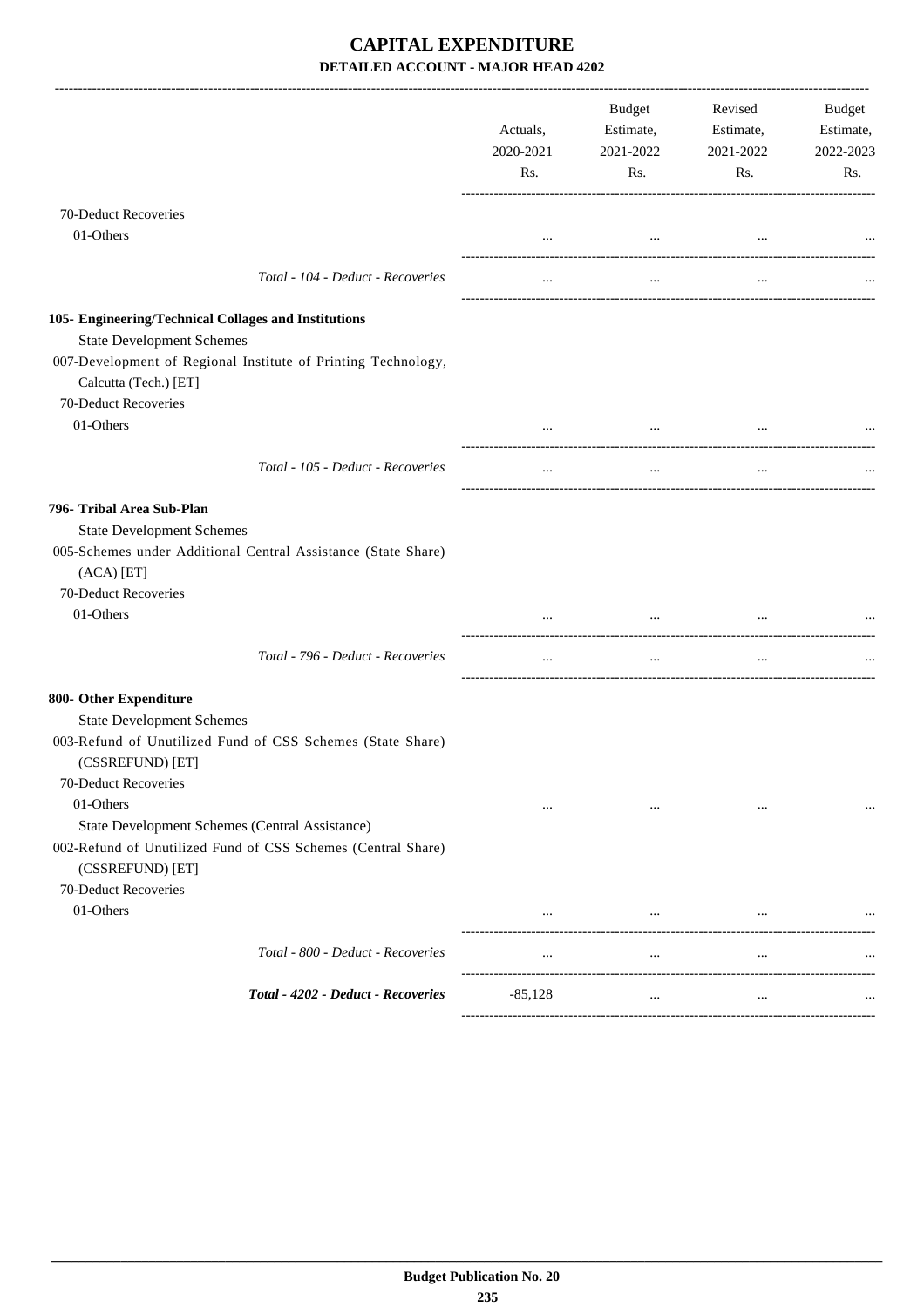# CAPITAL EXPENDITURE

### DETAILED ACCOUNT - MAJOR HEAD 4202

| | Actuals, 2020-2021 Rs. | Budget Estimate, 2021-2022 Rs. | Revised Estimate, 2021-2022 Rs. | Budget Estimate, 2022-2023 Rs. |
|---|---|---|---|---|
| 70-Deduct Recoveries | | | | |
| 01-Others | ... | ... | ... | ... |
| *Total - 104 - Deduct - Recoveries* | ... | ... | ... | ... |
| **105- Engineering/Technical Collages and Institutions** | | | | |
| State Development Schemes | | | | |
| 007-Development of Regional Institute of Printing Technology, Calcutta (Tech.) [ET] | | | | |
| 70-Deduct Recoveries | | | | |
| 01-Others | ... | ... | ... | ... |
| *Total - 105 - Deduct - Recoveries* | ... | ... | ... | ... |
| **796- Tribal Area Sub-Plan** | | | | |
| State Development Schemes | | | | |
| 005-Schemes under Additional Central Assistance (State Share) (ACA) [ET] | | | | |
| 70-Deduct Recoveries | | | | |
| 01-Others | ... | ... | ... | ... |
| *Total - 796 - Deduct - Recoveries* | ... | ... | ... | ... |
| **800- Other Expenditure** | | | | |
| State Development Schemes | | | | |
| 003-Refund of Unutilized Fund of CSS Schemes (State Share) (CSSREFUND) [ET] | | | | |
| 70-Deduct Recoveries | | | | |
| 01-Others | ... | ... | ... | ... |
| State Development Schemes (Central Assistance) | | | | |
| 002-Refund of Unutilized Fund of CSS Schemes (Central Share) (CSSREFUND) [ET] | | | | |
| 70-Deduct Recoveries | | | | |
| 01-Others | ... | ... | ... | ... |
| *Total - 800 - Deduct - Recoveries* | ... | ... | ... | ... |
| ***Total - 4202 - Deduct - Recoveries*** | -85,128 | ... | ... | ... |

**Budget Publication No. 20**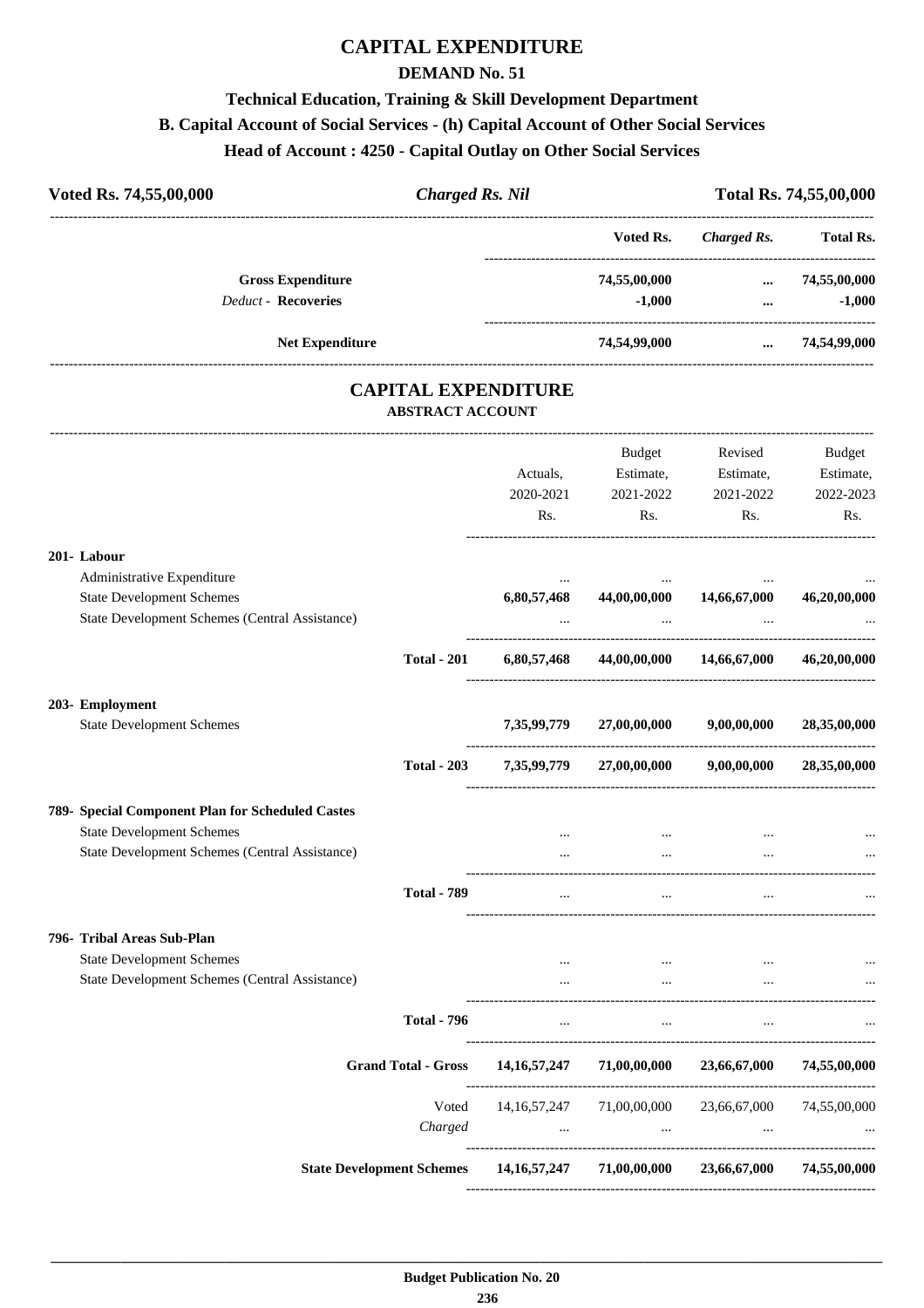# CAPITAL EXPENDITURE

## DEMAND No. 51

### Technical Education, Training & Skill Development Department

### B. Capital Account of Social Services - (h) Capital Account of Other Social Services

### Head of Account : 4250 - Capital Outlay on Other Social Services

| Voted Rs. 74,55,00,000 | *Charged Rs. Nil* | Total Rs. 74,55,00,000 |
|---|---|---|

| | Voted Rs. | *Charged Rs.* | Total Rs. |
|---|---|---|---|
| **Gross Expenditure** | 74,55,00,000 | ... | 74,55,00,000 |
| *Deduct* - **Recoveries** | -1,000 | ... | -1,000 |
| **Net Expenditure** | 74,54,99,000 | ... | 74,54,99,000 |

## CAPITAL EXPENDITURE

### ABSTRACT ACCOUNT

| | Actuals, 2020-2021 Rs. | Budget Estimate, 2021-2022 Rs. | Revised Estimate, 2021-2022 Rs. | Budget Estimate, 2022-2023 Rs. |
|---|---|---|---|---|
| **201- Labour** | | | | |
| Administrative Expenditure | ... | ... | ... | ... |
| State Development Schemes | **6,80,57,468** | **44,00,00,000** | **14,66,67,000** | **46,20,00,000** |
| State Development Schemes (Central Assistance) | ... | ... | ... | ... |
| **Total - 201** | **6,80,57,468** | **44,00,00,000** | **14,66,67,000** | **46,20,00,000** |
| **203- Employment** | | | | |
| State Development Schemes | **7,35,99,779** | **27,00,00,000** | **9,00,00,000** | **28,35,00,000** |
| **Total - 203** | **7,35,99,779** | **27,00,00,000** | **9,00,00,000** | **28,35,00,000** |
| **789- Special Component Plan for Scheduled Castes** | | | | |
| State Development Schemes | ... | ... | ... | ... |
| State Development Schemes (Central Assistance) | ... | ... | ... | ... |
| **Total - 789** | ... | ... | ... | ... |
| **796- Tribal Areas Sub-Plan** | | | | |
| State Development Schemes | ... | ... | ... | ... |
| State Development Schemes (Central Assistance) | ... | ... | ... | ... |
| **Total - 796** | ... | ... | ... | ... |
| **Grand Total - Gross** | **14,16,57,247** | **71,00,00,000** | **23,66,67,000** | **74,55,00,000** |
| Voted | 14,16,57,247 | 71,00,00,000 | 23,66,67,000 | 74,55,00,000 |
| *Charged* | ... | ... | ... | ... |
| **State Development Schemes** | **14,16,57,247** | **71,00,00,000** | **23,66,67,000** | **74,55,00,000** |

**Budget Publication No. 20**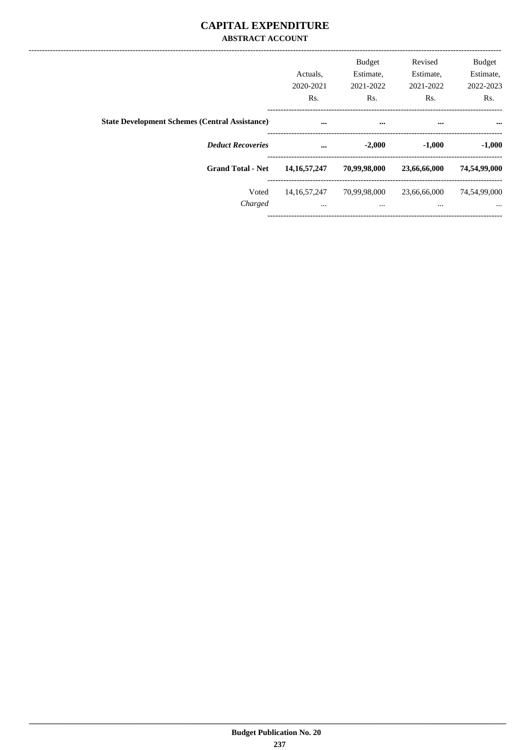# CAPITAL EXPENDITURE

## ABSTRACT ACCOUNT

| | Actuals, 2020-2021 Rs. | Budget Estimate, 2021-2022 Rs. | Revised Estimate, 2021-2022 Rs. | Budget Estimate, 2022-2023 Rs. |
|---|---|---|---|---|
| **State Development Schemes (Central Assistance)** | **...** | **...** | **...** | **...** |
| ***Deduct Recoveries*** | **...** | **-2,000** | **-1,000** | **-1,000** |
| **Grand Total - Net** | **14,16,57,247** | **70,99,98,000** | **23,66,66,000** | **74,54,99,000** |
| Voted | 14,16,57,247 | 70,99,98,000 | 23,66,66,000 | 74,54,99,000 |
| *Charged* | ... | ... | ... | ... |

**Budget Publication No. 20**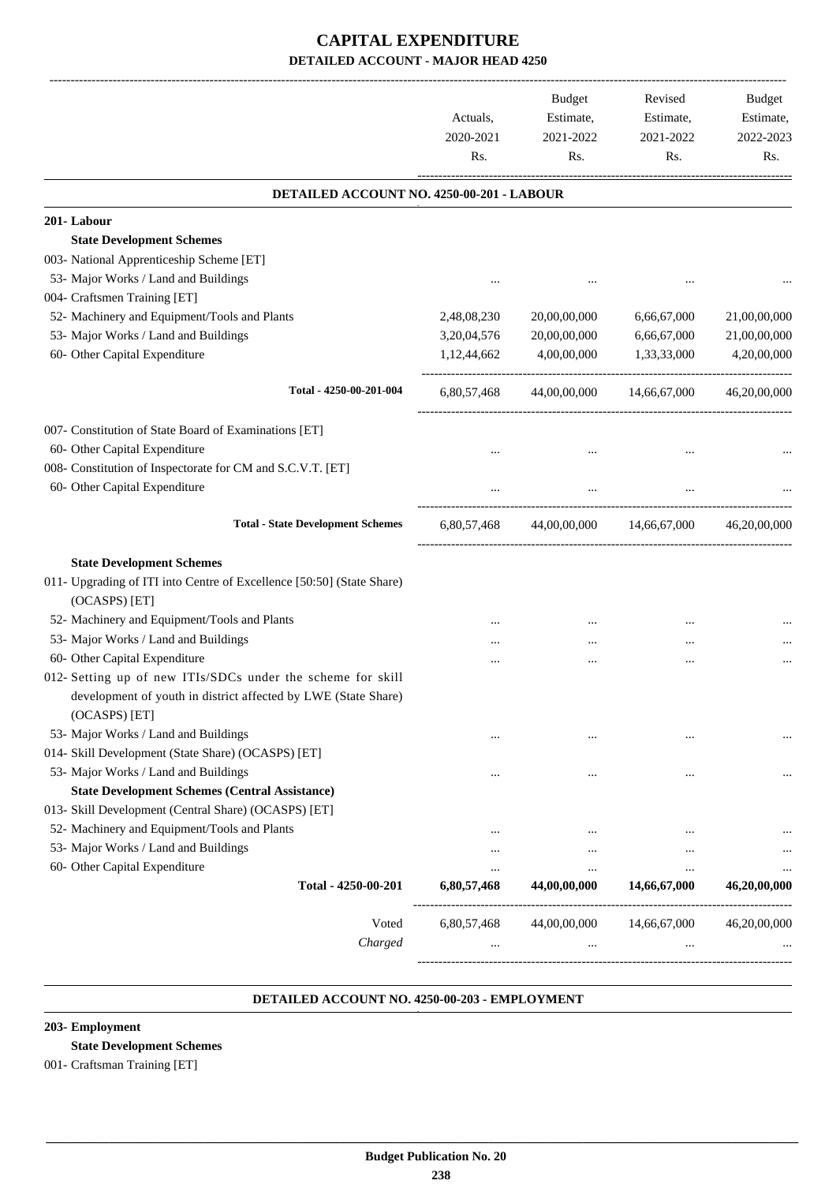# CAPITAL EXPENDITURE

## DETAILED ACCOUNT - MAJOR HEAD 4250

| | Actuals, 2020-2021 Rs. | Budget Estimate, 2021-2022 Rs. | Revised Estimate, 2021-2022 Rs. | Budget Estimate, 2022-2023 Rs. |
|---|---|---|---|---|
| **DETAILED ACCOUNT NO. 4250-00-201 - LABOUR** | | | | |
| **201- Labour** | | | | |
| **State Development Schemes** | | | | |
| 003- National Apprenticeship Scheme [ET] | | | | |
| 53- Major Works / Land and Buildings | ... | ... | ... | ... |
| 004- Craftsmen Training [ET] | | | | |
| 52- Machinery and Equipment/Tools and Plants | 2,48,08,230 | 20,00,00,000 | 6,66,67,000 | 21,00,00,000 |
| 53- Major Works / Land and Buildings | 3,20,04,576 | 20,00,00,000 | 6,66,67,000 | 21,00,00,000 |
| 60- Other Capital Expenditure | 1,12,44,662 | 4,00,00,000 | 1,33,33,000 | 4,20,00,000 |
| Total - 4250-00-201-004 | 6,80,57,468 | 44,00,00,000 | 14,66,67,000 | 46,20,00,000 |
| 007- Constitution of State Board of Examinations [ET] | | | | |
| 60- Other Capital Expenditure | ... | ... | ... | ... |
| 008- Constitution of Inspectorate for CM and S.C.V.T. [ET] | | | | |
| 60- Other Capital Expenditure | ... | ... | ... | ... |
| **Total - State Development Schemes** | 6,80,57,468 | 44,00,00,000 | 14,66,67,000 | 46,20,00,000 |
| **State Development Schemes** | | | | |
| 011- Upgrading of ITI into Centre of Excellence [50:50] (State Share) (OCASPS) [ET] | | | | |
| 52- Machinery and Equipment/Tools and Plants | ... | ... | ... | ... |
| 53- Major Works / Land and Buildings | ... | ... | ... | ... |
| 60- Other Capital Expenditure | ... | ... | ... | ... |
| 012- Setting up of new ITIs/SDCs under the scheme for skill development of youth in district affected by LWE (State Share) (OCASPS) [ET] | | | | |
| 53- Major Works / Land and Buildings | ... | ... | ... | ... |
| 014- Skill Development (State Share) (OCASPS) [ET] | | | | |
| 53- Major Works / Land and Buildings | ... | ... | ... | ... |
| **State Development Schemes (Central Assistance)** | | | | |
| 013- Skill Development (Central Share) (OCASPS) [ET] | | | | |
| 52- Machinery and Equipment/Tools and Plants | ... | ... | ... | ... |
| 53- Major Works / Land and Buildings | ... | ... | ... | ... |
| 60- Other Capital Expenditure | ... | ... | ... | ... |
| **Total - 4250-00-201** | **6,80,57,468** | **44,00,00,000** | **14,66,67,000** | **46,20,00,000** |
| Voted | 6,80,57,468 | 44,00,00,000 | 14,66,67,000 | 46,20,00,000 |
| *Charged* | ... | ... | ... | ... |

**DETAILED ACCOUNT NO. 4250-00-203 - EMPLOYMENT**

**203- Employment**

**State Development Schemes**

001- Craftsman Training [ET]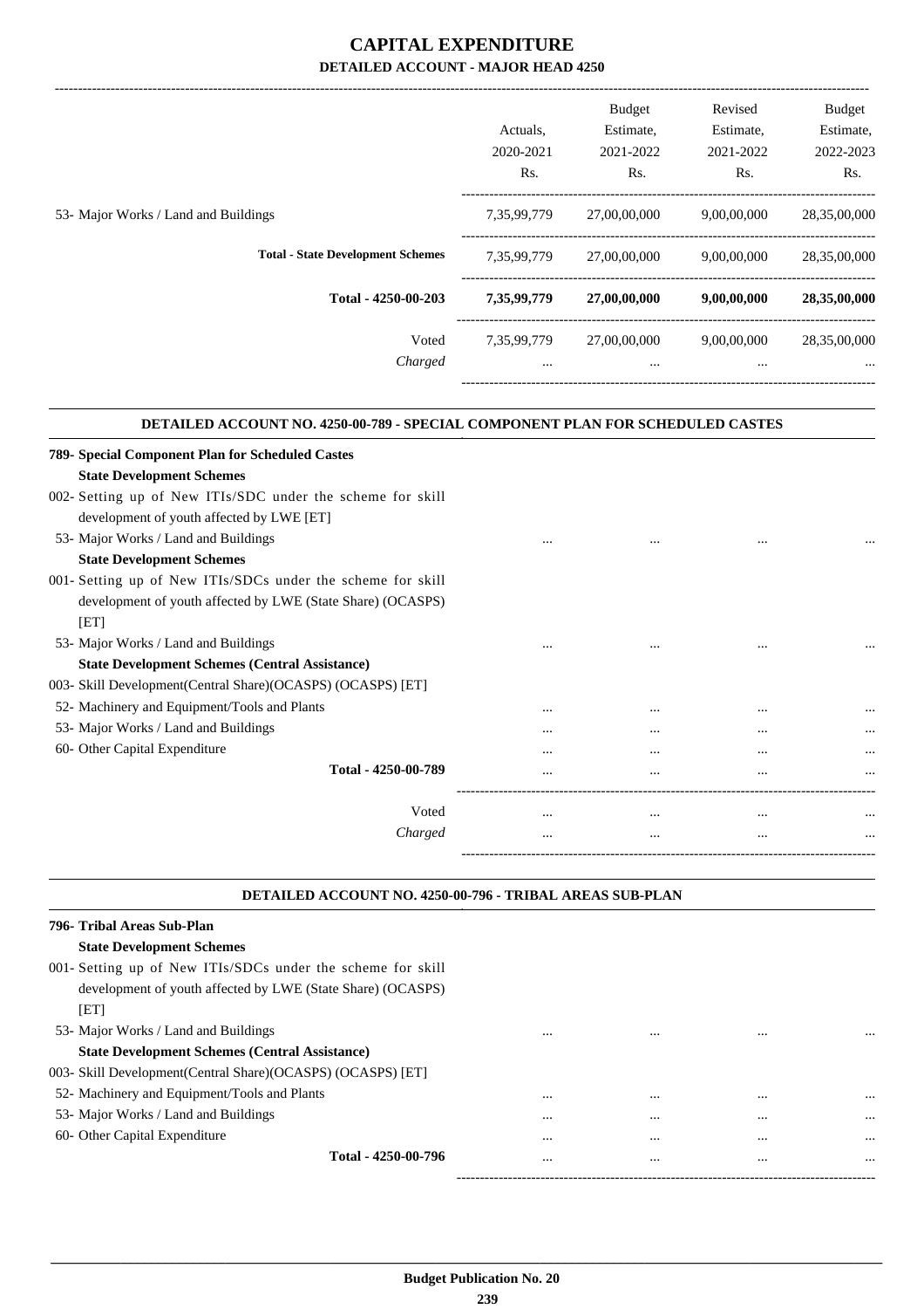# CAPITAL EXPENDITURE

## DETAILED ACCOUNT - MAJOR HEAD 4250

| | Actuals, 2020-2021 Rs. | Budget Estimate, 2021-2022 Rs. | Revised Estimate, 2021-2022 Rs. | Budget Estimate, 2022-2023 Rs. |
|---|---|---|---|---|
| 53- Major Works / Land and Buildings | 7,35,99,779 | 27,00,00,000 | 9,00,00,000 | 28,35,00,000 |
| **Total - State Development Schemes** | 7,35,99,779 | 27,00,00,000 | 9,00,00,000 | 28,35,00,000 |
| **Total - 4250-00-203** | **7,35,99,779** | **27,00,00,000** | **9,00,00,000** | **28,35,00,000** |
| Voted | 7,35,99,779 | 27,00,00,000 | 9,00,00,000 | 28,35,00,000 |
| *Charged* | ... | ... | ... | ... |

### DETAILED ACCOUNT NO. 4250-00-789 - SPECIAL COMPONENT PLAN FOR SCHEDULED CASTES

| | Actuals, 2020-2021 Rs. | Budget Estimate, 2021-2022 Rs. | Revised Estimate, 2021-2022 Rs. | Budget Estimate, 2022-2023 Rs. |
|---|---|---|---|---|
| **789- Special Component Plan for Scheduled Castes** | | | | |
| **State Development Schemes** | | | | |
| 002- Setting up of New ITIs/SDC under the scheme for skill development of youth affected by LWE [ET] | | | | |
| 53- Major Works / Land and Buildings | ... | ... | ... | ... |
| **State Development Schemes** | | | | |
| 001- Setting up of New ITIs/SDCs under the scheme for skill development of youth affected by LWE (State Share) (OCASPS) [ET] | | | | |
| 53- Major Works / Land and Buildings | ... | ... | ... | ... |
| **State Development Schemes (Central Assistance)** | | | | |
| 003- Skill Development(Central Share)(OCASPS) (OCASPS) [ET] | | | | |
| 52- Machinery and Equipment/Tools and Plants | ... | ... | ... | ... |
| 53- Major Works / Land and Buildings | ... | ... | ... | ... |
| 60- Other Capital Expenditure | ... | ... | ... | ... |
| **Total - 4250-00-789** | ... | ... | ... | ... |
| Voted | ... | ... | ... | ... |
| *Charged* | ... | ... | ... | ... |

### DETAILED ACCOUNT NO. 4250-00-796 - TRIBAL AREAS SUB-PLAN

| | Actuals, 2020-2021 Rs. | Budget Estimate, 2021-2022 Rs. | Revised Estimate, 2021-2022 Rs. | Budget Estimate, 2022-2023 Rs. |
|---|---|---|---|---|
| **796- Tribal Areas Sub-Plan** | | | | |
| **State Development Schemes** | | | | |
| 001- Setting up of New ITIs/SDCs under the scheme for skill development of youth affected by LWE (State Share) (OCASPS) [ET] | | | | |
| 53- Major Works / Land and Buildings | ... | ... | ... | ... |
| **State Development Schemes (Central Assistance)** | | | | |
| 003- Skill Development(Central Share)(OCASPS) (OCASPS) [ET] | | | | |
| 52- Machinery and Equipment/Tools and Plants | ... | ... | ... | ... |
| 53- Major Works / Land and Buildings | ... | ... | ... | ... |
| 60- Other Capital Expenditure | ... | ... | ... | ... |
| **Total - 4250-00-796** | ... | ... | ... | ... |

**Budget Publication No. 20**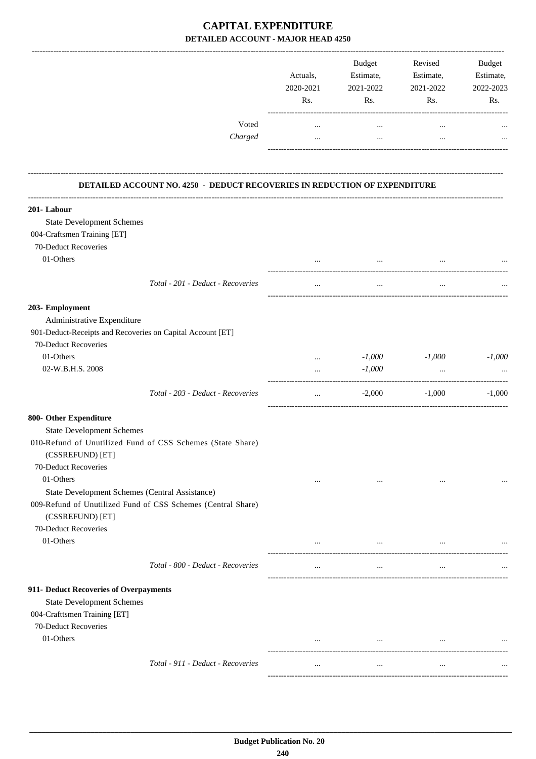# CAPITAL EXPENDITURE

## DETAILED ACCOUNT - MAJOR HEAD 4250

| | Actuals, 2020-2021 Rs. | Budget Estimate, 2021-2022 Rs. | Revised Estimate, 2021-2022 Rs. | Budget Estimate, 2022-2023 Rs. |
|---|---|---|---|---|
| Voted | ... | ... | ... | ... |
| *Charged* | ... | ... | ... | ... |

### DETAILED ACCOUNT NO. 4250 - DEDUCT RECOVERIES IN REDUCTION OF EXPENDITURE

| | Actuals, 2020-2021 Rs. | Budget Estimate, 2021-2022 Rs. | Revised Estimate, 2021-2022 Rs. | Budget Estimate, 2022-2023 Rs. |
|---|---|---|---|---|
| **201- Labour** | | | | |
| State Development Schemes | | | | |
| 004-Craftsmen Training [ET] | | | | |
| 70-Deduct Recoveries | | | | |
| 01-Others | ... | ... | ... | ... |
| *Total - 201 - Deduct - Recoveries* | ... | ... | ... | ... |
| **203- Employment** | | | | |
| Administrative Expenditure | | | | |
| 901-Deduct-Receipts and Recoveries on Capital Account [ET] | | | | |
| 70-Deduct Recoveries | | | | |
| 01-Others | ... | *-1,000* | *-1,000* | *-1,000* |
| 02-W.B.H.S. 2008 | ... | *-1,000* | ... | ... |
| *Total - 203 - Deduct - Recoveries* | ... | -2,000 | -1,000 | -1,000 |
| **800- Other Expenditure** | | | | |
| State Development Schemes | | | | |
| 010-Refund of Unutilized Fund of CSS Schemes (State Share) (CSSREFUND) [ET] | | | | |
| 70-Deduct Recoveries | | | | |
| 01-Others | ... | ... | ... | ... |
| State Development Schemes (Central Assistance) | | | | |
| 009-Refund of Unutilized Fund of CSS Schemes (Central Share) (CSSREFUND) [ET] | | | | |
| 70-Deduct Recoveries | | | | |
| 01-Others | ... | ... | ... | ... |
| *Total - 800 - Deduct - Recoveries* | ... | ... | ... | ... |
| **911- Deduct Recoveries of Overpayments** | | | | |
| State Development Schemes | | | | |
| 004-Crafttsmen Training [ET] | | | | |
| 70-Deduct Recoveries | | | | |
| 01-Others | ... | ... | ... | ... |
| *Total - 911 - Deduct - Recoveries* | ... | ... | ... | ... |

**Budget Publication No. 20**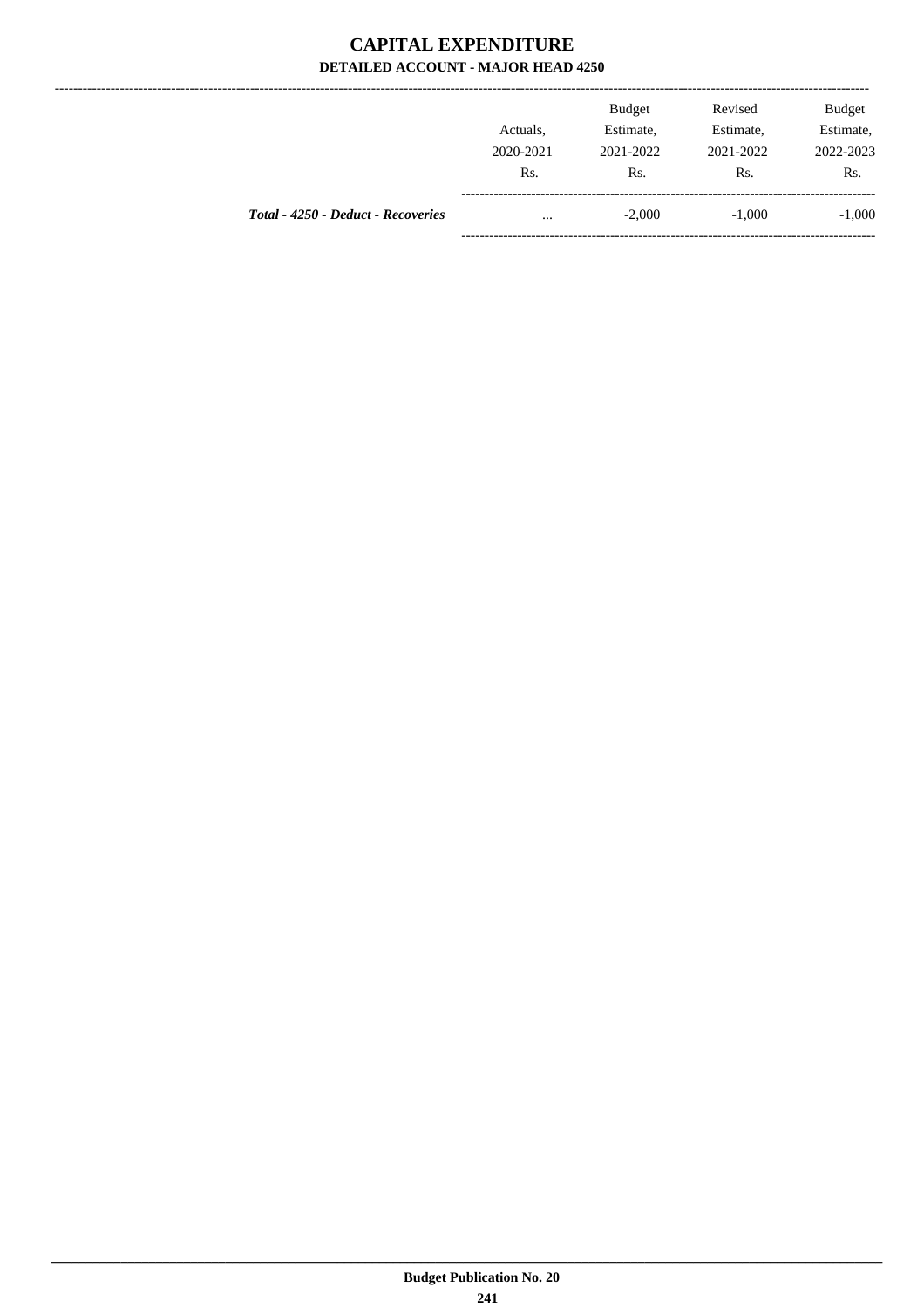# CAPITAL EXPENDITURE

## DETAILED ACCOUNT - MAJOR HEAD 4250

| | Actuals, 2020-2021 Rs. | Budget Estimate, 2021-2022 Rs. | Revised Estimate, 2021-2022 Rs. | Budget Estimate, 2022-2023 Rs. |
|---|---|---|---|---|
| ***Total - 4250 - Deduct - Recoveries*** | ... | -2,000 | -1,000 | -1,000 |

**Budget Publication No. 20**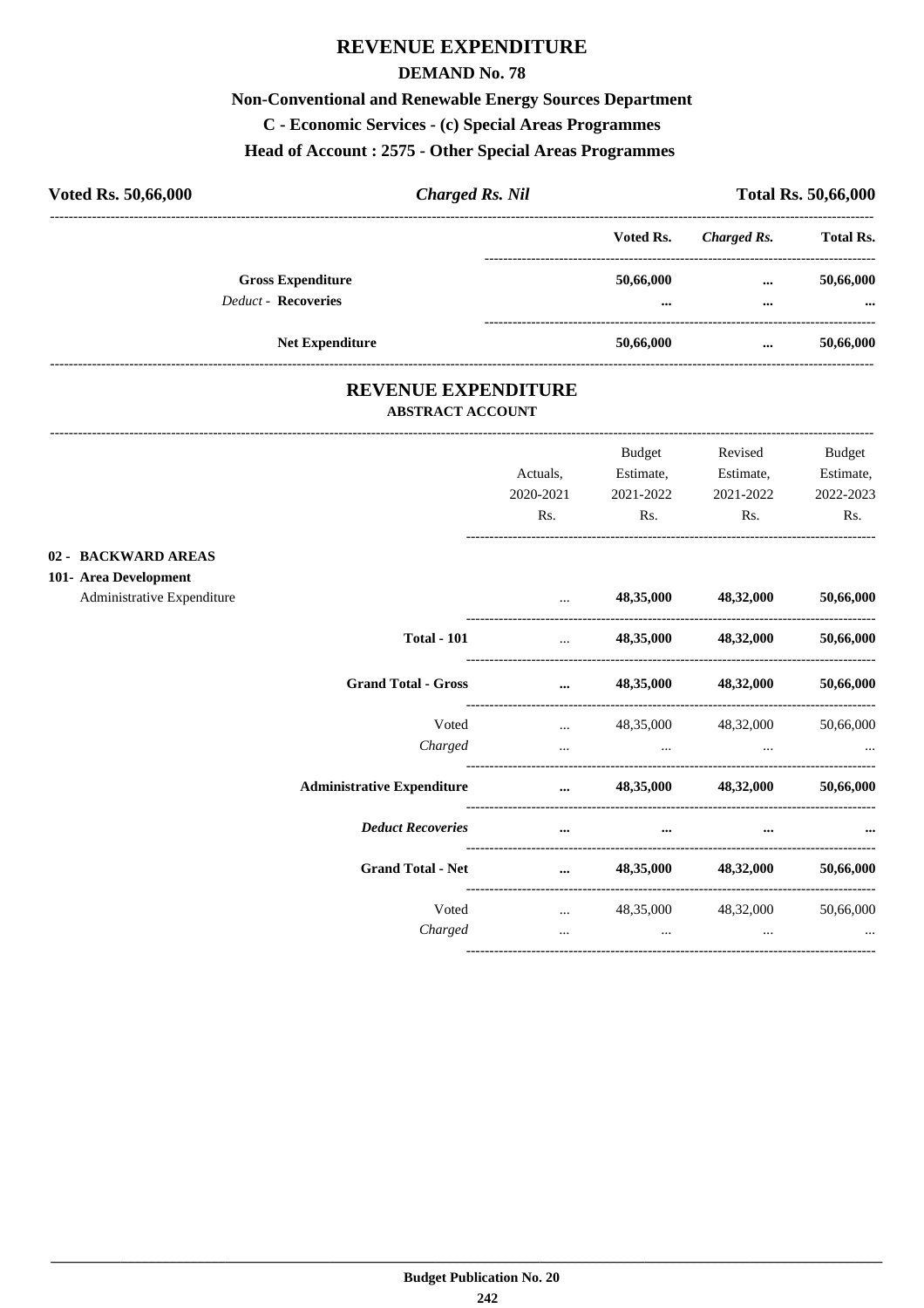# REVENUE EXPENDITURE

## DEMAND No. 78

### Non-Conventional and Renewable Energy Sources Department

### C - Economic Services - (c) Special Areas Programmes

### Head of Account : 2575 - Other Special Areas Programmes

| **Voted Rs. 50,66,000** | ***Charged Rs. Nil*** | **Total Rs. 50,66,000** |
|---|---|---|

| | Voted Rs. | *Charged Rs.* | Total Rs. |
|---|---|---|---|
| **Gross Expenditure** | **50,66,000** | **...** | **50,66,000** |
| *Deduct* - **Recoveries** | **...** | **...** | **...** |
| **Net Expenditure** | **50,66,000** | **...** | **50,66,000** |

## REVENUE EXPENDITURE

### ABSTRACT ACCOUNT

| | Actuals, 2020-2021 Rs. | Budget Estimate, 2021-2022 Rs. | Revised Estimate, 2021-2022 Rs. | Budget Estimate, 2022-2023 Rs. |
|---|---|---|---|---|
| **02 - BACKWARD AREAS** | | | | |
| **101- Area Development** | | | | |
| Administrative Expenditure | ... | **48,35,000** | **48,32,000** | **50,66,000** |
| **Total - 101** | ... | **48,35,000** | **48,32,000** | **50,66,000** |
| **Grand Total - Gross** | **...** | **48,35,000** | **48,32,000** | **50,66,000** |
| Voted | ... | 48,35,000 | 48,32,000 | 50,66,000 |
| *Charged* | ... | ... | ... | ... |
| **Administrative Expenditure** | **...** | **48,35,000** | **48,32,000** | **50,66,000** |
| ***Deduct Recoveries*** | **...** | **...** | **...** | **...** |
| **Grand Total - Net** | **...** | **48,35,000** | **48,32,000** | **50,66,000** |
| Voted | ... | 48,35,000 | 48,32,000 | 50,66,000 |
| *Charged* | ... | ... | ... | ... |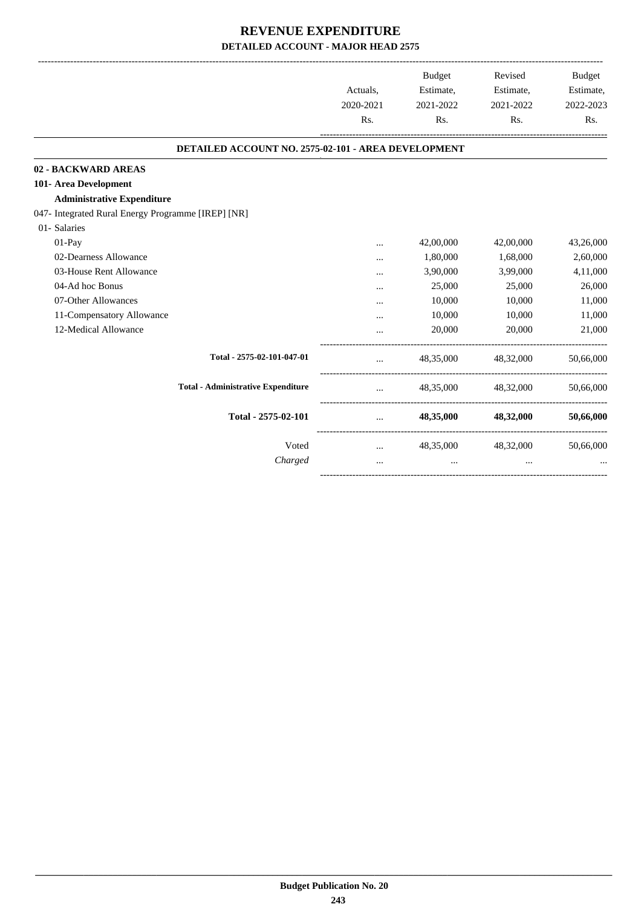# REVENUE EXPENDITURE

## DETAILED ACCOUNT - MAJOR HEAD 2575

| | Actuals, 2020-2021 Rs. | Budget Estimate, 2021-2022 Rs. | Revised Estimate, 2021-2022 Rs. | Budget Estimate, 2022-2023 Rs. |
|---|---|---|---|---|
| **DETAILED ACCOUNT NO. 2575-02-101 - AREA DEVELOPMENT** | | | | |
| **02 - BACKWARD AREAS** | | | | |
| **101- Area Development** | | | | |
| **Administrative Expenditure** | | | | |
| 047- Integrated Rural Energy Programme [IREP] [NR] | | | | |
| 01- Salaries | | | | |
| 01-Pay | ... | 42,00,000 | 42,00,000 | 43,26,000 |
| 02-Dearness Allowance | ... | 1,80,000 | 1,68,000 | 2,60,000 |
| 03-House Rent Allowance | ... | 3,90,000 | 3,99,000 | 4,11,000 |
| 04-Ad hoc Bonus | ... | 25,000 | 25,000 | 26,000 |
| 07-Other Allowances | ... | 10,000 | 10,000 | 11,000 |
| 11-Compensatory Allowance | ... | 10,000 | 10,000 | 11,000 |
| 12-Medical Allowance | ... | 20,000 | 20,000 | 21,000 |
| **Total - 2575-02-101-047-01** | ... | 48,35,000 | 48,32,000 | 50,66,000 |
| **Total - Administrative Expenditure** | ... | 48,35,000 | 48,32,000 | 50,66,000 |
| **Total - 2575-02-101** | ... | **48,35,000** | **48,32,000** | **50,66,000** |
| Voted | ... | 48,35,000 | 48,32,000 | 50,66,000 |
| *Charged* | ... | ... | ... | ... |

**Budget Publication No. 20**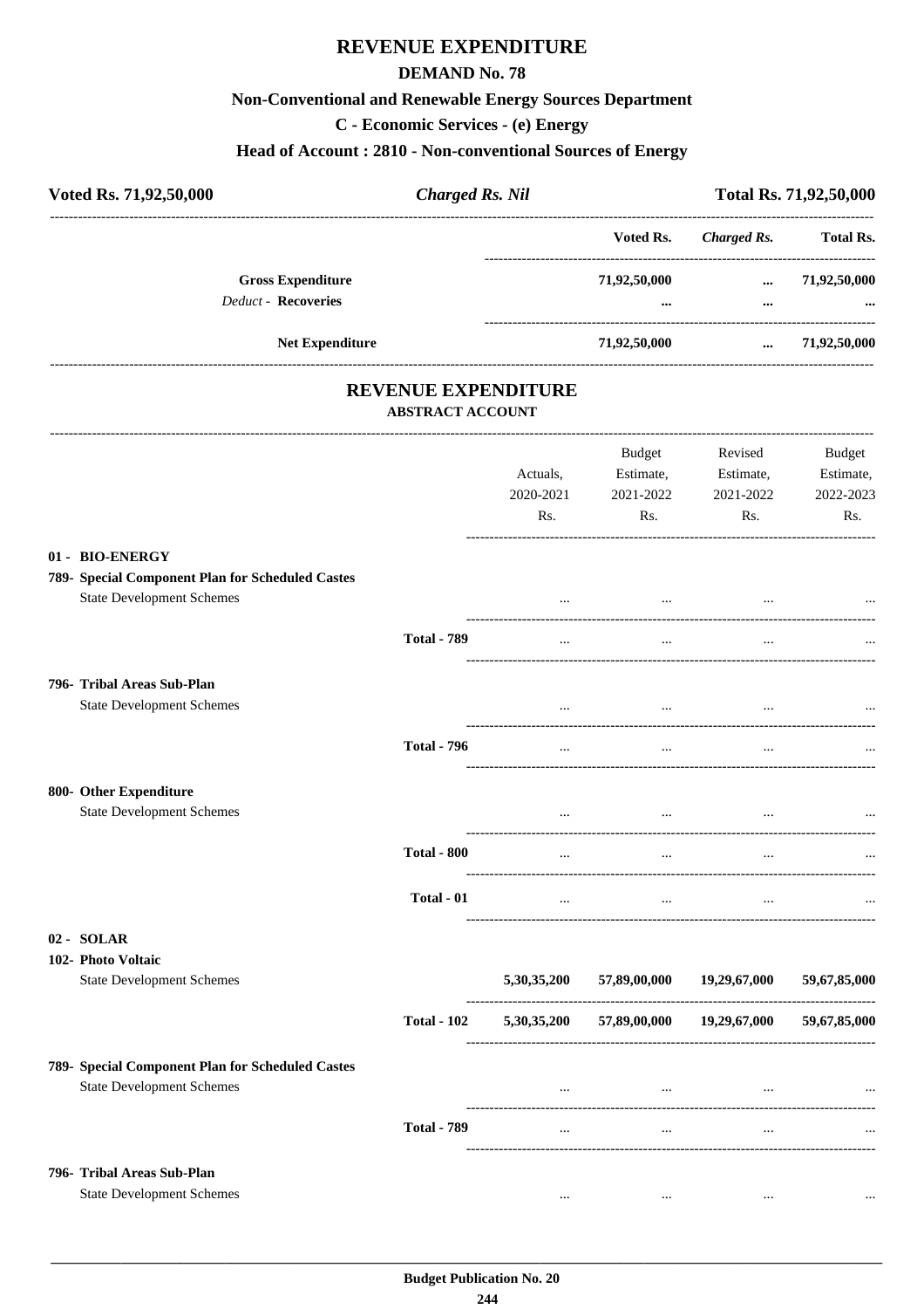# REVENUE EXPENDITURE

## DEMAND No. 78

### Non-Conventional and Renewable Energy Sources Department

### C - Economic Services - (e) Energy

### Head of Account : 2810 - Non-conventional Sources of Energy

| Voted Rs. 71,92,50,000 | *Charged Rs. Nil* | Total Rs. 71,92,50,000 |
|---|---|---|

| | Voted Rs. | *Charged Rs.* | Total Rs. |
|---|---|---|---|
| **Gross Expenditure** | 71,92,50,000 | ... | 71,92,50,000 |
| *Deduct* - **Recoveries** | ... | ... | ... |
| **Net Expenditure** | 71,92,50,000 | ... | 71,92,50,000 |

## REVENUE EXPENDITURE

### ABSTRACT ACCOUNT

| | | Actuals, 2020-2021 Rs. | Budget Estimate, 2021-2022 Rs. | Revised Estimate, 2021-2022 Rs. | Budget Estimate, 2022-2023 Rs. |
|---|---|---|---|---|---|
| **01 - BIO-ENERGY** | | | | | |
| **789- Special Component Plan for Scheduled Castes** | | | | | |
| State Development Schemes | | ... | ... | ... | ... |
| | **Total - 789** | ... | ... | ... | ... |
| **796- Tribal Areas Sub-Plan** | | | | | |
| State Development Schemes | | ... | ... | ... | ... |
| | **Total - 796** | ... | ... | ... | ... |
| **800- Other Expenditure** | | | | | |
| State Development Schemes | | ... | ... | ... | ... |
| | **Total - 800** | ... | ... | ... | ... |
| | **Total - 01** | ... | ... | ... | ... |
| **02 - SOLAR** | | | | | |
| **102- Photo Voltaic** | | | | | |
| State Development Schemes | | 5,30,35,200 | 57,89,00,000 | 19,29,67,000 | 59,67,85,000 |
| | **Total - 102** | 5,30,35,200 | 57,89,00,000 | 19,29,67,000 | 59,67,85,000 |
| **789- Special Component Plan for Scheduled Castes** | | | | | |
| State Development Schemes | | ... | ... | ... | ... |
| | **Total - 789** | ... | ... | ... | ... |
| **796- Tribal Areas Sub-Plan** | | | | | |
| State Development Schemes | | ... | ... | ... | ... |

**Budget Publication No. 20**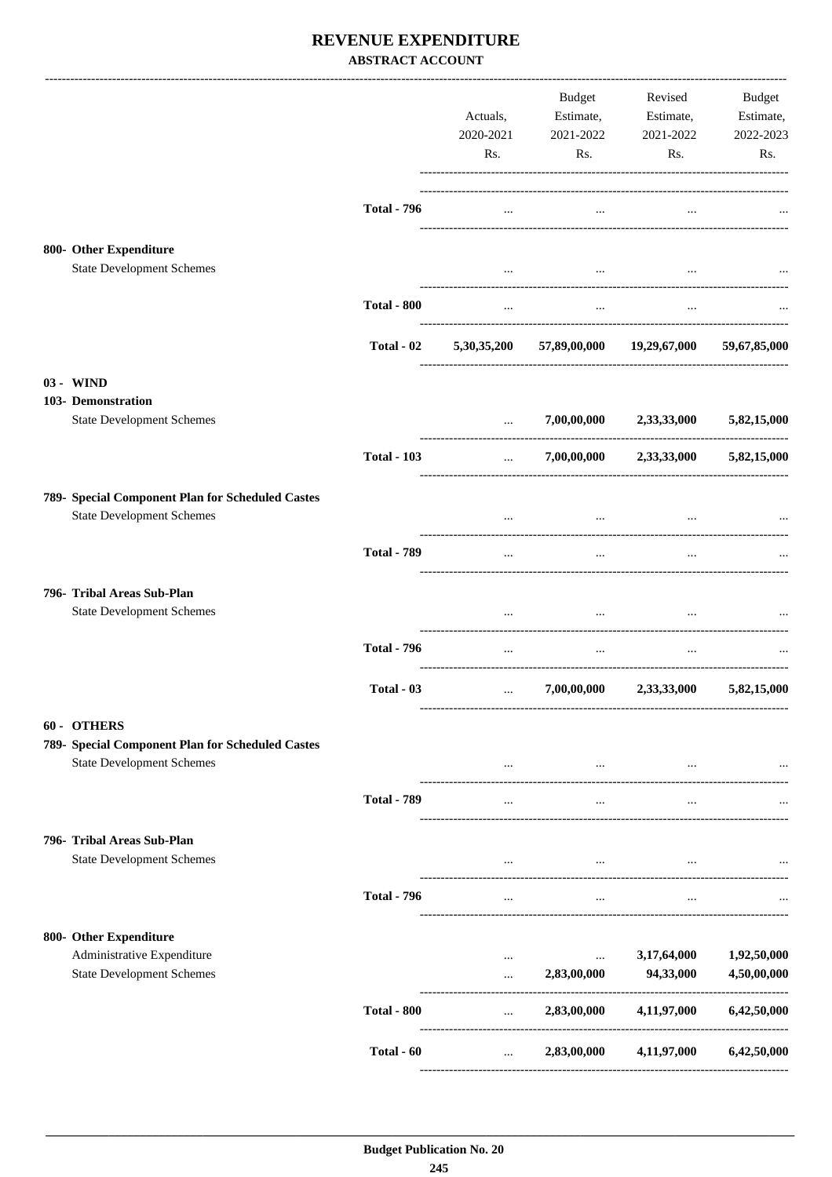# REVENUE EXPENDITURE

**ABSTRACT ACCOUNT**

| | | Actuals, 2020-2021 Rs. | Budget Estimate, 2021-2022 Rs. | Revised Estimate, 2021-2022 Rs. | Budget Estimate, 2022-2023 Rs. |
|---|---|---|---|---|---|
| | **Total - 796** | ... | ... | ... | ... |
| **800- Other Expenditure** | | | | | |
| State Development Schemes | | ... | ... | ... | ... |
| | **Total - 800** | ... | ... | ... | ... |
| | **Total - 02** | **5,30,35,200** | **57,89,00,000** | **19,29,67,000** | **59,67,85,000** |
| **03 - WIND** | | | | | |
| **103- Demonstration** | | | | | |
| State Development Schemes | | ... | **7,00,00,000** | **2,33,33,000** | **5,82,15,000** |
| | **Total - 103** | ... | **7,00,00,000** | **2,33,33,000** | **5,82,15,000** |
| **789- Special Component Plan for Scheduled Castes** | | | | | |
| State Development Schemes | | ... | ... | ... | ... |
| | **Total - 789** | ... | ... | ... | ... |
| **796- Tribal Areas Sub-Plan** | | | | | |
| State Development Schemes | | ... | ... | ... | ... |
| | **Total - 796** | ... | ... | ... | ... |
| | **Total - 03** | ... | **7,00,00,000** | **2,33,33,000** | **5,82,15,000** |
| **60 - OTHERS** | | | | | |
| **789- Special Component Plan for Scheduled Castes** | | | | | |
| State Development Schemes | | ... | ... | ... | ... |
| | **Total - 789** | ... | ... | ... | ... |
| **796- Tribal Areas Sub-Plan** | | | | | |
| State Development Schemes | | ... | ... | ... | ... |
| | **Total - 796** | ... | ... | ... | ... |
| **800- Other Expenditure** | | | | | |
| Administrative Expenditure | | ... | ... | **3,17,64,000** | **1,92,50,000** |
| State Development Schemes | | ... | **2,83,00,000** | **94,33,000** | **4,50,00,000** |
| | **Total - 800** | ... | **2,83,00,000** | **4,11,97,000** | **6,42,50,000** |
| | **Total - 60** | ... | **2,83,00,000** | **4,11,97,000** | **6,42,50,000** |

**Budget Publication No. 20**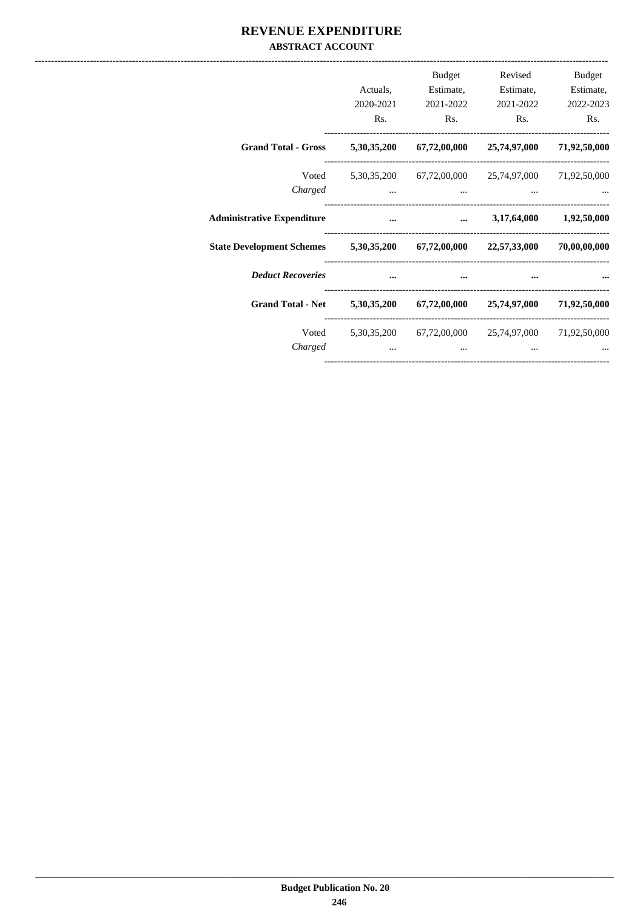# REVENUE EXPENDITURE

## ABSTRACT ACCOUNT

| | Actuals, 2020-2021 Rs. | Budget Estimate, 2021-2022 Rs. | Revised Estimate, 2021-2022 Rs. | Budget Estimate, 2022-2023 Rs. |
|---|---|---|---|---|
| **Grand Total - Gross** | **5,30,35,200** | **67,72,00,000** | **25,74,97,000** | **71,92,50,000** |
| Voted | 5,30,35,200 | 67,72,00,000 | 25,74,97,000 | 71,92,50,000 |
| *Charged* | ... | ... | ... | ... |
| **Administrative Expenditure** | **...** | **...** | **3,17,64,000** | **1,92,50,000** |
| **State Development Schemes** | **5,30,35,200** | **67,72,00,000** | **22,57,33,000** | **70,00,00,000** |
| ***Deduct Recoveries*** | **...** | **...** | **...** | **...** |
| **Grand Total - Net** | **5,30,35,200** | **67,72,00,000** | **25,74,97,000** | **71,92,50,000** |
| Voted | 5,30,35,200 | 67,72,00,000 | 25,74,97,000 | 71,92,50,000 |
| *Charged* | ... | ... | ... | ... |

**Budget Publication No. 20**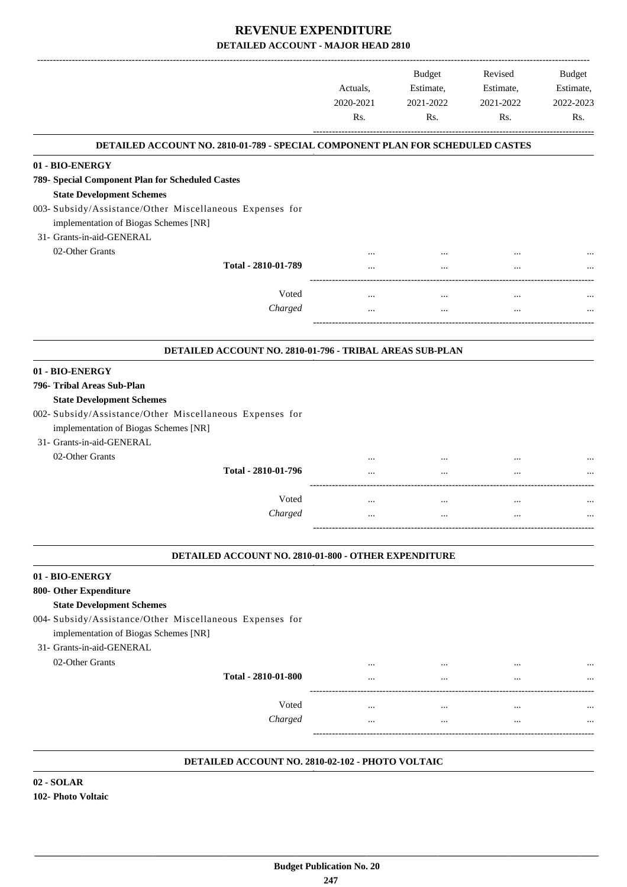# REVENUE EXPENDITURE
## DETAILED ACCOUNT - MAJOR HEAD 2810

| | Actuals, 2020-2021 Rs. | Budget Estimate, 2021-2022 Rs. | Revised Estimate, 2021-2022 Rs. | Budget Estimate, 2022-2023 Rs. |
|---|---|---|---|---|

### DETAILED ACCOUNT NO. 2810-01-789 - SPECIAL COMPONENT PLAN FOR SCHEDULED CASTES

| | | | | |
|---|---|---|---|---|
| **01 - BIO-ENERGY** | | | | |
| **789- Special Component Plan for Scheduled Castes** | | | | |
| **State Development Schemes** | | | | |
| 003- Subsidy/Assistance/Other Miscellaneous Expenses for implementation of Biogas Schemes [NR] | | | | |
| 31- Grants-in-aid-GENERAL | | | | |
| 02-Other Grants | ... | ... | ... | ... |
| **Total - 2810-01-789** | ... | ... | ... | ... |
| Voted | ... | ... | ... | ... |
| *Charged* | ... | ... | ... | ... |

### DETAILED ACCOUNT NO. 2810-01-796 - TRIBAL AREAS SUB-PLAN

| | | | | |
|---|---|---|---|---|
| **01 - BIO-ENERGY** | | | | |
| **796- Tribal Areas Sub-Plan** | | | | |
| **State Development Schemes** | | | | |
| 002- Subsidy/Assistance/Other Miscellaneous Expenses for implementation of Biogas Schemes [NR] | | | | |
| 31- Grants-in-aid-GENERAL | | | | |
| 02-Other Grants | ... | ... | ... | ... |
| **Total - 2810-01-796** | ... | ... | ... | ... |
| Voted | ... | ... | ... | ... |
| *Charged* | ... | ... | ... | ... |

### DETAILED ACCOUNT NO. 2810-01-800 - OTHER EXPENDITURE

| | | | | |
|---|---|---|---|---|
| **01 - BIO-ENERGY** | | | | |
| **800- Other Expenditure** | | | | |
| **State Development Schemes** | | | | |
| 004- Subsidy/Assistance/Other Miscellaneous Expenses for implementation of Biogas Schemes [NR] | | | | |
| 31- Grants-in-aid-GENERAL | | | | |
| 02-Other Grants | ... | ... | ... | ... |
| **Total - 2810-01-800** | ... | ... | ... | ... |
| Voted | ... | ... | ... | ... |
| *Charged* | ... | ... | ... | ... |

### DETAILED ACCOUNT NO. 2810-02-102 - PHOTO VOLTAIC

**02 - SOLAR**

**102- Photo Voltaic**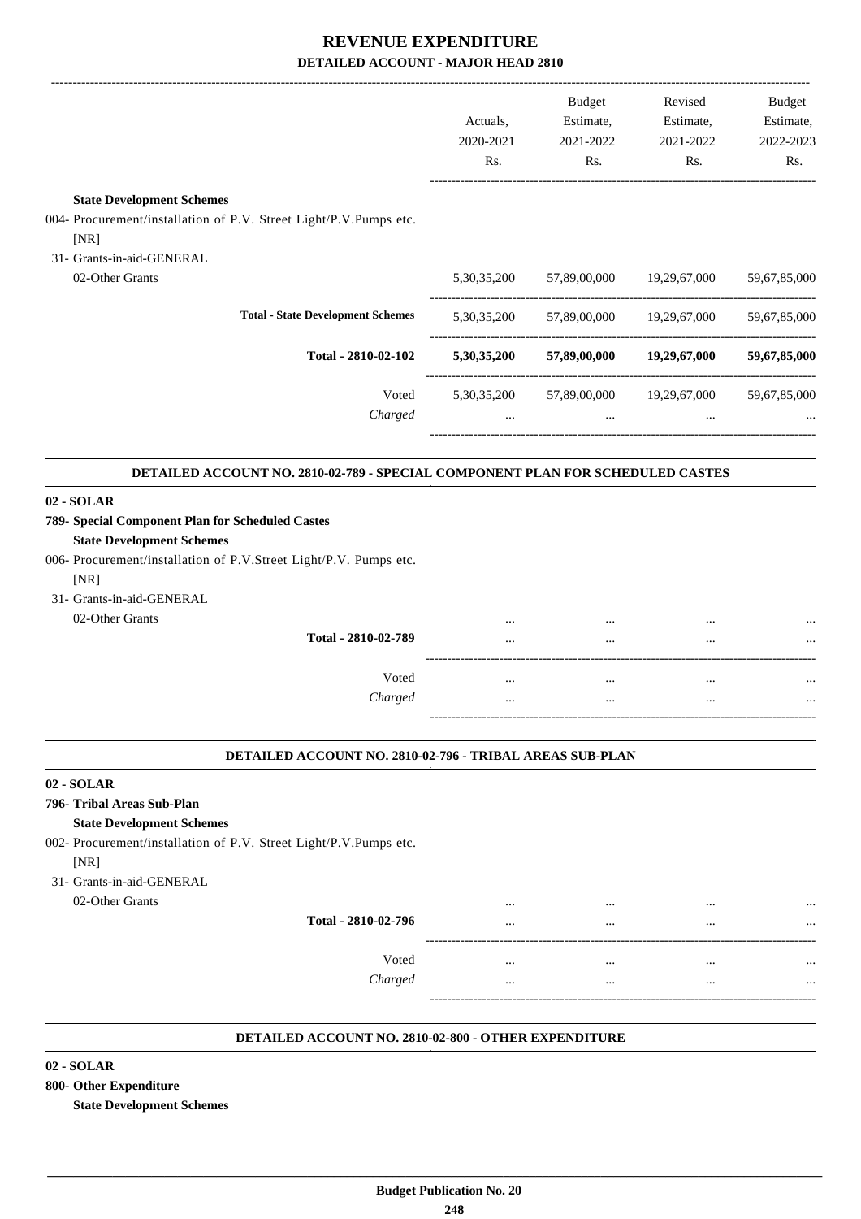# REVENUE EXPENDITURE

## DETAILED ACCOUNT - MAJOR HEAD 2810

| | Actuals, 2020-2021 Rs. | Budget Estimate, 2021-2022 Rs. | Revised Estimate, 2021-2022 Rs. | Budget Estimate, 2022-2023 Rs. |
|---|---|---|---|---|
| **State Development Schemes** | | | | |
| 004- Procurement/installation of P.V. Street Light/P.V.Pumps etc. [NR] | | | | |
| 31- Grants-in-aid-GENERAL | | | | |
| 02-Other Grants | 5,30,35,200 | 57,89,00,000 | 19,29,67,000 | 59,67,85,000 |
| **Total - State Development Schemes** | 5,30,35,200 | 57,89,00,000 | 19,29,67,000 | 59,67,85,000 |
| **Total - 2810-02-102** | **5,30,35,200** | **57,89,00,000** | **19,29,67,000** | **59,67,85,000** |
| Voted | 5,30,35,200 | 57,89,00,000 | 19,29,67,000 | 59,67,85,000 |
| *Charged* | ... | ... | ... | ... |

### DETAILED ACCOUNT NO. 2810-02-789 - SPECIAL COMPONENT PLAN FOR SCHEDULED CASTES

| | Actuals, 2020-2021 Rs. | Budget Estimate, 2021-2022 Rs. | Revised Estimate, 2021-2022 Rs. | Budget Estimate, 2022-2023 Rs. |
|---|---|---|---|---|
| **02 - SOLAR** | | | | |
| **789- Special Component Plan for Scheduled Castes** | | | | |
| **State Development Schemes** | | | | |
| 006- Procurement/installation of P.V.Street Light/P.V. Pumps etc. [NR] | | | | |
| 31- Grants-in-aid-GENERAL | | | | |
| 02-Other Grants | ... | ... | ... | ... |
| Total - 2810-02-789 | ... | ... | ... | ... |
| Voted | ... | ... | ... | ... |
| *Charged* | ... | ... | ... | ... |

### DETAILED ACCOUNT NO. 2810-02-796 - TRIBAL AREAS SUB-PLAN

| | Actuals, 2020-2021 Rs. | Budget Estimate, 2021-2022 Rs. | Revised Estimate, 2021-2022 Rs. | Budget Estimate, 2022-2023 Rs. |
|---|---|---|---|---|
| **02 - SOLAR** | | | | |
| **796- Tribal Areas Sub-Plan** | | | | |
| **State Development Schemes** | | | | |
| 002- Procurement/installation of P.V. Street Light/P.V.Pumps etc. [NR] | | | | |
| 31- Grants-in-aid-GENERAL | | | | |
| 02-Other Grants | ... | ... | ... | ... |
| Total - 2810-02-796 | ... | ... | ... | ... |
| Voted | ... | ... | ... | ... |
| *Charged* | ... | ... | ... | ... |

### DETAILED ACCOUNT NO. 2810-02-800 - OTHER EXPENDITURE

**02 - SOLAR**

**800- Other Expenditure**

**State Development Schemes**

**Budget Publication No. 20**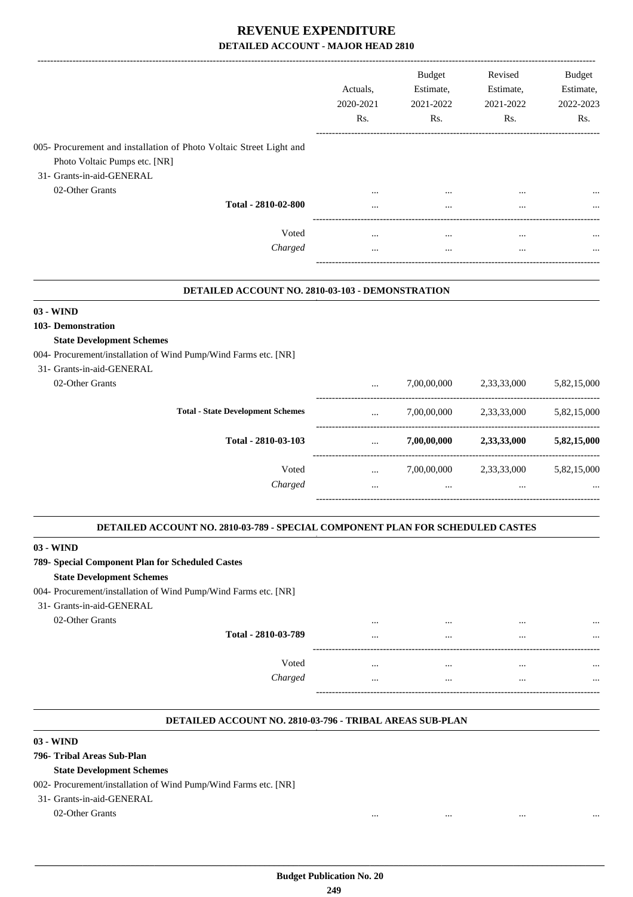# REVENUE EXPENDITURE

## DETAILED ACCOUNT - MAJOR HEAD 2810

| | Actuals, 2020-2021 Rs. | Budget Estimate, 2021-2022 Rs. | Revised Estimate, 2021-2022 Rs. | Budget Estimate, 2022-2023 Rs. |
|---|---|---|---|---|
| 005- Procurement and installation of Photo Voltaic Street Light and Photo Voltaic Pumps etc. [NR] | | | | |
| 31- Grants-in-aid-GENERAL | | | | |
| 02-Other Grants | ... | ... | ... | ... |
| **Total - 2810-02-800** | ... | ... | ... | ... |
| Voted | ... | ... | ... | ... |
| *Charged* | ... | ... | ... | ... |

### DETAILED ACCOUNT NO. 2810-03-103 - DEMONSTRATION

| | Actuals, 2020-2021 Rs. | Budget Estimate, 2021-2022 Rs. | Revised Estimate, 2021-2022 Rs. | Budget Estimate, 2022-2023 Rs. |
|---|---|---|---|---|
| **03 - WIND** | | | | |
| **103- Demonstration** | | | | |
| **State Development Schemes** | | | | |
| 004- Procurement/installation of Wind Pump/Wind Farms etc. [NR] | | | | |
| 31- Grants-in-aid-GENERAL | | | | |
| 02-Other Grants | ... | 7,00,00,000 | 2,33,33,000 | 5,82,15,000 |
| **Total - State Development Schemes** | ... | 7,00,00,000 | 2,33,33,000 | 5,82,15,000 |
| **Total - 2810-03-103** | ... | **7,00,00,000** | **2,33,33,000** | **5,82,15,000** |
| Voted | ... | 7,00,00,000 | 2,33,33,000 | 5,82,15,000 |
| *Charged* | ... | ... | ... | ... |

### DETAILED ACCOUNT NO. 2810-03-789 - SPECIAL COMPONENT PLAN FOR SCHEDULED CASTES

| | Actuals, 2020-2021 Rs. | Budget Estimate, 2021-2022 Rs. | Revised Estimate, 2021-2022 Rs. | Budget Estimate, 2022-2023 Rs. |
|---|---|---|---|---|
| **03 - WIND** | | | | |
| **789- Special Component Plan for Scheduled Castes** | | | | |
| **State Development Schemes** | | | | |
| 004- Procurement/installation of Wind Pump/Wind Farms etc. [NR] | | | | |
| 31- Grants-in-aid-GENERAL | | | | |
| 02-Other Grants | ... | ... | ... | ... |
| **Total - 2810-03-789** | ... | ... | ... | ... |
| Voted | ... | ... | ... | ... |
| *Charged* | ... | ... | ... | ... |

### DETAILED ACCOUNT NO. 2810-03-796 - TRIBAL AREAS SUB-PLAN

| | Actuals, 2020-2021 Rs. | Budget Estimate, 2021-2022 Rs. | Revised Estimate, 2021-2022 Rs. | Budget Estimate, 2022-2023 Rs. |
|---|---|---|---|---|
| **03 - WIND** | | | | |
| **796- Tribal Areas Sub-Plan** | | | | |
| **State Development Schemes** | | | | |
| 002- Procurement/installation of Wind Pump/Wind Farms etc. [NR] | | | | |
| 31- Grants-in-aid-GENERAL | | | | |
| 02-Other Grants | ... | ... | ... | ... |

Budget Publication No. 20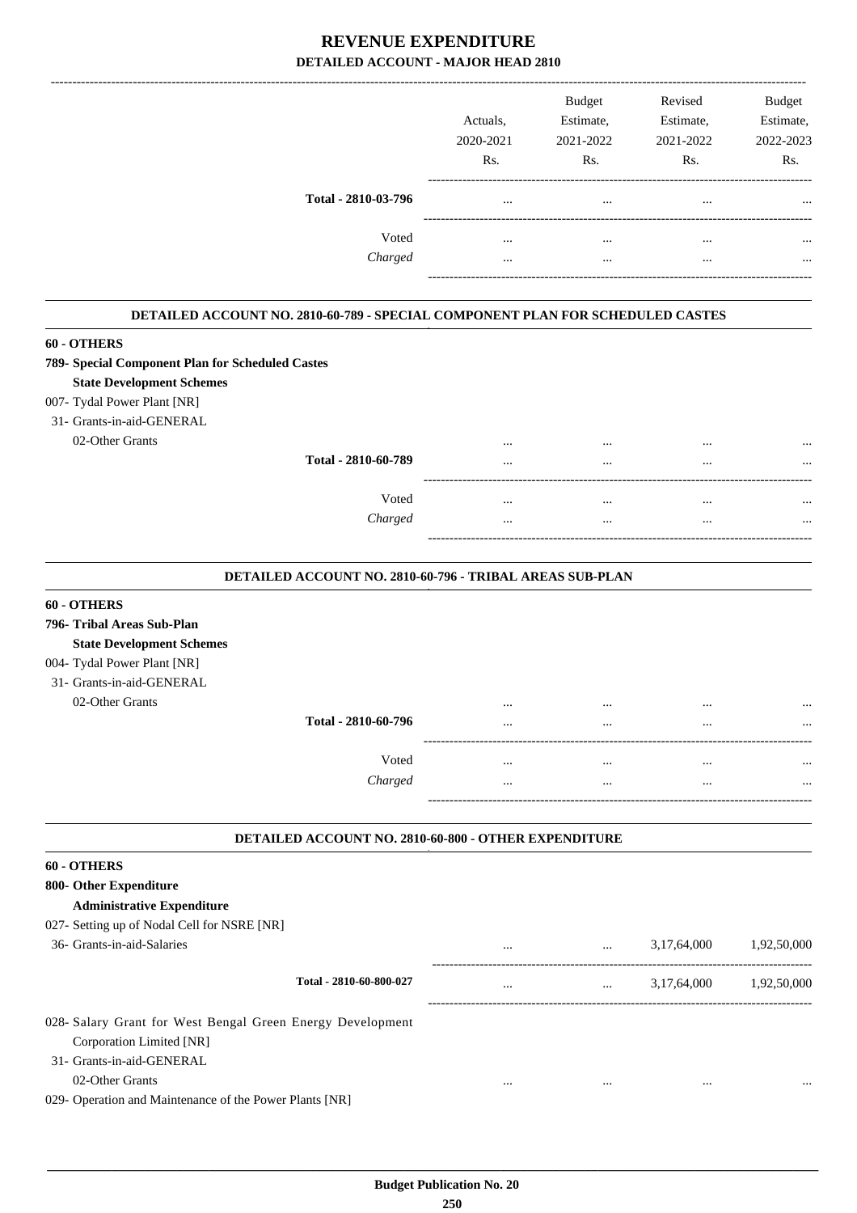# REVENUE EXPENDITURE

## DETAILED ACCOUNT - MAJOR HEAD 2810

| | Actuals, 2020-2021 Rs. | Budget Estimate, 2021-2022 Rs. | Revised Estimate, 2021-2022 Rs. | Budget Estimate, 2022-2023 Rs. |
|---|---|---|---|---|
| Total - 2810-03-796 | ... | ... | ... | ... |
| Voted | ... | ... | ... | ... |
| *Charged* | ... | ... | ... | ... |

### DETAILED ACCOUNT NO. 2810-60-789 - SPECIAL COMPONENT PLAN FOR SCHEDULED CASTES

**60 - OTHERS**

**789- Special Component Plan for Scheduled Castes**

**State Development Schemes**

007- Tydal Power Plant [NR]

31- Grants-in-aid-GENERAL

| | Actuals, 2020-2021 Rs. | Budget Estimate, 2021-2022 Rs. | Revised Estimate, 2021-2022 Rs. | Budget Estimate, 2022-2023 Rs. |
|---|---|---|---|---|
| 02-Other Grants | ... | ... | ... | ... |
| Total - 2810-60-789 | ... | ... | ... | ... |
| Voted | ... | ... | ... | ... |
| *Charged* | ... | ... | ... | ... |

### DETAILED ACCOUNT NO. 2810-60-796 - TRIBAL AREAS SUB-PLAN

**60 - OTHERS**

**796- Tribal Areas Sub-Plan**

**State Development Schemes**

004- Tydal Power Plant [NR]

31- Grants-in-aid-GENERAL

| | Actuals, 2020-2021 Rs. | Budget Estimate, 2021-2022 Rs. | Revised Estimate, 2021-2022 Rs. | Budget Estimate, 2022-2023 Rs. |
|---|---|---|---|---|
| 02-Other Grants | ... | ... | ... | ... |
| Total - 2810-60-796 | ... | ... | ... | ... |
| Voted | ... | ... | ... | ... |
| *Charged* | ... | ... | ... | ... |

### DETAILED ACCOUNT NO. 2810-60-800 - OTHER EXPENDITURE

**60 - OTHERS**

**800- Other Expenditure**

**Administrative Expenditure**

027- Setting up of Nodal Cell for NSRE [NR]

| | Actuals, 2020-2021 Rs. | Budget Estimate, 2021-2022 Rs. | Revised Estimate, 2021-2022 Rs. | Budget Estimate, 2022-2023 Rs. |
|---|---|---|---|---|
| 36- Grants-in-aid-Salaries | ... | ... | 3,17,64,000 | 1,92,50,000 |
| Total - 2810-60-800-027 | ... | ... | 3,17,64,000 | 1,92,50,000 |

028- Salary Grant for West Bengal Green Energy Development Corporation Limited [NR]

31- Grants-in-aid-GENERAL

| | Actuals, 2020-2021 Rs. | Budget Estimate, 2021-2022 Rs. | Revised Estimate, 2021-2022 Rs. | Budget Estimate, 2022-2023 Rs. |
|---|---|---|---|---|
| 02-Other Grants | ... | ... | ... | ... |

029- Operation and Maintenance of the Power Plants [NR]

Budget Publication No. 20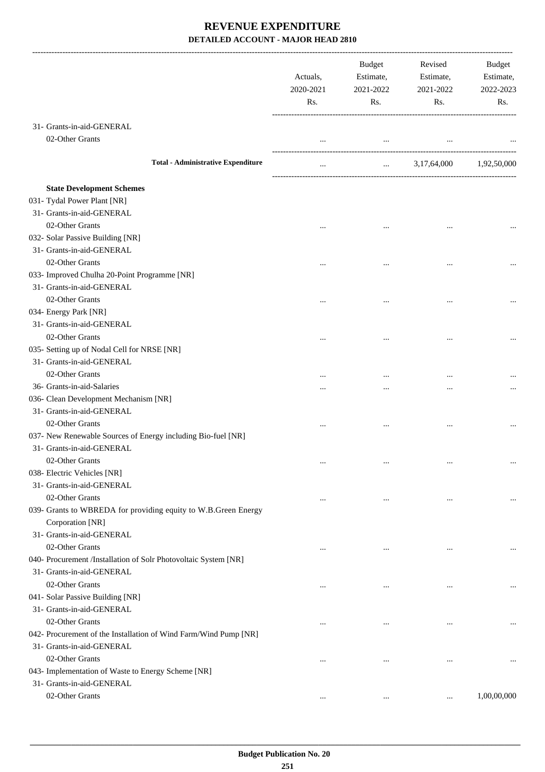# REVENUE EXPENDITURE

## DETAILED ACCOUNT - MAJOR HEAD 2810

| | Actuals, 2020-2021 Rs. | Budget Estimate, 2021-2022 Rs. | Revised Estimate, 2021-2022 Rs. | Budget Estimate, 2022-2023 Rs. |
|---|---|---|---|---|
| 31- Grants-in-aid-GENERAL | | | | |
| 02-Other Grants | ... | ... | ... | ... |
| **Total - Administrative Expenditure** | ... | ... | 3,17,64,000 | 1,92,50,000 |
| **State Development Schemes** | | | | |
| 031- Tydal Power Plant [NR] | | | | |
| 31- Grants-in-aid-GENERAL | | | | |
| 02-Other Grants | ... | ... | ... | ... |
| 032- Solar Passive Building [NR] | | | | |
| 31- Grants-in-aid-GENERAL | | | | |
| 02-Other Grants | ... | ... | ... | ... |
| 033- Improved Chulha 20-Point Programme [NR] | | | | |
| 31- Grants-in-aid-GENERAL | | | | |
| 02-Other Grants | ... | ... | ... | ... |
| 034- Energy Park [NR] | | | | |
| 31- Grants-in-aid-GENERAL | | | | |
| 02-Other Grants | ... | ... | ... | ... |
| 035- Setting up of Nodal Cell for NRSE [NR] | | | | |
| 31- Grants-in-aid-GENERAL | | | | |
| 02-Other Grants | ... | ... | ... | ... |
| 36- Grants-in-aid-Salaries | ... | ... | ... | ... |
| 036- Clean Development Mechanism [NR] | | | | |
| 31- Grants-in-aid-GENERAL | | | | |
| 02-Other Grants | ... | ... | ... | ... |
| 037- New Renewable Sources of Energy including Bio-fuel [NR] | | | | |
| 31- Grants-in-aid-GENERAL | | | | |
| 02-Other Grants | ... | ... | ... | ... |
| 038- Electric Vehicles [NR] | | | | |
| 31- Grants-in-aid-GENERAL | | | | |
| 02-Other Grants | ... | ... | ... | ... |
| 039- Grants to WBREDA for providing equity to W.B.Green Energy Corporation [NR] | | | | |
| 31- Grants-in-aid-GENERAL | | | | |
| 02-Other Grants | ... | ... | ... | ... |
| 040- Procurement /Installation of Solr Photovoltaic System [NR] | | | | |
| 31- Grants-in-aid-GENERAL | | | | |
| 02-Other Grants | ... | ... | ... | ... |
| 041- Solar Passive Building [NR] | | | | |
| 31- Grants-in-aid-GENERAL | | | | |
| 02-Other Grants | ... | ... | ... | ... |
| 042- Procurement of the Installation of Wind Farm/Wind Pump [NR] | | | | |
| 31- Grants-in-aid-GENERAL | | | | |
| 02-Other Grants | ... | ... | ... | ... |
| 043- Implementation of Waste to Energy Scheme [NR] | | | | |
| 31- Grants-in-aid-GENERAL | | | | |
| 02-Other Grants | ... | ... | ... | 1,00,00,000 |

Budget Publication No. 20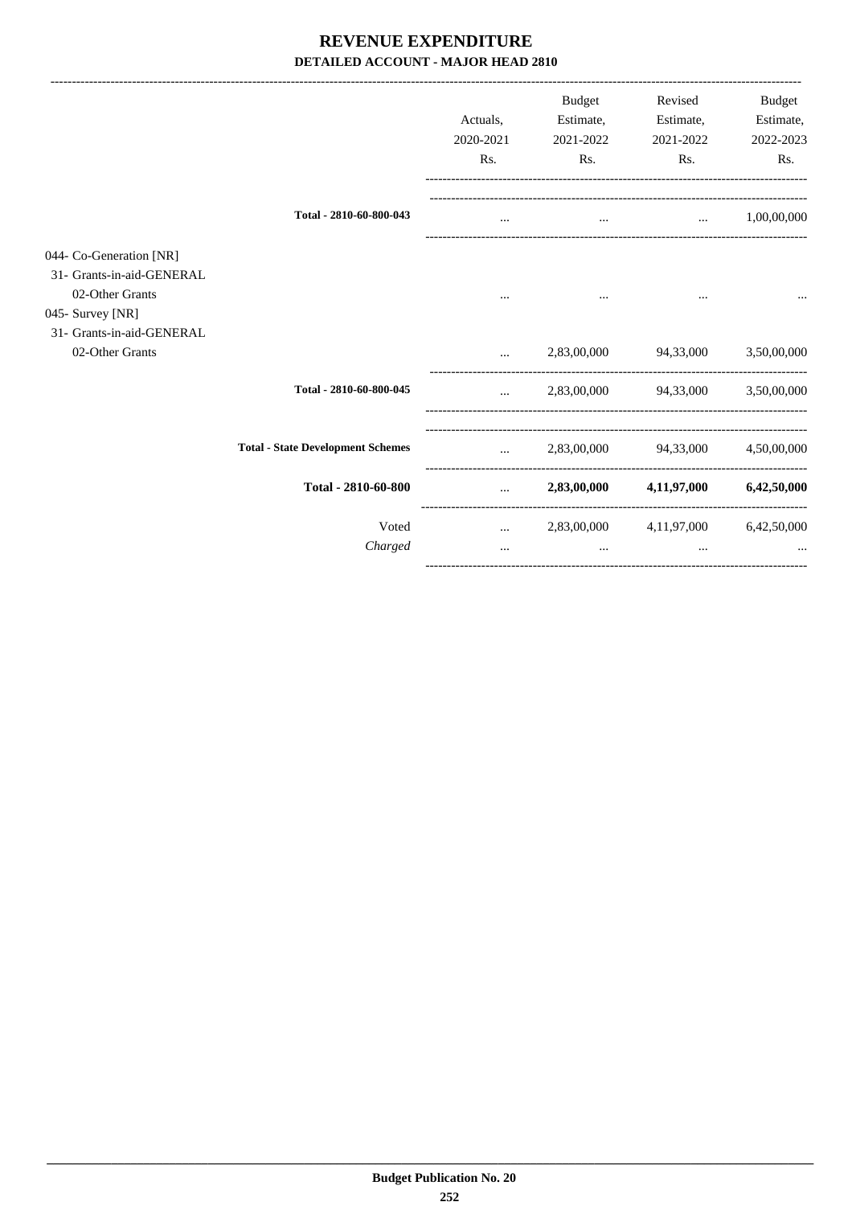# REVENUE EXPENDITURE

## DETAILED ACCOUNT - MAJOR HEAD 2810

| | Actuals, 2020-2021 Rs. | Budget Estimate, 2021-2022 Rs. | Revised Estimate, 2021-2022 Rs. | Budget Estimate, 2022-2023 Rs. |
|---|---|---|---|---|
| Total - 2810-60-800-043 | ... | ... | ... | 1,00,00,000 |
| 044- Co-Generation [NR] | | | | |
| 31- Grants-in-aid-GENERAL | | | | |
| 02-Other Grants | ... | ... | ... | ... |
| 045- Survey [NR] | | | | |
| 31- Grants-in-aid-GENERAL | | | | |
| 02-Other Grants | ... | 2,83,00,000 | 94,33,000 | 3,50,00,000 |
| Total - 2810-60-800-045 | ... | 2,83,00,000 | 94,33,000 | 3,50,00,000 |
| Total - State Development Schemes | ... | 2,83,00,000 | 94,33,000 | 4,50,00,000 |
| **Total - 2810-60-800** | ... | **2,83,00,000** | **4,11,97,000** | **6,42,50,000** |
| Voted | ... | 2,83,00,000 | 4,11,97,000 | 6,42,50,000 |
| *Charged* | ... | ... | ... | ... |

Budget Publication No. 20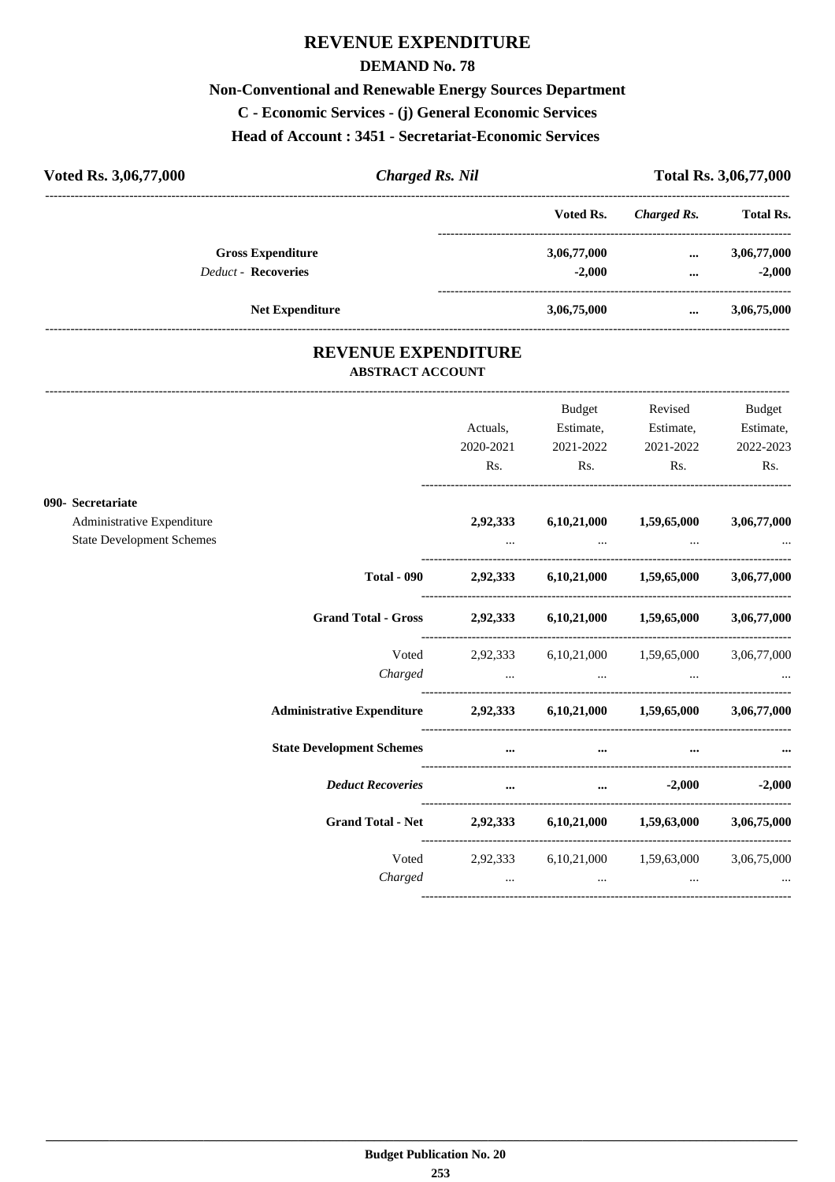# REVENUE EXPENDITURE

## DEMAND No. 78

### Non-Conventional and Renewable Energy Sources Department

### C - Economic Services - (j) General Economic Services

### Head of Account : 3451 - Secretariat-Economic Services

**Voted Rs. 3,06,77,000** | ***Charged Rs. Nil*** | **Total Rs. 3,06,77,000**

| | Voted Rs. | *Charged Rs.* | Total Rs. |
|---|---|---|---|
| **Gross Expenditure** | **3,06,77,000** | **...** | **3,06,77,000** |
| *Deduct* - **Recoveries** | **-2,000** | **...** | **-2,000** |
| **Net Expenditure** | **3,06,75,000** | **...** | **3,06,75,000** |

# REVENUE EXPENDITURE

### ABSTRACT ACCOUNT

| | Actuals, 2020-2021 Rs. | Budget Estimate, 2021-2022 Rs. | Revised Estimate, 2021-2022 Rs. | Budget Estimate, 2022-2023 Rs. |
|---|---|---|---|---|
| **090- Secretariat** | | | | |
| Administrative Expenditure | **2,92,333** | **6,10,21,000** | **1,59,65,000** | **3,06,77,000** |
| State Development Schemes | ... | ... | ... | ... |
| **Total - 090** | **2,92,333** | **6,10,21,000** | **1,59,65,000** | **3,06,77,000** |
| **Grand Total - Gross** | **2,92,333** | **6,10,21,000** | **1,59,65,000** | **3,06,77,000** |
| Voted | 2,92,333 | 6,10,21,000 | 1,59,65,000 | 3,06,77,000 |
| *Charged* | ... | ... | ... | ... |
| **Administrative Expenditure** | **2,92,333** | **6,10,21,000** | **1,59,65,000** | **3,06,77,000** |
| **State Development Schemes** | **...** | **...** | **...** | **...** |
| ***Deduct Recoveries*** | **...** | **...** | **-2,000** | **-2,000** |
| **Grand Total - Net** | **2,92,333** | **6,10,21,000** | **1,59,63,000** | **3,06,75,000** |
| Voted | 2,92,333 | 6,10,21,000 | 1,59,63,000 | 3,06,75,000 |
| *Charged* | ... | ... | ... | ... |

**Budget Publication No. 20**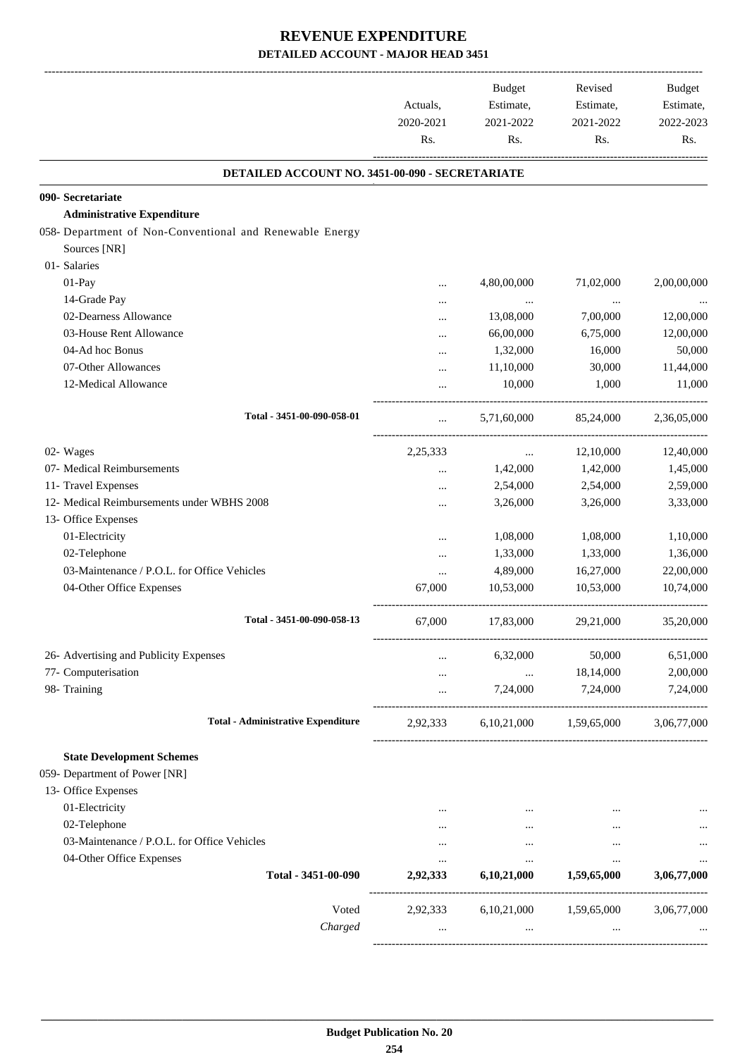# REVENUE EXPENDITURE

### DETAILED ACCOUNT - MAJOR HEAD 3451

| | Actuals, 2020-2021 Rs. | Budget Estimate, 2021-2022 Rs. | Revised Estimate, 2021-2022 Rs. | Budget Estimate, 2022-2023 Rs. |
|---|---|---|---|---|
| **DETAILED ACCOUNT NO. 3451-00-090 - SECRETARIATE** | | | | |
| **090- Secretariate** | | | | |
| **Administrative Expenditure** | | | | |
| 058- Department of Non-Conventional and Renewable Energy Sources [NR] | | | | |
| 01- Salaries | | | | |
| 01-Pay | ... | 4,80,00,000 | 71,02,000 | 2,00,00,000 |
| 14-Grade Pay | ... | ... | ... | ... |
| 02-Dearness Allowance | ... | 13,08,000 | 7,00,000 | 12,00,000 |
| 03-House Rent Allowance | ... | 66,00,000 | 6,75,000 | 12,00,000 |
| 04-Ad hoc Bonus | ... | 1,32,000 | 16,000 | 50,000 |
| 07-Other Allowances | ... | 11,10,000 | 30,000 | 11,44,000 |
| 12-Medical Allowance | ... | 10,000 | 1,000 | 11,000 |
| Total - 3451-00-090-058-01 | ... | 5,71,60,000 | 85,24,000 | 2,36,05,000 |
| 02- Wages | 2,25,333 | ... | 12,10,000 | 12,40,000 |
| 07- Medical Reimbursements | ... | 1,42,000 | 1,42,000 | 1,45,000 |
| 11- Travel Expenses | ... | 2,54,000 | 2,54,000 | 2,59,000 |
| 12- Medical Reimbursements under WBHS 2008 | ... | 3,26,000 | 3,26,000 | 3,33,000 |
| 13- Office Expenses | | | | |
| 01-Electricity | ... | 1,08,000 | 1,08,000 | 1,10,000 |
| 02-Telephone | ... | 1,33,000 | 1,33,000 | 1,36,000 |
| 03-Maintenance / P.O.L. for Office Vehicles | ... | 4,89,000 | 16,27,000 | 22,00,000 |
| 04-Other Office Expenses | 67,000 | 10,53,000 | 10,53,000 | 10,74,000 |
| Total - 3451-00-090-058-13 | 67,000 | 17,83,000 | 29,21,000 | 35,20,000 |
| 26- Advertising and Publicity Expenses | ... | 6,32,000 | 50,000 | 6,51,000 |
| 77- Computerisation | ... | ... | 18,14,000 | 2,00,000 |
| 98- Training | ... | 7,24,000 | 7,24,000 | 7,24,000 |
| **Total - Administrative Expenditure** | 2,92,333 | 6,10,21,000 | 1,59,65,000 | 3,06,77,000 |
| **State Development Schemes** | | | | |
| 059- Department of Power [NR] | | | | |
| 13- Office Expenses | | | | |
| 01-Electricity | ... | ... | ... | ... |
| 02-Telephone | ... | ... | ... | ... |
| 03-Maintenance / P.O.L. for Office Vehicles | ... | ... | ... | ... |
| 04-Other Office Expenses | ... | ... | ... | ... |
| **Total - 3451-00-090** | **2,92,333** | **6,10,21,000** | **1,59,65,000** | **3,06,77,000** |
| Voted | 2,92,333 | 6,10,21,000 | 1,59,65,000 | 3,06,77,000 |
| *Charged* | ... | ... | ... | ... |

**Budget Publication No. 20**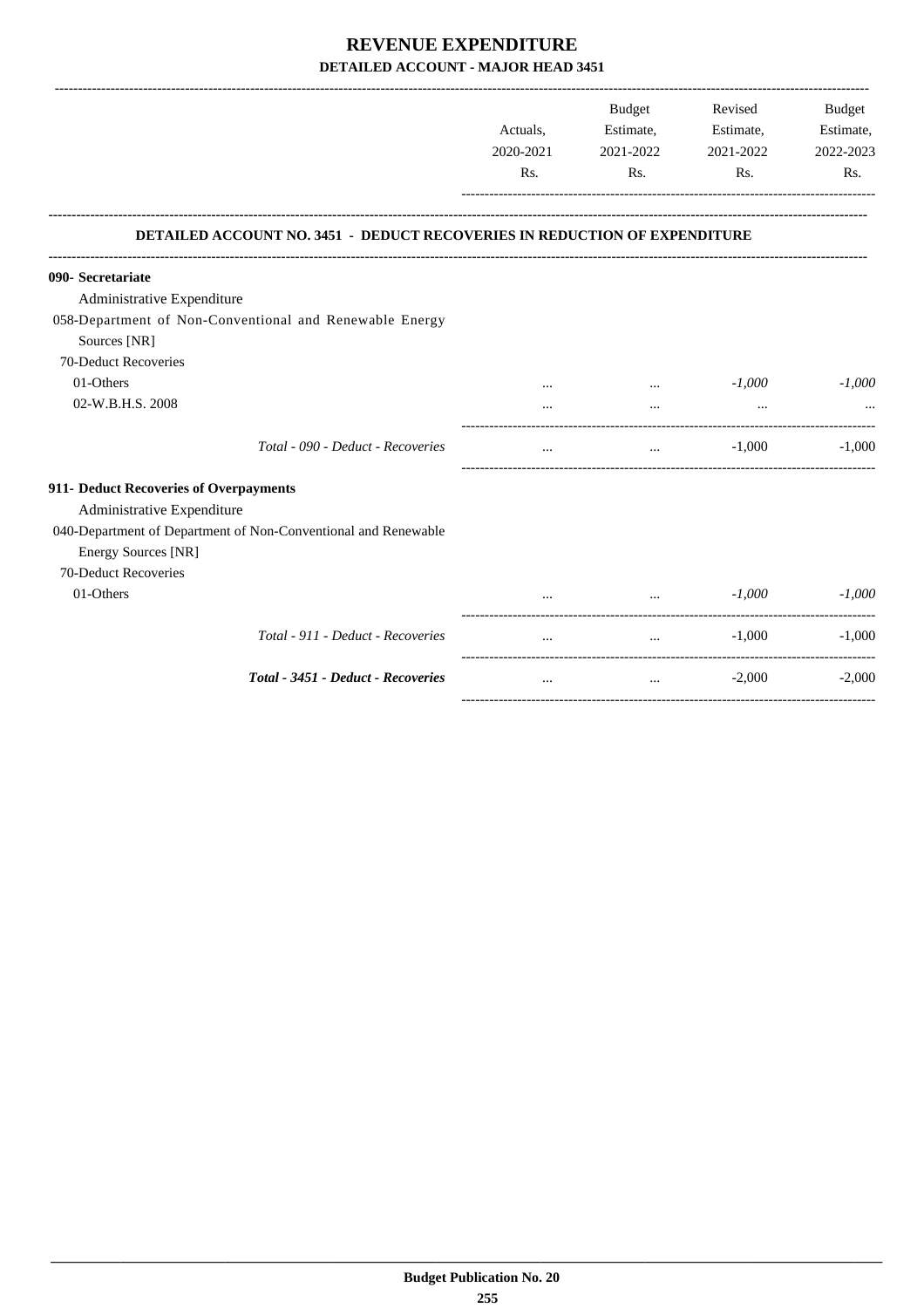# REVENUE EXPENDITURE

## DETAILED ACCOUNT - MAJOR HEAD 3451

| | Actuals, 2020-2021 Rs. | Budget Estimate, 2021-2022 Rs. | Revised Estimate, 2021-2022 Rs. | Budget Estimate, 2022-2023 Rs. |
|---|---|---|---|---|
| **DETAILED ACCOUNT NO. 3451 - DEDUCT RECOVERIES IN REDUCTION OF EXPENDITURE** | | | | |
| **090- Secretariate** | | | | |
| Administrative Expenditure | | | | |
| 058-Department of Non-Conventional and Renewable Energy Sources [NR] | | | | |
| 70-Deduct Recoveries | | | | |
| 01-Others | ... | ... | *-1,000* | *-1,000* |
| 02-W.B.H.S. 2008 | ... | ... | ... | ... |
| *Total - 090 - Deduct - Recoveries* | ... | ... | -1,000 | -1,000 |
| **911- Deduct Recoveries of Overpayments** | | | | |
| Administrative Expenditure | | | | |
| 040-Department of Department of Non-Conventional and Renewable Energy Sources [NR] | | | | |
| 70-Deduct Recoveries | | | | |
| 01-Others | ... | ... | *-1,000* | *-1,000* |
| *Total - 911 - Deduct - Recoveries* | ... | ... | -1,000 | -1,000 |
| ***Total - 3451 - Deduct - Recoveries*** | ... | ... | -2,000 | -2,000 |

**Budget Publication No. 20**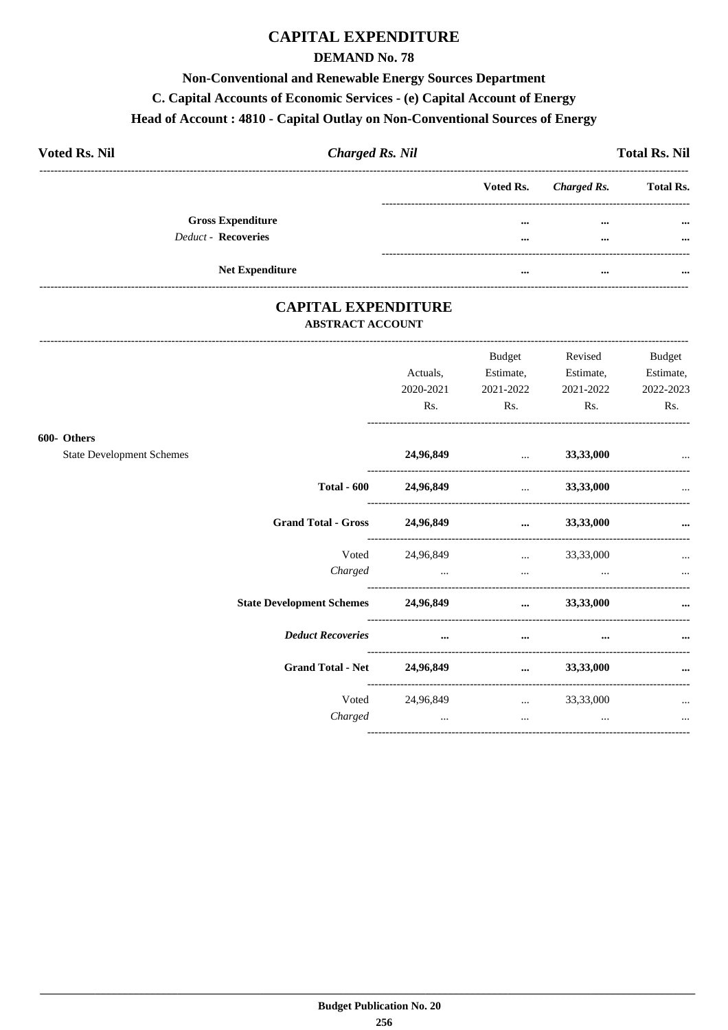# CAPITAL EXPENDITURE

## DEMAND No. 78

### Non-Conventional and Renewable Energy Sources Department

### C. Capital Accounts of Economic Services - (e) Capital Account of Energy

### Head of Account : 4810 - Capital Outlay on Non-Conventional Sources of Energy

| Voted Rs. Nil | *Charged Rs. Nil* | Total Rs. Nil |
|---|---|---|

| | Voted Rs. | *Charged Rs.* | Total Rs. |
|---|---|---|---|
| **Gross Expenditure** | ... | ... | ... |
| *Deduct* - **Recoveries** | ... | ... | ... |
| **Net Expenditure** | ... | ... | ... |

## CAPITAL EXPENDITURE

### ABSTRACT ACCOUNT

| | Actuals, 2020-2021 Rs. | Budget Estimate, 2021-2022 Rs. | Revised Estimate, 2021-2022 Rs. | Budget Estimate, 2022-2023 Rs. |
|---|---|---|---|---|
| **600- Others** | | | | |
| State Development Schemes | **24,96,849** | ... | **33,33,000** | ... |
| **Total - 600** | **24,96,849** | ... | **33,33,000** | ... |
| **Grand Total - Gross** | **24,96,849** | **...** | **33,33,000** | **...** |
| Voted | 24,96,849 | ... | 33,33,000 | ... |
| *Charged* | ... | ... | ... | ... |
| **State Development Schemes** | **24,96,849** | **...** | **33,33,000** | **...** |
| ***Deduct Recoveries*** | **...** | **...** | **...** | **...** |
| **Grand Total - Net** | **24,96,849** | **...** | **33,33,000** | **...** |
| Voted | 24,96,849 | ... | 33,33,000 | ... |
| *Charged* | ... | ... | ... | ... |

**Budget Publication No. 20**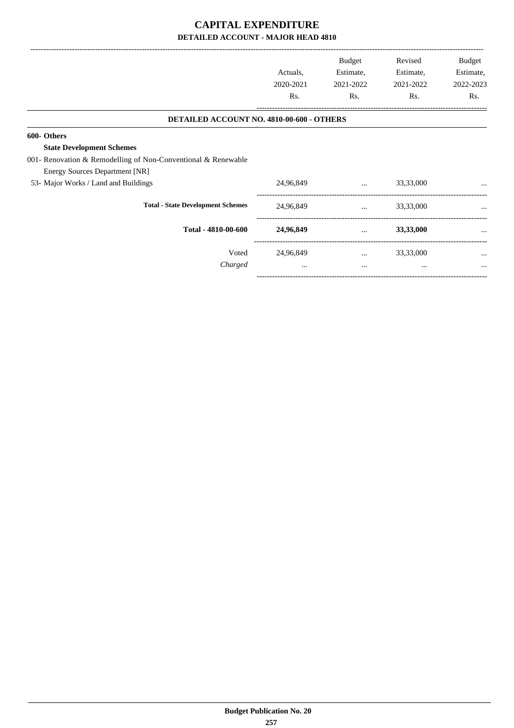# CAPITAL EXPENDITURE

## DETAILED ACCOUNT - MAJOR HEAD 4810

| | Actuals, 2020-2021 Rs. | Budget Estimate, 2021-2022 Rs. | Revised Estimate, 2021-2022 Rs. | Budget Estimate, 2022-2023 Rs. |
|---|---|---|---|---|
| **DETAILED ACCOUNT NO. 4810-00-600 - OTHERS** | | | | |
| **600- Others** | | | | |
| **State Development Schemes** | | | | |
| 001- Renovation & Remodelling of Non-Conventional & Renewable Energy Sources Department [NR] | | | | |
| 53- Major Works / Land and Buildings | 24,96,849 | ... | 33,33,000 | ... |
| **Total - State Development Schemes** | 24,96,849 | ... | 33,33,000 | ... |
| **Total - 4810-00-600** | **24,96,849** | ... | **33,33,000** | ... |
| Voted | 24,96,849 | ... | 33,33,000 | ... |
| *Charged* | ... | ... | ... | ... |

**Budget Publication No. 20**